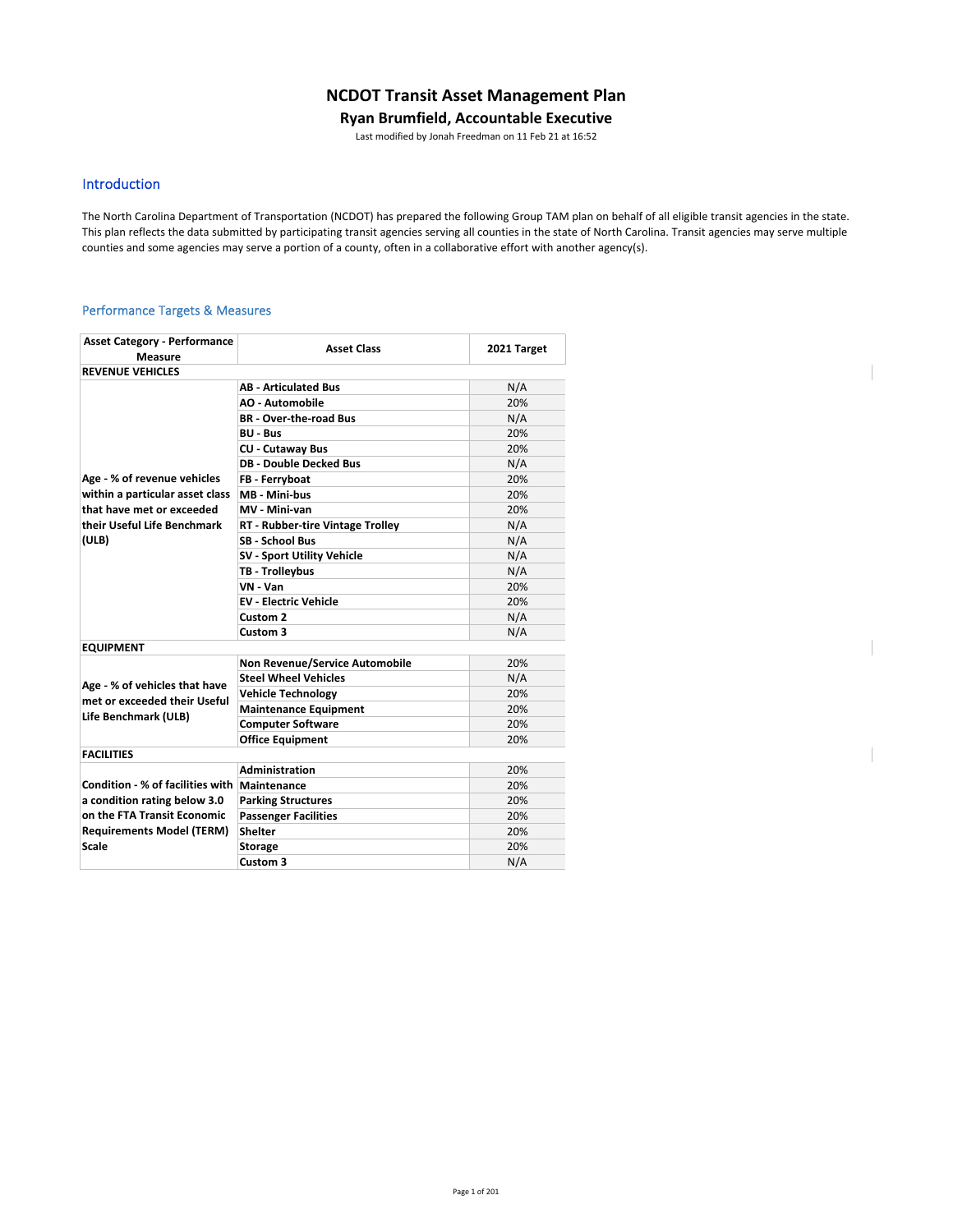# NCDOT Transit Asset Management Plan

## Ryan Brumfield, Accountable Executive

Last modified by Jonah Freedman on 11 Feb 21 at 16:52

## Introduction

The North Carolina Department of Transportation (NCDOT) has prepared the following Group TAM plan on behalf of all eligible transit agencies in the state. This plan reflects the data submitted by participating transit agencies serving all counties in the state of North Carolina. Transit agencies may serve multiple counties and some agencies may serve a portion of a county, often in a collaborative effort with another agency(s).

## Performance Targets & Measures

| Asset Category - Performance Measure | Asset Class | 2021 Target |
|---|---|---|
| **REVENUE VEHICLES** | | |
| Age - % of revenue vehicles within a particular asset class that have met or exceeded their Useful Life Benchmark (ULB) | AB - Articulated Bus | N/A |
| | AO - Automobile | 20% |
| | BR - Over-the-road Bus | N/A |
| | BU - Bus | 20% |
| | CU - Cutaway Bus | 20% |
| | DB - Double Decked Bus | N/A |
| | FB - Ferryboat | 20% |
| | MB - Mini-bus | 20% |
| | MV - Mini-van | 20% |
| | RT - Rubber-tire Vintage Trolley | N/A |
| | SB - School Bus | N/A |
| | SV - Sport Utility Vehicle | N/A |
| | TB - Trolleybus | N/A |
| | VN - Van | 20% |
| | EV - Electric Vehicle | 20% |
| | Custom 2 | N/A |
| | Custom 3 | N/A |
| **EQUIPMENT** | | |
| Age - % of vehicles that have met or exceeded their Useful Life Benchmark (ULB) | Non Revenue/Service Automobile | 20% |
| | Steel Wheel Vehicles | N/A |
| | Vehicle Technology | 20% |
| | Maintenance Equipment | 20% |
| | Computer Software | 20% |
| | Office Equipment | 20% |
| **FACILITIES** | | |
| Condition - % of facilities with a condition rating below 3.0 on the FTA Transit Economic Requirements Model (TERM) Scale | Administration | 20% |
| | Maintenance | 20% |
| | Parking Structures | 20% |
| | Passenger Facilities | 20% |
| | Shelter | 20% |
| | Storage | 20% |
| | Custom 3 | N/A |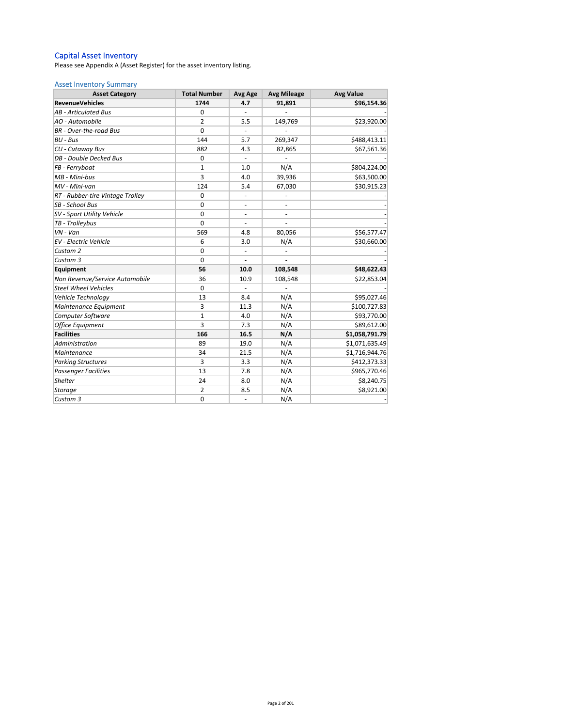## Capital Asset Inventory

Please see Appendix A (Asset Register) for the asset inventory listing.

### Asset Inventory Summary

| Asset Category | Total Number | Avg Age | Avg Mileage | Avg Value |
|---|---|---|---|---|
| **RevenueVehicles** | **1744** | **4.7** | **91,891** | **$96,154.36** |
| *AB - Articulated Bus* | 0 | - | - | - |
| *AO - Automobile* | 2 | 5.5 | 149,769 | $23,920.00 |
| *BR - Over-the-road Bus* | 0 | - | - | - |
| *BU - Bus* | 144 | 5.7 | 269,347 | $488,413.11 |
| *CU - Cutaway Bus* | 882 | 4.3 | 82,865 | $67,561.36 |
| *DB - Double Decked Bus* | 0 | - | - | - |
| *FB - Ferryboat* | 1 | 1.0 | N/A | $804,224.00 |
| *MB - Mini-bus* | 3 | 4.0 | 39,936 | $63,500.00 |
| *MV - Mini-van* | 124 | 5.4 | 67,030 | $30,915.23 |
| *RT - Rubber-tire Vintage Trolley* | 0 | - | - | - |
| *SB - School Bus* | 0 | - | - | - |
| *SV - Sport Utility Vehicle* | 0 | - | - | - |
| *TB - Trolleybus* | 0 | - | - | - |
| *VN - Van* | 569 | 4.8 | 80,056 | $56,577.47 |
| *EV - Electric Vehicle* | 6 | 3.0 | N/A | $30,660.00 |
| *Custom 2* | 0 | - | - | - |
| *Custom 3* | 0 | - | - | - |
| **Equipment** | **56** | **10.0** | **108,548** | **$48,622.43** |
| *Non Revenue/Service Automobile* | 36 | 10.9 | 108,548 | $22,853.04 |
| *Steel Wheel Vehicles* | 0 | - | - | - |
| *Vehicle Technology* | 13 | 8.4 | N/A | $95,027.46 |
| *Maintenance Equipment* | 3 | 11.3 | N/A | $100,727.83 |
| *Computer Software* | 1 | 4.0 | N/A | $93,770.00 |
| *Office Equipment* | 3 | 7.3 | N/A | $89,612.00 |
| **Facilities** | **166** | **16.5** | **N/A** | **$1,058,791.79** |
| *Administration* | 89 | 19.0 | N/A | $1,071,635.49 |
| *Maintenance* | 34 | 21.5 | N/A | $1,716,944.76 |
| *Parking Structures* | 3 | 3.3 | N/A | $412,373.33 |
| *Passenger Facilities* | 13 | 7.8 | N/A | $965,770.46 |
| *Shelter* | 24 | 8.0 | N/A | $8,240.75 |
| *Storage* | 2 | 8.5 | N/A | $8,921.00 |
| *Custom 3* | 0 | - | N/A | - |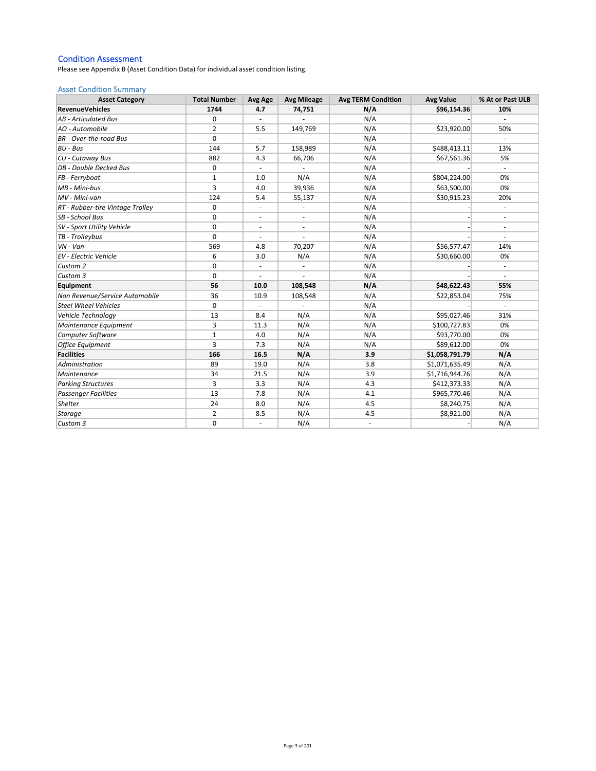## Condition Assessment

Please see Appendix B (Asset Condition Data) for individual asset condition listing.

### Asset Condition Summary

| Asset Category | Total Number | Avg Age | Avg Mileage | Avg TERM Condition | Avg Value | % At or Past ULB |
|---|---|---|---|---|---|---|
| **RevenueVehicles** | **1744** | **4.7** | **74,751** | **N/A** | **$96,154.36** | **10%** |
| *AB - Articulated Bus* | 0 | - | - | N/A | - | - |
| *AO - Automobile* | 2 | 5.5 | 149,769 | N/A | $23,920.00 | 50% |
| *BR - Over-the-road Bus* | 0 | - | - | N/A | - | - |
| *BU - Bus* | 144 | 5.7 | 158,989 | N/A | $488,413.11 | 13% |
| *CU - Cutaway Bus* | 882 | 4.3 | 66,706 | N/A | $67,561.36 | 5% |
| *DB - Double Decked Bus* | 0 | - | - | N/A | - | - |
| *FB - Ferryboat* | 1 | 1.0 | N/A | N/A | $804,224.00 | 0% |
| *MB - Mini-bus* | 3 | 4.0 | 39,936 | N/A | $63,500.00 | 0% |
| *MV - Mini-van* | 124 | 5.4 | 55,137 | N/A | $30,915.23 | 20% |
| *RT - Rubber-tire Vintage Trolley* | 0 | - | - | N/A | - | - |
| *SB - School Bus* | 0 | - | - | N/A | - | - |
| *SV - Sport Utility Vehicle* | 0 | - | - | N/A | - | - |
| *TB - Trolleybus* | 0 | - | - | N/A | - | - |
| *VN - Van* | 569 | 4.8 | 70,207 | N/A | $56,577.47 | 14% |
| *EV - Electric Vehicle* | 6 | 3.0 | N/A | N/A | $30,660.00 | 0% |
| *Custom 2* | 0 | - | - | N/A | - | - |
| *Custom 3* | 0 | - | - | N/A | - | - |
| **Equipment** | **56** | **10.0** | **108,548** | **N/A** | **$48,622.43** | **55%** |
| *Non Revenue/Service Automobile* | 36 | 10.9 | 108,548 | N/A | $22,853.04 | 75% |
| *Steel Wheel Vehicles* | 0 | - | - | N/A | - | - |
| *Vehicle Technology* | 13 | 8.4 | N/A | N/A | $95,027.46 | 31% |
| *Maintenance Equipment* | 3 | 11.3 | N/A | N/A | $100,727.83 | 0% |
| *Computer Software* | 1 | 4.0 | N/A | N/A | $93,770.00 | 0% |
| *Office Equipment* | 3 | 7.3 | N/A | N/A | $89,612.00 | 0% |
| **Facilities** | **166** | **16.5** | **N/A** | **3.9** | **$1,058,791.79** | **N/A** |
| *Administration* | 89 | 19.0 | N/A | 3.8 | $1,071,635.49 | N/A |
| *Maintenance* | 34 | 21.5 | N/A | 3.9 | $1,716,944.76 | N/A |
| *Parking Structures* | 3 | 3.3 | N/A | 4.3 | $412,373.33 | N/A |
| *Passenger Facilities* | 13 | 7.8 | N/A | 4.1 | $965,770.46 | N/A |
| *Shelter* | 24 | 8.0 | N/A | 4.5 | $8,240.75 | N/A |
| *Storage* | 2 | 8.5 | N/A | 4.5 | $8,921.00 | N/A |
| *Custom 3* | 0 | - | N/A | - | - | N/A |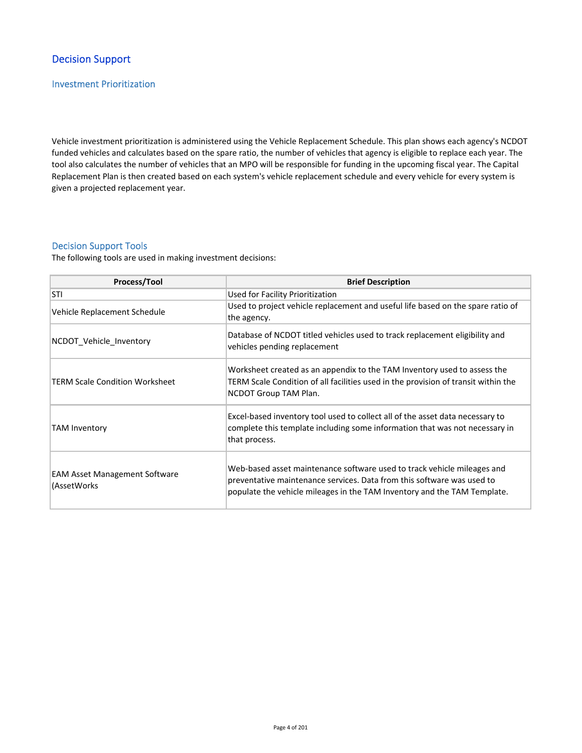# Decision Support

## Investment Prioritization

Vehicle investment prioritization is administered using the Vehicle Replacement Schedule. This plan shows each agency's NCDOT funded vehicles and calculates based on the spare ratio, the number of vehicles that agency is eligible to replace each year. The tool also calculates the number of vehicles that an MPO will be responsible for funding in the upcoming fiscal year. The Capital Replacement Plan is then created based on each system's vehicle replacement schedule and every vehicle for every system is given a projected replacement year.

## Decision Support Tools

The following tools are used in making investment decisions:

| Process/Tool | Brief Description |
| --- | --- |
| STI | Used for Facility Prioritization |
| Vehicle Replacement Schedule | Used to project vehicle replacement and useful life based on the spare ratio of the agency. |
| NCDOT_Vehicle_Inventory | Database of NCDOT titled vehicles used to track replacement eligibility and vehicles pending replacement |
| TERM Scale Condition Worksheet | Worksheet created as an appendix to the TAM Inventory used to assess the TERM Scale Condition of all facilities used in the provision of transit within the NCDOT Group TAM Plan. |
| TAM Inventory | Excel-based inventory tool used to collect all of the asset data necessary to complete this template including some information that was not necessary in that process. |
| EAM Asset Management Software (AssetWorks | Web-based asset maintenance software used to track vehicle mileages and preventative maintenance services. Data from this software was used to populate the vehicle mileages in the TAM Inventory and the TAM Template. |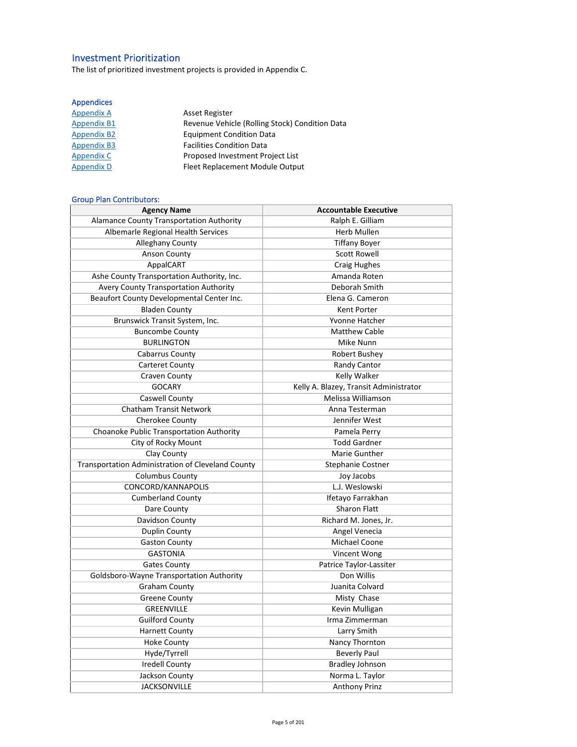## Investment Prioritization

The list of prioritized investment projects is provided in Appendix C.

## Appendices

| | |
|---|---|
| Appendix A | Asset Register |
| Appendix B1 | Revenue Vehicle (Rolling Stock) Condition Data |
| Appendix B2 | Equipment Condition Data |
| Appendix B3 | Facilities Condition Data |
| Appendix C | Proposed Investment Project List |
| Appendix D | Fleet Replacement Module Output |

## Group Plan Contributors:

| Agency Name | Accountable Executive |
|---|---|
| Alamance County Transportation Authority | Ralph E. Gilliam |
| Albemarle Regional Health Services | Herb Mullen |
| Alleghany County | Tiffany Boyer |
| Anson County | Scott Rowell |
| AppalCART | Craig Hughes |
| Ashe County Transportation Authority, Inc. | Amanda Roten |
| Avery County Transportation Authority | Deborah Smith |
| Beaufort County Developmental Center Inc. | Elena G. Cameron |
| Bladen County | Kent Porter |
| Brunswick Transit System, Inc. | Yvonne Hatcher |
| Buncombe County | Matthew Cable |
| BURLINGTON | Mike Nunn |
| Cabarrus County | Robert Bushey |
| Carteret County | Randy Cantor |
| Craven County | Kelly Walker |
| GOCARY | Kelly A. Blazey, Transit Administrator |
| Caswell County | Melissa Williamson |
| Chatham Transit Network | Anna Testerman |
| Cherokee County | Jennifer West |
| Choanoke Public Transportation Authority | Pamela Perry |
| City of Rocky Mount | Todd Gardner |
| Clay County | Marie Gunther |
| Transportation Administration of Cleveland County | Stephanie Costner |
| Columbus County | Joy Jacobs |
| CONCORD/KANNAPOLIS | L.J. Weslowski |
| Cumberland County | Ifetayo Farrakhan |
| Dare County | Sharon Flatt |
| Davidson County | Richard M. Jones, Jr. |
| Duplin County | Angel Venecia |
| Gaston County | Michael Coone |
| GASTONIA | Vincent Wong |
| Gates County | Patrice Taylor-Lassiter |
| Goldsboro-Wayne Transportation Authority | Don Willis |
| Graham County | Juanita Colvard |
| Greene County | Misty Chase |
| GREENVILLE | Kevin Mulligan |
| Guilford County | Irma Zimmerman |
| Harnett County | Larry Smith |
| Hoke County | Nancy Thornton |
| Hyde/Tyrrell | Beverly Paul |
| Iredell County | Bradley Johnson |
| Jackson County | Norma L. Taylor |
| JACKSONVILLE | Anthony Prinz |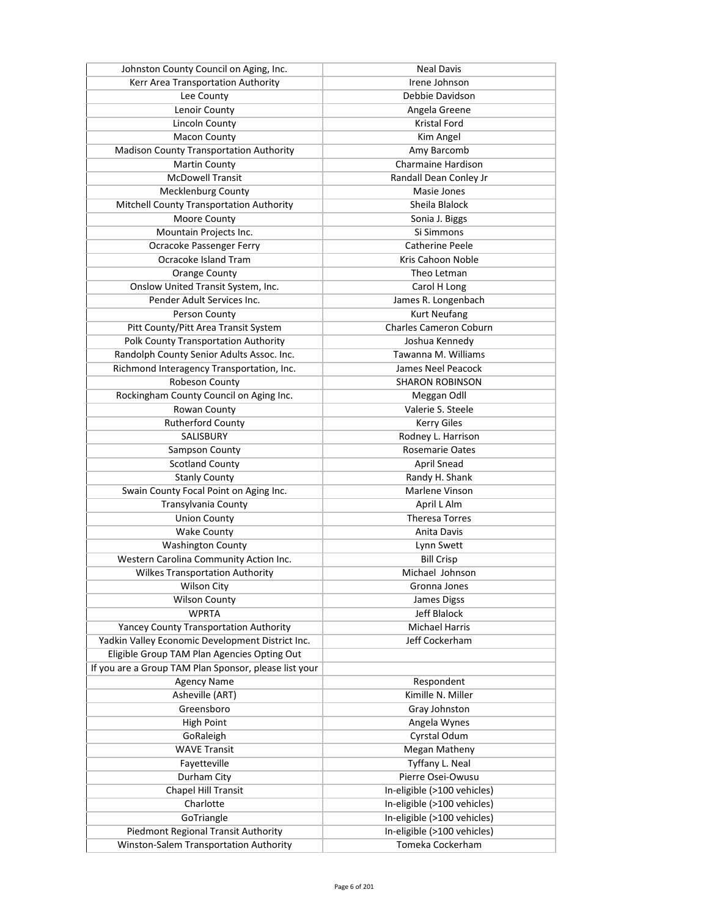| Johnston County Council on Aging, Inc. | Neal Davis |
|---|---|
| Kerr Area Transportation Authority | Irene Johnson |
| Lee County | Debbie Davidson |
| Lenoir County | Angela Greene |
| Lincoln County | Kristal Ford |
| Macon County | Kim Angel |
| Madison County Transportation Authority | Amy Barcomb |
| Martin County | Charmaine Hardison |
| McDowell Transit | Randall Dean Conley Jr |
| Mecklenburg County | Masie Jones |
| Mitchell County Transportation Authority | Sheila Blalock |
| Moore County | Sonia J. Biggs |
| Mountain Projects Inc. | Si Simmons |
| Ocracoke Passenger Ferry | Catherine Peele |
| Ocracoke Island Tram | Kris Cahoon Noble |
| Orange County | Theo Letman |
| Onslow United Transit System, Inc. | Carol H Long |
| Pender Adult Services Inc. | James R. Longenbach |
| Person County | Kurt Neufang |
| Pitt County/Pitt Area Transit System | Charles Cameron Coburn |
| Polk County Transportation Authority | Joshua Kennedy |
| Randolph County Senior Adults Assoc. Inc. | Tawanna M. Williams |
| Richmond Interagency Transportation, Inc. | James Neel Peacock |
| Robeson County | SHARON ROBINSON |
| Rockingham County Council on Aging Inc. | Meggan Odll |
| Rowan County | Valerie S. Steele |
| Rutherford County | Kerry Giles |
| SALISBURY | Rodney L. Harrison |
| Sampson County | Rosemarie Oates |
| Scotland County | April Snead |
| Stanly County | Randy H. Shank |
| Swain County Focal Point on Aging Inc. | Marlene Vinson |
| Transylvania County | April L Alm |
| Union County | Theresa Torres |
| Wake County | Anita Davis |
| Washington County | Lynn Swett |
| Western Carolina Community Action Inc. | Bill Crisp |
| Wilkes Transportation Authority | Michael Johnson |
| Wilson City | Gronna Jones |
| Wilson County | James Digss |
| WPRTA | Jeff Blalock |
| Yancey County Transportation Authority | Michael Harris |
| Yadkin Valley Economic Development District Inc. | Jeff Cockerham |
| Eligible Group TAM Plan Agencies Opting Out | |
| If you are a Group TAM Plan Sponsor, please list your | |
| Agency Name | Respondent |
| Asheville (ART) | Kimille N. Miller |
| Greensboro | Gray Johnston |
| High Point | Angela Wynes |
| GoRaleigh | Cyrstal Odum |
| WAVE Transit | Megan Matheny |
| Fayetteville | Tyffany L. Neal |
| Durham City | Pierre Osei-Owusu |
| Chapel Hill Transit | In-eligible (>100 vehicles) |
| Charlotte | In-eligible (>100 vehicles) |
| GoTriangle | In-eligible (>100 vehicles) |
| Piedmont Regional Transit Authority | In-eligible (>100 vehicles) |
| Winston-Salem Transportation Authority | Tomeka Cockerham |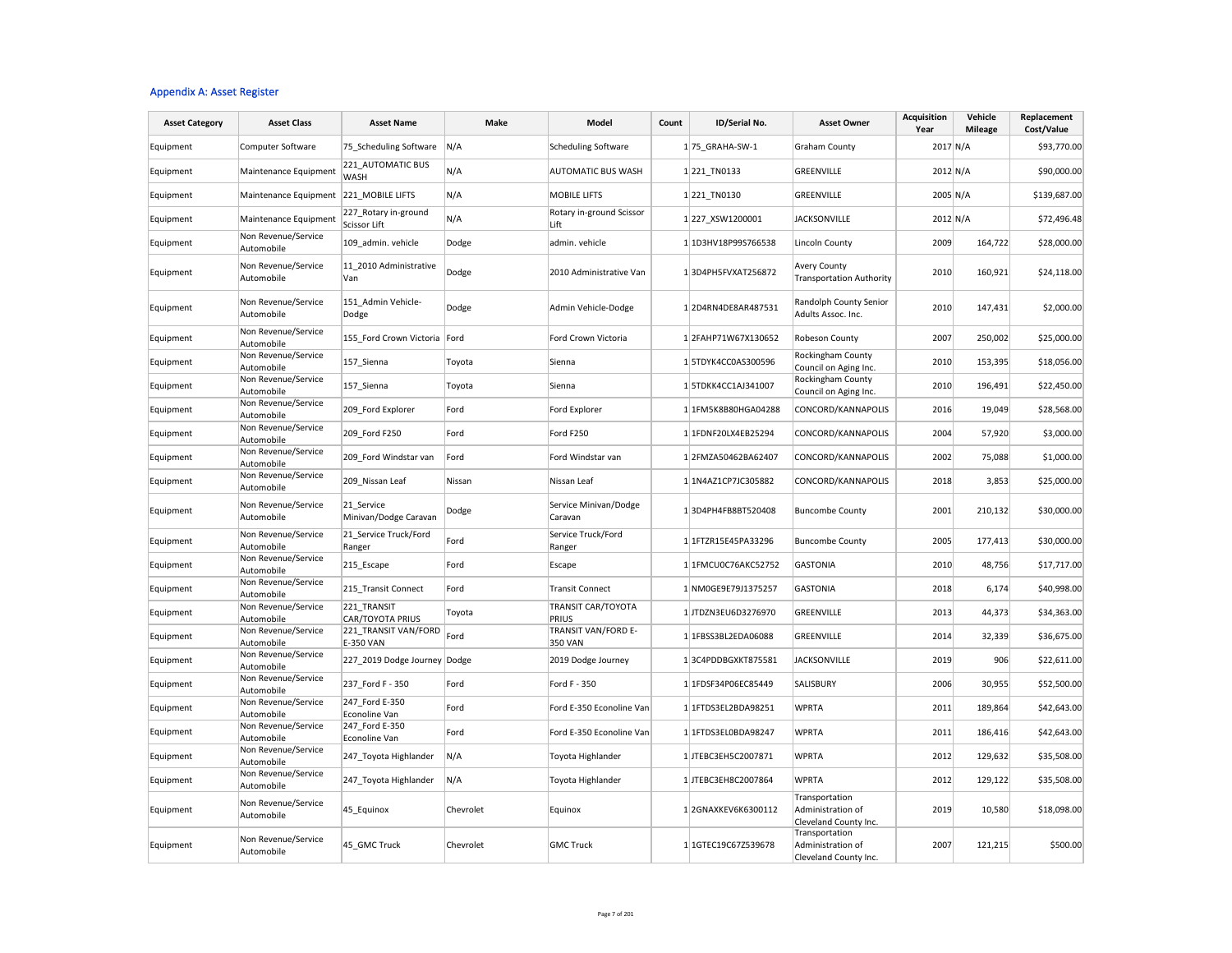## Appendix A: Asset Register

| Asset Category | Asset Class | Asset Name | Make | Model | Count | ID/Serial No. | Asset Owner | Acquisition Year | Vehicle Mileage | Replacement Cost/Value |
|---|---|---|---|---|---|---|---|---|---|---|
| Equipment | Computer Software | 75_Scheduling Software | N/A | Scheduling Software | 1 | 75_GRAHA-SW-1 | Graham County | 2017 | N/A | $93,770.00 |
| Equipment | Maintenance Equipment | 221_AUTOMATIC BUS WASH | N/A | AUTOMATIC BUS WASH | 1 | 221_TN0133 | GREENVILLE | 2012 | N/A | $90,000.00 |
| Equipment | Maintenance Equipment | 221_MOBILE LIFTS | N/A | MOBILE LIFTS | 1 | 221_TN0130 | GREENVILLE | 2005 | N/A | $139,687.00 |
| Equipment | Maintenance Equipment | 227_Rotary in-ground Scissor Lift | N/A | Rotary in-ground Scissor Lift | 1 | 227_XSW1200001 | JACKSONVILLE | 2012 | N/A | $72,496.48 |
| Equipment | Non Revenue/Service Automobile | 109_admin. vehicle | Dodge | admin. vehicle | 1 | 1D3HV18P99S766538 | Lincoln County | 2009 | 164,722 | $28,000.00 |
| Equipment | Non Revenue/Service Automobile | 11_2010 Administrative Van | Dodge | 2010 Administrative Van | 1 | 3D4PH5FVXAT256872 | Avery County Transportation Authority | 2010 | 160,921 | $24,118.00 |
| Equipment | Non Revenue/Service Automobile | 151_Admin Vehicle-Dodge | Dodge | Admin Vehicle-Dodge | 1 | 2D4RN4DE8AR487531 | Randolph County Senior Adults Assoc. Inc. | 2010 | 147,431 | $2,000.00 |
| Equipment | Non Revenue/Service Automobile | 155_Ford Crown Victoria | Ford | Ford Crown Victoria | 1 | 2FAHP71W67X130652 | Robeson County | 2007 | 250,002 | $25,000.00 |
| Equipment | Non Revenue/Service Automobile | 157_Sienna | Toyota | Sienna | 1 | 5TDYK4CC0AS300596 | Rockingham County Council on Aging Inc. | 2010 | 153,395 | $18,056.00 |
| Equipment | Non Revenue/Service Automobile | 157_Sienna | Toyota | Sienna | 1 | 5TDKK4CC1AJ341007 | Rockingham County Council on Aging Inc. | 2010 | 196,491 | $22,450.00 |
| Equipment | Non Revenue/Service Automobile | 209_Ford Explorer | Ford | Ford Explorer | 1 | 1FM5K8B80HGA04288 | CONCORD/KANNAPOLIS | 2016 | 19,049 | $28,568.00 |
| Equipment | Non Revenue/Service Automobile | 209_Ford F250 | Ford | Ford F250 | 1 | 1FDNF20LX4EB25294 | CONCORD/KANNAPOLIS | 2004 | 57,920 | $3,000.00 |
| Equipment | Non Revenue/Service Automobile | 209_Ford Windstar van | Ford | Ford Windstar van | 1 | 2FMZA50462BA62407 | CONCORD/KANNAPOLIS | 2002 | 75,088 | $1,000.00 |
| Equipment | Non Revenue/Service Automobile | 209_Nissan Leaf | Nissan | Nissan Leaf | 1 | 1N4AZ1CP7JC305882 | CONCORD/KANNAPOLIS | 2018 | 3,853 | $25,000.00 |
| Equipment | Non Revenue/Service Automobile | 21_Service Minivan/Dodge Caravan | Dodge | Service Minivan/Dodge Caravan | 1 | 3D4PH4FB8BT520408 | Buncombe County | 2001 | 210,132 | $30,000.00 |
| Equipment | Non Revenue/Service Automobile | 21_Service Truck/Ford Ranger | Ford | Service Truck/Ford Ranger | 1 | 1FTZR15E45PA33296 | Buncombe County | 2005 | 177,413 | $30,000.00 |
| Equipment | Non Revenue/Service Automobile | 215_Escape | Ford | Escape | 1 | 1FMCU0C76AKC52752 | GASTONIA | 2010 | 48,756 | $17,717.00 |
| Equipment | Non Revenue/Service Automobile | 215_Transit Connect | Ford | Transit Connect | 1 | NM0GE9E79J1375257 | GASTONIA | 2018 | 6,174 | $40,998.00 |
| Equipment | Non Revenue/Service Automobile | 221_TRANSIT CAR/TOYOTA PRIUS | Toyota | TRANSIT CAR/TOYOTA PRIUS | 1 | JTDZN3EU6D3276970 | GREENVILLE | 2013 | 44,373 | $34,363.00 |
| Equipment | Non Revenue/Service Automobile | 221_TRANSIT VAN/FORD E-350 VAN | Ford | TRANSIT VAN/FORD E-350 VAN | 1 | 1FBSS3BL2EDA06088 | GREENVILLE | 2014 | 32,339 | $36,675.00 |
| Equipment | Non Revenue/Service Automobile | 227_2019 Dodge Journey | Dodge | 2019 Dodge Journey | 1 | 3C4PDDBGXKT875581 | JACKSONVILLE | 2019 | 906 | $22,611.00 |
| Equipment | Non Revenue/Service Automobile | 237_Ford F - 350 | Ford | Ford F - 350 | 1 | 1FDSF34P06EC85449 | SALISBURY | 2006 | 30,955 | $52,500.00 |
| Equipment | Non Revenue/Service Automobile | 247_Ford E-350 Econoline Van | Ford | Ford E-350 Econoline Van | 1 | 1FTDS3EL2BDA98251 | WPRTA | 2011 | 189,864 | $42,643.00 |
| Equipment | Non Revenue/Service Automobile | 247_Ford E-350 Econoline Van | Ford | Ford E-350 Econoline Van | 1 | 1FTDS3EL0BDA98247 | WPRTA | 2011 | 186,416 | $42,643.00 |
| Equipment | Non Revenue/Service Automobile | 247_Toyota Highlander | N/A | Toyota Highlander | 1 | JTEBC3EH5C2007871 | WPRTA | 2012 | 129,632 | $35,508.00 |
| Equipment | Non Revenue/Service Automobile | 247_Toyota Highlander | N/A | Toyota Highlander | 1 | JTEBC3EH8C2007864 | WPRTA | 2012 | 129,122 | $35,508.00 |
| Equipment | Non Revenue/Service Automobile | 45_Equinox | Chevrolet | Equinox | 1 | 2GNAXKEV6K6300112 | Transportation Administration of Cleveland County Inc. | 2019 | 10,580 | $18,098.00 |
| Equipment | Non Revenue/Service Automobile | 45_GMC Truck | Chevrolet | GMC Truck | 1 | 1GTEC19C67Z539678 | Transportation Administration of Cleveland County Inc. | 2007 | 121,215 | $500.00 |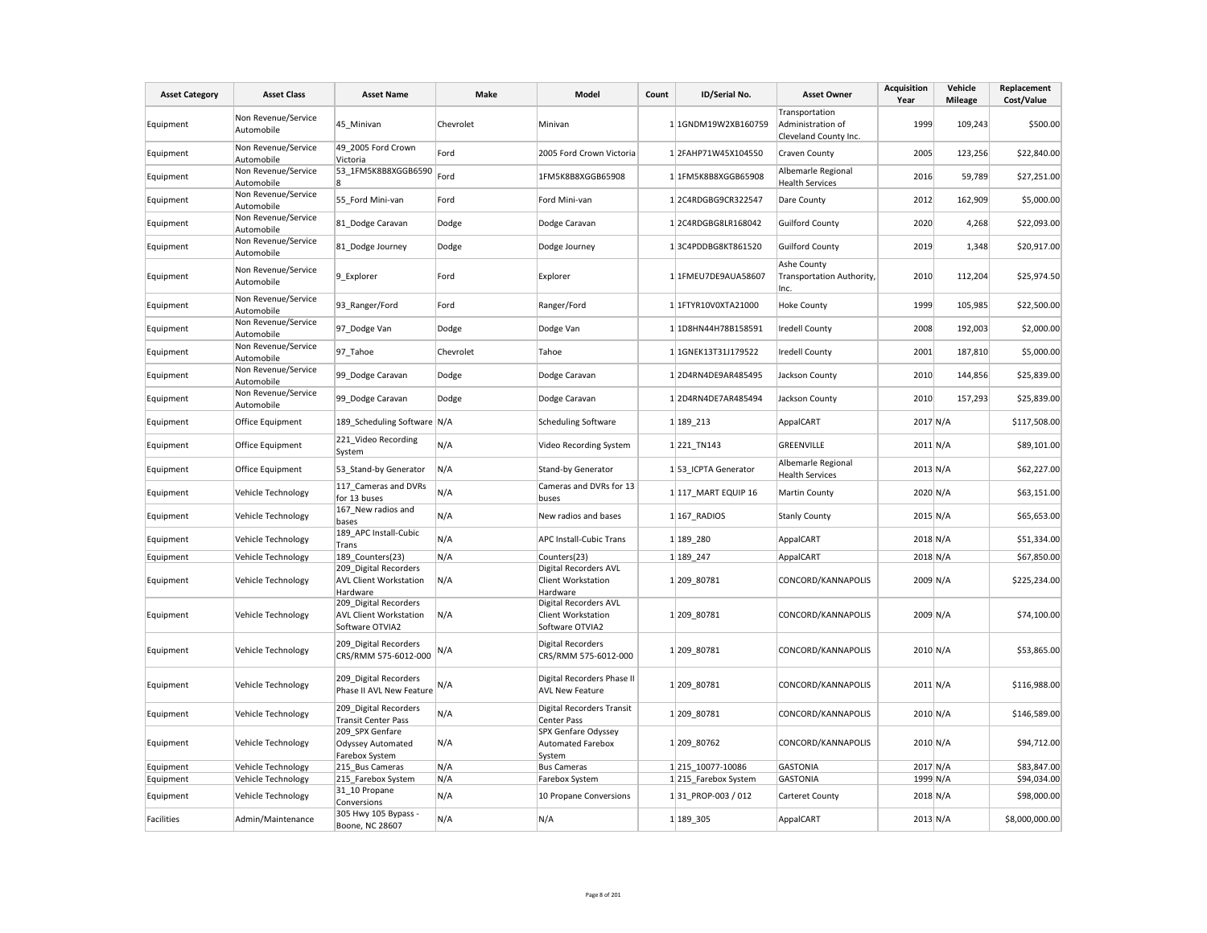| Asset Category | Asset Class | Asset Name | Make | Model | Count | ID/Serial No. | Asset Owner | Acquisition Year | Vehicle Mileage | Replacement Cost/Value |
|---|---|---|---|---|---|---|---|---|---|---|
| Equipment | Non Revenue/Service Automobile | 45_Minivan | Chevrolet | Minivan | 1 | 1GNDM19W2XB160759 | Transportation Administration of Cleveland County Inc. | 1999 | 109,243 | $500.00 |
| Equipment | Non Revenue/Service Automobile | 49_2005 Ford Crown Victoria | Ford | 2005 Ford Crown Victoria | 1 | 2FAHP71W45X104550 | Craven County | 2005 | 123,256 | $22,840.00 |
| Equipment | Non Revenue/Service Automobile | 53_1FM5K8B8XGGB65908 | Ford | 1FM5K8B8XGGB65908 | 1 | 1FM5K8B8XGGB65908 | Albemarle Regional Health Services | 2016 | 59,789 | $27,251.00 |
| Equipment | Non Revenue/Service Automobile | 55_Ford Mini-van | Ford | Ford Mini-van | 1 | 2C4RDGBG9CR322547 | Dare County | 2012 | 162,909 | $5,000.00 |
| Equipment | Non Revenue/Service Automobile | 81_Dodge Caravan | Dodge | Dodge Caravan | 1 | 2C4RDGBG8LR168042 | Guilford County | 2020 | 4,268 | $22,093.00 |
| Equipment | Non Revenue/Service Automobile | 81_Dodge Journey | Dodge | Dodge Journey | 1 | 3C4PDDBG8KT861520 | Guilford County | 2019 | 1,348 | $20,917.00 |
| Equipment | Non Revenue/Service Automobile | 9_Explorer | Ford | Explorer | 1 | 1FMEU7DE9AUA58607 | Ashe County Transportation Authority, Inc. | 2010 | 112,204 | $25,974.50 |
| Equipment | Non Revenue/Service Automobile | 93_Ranger/Ford | Ford | Ranger/Ford | 1 | 1FTYR10V0XTA21000 | Hoke County | 1999 | 105,985 | $22,500.00 |
| Equipment | Non Revenue/Service Automobile | 97_Dodge Van | Dodge | Dodge Van | 1 | 1D8HN44H78B158591 | Iredell County | 2008 | 192,003 | $2,000.00 |
| Equipment | Non Revenue/Service Automobile | 97_Tahoe | Chevrolet | Tahoe | 1 | 1GNEK13T31J179522 | Iredell County | 2001 | 187,810 | $5,000.00 |
| Equipment | Non Revenue/Service Automobile | 99_Dodge Caravan | Dodge | Dodge Caravan | 1 | 2D4RN4DE9AR485495 | Jackson County | 2010 | 144,856 | $25,839.00 |
| Equipment | Non Revenue/Service Automobile | 99_Dodge Caravan | Dodge | Dodge Caravan | 1 | 2D4RN4DE7AR485494 | Jackson County | 2010 | 157,293 | $25,839.00 |
| Equipment | Office Equipment | 189_Scheduling Software | N/A | Scheduling Software | 1 | 189_213 | AppalCART | 2017 | N/A | $117,508.00 |
| Equipment | Office Equipment | 221_Video Recording System | N/A | Video Recording System | 1 | 221_TN143 | GREENVILLE | 2011 | N/A | $89,101.00 |
| Equipment | Office Equipment | 53_Stand-by Generator | N/A | Stand-by Generator | 1 | 53_ICPTA Generator | Albemarle Regional Health Services | 2013 | N/A | $62,227.00 |
| Equipment | Vehicle Technology | 117_Cameras and DVRs for 13 buses | N/A | Cameras and DVRs for 13 buses | 1 | 117_MART EQUIP 16 | Martin County | 2020 | N/A | $63,151.00 |
| Equipment | Vehicle Technology | 167_New radios and bases | N/A | New radios and bases | 1 | 167_RADIOS | Stanly County | 2015 | N/A | $65,653.00 |
| Equipment | Vehicle Technology | 189_APC Install-Cubic Trans | N/A | APC Install-Cubic Trans | 1 | 189_280 | AppalCART | 2018 | N/A | $51,334.00 |
| Equipment | Vehicle Technology | 189_Counters(23) | N/A | Counters(23) | 1 | 189_247 | AppalCART | 2018 | N/A | $67,850.00 |
| Equipment | Vehicle Technology | 209_Digital Recorders AVL Client Workstation Hardware | N/A | Digital Recorders AVL Client Workstation Hardware | 1 | 209_80781 | CONCORD/KANNAPOLIS | 2009 | N/A | $225,234.00 |
| Equipment | Vehicle Technology | 209_Digital Recorders AVL Client Workstation Software OTVIA2 | N/A | Digital Recorders AVL Client Workstation Software OTVIA2 | 1 | 209_80781 | CONCORD/KANNAPOLIS | 2009 | N/A | $74,100.00 |
| Equipment | Vehicle Technology | 209_Digital Recorders CRS/RMM 575-6012-000 | N/A | Digital Recorders CRS/RMM 575-6012-000 | 1 | 209_80781 | CONCORD/KANNAPOLIS | 2010 | N/A | $53,865.00 |
| Equipment | Vehicle Technology | 209_Digital Recorders Phase II AVL New Feature | N/A | Digital Recorders Phase II AVL New Feature | 1 | 209_80781 | CONCORD/KANNAPOLIS | 2011 | N/A | $116,988.00 |
| Equipment | Vehicle Technology | 209_Digital Recorders Transit Center Pass | N/A | Digital Recorders Transit Center Pass | 1 | 209_80781 | CONCORD/KANNAPOLIS | 2010 | N/A | $146,589.00 |
| Equipment | Vehicle Technology | 209_SPX Genfare Odyssey Automated Farebox System | N/A | SPX Genfare Odyssey Automated Farebox System | 1 | 209_80762 | CONCORD/KANNAPOLIS | 2010 | N/A | $94,712.00 |
| Equipment | Vehicle Technology | 215_Bus Cameras | N/A | Bus Cameras | 1 | 215_10077-10086 | GASTONIA | 2017 | N/A | $83,847.00 |
| Equipment | Vehicle Technology | 215_Farebox System | N/A | Farebox System | 1 | 215_Farebox System | GASTONIA | 1999 | N/A | $94,034.00 |
| Equipment | Vehicle Technology | 31_10 Propane Conversions | N/A | 10 Propane Conversions | 1 | 31_PROP-003 / 012 | Carteret County | 2018 | N/A | $98,000.00 |
| Facilities | Admin/Maintenance | 305 Hwy 105 Bypass - Boone, NC 28607 | N/A | N/A | 1 | 189_305 | AppalCART | 2013 | N/A | $8,000,000.00 |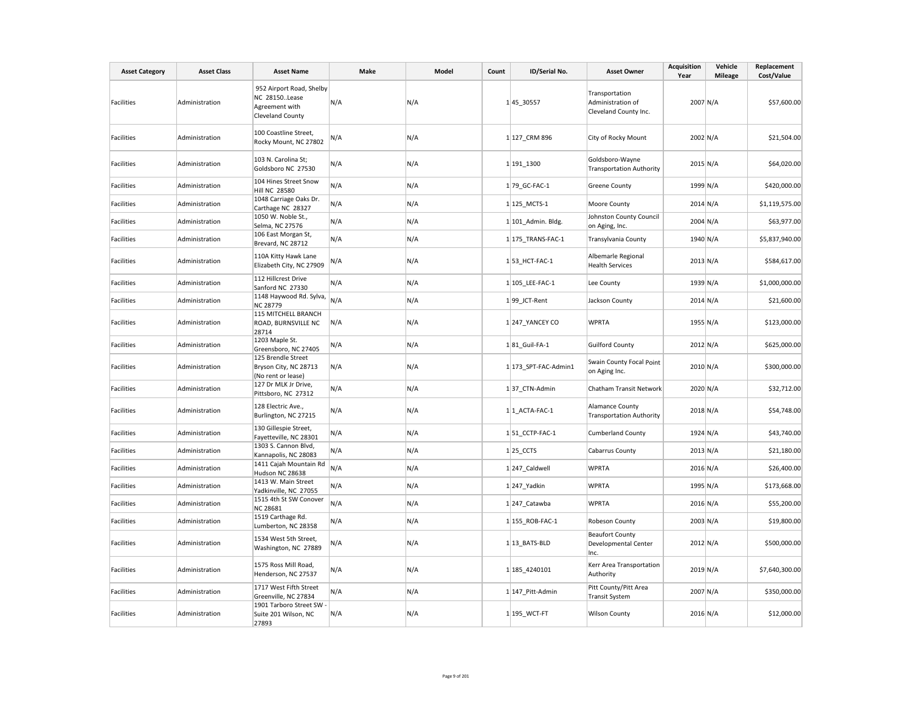| Asset Category | Asset Class | Asset Name | Make | Model | Count | ID/Serial No. | Asset Owner | Acquisition Year | Vehicle Mileage | Replacement Cost/Value |
|---|---|---|---|---|---|---|---|---|---|---|
| Facilities | Administration | 952 Airport Road, Shelby NC 28150..Lease Agreement with Cleveland County | N/A | N/A | 1 | 45_30557 | Transportation Administration of Cleveland County Inc. | 2007 | N/A | $57,600.00 |
| Facilities | Administration | 100 Coastline Street, Rocky Mount, NC 27802 | N/A | N/A | 1 | 127_CRM 896 | City of Rocky Mount | 2002 | N/A | $21,504.00 |
| Facilities | Administration | 103 N. Carolina St; Goldsboro NC 27530 | N/A | N/A | 1 | 191_1300 | Goldsboro-Wayne Transportation Authority | 2015 | N/A | $64,020.00 |
| Facilities | Administration | 104 Hines Street Snow Hill NC 28580 | N/A | N/A | 1 | 79_GC-FAC-1 | Greene County | 1999 | N/A | $420,000.00 |
| Facilities | Administration | 1048 Carriage Oaks Dr. Carthage NC 28327 | N/A | N/A | 1 | 125_MCTS-1 | Moore County | 2014 | N/A | $1,119,575.00 |
| Facilities | Administration | 1050 W. Noble St., Selma, NC 27576 | N/A | N/A | 1 | 101_Admin. Bldg. | Johnston County Council on Aging, Inc. | 2004 | N/A | $63,977.00 |
| Facilities | Administration | 106 East Morgan St, Brevard, NC 28712 | N/A | N/A | 1 | 175_TRANS-FAC-1 | Transylvania County | 1940 | N/A | $5,837,940.00 |
| Facilities | Administration | 110A Kitty Hawk Lane Elizabeth City, NC 27909 | N/A | N/A | 1 | 53_HCT-FAC-1 | Albemarle Regional Health Services | 2013 | N/A | $584,617.00 |
| Facilities | Administration | 112 Hillcrest Drive Sanford NC 27330 | N/A | N/A | 1 | 105_LEE-FAC-1 | Lee County | 1939 | N/A | $1,000,000.00 |
| Facilities | Administration | 1148 Haywood Rd. Sylva, NC 28779 | N/A | N/A | 1 | 99_JCT-Rent | Jackson County | 2014 | N/A | $21,600.00 |
| Facilities | Administration | 115 MITCHELL BRANCH ROAD, BURNSVILLE NC 28714 | N/A | N/A | 1 | 247_YANCEY CO | WPRTA | 1955 | N/A | $123,000.00 |
| Facilities | Administration | 1203 Maple St. Greensboro, NC 27405 | N/A | N/A | 1 | 81_Guil-FA-1 | Guilford County | 2012 | N/A | $625,000.00 |
| Facilities | Administration | 125 Brendle Street Bryson City, NC 28713 (No rent or lease) | N/A | N/A | 1 | 173_SPT-FAC-Admin1 | Swain County Focal Point on Aging Inc. | 2010 | N/A | $300,000.00 |
| Facilities | Administration | 127 Dr MLK Jr Drive, Pittsboro, NC 27312 | N/A | N/A | 1 | 37_CTN-Admin | Chatham Transit Network | 2020 | N/A | $32,712.00 |
| Facilities | Administration | 128 Electric Ave., Burlington, NC 27215 | N/A | N/A | 1 | 1_ACTA-FAC-1 | Alamance County Transportation Authority | 2018 | N/A | $54,748.00 |
| Facilities | Administration | 130 Gillespie Street, Fayetteville, NC 28301 | N/A | N/A | 1 | 51_CCTP-FAC-1 | Cumberland County | 1924 | N/A | $43,740.00 |
| Facilities | Administration | 1303 S. Cannon Blvd, Kannapolis, NC 28083 | N/A | N/A | 1 | 25_CCTS | Cabarrus County | 2013 | N/A | $21,180.00 |
| Facilities | Administration | 1411 Cajah Mountain Rd Hudson NC 28638 | N/A | N/A | 1 | 247_Caldwell | WPRTA | 2016 | N/A | $26,400.00 |
| Facilities | Administration | 1413 W. Main Street Yadkinville, NC 27055 | N/A | N/A | 1 | 247_Yadkin | WPRTA | 1995 | N/A | $173,668.00 |
| Facilities | Administration | 1515 4th St SW Conover NC 28681 | N/A | N/A | 1 | 247_Catawba | WPRTA | 2016 | N/A | $55,200.00 |
| Facilities | Administration | 1519 Carthage Rd. Lumberton, NC 28358 | N/A | N/A | 1 | 155_ROB-FAC-1 | Robeson County | 2003 | N/A | $19,800.00 |
| Facilities | Administration | 1534 West 5th Street, Washington, NC 27889 | N/A | N/A | 1 | 13_BATS-BLD | Beaufort County Developmental Center Inc. | 2012 | N/A | $500,000.00 |
| Facilities | Administration | 1575 Ross Mill Road, Henderson, NC 27537 | N/A | N/A | 1 | 185_4240101 | Kerr Area Transportation Authority | 2019 | N/A | $7,640,300.00 |
| Facilities | Administration | 1717 West Fifth Street Greenville, NC 27834 | N/A | N/A | 1 | 147_Pitt-Admin | Pitt County/Pitt Area Transit System | 2007 | N/A | $350,000.00 |
| Facilities | Administration | 1901 Tarboro Street SW - Suite 201 Wilson, NC 27893 | N/A | N/A | 1 | 195_WCT-FT | Wilson County | 2016 | N/A | $12,000.00 |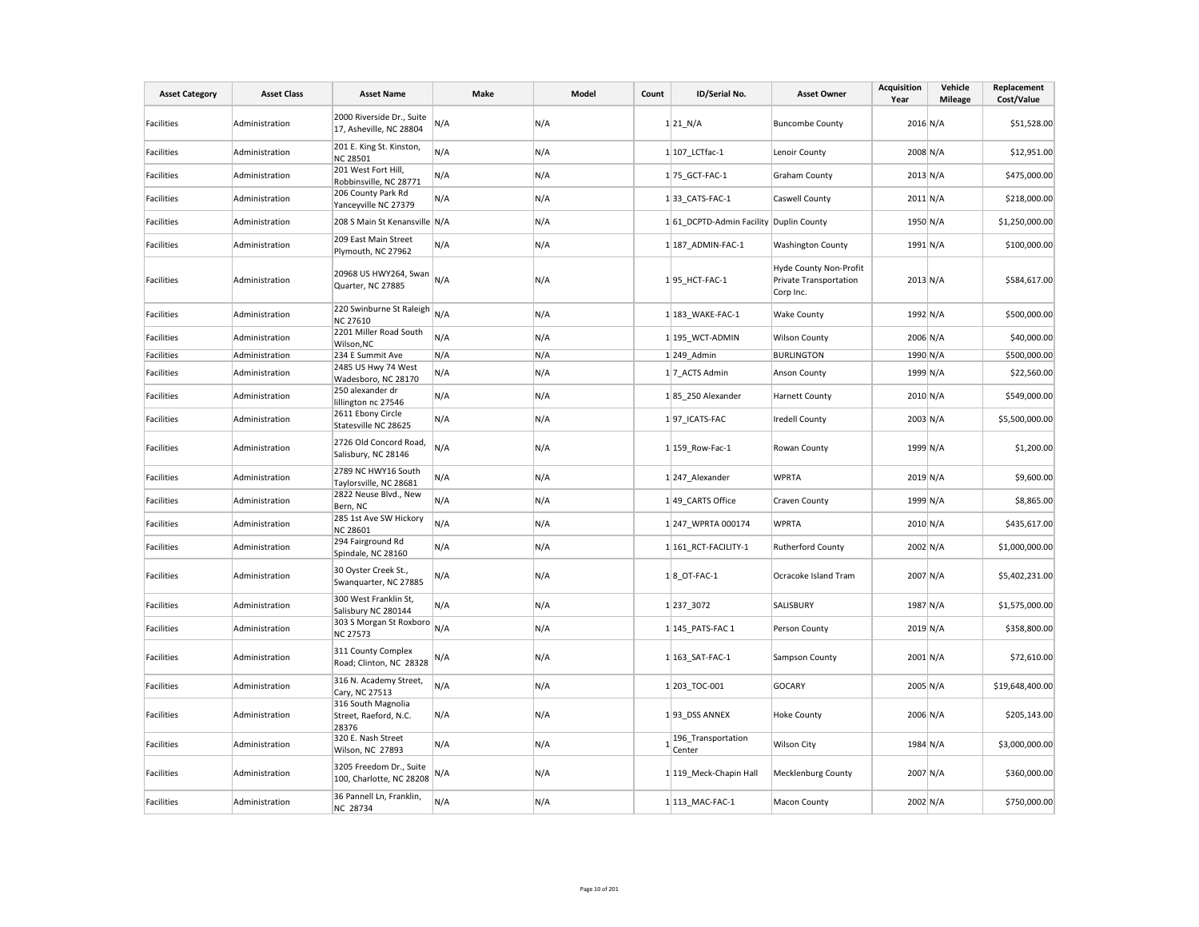| Asset Category | Asset Class | Asset Name | Make | Model | Count | ID/Serial No. | Asset Owner | Acquisition Year | Vehicle Mileage | Replacement Cost/Value |
|---|---|---|---|---|---|---|---|---|---|---|
| Facilities | Administration | 2000 Riverside Dr., Suite 17, Asheville, NC 28804 | N/A | N/A | 1 | 21_N/A | Buncombe County | 2016 | N/A | $51,528.00 |
| Facilities | Administration | 201 E. King St. Kinston, NC 28501 | N/A | N/A | 1 | 107_LCTfac-1 | Lenoir County | 2008 | N/A | $12,951.00 |
| Facilities | Administration | 201 West Fort Hill, Robbinsville, NC 28771 | N/A | N/A | 1 | 75_GCT-FAC-1 | Graham County | 2013 | N/A | $475,000.00 |
| Facilities | Administration | 206 County Park Rd Yanceyville NC 27379 | N/A | N/A | 1 | 33_CATS-FAC-1 | Caswell County | 2011 | N/A | $218,000.00 |
| Facilities | Administration | 208 S Main St Kenansville | N/A | N/A | 1 | 61_DCPTD-Admin Facility | Duplin County | 1950 | N/A | $1,250,000.00 |
| Facilities | Administration | 209 East Main Street Plymouth, NC 27962 | N/A | N/A | 1 | 187_ADMIN-FAC-1 | Washington County | 1991 | N/A | $100,000.00 |
| Facilities | Administration | 20968 US HWY264, Swan Quarter, NC 27885 | N/A | N/A | 1 | 95_HCT-FAC-1 | Hyde County Non-Profit Private Transportation Corp Inc. | 2013 | N/A | $584,617.00 |
| Facilities | Administration | 220 Swinburne St Raleigh NC 27610 | N/A | N/A | 1 | 183_WAKE-FAC-1 | Wake County | 1992 | N/A | $500,000.00 |
| Facilities | Administration | 2201 Miller Road South Wilson,NC | N/A | N/A | 1 | 195_WCT-ADMIN | Wilson County | 2006 | N/A | $40,000.00 |
| Facilities | Administration | 234 E Summit Ave | N/A | N/A | 1 | 249_Admin | BURLINGTON | 1990 | N/A | $500,000.00 |
| Facilities | Administration | 2485 US Hwy 74 West Wadesboro, NC 28170 | N/A | N/A | 1 | 7_ACTS Admin | Anson County | 1999 | N/A | $22,560.00 |
| Facilities | Administration | 250 alexander dr lillington nc 27546 | N/A | N/A | 1 | 85_250 Alexander | Harnett County | 2010 | N/A | $549,000.00 |
| Facilities | Administration | 2611 Ebony Circle Statesville NC 28625 | N/A | N/A | 1 | 97_ICATS-FAC | Iredell County | 2003 | N/A | $5,500,000.00 |
| Facilities | Administration | 2726 Old Concord Road, Salisbury, NC 28146 | N/A | N/A | 1 | 159_Row-Fac-1 | Rowan County | 1999 | N/A | $1,200.00 |
| Facilities | Administration | 2789 NC HWY16 South Taylorsville, NC 28681 | N/A | N/A | 1 | 247_Alexander | WPRTA | 2019 | N/A | $9,600.00 |
| Facilities | Administration | 2822 Neuse Blvd., New Bern, NC | N/A | N/A | 1 | 49_CARTS Office | Craven County | 1999 | N/A | $8,865.00 |
| Facilities | Administration | 285 1st Ave SW Hickory NC 28601 | N/A | N/A | 1 | 247_WPRTA 000174 | WPRTA | 2010 | N/A | $435,617.00 |
| Facilities | Administration | 294 Fairground Rd Spindale, NC 28160 | N/A | N/A | 1 | 161_RCT-FACILITY-1 | Rutherford County | 2002 | N/A | $1,000,000.00 |
| Facilities | Administration | 30 Oyster Creek St., Swanquarter, NC 27885 | N/A | N/A | 1 | 8_OT-FAC-1 | Ocracoke Island Tram | 2007 | N/A | $5,402,231.00 |
| Facilities | Administration | 300 West Franklin St, Salisbury NC 280144 | N/A | N/A | 1 | 237_3072 | SALISBURY | 1987 | N/A | $1,575,000.00 |
| Facilities | Administration | 303 S Morgan St Roxboro NC 27573 | N/A | N/A | 1 | 145_PATS-FAC 1 | Person County | 2019 | N/A | $358,800.00 |
| Facilities | Administration | 311 County Complex Road; Clinton, NC 28328 | N/A | N/A | 1 | 163_SAT-FAC-1 | Sampson County | 2001 | N/A | $72,610.00 |
| Facilities | Administration | 316 N. Academy Street, Cary, NC 27513 | N/A | N/A | 1 | 203_TOC-001 | GOCARY | 2005 | N/A | $19,648,400.00 |
| Facilities | Administration | 316 South Magnolia Street, Raeford, N.C. 28376 | N/A | N/A | 1 | 93_DSS ANNEX | Hoke County | 2006 | N/A | $205,143.00 |
| Facilities | Administration | 320 E. Nash Street Wilson, NC 27893 | N/A | N/A | 1 | 196_Transportation Center | Wilson City | 1984 | N/A | $3,000,000.00 |
| Facilities | Administration | 3205 Freedom Dr., Suite 100, Charlotte, NC 28208 | N/A | N/A | 1 | 119_Meck-Chapin Hall | Mecklenburg County | 2007 | N/A | $360,000.00 |
| Facilities | Administration | 36 Pannell Ln, Franklin, NC 28734 | N/A | N/A | 1 | 113_MAC-FAC-1 | Macon County | 2002 | N/A | $750,000.00 |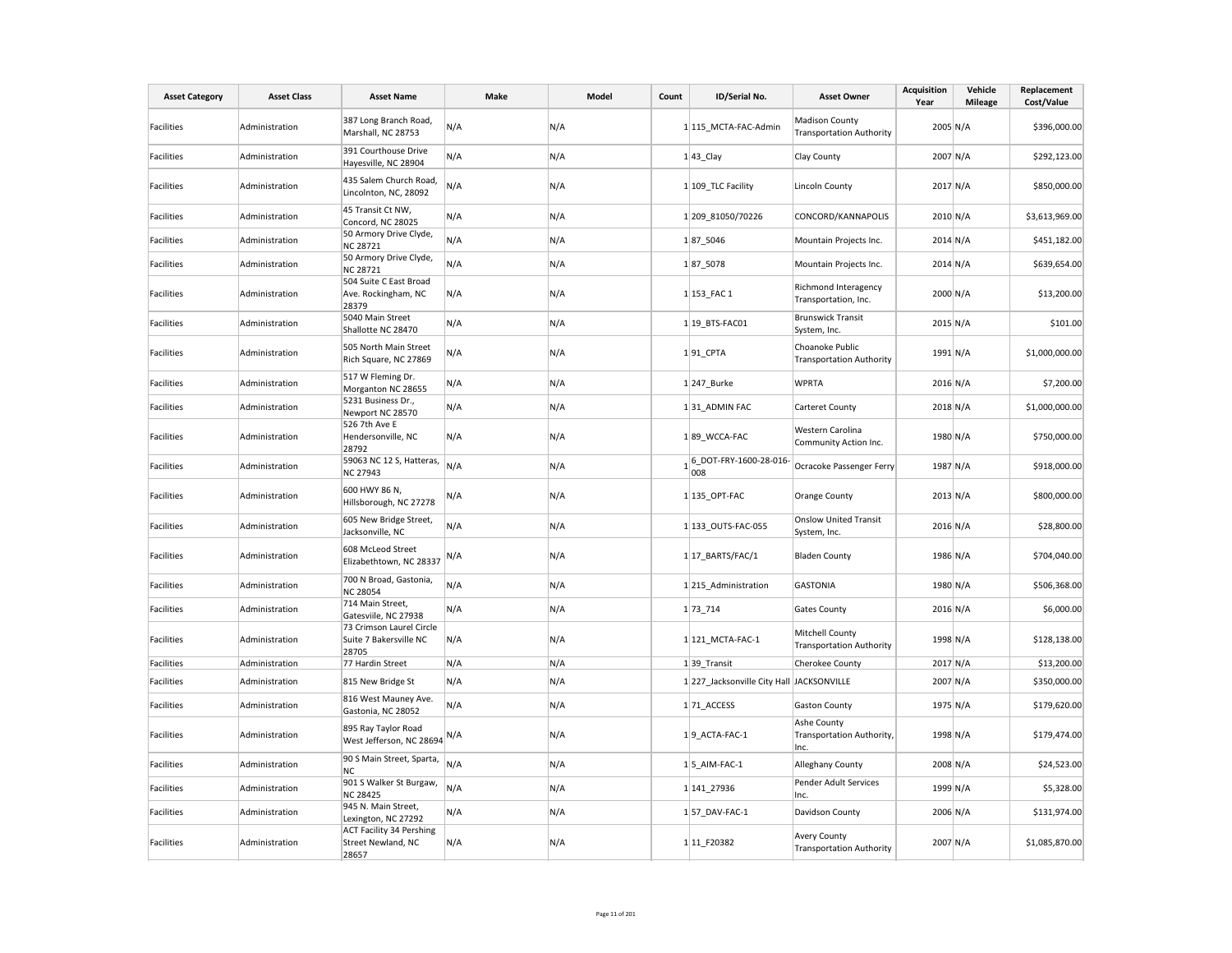| Asset Category | Asset Class | Asset Name | Make | Model | Count | ID/Serial No. | Asset Owner | Acquisition Year | Vehicle Mileage | Replacement Cost/Value |
|---|---|---|---|---|---|---|---|---|---|---|
| Facilities | Administration | 387 Long Branch Road, Marshall, NC 28753 | N/A | N/A | 1 | 115_MCTA-FAC-Admin | Madison County Transportation Authority | 2005 | N/A | $396,000.00 |
| Facilities | Administration | 391 Courthouse Drive Hayesville, NC 28904 | N/A | N/A | 1 | 43_Clay | Clay County | 2007 | N/A | $292,123.00 |
| Facilities | Administration | 435 Salem Church Road, Lincolnton, NC, 28092 | N/A | N/A | 1 | 109_TLC Facility | Lincoln County | 2017 | N/A | $850,000.00 |
| Facilities | Administration | 45 Transit Ct NW, Concord, NC 28025 | N/A | N/A | 1 | 209_81050/70226 | CONCORD/KANNAPOLIS | 2010 | N/A | $3,613,969.00 |
| Facilities | Administration | 50 Armory Drive Clyde, NC 28721 | N/A | N/A | 1 | 87_5046 | Mountain Projects Inc. | 2014 | N/A | $451,182.00 |
| Facilities | Administration | 50 Armory Drive Clyde, NC 28721 | N/A | N/A | 1 | 87_5078 | Mountain Projects Inc. | 2014 | N/A | $639,654.00 |
| Facilities | Administration | 504 Suite C East Broad Ave. Rockingham, NC 28379 | N/A | N/A | 1 | 153_FAC 1 | Richmond Interagency Transportation, Inc. | 2000 | N/A | $13,200.00 |
| Facilities | Administration | 5040 Main Street Shallotte NC 28470 | N/A | N/A | 1 | 19_BTS-FAC01 | Brunswick Transit System, Inc. | 2015 | N/A | $101.00 |
| Facilities | Administration | 505 North Main Street Rich Square, NC 27869 | N/A | N/A | 1 | 91_CPTA | Choanoke Public Transportation Authority | 1991 | N/A | $1,000,000.00 |
| Facilities | Administration | 517 W Fleming Dr. Morganton NC 28655 | N/A | N/A | 1 | 247_Burke | WPRTA | 2016 | N/A | $7,200.00 |
| Facilities | Administration | 5231 Business Dr., Newport NC 28570 | N/A | N/A | 1 | 31_ADMIN FAC | Carteret County | 2018 | N/A | $1,000,000.00 |
| Facilities | Administration | 526 7th Ave E Hendersonville, NC 28792 | N/A | N/A | 1 | 89_WCCA-FAC | Western Carolina Community Action Inc. | 1980 | N/A | $750,000.00 |
| Facilities | Administration | 59063 NC 12 S, Hatteras, NC 27943 | N/A | N/A | 1 | 6_DOT-FRY-1600-28-016-008 | Ocracoke Passenger Ferry | 1987 | N/A | $918,000.00 |
| Facilities | Administration | 600 HWY 86 N, Hillsborough, NC 27278 | N/A | N/A | 1 | 135_OPT-FAC | Orange County | 2013 | N/A | $800,000.00 |
| Facilities | Administration | 605 New Bridge Street, Jacksonville, NC | N/A | N/A | 1 | 133_OUTS-FAC-055 | Onslow United Transit System, Inc. | 2016 | N/A | $28,800.00 |
| Facilities | Administration | 608 McLeod Street Elizabethtown, NC 28337 | N/A | N/A | 1 | 17_BARTS/FAC/1 | Bladen County | 1986 | N/A | $704,040.00 |
| Facilities | Administration | 700 N Broad, Gastonia, NC 28054 | N/A | N/A | 1 | 215_Administration | GASTONIA | 1980 | N/A | $506,368.00 |
| Facilities | Administration | 714 Main Street, Gatesviile, NC 27938 | N/A | N/A | 1 | 73_714 | Gates County | 2016 | N/A | $6,000.00 |
| Facilities | Administration | 73 Crimson Laurel Circle Suite 7 Bakersville NC 28705 | N/A | N/A | 1 | 121_MCTA-FAC-1 | Mitchell County Transportation Authority | 1998 | N/A | $128,138.00 |
| Facilities | Administration | 77 Hardin Street | N/A | N/A | 1 | 39_Transit | Cherokee County | 2017 | N/A | $13,200.00 |
| Facilities | Administration | 815 New Bridge St | N/A | N/A | 1 | 227_Jacksonville City Hall | JACKSONVILLE | 2007 | N/A | $350,000.00 |
| Facilities | Administration | 816 West Mauney Ave. Gastonia, NC 28052 | N/A | N/A | 1 | 71_ACCESS | Gaston County | 1975 | N/A | $179,620.00 |
| Facilities | Administration | 895 Ray Taylor Road West Jefferson, NC 28694 | N/A | N/A | 1 | 9_ACTA-FAC-1 | Ashe County Transportation Authority, Inc. | 1998 | N/A | $179,474.00 |
| Facilities | Administration | 90 S Main Street, Sparta, NC | N/A | N/A | 1 | 5_AIM-FAC-1 | Alleghany County | 2008 | N/A | $24,523.00 |
| Facilities | Administration | 901 S Walker St Burgaw, NC 28425 | N/A | N/A | 1 | 141_27936 | Pender Adult Services Inc. | 1999 | N/A | $5,328.00 |
| Facilities | Administration | 945 N. Main Street, Lexington, NC 27292 | N/A | N/A | 1 | 57_DAV-FAC-1 | Davidson County | 2006 | N/A | $131,974.00 |
| Facilities | Administration | ACT Facility 34 Pershing Street Newland, NC 28657 | N/A | N/A | 1 | 11_F20382 | Avery County Transportation Authority | 2007 | N/A | $1,085,870.00 |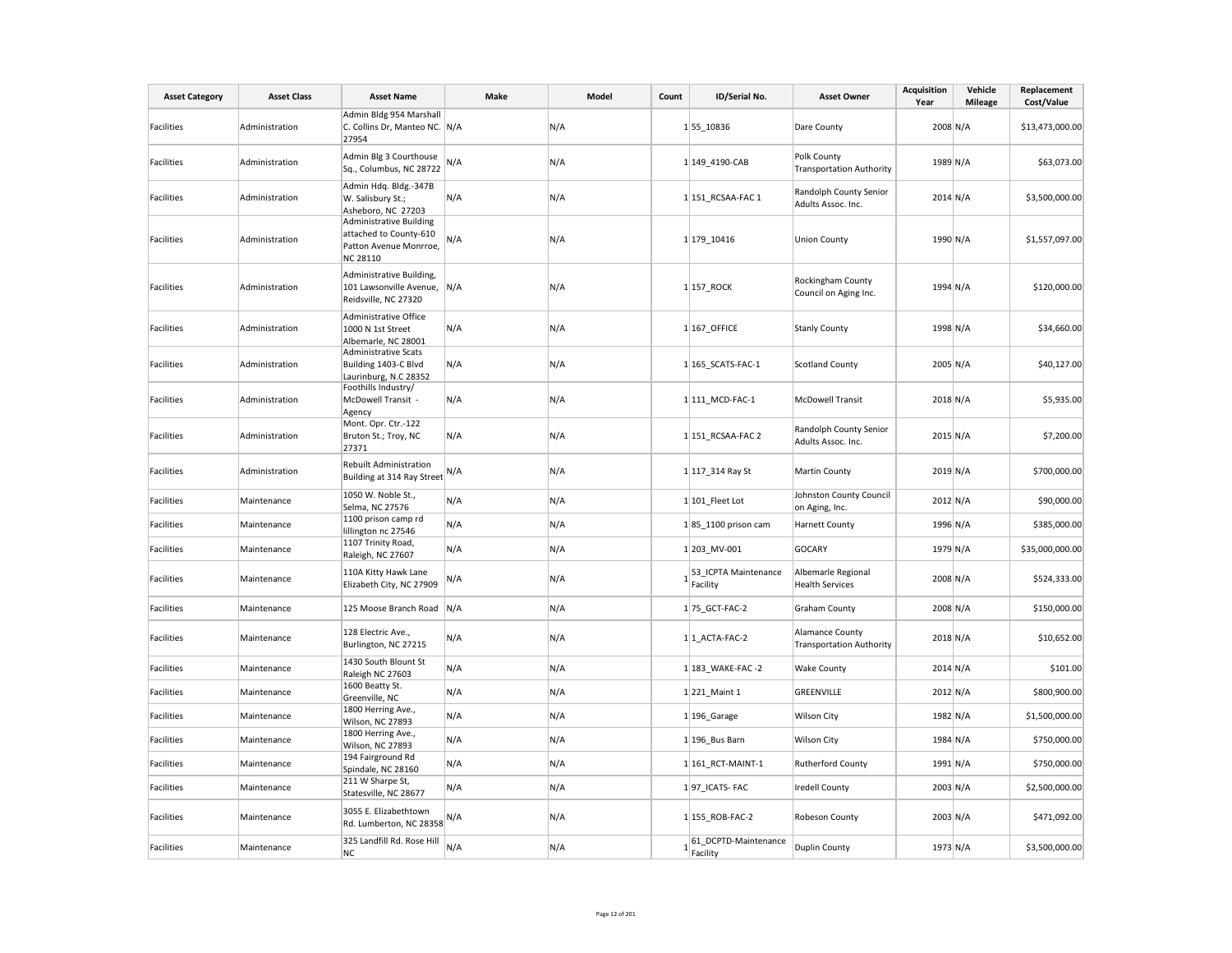| Asset Category | Asset Class | Asset Name | Make | Model | Count | ID/Serial No. | Asset Owner | Acquisition Year | Vehicle Mileage | Replacement Cost/Value |
|---|---|---|---|---|---|---|---|---|---|---|
| Facilities | Administration | Admin Bldg 954 Marshall C. Collins Dr, Manteo NC. 27954 | N/A | N/A | 1 | 55_10836 | Dare County | 2008 | N/A | $13,473,000.00 |
| Facilities | Administration | Admin Blg 3 Courthouse Sq., Columbus, NC 28722 | N/A | N/A | 1 | 149_4190-CAB | Polk County Transportation Authority | 1989 | N/A | $63,073.00 |
| Facilities | Administration | Admin Hdq. Bldg.-347B W. Salisbury St.; Asheboro, NC 27203 | N/A | N/A | 1 | 151_RCSAA-FAC 1 | Randolph County Senior Adults Assoc. Inc. | 2014 | N/A | $3,500,000.00 |
| Facilities | Administration | Administrative Building attached to County-610 Patton Avenue Monrroe, NC 28110 | N/A | N/A | 1 | 179_10416 | Union County | 1990 | N/A | $1,557,097.00 |
| Facilities | Administration | Administrative Building, 101 Lawsonville Avenue, Reidsville, NC 27320 | N/A | N/A | 1 | 157_ROCK | Rockingham County Council on Aging Inc. | 1994 | N/A | $120,000.00 |
| Facilities | Administration | Administrative Office 1000 N 1st Street Albemarle, NC 28001 | N/A | N/A | 1 | 167_OFFICE | Stanly County | 1998 | N/A | $34,660.00 |
| Facilities | Administration | Administrative Scats Building 1403-C Blvd Laurinburg, N.C 28352 | N/A | N/A | 1 | 165_SCATS-FAC-1 | Scotland County | 2005 | N/A | $40,127.00 |
| Facilities | Administration | Foothills Industry/ McDowell Transit - Agency | N/A | N/A | 1 | 111_MCD-FAC-1 | McDowell Transit | 2018 | N/A | $5,935.00 |
| Facilities | Administration | Mont. Opr. Ctr.-122 Bruton St.; Troy, NC 27371 | N/A | N/A | 1 | 151_RCSAA-FAC 2 | Randolph County Senior Adults Assoc. Inc. | 2015 | N/A | $7,200.00 |
| Facilities | Administration | Rebuilt Administration Building at 314 Ray Street | N/A | N/A | 1 | 117_314 Ray St | Martin County | 2019 | N/A | $700,000.00 |
| Facilities | Maintenance | 1050 W. Noble St., Selma, NC 27576 | N/A | N/A | 1 | 101_Fleet Lot | Johnston County Council on Aging, Inc. | 2012 | N/A | $90,000.00 |
| Facilities | Maintenance | 1100 prison camp rd lillington nc 27546 | N/A | N/A | 1 | 85_1100 prison cam | Harnett County | 1996 | N/A | $385,000.00 |
| Facilities | Maintenance | 1107 Trinity Road, Raleigh, NC 27607 | N/A | N/A | 1 | 203_MV-001 | GOCARY | 1979 | N/A | $35,000,000.00 |
| Facilities | Maintenance | 110A Kitty Hawk Lane Elizabeth City, NC 27909 | N/A | N/A | 1 | 53_ICPTA Maintenance Facility | Albemarle Regional Health Services | 2008 | N/A | $524,333.00 |
| Facilities | Maintenance | 125 Moose Branch Road | N/A | N/A | 1 | 75_GCT-FAC-2 | Graham County | 2008 | N/A | $150,000.00 |
| Facilities | Maintenance | 128 Electric Ave., Burlington, NC 27215 | N/A | N/A | 1 | 1_ACTA-FAC-2 | Alamance County Transportation Authority | 2018 | N/A | $10,652.00 |
| Facilities | Maintenance | 1430 South Blount St Raleigh NC 27603 | N/A | N/A | 1 | 183_WAKE-FAC -2 | Wake County | 2014 | N/A | $101.00 |
| Facilities | Maintenance | 1600 Beatty St. Greenville, NC | N/A | N/A | 1 | 221_Maint 1 | GREENVILLE | 2012 | N/A | $800,900.00 |
| Facilities | Maintenance | 1800 Herring Ave., Wilson, NC 27893 | N/A | N/A | 1 | 196_Garage | Wilson City | 1982 | N/A | $1,500,000.00 |
| Facilities | Maintenance | 1800 Herring Ave., Wilson, NC 27893 | N/A | N/A | 1 | 196_Bus Barn | Wilson City | 1984 | N/A | $750,000.00 |
| Facilities | Maintenance | 194 Fairground Rd Spindale, NC 28160 | N/A | N/A | 1 | 161_RCT-MAINT-1 | Rutherford County | 1991 | N/A | $750,000.00 |
| Facilities | Maintenance | 211 W Sharpe St, Statesville, NC 28677 | N/A | N/A | 1 | 97_ICATS- FAC | Iredell County | 2003 | N/A | $2,500,000.00 |
| Facilities | Maintenance | 3055 E. Elizabethtown Rd. Lumberton, NC 28358 | N/A | N/A | 1 | 155_ROB-FAC-2 | Robeson County | 2003 | N/A | $471,092.00 |
| Facilities | Maintenance | 325 Landfill Rd. Rose Hill NC | N/A | N/A | 1 | 61_DCPTD-Maintenance Facility | Duplin County | 1973 | N/A | $3,500,000.00 |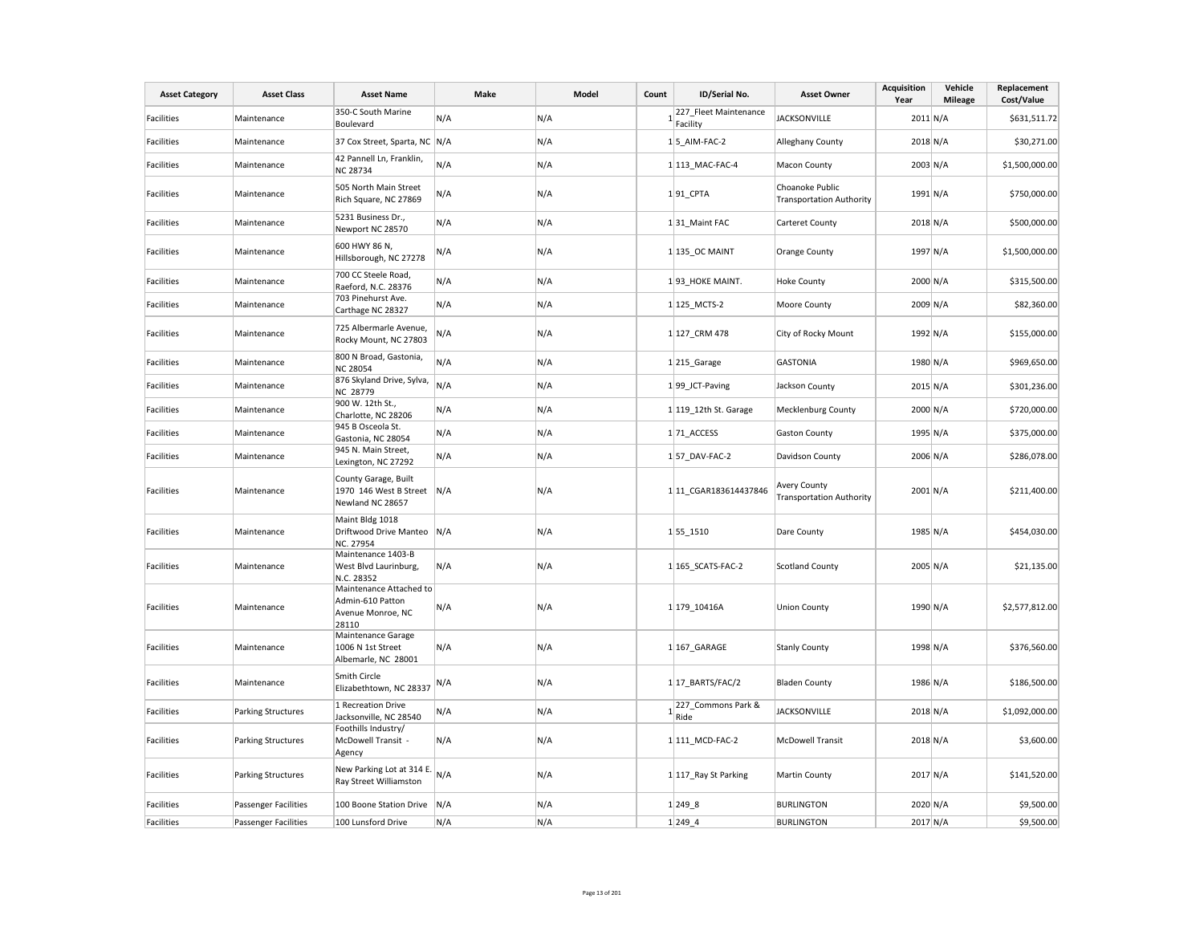| Asset Category | Asset Class | Asset Name | Make | Model | Count | ID/Serial No. | Asset Owner | Acquisition Year | Vehicle Mileage | Replacement Cost/Value |
|---|---|---|---|---|---|---|---|---|---|---|
| Facilities | Maintenance | 350-C South Marine Boulevard | N/A | N/A | 1 | 227_Fleet Maintenance Facility | JACKSONVILLE | 2011 | N/A | $631,511.72 |
| Facilities | Maintenance | 37 Cox Street, Sparta, NC | N/A | N/A | 1 | 5_AIM-FAC-2 | Alleghany County | 2018 | N/A | $30,271.00 |
| Facilities | Maintenance | 42 Pannell Ln, Franklin, NC 28734 | N/A | N/A | 1 | 113_MAC-FAC-4 | Macon County | 2003 | N/A | $1,500,000.00 |
| Facilities | Maintenance | 505 North Main Street Rich Square, NC 27869 | N/A | N/A | 1 | 91_CPTA | Choanoke Public Transportation Authority | 1991 | N/A | $750,000.00 |
| Facilities | Maintenance | 5231 Business Dr., Newport NC 28570 | N/A | N/A | 1 | 31_Maint FAC | Carteret County | 2018 | N/A | $500,000.00 |
| Facilities | Maintenance | 600 HWY 86 N, Hillsborough, NC 27278 | N/A | N/A | 1 | 135_OC MAINT | Orange County | 1997 | N/A | $1,500,000.00 |
| Facilities | Maintenance | 700 CC Steele Road, Raeford, N.C. 28376 | N/A | N/A | 1 | 93_HOKE MAINT. | Hoke County | 2000 | N/A | $315,500.00 |
| Facilities | Maintenance | 703 Pinehurst Ave. Carthage NC 28327 | N/A | N/A | 1 | 125_MCTS-2 | Moore County | 2009 | N/A | $82,360.00 |
| Facilities | Maintenance | 725 Albermarle Avenue, Rocky Mount, NC 27803 | N/A | N/A | 1 | 127_CRM 478 | City of Rocky Mount | 1992 | N/A | $155,000.00 |
| Facilities | Maintenance | 800 N Broad, Gastonia, NC 28054 | N/A | N/A | 1 | 215_Garage | GASTONIA | 1980 | N/A | $969,650.00 |
| Facilities | Maintenance | 876 Skyland Drive, Sylva, NC 28779 | N/A | N/A | 1 | 99_JCT-Paving | Jackson County | 2015 | N/A | $301,236.00 |
| Facilities | Maintenance | 900 W. 12th St., Charlotte, NC 28206 | N/A | N/A | 1 | 119_12th St. Garage | Mecklenburg County | 2000 | N/A | $720,000.00 |
| Facilities | Maintenance | 945 B Osceola St. Gastonia, NC 28054 | N/A | N/A | 1 | 71_ACCESS | Gaston County | 1995 | N/A | $375,000.00 |
| Facilities | Maintenance | 945 N. Main Street, Lexington, NC 27292 | N/A | N/A | 1 | 57_DAV-FAC-2 | Davidson County | 2006 | N/A | $286,078.00 |
| Facilities | Maintenance | County Garage, Built 1970 146 West B Street Newland NC 28657 | N/A | N/A | 1 | 11_CGAR183614437846 | Avery County Transportation Authority | 2001 | N/A | $211,400.00 |
| Facilities | Maintenance | Maint Bldg 1018 Driftwood Drive Manteo NC. 27954 | N/A | N/A | 1 | 55_1510 | Dare County | 1985 | N/A | $454,030.00 |
| Facilities | Maintenance | Maintenance 1403-B West Blvd Laurinburg, N.C. 28352 | N/A | N/A | 1 | 165_SCATS-FAC-2 | Scotland County | 2005 | N/A | $21,135.00 |
| Facilities | Maintenance | Maintenance Attached to Admin-610 Patton Avenue Monroe, NC 28110 | N/A | N/A | 1 | 179_10416A | Union County | 1990 | N/A | $2,577,812.00 |
| Facilities | Maintenance | Maintenance Garage 1006 N 1st Street Albemarle, NC 28001 | N/A | N/A | 1 | 167_GARAGE | Stanly County | 1998 | N/A | $376,560.00 |
| Facilities | Maintenance | Smith Circle Elizabethtown, NC 28337 | N/A | N/A | 1 | 17_BARTS/FAC/2 | Bladen County | 1986 | N/A | $186,500.00 |
| Facilities | Parking Structures | 1 Recreation Drive Jacksonville, NC 28540 | N/A | N/A | 1 | 227_Commons Park & Ride | JACKSONVILLE | 2018 | N/A | $1,092,000.00 |
| Facilities | Parking Structures | Foothills Industry/ McDowell Transit - Agency | N/A | N/A | 1 | 111_MCD-FAC-2 | McDowell Transit | 2018 | N/A | $3,600.00 |
| Facilities | Parking Structures | New Parking Lot at 314 E. Ray Street Williamston | N/A | N/A | 1 | 117_Ray St Parking | Martin County | 2017 | N/A | $141,520.00 |
| Facilities | Passenger Facilities | 100 Boone Station Drive | N/A | N/A | 1 | 249_8 | BURLINGTON | 2020 | N/A | $9,500.00 |
| Facilities | Passenger Facilities | 100 Lunsford Drive | N/A | N/A | 1 | 249_4 | BURLINGTON | 2017 | N/A | $9,500.00 |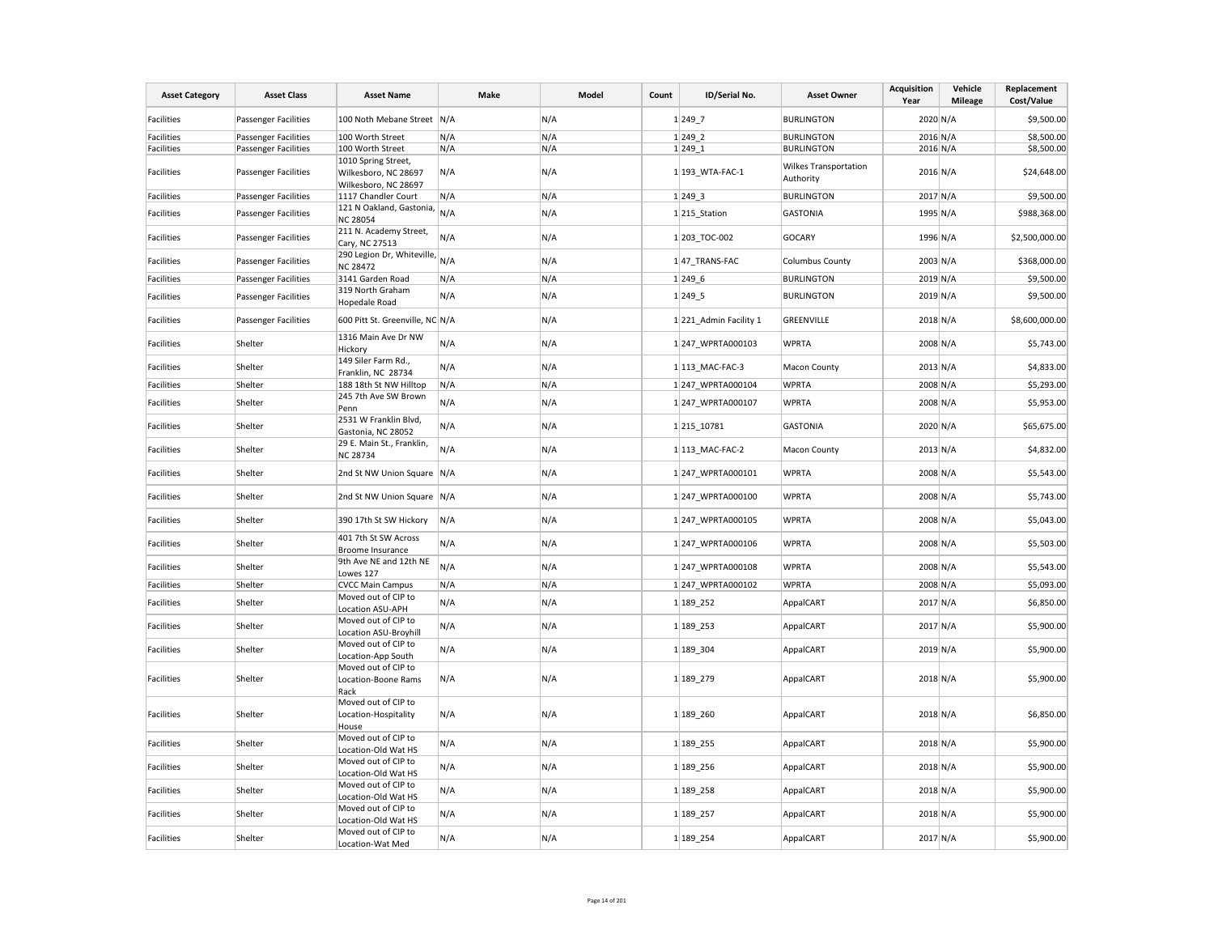| Asset Category | Asset Class | Asset Name | Make | Model | Count | ID/Serial No. | Asset Owner | Acquisition Year | Vehicle Mileage | Replacement Cost/Value |
|---|---|---|---|---|---|---|---|---|---|---|
| Facilities | Passenger Facilities | 100 Noth Mebane Street | N/A | N/A | 1 | 249_7 | BURLINGTON | 2020 | N/A | $9,500.00 |
| Facilities | Passenger Facilities | 100 Worth Street | N/A | N/A | 1 | 249_2 | BURLINGTON | 2016 | N/A | $8,500.00 |
| Facilities | Passenger Facilities | 100 Worth Street | N/A | N/A | 1 | 249_1 | BURLINGTON | 2016 | N/A | $8,500.00 |
| Facilities | Passenger Facilities | 1010 Spring Street, Wilkesboro, NC 28697 Wilkesboro, NC 28697 | N/A | N/A | 1 | 193_WTA-FAC-1 | Wilkes Transportation Authority | 2016 | N/A | $24,648.00 |
| Facilities | Passenger Facilities | 1117 Chandler Court | N/A | N/A | 1 | 249_3 | BURLINGTON | 2017 | N/A | $9,500.00 |
| Facilities | Passenger Facilities | 121 N Oakland, Gastonia, NC 28054 | N/A | N/A | 1 | 215_Station | GASTONIA | 1995 | N/A | $988,368.00 |
| Facilities | Passenger Facilities | 211 N. Academy Street, Cary, NC 27513 | N/A | N/A | 1 | 203_TOC-002 | GOCARY | 1996 | N/A | $2,500,000.00 |
| Facilities | Passenger Facilities | 290 Legion Dr, Whiteville, NC 28472 | N/A | N/A | 1 | 47_TRANS-FAC | Columbus County | 2003 | N/A | $368,000.00 |
| Facilities | Passenger Facilities | 3141 Garden Road | N/A | N/A | 1 | 249_6 | BURLINGTON | 2019 | N/A | $9,500.00 |
| Facilities | Passenger Facilities | 319 North Graham Hopedale Road | N/A | N/A | 1 | 249_5 | BURLINGTON | 2019 | N/A | $9,500.00 |
| Facilities | Passenger Facilities | 600 Pitt St. Greenville, NC | N/A | N/A | 1 | 221_Admin Facility 1 | GREENVILLE | 2018 | N/A | $8,600,000.00 |
| Facilities | Shelter | 1316 Main Ave Dr NW Hickory | N/A | N/A | 1 | 247_WPRTA000103 | WPRTA | 2008 | N/A | $5,743.00 |
| Facilities | Shelter | 149 Siler Farm Rd., Franklin, NC 28734 | N/A | N/A | 1 | 113_MAC-FAC-3 | Macon County | 2013 | N/A | $4,833.00 |
| Facilities | Shelter | 188 18th St NW Hilltop | N/A | N/A | 1 | 247_WPRTA000104 | WPRTA | 2008 | N/A | $5,293.00 |
| Facilities | Shelter | 245 7th Ave SW Brown Penn | N/A | N/A | 1 | 247_WPRTA000107 | WPRTA | 2008 | N/A | $5,953.00 |
| Facilities | Shelter | 2531 W Franklin Blvd, Gastonia, NC 28052 | N/A | N/A | 1 | 215_10781 | GASTONIA | 2020 | N/A | $65,675.00 |
| Facilities | Shelter | 29 E. Main St., Franklin, NC 28734 | N/A | N/A | 1 | 113_MAC-FAC-2 | Macon County | 2013 | N/A | $4,832.00 |
| Facilities | Shelter | 2nd St NW Union Square | N/A | N/A | 1 | 247_WPRTA000101 | WPRTA | 2008 | N/A | $5,543.00 |
| Facilities | Shelter | 2nd St NW Union Square | N/A | N/A | 1 | 247_WPRTA000100 | WPRTA | 2008 | N/A | $5,743.00 |
| Facilities | Shelter | 390 17th St SW Hickory | N/A | N/A | 1 | 247_WPRTA000105 | WPRTA | 2008 | N/A | $5,043.00 |
| Facilities | Shelter | 401 7th St SW Across Broome Insurance | N/A | N/A | 1 | 247_WPRTA000106 | WPRTA | 2008 | N/A | $5,503.00 |
| Facilities | Shelter | 9th Ave NE and 12th NE Lowes 127 | N/A | N/A | 1 | 247_WPRTA000108 | WPRTA | 2008 | N/A | $5,543.00 |
| Facilities | Shelter | CVCC Main Campus | N/A | N/A | 1 | 247_WPRTA000102 | WPRTA | 2008 | N/A | $5,093.00 |
| Facilities | Shelter | Moved out of CIP to Location ASU-APH | N/A | N/A | 1 | 189_252 | AppalCART | 2017 | N/A | $6,850.00 |
| Facilities | Shelter | Moved out of CIP to Location ASU-Broyhill | N/A | N/A | 1 | 189_253 | AppalCART | 2017 | N/A | $5,900.00 |
| Facilities | Shelter | Moved out of CIP to Location-App South | N/A | N/A | 1 | 189_304 | AppalCART | 2019 | N/A | $5,900.00 |
| Facilities | Shelter | Moved out of CIP to Location-Boone Rams Rack | N/A | N/A | 1 | 189_279 | AppalCART | 2018 | N/A | $5,900.00 |
| Facilities | Shelter | Moved out of CIP to Location-Hospitality House | N/A | N/A | 1 | 189_260 | AppalCART | 2018 | N/A | $6,850.00 |
| Facilities | Shelter | Moved out of CIP to Location-Old Wat HS | N/A | N/A | 1 | 189_255 | AppalCART | 2018 | N/A | $5,900.00 |
| Facilities | Shelter | Moved out of CIP to Location-Old Wat HS | N/A | N/A | 1 | 189_256 | AppalCART | 2018 | N/A | $5,900.00 |
| Facilities | Shelter | Moved out of CIP to Location-Old Wat HS | N/A | N/A | 1 | 189_258 | AppalCART | 2018 | N/A | $5,900.00 |
| Facilities | Shelter | Moved out of CIP to Location-Old Wat HS | N/A | N/A | 1 | 189_257 | AppalCART | 2018 | N/A | $5,900.00 |
| Facilities | Shelter | Moved out of CIP to Location-Wat Med | N/A | N/A | 1 | 189_254 | AppalCART | 2017 | N/A | $5,900.00 |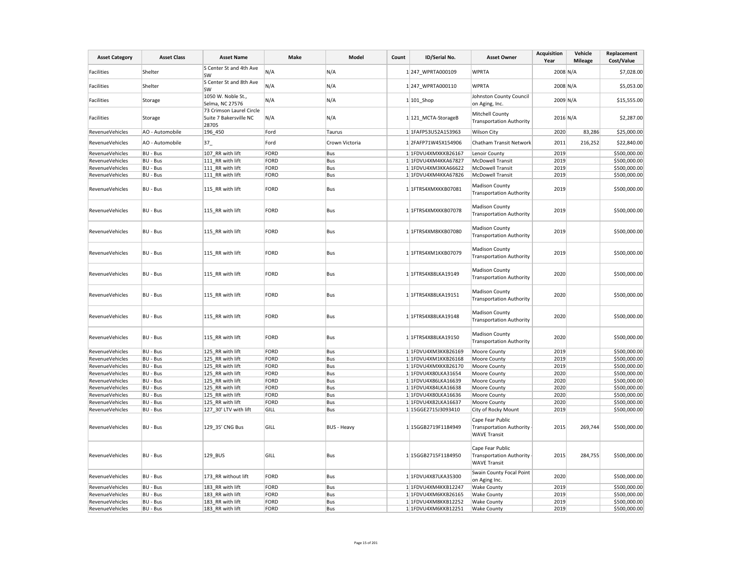| Asset Category | Asset Class | Asset Name | Make | Model | Count | ID/Serial No. | Asset Owner | Acquisition Year | Vehicle Mileage | Replacement Cost/Value |
|---|---|---|---|---|---|---|---|---|---|---|
| Facilities | Shelter | S Center St and 4th Ave SW | N/A | N/A | 1 | 247_WPRTA000109 | WPRTA | 2008 | N/A | $7,028.00 |
| Facilities | Shelter | S Center St and 8th Ave SW | N/A | N/A | 1 | 247_WPRTA000110 | WPRTA | 2008 | N/A | $5,053.00 |
| Facilities | Storage | 1050 W. Noble St., Selma, NC 27576 | N/A | N/A | 1 | 101_Shop | Johnston County Council on Aging, Inc. | 2009 | N/A | $15,555.00 |
| Facilities | Storage | 73 Crimson Laurel Circle Suite 7 Bakersville NC 28705 | N/A | N/A | 1 | 121_MCTA-StorageB | Mitchell County Transportation Authority | 2016 | N/A | $2,287.00 |
| RevenueVehicles | AO - Automobile | 196_450 | Ford | Taurus | 1 | 1FAFP53U52A153963 | Wilson City | 2020 | 83,286 | $25,000.00 |
| RevenueVehicles | AO - Automobile | 37_ | Ford | Crown Victoria | 1 | 2FAFP71W45X154906 | Chatham Transit Network | 2011 | 216,252 | $22,840.00 |
| RevenueVehicles | BU - Bus | 107_RR with lift | FORD | Bus | 1 | 1FDVU4XMXKKB26167 | Lenoir County | 2019 | | $500,000.00 |
| RevenueVehicles | BU - Bus | 111_RR with lift | FORD | Bus | 1 | 1FDVU4XM4KKA67827 | McDowell Transit | 2019 | | $500,000.00 |
| RevenueVehicles | BU - Bus | 111_RR with lift | FORD | Bus | 1 | 1FDVU4XM3KKA66622 | McDowell Transit | 2019 | | $500,000.00 |
| RevenueVehicles | BU - Bus | 111_RR with lift | FORO | Bus | 1 | 1FDVU4XM4KKA67826 | McDowell Transit | 2019 | | $500,000.00 |
| RevenueVehicles | BU - Bus | 115_RR with lift | FORD | Bus | 1 | 1FTRS4XMXKKB07081 | Madison County Transportation Authority | 2019 | | $500,000.00 |
| RevenueVehicles | BU - Bus | 115_RR with lift | FORD | Bus | 1 | 1FTRS4XMXKKB07078 | Madison County Transportation Authority | 2019 | | $500,000.00 |
| RevenueVehicles | BU - Bus | 115_RR with lift | FORD | Bus | 1 | 1FTRS4XM8KKB07080 | Madison County Transportation Authority | 2019 | | $500,000.00 |
| RevenueVehicles | BU - Bus | 115_RR with lift | FORD | Bus | 1 | 1FTRS4XM1KKB07079 | Madison County Transportation Authority | 2019 | | $500,000.00 |
| RevenueVehicles | BU - Bus | 115_RR with lift | FORD | Bus | 1 | 1FTRS4X88LKA19149 | Madison County Transportation Authority | 2020 | | $500,000.00 |
| RevenueVehicles | BU - Bus | 115_RR with lift | FORD | Bus | 1 | 1FTRS4X88LKA19151 | Madison County Transportation Authority | 2020 | | $500,000.00 |
| RevenueVehicles | BU - Bus | 115_RR with lift | FORD | Bus | 1 | 1FTRS4X88LKA19148 | Madison County Transportation Authority | 2020 | | $500,000.00 |
| RevenueVehicles | BU - Bus | 115_RR with lift | FORD | Bus | 1 | 1FTRS4X88LKA19150 | Madison County Transportation Authority | 2020 | | $500,000.00 |
| RevenueVehicles | BU - Bus | 125_RR with lift | FORD | Bus | 1 | 1FDVU4XM3KKB26169 | Moore County | 2019 | | $500,000.00 |
| RevenueVehicles | BU - Bus | 125_RR with lift | FORD | Bus | 1 | 1FDVU4XM1KKB26168 | Moore County | 2019 | | $500,000.00 |
| RevenueVehicles | BU - Bus | 125_RR with lift | FORD | Bus | 1 | 1FDVU4XMXKKB26170 | Moore County | 2019 | | $500,000.00 |
| RevenueVehicles | BU - Bus | 125_RR with lift | FORD | Bus | 1 | 1FDVU4X80LKA31654 | Moore County | 2020 | | $500,000.00 |
| RevenueVehicles | BU - Bus | 125_RR with lift | FORD | Bus | 1 | 1FDVU4X86LKA16639 | Moore County | 2020 | | $500,000.00 |
| RevenueVehicles | BU - Bus | 125_RR with lift | FORD | Bus | 1 | 1FDVU4X84LKA16638 | Moore County | 2020 | | $500,000.00 |
| RevenueVehicles | BU - Bus | 125_RR with lift | FORD | Bus | 1 | 1FDVU4X80LKA16636 | Moore County | 2020 | | $500,000.00 |
| RevenueVehicles | BU - Bus | 125_RR with lift | FORD | Bus | 1 | 1FDVU4X82LKA16637 | Moore County | 2020 | | $500,000.00 |
| RevenueVehicles | BU - Bus | 127_30' LTV with lift | GILL | Bus | 1 | 15GGE2715J3093410 | City of Rocky Mount | 2019 | | $500,000.00 |
| RevenueVehicles | BU - Bus | 129_35' CNG Bus | GILL | BUS - Heavy | 1 | 15GGB2719F1184949 | Cape Fear Public Transportation Authority - WAVE Transit | 2015 | 269,744 | $500,000.00 |
| RevenueVehicles | BU - Bus | 129_BUS | GILL | Bus | 1 | 15GGB2715F1184950 | Cape Fear Public Transportation Authority - WAVE Transit | 2015 | 284,755 | $500,000.00 |
| RevenueVehicles | BU - Bus | 173_RR without lift | FORD | Bus | 1 | 1FDVU4X87LKA35300 | Swain County Focal Point on Aging Inc. | 2020 | | $500,000.00 |
| RevenueVehicles | BU - Bus | 183_RR with lift | FORD | Bus | 1 | 1FDVU4XM4KKB12247 | Wake County | 2019 | | $500,000.00 |
| RevenueVehicles | BU - Bus | 183_RR with lift | FORD | Bus | 1 | 1FDVU4XM6KKB26165 | Wake County | 2019 | | $500,000.00 |
| RevenueVehicles | BU - Bus | 183_RR with lift | FORD | Bus | 1 | 1FDVU4XM8KKB12252 | Wake County | 2019 | | $500,000.00 |
| RevenueVehicles | BU - Bus | 183_RR with lift | FORD | Bus | 1 | 1FDVU4XM6KKB12251 | Wake County | 2019 | | $500,000.00 |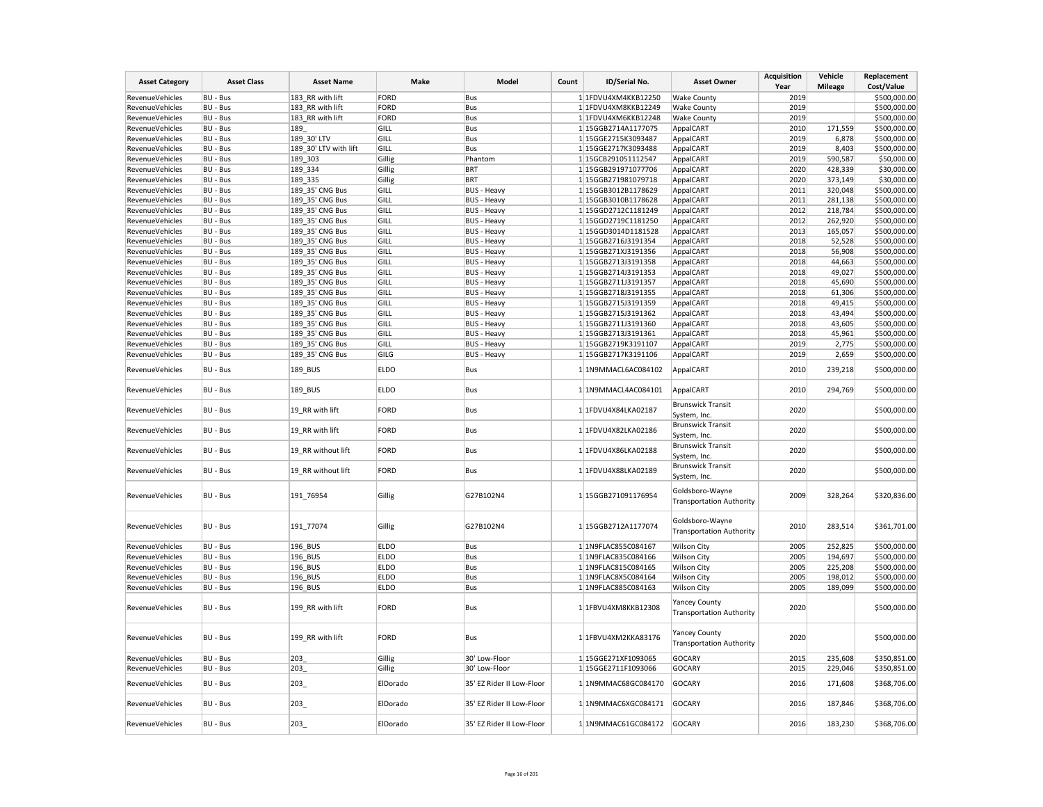| Asset Category | Asset Class | Asset Name | Make | Model | Count | ID/Serial No. | Asset Owner | Acquisition Year | Vehicle Mileage | Replacement Cost/Value |
|---|---|---|---|---|---|---|---|---|---|---|
| RevenueVehicles | BU - Bus | 183_RR with lift | FORD | Bus | 1 | 1FDVU4XM4KKB12250 | Wake County | 2019 | | $500,000.00 |
| RevenueVehicles | BU - Bus | 183_RR with lift | FORD | Bus | 1 | 1FDVU4XM8KKB12249 | Wake County | 2019 | | $500,000.00 |
| RevenueVehicles | BU - Bus | 183_RR with lift | FORD | Bus | 1 | 1FDVU4XM6KKB12248 | Wake County | 2019 | | $500,000.00 |
| RevenueVehicles | BU - Bus | 189_ | GILL | Bus | 1 | 15GGB2714A1177075 | AppalCART | 2010 | 171,559 | $500,000.00 |
| RevenueVehicles | BU - Bus | 189_30' LTV | GILL | Bus | 1 | 15GGE2715K3093487 | AppalCART | 2019 | 6,878 | $500,000.00 |
| RevenueVehicles | BU - Bus | 189_30' LTV with lift | GILL | Bus | 1 | 15GGE2717K3093488 | AppalCART | 2019 | 8,403 | $500,000.00 |
| RevenueVehicles | BU - Bus | 189_303 | Gillig | Phantom | 1 | 15GCB291051112547 | AppalCART | 2019 | 590,587 | $50,000.00 |
| RevenueVehicles | BU - Bus | 189_334 | Gillig | BRT | 1 | 15GGB291971077706 | AppalCART | 2020 | 428,339 | $30,000.00 |
| RevenueVehicles | BU - Bus | 189_335 | Gillig | BRT | 1 | 15GGB271981079718 | AppalCART | 2020 | 373,149 | $30,000.00 |
| RevenueVehicles | BU - Bus | 189_35' CNG Bus | GILL | BUS - Heavy | 1 | 15GGB3012B1178629 | AppalCART | 2011 | 320,048 | $500,000.00 |
| RevenueVehicles | BU - Bus | 189_35' CNG Bus | GILL | BUS - Heavy | 1 | 15GGB3010B1178628 | AppalCART | 2011 | 281,138 | $500,000.00 |
| RevenueVehicles | BU - Bus | 189_35' CNG Bus | GILL | BUS - Heavy | 1 | 15GGD2712C1181249 | AppalCART | 2012 | 218,784 | $500,000.00 |
| RevenueVehicles | BU - Bus | 189_35' CNG Bus | GILL | BUS - Heavy | 1 | 15GGD2719C1181250 | AppalCART | 2012 | 262,920 | $500,000.00 |
| RevenueVehicles | BU - Bus | 189_35' CNG Bus | GILL | BUS - Heavy | 1 | 15GGD3014D1181528 | AppalCART | 2013 | 165,057 | $500,000.00 |
| RevenueVehicles | BU - Bus | 189_35' CNG Bus | GILL | BUS - Heavy | 1 | 15GGB2716J3191354 | AppalCART | 2018 | 52,528 | $500,000.00 |
| RevenueVehicles | BU - Bus | 189_35' CNG Bus | GILL | BUS - Heavy | 1 | 15GGB271XJ3191356 | AppalCART | 2018 | 56,908 | $500,000.00 |
| RevenueVehicles | BU - Bus | 189_35' CNG Bus | GILL | BUS - Heavy | 1 | 15GGB2713J3191358 | AppalCART | 2018 | 44,663 | $500,000.00 |
| RevenueVehicles | BU - Bus | 189_35' CNG Bus | GILL | BUS - Heavy | 1 | 15GGB2714J3191353 | AppalCART | 2018 | 49,027 | $500,000.00 |
| RevenueVehicles | BU - Bus | 189_35' CNG Bus | GILL | BUS - Heavy | 1 | 15GGB2711J3191357 | AppalCART | 2018 | 45,690 | $500,000.00 |
| RevenueVehicles | BU - Bus | 189_35' CNG Bus | GILL | BUS - Heavy | 1 | 15GGB2718J3191355 | AppalCART | 2018 | 61,306 | $500,000.00 |
| RevenueVehicles | BU - Bus | 189_35' CNG Bus | GILL | BUS - Heavy | 1 | 15GGB2715J3191359 | AppalCART | 2018 | 49,415 | $500,000.00 |
| RevenueVehicles | BU - Bus | 189_35' CNG Bus | GILL | BUS - Heavy | 1 | 15GGB2715J3191362 | AppalCART | 2018 | 43,494 | $500,000.00 |
| RevenueVehicles | BU - Bus | 189_35' CNG Bus | GILL | BUS - Heavy | 1 | 15GGB2711J3191360 | AppalCART | 2018 | 43,605 | $500,000.00 |
| RevenueVehicles | BU - Bus | 189_35' CNG Bus | GILL | BUS - Heavy | 1 | 15GGB2713J3191361 | AppalCART | 2018 | 45,961 | $500,000.00 |
| RevenueVehicles | BU - Bus | 189_35' CNG Bus | GILL | BUS - Heavy | 1 | 15GGB2719K3191107 | AppalCART | 2019 | 2,775 | $500,000.00 |
| RevenueVehicles | BU - Bus | 189_35' CNG Bus | GILG | BUS - Heavy | 1 | 15GGB2717K3191106 | AppalCART | 2019 | 2,659 | $500,000.00 |
| RevenueVehicles | BU - Bus | 189_BUS | ELDO | Bus | 1 | 1N9MMACL6AC084102 | AppalCART | 2010 | 239,218 | $500,000.00 |
| RevenueVehicles | BU - Bus | 189_BUS | ELDO | Bus | 1 | 1N9MMACL4AC084101 | AppalCART | 2010 | 294,769 | $500,000.00 |
| RevenueVehicles | BU - Bus | 19_RR with lift | FORD | Bus | 1 | 1FDVU4X84LKA02187 | Brunswick Transit System, Inc. | 2020 | | $500,000.00 |
| RevenueVehicles | BU - Bus | 19_RR with lift | FORD | Bus | 1 | 1FDVU4X82LKA02186 | Brunswick Transit System, Inc. | 2020 | | $500,000.00 |
| RevenueVehicles | BU - Bus | 19_RR without lift | FORD | Bus | 1 | 1FDVU4X86LKA02188 | Brunswick Transit System, Inc. | 2020 | | $500,000.00 |
| RevenueVehicles | BU - Bus | 19_RR without lift | FORD | Bus | 1 | 1FDVU4X88LKA02189 | Brunswick Transit System, Inc. | 2020 | | $500,000.00 |
| RevenueVehicles | BU - Bus | 191_76954 | Gillig | G27B102N4 | 1 | 15GGB271091176954 | Goldsboro-Wayne Transportation Authority | 2009 | 328,264 | $320,836.00 |
| RevenueVehicles | BU - Bus | 191_77074 | Gillig | G27B102N4 | 1 | 15GGB2712A1177074 | Goldsboro-Wayne Transportation Authority | 2010 | 283,514 | $361,701.00 |
| RevenueVehicles | BU - Bus | 196_BUS | ELDO | Bus | 1 | 1N9FLAC855C084167 | Wilson City | 2005 | 252,825 | $500,000.00 |
| RevenueVehicles | BU - Bus | 196_BUS | ELDO | Bus | 1 | 1N9FLAC835C084166 | Wilson City | 2005 | 194,697 | $500,000.00 |
| RevenueVehicles | BU - Bus | 196_BUS | ELDO | Bus | 1 | 1N9FLAC815C084165 | Wilson City | 2005 | 225,208 | $500,000.00 |
| RevenueVehicles | BU - Bus | 196_BUS | ELDO | Bus | 1 | 1N9FLAC8X5C084164 | Wilson City | 2005 | 198,012 | $500,000.00 |
| RevenueVehicles | BU - Bus | 196_BUS | ELDO | Bus | 1 | 1N9FLAC885C084163 | Wilson City | 2005 | 189,099 | $500,000.00 |
| RevenueVehicles | BU - Bus | 199_RR with lift | FORD | Bus | 1 | 1FBVU4XM8KKB12308 | Yancey County Transportation Authority | 2020 | | $500,000.00 |
| RevenueVehicles | BU - Bus | 199_RR with lift | FORD | Bus | 1 | 1FBVU4XM2KKA83176 | Yancey County Transportation Authority | 2020 | | $500,000.00 |
| RevenueVehicles | BU - Bus | 203_ | Gillig | 30' Low-Floor | 1 | 15GGE271XF1093065 | GOCARY | 2015 | 235,608 | $350,851.00 |
| RevenueVehicles | BU - Bus | 203_ | Gillig | 30' Low-Floor | 1 | 15GGE2711F1093066 | GOCARY | 2015 | 229,046 | $350,851.00 |
| RevenueVehicles | BU - Bus | 203_ | ElDorado | 35' EZ Rider II Low-Floor | 1 | 1N9MMAC68GC084170 | GOCARY | 2016 | 171,608 | $368,706.00 |
| RevenueVehicles | BU - Bus | 203_ | ElDorado | 35' EZ Rider II Low-Floor | 1 | 1N9MMAC6XGC084171 | GOCARY | 2016 | 187,846 | $368,706.00 |
| RevenueVehicles | BU - Bus | 203_ | ElDorado | 35' EZ Rider II Low-Floor | 1 | 1N9MMAC61GC084172 | GOCARY | 2016 | 183,230 | $368,706.00 |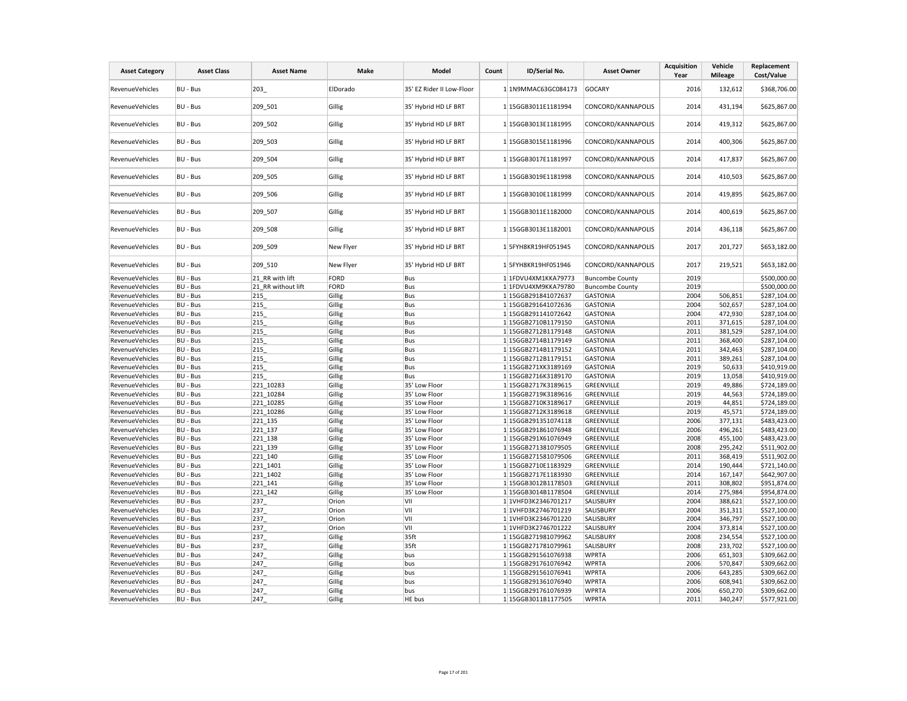| Asset Category | Asset Class | Asset Name | Make | Model | Count | ID/Serial No. | Asset Owner | Acquisition Year | Vehicle Mileage | Replacement Cost/Value |
|---|---|---|---|---|---|---|---|---|---|---|
| RevenueVehicles | BU - Bus | 203_ | ElDorado | 35' EZ Rider II Low-Floor | 1 | 1N9MMAC63GC084173 | GOCARY | 2016 | 132,612 | $368,706.00 |
| RevenueVehicles | BU - Bus | 209_501 | Gillig | 35' Hybrid HD LF BRT | 1 | 15GGB3011E1181994 | CONCORD/KANNAPOLIS | 2014 | 431,194 | $625,867.00 |
| RevenueVehicles | BU - Bus | 209_502 | Gillig | 35' Hybrid HD LF BRT | 1 | 15GGB3013E1181995 | CONCORD/KANNAPOLIS | 2014 | 419,312 | $625,867.00 |
| RevenueVehicles | BU - Bus | 209_503 | Gillig | 35' Hybrid HD LF BRT | 1 | 15GGB3015E1181996 | CONCORD/KANNAPOLIS | 2014 | 400,306 | $625,867.00 |
| RevenueVehicles | BU - Bus | 209_504 | Gillig | 35' Hybrid HD LF BRT | 1 | 15GGB3017E1181997 | CONCORD/KANNAPOLIS | 2014 | 417,837 | $625,867.00 |
| RevenueVehicles | BU - Bus | 209_505 | Gillig | 35' Hybrid HD LF BRT | 1 | 15GGB3019E1181998 | CONCORD/KANNAPOLIS | 2014 | 410,503 | $625,867.00 |
| RevenueVehicles | BU - Bus | 209_506 | Gillig | 35' Hybrid HD LF BRT | 1 | 15GGB3010E1181999 | CONCORD/KANNAPOLIS | 2014 | 419,895 | $625,867.00 |
| RevenueVehicles | BU - Bus | 209_507 | Gillig | 35' Hybrid HD LF BRT | 1 | 15GGB3011E1182000 | CONCORD/KANNAPOLIS | 2014 | 400,619 | $625,867.00 |
| RevenueVehicles | BU - Bus | 209_508 | Gillig | 35' Hybrid HD LF BRT | 1 | 15GGB3013E1182001 | CONCORD/KANNAPOLIS | 2014 | 436,118 | $625,867.00 |
| RevenueVehicles | BU - Bus | 209_509 | New Flyer | 35' Hybrid HD LF BRT | 1 | 5FYH8KR19HF051945 | CONCORD/KANNAPOLIS | 2017 | 201,727 | $653,182.00 |
| RevenueVehicles | BU - Bus | 209_510 | New Flyer | 35' Hybrid HD LF BRT | 1 | 5FYH8KR19HF051946 | CONCORD/KANNAPOLIS | 2017 | 219,521 | $653,182.00 |
| RevenueVehicles | BU - Bus | 21_RR with lift | FORD | Bus | 1 | 1FDVU4XM1KKA79773 | Buncombe County | 2019 | | $500,000.00 |
| RevenueVehicles | BU - Bus | 21_RR without lift | FORD | Bus | 1 | 1FDVU4XM9KKA79780 | Buncombe County | 2019 | | $500,000.00 |
| RevenueVehicles | BU - Bus | 215_ | Gillig | Bus | 1 | 15GGB291841072637 | GASTONIA | 2004 | 506,851 | $287,104.00 |
| RevenueVehicles | BU - Bus | 215_ | Gillig | Bus | 1 | 15GGB291641072636 | GASTONIA | 2004 | 502,657 | $287,104.00 |
| RevenueVehicles | BU - Bus | 215_ | Gillig | Bus | 1 | 15GGB291141072642 | GASTONIA | 2004 | 472,930 | $287,104.00 |
| RevenueVehicles | BU - Bus | 215_ | Gillig | Bus | 1 | 15GGB2710B1179150 | GASTONIA | 2011 | 371,615 | $287,104.00 |
| RevenueVehicles | BU - Bus | 215_ | Gillig | Bus | 1 | 15GGB2712B1179148 | GASTONIA | 2011 | 381,529 | $287,104.00 |
| RevenueVehicles | BU - Bus | 215_ | Gillig | Bus | 1 | 15GGB2714B1179149 | GASTONIA | 2011 | 368,400 | $287,104.00 |
| RevenueVehicles | BU - Bus | 215_ | Gillig | Bus | 1 | 15GGB2714B1179152 | GASTONIA | 2011 | 342,463 | $287,104.00 |
| RevenueVehicles | BU - Bus | 215_ | Gillig | Bus | 1 | 15GGB2712B1179151 | GASTONIA | 2011 | 389,261 | $287,104.00 |
| RevenueVehicles | BU - Bus | 215_ | Gillig | Bus | 1 | 15GGB271XK3189169 | GASTONIA | 2019 | 50,633 | $410,919.00 |
| RevenueVehicles | BU - Bus | 215_ | Gillig | Bus | 1 | 15GGB2716K3189170 | GASTONIA | 2019 | 13,058 | $410,919.00 |
| RevenueVehicles | BU - Bus | 221_10283 | Gillig | 35' Low Floor | 1 | 15GGB2717K3189615 | GREENVILLE | 2019 | 49,886 | $724,189.00 |
| RevenueVehicles | BU - Bus | 221_10284 | Gillig | 35' Low Floor | 1 | 15GGB2719K3189616 | GREENVILLE | 2019 | 44,563 | $724,189.00 |
| RevenueVehicles | BU - Bus | 221_10285 | Gillig | 35' Low Floor | 1 | 15GGB2710K3189617 | GREENVILLE | 2019 | 44,851 | $724,189.00 |
| RevenueVehicles | BU - Bus | 221_10286 | Gillig | 35' Low Floor | 1 | 15GGB2712K3189618 | GREENVILLE | 2019 | 45,571 | $724,189.00 |
| RevenueVehicles | BU - Bus | 221_135 | Gillig | 35' Low Floor | 1 | 15GGB291351074118 | GREENVILLE | 2006 | 377,131 | $483,423.00 |
| RevenueVehicles | BU - Bus | 221_137 | Gillig | 35' Low Floor | 1 | 15GGB291861076948 | GREENVILLE | 2006 | 496,261 | $483,423.00 |
| RevenueVehicles | BU - Bus | 221_138 | Gillig | 35' Low Floor | 1 | 15GGB291X61076949 | GREENVILLE | 2008 | 455,100 | $483,423.00 |
| RevenueVehicles | BU - Bus | 221_139 | Gillig | 35' Low Floor | 1 | 15GGB271381079505 | GREENVILLE | 2008 | 295,242 | $511,902.00 |
| RevenueVehicles | BU - Bus | 221_140 | Gillig | 35' Low Floor | 1 | 15GGB271581079506 | GREENVILLE | 2011 | 368,419 | $511,902.00 |
| RevenueVehicles | BU - Bus | 221_1401 | Gillig | 35' Low Floor | 1 | 15GGB2710E1183929 | GREENVILLE | 2014 | 190,444 | $721,140.00 |
| RevenueVehicles | BU - Bus | 221_1402 | Gillig | 35' Low Floor | 1 | 15GGB2717E1183930 | GREENVILLE | 2014 | 167,147 | $642,907.00 |
| RevenueVehicles | BU - Bus | 221_141 | Gillig | 35' Low Floor | 1 | 15GGB3012B1178503 | GREENVILLE | 2011 | 308,802 | $951,874.00 |
| RevenueVehicles | BU - Bus | 221_142 | Gillig | 35' Low Floor | 1 | 15GGB3014B1178504 | GREENVILLE | 2014 | 275,984 | $954,874.00 |
| RevenueVehicles | BU - Bus | 237_ | Orion | VII | 1 | 1VHFD3K2346701217 | SALISBURY | 2004 | 388,621 | $527,100.00 |
| RevenueVehicles | BU - Bus | 237_ | Orion | VII | 1 | 1VHFD3K2746701219 | SALISBURY | 2004 | 351,311 | $527,100.00 |
| RevenueVehicles | BU - Bus | 237_ | Orion | VII | 1 | 1VHFD3K2346701220 | SALISBURY | 2004 | 346,797 | $527,100.00 |
| RevenueVehicles | BU - Bus | 237_ | Orion | VII | 1 | 1VHFD3K2746701222 | SALISBURY | 2004 | 373,814 | $527,100.00 |
| RevenueVehicles | BU - Bus | 237_ | Gillig | 35ft | 1 | 15GGB271981079962 | SALISBURY | 2008 | 234,554 | $527,100.00 |
| RevenueVehicles | BU - Bus | 237_ | Gillig | 35ft | 1 | 15GGB271781079961 | SALISBURY | 2008 | 233,702 | $527,100.00 |
| RevenueVehicles | BU - Bus | 247_ | Gillig | bus | 1 | 15GGB291561076938 | WPRTA | 2006 | 651,303 | $309,662.00 |
| RevenueVehicles | BU - Bus | 247_ | Gillig | bus | 1 | 15GGB291761076942 | WPRTA | 2006 | 570,847 | $309,662.00 |
| RevenueVehicles | BU - Bus | 247_ | Gillig | bus | 1 | 15GGB291561076941 | WPRTA | 2006 | 643,285 | $309,662.00 |
| RevenueVehicles | BU - Bus | 247_ | Gillig | bus | 1 | 15GGB291361076940 | WPRTA | 2006 | 608,941 | $309,662.00 |
| RevenueVehicles | BU - Bus | 247_ | Gillig | bus | 1 | 15GGB291761076939 | WPRTA | 2006 | 650,270 | $309,662.00 |
| RevenueVehicles | BU - Bus | 247_ | Gillig | HE bus | 1 | 15GGB3011B1177505 | WPRTA | 2011 | 340,247 | $577,921.00 |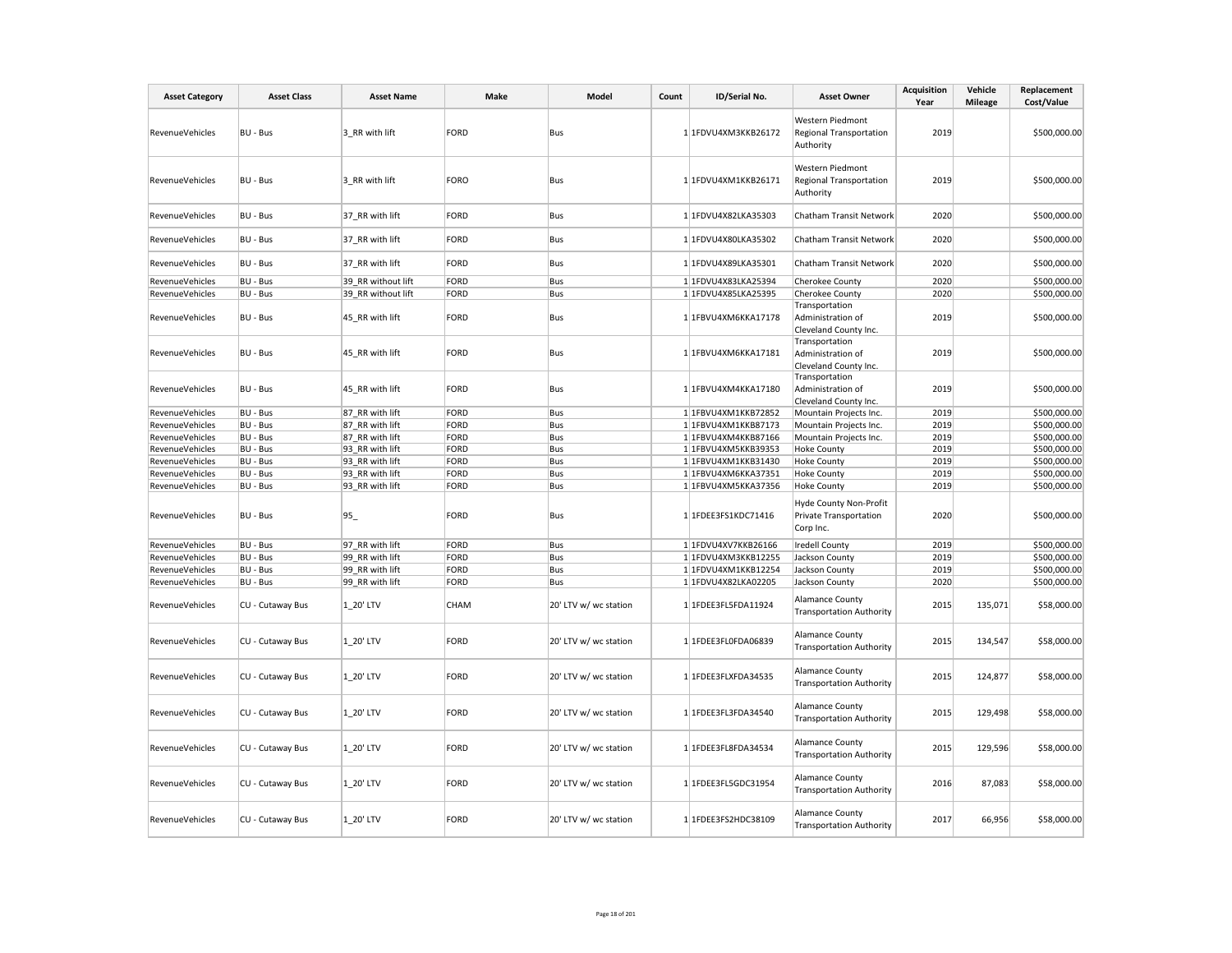| Asset Category | Asset Class | Asset Name | Make | Model | Count | ID/Serial No. | Asset Owner | Acquisition Year | Vehicle Mileage | Replacement Cost/Value |
|---|---|---|---|---|---|---|---|---|---|---|
| RevenueVehicles | BU - Bus | 3_RR with lift | FORD | Bus | 1 | 1FDVU4XM3KKB26172 | Western Piedmont Regional Transportation Authority | 2019 | | $500,000.00 |
| RevenueVehicles | BU - Bus | 3_RR with lift | FORO | Bus | 1 | 1FDVU4XM1KKB26171 | Western Piedmont Regional Transportation Authority | 2019 | | $500,000.00 |
| RevenueVehicles | BU - Bus | 37_RR with lift | FORD | Bus | 1 | 1FDVU4X82LKA35303 | Chatham Transit Network | 2020 | | $500,000.00 |
| RevenueVehicles | BU - Bus | 37_RR with lift | FORD | Bus | 1 | 1FDVU4X80LKA35302 | Chatham Transit Network | 2020 | | $500,000.00 |
| RevenueVehicles | BU - Bus | 37_RR with lift | FORD | Bus | 1 | 1FDVU4X89LKA35301 | Chatham Transit Network | 2020 | | $500,000.00 |
| RevenueVehicles | BU - Bus | 39_RR without lift | FORD | Bus | 1 | 1FDVU4X83LKA25394 | Cherokee County | 2020 | | $500,000.00 |
| RevenueVehicles | BU - Bus | 39_RR without lift | FORD | Bus | 1 | 1FDVU4X85LKA25395 | Cherokee County | 2020 | | $500,000.00 |
| RevenueVehicles | BU - Bus | 45_RR with lift | FORD | Bus | 1 | 1FBVU4XM6KKA17178 | Transportation Administration of Cleveland County Inc. | 2019 | | $500,000.00 |
| RevenueVehicles | BU - Bus | 45_RR with lift | FORD | Bus | 1 | 1FBVU4XM6KKA17181 | Transportation Administration of Cleveland County Inc. | 2019 | | $500,000.00 |
| RevenueVehicles | BU - Bus | 45_RR with lift | FORD | Bus | 1 | 1FBVU4XM4KKA17180 | Transportation Administration of Cleveland County Inc. | 2019 | | $500,000.00 |
| RevenueVehicles | BU - Bus | 87_RR with lift | FORD | Bus | 1 | 1FBVU4XM1KKB72852 | Mountain Projects Inc. | 2019 | | $500,000.00 |
| RevenueVehicles | BU - Bus | 87_RR with lift | FORD | Bus | 1 | 1FBVU4XM1KKB87173 | Mountain Projects Inc. | 2019 | | $500,000.00 |
| RevenueVehicles | BU - Bus | 87_RR with lift | FORD | Bus | 1 | 1FBVU4XM4KKB87166 | Mountain Projects Inc. | 2019 | | $500,000.00 |
| RevenueVehicles | BU - Bus | 93_RR with lift | FORD | Bus | 1 | 1FBVU4XM5KKB39353 | Hoke County | 2019 | | $500,000.00 |
| RevenueVehicles | BU - Bus | 93_RR with lift | FORD | Bus | 1 | 1FBVU4XM1KKB31430 | Hoke County | 2019 | | $500,000.00 |
| RevenueVehicles | BU - Bus | 93_RR with lift | FORD | Bus | 1 | 1FBVU4XM6KKA37351 | Hoke County | 2019 | | $500,000.00 |
| RevenueVehicles | BU - Bus | 93_RR with lift | FORD | Bus | 1 | 1FBVU4XM5KKA37356 | Hoke County | 2019 | | $500,000.00 |
| RevenueVehicles | BU - Bus | 95_ | FORD | Bus | 1 | 1FDEE3FS1KDC71416 | Hyde County Non-Profit Private Transportation Corp Inc. | 2020 | | $500,000.00 |
| RevenueVehicles | BU - Bus | 97_RR with lift | FORD | Bus | 1 | 1FDVU4XV7KKB26166 | Iredell County | 2019 | | $500,000.00 |
| RevenueVehicles | BU - Bus | 99_RR with lift | FORD | Bus | 1 | 1FDVU4XM3KKB12255 | Jackson County | 2019 | | $500,000.00 |
| RevenueVehicles | BU - Bus | 99_RR with lift | FORD | Bus | 1 | 1FDVU4XM1KKB12254 | Jackson County | 2019 | | $500,000.00 |
| RevenueVehicles | BU - Bus | 99_RR with lift | FORD | Bus | 1 | 1FDVU4X82LKA02205 | Jackson County | 2020 | | $500,000.00 |
| RevenueVehicles | CU - Cutaway Bus | 1_20' LTV | CHAM | 20' LTV w/ wc station | 1 | 1FDEE3FL5FDA11924 | Alamance County Transportation Authority | 2015 | 135,071 | $58,000.00 |
| RevenueVehicles | CU - Cutaway Bus | 1_20' LTV | FORD | 20' LTV w/ wc station | 1 | 1FDEE3FL0FDA06839 | Alamance County Transportation Authority | 2015 | 134,547 | $58,000.00 |
| RevenueVehicles | CU - Cutaway Bus | 1_20' LTV | FORD | 20' LTV w/ wc station | 1 | 1FDEE3FLXFDA34535 | Alamance County Transportation Authority | 2015 | 124,877 | $58,000.00 |
| RevenueVehicles | CU - Cutaway Bus | 1_20' LTV | FORD | 20' LTV w/ wc station | 1 | 1FDEE3FL3FDA34540 | Alamance County Transportation Authority | 2015 | 129,498 | $58,000.00 |
| RevenueVehicles | CU - Cutaway Bus | 1_20' LTV | FORD | 20' LTV w/ wc station | 1 | 1FDEE3FL8FDA34534 | Alamance County Transportation Authority | 2015 | 129,596 | $58,000.00 |
| RevenueVehicles | CU - Cutaway Bus | 1_20' LTV | FORD | 20' LTV w/ wc station | 1 | 1FDEE3FL5GDC31954 | Alamance County Transportation Authority | 2016 | 87,083 | $58,000.00 |
| RevenueVehicles | CU - Cutaway Bus | 1_20' LTV | FORD | 20' LTV w/ wc station | 1 | 1FDEE3FS2HDC38109 | Alamance County Transportation Authority | 2017 | 66,956 | $58,000.00 |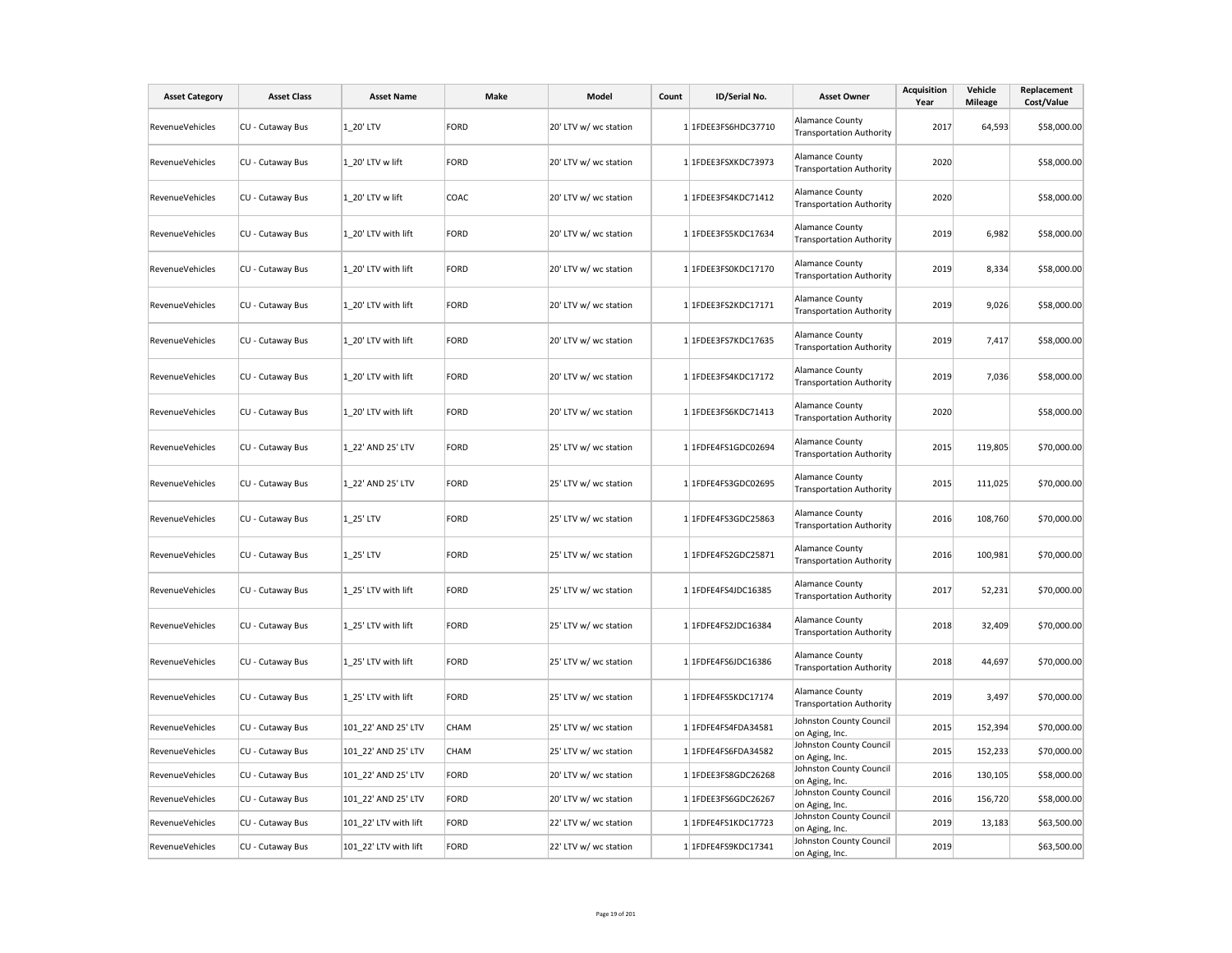| Asset Category | Asset Class | Asset Name | Make | Model | Count | ID/Serial No. | Asset Owner | Acquisition Year | Vehicle Mileage | Replacement Cost/Value |
|---|---|---|---|---|---|---|---|---|---|---|
| RevenueVehicles | CU - Cutaway Bus | 1_20' LTV | FORD | 20' LTV w/ wc station | 1 | 1FDEE3FS6HDC37710 | Alamance County Transportation Authority | 2017 | 64,593 | $58,000.00 |
| RevenueVehicles | CU - Cutaway Bus | 1_20' LTV w lift | FORD | 20' LTV w/ wc station | 1 | 1FDEE3FSXKDC73973 | Alamance County Transportation Authority | 2020 | | $58,000.00 |
| RevenueVehicles | CU - Cutaway Bus | 1_20' LTV w lift | COAC | 20' LTV w/ wc station | 1 | 1FDEE3FS4KDC71412 | Alamance County Transportation Authority | 2020 | | $58,000.00 |
| RevenueVehicles | CU - Cutaway Bus | 1_20' LTV with lift | FORD | 20' LTV w/ wc station | 1 | 1FDEE3FS5KDC17634 | Alamance County Transportation Authority | 2019 | 6,982 | $58,000.00 |
| RevenueVehicles | CU - Cutaway Bus | 1_20' LTV with lift | FORD | 20' LTV w/ wc station | 1 | 1FDEE3FS0KDC17170 | Alamance County Transportation Authority | 2019 | 8,334 | $58,000.00 |
| RevenueVehicles | CU - Cutaway Bus | 1_20' LTV with lift | FORD | 20' LTV w/ wc station | 1 | 1FDEE3FS2KDC17171 | Alamance County Transportation Authority | 2019 | 9,026 | $58,000.00 |
| RevenueVehicles | CU - Cutaway Bus | 1_20' LTV with lift | FORD | 20' LTV w/ wc station | 1 | 1FDEE3FS7KDC17635 | Alamance County Transportation Authority | 2019 | 7,417 | $58,000.00 |
| RevenueVehicles | CU - Cutaway Bus | 1_20' LTV with lift | FORD | 20' LTV w/ wc station | 1 | 1FDEE3FS4KDC17172 | Alamance County Transportation Authority | 2019 | 7,036 | $58,000.00 |
| RevenueVehicles | CU - Cutaway Bus | 1_20' LTV with lift | FORD | 20' LTV w/ wc station | 1 | 1FDEE3FS6KDC71413 | Alamance County Transportation Authority | 2020 | | $58,000.00 |
| RevenueVehicles | CU - Cutaway Bus | 1_22' AND 25' LTV | FORD | 25' LTV w/ wc station | 1 | 1FDFE4FS1GDC02694 | Alamance County Transportation Authority | 2015 | 119,805 | $70,000.00 |
| RevenueVehicles | CU - Cutaway Bus | 1_22' AND 25' LTV | FORD | 25' LTV w/ wc station | 1 | 1FDFE4FS3GDC02695 | Alamance County Transportation Authority | 2015 | 111,025 | $70,000.00 |
| RevenueVehicles | CU - Cutaway Bus | 1_25' LTV | FORD | 25' LTV w/ wc station | 1 | 1FDFE4FS3GDC25863 | Alamance County Transportation Authority | 2016 | 108,760 | $70,000.00 |
| RevenueVehicles | CU - Cutaway Bus | 1_25' LTV | FORD | 25' LTV w/ wc station | 1 | 1FDFE4FS2GDC25871 | Alamance County Transportation Authority | 2016 | 100,981 | $70,000.00 |
| RevenueVehicles | CU - Cutaway Bus | 1_25' LTV with lift | FORD | 25' LTV w/ wc station | 1 | 1FDFE4FS4JDC16385 | Alamance County Transportation Authority | 2017 | 52,231 | $70,000.00 |
| RevenueVehicles | CU - Cutaway Bus | 1_25' LTV with lift | FORD | 25' LTV w/ wc station | 1 | 1FDFE4FS2JDC16384 | Alamance County Transportation Authority | 2018 | 32,409 | $70,000.00 |
| RevenueVehicles | CU - Cutaway Bus | 1_25' LTV with lift | FORD | 25' LTV w/ wc station | 1 | 1FDFE4FS6JDC16386 | Alamance County Transportation Authority | 2018 | 44,697 | $70,000.00 |
| RevenueVehicles | CU - Cutaway Bus | 1_25' LTV with lift | FORD | 25' LTV w/ wc station | 1 | 1FDFE4FS5KDC17174 | Alamance County Transportation Authority | 2019 | 3,497 | $70,000.00 |
| RevenueVehicles | CU - Cutaway Bus | 101_22' AND 25' LTV | CHAM | 25' LTV w/ wc station | 1 | 1FDFE4FS4FDA34581 | Johnston County Council on Aging, Inc. | 2015 | 152,394 | $70,000.00 |
| RevenueVehicles | CU - Cutaway Bus | 101_22' AND 25' LTV | CHAM | 25' LTV w/ wc station | 1 | 1FDFE4FS6FDA34582 | Johnston County Council on Aging, Inc. | 2015 | 152,233 | $70,000.00 |
| RevenueVehicles | CU - Cutaway Bus | 101_22' AND 25' LTV | FORD | 20' LTV w/ wc station | 1 | 1FDEE3FS8GDC26268 | Johnston County Council on Aging, Inc. | 2016 | 130,105 | $58,000.00 |
| RevenueVehicles | CU - Cutaway Bus | 101_22' AND 25' LTV | FORD | 20' LTV w/ wc station | 1 | 1FDEE3FS6GDC26267 | Johnston County Council on Aging, Inc. | 2016 | 156,720 | $58,000.00 |
| RevenueVehicles | CU - Cutaway Bus | 101_22' LTV with lift | FORD | 22' LTV w/ wc station | 1 | 1FDFE4FS1KDC17723 | Johnston County Council on Aging, Inc. | 2019 | 13,183 | $63,500.00 |
| RevenueVehicles | CU - Cutaway Bus | 101_22' LTV with lift | FORD | 22' LTV w/ wc station | 1 | 1FDFE4FS9KDC17341 | Johnston County Council on Aging, Inc. | 2019 | | $63,500.00 |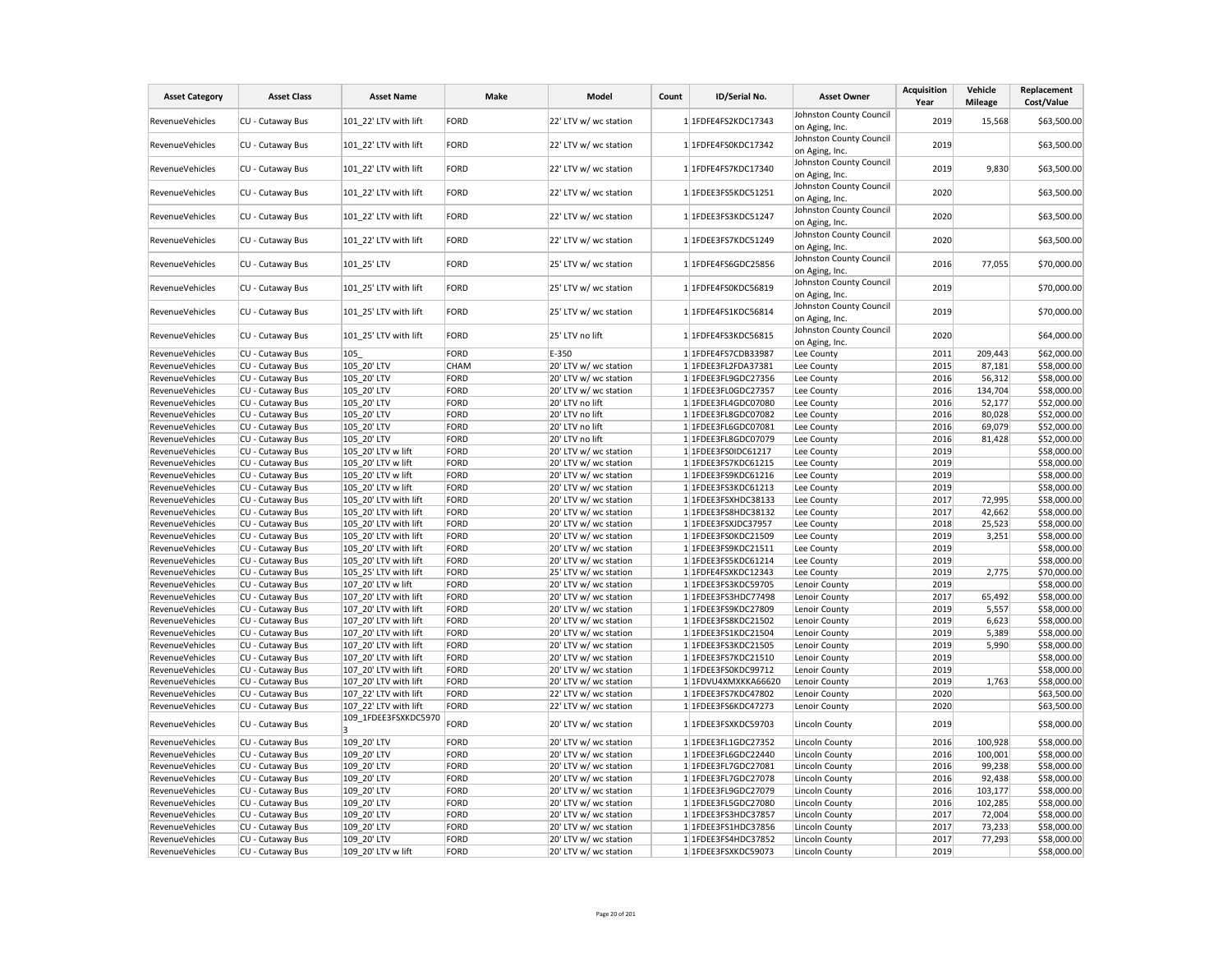| Asset Category | Asset Class | Asset Name | Make | Model | Count | ID/Serial No. | Asset Owner | Acquisition Year | Vehicle Mileage | Replacement Cost/Value |
|---|---|---|---|---|---|---|---|---|---|---|
| RevenueVehicles | CU - Cutaway Bus | 101_22' LTV with lift | FORD | 22' LTV w/ wc station | 1 | 1FDFE4FS2KDC17343 | Johnston County Council on Aging, Inc. | 2019 | 15,568 | $63,500.00 |
| RevenueVehicles | CU - Cutaway Bus | 101_22' LTV with lift | FORD | 22' LTV w/ wc station | 1 | 1FDFE4FS0KDC17342 | Johnston County Council on Aging, Inc. | 2019 | | $63,500.00 |
| RevenueVehicles | CU - Cutaway Bus | 101_22' LTV with lift | FORD | 22' LTV w/ wc station | 1 | 1FDFE4FS7KDC17340 | Johnston County Council on Aging, Inc. | 2019 | 9,830 | $63,500.00 |
| RevenueVehicles | CU - Cutaway Bus | 101_22' LTV with lift | FORD | 22' LTV w/ wc station | 1 | 1FDEE3FS5KDC51251 | Johnston County Council on Aging, Inc. | 2020 | | $63,500.00 |
| RevenueVehicles | CU - Cutaway Bus | 101_22' LTV with lift | FORD | 22' LTV w/ wc station | 1 | 1FDEE3FS3KDC51247 | Johnston County Council on Aging, Inc. | 2020 | | $63,500.00 |
| RevenueVehicles | CU - Cutaway Bus | 101_22' LTV with lift | FORD | 22' LTV w/ wc station | 1 | 1FDEE3FS7KDC51249 | Johnston County Council on Aging, Inc. | 2020 | | $63,500.00 |
| RevenueVehicles | CU - Cutaway Bus | 101_25' LTV | FORD | 25' LTV w/ wc station | 1 | 1FDFE4FS6GDC25856 | Johnston County Council on Aging, Inc. | 2016 | 77,055 | $70,000.00 |
| RevenueVehicles | CU - Cutaway Bus | 101_25' LTV with lift | FORD | 25' LTV w/ wc station | 1 | 1FDFE4FS0KDC56819 | Johnston County Council on Aging, Inc. | 2019 | | $70,000.00 |
| RevenueVehicles | CU - Cutaway Bus | 101_25' LTV with lift | FORD | 25' LTV w/ wc station | 1 | 1FDFE4FS1KDC56814 | Johnston County Council on Aging, Inc. | 2019 | | $70,000.00 |
| RevenueVehicles | CU - Cutaway Bus | 101_25' LTV with lift | FORD | 25' LTV no lift | 1 | 1FDFE4FS3KDC56815 | Johnston County Council on Aging, Inc. | 2020 | | $64,000.00 |
| RevenueVehicles | CU - Cutaway Bus | 105_ | FORD | E-350 | 1 | 1FDFE4FS7CDB33987 | Lee County | 2011 | 209,443 | $62,000.00 |
| RevenueVehicles | CU - Cutaway Bus | 105_20' LTV | CHAM | 20' LTV w/ wc station | 1 | 1FDEE3FL2FDA37381 | Lee County | 2015 | 87,181 | $58,000.00 |
| RevenueVehicles | CU - Cutaway Bus | 105_20' LTV | FORD | 20' LTV w/ wc station | 1 | 1FDEE3FL9GDC27356 | Lee County | 2016 | 56,312 | $58,000.00 |
| RevenueVehicles | CU - Cutaway Bus | 105_20' LTV | FORD | 20' LTV w/ wc station | 1 | 1FDEE3FL0GDC27357 | Lee County | 2016 | 134,704 | $58,000.00 |
| RevenueVehicles | CU - Cutaway Bus | 105_20' LTV | FORD | 20' LTV no lift | 1 | 1FDEE3FL4GDC07080 | Lee County | 2016 | 52,177 | $52,000.00 |
| RevenueVehicles | CU - Cutaway Bus | 105_20' LTV | FORD | 20' LTV no lift | 1 | 1FDEE3FL8GDC07082 | Lee County | 2016 | 80,028 | $52,000.00 |
| RevenueVehicles | CU - Cutaway Bus | 105_20' LTV | FORD | 20' LTV no lift | 1 | 1FDEE3FL6GDC07081 | Lee County | 2016 | 69,079 | $52,000.00 |
| RevenueVehicles | CU - Cutaway Bus | 105_20' LTV | FORD | 20' LTV no lift | 1 | 1FDEE3FL8GDC07079 | Lee County | 2016 | 81,428 | $52,000.00 |
| RevenueVehicles | CU - Cutaway Bus | 105_20' LTV w lift | FORD | 20' LTV w/ wc station | 1 | 1FDEE3FS0IDC61217 | Lee County | 2019 | | $58,000.00 |
| RevenueVehicles | CU - Cutaway Bus | 105_20' LTV w lift | FORD | 20' LTV w/ wc station | 1 | 1FDEE3FS7KDC61215 | Lee County | 2019 | | $58,000.00 |
| RevenueVehicles | CU - Cutaway Bus | 105_20' LTV w lift | FORD | 20' LTV w/ wc station | 1 | 1FDEE3FS9KDC61216 | Lee County | 2019 | | $58,000.00 |
| RevenueVehicles | CU - Cutaway Bus | 105_20' LTV w lift | FORD | 20' LTV w/ wc station | 1 | 1FDEE3FS3KDC61213 | Lee County | 2019 | | $58,000.00 |
| RevenueVehicles | CU - Cutaway Bus | 105_20' LTV with lift | FORD | 20' LTV w/ wc station | 1 | 1FDEE3FSXHDC38133 | Lee County | 2017 | 72,995 | $58,000.00 |
| RevenueVehicles | CU - Cutaway Bus | 105_20' LTV with lift | FORD | 20' LTV w/ wc station | 1 | 1FDEE3FS8HDC38132 | Lee County | 2017 | 42,662 | $58,000.00 |
| RevenueVehicles | CU - Cutaway Bus | 105_20' LTV with lift | FORD | 20' LTV w/ wc station | 1 | 1FDEE3FSXJDC37957 | Lee County | 2018 | 25,523 | $58,000.00 |
| RevenueVehicles | CU - Cutaway Bus | 105_20' LTV with lift | FORD | 20' LTV w/ wc station | 1 | 1FDEE3FS0KDC21509 | Lee County | 2019 | 3,251 | $58,000.00 |
| RevenueVehicles | CU - Cutaway Bus | 105_20' LTV with lift | FORD | 20' LTV w/ wc station | 1 | 1FDEE3FS9KDC21511 | Lee County | 2019 | | $58,000.00 |
| RevenueVehicles | CU - Cutaway Bus | 105_20' LTV with lift | FORD | 20' LTV w/ wc station | 1 | 1FDEE3FS5KDC61214 | Lee County | 2019 | | $58,000.00 |
| RevenueVehicles | CU - Cutaway Bus | 105_25' LTV with lift | FORD | 25' LTV w/ wc station | 1 | 1FDFE4FSXKDC12343 | Lee County | 2019 | 2,775 | $70,000.00 |
| RevenueVehicles | CU - Cutaway Bus | 107_20' LTV w lift | FORD | 20' LTV w/ wc station | 1 | 1FDEE3FS3KDC59705 | Lenoir County | 2019 | | $58,000.00 |
| RevenueVehicles | CU - Cutaway Bus | 107_20' LTV with lift | FORD | 20' LTV w/ wc station | 1 | 1FDEE3FS3HDC77498 | Lenoir County | 2017 | 65,492 | $58,000.00 |
| RevenueVehicles | CU - Cutaway Bus | 107_20' LTV with lift | FORD | 20' LTV w/ wc station | 1 | 1FDEE3FS9KDC27809 | Lenoir County | 2019 | 5,557 | $58,000.00 |
| RevenueVehicles | CU - Cutaway Bus | 107_20' LTV with lift | FORD | 20' LTV w/ wc station | 1 | 1FDEE3FS8KDC21502 | Lenoir County | 2019 | 6,623 | $58,000.00 |
| RevenueVehicles | CU - Cutaway Bus | 107_20' LTV with lift | FORD | 20' LTV w/ wc station | 1 | 1FDEE3FS1KDC21504 | Lenoir County | 2019 | 5,389 | $58,000.00 |
| RevenueVehicles | CU - Cutaway Bus | 107_20' LTV with lift | FORD | 20' LTV w/ wc station | 1 | 1FDEE3FS3KDC21505 | Lenoir County | 2019 | 5,990 | $58,000.00 |
| RevenueVehicles | CU - Cutaway Bus | 107_20' LTV with lift | FORD | 20' LTV w/ wc station | 1 | 1FDEE3FS7KDC21510 | Lenoir County | 2019 | | $58,000.00 |
| RevenueVehicles | CU - Cutaway Bus | 107_20' LTV with lift | FORD | 20' LTV w/ wc station | 1 | 1FDEE3FS0KDC99712 | Lenoir County | 2019 | | $58,000.00 |
| RevenueVehicles | CU - Cutaway Bus | 107_20' LTV with lift | FORD | 20' LTV w/ wc station | 1 | 1FDVU4XMXKKA66620 | Lenoir County | 2019 | 1,763 | $58,000.00 |
| RevenueVehicles | CU - Cutaway Bus | 107_22' LTV with lift | FORD | 22' LTV w/ wc station | 1 | 1FDEE3FS7KDC47802 | Lenoir County | 2020 | | $63,500.00 |
| RevenueVehicles | CU - Cutaway Bus | 107_22' LTV with lift | FORD | 22' LTV w/ wc station | 1 | 1FDEE3FS6KDC47273 | Lenoir County | 2020 | | $63,500.00 |
| RevenueVehicles | CU - Cutaway Bus | 109_1FDEE3FSXKDC59703 | FORD | 20' LTV w/ wc station | 1 | 1FDEE3FSXKDC59703 | Lincoln County | 2019 | | $58,000.00 |
| RevenueVehicles | CU - Cutaway Bus | 109_20' LTV | FORD | 20' LTV w/ wc station | 1 | 1FDEE3FL1GDC27352 | Lincoln County | 2016 | 100,928 | $58,000.00 |
| RevenueVehicles | CU - Cutaway Bus | 109_20' LTV | FORD | 20' LTV w/ wc station | 1 | 1FDEE3FL6GDC22440 | Lincoln County | 2016 | 100,001 | $58,000.00 |
| RevenueVehicles | CU - Cutaway Bus | 109_20' LTV | FORD | 20' LTV w/ wc station | 1 | 1FDEE3FL7GDC27081 | Lincoln County | 2016 | 99,238 | $58,000.00 |
| RevenueVehicles | CU - Cutaway Bus | 109_20' LTV | FORD | 20' LTV w/ wc station | 1 | 1FDEE3FL7GDC27078 | Lincoln County | 2016 | 92,438 | $58,000.00 |
| RevenueVehicles | CU - Cutaway Bus | 109_20' LTV | FORD | 20' LTV w/ wc station | 1 | 1FDEE3FL9GDC27079 | Lincoln County | 2016 | 103,177 | $58,000.00 |
| RevenueVehicles | CU - Cutaway Bus | 109_20' LTV | FORD | 20' LTV w/ wc station | 1 | 1FDEE3FL5GDC27080 | Lincoln County | 2016 | 102,285 | $58,000.00 |
| RevenueVehicles | CU - Cutaway Bus | 109_20' LTV | FORD | 20' LTV w/ wc station | 1 | 1FDEE3FS3HDC37857 | Lincoln County | 2017 | 72,004 | $58,000.00 |
| RevenueVehicles | CU - Cutaway Bus | 109_20' LTV | FORD | 20' LTV w/ wc station | 1 | 1FDEE3FS1HDC37856 | Lincoln County | 2017 | 73,233 | $58,000.00 |
| RevenueVehicles | CU - Cutaway Bus | 109_20' LTV | FORD | 20' LTV w/ wc station | 1 | 1FDEE3FS4HDC37852 | Lincoln County | 2017 | 77,293 | $58,000.00 |
| RevenueVehicles | CU - Cutaway Bus | 109_20' LTV w lift | FORD | 20' LTV w/ wc station | 1 | 1FDEE3FSXKDC59073 | Lincoln County | 2019 | | $58,000.00 |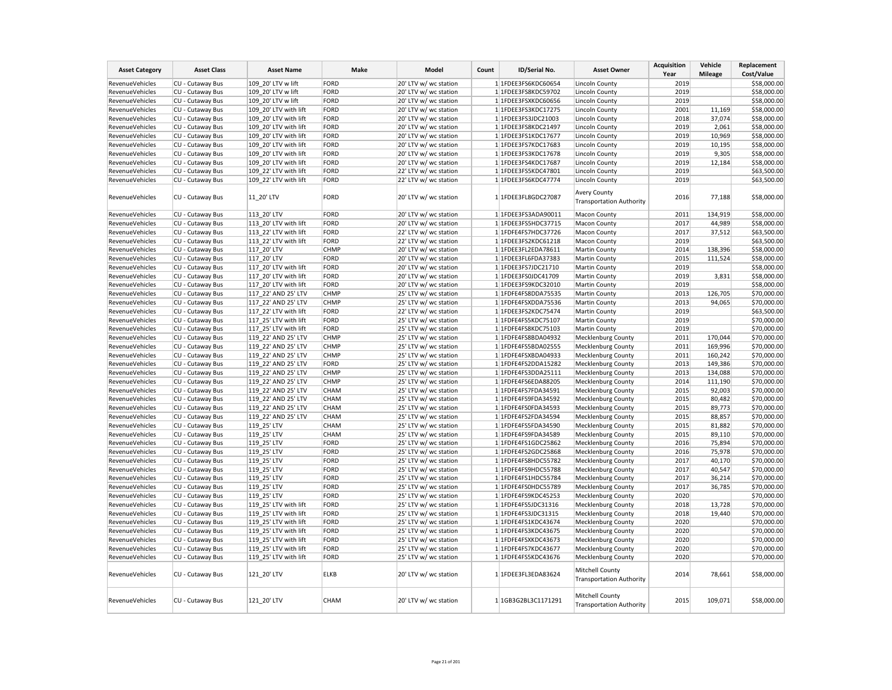| Asset Category | Asset Class | Asset Name | Make | Model | Count | ID/Serial No. | Asset Owner | Acquisition Year | Vehicle Mileage | Replacement Cost/Value |
|---|---|---|---|---|---|---|---|---|---|---|
| RevenueVehicles | CU - Cutaway Bus | 109_20' LTV w lift | FORD | 20' LTV w/ wc station | 1 | 1FDEE3FS6KDC60654 | Lincoln County | 2019 | | $58,000.00 |
| RevenueVehicles | CU - Cutaway Bus | 109_20' LTV w lift | FORD | 20' LTV w/ wc station | 1 | 1FDEE3FS8KDC59702 | Lincoln County | 2019 | | $58,000.00 |
| RevenueVehicles | CU - Cutaway Bus | 109_20' LTV w lift | FORD | 20' LTV w/ wc station | 1 | 1FDEE3FSXKDC60656 | Lincoln County | 2019 | | $58,000.00 |
| RevenueVehicles | CU - Cutaway Bus | 109_20' LTV with lift | FORD | 20' LTV w/ wc station | 1 | 1FDEE3FS3KDC17275 | Lincoln County | 2001 | 11,169 | $58,000.00 |
| RevenueVehicles | CU - Cutaway Bus | 109_20' LTV with lift | FORD | 20' LTV w/ wc station | 1 | 1FDEE3FS3JDC21003 | Lincoln County | 2018 | 37,074 | $58,000.00 |
| RevenueVehicles | CU - Cutaway Bus | 109_20' LTV with lift | FORD | 20' LTV w/ wc station | 1 | 1FDEE3FS8KDC21497 | Lincoln County | 2019 | 2,061 | $58,000.00 |
| RevenueVehicles | CU - Cutaway Bus | 109_20' LTV with lift | FORD | 20' LTV w/ wc station | 1 | 1FDEE3FS1KDC17677 | Lincoln County | 2019 | 10,969 | $58,000.00 |
| RevenueVehicles | CU - Cutaway Bus | 109_20' LTV with lift | FORD | 20' LTV w/ wc station | 1 | 1FDEE3FS7KDC17683 | Lincoln County | 2019 | 10,195 | $58,000.00 |
| RevenueVehicles | CU - Cutaway Bus | 109_20' LTV with lift | FORD | 20' LTV w/ wc station | 1 | 1FDEE3FS3KDC17678 | Lincoln County | 2019 | 9,305 | $58,000.00 |
| RevenueVehicles | CU - Cutaway Bus | 109_20' LTV with lift | FORD | 20' LTV w/ wc station | 1 | 1FDEE3FS4KDC17687 | Lincoln County | 2019 | 12,184 | $58,000.00 |
| RevenueVehicles | CU - Cutaway Bus | 109_22' LTV with lift | FORD | 22' LTV w/ wc station | 1 | 1FDEE3FS5KDC47801 | Lincoln County | 2019 | | $63,500.00 |
| RevenueVehicles | CU - Cutaway Bus | 109_22' LTV with lift | FORD | 22' LTV w/ wc station | 1 | 1FDEE3FS6KDC47774 | Lincoln County | 2019 | | $63,500.00 |
| RevenueVehicles | CU - Cutaway Bus | 11_20' LTV | FORD | 20' LTV w/ wc station | 1 | 1FDEE3FL8GDC27087 | Avery County Transportation Authority | 2016 | 77,188 | $58,000.00 |
| RevenueVehicles | CU - Cutaway Bus | 113_20' LTV | FORD | 20' LTV w/ wc station | 1 | 1FDEE3FS3ADA90011 | Macon County | 2011 | 134,919 | $58,000.00 |
| RevenueVehicles | CU - Cutaway Bus | 113_20' LTV with lift | FORD | 20' LTV w/ wc station | 1 | 1FDEE3FS5HDC37715 | Macon County | 2017 | 44,989 | $58,000.00 |
| RevenueVehicles | CU - Cutaway Bus | 113_22' LTV with lift | FORD | 22' LTV w/ wc station | 1 | 1FDFE4FS7HDC37726 | Macon County | 2017 | 37,512 | $63,500.00 |
| RevenueVehicles | CU - Cutaway Bus | 113_22' LTV with lift | FORD | 22' LTV w/ wc station | 1 | 1FDEE3FS2KDC61218 | Macon County | 2019 | | $63,500.00 |
| RevenueVehicles | CU - Cutaway Bus | 117_20' LTV | CHMP | 20' LTV w/ wc station | 1 | 1FDEE3FL2EDA78611 | Martin County | 2014 | 138,396 | $58,000.00 |
| RevenueVehicles | CU - Cutaway Bus | 117_20' LTV | FORD | 20' LTV w/ wc station | 1 | 1FDEE3FL6FDA37383 | Martin County | 2015 | 111,524 | $58,000.00 |
| RevenueVehicles | CU - Cutaway Bus | 117_20' LTV with lift | FORD | 20' LTV w/ wc station | 1 | 1FDEE3FS7JDC21710 | Martin County | 2019 | | $58,000.00 |
| RevenueVehicles | CU - Cutaway Bus | 117_20' LTV with lift | FORD | 20' LTV w/ wc station | 1 | 1FDEE3FS0JDC41709 | Martin County | 2019 | 3,831 | $58,000.00 |
| RevenueVehicles | CU - Cutaway Bus | 117_20' LTV with lift | FORD | 20' LTV w/ wc station | 1 | 1FDEE3FS9KDC32010 | Martin County | 2019 | | $58,000.00 |
| RevenueVehicles | CU - Cutaway Bus | 117_22' AND 25' LTV | CHMP | 25' LTV w/ wc station | 1 | 1FDFE4FS8DDA75535 | Martin County | 2013 | 126,705 | $70,000.00 |
| RevenueVehicles | CU - Cutaway Bus | 117_22' AND 25' LTV | CHMP | 25' LTV w/ wc station | 1 | 1FDFE4FSXDDA75536 | Martin County | 2013 | 94,065 | $70,000.00 |
| RevenueVehicles | CU - Cutaway Bus | 117_22' LTV with lift | FORD | 22' LTV w/ wc station | 1 | 1FDEE3FS2KDC75474 | Martin County | 2019 | | $63,500.00 |
| RevenueVehicles | CU - Cutaway Bus | 117_25' LTV with lift | FORD | 25' LTV w/ wc station | 1 | 1FDFE4FS5KDC75107 | Martin County | 2019 | | $70,000.00 |
| RevenueVehicles | CU - Cutaway Bus | 117_25' LTV with lift | FORD | 25' LTV w/ wc station | 1 | 1FDFE4FS8KDC75103 | Martin County | 2019 | | $70,000.00 |
| RevenueVehicles | CU - Cutaway Bus | 119_22' AND 25' LTV | CHMP | 25' LTV w/ wc station | 1 | 1FDFE4FS8BDA04932 | Mecklenburg County | 2011 | 170,044 | $70,000.00 |
| RevenueVehicles | CU - Cutaway Bus | 119_22' AND 25' LTV | CHMP | 25' LTV w/ wc station | 1 | 1FDFE4FS5BDA02555 | Mecklenburg County | 2011 | 169,996 | $70,000.00 |
| RevenueVehicles | CU - Cutaway Bus | 119_22' AND 25' LTV | CHMP | 25' LTV w/ wc station | 1 | 1FDFE4FSXBDA04933 | Mecklenburg County | 2011 | 160,242 | $70,000.00 |
| RevenueVehicles | CU - Cutaway Bus | 119_22' AND 25' LTV | FORD | 25' LTV w/ wc station | 1 | 1FDFE4FS2DDA15282 | Mecklenburg County | 2013 | 149,386 | $70,000.00 |
| RevenueVehicles | CU - Cutaway Bus | 119_22' AND 25' LTV | CHMP | 25' LTV w/ wc station | 1 | 1FDFE4FS3DDA25111 | Mecklenburg County | 2013 | 134,088 | $70,000.00 |
| RevenueVehicles | CU - Cutaway Bus | 119_22' AND 25' LTV | CHMP | 25' LTV w/ wc station | 1 | 1FDFE4FS6EDA88205 | Mecklenburg County | 2014 | 111,190 | $70,000.00 |
| RevenueVehicles | CU - Cutaway Bus | 119_22' AND 25' LTV | CHAM | 25' LTV w/ wc station | 1 | 1FDFE4FS7FDA34591 | Mecklenburg County | 2015 | 92,003 | $70,000.00 |
| RevenueVehicles | CU - Cutaway Bus | 119_22' AND 25' LTV | CHAM | 25' LTV w/ wc station | 1 | 1FDFE4FS9FDA34592 | Mecklenburg County | 2015 | 80,482 | $70,000.00 |
| RevenueVehicles | CU - Cutaway Bus | 119_22' AND 25' LTV | CHAM | 25' LTV w/ wc station | 1 | 1FDFE4FS0FDA34593 | Mecklenburg County | 2015 | 89,773 | $70,000.00 |
| RevenueVehicles | CU - Cutaway Bus | 119_22' AND 25' LTV | CHAM | 25' LTV w/ wc station | 1 | 1FDFE4FS2FDA34594 | Mecklenburg County | 2015 | 88,857 | $70,000.00 |
| RevenueVehicles | CU - Cutaway Bus | 119_25' LTV | CHAM | 25' LTV w/ wc station | 1 | 1FDFE4FS5FDA34590 | Mecklenburg County | 2015 | 81,882 | $70,000.00 |
| RevenueVehicles | CU - Cutaway Bus | 119_25' LTV | CHAM | 25' LTV w/ wc station | 1 | 1FDFE4FS9FDA34589 | Mecklenburg County | 2015 | 89,110 | $70,000.00 |
| RevenueVehicles | CU - Cutaway Bus | 119_25' LTV | FORD | 25' LTV w/ wc station | 1 | 1FDFE4FS1GDC25862 | Mecklenburg County | 2016 | 75,894 | $70,000.00 |
| RevenueVehicles | CU - Cutaway Bus | 119_25' LTV | FORD | 25' LTV w/ wc station | 1 | 1FDFE4FS2GDC25868 | Mecklenburg County | 2016 | 75,978 | $70,000.00 |
| RevenueVehicles | CU - Cutaway Bus | 119_25' LTV | FORD | 25' LTV w/ wc station | 1 | 1FDFE4FS8HDC55782 | Mecklenburg County | 2017 | 40,170 | $70,000.00 |
| RevenueVehicles | CU - Cutaway Bus | 119_25' LTV | FORD | 25' LTV w/ wc station | 1 | 1FDFE4FS9HDC55788 | Mecklenburg County | 2017 | 40,547 | $70,000.00 |
| RevenueVehicles | CU - Cutaway Bus | 119_25' LTV | FORD | 25' LTV w/ wc station | 1 | 1FDFE4FS1HDC55784 | Mecklenburg County | 2017 | 36,214 | $70,000.00 |
| RevenueVehicles | CU - Cutaway Bus | 119_25' LTV | FORD | 25' LTV w/ wc station | 1 | 1FDFE4FS0HDC55789 | Mecklenburg County | 2017 | 36,785 | $70,000.00 |
| RevenueVehicles | CU - Cutaway Bus | 119_25' LTV | FORD | 25' LTV w/ wc station | 1 | 1FDFE4FS9KDC45253 | Mecklenburg County | 2020 | | $70,000.00 |
| RevenueVehicles | CU - Cutaway Bus | 119_25' LTV with lift | FORD | 25' LTV w/ wc station | 1 | 1FDFE4FS5JDC31316 | Mecklenburg County | 2018 | 13,728 | $70,000.00 |
| RevenueVehicles | CU - Cutaway Bus | 119_25' LTV with lift | FORD | 25' LTV w/ wc station | 1 | 1FDFE4FS3JDC31315 | Mecklenburg County | 2018 | 19,440 | $70,000.00 |
| RevenueVehicles | CU - Cutaway Bus | 119_25' LTV with lift | FORD | 25' LTV w/ wc station | 1 | 1FDFE4FS1KDC43674 | Mecklenburg County | 2020 | | $70,000.00 |
| RevenueVehicles | CU - Cutaway Bus | 119_25' LTV with lift | FORD | 25' LTV w/ wc station | 1 | 1FDFE4FS3KDC43675 | Mecklenburg County | 2020 | | $70,000.00 |
| RevenueVehicles | CU - Cutaway Bus | 119_25' LTV with lift | FORD | 25' LTV w/ wc station | 1 | 1FDFE4FSXKDC43673 | Mecklenburg County | 2020 | | $70,000.00 |
| RevenueVehicles | CU - Cutaway Bus | 119_25' LTV with lift | FORD | 25' LTV w/ wc station | 1 | 1FDFE4FS7KDC43677 | Mecklenburg County | 2020 | | $70,000.00 |
| RevenueVehicles | CU - Cutaway Bus | 119_25' LTV with lift | FORD | 25' LTV w/ wc station | 1 | 1FDFE4FS5KDC43676 | Mecklenburg County | 2020 | | $70,000.00 |
| RevenueVehicles | CU - Cutaway Bus | 121_20' LTV | ELKB | 20' LTV w/ wc station | 1 | 1FDEE3FL3EDA83624 | Mitchell County Transportation Authority | 2014 | 78,661 | $58,000.00 |
| RevenueVehicles | CU - Cutaway Bus | 121_20' LTV | CHAM | 20' LTV w/ wc station | 1 | 1GB3G2BL3C1171291 | Mitchell County Transportation Authority | 2015 | 109,071 | $58,000.00 |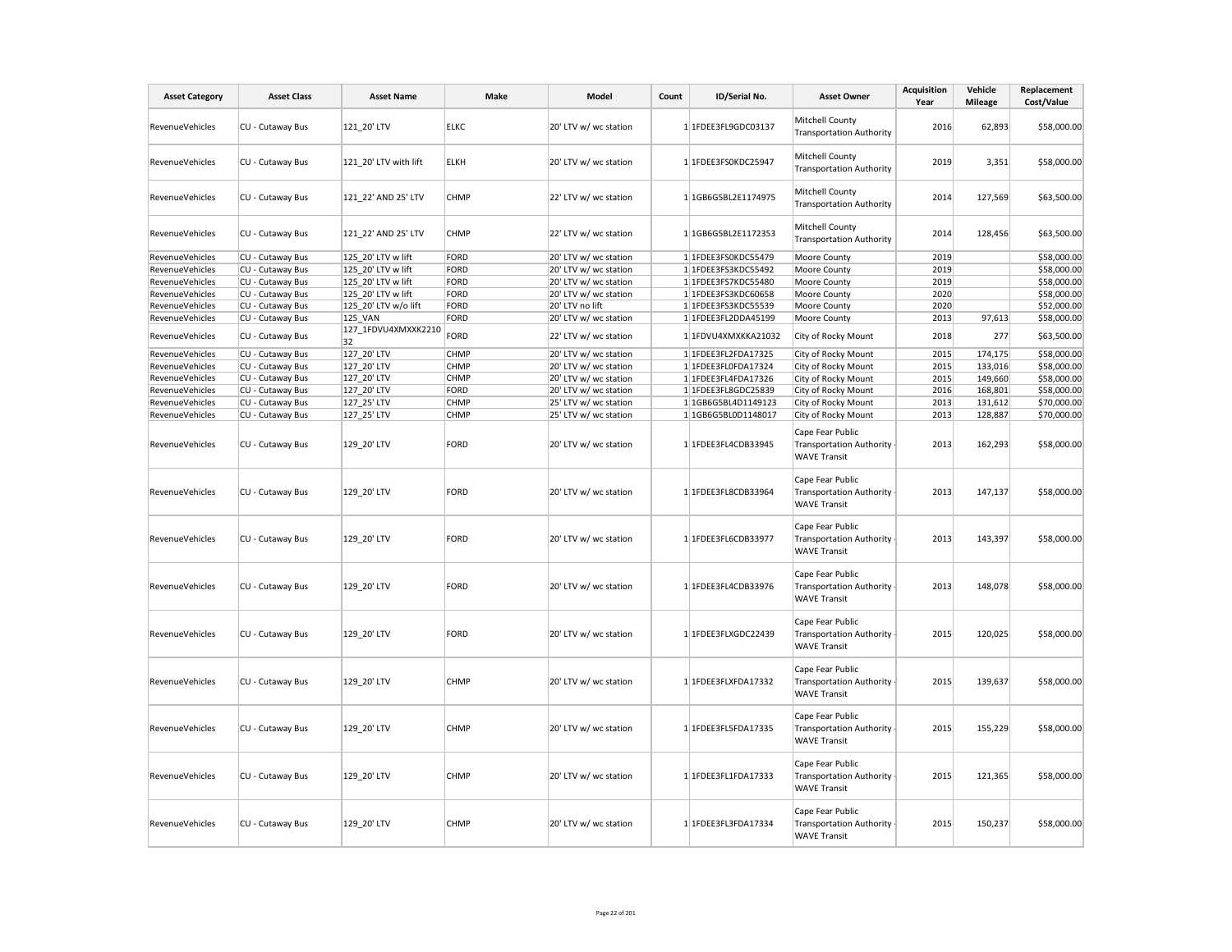| Asset Category | Asset Class | Asset Name | Make | Model | Count | ID/Serial No. | Asset Owner | Acquisition Year | Vehicle Mileage | Replacement Cost/Value |
|---|---|---|---|---|---|---|---|---|---|---|
| RevenueVehicles | CU - Cutaway Bus | 121_20' LTV | ELKC | 20' LTV w/ wc station | 1 | 1FDEE3FL9GDC03137 | Mitchell County Transportation Authority | 2016 | 62,893 | $58,000.00 |
| RevenueVehicles | CU - Cutaway Bus | 121_20' LTV with lift | ELKH | 20' LTV w/ wc station | 1 | 1FDEE3FS0KDC25947 | Mitchell County Transportation Authority | 2019 | 3,351 | $58,000.00 |
| RevenueVehicles | CU - Cutaway Bus | 121_22' AND 25' LTV | CHMP | 22' LTV w/ wc station | 1 | 1GB6G5BL2E1174975 | Mitchell County Transportation Authority | 2014 | 127,569 | $63,500.00 |
| RevenueVehicles | CU - Cutaway Bus | 121_22' AND 25' LTV | CHMP | 22' LTV w/ wc station | 1 | 1GB6G5BL2E1172353 | Mitchell County Transportation Authority | 2014 | 128,456 | $63,500.00 |
| RevenueVehicles | CU - Cutaway Bus | 125_20' LTV w lift | FORD | 20' LTV w/ wc station | 1 | 1FDEE3FS0KDC55479 | Moore County | 2019 | | $58,000.00 |
| RevenueVehicles | CU - Cutaway Bus | 125_20' LTV w lift | FORD | 20' LTV w/ wc station | 1 | 1FDEE3FS3KDC55492 | Moore County | 2019 | | $58,000.00 |
| RevenueVehicles | CU - Cutaway Bus | 125_20' LTV w lift | FORD | 20' LTV w/ wc station | 1 | 1FDEE3FS7KDC55480 | Moore County | 2019 | | $58,000.00 |
| RevenueVehicles | CU - Cutaway Bus | 125_20' LTV w lift | FORD | 20' LTV w/ wc station | 1 | 1FDEE3FS3KDC60658 | Moore County | 2020 | | $58,000.00 |
| RevenueVehicles | CU - Cutaway Bus | 125_20' LTV w/o lift | FORD | 20' LTV no lift | 1 | 1FDEE3FS3KDC55539 | Moore County | 2020 | | $52,000.00 |
| RevenueVehicles | CU - Cutaway Bus | 125_VAN | FORD | 20' LTV w/ wc station | 1 | 1FDEE3FL2DDA45199 | Moore County | 2013 | 97,613 | $58,000.00 |
| RevenueVehicles | CU - Cutaway Bus | 127_1FDVU4XMXKK221032 | FORD | 22' LTV w/ wc station | 1 | 1FDVU4XMXKKA21032 | City of Rocky Mount | 2018 | 277 | $63,500.00 |
| RevenueVehicles | CU - Cutaway Bus | 127_20' LTV | CHMP | 20' LTV w/ wc station | 1 | 1FDEE3FL2FDA17325 | City of Rocky Mount | 2015 | 174,175 | $58,000.00 |
| RevenueVehicles | CU - Cutaway Bus | 127_20' LTV | CHMP | 20' LTV w/ wc station | 1 | 1FDEE3FL0FDA17324 | City of Rocky Mount | 2015 | 133,016 | $58,000.00 |
| RevenueVehicles | CU - Cutaway Bus | 127_20' LTV | CHMP | 20' LTV w/ wc station | 1 | 1FDEE3FL4FDA17326 | City of Rocky Mount | 2015 | 149,660 | $58,000.00 |
| RevenueVehicles | CU - Cutaway Bus | 127_20' LTV | FORD | 20' LTV w/ wc station | 1 | 1FDEE3FL8GDC25839 | City of Rocky Mount | 2016 | 168,801 | $58,000.00 |
| RevenueVehicles | CU - Cutaway Bus | 127_25' LTV | CHMP | 25' LTV w/ wc station | 1 | 1GB6G5BL4D1149123 | City of Rocky Mount | 2013 | 131,612 | $70,000.00 |
| RevenueVehicles | CU - Cutaway Bus | 127_25' LTV | CHMP | 25' LTV w/ wc station | 1 | 1GB6G5BL0D1148017 | City of Rocky Mount | 2013 | 128,887 | $70,000.00 |
| RevenueVehicles | CU - Cutaway Bus | 129_20' LTV | FORD | 20' LTV w/ wc station | 1 | 1FDEE3FL4CDB33945 | Cape Fear Public Transportation Authority - WAVE Transit | 2013 | 162,293 | $58,000.00 |
| RevenueVehicles | CU - Cutaway Bus | 129_20' LTV | FORD | 20' LTV w/ wc station | 1 | 1FDEE3FL8CDB33964 | Cape Fear Public Transportation Authority - WAVE Transit | 2013 | 147,137 | $58,000.00 |
| RevenueVehicles | CU - Cutaway Bus | 129_20' LTV | FORD | 20' LTV w/ wc station | 1 | 1FDEE3FL6CDB33977 | Cape Fear Public Transportation Authority - WAVE Transit | 2013 | 143,397 | $58,000.00 |
| RevenueVehicles | CU - Cutaway Bus | 129_20' LTV | FORD | 20' LTV w/ wc station | 1 | 1FDEE3FL4CDB33976 | Cape Fear Public Transportation Authority - WAVE Transit | 2013 | 148,078 | $58,000.00 |
| RevenueVehicles | CU - Cutaway Bus | 129_20' LTV | FORD | 20' LTV w/ wc station | 1 | 1FDEE3FLXGDC22439 | Cape Fear Public Transportation Authority - WAVE Transit | 2015 | 120,025 | $58,000.00 |
| RevenueVehicles | CU - Cutaway Bus | 129_20' LTV | CHMP | 20' LTV w/ wc station | 1 | 1FDEE3FLXFDA17332 | Cape Fear Public Transportation Authority - WAVE Transit | 2015 | 139,637 | $58,000.00 |
| RevenueVehicles | CU - Cutaway Bus | 129_20' LTV | CHMP | 20' LTV w/ wc station | 1 | 1FDEE3FL5FDA17335 | Cape Fear Public Transportation Authority - WAVE Transit | 2015 | 155,229 | $58,000.00 |
| RevenueVehicles | CU - Cutaway Bus | 129_20' LTV | CHMP | 20' LTV w/ wc station | 1 | 1FDEE3FL1FDA17333 | Cape Fear Public Transportation Authority - WAVE Transit | 2015 | 121,365 | $58,000.00 |
| RevenueVehicles | CU - Cutaway Bus | 129_20' LTV | CHMP | 20' LTV w/ wc station | 1 | 1FDEE3FL3FDA17334 | Cape Fear Public Transportation Authority - WAVE Transit | 2015 | 150,237 | $58,000.00 |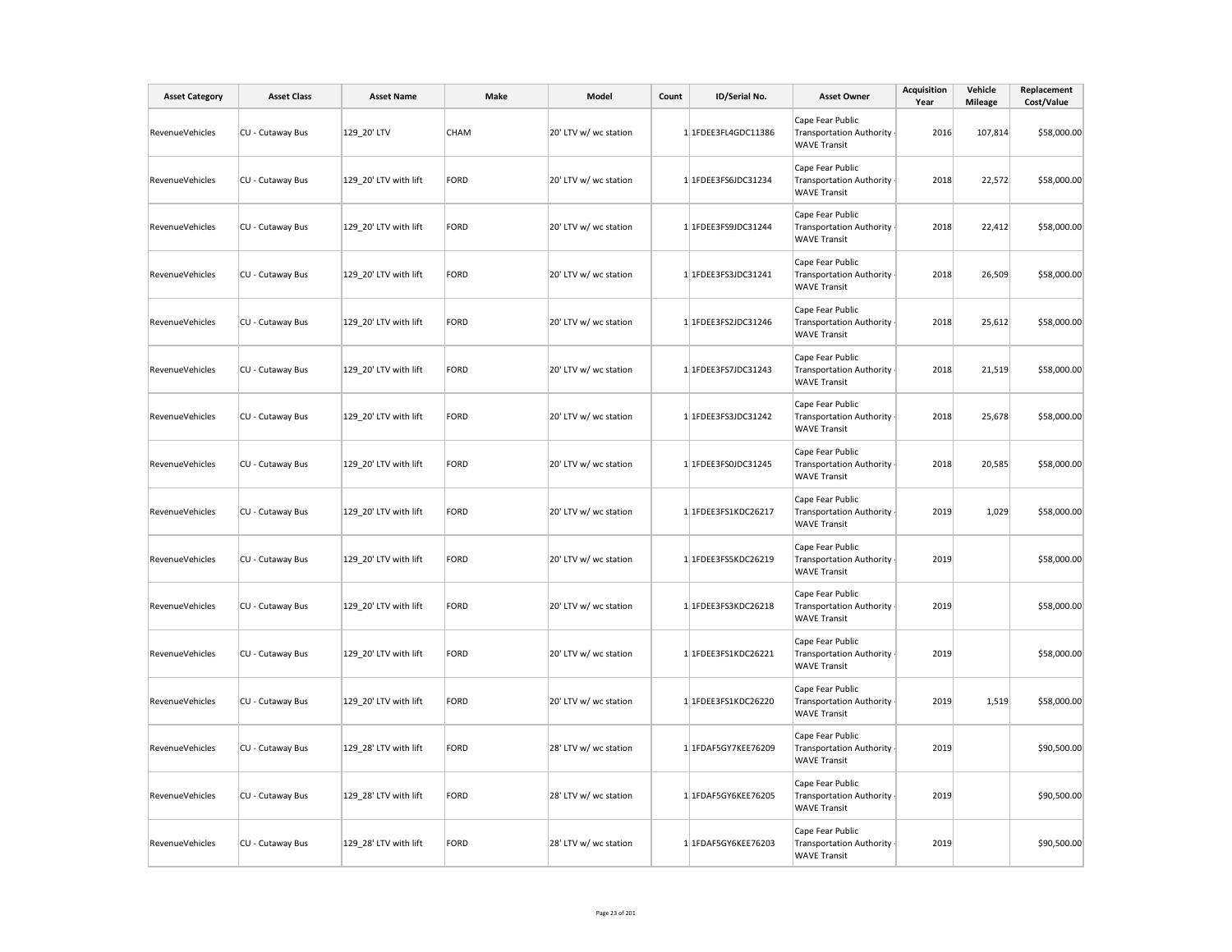| Asset Category | Asset Class | Asset Name | Make | Model | Count | ID/Serial No. | Asset Owner | Acquisition Year | Vehicle Mileage | Replacement Cost/Value |
|---|---|---|---|---|---|---|---|---|---|---|
| RevenueVehicles | CU - Cutaway Bus | 129_20' LTV | CHAM | 20' LTV w/ wc station | 1 | 1FDEE3FL4GDC11386 | Cape Fear Public Transportation Authority - WAVE Transit | 2016 | 107,814 | $58,000.00 |
| RevenueVehicles | CU - Cutaway Bus | 129_20' LTV with lift | FORD | 20' LTV w/ wc station | 1 | 1FDEE3FS6JDC31234 | Cape Fear Public Transportation Authority - WAVE Transit | 2018 | 22,572 | $58,000.00 |
| RevenueVehicles | CU - Cutaway Bus | 129_20' LTV with lift | FORD | 20' LTV w/ wc station | 1 | 1FDEE3FS9JDC31244 | Cape Fear Public Transportation Authority - WAVE Transit | 2018 | 22,412 | $58,000.00 |
| RevenueVehicles | CU - Cutaway Bus | 129_20' LTV with lift | FORD | 20' LTV w/ wc station | 1 | 1FDEE3FS3JDC31241 | Cape Fear Public Transportation Authority - WAVE Transit | 2018 | 26,509 | $58,000.00 |
| RevenueVehicles | CU - Cutaway Bus | 129_20' LTV with lift | FORD | 20' LTV w/ wc station | 1 | 1FDEE3FS2JDC31246 | Cape Fear Public Transportation Authority - WAVE Transit | 2018 | 25,612 | $58,000.00 |
| RevenueVehicles | CU - Cutaway Bus | 129_20' LTV with lift | FORD | 20' LTV w/ wc station | 1 | 1FDEE3FS7JDC31243 | Cape Fear Public Transportation Authority - WAVE Transit | 2018 | 21,519 | $58,000.00 |
| RevenueVehicles | CU - Cutaway Bus | 129_20' LTV with lift | FORD | 20' LTV w/ wc station | 1 | 1FDEE3FS3JDC31242 | Cape Fear Public Transportation Authority - WAVE Transit | 2018 | 25,678 | $58,000.00 |
| RevenueVehicles | CU - Cutaway Bus | 129_20' LTV with lift | FORD | 20' LTV w/ wc station | 1 | 1FDEE3FS0JDC31245 | Cape Fear Public Transportation Authority - WAVE Transit | 2018 | 20,585 | $58,000.00 |
| RevenueVehicles | CU - Cutaway Bus | 129_20' LTV with lift | FORD | 20' LTV w/ wc station | 1 | 1FDEE3FS1KDC26217 | Cape Fear Public Transportation Authority - WAVE Transit | 2019 | 1,029 | $58,000.00 |
| RevenueVehicles | CU - Cutaway Bus | 129_20' LTV with lift | FORD | 20' LTV w/ wc station | 1 | 1FDEE3FS5KDC26219 | Cape Fear Public Transportation Authority - WAVE Transit | 2019 | | $58,000.00 |
| RevenueVehicles | CU - Cutaway Bus | 129_20' LTV with lift | FORD | 20' LTV w/ wc station | 1 | 1FDEE3FS3KDC26218 | Cape Fear Public Transportation Authority - WAVE Transit | 2019 | | $58,000.00 |
| RevenueVehicles | CU - Cutaway Bus | 129_20' LTV with lift | FORD | 20' LTV w/ wc station | 1 | 1FDEE3FS1KDC26221 | Cape Fear Public Transportation Authority - WAVE Transit | 2019 | | $58,000.00 |
| RevenueVehicles | CU - Cutaway Bus | 129_20' LTV with lift | FORD | 20' LTV w/ wc station | 1 | 1FDEE3FS1KDC26220 | Cape Fear Public Transportation Authority - WAVE Transit | 2019 | 1,519 | $58,000.00 |
| RevenueVehicles | CU - Cutaway Bus | 129_28' LTV with lift | FORD | 28' LTV w/ wc station | 1 | 1FDAF5GY7KEE76209 | Cape Fear Public Transportation Authority - WAVE Transit | 2019 | | $90,500.00 |
| RevenueVehicles | CU - Cutaway Bus | 129_28' LTV with lift | FORD | 28' LTV w/ wc station | 1 | 1FDAF5GY6KEE76205 | Cape Fear Public Transportation Authority - WAVE Transit | 2019 | | $90,500.00 |
| RevenueVehicles | CU - Cutaway Bus | 129_28' LTV with lift | FORD | 28' LTV w/ wc station | 1 | 1FDAF5GY6KEE76203 | Cape Fear Public Transportation Authority - WAVE Transit | 2019 | | $90,500.00 |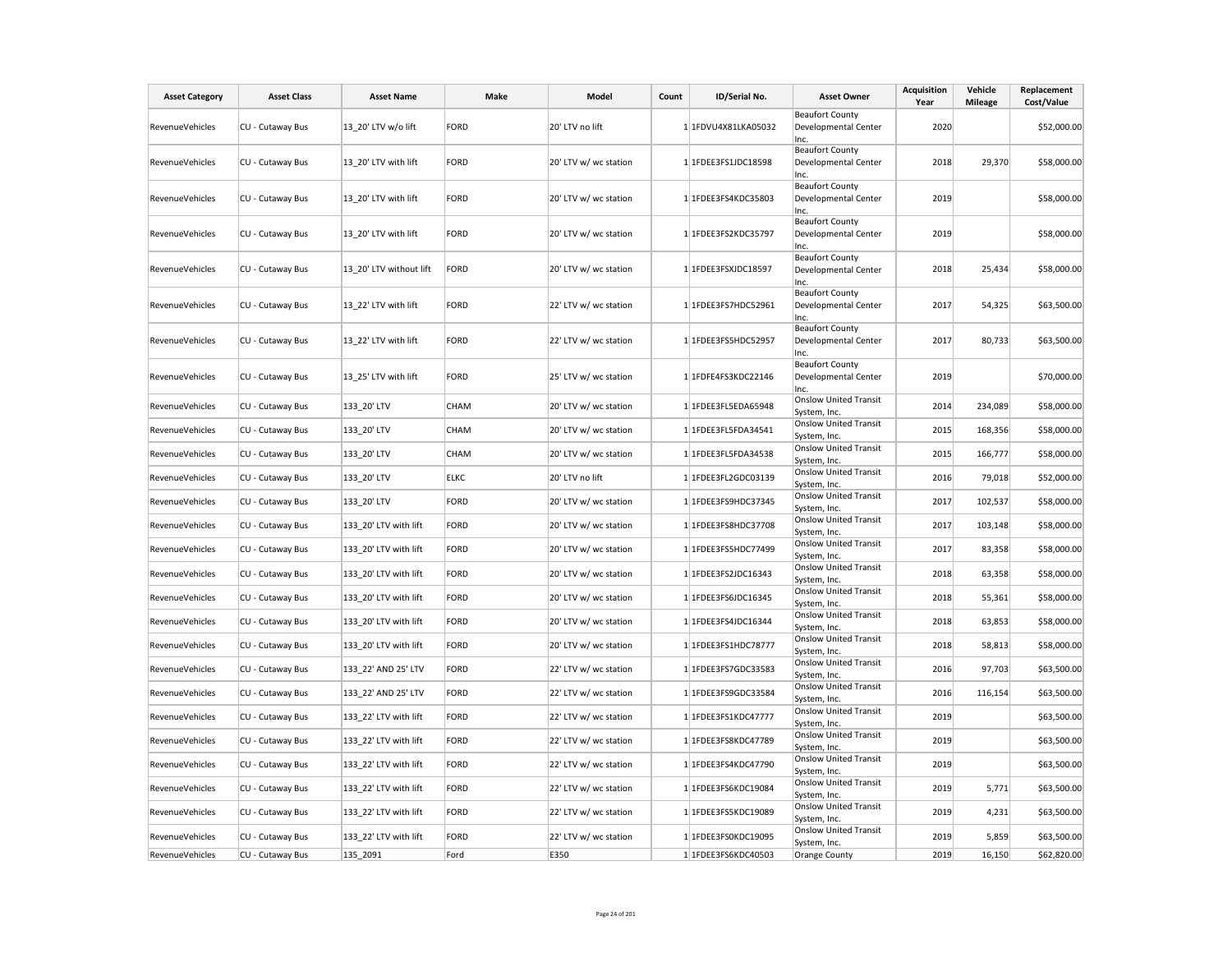| Asset Category | Asset Class | Asset Name | Make | Model | Count | ID/Serial No. | Asset Owner | Acquisition Year | Vehicle Mileage | Replacement Cost/Value |
|---|---|---|---|---|---|---|---|---|---|---|
| RevenueVehicles | CU - Cutaway Bus | 13_20' LTV w/o lift | FORD | 20' LTV no lift | 1 | 1FDVU4X81LKA05032 | Beaufort County Developmental Center Inc. | 2020 | | $52,000.00 |
| RevenueVehicles | CU - Cutaway Bus | 13_20' LTV with lift | FORD | 20' LTV w/ wc station | 1 | 1FDEE3FS1JDC18598 | Beaufort County Developmental Center Inc. | 2018 | 29,370 | $58,000.00 |
| RevenueVehicles | CU - Cutaway Bus | 13_20' LTV with lift | FORD | 20' LTV w/ wc station | 1 | 1FDEE3FS4KDC35803 | Beaufort County Developmental Center Inc. | 2019 | | $58,000.00 |
| RevenueVehicles | CU - Cutaway Bus | 13_20' LTV with lift | FORD | 20' LTV w/ wc station | 1 | 1FDEE3FS2KDC35797 | Beaufort County Developmental Center Inc. | 2019 | | $58,000.00 |
| RevenueVehicles | CU - Cutaway Bus | 13_20' LTV without lift | FORD | 20' LTV w/ wc station | 1 | 1FDEE3FSXJDC18597 | Beaufort County Developmental Center Inc. | 2018 | 25,434 | $58,000.00 |
| RevenueVehicles | CU - Cutaway Bus | 13_22' LTV with lift | FORD | 22' LTV w/ wc station | 1 | 1FDEE3FS7HDC52961 | Beaufort County Developmental Center Inc. | 2017 | 54,325 | $63,500.00 |
| RevenueVehicles | CU - Cutaway Bus | 13_22' LTV with lift | FORD | 22' LTV w/ wc station | 1 | 1FDEE3FS5HDC52957 | Beaufort County Developmental Center Inc. | 2017 | 80,733 | $63,500.00 |
| RevenueVehicles | CU - Cutaway Bus | 13_25' LTV with lift | FORD | 25' LTV w/ wc station | 1 | 1FDFE4FS3KDC22146 | Beaufort County Developmental Center Inc. | 2019 | | $70,000.00 |
| RevenueVehicles | CU - Cutaway Bus | 133_20' LTV | CHAM | 20' LTV w/ wc station | 1 | 1FDEE3FL5EDA65948 | Onslow United Transit System, Inc. | 2014 | 234,089 | $58,000.00 |
| RevenueVehicles | CU - Cutaway Bus | 133_20' LTV | CHAM | 20' LTV w/ wc station | 1 | 1FDEE3FL5FDA34541 | Onslow United Transit System, Inc. | 2015 | 168,356 | $58,000.00 |
| RevenueVehicles | CU - Cutaway Bus | 133_20' LTV | CHAM | 20' LTV w/ wc station | 1 | 1FDEE3FL5FDA34538 | Onslow United Transit System, Inc. | 2015 | 166,777 | $58,000.00 |
| RevenueVehicles | CU - Cutaway Bus | 133_20' LTV | ELKC | 20' LTV no lift | 1 | 1FDEE3FL2GDC03139 | Onslow United Transit System, Inc. | 2016 | 79,018 | $52,000.00 |
| RevenueVehicles | CU - Cutaway Bus | 133_20' LTV | FORD | 20' LTV w/ wc station | 1 | 1FDEE3FS9HDC37345 | Onslow United Transit System, Inc. | 2017 | 102,537 | $58,000.00 |
| RevenueVehicles | CU - Cutaway Bus | 133_20' LTV with lift | FORD | 20' LTV w/ wc station | 1 | 1FDEE3FS8HDC37708 | Onslow United Transit System, Inc. | 2017 | 103,148 | $58,000.00 |
| RevenueVehicles | CU - Cutaway Bus | 133_20' LTV with lift | FORD | 20' LTV w/ wc station | 1 | 1FDEE3FS5HDC77499 | Onslow United Transit System, Inc. | 2017 | 83,358 | $58,000.00 |
| RevenueVehicles | CU - Cutaway Bus | 133_20' LTV with lift | FORD | 20' LTV w/ wc station | 1 | 1FDEE3FS2JDC16343 | Onslow United Transit System, Inc. | 2018 | 63,358 | $58,000.00 |
| RevenueVehicles | CU - Cutaway Bus | 133_20' LTV with lift | FORD | 20' LTV w/ wc station | 1 | 1FDEE3FS6JDC16345 | Onslow United Transit System, Inc. | 2018 | 55,361 | $58,000.00 |
| RevenueVehicles | CU - Cutaway Bus | 133_20' LTV with lift | FORD | 20' LTV w/ wc station | 1 | 1FDEE3FS4JDC16344 | Onslow United Transit System, Inc. | 2018 | 63,853 | $58,000.00 |
| RevenueVehicles | CU - Cutaway Bus | 133_20' LTV with lift | FORD | 20' LTV w/ wc station | 1 | 1FDEE3FS1HDC78777 | Onslow United Transit System, Inc. | 2018 | 58,813 | $58,000.00 |
| RevenueVehicles | CU - Cutaway Bus | 133_22' AND 25' LTV | FORD | 22' LTV w/ wc station | 1 | 1FDEE3FS7GDC33583 | Onslow United Transit System, Inc. | 2016 | 97,703 | $63,500.00 |
| RevenueVehicles | CU - Cutaway Bus | 133_22' AND 25' LTV | FORD | 22' LTV w/ wc station | 1 | 1FDEE3FS9GDC33584 | Onslow United Transit System, Inc. | 2016 | 116,154 | $63,500.00 |
| RevenueVehicles | CU - Cutaway Bus | 133_22' LTV with lift | FORD | 22' LTV w/ wc station | 1 | 1FDEE3FS1KDC47777 | Onslow United Transit System, Inc. | 2019 | | $63,500.00 |
| RevenueVehicles | CU - Cutaway Bus | 133_22' LTV with lift | FORD | 22' LTV w/ wc station | 1 | 1FDEE3FS8KDC47789 | Onslow United Transit System, Inc. | 2019 | | $63,500.00 |
| RevenueVehicles | CU - Cutaway Bus | 133_22' LTV with lift | FORD | 22' LTV w/ wc station | 1 | 1FDEE3FS4KDC47790 | Onslow United Transit System, Inc. | 2019 | | $63,500.00 |
| RevenueVehicles | CU - Cutaway Bus | 133_22' LTV with lift | FORD | 22' LTV w/ wc station | 1 | 1FDEE3FS6KDC19084 | Onslow United Transit System, Inc. | 2019 | 5,771 | $63,500.00 |
| RevenueVehicles | CU - Cutaway Bus | 133_22' LTV with lift | FORD | 22' LTV w/ wc station | 1 | 1FDEE3FS5KDC19089 | Onslow United Transit System, Inc. | 2019 | 4,231 | $63,500.00 |
| RevenueVehicles | CU - Cutaway Bus | 133_22' LTV with lift | FORD | 22' LTV w/ wc station | 1 | 1FDEE3FS0KDC19095 | Onslow United Transit System, Inc. | 2019 | 5,859 | $63,500.00 |
| RevenueVehicles | CU - Cutaway Bus | 135_2091 | Ford | E350 | 1 | 1FDEE3FS6KDC40503 | Orange County | 2019 | 16,150 | $62,820.00 |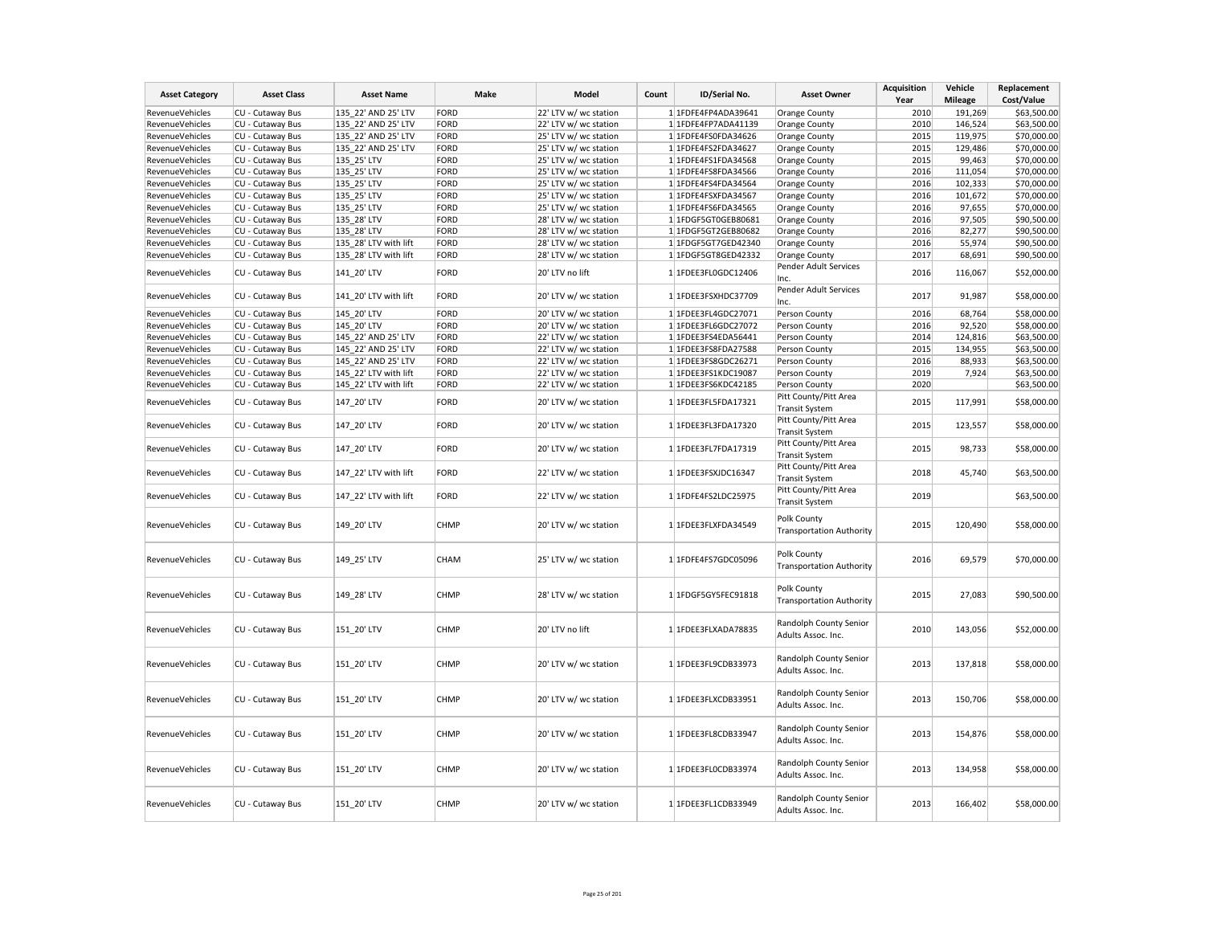| Asset Category | Asset Class | Asset Name | Make | Model | Count | ID/Serial No. | Asset Owner | Acquisition Year | Vehicle Mileage | Replacement Cost/Value |
|---|---|---|---|---|---|---|---|---|---|---|
| RevenueVehicles | CU - Cutaway Bus | 135_22' AND 25' LTV | FORD | 22' LTV w/ wc station | 1 | 1FDFE4FP4ADA39641 | Orange County | 2010 | 191,269 | $63,500.00 |
| RevenueVehicles | CU - Cutaway Bus | 135_22' AND 25' LTV | FORD | 22' LTV w/ wc station | 1 | 1FDFE4FP7ADA41139 | Orange County | 2010 | 146,524 | $63,500.00 |
| RevenueVehicles | CU - Cutaway Bus | 135_22' AND 25' LTV | FORD | 25' LTV w/ wc station | 1 | 1FDFE4FS0FDA34626 | Orange County | 2015 | 119,975 | $70,000.00 |
| RevenueVehicles | CU - Cutaway Bus | 135_22' AND 25' LTV | FORD | 25' LTV w/ wc station | 1 | 1FDFE4FS2FDA34627 | Orange County | 2015 | 129,486 | $70,000.00 |
| RevenueVehicles | CU - Cutaway Bus | 135_25' LTV | FORD | 25' LTV w/ wc station | 1 | 1FDFE4FS1FDA34568 | Orange County | 2015 | 99,463 | $70,000.00 |
| RevenueVehicles | CU - Cutaway Bus | 135_25' LTV | FORD | 25' LTV w/ wc station | 1 | 1FDFE4FS8FDA34566 | Orange County | 2016 | 111,054 | $70,000.00 |
| RevenueVehicles | CU - Cutaway Bus | 135_25' LTV | FORD | 25' LTV w/ wc station | 1 | 1FDFE4FS4FDA34564 | Orange County | 2016 | 102,333 | $70,000.00 |
| RevenueVehicles | CU - Cutaway Bus | 135_25' LTV | FORD | 25' LTV w/ wc station | 1 | 1FDFE4FSXFDA34567 | Orange County | 2016 | 101,672 | $70,000.00 |
| RevenueVehicles | CU - Cutaway Bus | 135_25' LTV | FORD | 25' LTV w/ wc station | 1 | 1FDFE4FS6FDA34565 | Orange County | 2016 | 97,655 | $70,000.00 |
| RevenueVehicles | CU - Cutaway Bus | 135_28' LTV | FORD | 28' LTV w/ wc station | 1 | 1FDGF5GT0GEB80681 | Orange County | 2016 | 97,505 | $90,500.00 |
| RevenueVehicles | CU - Cutaway Bus | 135_28' LTV | FORD | 28' LTV w/ wc station | 1 | 1FDGF5GT2GEB80682 | Orange County | 2016 | 82,277 | $90,500.00 |
| RevenueVehicles | CU - Cutaway Bus | 135_28' LTV with lift | FORD | 28' LTV w/ wc station | 1 | 1FDGF5GT7GED42340 | Orange County | 2016 | 55,974 | $90,500.00 |
| RevenueVehicles | CU - Cutaway Bus | 135_28' LTV with lift | FORD | 28' LTV w/ wc station | 1 | 1FDGF5GT8GED42332 | Orange County | 2017 | 68,691 | $90,500.00 |
| RevenueVehicles | CU - Cutaway Bus | 141_20' LTV | FORD | 20' LTV no lift | 1 | 1FDEE3FL0GDC12406 | Pender Adult Services Inc. | 2016 | 116,067 | $52,000.00 |
| RevenueVehicles | CU - Cutaway Bus | 141_20' LTV with lift | FORD | 20' LTV w/ wc station | 1 | 1FDEE3FSXHDC37709 | Pender Adult Services Inc. | 2017 | 91,987 | $58,000.00 |
| RevenueVehicles | CU - Cutaway Bus | 145_20' LTV | FORD | 20' LTV w/ wc station | 1 | 1FDEE3FL4GDC27071 | Person County | 2016 | 68,764 | $58,000.00 |
| RevenueVehicles | CU - Cutaway Bus | 145_20' LTV | FORD | 20' LTV w/ wc station | 1 | 1FDEE3FL6GDC27072 | Person County | 2016 | 92,520 | $58,000.00 |
| RevenueVehicles | CU - Cutaway Bus | 145_22' AND 25' LTV | FORD | 22' LTV w/ wc station | 1 | 1FDEE3FS4EDA56441 | Person County | 2014 | 124,816 | $63,500.00 |
| RevenueVehicles | CU - Cutaway Bus | 145_22' AND 25' LTV | FORD | 22' LTV w/ wc station | 1 | 1FDEE3FS8FDA27588 | Person County | 2015 | 134,955 | $63,500.00 |
| RevenueVehicles | CU - Cutaway Bus | 145_22' AND 25' LTV | FORD | 22' LTV w/ wc station | 1 | 1FDEE3FS8GDC26271 | Person County | 2016 | 88,933 | $63,500.00 |
| RevenueVehicles | CU - Cutaway Bus | 145_22' LTV with lift | FORD | 22' LTV w/ wc station | 1 | 1FDEE3FS1KDC19087 | Person County | 2019 | 7,924 | $63,500.00 |
| RevenueVehicles | CU - Cutaway Bus | 145_22' LTV with lift | FORD | 22' LTV w/ wc station | 1 | 1FDEE3FS6KDC42185 | Person County | 2020 | | $63,500.00 |
| RevenueVehicles | CU - Cutaway Bus | 147_20' LTV | FORD | 20' LTV w/ wc station | 1 | 1FDEE3FL5FDA17321 | Pitt County/Pitt Area Transit System | 2015 | 117,991 | $58,000.00 |
| RevenueVehicles | CU - Cutaway Bus | 147_20' LTV | FORD | 20' LTV w/ wc station | 1 | 1FDEE3FL3FDA17320 | Pitt County/Pitt Area Transit System | 2015 | 123,557 | $58,000.00 |
| RevenueVehicles | CU - Cutaway Bus | 147_20' LTV | FORD | 20' LTV w/ wc station | 1 | 1FDEE3FL7FDA17319 | Pitt County/Pitt Area Transit System | 2015 | 98,733 | $58,000.00 |
| RevenueVehicles | CU - Cutaway Bus | 147_22' LTV with lift | FORD | 22' LTV w/ wc station | 1 | 1FDEE3FSXJDC16347 | Pitt County/Pitt Area Transit System | 2018 | 45,740 | $63,500.00 |
| RevenueVehicles | CU - Cutaway Bus | 147_22' LTV with lift | FORD | 22' LTV w/ wc station | 1 | 1FDFE4FS2LDC25975 | Pitt County/Pitt Area Transit System | 2019 | | $63,500.00 |
| RevenueVehicles | CU - Cutaway Bus | 149_20' LTV | CHMP | 20' LTV w/ wc station | 1 | 1FDEE3FLXFDA34549 | Polk County Transportation Authority | 2015 | 120,490 | $58,000.00 |
| RevenueVehicles | CU - Cutaway Bus | 149_25' LTV | CHAM | 25' LTV w/ wc station | 1 | 1FDFE4FS7GDC05096 | Polk County Transportation Authority | 2016 | 69,579 | $70,000.00 |
| RevenueVehicles | CU - Cutaway Bus | 149_28' LTV | CHMP | 28' LTV w/ wc station | 1 | 1FDGF5GY5FEC91818 | Polk County Transportation Authority | 2015 | 27,083 | $90,500.00 |
| RevenueVehicles | CU - Cutaway Bus | 151_20' LTV | CHMP | 20' LTV no lift | 1 | 1FDEE3FLXADA78835 | Randolph County Senior Adults Assoc. Inc. | 2010 | 143,056 | $52,000.00 |
| RevenueVehicles | CU - Cutaway Bus | 151_20' LTV | CHMP | 20' LTV w/ wc station | 1 | 1FDEE3FL9CDB33973 | Randolph County Senior Adults Assoc. Inc. | 2013 | 137,818 | $58,000.00 |
| RevenueVehicles | CU - Cutaway Bus | 151_20' LTV | CHMP | 20' LTV w/ wc station | 1 | 1FDEE3FLXCDB33951 | Randolph County Senior Adults Assoc. Inc. | 2013 | 150,706 | $58,000.00 |
| RevenueVehicles | CU - Cutaway Bus | 151_20' LTV | CHMP | 20' LTV w/ wc station | 1 | 1FDEE3FL8CDB33947 | Randolph County Senior Adults Assoc. Inc. | 2013 | 154,876 | $58,000.00 |
| RevenueVehicles | CU - Cutaway Bus | 151_20' LTV | CHMP | 20' LTV w/ wc station | 1 | 1FDEE3FL0CDB33974 | Randolph County Senior Adults Assoc. Inc. | 2013 | 134,958 | $58,000.00 |
| RevenueVehicles | CU - Cutaway Bus | 151_20' LTV | CHMP | 20' LTV w/ wc station | 1 | 1FDEE3FL1CDB33949 | Randolph County Senior Adults Assoc. Inc. | 2013 | 166,402 | $58,000.00 |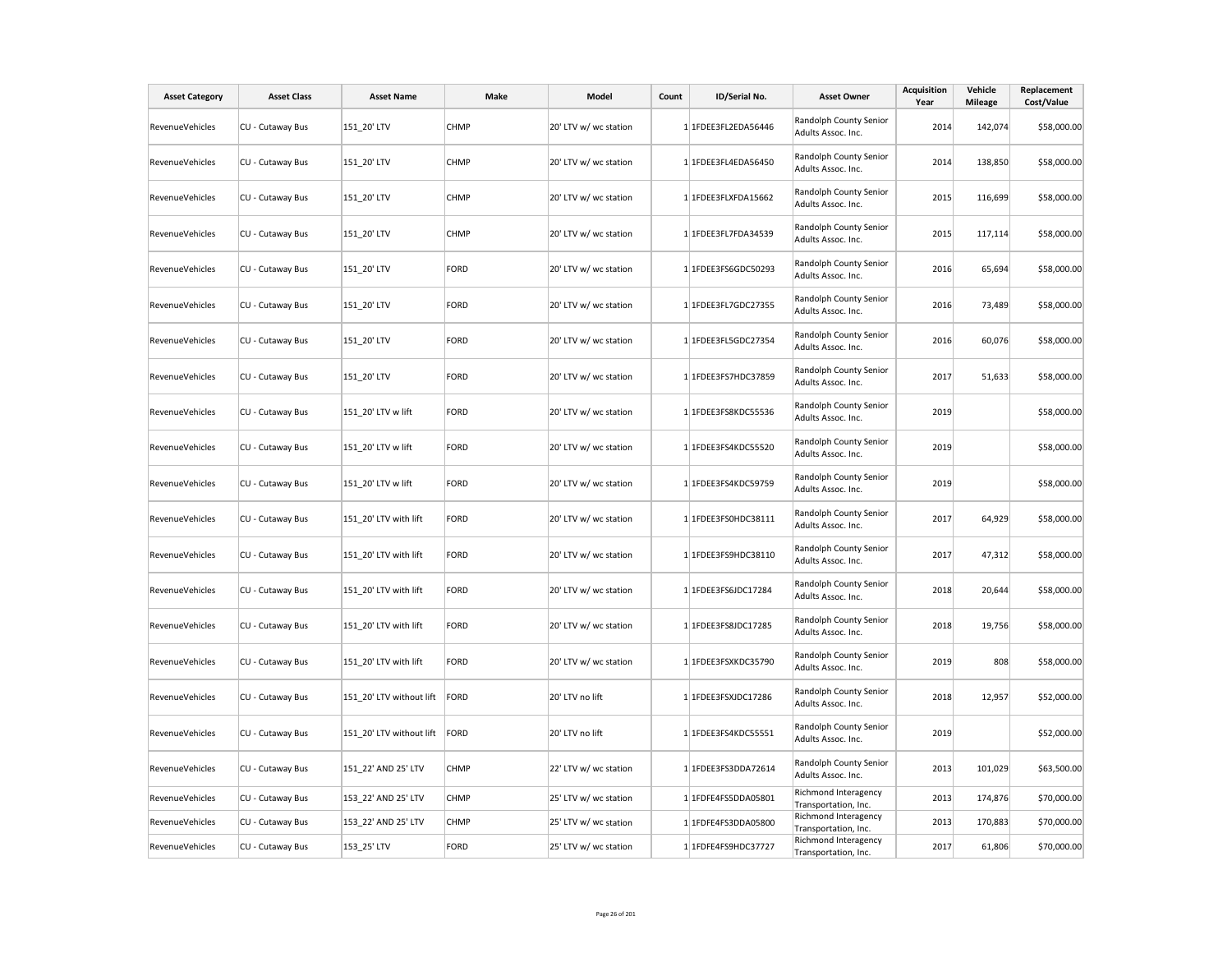| Asset Category | Asset Class | Asset Name | Make | Model | Count | ID/Serial No. | Asset Owner | Acquisition Year | Vehicle Mileage | Replacement Cost/Value |
|---|---|---|---|---|---|---|---|---|---|---|
| RevenueVehicles | CU - Cutaway Bus | 151_20' LTV | CHMP | 20' LTV w/ wc station | 1 | 1FDEE3FL2EDA56446 | Randolph County Senior Adults Assoc. Inc. | 2014 | 142,074 | $58,000.00 |
| RevenueVehicles | CU - Cutaway Bus | 151_20' LTV | CHMP | 20' LTV w/ wc station | 1 | 1FDEE3FL4EDA56450 | Randolph County Senior Adults Assoc. Inc. | 2014 | 138,850 | $58,000.00 |
| RevenueVehicles | CU - Cutaway Bus | 151_20' LTV | CHMP | 20' LTV w/ wc station | 1 | 1FDEE3FLXFDA15662 | Randolph County Senior Adults Assoc. Inc. | 2015 | 116,699 | $58,000.00 |
| RevenueVehicles | CU - Cutaway Bus | 151_20' LTV | CHMP | 20' LTV w/ wc station | 1 | 1FDEE3FL7FDA34539 | Randolph County Senior Adults Assoc. Inc. | 2015 | 117,114 | $58,000.00 |
| RevenueVehicles | CU - Cutaway Bus | 151_20' LTV | FORD | 20' LTV w/ wc station | 1 | 1FDEE3FS6GDC50293 | Randolph County Senior Adults Assoc. Inc. | 2016 | 65,694 | $58,000.00 |
| RevenueVehicles | CU - Cutaway Bus | 151_20' LTV | FORD | 20' LTV w/ wc station | 1 | 1FDEE3FL7GDC27355 | Randolph County Senior Adults Assoc. Inc. | 2016 | 73,489 | $58,000.00 |
| RevenueVehicles | CU - Cutaway Bus | 151_20' LTV | FORD | 20' LTV w/ wc station | 1 | 1FDEE3FL5GDC27354 | Randolph County Senior Adults Assoc. Inc. | 2016 | 60,076 | $58,000.00 |
| RevenueVehicles | CU - Cutaway Bus | 151_20' LTV | FORD | 20' LTV w/ wc station | 1 | 1FDEE3FS7HDC37859 | Randolph County Senior Adults Assoc. Inc. | 2017 | 51,633 | $58,000.00 |
| RevenueVehicles | CU - Cutaway Bus | 151_20' LTV w lift | FORD | 20' LTV w/ wc station | 1 | 1FDEE3FS8KDC55536 | Randolph County Senior Adults Assoc. Inc. | 2019 | | $58,000.00 |
| RevenueVehicles | CU - Cutaway Bus | 151_20' LTV w lift | FORD | 20' LTV w/ wc station | 1 | 1FDEE3FS4KDC55520 | Randolph County Senior Adults Assoc. Inc. | 2019 | | $58,000.00 |
| RevenueVehicles | CU - Cutaway Bus | 151_20' LTV w lift | FORD | 20' LTV w/ wc station | 1 | 1FDEE3FS4KDC59759 | Randolph County Senior Adults Assoc. Inc. | 2019 | | $58,000.00 |
| RevenueVehicles | CU - Cutaway Bus | 151_20' LTV with lift | FORD | 20' LTV w/ wc station | 1 | 1FDEE3FS0HDC38111 | Randolph County Senior Adults Assoc. Inc. | 2017 | 64,929 | $58,000.00 |
| RevenueVehicles | CU - Cutaway Bus | 151_20' LTV with lift | FORD | 20' LTV w/ wc station | 1 | 1FDEE3FS9HDC38110 | Randolph County Senior Adults Assoc. Inc. | 2017 | 47,312 | $58,000.00 |
| RevenueVehicles | CU - Cutaway Bus | 151_20' LTV with lift | FORD | 20' LTV w/ wc station | 1 | 1FDEE3FS6JDC17284 | Randolph County Senior Adults Assoc. Inc. | 2018 | 20,644 | $58,000.00 |
| RevenueVehicles | CU - Cutaway Bus | 151_20' LTV with lift | FORD | 20' LTV w/ wc station | 1 | 1FDEE3FS8JDC17285 | Randolph County Senior Adults Assoc. Inc. | 2018 | 19,756 | $58,000.00 |
| RevenueVehicles | CU - Cutaway Bus | 151_20' LTV with lift | FORD | 20' LTV w/ wc station | 1 | 1FDEE3FSXKDC35790 | Randolph County Senior Adults Assoc. Inc. | 2019 | 808 | $58,000.00 |
| RevenueVehicles | CU - Cutaway Bus | 151_20' LTV without lift | FORD | 20' LTV no lift | 1 | 1FDEE3FSXJDC17286 | Randolph County Senior Adults Assoc. Inc. | 2018 | 12,957 | $52,000.00 |
| RevenueVehicles | CU - Cutaway Bus | 151_20' LTV without lift | FORD | 20' LTV no lift | 1 | 1FDEE3FS4KDC55551 | Randolph County Senior Adults Assoc. Inc. | 2019 | | $52,000.00 |
| RevenueVehicles | CU - Cutaway Bus | 151_22' AND 25' LTV | CHMP | 22' LTV w/ wc station | 1 | 1FDEE3FS3DDA72614 | Randolph County Senior Adults Assoc. Inc. | 2013 | 101,029 | $63,500.00 |
| RevenueVehicles | CU - Cutaway Bus | 153_22' AND 25' LTV | CHMP | 25' LTV w/ wc station | 1 | 1FDFE4FS5DDA05801 | Richmond Interagency Transportation, Inc. | 2013 | 174,876 | $70,000.00 |
| RevenueVehicles | CU - Cutaway Bus | 153_22' AND 25' LTV | CHMP | 25' LTV w/ wc station | 1 | 1FDFE4FS3DDA05800 | Richmond Interagency Transportation, Inc. | 2013 | 170,883 | $70,000.00 |
| RevenueVehicles | CU - Cutaway Bus | 153_25' LTV | FORD | 25' LTV w/ wc station | 1 | 1FDFE4FS9HDC37727 | Richmond Interagency Transportation, Inc. | 2017 | 61,806 | $70,000.00 |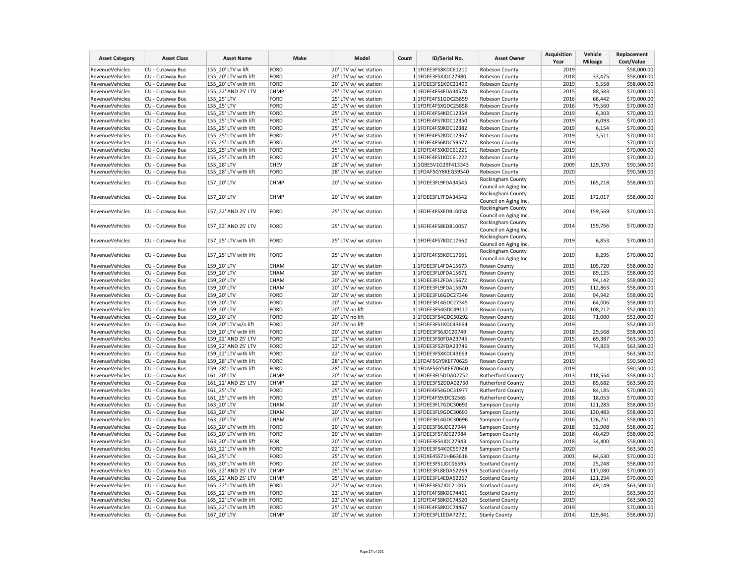| Asset Category | Asset Class | Asset Name | Make | Model | Count | ID/Serial No. | Asset Owner | Acquisition Year | Vehicle Mileage | Replacement Cost/Value |
|---|---|---|---|---|---|---|---|---|---|---|
| RevenueVehicles | CU - Cutaway Bus | 155_20' LTV w lift | FORD | 20' LTV w/ wc station | 1 | 1FDEE3FS8KDC61210 | Robeson County | 2019 | | $58,000.00 |
| RevenueVehicles | CU - Cutaway Bus | 155_20' LTV with lift | FORD | 20' LTV w/ wc station | 1 | 1FDEE3FSXJDC27980 | Robeson County | 2018 | 33,475 | $58,000.00 |
| RevenueVehicles | CU - Cutaway Bus | 155_20' LTV with lift | FORD | 20' LTV w/ wc station | 1 | 1FDEE3FS1KDC21499 | Robeson County | 2019 | 5,558 | $58,000.00 |
| RevenueVehicles | CU - Cutaway Bus | 155_22' AND 25' LTV | CHMP | 25' LTV w/ wc station | 1 | 1FDFE4FS4FDA34578 | Robeson County | 2015 | 88,583 | $70,000.00 |
| RevenueVehicles | CU - Cutaway Bus | 155_25' LTV | FORD | 25' LTV w/ wc station | 1 | 1FDFE4FS1GDC25859 | Robeson County | 2016 | 68,442 | $70,000.00 |
| RevenueVehicles | CU - Cutaway Bus | 155_25' LTV | FORD | 25' LTV w/ wc station | 1 | 1FDFE4FSXGDC25858 | Robeson County | 2016 | 79,560 | $70,000.00 |
| RevenueVehicles | CU - Cutaway Bus | 155_25' LTV with lift | FORD | 25' LTV w/ wc station | 1 | 1FDFE4FS4KDC12354 | Robeson County | 2019 | 6,303 | $70,000.00 |
| RevenueVehicles | CU - Cutaway Bus | 155_25' LTV with lift | FORD | 25' LTV w/ wc station | 1 | 1FDFE4FS7KDC12350 | Robeson County | 2019 | 6,093 | $70,000.00 |
| RevenueVehicles | CU - Cutaway Bus | 155_25' LTV with lift | FORD | 25' LTV w/ wc station | 1 | 1FDFE4FS9KDC12382 | Robeson County | 2019 | 6,154 | $70,000.00 |
| RevenueVehicles | CU - Cutaway Bus | 155_25' LTV with lift | FORD | 25' LTV w/ wc station | 1 | 1FDFE4FS2KDC12367 | Robeson County | 2019 | 3,511 | $70,000.00 |
| RevenueVehicles | CU - Cutaway Bus | 155_25' LTV with lift | FORD | 25' LTV w/ wc station | 1 | 1FDFE4FS6KDC59577 | Robeson County | 2019 | | $70,000.00 |
| RevenueVehicles | CU - Cutaway Bus | 155_25' LTV with lift | FORD | 25' LTV w/ wc station | 1 | 1FDFE4FSXKDC61221 | Robeson County | 2019 | | $70,000.00 |
| RevenueVehicles | CU - Cutaway Bus | 155_25' LTV with lift | FORD | 25' LTV w/ wc station | 1 | 1FDFE4FS1KDC61222 | Robeson County | 2019 | | $70,000.00 |
| RevenueVehicles | CU - Cutaway Bus | 155_28' LTV | CHEV | 28' LTV w/ wc station | 1 | 1GBE5V1G29F413343 | Robeson County | 2009 | 129,370 | $90,500.00 |
| RevenueVehicles | CU - Cutaway Bus | 155_28' LTV with lift | FORD | 28' LTV w/ wc station | 1 | 1FDAF5GY8KEG59540 | Robeson County | 2020 | | $90,500.00 |
| RevenueVehicles | CU - Cutaway Bus | 157_20' LTV | CHMP | 20' LTV w/ wc station | 1 | 1FDEE3FL9FDA34543 | Rockingham County Council on Aging Inc. | 2015 | 165,218 | $58,000.00 |
| RevenueVehicles | CU - Cutaway Bus | 157_20' LTV | CHMP | 20' LTV w/ wc station | 1 | 1FDEE3FL7FDA34542 | Rockingham County Council on Aging Inc. | 2015 | 172,017 | $58,000.00 |
| RevenueVehicles | CU - Cutaway Bus | 157_22' AND 25' LTV | FORD | 25' LTV w/ wc station | 1 | 1FDFE4FSXEDB10058 | Rockingham County Council on Aging Inc. | 2014 | 159,569 | $70,000.00 |
| RevenueVehicles | CU - Cutaway Bus | 157_22' AND 25' LTV | FORD | 25' LTV w/ wc station | 1 | 1FDFE4FS8EDB10057 | Rockingham County Council on Aging Inc. | 2014 | 159,766 | $70,000.00 |
| RevenueVehicles | CU - Cutaway Bus | 157_25' LTV with lift | FORD | 25' LTV w/ wc station | 1 | 1FDFE4FS7KDC17662 | Rockingham County Council on Aging Inc. | 2019 | 6,853 | $70,000.00 |
| RevenueVehicles | CU - Cutaway Bus | 157_25' LTV with lift | FORD | 25' LTV w/ wc station | 1 | 1FDFE4FS5KDC17661 | Rockingham County Council on Aging Inc. | 2019 | 8,295 | $70,000.00 |
| RevenueVehicles | CU - Cutaway Bus | 159_20' LTV | CHAM | 20' LTV w/ wc station | 1 | 1FDEE3FL4FDA15673 | Rowan County | 2015 | 105,720 | $58,000.00 |
| RevenueVehicles | CU - Cutaway Bus | 159_20' LTV | CHAM | 20' LTV w/ wc station | 1 | 1FDEE3FL0FDA15671 | Rowan County | 2015 | 89,125 | $58,000.00 |
| RevenueVehicles | CU - Cutaway Bus | 159_20' LTV | CHAM | 20' LTV w/ wc station | 1 | 1FDEE3FL2FDA15672 | Rowan County | 2015 | 94,142 | $58,000.00 |
| RevenueVehicles | CU - Cutaway Bus | 159_20' LTV | CHAM | 20' LTV w/ wc station | 1 | 1FDEE3FL9FDA15670 | Rowan County | 2015 | 112,863 | $58,000.00 |
| RevenueVehicles | CU - Cutaway Bus | 159_20' LTV | FORD | 20' LTV w/ wc station | 1 | 1FDEE3FL6GDC27346 | Rowan County | 2016 | 94,942 | $58,000.00 |
| RevenueVehicles | CU - Cutaway Bus | 159_20' LTV | FORD | 20' LTV w/ wc station | 1 | 1FDEE3FL4GDC27345 | Rowan County | 2016 | 64,006 | $58,000.00 |
| RevenueVehicles | CU - Cutaway Bus | 159_20' LTV | FORD | 20' LTV no lift | 1 | 1FDEE3FS4GDC49112 | Rowan County | 2016 | 108,212 | $52,000.00 |
| RevenueVehicles | CU - Cutaway Bus | 159_20' LTV | FORD | 20' LTV no lift | 1 | 1FDEE3FS4GDC50292 | Rowan County | 2016 | 71,000 | $52,000.00 |
| RevenueVehicles | CU - Cutaway Bus | 159_20' LTV w/o lift | FORD | 20' LTV no lift | 1 | 1FDEE3FS1KDC43664 | Rowan County | 2019 | | $52,000.00 |
| RevenueVehicles | CU - Cutaway Bus | 159_20' LTV with lift | FORD | 20' LTV w/ wc station | 1 | 1FDEE3FS6JDC20749 | Rowan County | 2018 | 29,568 | $58,000.00 |
| RevenueVehicles | CU - Cutaway Bus | 159_22' AND 25' LTV | FORD | 22' LTV w/ wc station | 1 | 1FDEE3FS0FDA23745 | Rowan County | 2015 | 69,387 | $63,500.00 |
| RevenueVehicles | CU - Cutaway Bus | 159_22' AND 25' LTV | FORD | 22' LTV w/ wc station | 1 | 1FDEE3FS2FDA23746 | Rowan County | 2015 | 74,823 | $63,500.00 |
| RevenueVehicles | CU - Cutaway Bus | 159_22' LTV with lift | FORD | 22' LTV w/ wc station | 1 | 1FDEE3FSXKDC43663 | Rowan County | 2019 | | $63,500.00 |
| RevenueVehicles | CU - Cutaway Bus | 159_28' LTV with lift | FORD | 28' LTV w/ wc station | 1 | 1FDAF5GY9KEF70625 | Rowan County | 2019 | | $90,500.00 |
| RevenueVehicles | CU - Cutaway Bus | 159_28' LTV with lift | FORD | 28' LTV w/ wc station | 1 | 1FDAF5GY5KEF70640 | Rowan County | 2019 | | $90,500.00 |
| RevenueVehicles | CU - Cutaway Bus | 161_20' LTV | CHMP | 20' LTV w/ wc station | 1 | 1FDEE3FL5DDA02752 | Rutherford County | 2013 | 118,554 | $58,000.00 |
| RevenueVehicles | CU - Cutaway Bus | 161_22' AND 25' LTV | CHMP | 22' LTV w/ wc station | 1 | 1FDEE3FS2DDA02750 | Rutherford County | 2013 | 85,682 | $63,500.00 |
| RevenueVehicles | CU - Cutaway Bus | 161_25' LTV | FORD | 25' LTV w/ wc station | 1 | 1FDFE4FS4GDC31977 | Rutherford County | 2016 | 84,185 | $70,000.00 |
| RevenueVehicles | CU - Cutaway Bus | 161_25' LTV with lift | FORD | 25' LTV w/ wc station | 1 | 1FDFE4FS9JDC32565 | Rutherford County | 2018 | 18,053 | $70,000.00 |
| RevenueVehicles | CU - Cutaway Bus | 163_20' LTV | CHAM | 20' LTV w/ wc station | 1 | 1FDEE3FL7GDC30692 | Sampson County | 2016 | 121,283 | $58,000.00 |
| RevenueVehicles | CU - Cutaway Bus | 163_20' LTV | CHAM | 20' LTV w/ wc station | 1 | 1FDEE3FL9GDC30693 | Sampson County | 2016 | 130,483 | $58,000.00 |
| RevenueVehicles | CU - Cutaway Bus | 163_20' LTV | CHAM | 20' LTV w/ wc station | 1 | 1FDEE3FL4GDC30696 | Sampson County | 2016 | 126,751 | $58,000.00 |
| RevenueVehicles | CU - Cutaway Bus | 163_20' LTV with lift | FORD | 20' LTV w/ wc station | 1 | 1FDEE3FS6JDC27944 | Sampson County | 2018 | 32,908 | $58,000.00 |
| RevenueVehicles | CU - Cutaway Bus | 163_20' LTV with lift | FORD | 20' LTV w/ wc station | 1 | 1FDEE3FS7JDC27984 | Sampson County | 2018 | 40,429 | $58,000.00 |
| RevenueVehicles | CU - Cutaway Bus | 163_20' LTV with lift | FOR | 20' LTV w/ wc station | 1 | 1FDEE3FS4JDC27943 | Sampson County | 2018 | 34,400 | $58,000.00 |
| RevenueVehicles | CU - Cutaway Bus | 163_22' LTV with lift | FORD | 22' LTV w/ wc station | 1 | 1FDEE3FS4KDC59728 | Sampson County | 2020 | | $63,500.00 |
| RevenueVehicles | CU - Cutaway Bus | 163_25' LTV | FORD | 25' LTV w/ wc station | 1 | 1FDXE4SS71HB63616 | Sampson County | 2001 | 64,630 | $70,000.00 |
| RevenueVehicles | CU - Cutaway Bus | 165_20' LTV with lift | FORD | 20' LTV w/ wc station | 1 | 1FDEE3FS1JDC06595 | Scotland County | 2018 | 25,248 | $58,000.00 |
| RevenueVehicles | CU - Cutaway Bus | 165_22' AND 25' LTV | CHMP | 25' LTV w/ wc station | 1 | 1FDEE3FL8EDA52269 | Scotland County | 2014 | 117,080 | $70,000.00 |
| RevenueVehicles | CU - Cutaway Bus | 165_22' AND 25' LTV | CHMP | 25' LTV w/ wc station | 1 | 1FDEE3FL4EDA52267 | Scotland County | 2014 | 121,234 | $70,000.00 |
| RevenueVehicles | CU - Cutaway Bus | 165_22' LTV with lift | FORD | 22' LTV w/ wc station | 1 | 1FDEE3FS7JDC21005 | Scotland County | 2018 | 49,149 | $63,500.00 |
| RevenueVehicles | CU - Cutaway Bus | 165_22' LTV with lift | FORD | 22' LTV w/ wc station | 1 | 1FDFE4FS8KDC74461 | Scotland County | 2019 | | $63,500.00 |
| RevenueVehicles | CU - Cutaway Bus | 165_22' LTV with lift | FORD | 22' LTV w/ wc station | 1 | 1FDFE4FS8KDC74520 | Scotland County | 2019 | | $63,500.00 |
| RevenueVehicles | CU - Cutaway Bus | 165_22' LTV with lift | FORD | 25' LTV w/ wc station | 1 | 1FDFE4FS8KDC74467 | Scotland County | 2019 | | $70,000.00 |
| RevenueVehicles | CU - Cutaway Bus | 167_20' LTV | CHMP | 20' LTV w/ wc station | 1 | 1FDEE3FL1EDA72721 | Stanly County | 2014 | 129,841 | $58,000.00 |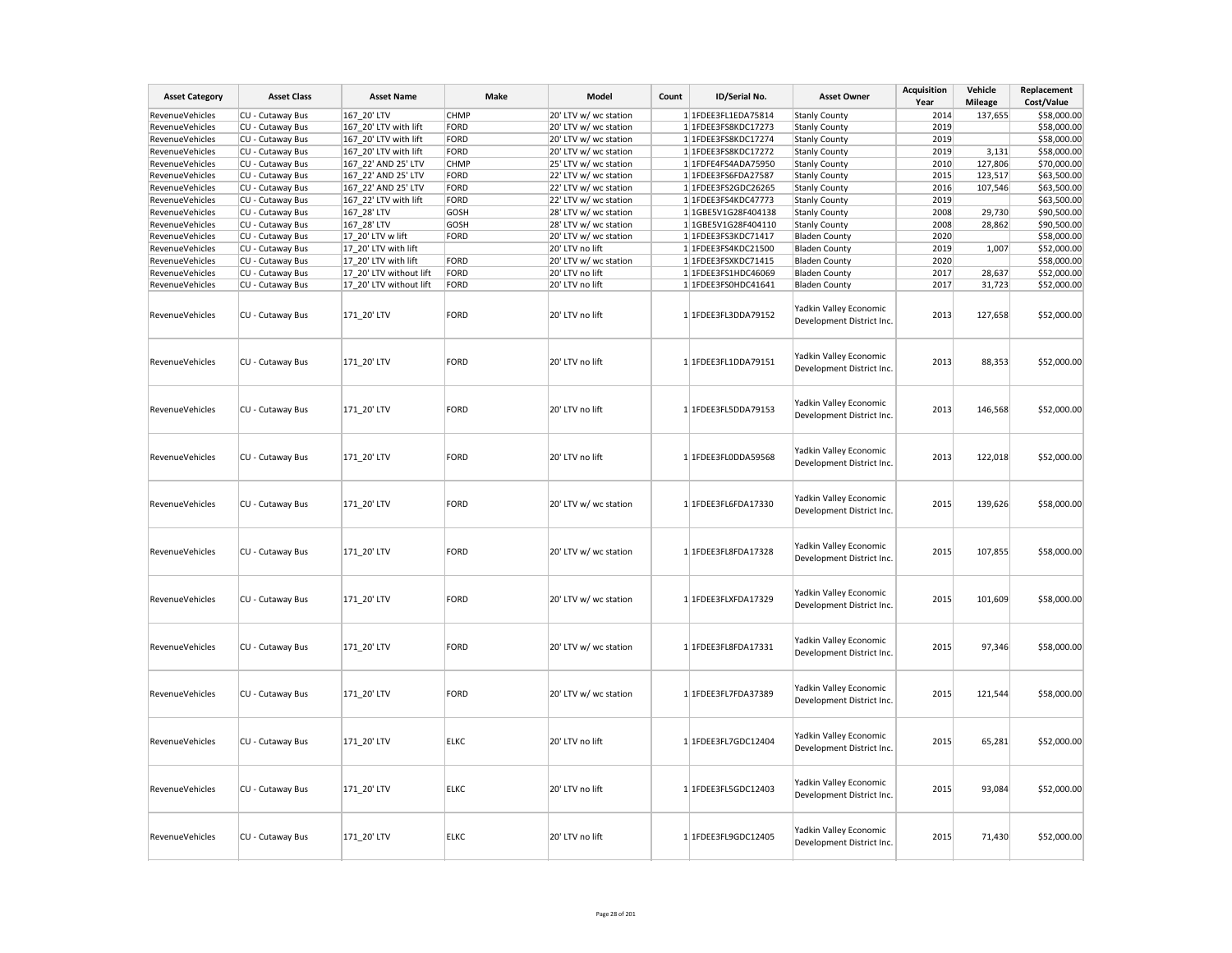| Asset Category | Asset Class | Asset Name | Make | Model | Count | ID/Serial No. | Asset Owner | Acquisition Year | Vehicle Mileage | Replacement Cost/Value |
|---|---|---|---|---|---|---|---|---|---|---|
| RevenueVehicles | CU - Cutaway Bus | 167_20' LTV | CHMP | 20' LTV w/ wc station | 1 | 1FDEE3FL1EDA75814 | Stanly County | 2014 | 137,655 | $58,000.00 |
| RevenueVehicles | CU - Cutaway Bus | 167_20' LTV with lift | FORD | 20' LTV w/ wc station | 1 | 1FDEE3FS8KDC17273 | Stanly County | 2019 | | $58,000.00 |
| RevenueVehicles | CU - Cutaway Bus | 167_20' LTV with lift | FORD | 20' LTV w/ wc station | 1 | 1FDEE3FS8KDC17274 | Stanly County | 2019 | | $58,000.00 |
| RevenueVehicles | CU - Cutaway Bus | 167_20' LTV with lift | FORD | 20' LTV w/ wc station | 1 | 1FDEE3FS8KDC17272 | Stanly County | 2019 | 3,131 | $58,000.00 |
| RevenueVehicles | CU - Cutaway Bus | 167_22' AND 25' LTV | CHMP | 25' LTV w/ wc station | 1 | 1FDFE4FS4ADA75950 | Stanly County | 2010 | 127,806 | $70,000.00 |
| RevenueVehicles | CU - Cutaway Bus | 167_22' AND 25' LTV | FORD | 22' LTV w/ wc station | 1 | 1FDEE3FS6FDA27587 | Stanly County | 2015 | 123,517 | $63,500.00 |
| RevenueVehicles | CU - Cutaway Bus | 167_22' AND 25' LTV | FORD | 22' LTV w/ wc station | 1 | 1FDEE3FS2GDC26265 | Stanly County | 2016 | 107,546 | $63,500.00 |
| RevenueVehicles | CU - Cutaway Bus | 167_22' LTV with lift | FORD | 22' LTV w/ wc station | 1 | 1FDEE3FS4KDC47773 | Stanly County | 2019 | | $63,500.00 |
| RevenueVehicles | CU - Cutaway Bus | 167_28' LTV | GOSH | 28' LTV w/ wc station | 1 | 1GBE5V1G28F404138 | Stanly County | 2008 | 29,730 | $90,500.00 |
| RevenueVehicles | CU - Cutaway Bus | 167_28' LTV | GOSH | 28' LTV w/ wc station | 1 | 1GBE5V1G28F404110 | Stanly County | 2008 | 28,862 | $90,500.00 |
| RevenueVehicles | CU - Cutaway Bus | 17_20' LTV w lift | FORD | 20' LTV w/ wc station | 1 | 1FDEE3FS3KDC71417 | Bladen County | 2020 | | $58,000.00 |
| RevenueVehicles | CU - Cutaway Bus | 17_20' LTV with lift | | 20' LTV no lift | 1 | 1FDEE3FS4KDC21500 | Bladen County | 2019 | 1,007 | $52,000.00 |
| RevenueVehicles | CU - Cutaway Bus | 17_20' LTV with lift | FORD | 20' LTV w/ wc station | 1 | 1FDEE3FSXKDC71415 | Bladen County | 2020 | | $58,000.00 |
| RevenueVehicles | CU - Cutaway Bus | 17_20' LTV without lift | FORD | 20' LTV no lift | 1 | 1FDEE3FS1HDC46069 | Bladen County | 2017 | 28,637 | $52,000.00 |
| RevenueVehicles | CU - Cutaway Bus | 17_20' LTV without lift | FORD | 20' LTV no lift | 1 | 1FDEE3FS0HDC41641 | Bladen County | 2017 | 31,723 | $52,000.00 |
| RevenueVehicles | CU - Cutaway Bus | 171_20' LTV | FORD | 20' LTV no lift | 1 | 1FDEE3FL3DDA79152 | Yadkin Valley Economic Development District Inc. | 2013 | 127,658 | $52,000.00 |
| RevenueVehicles | CU - Cutaway Bus | 171_20' LTV | FORD | 20' LTV no lift | 1 | 1FDEE3FL1DDA79151 | Yadkin Valley Economic Development District Inc. | 2013 | 88,353 | $52,000.00 |
| RevenueVehicles | CU - Cutaway Bus | 171_20' LTV | FORD | 20' LTV no lift | 1 | 1FDEE3FL5DDA79153 | Yadkin Valley Economic Development District Inc. | 2013 | 146,568 | $52,000.00 |
| RevenueVehicles | CU - Cutaway Bus | 171_20' LTV | FORD | 20' LTV no lift | 1 | 1FDEE3FL0DDA59568 | Yadkin Valley Economic Development District Inc. | 2013 | 122,018 | $52,000.00 |
| RevenueVehicles | CU - Cutaway Bus | 171_20' LTV | FORD | 20' LTV w/ wc station | 1 | 1FDEE3FL6FDA17330 | Yadkin Valley Economic Development District Inc. | 2015 | 139,626 | $58,000.00 |
| RevenueVehicles | CU - Cutaway Bus | 171_20' LTV | FORD | 20' LTV w/ wc station | 1 | 1FDEE3FL8FDA17328 | Yadkin Valley Economic Development District Inc. | 2015 | 107,855 | $58,000.00 |
| RevenueVehicles | CU - Cutaway Bus | 171_20' LTV | FORD | 20' LTV w/ wc station | 1 | 1FDEE3FLXFDA17329 | Yadkin Valley Economic Development District Inc. | 2015 | 101,609 | $58,000.00 |
| RevenueVehicles | CU - Cutaway Bus | 171_20' LTV | FORD | 20' LTV w/ wc station | 1 | 1FDEE3FL8FDA17331 | Yadkin Valley Economic Development District Inc. | 2015 | 97,346 | $58,000.00 |
| RevenueVehicles | CU - Cutaway Bus | 171_20' LTV | FORD | 20' LTV w/ wc station | 1 | 1FDEE3FL7FDA37389 | Yadkin Valley Economic Development District Inc. | 2015 | 121,544 | $58,000.00 |
| RevenueVehicles | CU - Cutaway Bus | 171_20' LTV | ELKC | 20' LTV no lift | 1 | 1FDEE3FL7GDC12404 | Yadkin Valley Economic Development District Inc. | 2015 | 65,281 | $52,000.00 |
| RevenueVehicles | CU - Cutaway Bus | 171_20' LTV | ELKC | 20' LTV no lift | 1 | 1FDEE3FL5GDC12403 | Yadkin Valley Economic Development District Inc. | 2015 | 93,084 | $52,000.00 |
| RevenueVehicles | CU - Cutaway Bus | 171_20' LTV | ELKC | 20' LTV no lift | 1 | 1FDEE3FL9GDC12405 | Yadkin Valley Economic Development District Inc. | 2015 | 71,430 | $52,000.00 |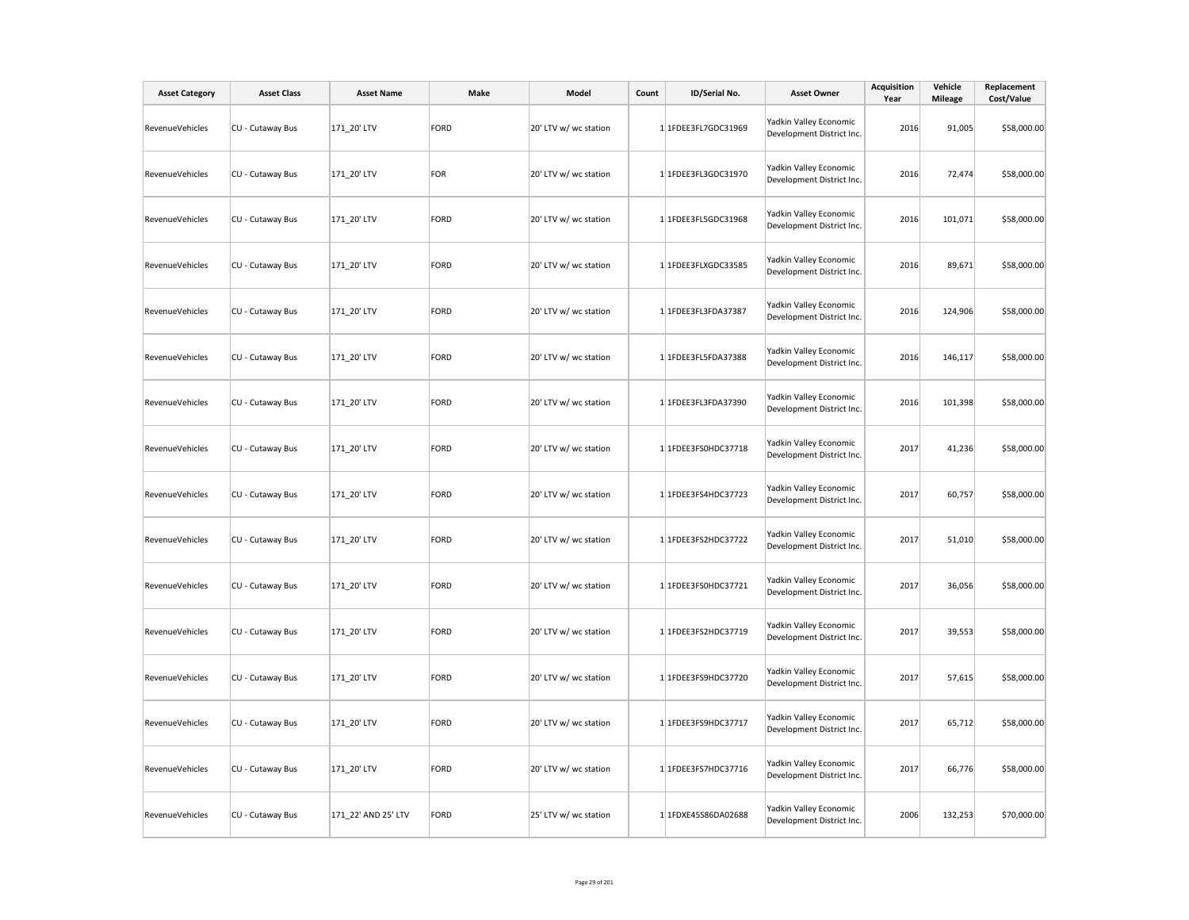| Asset Category | Asset Class | Asset Name | Make | Model | Count | ID/Serial No. | Asset Owner | Acquisition Year | Vehicle Mileage | Replacement Cost/Value |
|---|---|---|---|---|---|---|---|---|---|---|
| RevenueVehicles | CU - Cutaway Bus | 171_20' LTV | FORD | 20' LTV w/ wc station | 1 | 1FDEE3FL7GDC31969 | Yadkin Valley Economic Development District Inc. | 2016 | 91,005 | $58,000.00 |
| RevenueVehicles | CU - Cutaway Bus | 171_20' LTV | FOR | 20' LTV w/ wc station | 1 | 1FDEE3FL3GDC31970 | Yadkin Valley Economic Development District Inc. | 2016 | 72,474 | $58,000.00 |
| RevenueVehicles | CU - Cutaway Bus | 171_20' LTV | FORD | 20' LTV w/ wc station | 1 | 1FDEE3FL5GDC31968 | Yadkin Valley Economic Development District Inc. | 2016 | 101,071 | $58,000.00 |
| RevenueVehicles | CU - Cutaway Bus | 171_20' LTV | FORD | 20' LTV w/ wc station | 1 | 1FDEE3FLXGDC33585 | Yadkin Valley Economic Development District Inc. | 2016 | 89,671 | $58,000.00 |
| RevenueVehicles | CU - Cutaway Bus | 171_20' LTV | FORD | 20' LTV w/ wc station | 1 | 1FDEE3FL3FDA37387 | Yadkin Valley Economic Development District Inc. | 2016 | 124,906 | $58,000.00 |
| RevenueVehicles | CU - Cutaway Bus | 171_20' LTV | FORD | 20' LTV w/ wc station | 1 | 1FDEE3FL5FDA37388 | Yadkin Valley Economic Development District Inc. | 2016 | 146,117 | $58,000.00 |
| RevenueVehicles | CU - Cutaway Bus | 171_20' LTV | FORD | 20' LTV w/ wc station | 1 | 1FDEE3FL3FDA37390 | Yadkin Valley Economic Development District Inc. | 2016 | 101,398 | $58,000.00 |
| RevenueVehicles | CU - Cutaway Bus | 171_20' LTV | FORD | 20' LTV w/ wc station | 1 | 1FDEE3FS0HDC37718 | Yadkin Valley Economic Development District Inc. | 2017 | 41,236 | $58,000.00 |
| RevenueVehicles | CU - Cutaway Bus | 171_20' LTV | FORD | 20' LTV w/ wc station | 1 | 1FDEE3FS4HDC37723 | Yadkin Valley Economic Development District Inc. | 2017 | 60,757 | $58,000.00 |
| RevenueVehicles | CU - Cutaway Bus | 171_20' LTV | FORD | 20' LTV w/ wc station | 1 | 1FDEE3FS2HDC37722 | Yadkin Valley Economic Development District Inc. | 2017 | 51,010 | $58,000.00 |
| RevenueVehicles | CU - Cutaway Bus | 171_20' LTV | FORD | 20' LTV w/ wc station | 1 | 1FDEE3FS0HDC37721 | Yadkin Valley Economic Development District Inc. | 2017 | 36,056 | $58,000.00 |
| RevenueVehicles | CU - Cutaway Bus | 171_20' LTV | FORD | 20' LTV w/ wc station | 1 | 1FDEE3FS2HDC37719 | Yadkin Valley Economic Development District Inc. | 2017 | 39,553 | $58,000.00 |
| RevenueVehicles | CU - Cutaway Bus | 171_20' LTV | FORD | 20' LTV w/ wc station | 1 | 1FDEE3FS9HDC37720 | Yadkin Valley Economic Development District Inc. | 2017 | 57,615 | $58,000.00 |
| RevenueVehicles | CU - Cutaway Bus | 171_20' LTV | FORD | 20' LTV w/ wc station | 1 | 1FDEE3FS9HDC37717 | Yadkin Valley Economic Development District Inc. | 2017 | 65,712 | $58,000.00 |
| RevenueVehicles | CU - Cutaway Bus | 171_20' LTV | FORD | 20' LTV w/ wc station | 1 | 1FDEE3FS7HDC37716 | Yadkin Valley Economic Development District Inc. | 2017 | 66,776 | $58,000.00 |
| RevenueVehicles | CU - Cutaway Bus | 171_22' AND 25' LTV | FORD | 25' LTV w/ wc station | 1 | 1FDXE45S86DA02688 | Yadkin Valley Economic Development District Inc. | 2006 | 132,253 | $70,000.00 |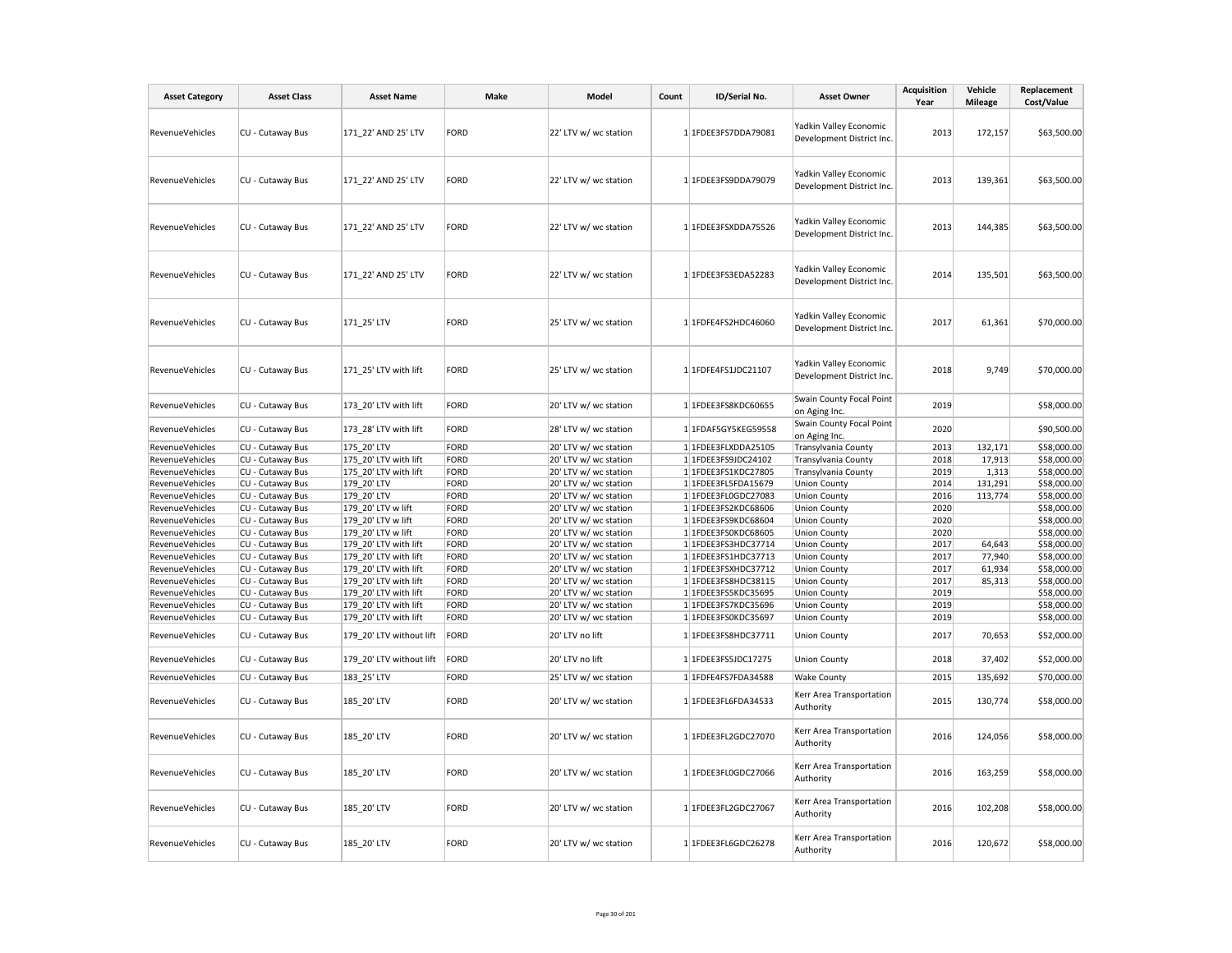| Asset Category | Asset Class | Asset Name | Make | Model | Count | ID/Serial No. | Asset Owner | Acquisition Year | Vehicle Mileage | Replacement Cost/Value |
|---|---|---|---|---|---|---|---|---|---|---|
| RevenueVehicles | CU - Cutaway Bus | 171_22' AND 25' LTV | FORD | 22' LTV w/ wc station | 1 | 1FDEE3FS7DDA79081 | Yadkin Valley Economic Development District Inc. | 2013 | 172,157 | $63,500.00 |
| RevenueVehicles | CU - Cutaway Bus | 171_22' AND 25' LTV | FORD | 22' LTV w/ wc station | 1 | 1FDEE3FS9DDA79079 | Yadkin Valley Economic Development District Inc. | 2013 | 139,361 | $63,500.00 |
| RevenueVehicles | CU - Cutaway Bus | 171_22' AND 25' LTV | FORD | 22' LTV w/ wc station | 1 | 1FDEE3FSXDDA75526 | Yadkin Valley Economic Development District Inc. | 2013 | 144,385 | $63,500.00 |
| RevenueVehicles | CU - Cutaway Bus | 171_22' AND 25' LTV | FORD | 22' LTV w/ wc station | 1 | 1FDEE3FS3EDA52283 | Yadkin Valley Economic Development District Inc. | 2014 | 135,501 | $63,500.00 |
| RevenueVehicles | CU - Cutaway Bus | 171_25' LTV | FORD | 25' LTV w/ wc station | 1 | 1FDFE4FS2HDC46060 | Yadkin Valley Economic Development District Inc. | 2017 | 61,361 | $70,000.00 |
| RevenueVehicles | CU - Cutaway Bus | 171_25' LTV with lift | FORD | 25' LTV w/ wc station | 1 | 1FDFE4FS1JDC21107 | Yadkin Valley Economic Development District Inc. | 2018 | 9,749 | $70,000.00 |
| RevenueVehicles | CU - Cutaway Bus | 173_20' LTV with lift | FORD | 20' LTV w/ wc station | 1 | 1FDEE3FS8KDC60655 | Swain County Focal Point on Aging Inc. | 2019 | | $58,000.00 |
| RevenueVehicles | CU - Cutaway Bus | 173_28' LTV with lift | FORD | 28' LTV w/ wc station | 1 | 1FDAF5GY5KEG59558 | Swain County Focal Point on Aging Inc. | 2020 | | $90,500.00 |
| RevenueVehicles | CU - Cutaway Bus | 175_20' LTV | FORD | 20' LTV w/ wc station | 1 | 1FDEE3FLXDDA25105 | Transylvania County | 2013 | 132,171 | $58,000.00 |
| RevenueVehicles | CU - Cutaway Bus | 175_20' LTV with lift | FORD | 20' LTV w/ wc station | 1 | 1FDEE3FS9JDC24102 | Transylvania County | 2018 | 17,913 | $58,000.00 |
| RevenueVehicles | CU - Cutaway Bus | 175_20' LTV with lift | FORD | 20' LTV w/ wc station | 1 | 1FDEE3FS1KDC27805 | Transylvania County | 2019 | 1,313 | $58,000.00 |
| RevenueVehicles | CU - Cutaway Bus | 179_20' LTV | FORD | 20' LTV w/ wc station | 1 | 1FDEE3FL5FDA15679 | Union County | 2014 | 131,291 | $58,000.00 |
| RevenueVehicles | CU - Cutaway Bus | 179_20' LTV | FORD | 20' LTV w/ wc station | 1 | 1FDEE3FL0GDC27083 | Union County | 2016 | 113,774 | $58,000.00 |
| RevenueVehicles | CU - Cutaway Bus | 179_20' LTV w lift | FORD | 20' LTV w/ wc station | 1 | 1FDEE3FS2KDC68606 | Union County | 2020 | | $58,000.00 |
| RevenueVehicles | CU - Cutaway Bus | 179_20' LTV w lift | FORD | 20' LTV w/ wc station | 1 | 1FDEE3FS9KDC68604 | Union County | 2020 | | $58,000.00 |
| RevenueVehicles | CU - Cutaway Bus | 179_20' LTV w lift | FORD | 20' LTV w/ wc station | 1 | 1FDEE3FS0KDC68605 | Union County | 2020 | | $58,000.00 |
| RevenueVehicles | CU - Cutaway Bus | 179_20' LTV with lift | FORD | 20' LTV w/ wc station | 1 | 1FDEE3FS3HDC37714 | Union County | 2017 | 64,643 | $58,000.00 |
| RevenueVehicles | CU - Cutaway Bus | 179_20' LTV with lift | FORD | 20' LTV w/ wc station | 1 | 1FDEE3FS1HDC37713 | Union County | 2017 | 77,940 | $58,000.00 |
| RevenueVehicles | CU - Cutaway Bus | 179_20' LTV with lift | FORD | 20' LTV w/ wc station | 1 | 1FDEE3FSXHDC37712 | Union County | 2017 | 61,934 | $58,000.00 |
| RevenueVehicles | CU - Cutaway Bus | 179_20' LTV with lift | FORD | 20' LTV w/ wc station | 1 | 1FDEE3FS8HDC38115 | Union County | 2017 | 85,313 | $58,000.00 |
| RevenueVehicles | CU - Cutaway Bus | 179_20' LTV with lift | FORD | 20' LTV w/ wc station | 1 | 1FDEE3FS5KDC35695 | Union County | 2019 | | $58,000.00 |
| RevenueVehicles | CU - Cutaway Bus | 179_20' LTV with lift | FORD | 20' LTV w/ wc station | 1 | 1FDEE3FS7KDC35696 | Union County | 2019 | | $58,000.00 |
| RevenueVehicles | CU - Cutaway Bus | 179_20' LTV with lift | FORD | 20' LTV w/ wc station | 1 | 1FDEE3FS0KDC35697 | Union County | 2019 | | $58,000.00 |
| RevenueVehicles | CU - Cutaway Bus | 179_20' LTV without lift | FORD | 20' LTV no lift | 1 | 1FDEE3FS8HDC37711 | Union County | 2017 | 70,653 | $52,000.00 |
| RevenueVehicles | CU - Cutaway Bus | 179_20' LTV without lift | FORD | 20' LTV no lift | 1 | 1FDEE3FS5JDC17275 | Union County | 2018 | 37,402 | $52,000.00 |
| RevenueVehicles | CU - Cutaway Bus | 183_25' LTV | FORD | 25' LTV w/ wc station | 1 | 1FDFE4FS7FDA34588 | Wake County | 2015 | 135,692 | $70,000.00 |
| RevenueVehicles | CU - Cutaway Bus | 185_20' LTV | FORD | 20' LTV w/ wc station | 1 | 1FDEE3FL6FDA34533 | Kerr Area Transportation Authority | 2015 | 130,774 | $58,000.00 |
| RevenueVehicles | CU - Cutaway Bus | 185_20' LTV | FORD | 20' LTV w/ wc station | 1 | 1FDEE3FL2GDC27070 | Kerr Area Transportation Authority | 2016 | 124,056 | $58,000.00 |
| RevenueVehicles | CU - Cutaway Bus | 185_20' LTV | FORD | 20' LTV w/ wc station | 1 | 1FDEE3FL0GDC27066 | Kerr Area Transportation Authority | 2016 | 163,259 | $58,000.00 |
| RevenueVehicles | CU - Cutaway Bus | 185_20' LTV | FORD | 20' LTV w/ wc station | 1 | 1FDEE3FL2GDC27067 | Kerr Area Transportation Authority | 2016 | 102,208 | $58,000.00 |
| RevenueVehicles | CU - Cutaway Bus | 185_20' LTV | FORD | 20' LTV w/ wc station | 1 | 1FDEE3FL6GDC26278 | Kerr Area Transportation Authority | 2016 | 120,672 | $58,000.00 |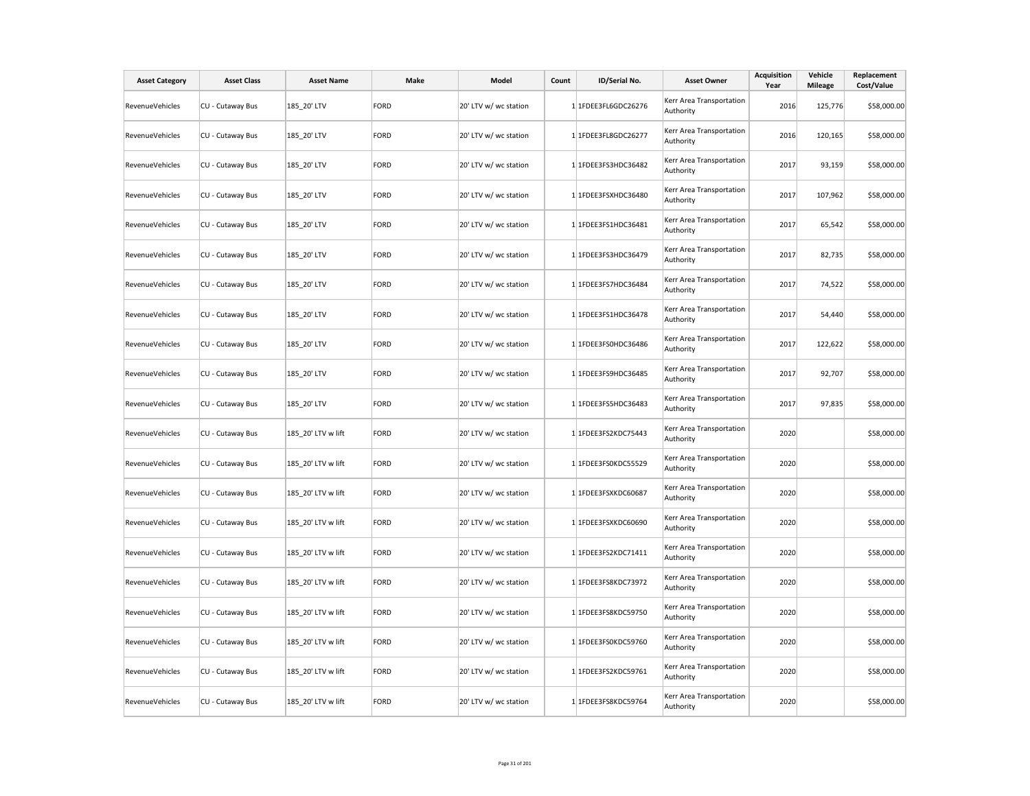| Asset Category | Asset Class | Asset Name | Make | Model | Count | ID/Serial No. | Asset Owner | Acquisition Year | Vehicle Mileage | Replacement Cost/Value |
|---|---|---|---|---|---|---|---|---|---|---|
| RevenueVehicles | CU - Cutaway Bus | 185_20' LTV | FORD | 20' LTV w/ wc station | 1 | 1FDEE3FL6GDC26276 | Kerr Area Transportation Authority | 2016 | 125,776 | $58,000.00 |
| RevenueVehicles | CU - Cutaway Bus | 185_20' LTV | FORD | 20' LTV w/ wc station | 1 | 1FDEE3FL8GDC26277 | Kerr Area Transportation Authority | 2016 | 120,165 | $58,000.00 |
| RevenueVehicles | CU - Cutaway Bus | 185_20' LTV | FORD | 20' LTV w/ wc station | 1 | 1FDEE3FS3HDC36482 | Kerr Area Transportation Authority | 2017 | 93,159 | $58,000.00 |
| RevenueVehicles | CU - Cutaway Bus | 185_20' LTV | FORD | 20' LTV w/ wc station | 1 | 1FDEE3FSXHDC36480 | Kerr Area Transportation Authority | 2017 | 107,962 | $58,000.00 |
| RevenueVehicles | CU - Cutaway Bus | 185_20' LTV | FORD | 20' LTV w/ wc station | 1 | 1FDEE3FS1HDC36481 | Kerr Area Transportation Authority | 2017 | 65,542 | $58,000.00 |
| RevenueVehicles | CU - Cutaway Bus | 185_20' LTV | FORD | 20' LTV w/ wc station | 1 | 1FDEE3FS3HDC36479 | Kerr Area Transportation Authority | 2017 | 82,735 | $58,000.00 |
| RevenueVehicles | CU - Cutaway Bus | 185_20' LTV | FORD | 20' LTV w/ wc station | 1 | 1FDEE3FS7HDC36484 | Kerr Area Transportation Authority | 2017 | 74,522 | $58,000.00 |
| RevenueVehicles | CU - Cutaway Bus | 185_20' LTV | FORD | 20' LTV w/ wc station | 1 | 1FDEE3FS1HDC36478 | Kerr Area Transportation Authority | 2017 | 54,440 | $58,000.00 |
| RevenueVehicles | CU - Cutaway Bus | 185_20' LTV | FORD | 20' LTV w/ wc station | 1 | 1FDEE3FS0HDC36486 | Kerr Area Transportation Authority | 2017 | 122,622 | $58,000.00 |
| RevenueVehicles | CU - Cutaway Bus | 185_20' LTV | FORD | 20' LTV w/ wc station | 1 | 1FDEE3FS9HDC36485 | Kerr Area Transportation Authority | 2017 | 92,707 | $58,000.00 |
| RevenueVehicles | CU - Cutaway Bus | 185_20' LTV | FORD | 20' LTV w/ wc station | 1 | 1FDEE3FS5HDC36483 | Kerr Area Transportation Authority | 2017 | 97,835 | $58,000.00 |
| RevenueVehicles | CU - Cutaway Bus | 185_20' LTV w lift | FORD | 20' LTV w/ wc station | 1 | 1FDEE3FS2KDC75443 | Kerr Area Transportation Authority | 2020 | | $58,000.00 |
| RevenueVehicles | CU - Cutaway Bus | 185_20' LTV w lift | FORD | 20' LTV w/ wc station | 1 | 1FDEE3FS0KDC55529 | Kerr Area Transportation Authority | 2020 | | $58,000.00 |
| RevenueVehicles | CU - Cutaway Bus | 185_20' LTV w lift | FORD | 20' LTV w/ wc station | 1 | 1FDEE3FSXKDC60687 | Kerr Area Transportation Authority | 2020 | | $58,000.00 |
| RevenueVehicles | CU - Cutaway Bus | 185_20' LTV w lift | FORD | 20' LTV w/ wc station | 1 | 1FDEE3FSXKDC60690 | Kerr Area Transportation Authority | 2020 | | $58,000.00 |
| RevenueVehicles | CU - Cutaway Bus | 185_20' LTV w lift | FORD | 20' LTV w/ wc station | 1 | 1FDEE3FS2KDC71411 | Kerr Area Transportation Authority | 2020 | | $58,000.00 |
| RevenueVehicles | CU - Cutaway Bus | 185_20' LTV w lift | FORD | 20' LTV w/ wc station | 1 | 1FDEE3FS8KDC73972 | Kerr Area Transportation Authority | 2020 | | $58,000.00 |
| RevenueVehicles | CU - Cutaway Bus | 185_20' LTV w lift | FORD | 20' LTV w/ wc station | 1 | 1FDEE3FS8KDC59750 | Kerr Area Transportation Authority | 2020 | | $58,000.00 |
| RevenueVehicles | CU - Cutaway Bus | 185_20' LTV w lift | FORD | 20' LTV w/ wc station | 1 | 1FDEE3FS0KDC59760 | Kerr Area Transportation Authority | 2020 | | $58,000.00 |
| RevenueVehicles | CU - Cutaway Bus | 185_20' LTV w lift | FORD | 20' LTV w/ wc station | 1 | 1FDEE3FS2KDC59761 | Kerr Area Transportation Authority | 2020 | | $58,000.00 |
| RevenueVehicles | CU - Cutaway Bus | 185_20' LTV w lift | FORD | 20' LTV w/ wc station | 1 | 1FDEE3FS8KDC59764 | Kerr Area Transportation Authority | 2020 | | $58,000.00 |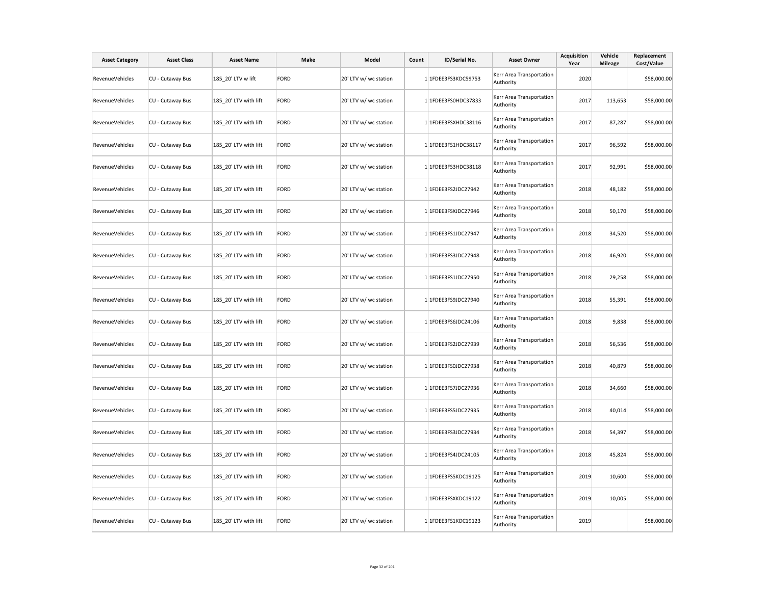| Asset Category | Asset Class | Asset Name | Make | Model | Count | ID/Serial No. | Asset Owner | Acquisition Year | Vehicle Mileage | Replacement Cost/Value |
|---|---|---|---|---|---|---|---|---|---|---|
| RevenueVehicles | CU - Cutaway Bus | 185_20' LTV w lift | FORD | 20' LTV w/ wc station | 1 | 1FDEE3FS3KDC59753 | Kerr Area Transportation Authority | 2020 | | $58,000.00 |
| RevenueVehicles | CU - Cutaway Bus | 185_20' LTV with lift | FORD | 20' LTV w/ wc station | 1 | 1FDEE3FS0HDC37833 | Kerr Area Transportation Authority | 2017 | 113,653 | $58,000.00 |
| RevenueVehicles | CU - Cutaway Bus | 185_20' LTV with lift | FORD | 20' LTV w/ wc station | 1 | 1FDEE3FSXHDC38116 | Kerr Area Transportation Authority | 2017 | 87,287 | $58,000.00 |
| RevenueVehicles | CU - Cutaway Bus | 185_20' LTV with lift | FORD | 20' LTV w/ wc station | 1 | 1FDEE3FS1HDC38117 | Kerr Area Transportation Authority | 2017 | 96,592 | $58,000.00 |
| RevenueVehicles | CU - Cutaway Bus | 185_20' LTV with lift | FORD | 20' LTV w/ wc station | 1 | 1FDEE3FS3HDC38118 | Kerr Area Transportation Authority | 2017 | 92,991 | $58,000.00 |
| RevenueVehicles | CU - Cutaway Bus | 185_20' LTV with lift | FORD | 20' LTV w/ wc station | 1 | 1FDEE3FS2JDC27942 | Kerr Area Transportation Authority | 2018 | 48,182 | $58,000.00 |
| RevenueVehicles | CU - Cutaway Bus | 185_20' LTV with lift | FORD | 20' LTV w/ wc station | 1 | 1FDEE3FSXJDC27946 | Kerr Area Transportation Authority | 2018 | 50,170 | $58,000.00 |
| RevenueVehicles | CU - Cutaway Bus | 185_20' LTV with lift | FORD | 20' LTV w/ wc station | 1 | 1FDEE3FS1JDC27947 | Kerr Area Transportation Authority | 2018 | 34,520 | $58,000.00 |
| RevenueVehicles | CU - Cutaway Bus | 185_20' LTV with lift | FORD | 20' LTV w/ wc station | 1 | 1FDEE3FS3JDC27948 | Kerr Area Transportation Authority | 2018 | 46,920 | $58,000.00 |
| RevenueVehicles | CU - Cutaway Bus | 185_20' LTV with lift | FORD | 20' LTV w/ wc station | 1 | 1FDEE3FS1JDC27950 | Kerr Area Transportation Authority | 2018 | 29,258 | $58,000.00 |
| RevenueVehicles | CU - Cutaway Bus | 185_20' LTV with lift | FORD | 20' LTV w/ wc station | 1 | 1FDEE3FS9JDC27940 | Kerr Area Transportation Authority | 2018 | 55,391 | $58,000.00 |
| RevenueVehicles | CU - Cutaway Bus | 185_20' LTV with lift | FORD | 20' LTV w/ wc station | 1 | 1FDEE3FS6JDC24106 | Kerr Area Transportation Authority | 2018 | 9,838 | $58,000.00 |
| RevenueVehicles | CU - Cutaway Bus | 185_20' LTV with lift | FORD | 20' LTV w/ wc station | 1 | 1FDEE3FS2JDC27939 | Kerr Area Transportation Authority | 2018 | 56,536 | $58,000.00 |
| RevenueVehicles | CU - Cutaway Bus | 185_20' LTV with lift | FORD | 20' LTV w/ wc station | 1 | 1FDEE3FS0JDC27938 | Kerr Area Transportation Authority | 2018 | 40,879 | $58,000.00 |
| RevenueVehicles | CU - Cutaway Bus | 185_20' LTV with lift | FORD | 20' LTV w/ wc station | 1 | 1FDEE3FS7JDC27936 | Kerr Area Transportation Authority | 2018 | 34,660 | $58,000.00 |
| RevenueVehicles | CU - Cutaway Bus | 185_20' LTV with lift | FORD | 20' LTV w/ wc station | 1 | 1FDEE3FS5JDC27935 | Kerr Area Transportation Authority | 2018 | 40,014 | $58,000.00 |
| RevenueVehicles | CU - Cutaway Bus | 185_20' LTV with lift | FORD | 20' LTV w/ wc station | 1 | 1FDEE3FS3JDC27934 | Kerr Area Transportation Authority | 2018 | 54,397 | $58,000.00 |
| RevenueVehicles | CU - Cutaway Bus | 185_20' LTV with lift | FORD | 20' LTV w/ wc station | 1 | 1FDEE3FS4JDC24105 | Kerr Area Transportation Authority | 2018 | 45,824 | $58,000.00 |
| RevenueVehicles | CU - Cutaway Bus | 185_20' LTV with lift | FORD | 20' LTV w/ wc station | 1 | 1FDEE3FS5KDC19125 | Kerr Area Transportation Authority | 2019 | 10,600 | $58,000.00 |
| RevenueVehicles | CU - Cutaway Bus | 185_20' LTV with lift | FORD | 20' LTV w/ wc station | 1 | 1FDEE3FSXKDC19122 | Kerr Area Transportation Authority | 2019 | 10,005 | $58,000.00 |
| RevenueVehicles | CU - Cutaway Bus | 185_20' LTV with lift | FORD | 20' LTV w/ wc station | 1 | 1FDEE3FS1KDC19123 | Kerr Area Transportation Authority | 2019 | | $58,000.00 |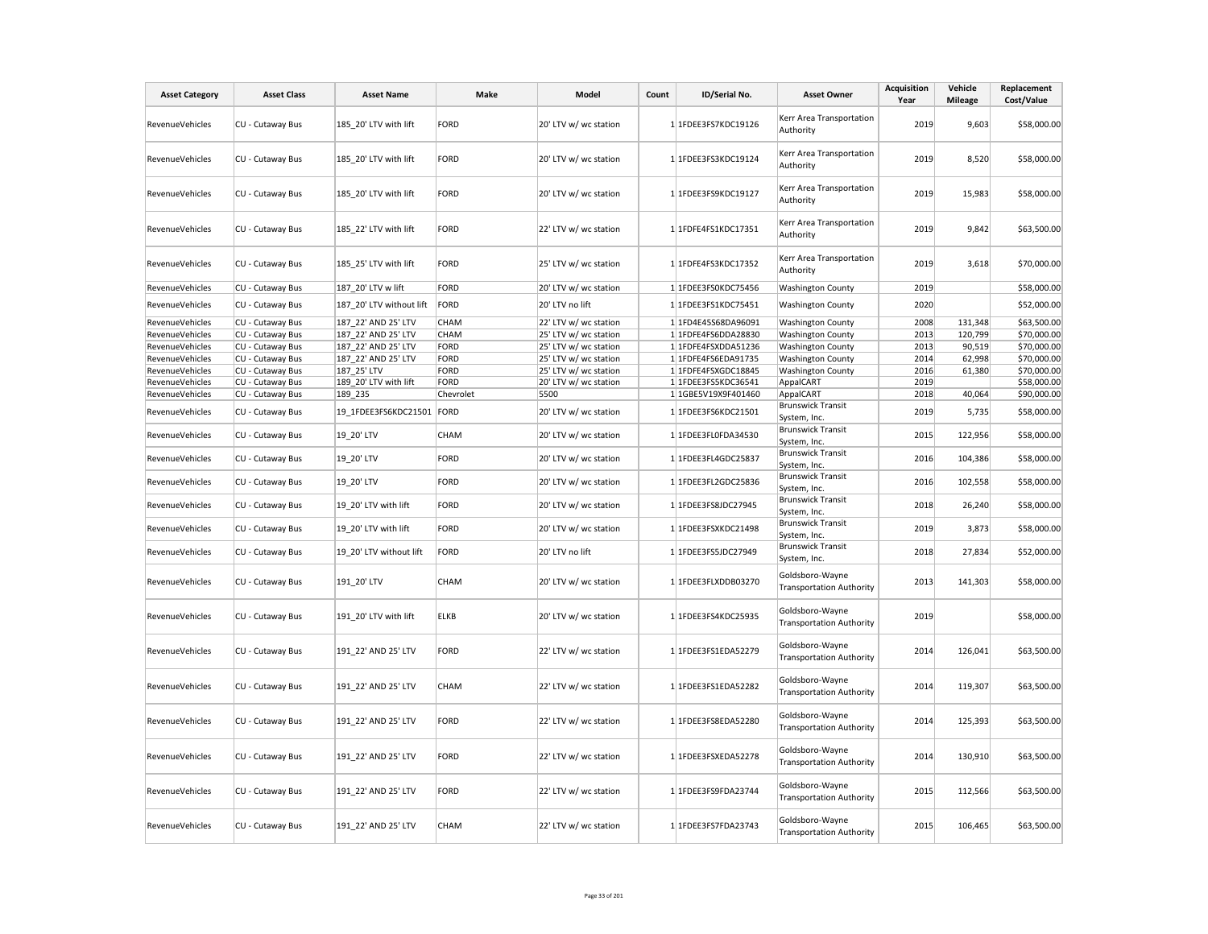| Asset Category | Asset Class | Asset Name | Make | Model | Count | ID/Serial No. | Asset Owner | Acquisition Year | Vehicle Mileage | Replacement Cost/Value |
|---|---|---|---|---|---|---|---|---|---|---|
| RevenueVehicles | CU - Cutaway Bus | 185_20' LTV with lift | FORD | 20' LTV w/ wc station | 1 | 1FDEE3FS7KDC19126 | Kerr Area Transportation Authority | 2019 | 9,603 | $58,000.00 |
| RevenueVehicles | CU - Cutaway Bus | 185_20' LTV with lift | FORD | 20' LTV w/ wc station | 1 | 1FDEE3FS3KDC19124 | Kerr Area Transportation Authority | 2019 | 8,520 | $58,000.00 |
| RevenueVehicles | CU - Cutaway Bus | 185_20' LTV with lift | FORD | 20' LTV w/ wc station | 1 | 1FDEE3FS9KDC19127 | Kerr Area Transportation Authority | 2019 | 15,983 | $58,000.00 |
| RevenueVehicles | CU - Cutaway Bus | 185_22' LTV with lift | FORD | 22' LTV w/ wc station | 1 | 1FDFE4FS1KDC17351 | Kerr Area Transportation Authority | 2019 | 9,842 | $63,500.00 |
| RevenueVehicles | CU - Cutaway Bus | 185_25' LTV with lift | FORD | 25' LTV w/ wc station | 1 | 1FDFE4FS3KDC17352 | Kerr Area Transportation Authority | 2019 | 3,618 | $70,000.00 |
| RevenueVehicles | CU - Cutaway Bus | 187_20' LTV w lift | FORD | 20' LTV w/ wc station | 1 | 1FDEE3FS0KDC75456 | Washington County | 2019 | | $58,000.00 |
| RevenueVehicles | CU - Cutaway Bus | 187_20' LTV without lift | FORD | 20' LTV no lift | 1 | 1FDEE3FS1KDC75451 | Washington County | 2020 | | $52,000.00 |
| RevenueVehicles | CU - Cutaway Bus | 187_22' AND 25' LTV | CHAM | 22' LTV w/ wc station | 1 | 1FD4E45S68DA96091 | Washington County | 2008 | 131,348 | $63,500.00 |
| RevenueVehicles | CU - Cutaway Bus | 187_22' AND 25' LTV | CHAM | 25' LTV w/ wc station | 1 | 1FDFE4FS6DDA28830 | Washington County | 2013 | 120,799 | $70,000.00 |
| RevenueVehicles | CU - Cutaway Bus | 187_22' AND 25' LTV | FORD | 25' LTV w/ wc station | 1 | 1FDFE4FSXDDA51236 | Washington County | 2013 | 90,519 | $70,000.00 |
| RevenueVehicles | CU - Cutaway Bus | 187_22' AND 25' LTV | FORD | 25' LTV w/ wc station | 1 | 1FDFE4FS6EDA91735 | Washington County | 2014 | 62,998 | $70,000.00 |
| RevenueVehicles | CU - Cutaway Bus | 187_25' LTV | FORD | 25' LTV w/ wc station | 1 | 1FDFE4FSXGDC18845 | Washington County | 2016 | 61,380 | $70,000.00 |
| RevenueVehicles | CU - Cutaway Bus | 189_20' LTV with lift | FORD | 20' LTV w/ wc station | 1 | 1FDEE3FS5KDC36541 | AppalCART | 2019 | | $58,000.00 |
| RevenueVehicles | CU - Cutaway Bus | 189_235 | Chevrolet | 5500 | 1 | 1GBE5V19X9F401460 | AppalCART | 2018 | 40,064 | $90,000.00 |
| RevenueVehicles | CU - Cutaway Bus | 19_1FDEE3FS6KDC21501 | FORD | 20' LTV w/ wc station | 1 | 1FDEE3FS6KDC21501 | Brunswick Transit System, Inc. | 2019 | 5,735 | $58,000.00 |
| RevenueVehicles | CU - Cutaway Bus | 19_20' LTV | CHAM | 20' LTV w/ wc station | 1 | 1FDEE3FL0FDA34530 | Brunswick Transit System, Inc. | 2015 | 122,956 | $58,000.00 |
| RevenueVehicles | CU - Cutaway Bus | 19_20' LTV | FORD | 20' LTV w/ wc station | 1 | 1FDEE3FL4GDC25837 | Brunswick Transit System, Inc. | 2016 | 104,386 | $58,000.00 |
| RevenueVehicles | CU - Cutaway Bus | 19_20' LTV | FORD | 20' LTV w/ wc station | 1 | 1FDEE3FL2GDC25836 | Brunswick Transit System, Inc. | 2016 | 102,558 | $58,000.00 |
| RevenueVehicles | CU - Cutaway Bus | 19_20' LTV with lift | FORD | 20' LTV w/ wc station | 1 | 1FDEE3FS8JDC27945 | Brunswick Transit System, Inc. | 2018 | 26,240 | $58,000.00 |
| RevenueVehicles | CU - Cutaway Bus | 19_20' LTV with lift | FORD | 20' LTV w/ wc station | 1 | 1FDEE3FSXKDC21498 | Brunswick Transit System, Inc. | 2019 | 3,873 | $58,000.00 |
| RevenueVehicles | CU - Cutaway Bus | 19_20' LTV without lift | FORD | 20' LTV no lift | 1 | 1FDEE3FS5JDC27949 | Brunswick Transit System, Inc. | 2018 | 27,834 | $52,000.00 |
| RevenueVehicles | CU - Cutaway Bus | 191_20' LTV | CHAM | 20' LTV w/ wc station | 1 | 1FDEE3FLXDDB03270 | Goldsboro-Wayne Transportation Authority | 2013 | 141,303 | $58,000.00 |
| RevenueVehicles | CU - Cutaway Bus | 191_20' LTV with lift | ELKB | 20' LTV w/ wc station | 1 | 1FDEE3FS4KDC25935 | Goldsboro-Wayne Transportation Authority | 2019 | | $58,000.00 |
| RevenueVehicles | CU - Cutaway Bus | 191_22' AND 25' LTV | FORD | 22' LTV w/ wc station | 1 | 1FDEE3FS1EDA52279 | Goldsboro-Wayne Transportation Authority | 2014 | 126,041 | $63,500.00 |
| RevenueVehicles | CU - Cutaway Bus | 191_22' AND 25' LTV | CHAM | 22' LTV w/ wc station | 1 | 1FDEE3FS1EDA52282 | Goldsboro-Wayne Transportation Authority | 2014 | 119,307 | $63,500.00 |
| RevenueVehicles | CU - Cutaway Bus | 191_22' AND 25' LTV | FORD | 22' LTV w/ wc station | 1 | 1FDEE3FS8EDA52280 | Goldsboro-Wayne Transportation Authority | 2014 | 125,393 | $63,500.00 |
| RevenueVehicles | CU - Cutaway Bus | 191_22' AND 25' LTV | FORD | 22' LTV w/ wc station | 1 | 1FDEE3FSXEDA52278 | Goldsboro-Wayne Transportation Authority | 2014 | 130,910 | $63,500.00 |
| RevenueVehicles | CU - Cutaway Bus | 191_22' AND 25' LTV | FORD | 22' LTV w/ wc station | 1 | 1FDEE3FS9FDA23744 | Goldsboro-Wayne Transportation Authority | 2015 | 112,566 | $63,500.00 |
| RevenueVehicles | CU - Cutaway Bus | 191_22' AND 25' LTV | CHAM | 22' LTV w/ wc station | 1 | 1FDEE3FS7FDA23743 | Goldsboro-Wayne Transportation Authority | 2015 | 106,465 | $63,500.00 |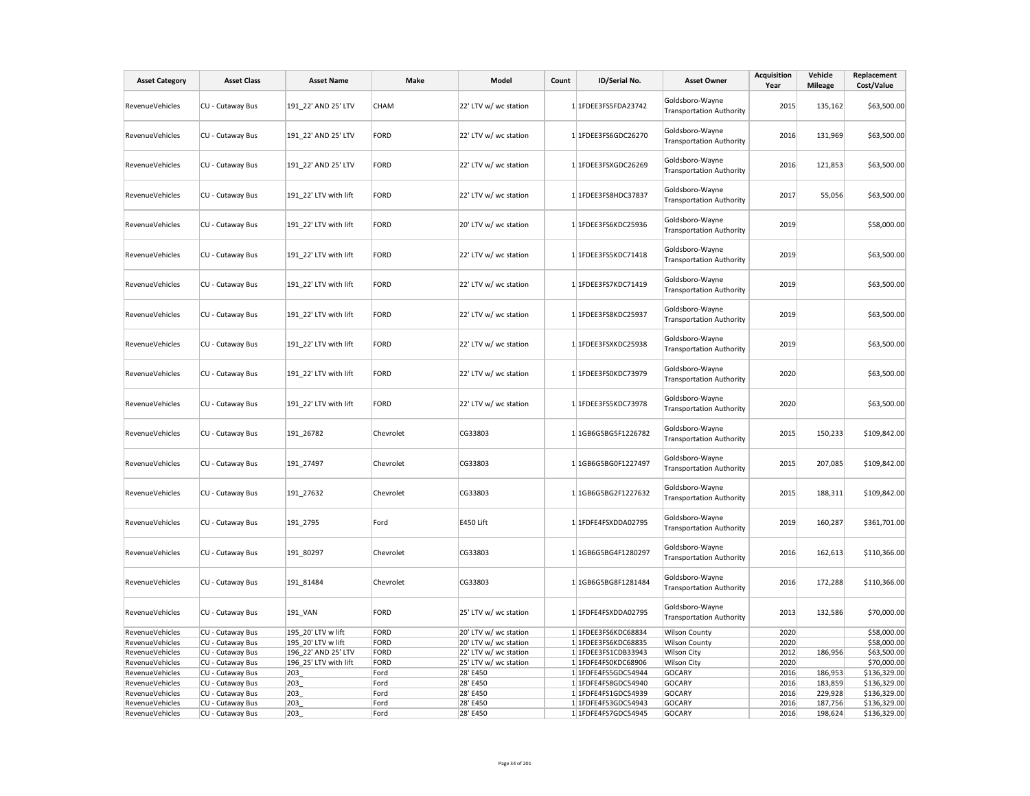| Asset Category | Asset Class | Asset Name | Make | Model | Count | ID/Serial No. | Asset Owner | Acquisition Year | Vehicle Mileage | Replacement Cost/Value |
|---|---|---|---|---|---|---|---|---|---|---|
| RevenueVehicles | CU - Cutaway Bus | 191_22' AND 25' LTV | CHAM | 22' LTV w/ wc station | 1 | 1FDEE3FS5FDA23742 | Goldsboro-Wayne Transportation Authority | 2015 | 135,162 | $63,500.00 |
| RevenueVehicles | CU - Cutaway Bus | 191_22' AND 25' LTV | FORD | 22' LTV w/ wc station | 1 | 1FDEE3FS6GDC26270 | Goldsboro-Wayne Transportation Authority | 2016 | 131,969 | $63,500.00 |
| RevenueVehicles | CU - Cutaway Bus | 191_22' AND 25' LTV | FORD | 22' LTV w/ wc station | 1 | 1FDEE3FSXGDC26269 | Goldsboro-Wayne Transportation Authority | 2016 | 121,853 | $63,500.00 |
| RevenueVehicles | CU - Cutaway Bus | 191_22' LTV with lift | FORD | 22' LTV w/ wc station | 1 | 1FDEE3FS8HDC37837 | Goldsboro-Wayne Transportation Authority | 2017 | 55,056 | $63,500.00 |
| RevenueVehicles | CU - Cutaway Bus | 191_22' LTV with lift | FORD | 20' LTV w/ wc station | 1 | 1FDEE3FS6KDC25936 | Goldsboro-Wayne Transportation Authority | 2019 | | $58,000.00 |
| RevenueVehicles | CU - Cutaway Bus | 191_22' LTV with lift | FORD | 22' LTV w/ wc station | 1 | 1FDEE3FS5KDC71418 | Goldsboro-Wayne Transportation Authority | 2019 | | $63,500.00 |
| RevenueVehicles | CU - Cutaway Bus | 191_22' LTV with lift | FORD | 22' LTV w/ wc station | 1 | 1FDEE3FS7KDC71419 | Goldsboro-Wayne Transportation Authority | 2019 | | $63,500.00 |
| RevenueVehicles | CU - Cutaway Bus | 191_22' LTV with lift | FORD | 22' LTV w/ wc station | 1 | 1FDEE3FS8KDC25937 | Goldsboro-Wayne Transportation Authority | 2019 | | $63,500.00 |
| RevenueVehicles | CU - Cutaway Bus | 191_22' LTV with lift | FORD | 22' LTV w/ wc station | 1 | 1FDEE3FSXKDC25938 | Goldsboro-Wayne Transportation Authority | 2019 | | $63,500.00 |
| RevenueVehicles | CU - Cutaway Bus | 191_22' LTV with lift | FORD | 22' LTV w/ wc station | 1 | 1FDEE3FS0KDC73979 | Goldsboro-Wayne Transportation Authority | 2020 | | $63,500.00 |
| RevenueVehicles | CU - Cutaway Bus | 191_22' LTV with lift | FORD | 22' LTV w/ wc station | 1 | 1FDEE3FS5KDC73978 | Goldsboro-Wayne Transportation Authority | 2020 | | $63,500.00 |
| RevenueVehicles | CU - Cutaway Bus | 191_26782 | Chevrolet | CG33803 | 1 | 1GB6G5BG5F1226782 | Goldsboro-Wayne Transportation Authority | 2015 | 150,233 | $109,842.00 |
| RevenueVehicles | CU - Cutaway Bus | 191_27497 | Chevrolet | CG33803 | 1 | 1GB6G5BG0F1227497 | Goldsboro-Wayne Transportation Authority | 2015 | 207,085 | $109,842.00 |
| RevenueVehicles | CU - Cutaway Bus | 191_27632 | Chevrolet | CG33803 | 1 | 1GB6G5BG2F1227632 | Goldsboro-Wayne Transportation Authority | 2015 | 188,311 | $109,842.00 |
| RevenueVehicles | CU - Cutaway Bus | 191_2795 | Ford | E450 Lift | 1 | 1FDFE4FSXDDA02795 | Goldsboro-Wayne Transportation Authority | 2019 | 160,287 | $361,701.00 |
| RevenueVehicles | CU - Cutaway Bus | 191_80297 | Chevrolet | CG33803 | 1 | 1GB6G5BG4F1280297 | Goldsboro-Wayne Transportation Authority | 2016 | 162,613 | $110,366.00 |
| RevenueVehicles | CU - Cutaway Bus | 191_81484 | Chevrolet | CG33803 | 1 | 1GB6G5BG8F1281484 | Goldsboro-Wayne Transportation Authority | 2016 | 172,288 | $110,366.00 |
| RevenueVehicles | CU - Cutaway Bus | 191_VAN | FORD | 25' LTV w/ wc station | 1 | 1FDFE4FSXDDA02795 | Goldsboro-Wayne Transportation Authority | 2013 | 132,586 | $70,000.00 |
| RevenueVehicles | CU - Cutaway Bus | 195_20' LTV w lift | FORD | 20' LTV w/ wc station | 1 | 1FDEE3FS6KDC68834 | Wilson County | 2020 | | $58,000.00 |
| RevenueVehicles | CU - Cutaway Bus | 195_20' LTV w lift | FORD | 20' LTV w/ wc station | 1 | 1FDEE3FS6KDC68835 | Wilson County | 2020 | | $58,000.00 |
| RevenueVehicles | CU - Cutaway Bus | 196_22' AND 25' LTV | FORD | 22' LTV w/ wc station | 1 | 1FDEE3FS1CDB33943 | Wilson City | 2012 | 186,956 | $63,500.00 |
| RevenueVehicles | CU - Cutaway Bus | 196_25' LTV with lift | FORD | 25' LTV w/ wc station | 1 | 1FDFE4FS0KDC68906 | Wilson City | 2020 | | $70,000.00 |
| RevenueVehicles | CU - Cutaway Bus | 203_ | Ford | 28' E450 | 1 | 1FDFE4FS5GDC54944 | GOCARY | 2016 | 186,953 | $136,329.00 |
| RevenueVehicles | CU - Cutaway Bus | 203_ | Ford | 28' E450 | 1 | 1FDFE4FS8GDC54940 | GOCARY | 2016 | 183,859 | $136,329.00 |
| RevenueVehicles | CU - Cutaway Bus | 203_ | Ford | 28' E450 | 1 | 1FDFE4FS1GDC54939 | GOCARY | 2016 | 229,928 | $136,329.00 |
| RevenueVehicles | CU - Cutaway Bus | 203_ | Ford | 28' E450 | 1 | 1FDFE4FS3GDC54943 | GOCARY | 2016 | 187,756 | $136,329.00 |
| RevenueVehicles | CU - Cutaway Bus | 203_ | Ford | 28' E450 | 1 | 1FDFE4FS7GDC54945 | GOCARY | 2016 | 198,624 | $136,329.00 |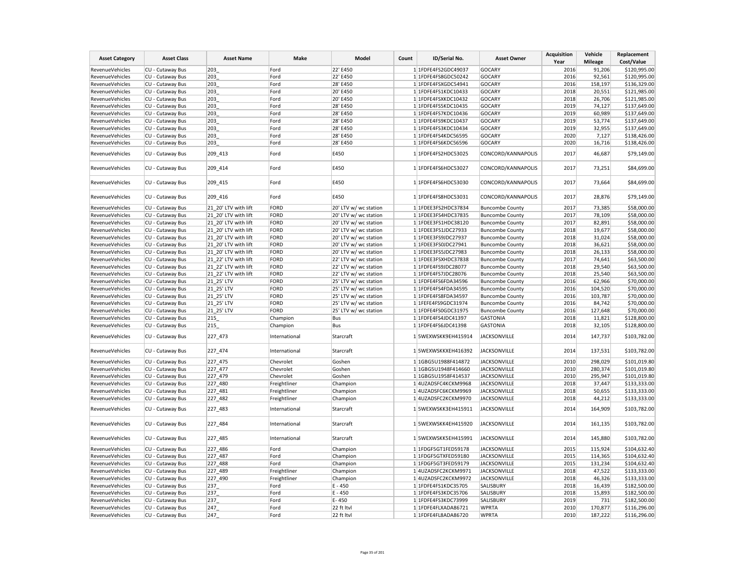| Asset Category | Asset Class | Asset Name | Make | Model | Count | ID/Serial No. | Asset Owner | Acquisition Year | Vehicle Mileage | Replacement Cost/Value |
|---|---|---|---|---|---|---|---|---|---|---|
| RevenueVehicles | CU - Cutaway Bus | 203_ | Ford | 22' E450 | 1 | 1FDFE4FS2GDC49037 | GOCARY | 2016 | 91,206 | $120,995.00 |
| RevenueVehicles | CU - Cutaway Bus | 203_ | Ford | 22' E450 | 1 | 1FDFE4FS8GDC50242 | GOCARY | 2016 | 92,561 | $120,995.00 |
| RevenueVehicles | CU - Cutaway Bus | 203_ | Ford | 28' E450 | 1 | 1FDFE4FSXGDC54941 | GOCARY | 2016 | 158,197 | $136,329.00 |
| RevenueVehicles | CU - Cutaway Bus | 203_ | Ford | 20' E450 | 1 | 1FDFE4FS1KDC10433 | GOCARY | 2018 | 20,551 | $121,985.00 |
| RevenueVehicles | CU - Cutaway Bus | 203_ | Ford | 20' E450 | 1 | 1FDFE4FSXKDC10432 | GOCARY | 2018 | 26,706 | $121,985.00 |
| RevenueVehicles | CU - Cutaway Bus | 203_ | Ford | 28' E450 | 1 | 1FDFE4FS5KDC10435 | GOCARY | 2019 | 74,127 | $137,649.00 |
| RevenueVehicles | CU - Cutaway Bus | 203_ | Ford | 28' E450 | 1 | 1FDFE4FS7KDC10436 | GOCARY | 2019 | 60,989 | $137,649.00 |
| RevenueVehicles | CU - Cutaway Bus | 203_ | Ford | 28' E450 | 1 | 1FDFE4FS9KDC10437 | GOCARY | 2019 | 53,774 | $137,649.00 |
| RevenueVehicles | CU - Cutaway Bus | 203_ | Ford | 28' E450 | 1 | 1FDFE4FS3KDC10434 | GOCARY | 2019 | 32,955 | $137,649.00 |
| RevenueVehicles | CU - Cutaway Bus | 203_ | Ford | 28' E450 | 1 | 1FDFE4FS4KDC56595 | GOCARY | 2020 | 7,127 | $138,426.00 |
| RevenueVehicles | CU - Cutaway Bus | 203_ | Ford | 28' E450 | 1 | 1FDFE4FS6KDC56596 | GOCARY | 2020 | 16,716 | $138,426.00 |
| RevenueVehicles | CU - Cutaway Bus | 209_413 | Ford | E450 | 1 | 1FDFE4FS2HDC53025 | CONCORD/KANNAPOLIS | 2017 | 46,687 | $79,149.00 |
| RevenueVehicles | CU - Cutaway Bus | 209_414 | Ford | E450 | 1 | 1FDFE4FS6HDC53027 | CONCORD/KANNAPOLIS | 2017 | 73,251 | $84,699.00 |
| RevenueVehicles | CU - Cutaway Bus | 209_415 | Ford | E450 | 1 | 1FDFE4FS6HDC53030 | CONCORD/KANNAPOLIS | 2017 | 73,664 | $84,699.00 |
| RevenueVehicles | CU - Cutaway Bus | 209_416 | Ford | E450 | 1 | 1FDFE4FS8HDC53031 | CONCORD/KANNAPOLIS | 2017 | 28,876 | $79,149.00 |
| RevenueVehicles | CU - Cutaway Bus | 21_20' LTV with lift | FORD | 20' LTV w/ wc station | 1 | 1FDEE3FS2HDC37834 | Buncombe County | 2017 | 73,385 | $58,000.00 |
| RevenueVehicles | CU - Cutaway Bus | 21_20' LTV with lift | FORD | 20' LTV w/ wc station | 1 | 1FDEE3FS4HDC37835 | Buncombe County | 2017 | 78,109 | $58,000.00 |
| RevenueVehicles | CU - Cutaway Bus | 21_20' LTV with lift | FORD | 20' LTV w/ wc station | 1 | 1FDEE3FS1HDC38120 | Buncombe County | 2017 | 82,891 | $58,000.00 |
| RevenueVehicles | CU - Cutaway Bus | 21_20' LTV with lift | FORD | 20' LTV w/ wc station | 1 | 1FDEE3FS1JDC27933 | Buncombe County | 2018 | 19,677 | $58,000.00 |
| RevenueVehicles | CU - Cutaway Bus | 21_20' LTV with lift | FORD | 20' LTV w/ wc station | 1 | 1FDEE3FS9JDC27937 | Buncombe County | 2018 | 31,024 | $58,000.00 |
| RevenueVehicles | CU - Cutaway Bus | 21_20' LTV with lift | FORD | 20' LTV w/ wc station | 1 | 1FDEE3FS0JDC27941 | Buncombe County | 2018 | 36,621 | $58,000.00 |
| RevenueVehicles | CU - Cutaway Bus | 21_20' LTV with lift | FORD | 20' LTV w/ wc station | 1 | 1FDEE3FS5JDC27983 | Buncombe County | 2018 | 26,133 | $58,000.00 |
| RevenueVehicles | CU - Cutaway Bus | 21_22' LTV with lift | FORD | 22' LTV w/ wc station | 1 | 1FDEE3FSXHDC37838 | Buncombe County | 2017 | 74,641 | $63,500.00 |
| RevenueVehicles | CU - Cutaway Bus | 21_22' LTV with lift | FORD | 22' LTV w/ wc station | 1 | 1FDFE4FS9JDC28077 | Buncombe County | 2018 | 29,540 | $63,500.00 |
| RevenueVehicles | CU - Cutaway Bus | 21_22' LTV with lift | FORD | 22' LTV w/ wc station | 1 | 1FDFE4FS7JDC28076 | Buncombe County | 2018 | 25,540 | $63,500.00 |
| RevenueVehicles | CU - Cutaway Bus | 21_25' LTV | FORD | 25' LTV w/ wc station | 1 | 1FDFE4FS6FDA34596 | Buncombe County | 2016 | 62,966 | $70,000.00 |
| RevenueVehicles | CU - Cutaway Bus | 21_25' LTV | FORD | 25' LTV w/ wc station | 1 | 1FDFE4FS4FDA34595 | Buncombe County | 2016 | 104,520 | $70,000.00 |
| RevenueVehicles | CU - Cutaway Bus | 21_25' LTV | FORD | 25' LTV w/ wc station | 1 | 1FDFE4FS8FDA34597 | Buncombe County | 2016 | 103,787 | $70,000.00 |
| RevenueVehicles | CU - Cutaway Bus | 21_25' LTV | FORD | 25' LTV w/ wc station | 1 | 1FEFE4FS9GDC31974 | Buncombe County | 2016 | 84,742 | $70,000.00 |
| RevenueVehicles | CU - Cutaway Bus | 21_25' LTV | FORD | 25' LTV w/ wc station | 1 | 1FDFE4FS0GDC31975 | Buncombe County | 2016 | 127,648 | $70,000.00 |
| RevenueVehicles | CU - Cutaway Bus | 215_ | Champion | Bus | 1 | 1FDFE4FS4JDC41397 | GASTONIA | 2018 | 11,821 | $128,800.00 |
| RevenueVehicles | CU - Cutaway Bus | 215_ | Champion | Bus | 1 | 1FDFE4FS6JDC41398 | GASTONIA | 2018 | 32,105 | $128,800.00 |
| RevenueVehicles | CU - Cutaway Bus | 227_473 | International | Starcraft | 1 | 5WEXWSKK9EH415914 | JACKSONVILLE | 2014 | 147,737 | $103,782.00 |
| RevenueVehicles | CU - Cutaway Bus | 227_474 | International | Starcraft | 1 | 5WEXWSKKXEH416392 | JACKSONVILLE | 2014 | 137,531 | $103,782.00 |
| RevenueVehicles | CU - Cutaway Bus | 227_475 | Chevrolet | Goshen | 1 | 1GBG5U1988F414872 | JACKSONVILLE | 2010 | 298,029 | $101,019.80 |
| RevenueVehicles | CU - Cutaway Bus | 227_477 | Chevrolet | Goshen | 1 | 1GBG5U1948F414660 | JACKSONVILLE | 2010 | 280,374 | $101,019.80 |
| RevenueVehicles | CU - Cutaway Bus | 227_479 | Chevrolet | Goshen | 1 | 1GBG5U1958F414537 | JACKSONVILLE | 2010 | 295,947 | $101,019.80 |
| RevenueVehicles | CU - Cutaway Bus | 227_480 | Freightliner | Champion | 1 | 4UZADSFC4KCKM9968 | JACKSONVILLE | 2018 | 37,447 | $133,333.00 |
| RevenueVehicles | CU - Cutaway Bus | 227_481 | Freightliner | Champion | 1 | 4UZADSFC6KCKM9969 | JACKSONVILLE | 2018 | 50,655 | $133,333.00 |
| RevenueVehicles | CU - Cutaway Bus | 227_482 | Freightliner | Champion | 1 | 4UZADSFC2KCKM9970 | JACKSONVILLE | 2018 | 44,212 | $133,333.00 |
| RevenueVehicles | CU - Cutaway Bus | 227_483 | International | Starcraft | 1 | 5WEXWSKK3EH415911 | JACKSONVILLE | 2014 | 164,909 | $103,782.00 |
| RevenueVehicles | CU - Cutaway Bus | 227_484 | International | Starcraft | 1 | 5WEXWSKK4EH415920 | JACKSONVILLE | 2014 | 161,135 | $103,782.00 |
| RevenueVehicles | CU - Cutaway Bus | 227_485 | International | Starcraft | 1 | 5WEXWSKK5EH415991 | JACKSONVILLE | 2014 | 145,880 | $103,782.00 |
| RevenueVehicles | CU - Cutaway Bus | 227_486 | Ford | Champion | 1 | 1FDGF5GT1FED59178 | JACKSONVILLE | 2015 | 115,924 | $104,632.40 |
| RevenueVehicles | CU - Cutaway Bus | 227_487 | Ford | Champion | 1 | 1FDGF5GTXFED59180 | JACKSONVILLE | 2015 | 114,365 | $104,632.40 |
| RevenueVehicles | CU - Cutaway Bus | 227_488 | Ford | Champion | 1 | 1FDGF5GT3FED59179 | JACKSONVILLE | 2015 | 131,234 | $104,632.40 |
| RevenueVehicles | CU - Cutaway Bus | 227_489 | Freightliner | Champion | 1 | 4UZADSFC2KCKM9971 | JACKSONVILLE | 2018 | 47,522 | $133,333.00 |
| RevenueVehicles | CU - Cutaway Bus | 227_490 | Freightliner | Champion | 1 | 4UZADSFC2KCKM9972 | JACKSONVILLE | 2018 | 46,326 | $133,333.00 |
| RevenueVehicles | CU - Cutaway Bus | 237_ | Ford | E - 450 | 1 | 1FDFE4FS1KDC35705 | SALISBURY | 2018 | 16,439 | $182,500.00 |
| RevenueVehicles | CU - Cutaway Bus | 237_ | Ford | E - 450 | 1 | 1FDFE4FS3KDC35706 | SALISBURY | 2018 | 15,893 | $182,500.00 |
| RevenueVehicles | CU - Cutaway Bus | 237_ | Ford | E- 450 | 1 | 1FDFE4FS3KDC73999 | SALISBURY | 2019 | 731 | $182,500.00 |
| RevenueVehicles | CU - Cutaway Bus | 247_ | Ford | 22 ft ltvl | 1 | 1FDFE4FLXADA86721 | WPRTA | 2010 | 170,877 | $116,296.00 |
| RevenueVehicles | CU - Cutaway Bus | 247_ | Ford | 22 ft ltvl | 1 | 1FDFE4FL8ADA86720 | WPRTA | 2010 | 187,222 | $116,296.00 |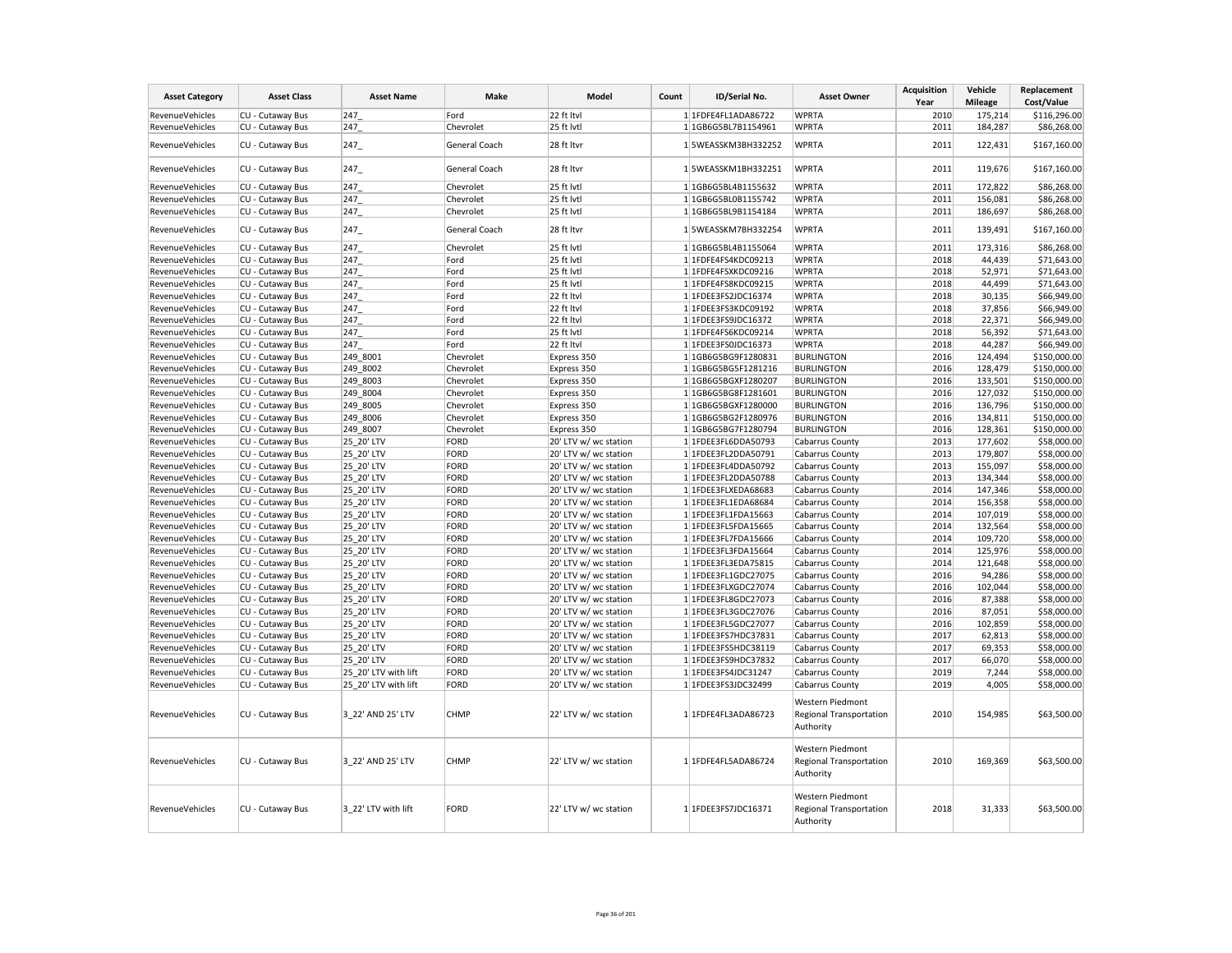| Asset Category | Asset Class | Asset Name | Make | Model | Count | ID/Serial No. | Asset Owner | Acquisition Year | Vehicle Mileage | Replacement Cost/Value |
|---|---|---|---|---|---|---|---|---|---|---|
| RevenueVehicles | CU - Cutaway Bus | 247_ | Ford | 22 ft ltvl | 1 | 1FDFE4FL1ADA86722 | WPRTA | 2010 | 175,214 | $116,296.00 |
| RevenueVehicles | CU - Cutaway Bus | 247_ | Chevrolet | 25 ft lvtl | 1 | 1GB6G5BL7B1154961 | WPRTA | 2011 | 184,287 | $86,268.00 |
| RevenueVehicles | CU - Cutaway Bus | 247_ | General Coach | 28 ft ltvr | 1 | 5WEASSKM3BH332252 | WPRTA | 2011 | 122,431 | $167,160.00 |
| RevenueVehicles | CU - Cutaway Bus | 247_ | General Coach | 28 ft ltvr | 1 | 5WEASSKM1BH332251 | WPRTA | 2011 | 119,676 | $167,160.00 |
| RevenueVehicles | CU - Cutaway Bus | 247_ | Chevrolet | 25 ft lvtl | 1 | 1GB6G5BL4B1155632 | WPRTA | 2011 | 172,822 | $86,268.00 |
| RevenueVehicles | CU - Cutaway Bus | 247_ | Chevrolet | 25 ft lvtl | 1 | 1GB6G5BL0B1155742 | WPRTA | 2011 | 156,081 | $86,268.00 |
| RevenueVehicles | CU - Cutaway Bus | 247_ | Chevrolet | 25 ft lvtl | 1 | 1GB6G5BL9B1154184 | WPRTA | 2011 | 186,697 | $86,268.00 |
| RevenueVehicles | CU - Cutaway Bus | 247_ | General Coach | 28 ft ltvr | 1 | 5WEASSKM7BH332254 | WPRTA | 2011 | 139,491 | $167,160.00 |
| RevenueVehicles | CU - Cutaway Bus | 247_ | Chevrolet | 25 ft lvtl | 1 | 1GB6G5BL4B1155064 | WPRTA | 2011 | 173,316 | $86,268.00 |
| RevenueVehicles | CU - Cutaway Bus | 247_ | Ford | 25 ft lvtl | 1 | 1FDFE4FS4KDC09213 | WPRTA | 2018 | 44,439 | $71,643.00 |
| RevenueVehicles | CU - Cutaway Bus | 247_ | Ford | 25 ft lvtl | 1 | 1FDFE4FSXKDC09216 | WPRTA | 2018 | 52,971 | $71,643.00 |
| RevenueVehicles | CU - Cutaway Bus | 247_ | Ford | 25 ft lvtl | 1 | 1FDFE4FS8KDC09215 | WPRTA | 2018 | 44,499 | $71,643.00 |
| RevenueVehicles | CU - Cutaway Bus | 247_ | Ford | 22 ft ltvl | 1 | 1FDEE3FS2JDC16374 | WPRTA | 2018 | 30,135 | $66,949.00 |
| RevenueVehicles | CU - Cutaway Bus | 247_ | Ford | 22 ft ltvl | 1 | 1FDEE3FS3KDC09192 | WPRTA | 2018 | 37,856 | $66,949.00 |
| RevenueVehicles | CU - Cutaway Bus | 247_ | Ford | 22 ft ltvl | 1 | 1FDEE3FS9JDC16372 | WPRTA | 2018 | 22,371 | $66,949.00 |
| RevenueVehicles | CU - Cutaway Bus | 247_ | Ford | 25 ft lvtl | 1 | 1FDFE4FS6KDC09214 | WPRTA | 2018 | 56,392 | $71,643.00 |
| RevenueVehicles | CU - Cutaway Bus | 247_ | Ford | 22 ft ltvl | 1 | 1FDEE3FS0JDC16373 | WPRTA | 2018 | 44,287 | $66,949.00 |
| RevenueVehicles | CU - Cutaway Bus | 249_8001 | Chevrolet | Express 350 | 1 | 1GB6G5BG9F1280831 | BURLINGTON | 2016 | 124,494 | $150,000.00 |
| RevenueVehicles | CU - Cutaway Bus | 249_8002 | Chevrolet | Express 350 | 1 | 1GB6G5BG5F1281216 | BURLINGTON | 2016 | 128,479 | $150,000.00 |
| RevenueVehicles | CU - Cutaway Bus | 249_8003 | Chevrolet | Express 350 | 1 | 1GB6G5BGXF1280207 | BURLINGTON | 2016 | 133,501 | $150,000.00 |
| RevenueVehicles | CU - Cutaway Bus | 249_8004 | Chevrolet | Express 350 | 1 | 1GB6G5BG8F1281601 | BURLINGTON | 2016 | 127,032 | $150,000.00 |
| RevenueVehicles | CU - Cutaway Bus | 249_8005 | Chevrolet | Express 350 | 1 | 1GB6G5BGXF1280000 | BURLINGTON | 2016 | 136,796 | $150,000.00 |
| RevenueVehicles | CU - Cutaway Bus | 249_8006 | Chevrolet | Express 350 | 1 | 1GB6G5BG2F1280976 | BURLINGTON | 2016 | 134,811 | $150,000.00 |
| RevenueVehicles | CU - Cutaway Bus | 249_8007 | Chevrolet | Express 350 | 1 | 1GB6G5BG7F1280794 | BURLINGTON | 2016 | 128,361 | $150,000.00 |
| RevenueVehicles | CU - Cutaway Bus | 25_20' LTV | FORD | 20' LTV w/ wc station | 1 | 1FDEE3FL6DDA50793 | Cabarrus County | 2013 | 177,602 | $58,000.00 |
| RevenueVehicles | CU - Cutaway Bus | 25_20' LTV | FORD | 20' LTV w/ wc station | 1 | 1FDEE3FL2DDA50791 | Cabarrus County | 2013 | 179,807 | $58,000.00 |
| RevenueVehicles | CU - Cutaway Bus | 25_20' LTV | FORD | 20' LTV w/ wc station | 1 | 1FDEE3FL4DDA50792 | Cabarrus County | 2013 | 155,097 | $58,000.00 |
| RevenueVehicles | CU - Cutaway Bus | 25_20' LTV | FORD | 20' LTV w/ wc station | 1 | 1FDEE3FL2DDA50788 | Cabarrus County | 2013 | 134,344 | $58,000.00 |
| RevenueVehicles | CU - Cutaway Bus | 25_20' LTV | FORD | 20' LTV w/ wc station | 1 | 1FDEE3FLXEDA68683 | Cabarrus County | 2014 | 147,346 | $58,000.00 |
| RevenueVehicles | CU - Cutaway Bus | 25_20' LTV | FORD | 20' LTV w/ wc station | 1 | 1FDEE3FL1EDA68684 | Cabarrus County | 2014 | 156,358 | $58,000.00 |
| RevenueVehicles | CU - Cutaway Bus | 25_20' LTV | FORD | 20' LTV w/ wc station | 1 | 1FDEE3FL1FDA15663 | Cabarrus County | 2014 | 107,019 | $58,000.00 |
| RevenueVehicles | CU - Cutaway Bus | 25_20' LTV | FORD | 20' LTV w/ wc station | 1 | 1FDEE3FL5FDA15665 | Cabarrus County | 2014 | 132,564 | $58,000.00 |
| RevenueVehicles | CU - Cutaway Bus | 25_20' LTV | FORD | 20' LTV w/ wc station | 1 | 1FDEE3FL7FDA15666 | Cabarrus County | 2014 | 109,720 | $58,000.00 |
| RevenueVehicles | CU - Cutaway Bus | 25_20' LTV | FORD | 20' LTV w/ wc station | 1 | 1FDEE3FL3FDA15664 | Cabarrus County | 2014 | 125,976 | $58,000.00 |
| RevenueVehicles | CU - Cutaway Bus | 25_20' LTV | FORD | 20' LTV w/ wc station | 1 | 1FDEE3FL3EDA75815 | Cabarrus County | 2014 | 121,648 | $58,000.00 |
| RevenueVehicles | CU - Cutaway Bus | 25_20' LTV | FORD | 20' LTV w/ wc station | 1 | 1FDEE3FL1GDC27075 | Cabarrus County | 2016 | 94,286 | $58,000.00 |
| RevenueVehicles | CU - Cutaway Bus | 25_20' LTV | FORD | 20' LTV w/ wc station | 1 | 1FDEE3FLXGDC27074 | Cabarrus County | 2016 | 102,044 | $58,000.00 |
| RevenueVehicles | CU - Cutaway Bus | 25_20' LTV | FORD | 20' LTV w/ wc station | 1 | 1FDEE3FL8GDC27073 | Cabarrus County | 2016 | 87,388 | $58,000.00 |
| RevenueVehicles | CU - Cutaway Bus | 25_20' LTV | FORD | 20' LTV w/ wc station | 1 | 1FDEE3FL3GDC27076 | Cabarrus County | 2016 | 87,051 | $58,000.00 |
| RevenueVehicles | CU - Cutaway Bus | 25_20' LTV | FORD | 20' LTV w/ wc station | 1 | 1FDEE3FL5GDC27077 | Cabarrus County | 2016 | 102,859 | $58,000.00 |
| RevenueVehicles | CU - Cutaway Bus | 25_20' LTV | FORD | 20' LTV w/ wc station | 1 | 1FDEE3FS7HDC37831 | Cabarrus County | 2017 | 62,813 | $58,000.00 |
| RevenueVehicles | CU - Cutaway Bus | 25_20' LTV | FORD | 20' LTV w/ wc station | 1 | 1FDEE3FS5HDC38119 | Cabarrus County | 2017 | 69,353 | $58,000.00 |
| RevenueVehicles | CU - Cutaway Bus | 25_20' LTV | FORD | 20' LTV w/ wc station | 1 | 1FDEE3FS9HDC37832 | Cabarrus County | 2017 | 66,070 | $58,000.00 |
| RevenueVehicles | CU - Cutaway Bus | 25_20' LTV with lift | FORD | 20' LTV w/ wc station | 1 | 1FDEE3FS4JDC31247 | Cabarrus County | 2019 | 7,244 | $58,000.00 |
| RevenueVehicles | CU - Cutaway Bus | 25_20' LTV with lift | FORD | 20' LTV w/ wc station | 1 | 1FDEE3FS3JDC32499 | Cabarrus County | 2019 | 4,005 | $58,000.00 |
| RevenueVehicles | CU - Cutaway Bus | 3_22' AND 25' LTV | CHMP | 22' LTV w/ wc station | 1 | 1FDFE4FL3ADA86723 | Western Piedmont Regional Transportation Authority | 2010 | 154,985 | $63,500.00 |
| RevenueVehicles | CU - Cutaway Bus | 3_22' AND 25' LTV | CHMP | 22' LTV w/ wc station | 1 | 1FDFE4FL5ADA86724 | Western Piedmont Regional Transportation Authority | 2010 | 169,369 | $63,500.00 |
| RevenueVehicles | CU - Cutaway Bus | 3_22' LTV with lift | FORD | 22' LTV w/ wc station | 1 | 1FDEE3FS7JDC16371 | Western Piedmont Regional Transportation Authority | 2018 | 31,333 | $63,500.00 |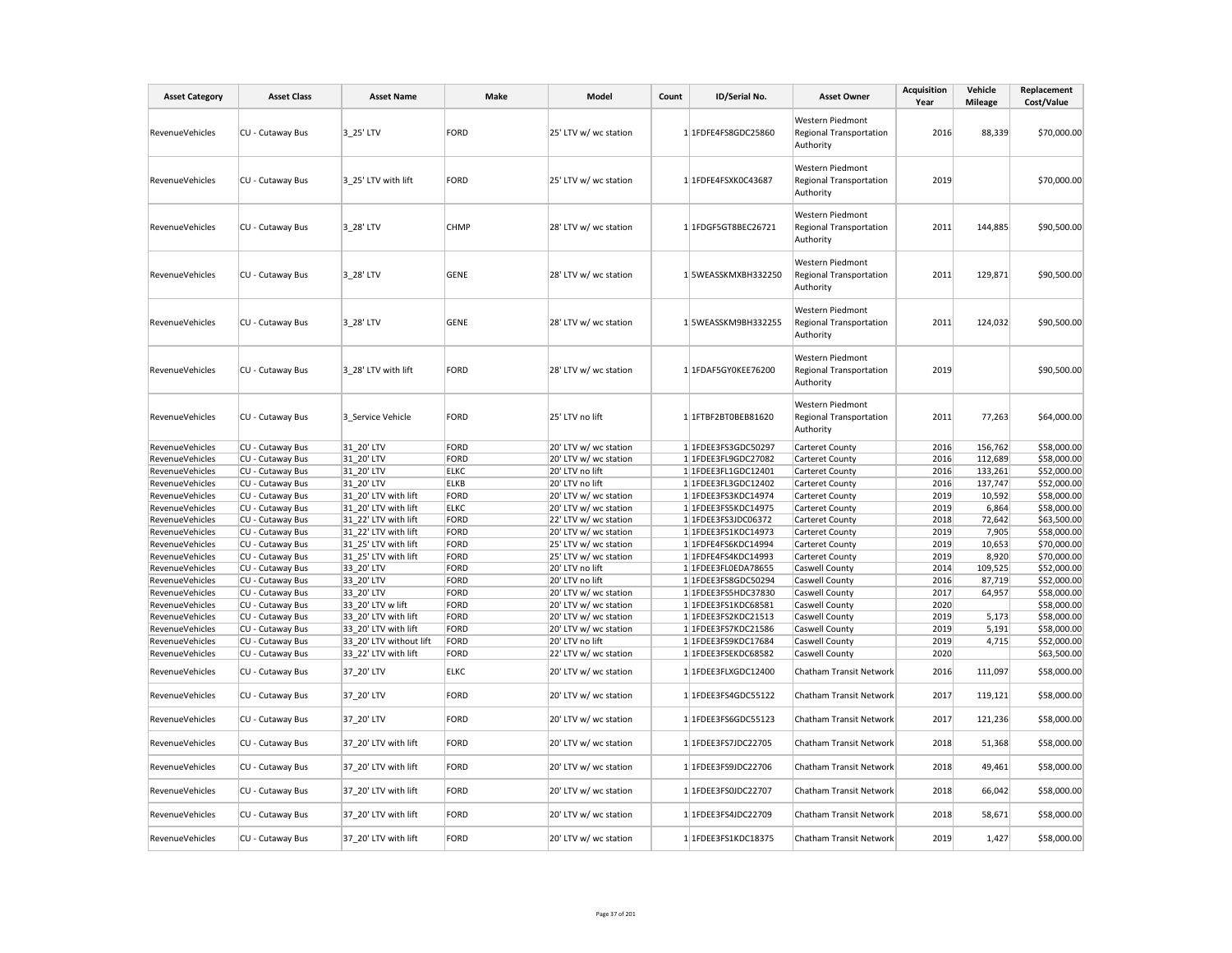| Asset Category | Asset Class | Asset Name | Make | Model | Count | ID/Serial No. | Asset Owner | Acquisition Year | Vehicle Mileage | Replacement Cost/Value |
|---|---|---|---|---|---|---|---|---|---|---|
| RevenueVehicles | CU - Cutaway Bus | 3_25' LTV | FORD | 25' LTV w/ wc station | 1 | 1FDFE4FS8GDC25860 | Western Piedmont Regional Transportation Authority | 2016 | 88,339 | $70,000.00 |
| RevenueVehicles | CU - Cutaway Bus | 3_25' LTV with lift | FORD | 25' LTV w/ wc station | 1 | 1FDFE4FSXK0C43687 | Western Piedmont Regional Transportation Authority | 2019 | | $70,000.00 |
| RevenueVehicles | CU - Cutaway Bus | 3_28' LTV | CHMP | 28' LTV w/ wc station | 1 | 1FDGF5GT8BEC26721 | Western Piedmont Regional Transportation Authority | 2011 | 144,885 | $90,500.00 |
| RevenueVehicles | CU - Cutaway Bus | 3_28' LTV | GENE | 28' LTV w/ wc station | 1 | 5WEASSKMXBH332250 | Western Piedmont Regional Transportation Authority | 2011 | 129,871 | $90,500.00 |
| RevenueVehicles | CU - Cutaway Bus | 3_28' LTV | GENE | 28' LTV w/ wc station | 1 | 5WEASSKM9BH332255 | Western Piedmont Regional Transportation Authority | 2011 | 124,032 | $90,500.00 |
| RevenueVehicles | CU - Cutaway Bus | 3_28' LTV with lift | FORD | 28' LTV w/ wc station | 1 | 1FDAF5GY0KEE76200 | Western Piedmont Regional Transportation Authority | 2019 | | $90,500.00 |
| RevenueVehicles | CU - Cutaway Bus | 3_Service Vehicle | FORD | 25' LTV no lift | 1 | 1FTBF2BT0BEB81620 | Western Piedmont Regional Transportation Authority | 2011 | 77,263 | $64,000.00 |
| RevenueVehicles | CU - Cutaway Bus | 31_20' LTV | FORD | 20' LTV w/ wc station | 1 | 1FDEE3FS3GDC50297 | Carteret County | 2016 | 156,762 | $58,000.00 |
| RevenueVehicles | CU - Cutaway Bus | 31_20' LTV | FORD | 20' LTV w/ wc station | 1 | 1FDEE3FL9GDC27082 | Carteret County | 2016 | 112,689 | $58,000.00 |
| RevenueVehicles | CU - Cutaway Bus | 31_20' LTV | ELKC | 20' LTV no lift | 1 | 1FDEE3FL1GDC12401 | Carteret County | 2016 | 133,261 | $52,000.00 |
| RevenueVehicles | CU - Cutaway Bus | 31_20' LTV | ELKB | 20' LTV no lift | 1 | 1FDEE3FL3GDC12402 | Carteret County | 2016 | 137,747 | $52,000.00 |
| RevenueVehicles | CU - Cutaway Bus | 31_20' LTV with lift | FORD | 20' LTV w/ wc station | 1 | 1FDEE3FS3KDC14974 | Carteret County | 2019 | 10,592 | $58,000.00 |
| RevenueVehicles | CU - Cutaway Bus | 31_20' LTV with lift | ELKC | 20' LTV w/ wc station | 1 | 1FDEE3FS5KDC14975 | Carteret County | 2019 | 6,864 | $58,000.00 |
| RevenueVehicles | CU - Cutaway Bus | 31_22' LTV with lift | FORD | 22' LTV w/ wc station | 1 | 1FDEE3FS3JDC06372 | Carteret County | 2018 | 72,642 | $63,500.00 |
| RevenueVehicles | CU - Cutaway Bus | 31_22' LTV with lift | FORD | 20' LTV w/ wc station | 1 | 1FDEE3FS1KDC14973 | Carteret County | 2019 | 7,905 | $58,000.00 |
| RevenueVehicles | CU - Cutaway Bus | 31_25' LTV with lift | FORD | 25' LTV w/ wc station | 1 | 1FDFE4FS6KDC14994 | Carteret County | 2019 | 10,653 | $70,000.00 |
| RevenueVehicles | CU - Cutaway Bus | 31_25' LTV with lift | FORD | 25' LTV w/ wc station | 1 | 1FDFE4FS4KDC14993 | Carteret County | 2019 | 8,920 | $70,000.00 |
| RevenueVehicles | CU - Cutaway Bus | 33_20' LTV | FORD | 20' LTV no lift | 1 | 1FDEE3FL0EDA78655 | Caswell County | 2014 | 109,525 | $52,000.00 |
| RevenueVehicles | CU - Cutaway Bus | 33_20' LTV | FORD | 20' LTV no lift | 1 | 1FDEE3FS8GDC50294 | Caswell County | 2016 | 87,719 | $52,000.00 |
| RevenueVehicles | CU - Cutaway Bus | 33_20' LTV | FORD | 20' LTV w/ wc station | 1 | 1FDEE3FS5HDC37830 | Caswell County | 2017 | 64,957 | $58,000.00 |
| RevenueVehicles | CU - Cutaway Bus | 33_20' LTV w lift | FORD | 20' LTV w/ wc station | 1 | 1FDEE3FS1KDC68581 | Caswell County | 2020 | | $58,000.00 |
| RevenueVehicles | CU - Cutaway Bus | 33_20' LTV with lift | FORD | 20' LTV w/ wc station | 1 | 1FDEE3FS2KDC21513 | Caswell County | 2019 | 5,173 | $58,000.00 |
| RevenueVehicles | CU - Cutaway Bus | 33_20' LTV with lift | FORD | 20' LTV w/ wc station | 1 | 1FDEE3FS7KDC21586 | Caswell County | 2019 | 5,191 | $58,000.00 |
| RevenueVehicles | CU - Cutaway Bus | 33_20' LTV without lift | FORD | 20' LTV no lift | 1 | 1FDEE3FS9KDC17684 | Caswell County | 2019 | 4,715 | $52,000.00 |
| RevenueVehicles | CU - Cutaway Bus | 33_22' LTV with lift | FORD | 22' LTV w/ wc station | 1 | 1FDEE3FSEKDC68582 | Caswell County | 2020 | | $63,500.00 |
| RevenueVehicles | CU - Cutaway Bus | 37_20' LTV | ELKC | 20' LTV w/ wc station | 1 | 1FDEE3FLXGDC12400 | Chatham Transit Network | 2016 | 111,097 | $58,000.00 |
| RevenueVehicles | CU - Cutaway Bus | 37_20' LTV | FORD | 20' LTV w/ wc station | 1 | 1FDEE3FS4GDC55122 | Chatham Transit Network | 2017 | 119,121 | $58,000.00 |
| RevenueVehicles | CU - Cutaway Bus | 37_20' LTV | FORD | 20' LTV w/ wc station | 1 | 1FDEE3FS6GDC55123 | Chatham Transit Network | 2017 | 121,236 | $58,000.00 |
| RevenueVehicles | CU - Cutaway Bus | 37_20' LTV with lift | FORD | 20' LTV w/ wc station | 1 | 1FDEE3FS7JDC22705 | Chatham Transit Network | 2018 | 51,368 | $58,000.00 |
| RevenueVehicles | CU - Cutaway Bus | 37_20' LTV with lift | FORD | 20' LTV w/ wc station | 1 | 1FDEE3FS9JDC22706 | Chatham Transit Network | 2018 | 49,461 | $58,000.00 |
| RevenueVehicles | CU - Cutaway Bus | 37_20' LTV with lift | FORD | 20' LTV w/ wc station | 1 | 1FDEE3FS0JDC22707 | Chatham Transit Network | 2018 | 66,042 | $58,000.00 |
| RevenueVehicles | CU - Cutaway Bus | 37_20' LTV with lift | FORD | 20' LTV w/ wc station | 1 | 1FDEE3FS4JDC22709 | Chatham Transit Network | 2018 | 58,671 | $58,000.00 |
| RevenueVehicles | CU - Cutaway Bus | 37_20' LTV with lift | FORD | 20' LTV w/ wc station | 1 | 1FDEE3FS1KDC18375 | Chatham Transit Network | 2019 | 1,427 | $58,000.00 |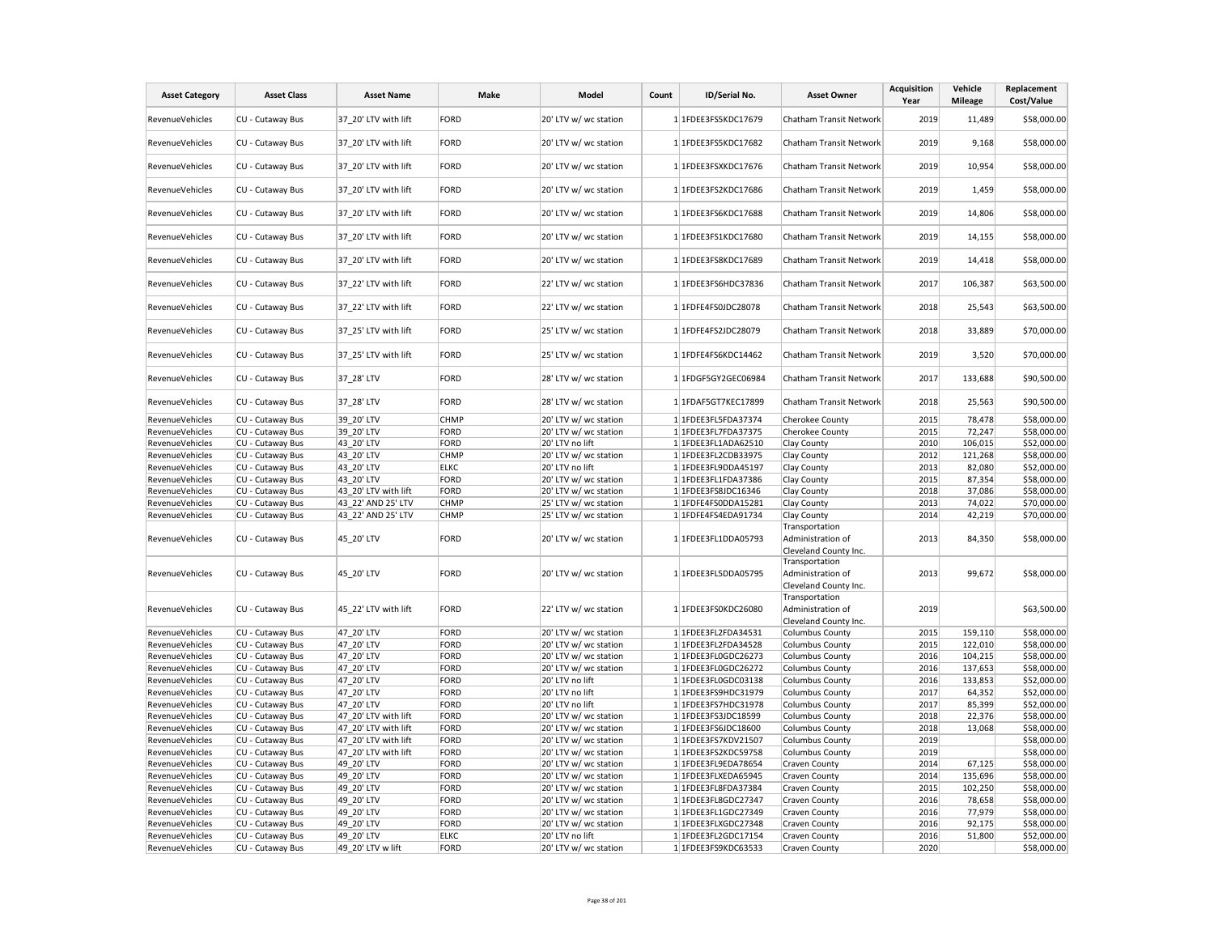| Asset Category | Asset Class | Asset Name | Make | Model | Count | ID/Serial No. | Asset Owner | Acquisition Year | Vehicle Mileage | Replacement Cost/Value |
|---|---|---|---|---|---|---|---|---|---|---|
| RevenueVehicles | CU - Cutaway Bus | 37_20' LTV with lift | FORD | 20' LTV w/ wc station | 1 | 1FDEE3FS5KDC17679 | Chatham Transit Network | 2019 | 11,489 | $58,000.00 |
| RevenueVehicles | CU - Cutaway Bus | 37_20' LTV with lift | FORD | 20' LTV w/ wc station | 1 | 1FDEE3FS5KDC17682 | Chatham Transit Network | 2019 | 9,168 | $58,000.00 |
| RevenueVehicles | CU - Cutaway Bus | 37_20' LTV with lift | FORD | 20' LTV w/ wc station | 1 | 1FDEE3FSXKDC17676 | Chatham Transit Network | 2019 | 10,954 | $58,000.00 |
| RevenueVehicles | CU - Cutaway Bus | 37_20' LTV with lift | FORD | 20' LTV w/ wc station | 1 | 1FDEE3FS2KDC17686 | Chatham Transit Network | 2019 | 1,459 | $58,000.00 |
| RevenueVehicles | CU - Cutaway Bus | 37_20' LTV with lift | FORD | 20' LTV w/ wc station | 1 | 1FDEE3FS6KDC17688 | Chatham Transit Network | 2019 | 14,806 | $58,000.00 |
| RevenueVehicles | CU - Cutaway Bus | 37_20' LTV with lift | FORD | 20' LTV w/ wc station | 1 | 1FDEE3FS1KDC17680 | Chatham Transit Network | 2019 | 14,155 | $58,000.00 |
| RevenueVehicles | CU - Cutaway Bus | 37_20' LTV with lift | FORD | 20' LTV w/ wc station | 1 | 1FDEE3FS8KDC17689 | Chatham Transit Network | 2019 | 14,418 | $58,000.00 |
| RevenueVehicles | CU - Cutaway Bus | 37_22' LTV with lift | FORD | 22' LTV w/ wc station | 1 | 1FDEE3FS6HDC37836 | Chatham Transit Network | 2017 | 106,387 | $63,500.00 |
| RevenueVehicles | CU - Cutaway Bus | 37_22' LTV with lift | FORD | 22' LTV w/ wc station | 1 | 1FDFE4FS0JDC28078 | Chatham Transit Network | 2018 | 25,543 | $63,500.00 |
| RevenueVehicles | CU - Cutaway Bus | 37_25' LTV with lift | FORD | 25' LTV w/ wc station | 1 | 1FDFE4FS2JDC28079 | Chatham Transit Network | 2018 | 33,889 | $70,000.00 |
| RevenueVehicles | CU - Cutaway Bus | 37_25' LTV with lift | FORD | 25' LTV w/ wc station | 1 | 1FDFE4FS6KDC14462 | Chatham Transit Network | 2019 | 3,520 | $70,000.00 |
| RevenueVehicles | CU - Cutaway Bus | 37_28' LTV | FORD | 28' LTV w/ wc station | 1 | 1FDGF5GY2GEC06984 | Chatham Transit Network | 2017 | 133,688 | $90,500.00 |
| RevenueVehicles | CU - Cutaway Bus | 37_28' LTV | FORD | 28' LTV w/ wc station | 1 | 1FDAF5GT7KEC17899 | Chatham Transit Network | 2018 | 25,563 | $90,500.00 |
| RevenueVehicles | CU - Cutaway Bus | 39_20' LTV | CHMP | 20' LTV w/ wc station | 1 | 1FDEE3FL5FDA37374 | Cherokee County | 2015 | 78,478 | $58,000.00 |
| RevenueVehicles | CU - Cutaway Bus | 39_20' LTV | FORD | 20' LTV w/ wc station | 1 | 1FDEE3FL7FDA37375 | Cherokee County | 2015 | 72,247 | $58,000.00 |
| RevenueVehicles | CU - Cutaway Bus | 43_20' LTV | FORD | 20' LTV no lift | 1 | 1FDEE3FL1ADA62510 | Clay County | 2010 | 106,015 | $52,000.00 |
| RevenueVehicles | CU - Cutaway Bus | 43_20' LTV | CHMP | 20' LTV w/ wc station | 1 | 1FDEE3FL2CDB33975 | Clay County | 2012 | 121,268 | $58,000.00 |
| RevenueVehicles | CU - Cutaway Bus | 43_20' LTV | ELKC | 20' LTV no lift | 1 | 1FDEE3FL9DDA45197 | Clay County | 2013 | 82,080 | $52,000.00 |
| RevenueVehicles | CU - Cutaway Bus | 43_20' LTV | FORD | 20' LTV w/ wc station | 1 | 1FDEE3FL1FDA37386 | Clay County | 2015 | 87,354 | $58,000.00 |
| RevenueVehicles | CU - Cutaway Bus | 43_20' LTV with lift | FORD | 20' LTV w/ wc station | 1 | 1FDEE3FS8JDC16346 | Clay County | 2018 | 37,086 | $58,000.00 |
| RevenueVehicles | CU - Cutaway Bus | 43_22' AND 25' LTV | CHMP | 25' LTV w/ wc station | 1 | 1FDFE4FS0DDA15281 | Clay County | 2013 | 74,022 | $70,000.00 |
| RevenueVehicles | CU - Cutaway Bus | 43_22' AND 25' LTV | CHMP | 25' LTV w/ wc station | 1 | 1FDFE4FS4EDA91734 | Clay County | 2014 | 42,219 | $70,000.00 |
| RevenueVehicles | CU - Cutaway Bus | 45_20' LTV | FORD | 20' LTV w/ wc station | 1 | 1FDEE3FL1DDA05793 | Transportation Administration of Cleveland County Inc. | 2013 | 84,350 | $58,000.00 |
| RevenueVehicles | CU - Cutaway Bus | 45_20' LTV | FORD | 20' LTV w/ wc station | 1 | 1FDEE3FL5DDA05795 | Transportation Administration of Cleveland County Inc. | 2013 | 99,672 | $58,000.00 |
| RevenueVehicles | CU - Cutaway Bus | 45_22' LTV with lift | FORD | 22' LTV w/ wc station | 1 | 1FDEE3FS0KDC26080 | Transportation Administration of Cleveland County Inc. | 2019 | | $63,500.00 |
| RevenueVehicles | CU - Cutaway Bus | 47_20' LTV | FORD | 20' LTV w/ wc station | 1 | 1FDEE3FL2FDA34531 | Columbus County | 2015 | 159,110 | $58,000.00 |
| RevenueVehicles | CU - Cutaway Bus | 47_20' LTV | FORD | 20' LTV w/ wc station | 1 | 1FDEE3FL2FDA34528 | Columbus County | 2015 | 122,010 | $58,000.00 |
| RevenueVehicles | CU - Cutaway Bus | 47_20' LTV | FORD | 20' LTV w/ wc station | 1 | 1FDEE3FL0GDC26273 | Columbus County | 2016 | 104,215 | $58,000.00 |
| RevenueVehicles | CU - Cutaway Bus | 47_20' LTV | FORD | 20' LTV w/ wc station | 1 | 1FDEE3FL0GDC26272 | Columbus County | 2016 | 137,653 | $58,000.00 |
| RevenueVehicles | CU - Cutaway Bus | 47_20' LTV | FORD | 20' LTV no lift | 1 | 1FDEE3FL0GDC03138 | Columbus County | 2016 | 133,853 | $52,000.00 |
| RevenueVehicles | CU - Cutaway Bus | 47_20' LTV | FORD | 20' LTV no lift | 1 | 1FDEE3FS9HDC31979 | Columbus County | 2017 | 64,352 | $52,000.00 |
| RevenueVehicles | CU - Cutaway Bus | 47_20' LTV | FORD | 20' LTV no lift | 1 | 1FDEE3FS7HDC31978 | Columbus County | 2017 | 85,399 | $52,000.00 |
| RevenueVehicles | CU - Cutaway Bus | 47_20' LTV with lift | FORD | 20' LTV w/ wc station | 1 | 1FDEE3FS3JDC18599 | Columbus County | 2018 | 22,376 | $58,000.00 |
| RevenueVehicles | CU - Cutaway Bus | 47_20' LTV with lift | FORD | 20' LTV w/ wc station | 1 | 1FDEE3FS6JDC18600 | Columbus County | 2018 | 13,068 | $58,000.00 |
| RevenueVehicles | CU - Cutaway Bus | 47_20' LTV with lift | FORD | 20' LTV w/ wc station | 1 | 1FDEE3FS7KDV21507 | Columbus County | 2019 | | $58,000.00 |
| RevenueVehicles | CU - Cutaway Bus | 47_20' LTV with lift | FORD | 20' LTV w/ wc station | 1 | 1FDEE3FS2KDC59758 | Columbus County | 2019 | | $58,000.00 |
| RevenueVehicles | CU - Cutaway Bus | 49_20' LTV | FORD | 20' LTV w/ wc station | 1 | 1FDEE3FL9EDA78654 | Craven County | 2014 | 67,125 | $58,000.00 |
| RevenueVehicles | CU - Cutaway Bus | 49_20' LTV | FORD | 20' LTV w/ wc station | 1 | 1FDEE3FLXEDA65945 | Craven County | 2014 | 135,696 | $58,000.00 |
| RevenueVehicles | CU - Cutaway Bus | 49_20' LTV | FORD | 20' LTV w/ wc station | 1 | 1FDEE3FL8FDA37384 | Craven County | 2015 | 102,250 | $58,000.00 |
| RevenueVehicles | CU - Cutaway Bus | 49_20' LTV | FORD | 20' LTV w/ wc station | 1 | 1FDEE3FL8GDC27347 | Craven County | 2016 | 78,658 | $58,000.00 |
| RevenueVehicles | CU - Cutaway Bus | 49_20' LTV | FORD | 20' LTV w/ wc station | 1 | 1FDEE3FL1GDC27349 | Craven County | 2016 | 77,979 | $58,000.00 |
| RevenueVehicles | CU - Cutaway Bus | 49_20' LTV | FORD | 20' LTV w/ wc station | 1 | 1FDEE3FLXGDC27348 | Craven County | 2016 | 92,175 | $58,000.00 |
| RevenueVehicles | CU - Cutaway Bus | 49_20' LTV | ELKC | 20' LTV no lift | 1 | 1FDEE3FL2GDC17154 | Craven County | 2016 | 51,800 | $52,000.00 |
| RevenueVehicles | CU - Cutaway Bus | 49_20' LTV w lift | FORD | 20' LTV w/ wc station | 1 | 1FDEE3FS9KDC63533 | Craven County | 2020 | | $58,000.00 |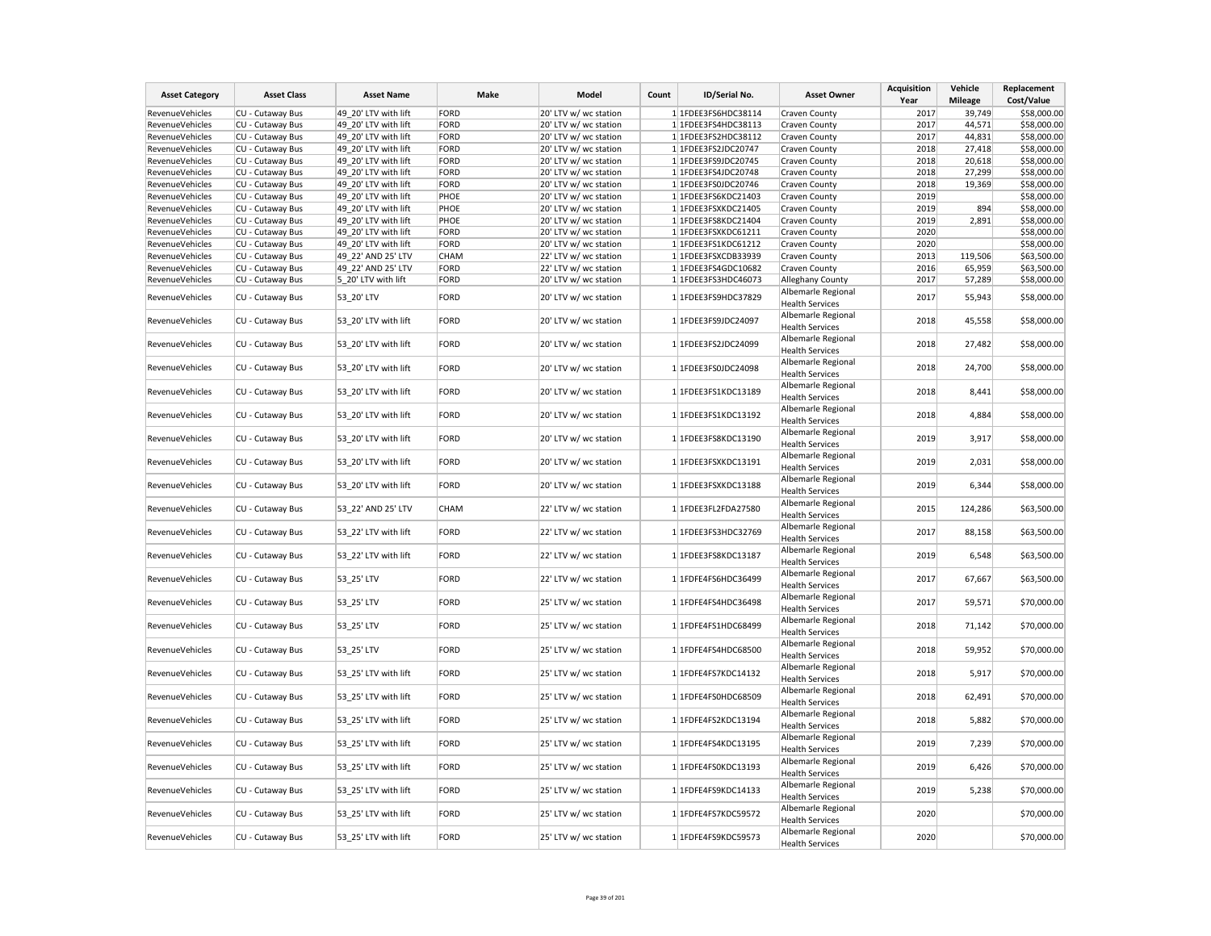| Asset Category | Asset Class | Asset Name | Make | Model | Count | ID/Serial No. | Asset Owner | Acquisition Year | Vehicle Mileage | Replacement Cost/Value |
|---|---|---|---|---|---|---|---|---|---|---|
| RevenueVehicles | CU - Cutaway Bus | 49_20' LTV with lift | FORD | 20' LTV w/ wc station | 1 | 1FDEE3FS6HDC38114 | Craven County | 2017 | 39,749 | $58,000.00 |
| RevenueVehicles | CU - Cutaway Bus | 49_20' LTV with lift | FORD | 20' LTV w/ wc station | 1 | 1FDEE3FS4HDC38113 | Craven County | 2017 | 44,571 | $58,000.00 |
| RevenueVehicles | CU - Cutaway Bus | 49_20' LTV with lift | FORD | 20' LTV w/ wc station | 1 | 1FDEE3FS2HDC38112 | Craven County | 2017 | 44,831 | $58,000.00 |
| RevenueVehicles | CU - Cutaway Bus | 49_20' LTV with lift | FORD | 20' LTV w/ wc station | 1 | 1FDEE3FS2JDC20747 | Craven County | 2018 | 27,418 | $58,000.00 |
| RevenueVehicles | CU - Cutaway Bus | 49_20' LTV with lift | FORD | 20' LTV w/ wc station | 1 | 1FDEE3FS9JDC20745 | Craven County | 2018 | 20,618 | $58,000.00 |
| RevenueVehicles | CU - Cutaway Bus | 49_20' LTV with lift | FORD | 20' LTV w/ wc station | 1 | 1FDEE3FS4JDC20748 | Craven County | 2018 | 27,299 | $58,000.00 |
| RevenueVehicles | CU - Cutaway Bus | 49_20' LTV with lift | FORD | 20' LTV w/ wc station | 1 | 1FDEE3FS0JDC20746 | Craven County | 2018 | 19,369 | $58,000.00 |
| RevenueVehicles | CU - Cutaway Bus | 49_20' LTV with lift | PHOE | 20' LTV w/ wc station | 1 | 1FDEE3FS6KDC21403 | Craven County | 2019 | | $58,000.00 |
| RevenueVehicles | CU - Cutaway Bus | 49_20' LTV with lift | PHOE | 20' LTV w/ wc station | 1 | 1FDEE3FSXKDC21405 | Craven County | 2019 | 894 | $58,000.00 |
| RevenueVehicles | CU - Cutaway Bus | 49_20' LTV with lift | PHOE | 20' LTV w/ wc station | 1 | 1FDEE3FS8KDC21404 | Craven County | 2019 | 2,891 | $58,000.00 |
| RevenueVehicles | CU - Cutaway Bus | 49_20' LTV with lift | FORD | 20' LTV w/ wc station | 1 | 1FDEE3FSXKDC61211 | Craven County | 2020 | | $58,000.00 |
| RevenueVehicles | CU - Cutaway Bus | 49_20' LTV with lift | FORD | 20' LTV w/ wc station | 1 | 1FDEE3FS1KDC61212 | Craven County | 2020 | | $58,000.00 |
| RevenueVehicles | CU - Cutaway Bus | 49_22' AND 25' LTV | CHAM | 22' LTV w/ wc station | 1 | 1FDEE3FSXCDB33939 | Craven County | 2013 | 119,506 | $63,500.00 |
| RevenueVehicles | CU - Cutaway Bus | 49_22' AND 25' LTV | FORD | 22' LTV w/ wc station | 1 | 1FDEE3FS4GDC10682 | Craven County | 2016 | 65,959 | $63,500.00 |
| RevenueVehicles | CU - Cutaway Bus | 5_20' LTV with lift | FORD | 20' LTV w/ wc station | 1 | 1FDEE3FS3HDC46073 | Alleghany County | 2017 | 57,289 | $58,000.00 |
| RevenueVehicles | CU - Cutaway Bus | 53_20' LTV | FORD | 20' LTV w/ wc station | 1 | 1FDEE3FS9HDC37829 | Albemarle Regional Health Services | 2017 | 55,943 | $58,000.00 |
| RevenueVehicles | CU - Cutaway Bus | 53_20' LTV with lift | FORD | 20' LTV w/ wc station | 1 | 1FDEE3FS9JDC24097 | Albemarle Regional Health Services | 2018 | 45,558 | $58,000.00 |
| RevenueVehicles | CU - Cutaway Bus | 53_20' LTV with lift | FORD | 20' LTV w/ wc station | 1 | 1FDEE3FS2JDC24099 | Albemarle Regional Health Services | 2018 | 27,482 | $58,000.00 |
| RevenueVehicles | CU - Cutaway Bus | 53_20' LTV with lift | FORD | 20' LTV w/ wc station | 1 | 1FDEE3FS0JDC24098 | Albemarle Regional Health Services | 2018 | 24,700 | $58,000.00 |
| RevenueVehicles | CU - Cutaway Bus | 53_20' LTV with lift | FORD | 20' LTV w/ wc station | 1 | 1FDEE3FS1KDC13189 | Albemarle Regional Health Services | 2018 | 8,441 | $58,000.00 |
| RevenueVehicles | CU - Cutaway Bus | 53_20' LTV with lift | FORD | 20' LTV w/ wc station | 1 | 1FDEE3FS1KDC13192 | Albemarle Regional Health Services | 2018 | 4,884 | $58,000.00 |
| RevenueVehicles | CU - Cutaway Bus | 53_20' LTV with lift | FORD | 20' LTV w/ wc station | 1 | 1FDEE3FS8KDC13190 | Albemarle Regional Health Services | 2019 | 3,917 | $58,000.00 |
| RevenueVehicles | CU - Cutaway Bus | 53_20' LTV with lift | FORD | 20' LTV w/ wc station | 1 | 1FDEE3FSXKDC13191 | Albemarle Regional Health Services | 2019 | 2,031 | $58,000.00 |
| RevenueVehicles | CU - Cutaway Bus | 53_20' LTV with lift | FORD | 20' LTV w/ wc station | 1 | 1FDEE3FSXKDC13188 | Albemarle Regional Health Services | 2019 | 6,344 | $58,000.00 |
| RevenueVehicles | CU - Cutaway Bus | 53_22' AND 25' LTV | CHAM | 22' LTV w/ wc station | 1 | 1FDEE3FL2FDA27580 | Albemarle Regional Health Services | 2015 | 124,286 | $63,500.00 |
| RevenueVehicles | CU - Cutaway Bus | 53_22' LTV with lift | FORD | 22' LTV w/ wc station | 1 | 1FDEE3FS3HDC32769 | Albemarle Regional Health Services | 2017 | 88,158 | $63,500.00 |
| RevenueVehicles | CU - Cutaway Bus | 53_22' LTV with lift | FORD | 22' LTV w/ wc station | 1 | 1FDEE3FS8KDC13187 | Albemarle Regional Health Services | 2019 | 6,548 | $63,500.00 |
| RevenueVehicles | CU - Cutaway Bus | 53_25' LTV | FORD | 22' LTV w/ wc station | 1 | 1FDFE4FS6HDC36499 | Albemarle Regional Health Services | 2017 | 67,667 | $63,500.00 |
| RevenueVehicles | CU - Cutaway Bus | 53_25' LTV | FORD | 25' LTV w/ wc station | 1 | 1FDFE4FS4HDC36498 | Albemarle Regional Health Services | 2017 | 59,571 | $70,000.00 |
| RevenueVehicles | CU - Cutaway Bus | 53_25' LTV | FORD | 25' LTV w/ wc station | 1 | 1FDFE4FS1HDC68499 | Albemarle Regional Health Services | 2018 | 71,142 | $70,000.00 |
| RevenueVehicles | CU - Cutaway Bus | 53_25' LTV | FORD | 25' LTV w/ wc station | 1 | 1FDFE4FS4HDC68500 | Albemarle Regional Health Services | 2018 | 59,952 | $70,000.00 |
| RevenueVehicles | CU - Cutaway Bus | 53_25' LTV with lift | FORD | 25' LTV w/ wc station | 1 | 1FDFE4FS7KDC14132 | Albemarle Regional Health Services | 2018 | 5,917 | $70,000.00 |
| RevenueVehicles | CU - Cutaway Bus | 53_25' LTV with lift | FORD | 25' LTV w/ wc station | 1 | 1FDFE4FS0HDC68509 | Albemarle Regional Health Services | 2018 | 62,491 | $70,000.00 |
| RevenueVehicles | CU - Cutaway Bus | 53_25' LTV with lift | FORD | 25' LTV w/ wc station | 1 | 1FDFE4FS2KDC13194 | Albemarle Regional Health Services | 2018 | 5,882 | $70,000.00 |
| RevenueVehicles | CU - Cutaway Bus | 53_25' LTV with lift | FORD | 25' LTV w/ wc station | 1 | 1FDFE4FS4KDC13195 | Albemarle Regional Health Services | 2019 | 7,239 | $70,000.00 |
| RevenueVehicles | CU - Cutaway Bus | 53_25' LTV with lift | FORD | 25' LTV w/ wc station | 1 | 1FDFE4FS0KDC13193 | Albemarle Regional Health Services | 2019 | 6,426 | $70,000.00 |
| RevenueVehicles | CU - Cutaway Bus | 53_25' LTV with lift | FORD | 25' LTV w/ wc station | 1 | 1FDFE4FS9KDC14133 | Albemarle Regional Health Services | 2019 | 5,238 | $70,000.00 |
| RevenueVehicles | CU - Cutaway Bus | 53_25' LTV with lift | FORD | 25' LTV w/ wc station | 1 | 1FDFE4FS7KDC59572 | Albemarle Regional Health Services | 2020 | | $70,000.00 |
| RevenueVehicles | CU - Cutaway Bus | 53_25' LTV with lift | FORD | 25' LTV w/ wc station | 1 | 1FDFE4FS9KDC59573 | Albemarle Regional Health Services | 2020 | | $70,000.00 |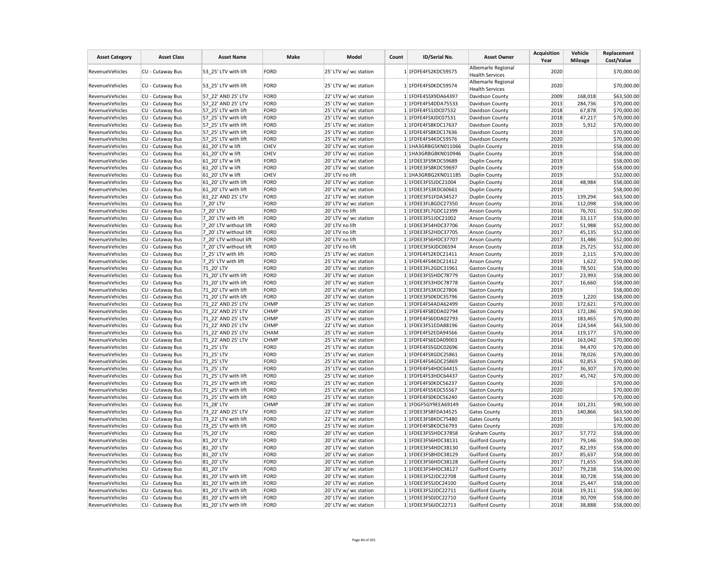| Asset Category | Asset Class | Asset Name | Make | Model | Count | ID/Serial No. | Asset Owner | Acquisition Year | Vehicle Mileage | Replacement Cost/Value |
|---|---|---|---|---|---|---|---|---|---|---|
| RevenueVehicles | CU - Cutaway Bus | 53_25' LTV with lift | FORD | 25' LTV w/ wc station | 1 | 1FDFE4FS2KDC59575 | Albemarle Regional Health Services | 2020 | | $70,000.00 |
| RevenueVehicles | CU - Cutaway Bus | 53_25' LTV with lift | FORD | 25' LTV w/ wc station | 1 | 1FDFE4FS0KDC59574 | Albemarle Regional Health Services | 2020 | | $70,000.00 |
| RevenueVehicles | CU - Cutaway Bus | 57_22' AND 25' LTV | FORD | 22' LTV w/ wc station | 1 | 1FDFE45SX9DA64397 | Davidson County | 2009 | 168,018 | $63,500.00 |
| RevenueVehicles | CU - Cutaway Bus | 57_22' AND 25' LTV | FORD | 25' LTV w/ wc station | 1 | 1FDFE4FS4DDA75533 | Davidson County | 2013 | 284,736 | $70,000.00 |
| RevenueVehicles | CU - Cutaway Bus | 57_25' LTV with lift | FORD | 25' LTV w/ wc station | 1 | 1FDFE4FS1JDC07532 | Davidson County | 2018 | 67,878 | $70,000.00 |
| RevenueVehicles | CU - Cutaway Bus | 57_25' LTV with lift | FORD | 25' LTV w/ wc station | 1 | 1FDFE4FSXJDC07531 | Davidson County | 2018 | 47,217 | $70,000.00 |
| RevenueVehicles | CU - Cutaway Bus | 57_25' LTV with lift | FORD | 25' LTV w/ wc station | 1 | 1FDFE4FS8KDC17637 | Davidson County | 2019 | 5,912 | $70,000.00 |
| RevenueVehicles | CU - Cutaway Bus | 57_25' LTV with lift | FORD | 25' LTV w/ wc station | 1 | 1FDFE4FS8KDC17636 | Davidson County | 2019 | | $70,000.00 |
| RevenueVehicles | CU - Cutaway Bus | 57_25' LTV with lift | FORD | 25' LTV w/ wc station | 1 | 1FDFE4FS4KDC59576 | Davidson County | 2020 | | $70,000.00 |
| RevenueVehicles | CU - Cutaway Bus | 61_20' LTV w lift | CHEV | 20' LTV w/ wc station | 1 | 1HA3GRBG5KN011066 | Duplin County | 2019 | | $58,000.00 |
| RevenueVehicles | CU - Cutaway Bus | 61_20' LTV w lift | CHEV | 20' LTV w/ wc station | 1 | 1HA3GRBG8KN010946 | Duplin County | 2019 | | $58,000.00 |
| RevenueVehicles | CU - Cutaway Bus | 61_20' LTV w lift | FORD | 20' LTV w/ wc station | 1 | 1FDEE3FS9KDC59689 | Duplin County | 2019 | | $58,000.00 |
| RevenueVehicles | CU - Cutaway Bus | 61_20' LTV w lift | FORD | 20' LTV w/ wc station | 1 | 1FDEE3FS8KDC59697 | Duplin County | 2019 | | $58,000.00 |
| RevenueVehicles | CU - Cutaway Bus | 61_20' LTV w lift | CHEV | 20' LTV no lift | 1 | 1HA3GRBG2KN011185 | Duplin County | 2019 | | $52,000.00 |
| RevenueVehicles | CU - Cutaway Bus | 61_20' LTV with lift | FORD | 20' LTV w/ wc station | 1 | 1FDEE3FS5JDC21004 | Duplin County | 2018 | 48,984 | $58,000.00 |
| RevenueVehicles | CU - Cutaway Bus | 61_20' LTV with lift | FORD | 20' LTV w/ wc station | 1 | 1FDEE3FS3KDC60661 | Duplin County | 2019 | | $58,000.00 |
| RevenueVehicles | CU - Cutaway Bus | 61_22' AND 25' LTV | FORD | 22' LTV w/ wc station | 1 | 1FDEE3FS1FDA34527 | Duplin County | 2015 | 139,294 | $63,500.00 |
| RevenueVehicles | CU - Cutaway Bus | 7_20' LTV | FORD | 20' LTV w/ wc station | 1 | 1FDEE3FL8GDC27350 | Anson County | 2016 | 112,098 | $58,000.00 |
| RevenueVehicles | CU - Cutaway Bus | 7_20' LTV | FORD | 20' LTV no lift | 1 | 1FDEE3FL7GDC12399 | Anson County | 2016 | 76,701 | $52,000.00 |
| RevenueVehicles | CU - Cutaway Bus | 7_20' LTV with lift | FORD | 20' LTV w/ wc station | 1 | 1FDEE3FS1JDC21002 | Anson County | 2018 | 33,117 | $58,000.00 |
| RevenueVehicles | CU - Cutaway Bus | 7_20' LTV without lift | FORD | 20' LTV no lift | 1 | 1FDEE3FS4HDC37706 | Anson County | 2017 | 51,988 | $52,000.00 |
| RevenueVehicles | CU - Cutaway Bus | 7_20' LTV without lift | FORD | 20' LTV no lift | 1 | 1FDEE3FS2HDC37705 | Anson County | 2017 | 45,135 | $52,000.00 |
| RevenueVehicles | CU - Cutaway Bus | 7_20' LTV without lift | FORD | 20' LTV no lift | 1 | 1FDEE3FS6HDC37707 | Anson County | 2017 | 31,486 | $52,000.00 |
| RevenueVehicles | CU - Cutaway Bus | 7_20' LTV without lift | FORD | 20' LTV no lift | 1 | 1FDEE3FSXJDC06594 | Anson County | 2018 | 25,725 | $52,000.00 |
| RevenueVehicles | CU - Cutaway Bus | 7_25' LTV with lift | FORD | 25' LTV w/ wc station | 1 | 1FDFE4FS2KDC21411 | Anson County | 2019 | 2,115 | $70,000.00 |
| RevenueVehicles | CU - Cutaway Bus | 7_25' LTV with lift | FORD | 25' LTV w/ wc station | 1 | 1FDFE4FS4KDC21412 | Anson County | 2019 | 1,622 | $70,000.00 |
| RevenueVehicles | CU - Cutaway Bus | 71_20' LTV | FORD | 20' LTV w/ wc station | 1 | 1FDEE3FL2GDC31961 | Gaston County | 2016 | 78,501 | $58,000.00 |
| RevenueVehicles | CU - Cutaway Bus | 71_20' LTV with lift | FORD | 20' LTV w/ wc station | 1 | 1FDEE3FS5HDC78779 | Gaston County | 2017 | 23,993 | $58,000.00 |
| RevenueVehicles | CU - Cutaway Bus | 71_20' LTV with lift | FORD | 20' LTV w/ wc station | 1 | 1FDEE3FS3HDC78778 | Gaston County | 2017 | 16,660 | $58,000.00 |
| RevenueVehicles | CU - Cutaway Bus | 71_20' LTV with lift | FORD | 20' LTV w/ wc station | 1 | 1FDEE3FS3KDC27806 | Gaston County | 2019 | | $58,000.00 |
| RevenueVehicles | CU - Cutaway Bus | 71_20' LTV with lift | FORD | 20' LTV w/ wc station | 1 | 1FDEE3FS0KDC35796 | Gaston County | 2019 | 1,220 | $58,000.00 |
| RevenueVehicles | CU - Cutaway Bus | 71_22' AND 25' LTV | CHMP | 25' LTV w/ wc station | 1 | 1FDFE4FS4ADA62499 | Gaston County | 2010 | 172,621 | $70,000.00 |
| RevenueVehicles | CU - Cutaway Bus | 71_22' AND 25' LTV | CHMP | 25' LTV w/ wc station | 1 | 1FDFE4FS8DDA02794 | Gaston County | 2013 | 172,186 | $70,000.00 |
| RevenueVehicles | CU - Cutaway Bus | 71_22' AND 25' LTV | CHMP | 25' LTV w/ wc station | 1 | 1FDFE4FS6DDA02793 | Gaston County | 2013 | 183,465 | $70,000.00 |
| RevenueVehicles | CU - Cutaway Bus | 71_22' AND 25' LTV | CHMP | 22' LTV w/ wc station | 1 | 1FDEE3FS1EDA88196 | Gaston County | 2014 | 124,544 | $63,500.00 |
| RevenueVehicles | CU - Cutaway Bus | 71_22' AND 25' LTV | CHAM | 25' LTV w/ wc station | 1 | 1FDFE4FS2EDA94566 | Gaston County | 2014 | 119,177 | $70,000.00 |
| RevenueVehicles | CU - Cutaway Bus | 71_22' AND 25' LTV | CHMP | 25' LTV w/ wc station | 1 | 1FDFE4FS6EDA09003 | Gaston County | 2014 | 163,042 | $70,000.00 |
| RevenueVehicles | CU - Cutaway Bus | 71_25' LTV | FORD | 25' LTV w/ wc station | 1 | 1FDFE4FS5GDC02696 | Gaston County | 2016 | 94,470 | $70,000.00 |
| RevenueVehicles | CU - Cutaway Bus | 71_25' LTV | FORD | 25' LTV w/ wc station | 1 | 1FDFE4FSXGDC25861 | Gaston County | 2016 | 78,026 | $70,000.00 |
| RevenueVehicles | CU - Cutaway Bus | 71_25' LTV | FORD | 25' LTV w/ wc station | 1 | 1FDFE4FS4GDC25869 | Gaston County | 2016 | 92,853 | $70,000.00 |
| RevenueVehicles | CU - Cutaway Bus | 71_25' LTV | FORD | 25' LTV w/ wc station | 1 | 1FDFE4FS4HDC64415 | Gaston County | 2017 | 36,307 | $70,000.00 |
| RevenueVehicles | CU - Cutaway Bus | 71_25' LTV with lift | FORD | 25' LTV w/ wc station | 1 | 1FDFE4FS3HDC64437 | Gaston County | 2017 | 45,742 | $70,000.00 |
| RevenueVehicles | CU - Cutaway Bus | 71_25' LTV with lift | FORD | 25' LTV w/ wc station | 1 | 1FDFE4FS0KDC56237 | Gaston County | 2020 | | $70,000.00 |
| RevenueVehicles | CU - Cutaway Bus | 71_25' LTV with lift | FORD | 25' LTV w/ wc station | 1 | 1FDFE4FS5KDC55567 | Gaston County | 2020 | | $70,000.00 |
| RevenueVehicles | CU - Cutaway Bus | 71_25' LTV with lift | FORD | 25' LTV w/ wc station | 1 | 1FDFE4FS0KDC56240 | Gaston County | 2020 | | $70,000.00 |
| RevenueVehicles | CU - Cutaway Bus | 71_28' LTV | CHMP | 28' LTV w/ wc station | 1 | 1FDGF5GY9EEA69149 | Gaston County | 2014 | 101,231 | $90,500.00 |
| RevenueVehicles | CU - Cutaway Bus | 73_22' AND 25' LTV | FORD | 22' LTV w/ wc station | 1 | 1FDEE3FS8FDA34525 | Gates County | 2015 | 140,866 | $63,500.00 |
| RevenueVehicles | CU - Cutaway Bus | 73_22' LTV with lift | FORD | 22' LTV w/ wc station | 1 | 1FDEE3FS8KDC75480 | Gates County | 2019 | | $63,500.00 |
| RevenueVehicles | CU - Cutaway Bus | 73_25' LTV with lift | FORD | 25' LTV w/ wc station | 1 | 1FDFE4FS8KDC56793 | Gates County | 2020 | | $70,000.00 |
| RevenueVehicles | CU - Cutaway Bus | 75_20' LTV | FORD | 20' LTV w/ wc station | 1 | 1FDEE3FS5HDC37858 | Graham County | 2017 | 57,772 | $58,000.00 |
| RevenueVehicles | CU - Cutaway Bus | 81_20' LTV | FORD | 20' LTV w/ wc station | 1 | 1FDEE3FS6HDC38131 | Guilford County | 2017 | 79,146 | $58,000.00 |
| RevenueVehicles | CU - Cutaway Bus | 81_20' LTV | FORD | 20' LTV w/ wc station | 1 | 1FDEE3FS4HDC38130 | Guilford County | 2017 | 82,193 | $58,000.00 |
| RevenueVehicles | CU - Cutaway Bus | 81_20' LTV | FORD | 20' LTV w/ wc station | 1 | 1FDEE3FS8HDC38129 | Guilford County | 2017 | 85,637 | $58,000.00 |
| RevenueVehicles | CU - Cutaway Bus | 81_20' LTV | FORD | 20' LTV w/ wc station | 1 | 1FDEE3FS6HDC38128 | Guilford County | 2017 | 71,655 | $58,000.00 |
| RevenueVehicles | CU - Cutaway Bus | 81_20' LTV | FORD | 20' LTV w/ wc station | 1 | 1FDEE3FS4HDC38127 | Guilford County | 2017 | 79,238 | $58,000.00 |
| RevenueVehicles | CU - Cutaway Bus | 81_20' LTV with lift | FORD | 20' LTV w/ wc station | 1 | 1FDEE3FS2JDC22708 | Guilford County | 2018 | 30,728 | $58,000.00 |
| RevenueVehicles | CU - Cutaway Bus | 81_20' LTV with lift | FORD | 20' LTV w/ wc station | 1 | 1FDEE3FS5JDC24100 | Guilford County | 2018 | 25,447 | $58,000.00 |
| RevenueVehicles | CU - Cutaway Bus | 81_20' LTV with lift | FORD | 20' LTV w/ wc station | 1 | 1FDEE3FS2JDC22711 | Guilford County | 2018 | 19,311 | $58,000.00 |
| RevenueVehicles | CU - Cutaway Bus | 81_20' LTV with lift | FORD | 20' LTV w/ wc station | 1 | 1FDEE3FS0JDC22710 | Guilford County | 2018 | 30,709 | $58,000.00 |
| RevenueVehicles | CU - Cutaway Bus | 81_20' LTV with lift | FORD | 20' LTV w/ wc station | 1 | 1FDEE3FS6JDC22713 | Guilford County | 2018 | 38,888 | $58,000.00 |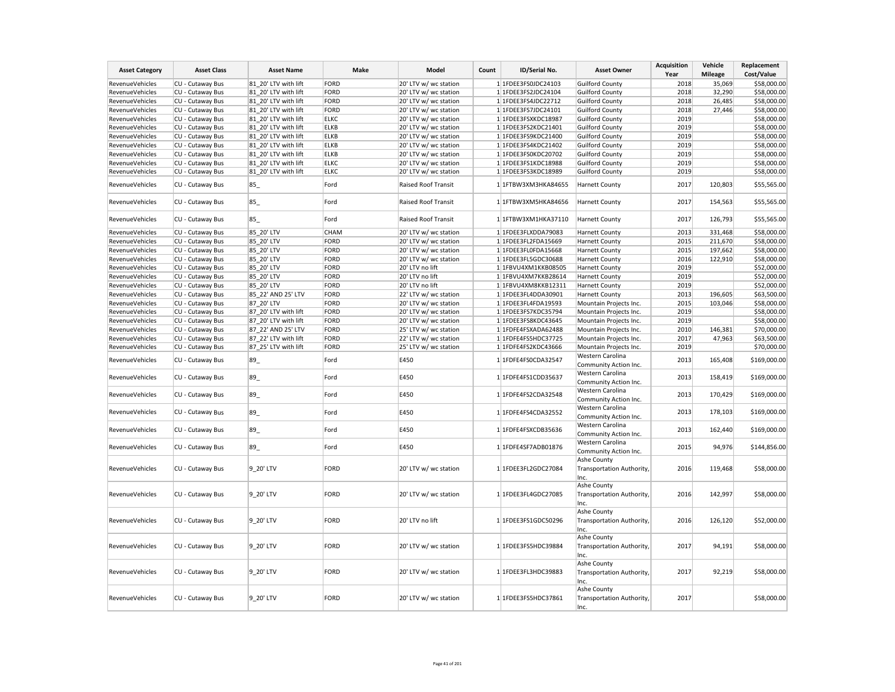| Asset Category | Asset Class | Asset Name | Make | Model | Count | ID/Serial No. | Asset Owner | Acquisition Year | Vehicle Mileage | Replacement Cost/Value |
|---|---|---|---|---|---|---|---|---|---|---|
| RevenueVehicles | CU - Cutaway Bus | 81_20' LTV with lift | FORD | 20' LTV w/ wc station | 1 | 1FDEE3FS0JDC24103 | Guilford County | 2018 | 35,069 | $58,000.00 |
| RevenueVehicles | CU - Cutaway Bus | 81_20' LTV with lift | FORD | 20' LTV w/ wc station | 1 | 1FDEE3FS2JDC24104 | Guilford County | 2018 | 32,290 | $58,000.00 |
| RevenueVehicles | CU - Cutaway Bus | 81_20' LTV with lift | FORD | 20' LTV w/ wc station | 1 | 1FDEE3FS4JDC22712 | Guilford County | 2018 | 26,485 | $58,000.00 |
| RevenueVehicles | CU - Cutaway Bus | 81_20' LTV with lift | FORD | 20' LTV w/ wc station | 1 | 1FDEE3FS7JDC24101 | Guilford County | 2018 | 27,446 | $58,000.00 |
| RevenueVehicles | CU - Cutaway Bus | 81_20' LTV with lift | ELKC | 20' LTV w/ wc station | 1 | 1FDEE3FSXKDC18987 | Guilford County | 2019 | | $58,000.00 |
| RevenueVehicles | CU - Cutaway Bus | 81_20' LTV with lift | ELKB | 20' LTV w/ wc station | 1 | 1FDEE3FS2KDC21401 | Guilford County | 2019 | | $58,000.00 |
| RevenueVehicles | CU - Cutaway Bus | 81_20' LTV with lift | ELKB | 20' LTV w/ wc station | 1 | 1FDEE3FS9KDC21400 | Guilford County | 2019 | | $58,000.00 |
| RevenueVehicles | CU - Cutaway Bus | 81_20' LTV with lift | ELKB | 20' LTV w/ wc station | 1 | 1FDEE3FS4KDC21402 | Guilford County | 2019 | | $58,000.00 |
| RevenueVehicles | CU - Cutaway Bus | 81_20' LTV with lift | ELKB | 20' LTV w/ wc station | 1 | 1FDEE3FS0KDC20702 | Guilford County | 2019 | | $58,000.00 |
| RevenueVehicles | CU - Cutaway Bus | 81_20' LTV with lift | ELKC | 20' LTV w/ wc station | 1 | 1FDEE3FS1KDC18988 | Guilford County | 2019 | | $58,000.00 |
| RevenueVehicles | CU - Cutaway Bus | 81_20' LTV with lift | ELKC | 20' LTV w/ wc station | 1 | 1FDEE3FS3KDC18989 | Guilford County | 2019 | | $58,000.00 |
| RevenueVehicles | CU - Cutaway Bus | 85_ | Ford | Raised Roof Transit | 1 | 1FTBW3XM3HKA84655 | Harnett County | 2017 | 120,803 | $55,565.00 |
| RevenueVehicles | CU - Cutaway Bus | 85_ | Ford | Raised Roof Transit | 1 | 1FTBW3XM5HKA84656 | Harnett County | 2017 | 154,563 | $55,565.00 |
| RevenueVehicles | CU - Cutaway Bus | 85_ | Ford | Raised Roof Transit | 1 | 1FTBW3XM1HKA37110 | Harnett County | 2017 | 126,793 | $55,565.00 |
| RevenueVehicles | CU - Cutaway Bus | 85_20' LTV | CHAM | 20' LTV w/ wc station | 1 | 1FDEE3FLXDDA79083 | Harnett County | 2013 | 331,468 | $58,000.00 |
| RevenueVehicles | CU - Cutaway Bus | 85_20' LTV | FORD | 20' LTV w/ wc station | 1 | 1FDEE3FL2FDA15669 | Harnett County | 2015 | 211,670 | $58,000.00 |
| RevenueVehicles | CU - Cutaway Bus | 85_20' LTV | FORD | 20' LTV w/ wc station | 1 | 1FDEE3FL0FDA15668 | Harnett County | 2015 | 197,662 | $58,000.00 |
| RevenueVehicles | CU - Cutaway Bus | 85_20' LTV | FORD | 20' LTV w/ wc station | 1 | 1FDEE3FL5GDC30688 | Harnett County | 2016 | 122,910 | $58,000.00 |
| RevenueVehicles | CU - Cutaway Bus | 85_20' LTV | FORD | 20' LTV no lift | 1 | 1FBVU4XM1KKB08505 | Harnett County | 2019 | | $52,000.00 |
| RevenueVehicles | CU - Cutaway Bus | 85_20' LTV | FORD | 20' LTV no lift | 1 | 1FBVU4XM7KKB28614 | Harnett County | 2019 | | $52,000.00 |
| RevenueVehicles | CU - Cutaway Bus | 85_20' LTV | FORD | 20' LTV no lift | 1 | 1FBVU4XM8KKB12311 | Harnett County | 2019 | | $52,000.00 |
| RevenueVehicles | CU - Cutaway Bus | 85_22' AND 25' LTV | FORD | 22' LTV w/ wc station | 1 | 1FDEE3FL4DDA30901 | Harnett County | 2013 | 196,605 | $63,500.00 |
| RevenueVehicles | CU - Cutaway Bus | 87_20' LTV | FORD | 20' LTV w/ wc station | 1 | 1FDEE3FL4FDA19593 | Mountain Projects Inc. | 2015 | 103,046 | $58,000.00 |
| RevenueVehicles | CU - Cutaway Bus | 87_20' LTV with lift | FORD | 20' LTV w/ wc station | 1 | 1FDEE3FS7KDC35794 | Mountain Projects Inc. | 2019 | | $58,000.00 |
| RevenueVehicles | CU - Cutaway Bus | 87_20' LTV with lift | FORD | 20' LTV w/ wc station | 1 | 1FDEE3FS8KDC43645 | Mountain Projects Inc. | 2019 | | $58,000.00 |
| RevenueVehicles | CU - Cutaway Bus | 87_22' AND 25' LTV | FORD | 25' LTV w/ wc station | 1 | 1FDFE4FSXADA62488 | Mountain Projects Inc. | 2010 | 146,381 | $70,000.00 |
| RevenueVehicles | CU - Cutaway Bus | 87_22' LTV with lift | FORD | 22' LTV w/ wc station | 1 | 1FDFE4FS5HDC37725 | Mountain Projects Inc. | 2017 | 47,963 | $63,500.00 |
| RevenueVehicles | CU - Cutaway Bus | 87_25' LTV with lift | FORD | 25' LTV w/ wc station | 1 | 1FDFE4FS2KDC43666 | Mountain Projects Inc. | 2019 | | $70,000.00 |
| RevenueVehicles | CU - Cutaway Bus | 89_ | Ford | E450 | 1 | 1FDFE4FS0CDA32547 | Western Carolina Community Action Inc. | 2013 | 165,408 | $169,000.00 |
| RevenueVehicles | CU - Cutaway Bus | 89_ | Ford | E450 | 1 | 1FDFE4FS1CDD35637 | Western Carolina Community Action Inc. | 2013 | 158,419 | $169,000.00 |
| RevenueVehicles | CU - Cutaway Bus | 89_ | Ford | E450 | 1 | 1FDFE4FS2CDA32548 | Western Carolina Community Action Inc. | 2013 | 170,429 | $169,000.00 |
| RevenueVehicles | CU - Cutaway Bus | 89_ | Ford | E450 | 1 | 1FDFE4FS4CDA32552 | Western Carolina Community Action Inc. | 2013 | 178,103 | $169,000.00 |
| RevenueVehicles | CU - Cutaway Bus | 89_ | Ford | E450 | 1 | 1FDFE4FSXCDB35636 | Western Carolina Community Action Inc. | 2013 | 162,440 | $169,000.00 |
| RevenueVehicles | CU - Cutaway Bus | 89_ | Ford | E450 | 1 | 1FDFE4SF7ADB01876 | Western Carolina Community Action Inc. | 2015 | 94,976 | $144,856.00 |
| RevenueVehicles | CU - Cutaway Bus | 9_20' LTV | FORD | 20' LTV w/ wc station | 1 | 1FDEE3FL2GDC27084 | Ashe County Transportation Authority, Inc. | 2016 | 119,468 | $58,000.00 |
| RevenueVehicles | CU - Cutaway Bus | 9_20' LTV | FORD | 20' LTV w/ wc station | 1 | 1FDEE3FL4GDC27085 | Ashe County Transportation Authority, Inc. | 2016 | 142,997 | $58,000.00 |
| RevenueVehicles | CU - Cutaway Bus | 9_20' LTV | FORD | 20' LTV no lift | 1 | 1FDEE3FS1GDC50296 | Ashe County Transportation Authority, Inc. | 2016 | 126,120 | $52,000.00 |
| RevenueVehicles | CU - Cutaway Bus | 9_20' LTV | FORD | 20' LTV w/ wc station | 1 | 1FDEE3FS5HDC39884 | Ashe County Transportation Authority, Inc. | 2017 | 94,191 | $58,000.00 |
| RevenueVehicles | CU - Cutaway Bus | 9_20' LTV | FORD | 20' LTV w/ wc station | 1 | 1FDEE3FL3HDC39883 | Ashe County Transportation Authority, Inc. | 2017 | 92,219 | $58,000.00 |
| RevenueVehicles | CU - Cutaway Bus | 9_20' LTV | FORD | 20' LTV w/ wc station | 1 | 1FDEE3FS5HDC37861 | Ashe County Transportation Authority, Inc. | 2017 | | $58,000.00 |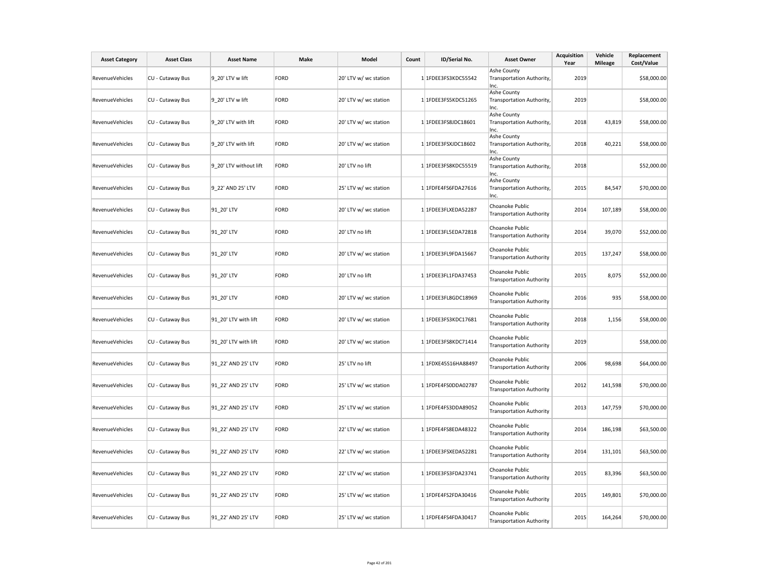| Asset Category | Asset Class | Asset Name | Make | Model | Count | ID/Serial No. | Asset Owner | Acquisition Year | Vehicle Mileage | Replacement Cost/Value |
|---|---|---|---|---|---|---|---|---|---|---|
| RevenueVehicles | CU - Cutaway Bus | 9_20' LTV w lift | FORD | 20' LTV w/ wc station | 1 | 1FDEE3FS3KDC55542 | Ashe County Transportation Authority, Inc. | 2019 | | $58,000.00 |
| RevenueVehicles | CU - Cutaway Bus | 9_20' LTV w lift | FORD | 20' LTV w/ wc station | 1 | 1FDEE3FS5KDC51265 | Ashe County Transportation Authority, Inc. | 2019 | | $58,000.00 |
| RevenueVehicles | CU - Cutaway Bus | 9_20' LTV with lift | FORD | 20' LTV w/ wc station | 1 | 1FDEE3FS8JDC18601 | Ashe County Transportation Authority, Inc. | 2018 | 43,819 | $58,000.00 |
| RevenueVehicles | CU - Cutaway Bus | 9_20' LTV with lift | FORD | 20' LTV w/ wc station | 1 | 1FDEE3FSXJDC18602 | Ashe County Transportation Authority, Inc. | 2018 | 40,221 | $58,000.00 |
| RevenueVehicles | CU - Cutaway Bus | 9_20' LTV without lift | FORD | 20' LTV no lift | 1 | 1FDEE3FS8KDC55519 | Ashe County Transportation Authority, Inc. | 2018 | | $52,000.00 |
| RevenueVehicles | CU - Cutaway Bus | 9_22' AND 25' LTV | FORD | 25' LTV w/ wc station | 1 | 1FDFE4FS6FDA27616 | Ashe County Transportation Authority, Inc. | 2015 | 84,547 | $70,000.00 |
| RevenueVehicles | CU - Cutaway Bus | 91_20' LTV | FORD | 20' LTV w/ wc station | 1 | 1FDEE3FLXEDA52287 | Choanoke Public Transportation Authority | 2014 | 107,189 | $58,000.00 |
| RevenueVehicles | CU - Cutaway Bus | 91_20' LTV | FORD | 20' LTV no lift | 1 | 1FDEE3FL5EDA72818 | Choanoke Public Transportation Authority | 2014 | 39,070 | $52,000.00 |
| RevenueVehicles | CU - Cutaway Bus | 91_20' LTV | FORD | 20' LTV w/ wc station | 1 | 1FDEE3FL9FDA15667 | Choanoke Public Transportation Authority | 2015 | 137,247 | $58,000.00 |
| RevenueVehicles | CU - Cutaway Bus | 91_20' LTV | FORD | 20' LTV no lift | 1 | 1FDEE3FL1FDA37453 | Choanoke Public Transportation Authority | 2015 | 8,075 | $52,000.00 |
| RevenueVehicles | CU - Cutaway Bus | 91_20' LTV | FORD | 20' LTV w/ wc station | 1 | 1FDEE3FL8GDC18969 | Choanoke Public Transportation Authority | 2016 | 935 | $58,000.00 |
| RevenueVehicles | CU - Cutaway Bus | 91_20' LTV with lift | FORD | 20' LTV w/ wc station | 1 | 1FDEE3FS3KDC17681 | Choanoke Public Transportation Authority | 2018 | 1,156 | $58,000.00 |
| RevenueVehicles | CU - Cutaway Bus | 91_20' LTV with lift | FORD | 20' LTV w/ wc station | 1 | 1FDEE3FS8KDC71414 | Choanoke Public Transportation Authority | 2019 | | $58,000.00 |
| RevenueVehicles | CU - Cutaway Bus | 91_22' AND 25' LTV | FORD | 25' LTV no lift | 1 | 1FDXE45S16HA88497 | Choanoke Public Transportation Authority | 2006 | 98,698 | $64,000.00 |
| RevenueVehicles | CU - Cutaway Bus | 91_22' AND 25' LTV | FORD | 25' LTV w/ wc station | 1 | 1FDFE4FS0DDA02787 | Choanoke Public Transportation Authority | 2012 | 141,598 | $70,000.00 |
| RevenueVehicles | CU - Cutaway Bus | 91_22' AND 25' LTV | FORD | 25' LTV w/ wc station | 1 | 1FDFE4FS3DDA89052 | Choanoke Public Transportation Authority | 2013 | 147,759 | $70,000.00 |
| RevenueVehicles | CU - Cutaway Bus | 91_22' AND 25' LTV | FORD | 22' LTV w/ wc station | 1 | 1FDFE4FS8EDA48322 | Choanoke Public Transportation Authority | 2014 | 186,198 | $63,500.00 |
| RevenueVehicles | CU - Cutaway Bus | 91_22' AND 25' LTV | FORD | 22' LTV w/ wc station | 1 | 1FDEE3FSXEDA52281 | Choanoke Public Transportation Authority | 2014 | 131,101 | $63,500.00 |
| RevenueVehicles | CU - Cutaway Bus | 91_22' AND 25' LTV | FORD | 22' LTV w/ wc station | 1 | 1FDEE3FS3FDA23741 | Choanoke Public Transportation Authority | 2015 | 83,396 | $63,500.00 |
| RevenueVehicles | CU - Cutaway Bus | 91_22' AND 25' LTV | FORD | 25' LTV w/ wc station | 1 | 1FDFE4FS2FDA30416 | Choanoke Public Transportation Authority | 2015 | 149,801 | $70,000.00 |
| RevenueVehicles | CU - Cutaway Bus | 91_22' AND 25' LTV | FORD | 25' LTV w/ wc station | 1 | 1FDFE4FS4FDA30417 | Choanoke Public Transportation Authority | 2015 | 164,264 | $70,000.00 |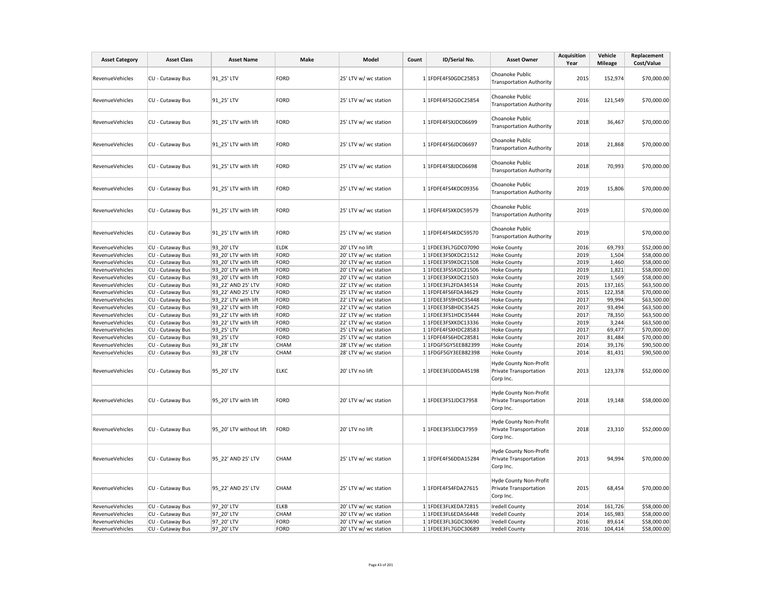| Asset Category | Asset Class | Asset Name | Make | Model | Count | ID/Serial No. | Asset Owner | Acquisition Year | Vehicle Mileage | Replacement Cost/Value |
|---|---|---|---|---|---|---|---|---|---|---|
| RevenueVehicles | CU - Cutaway Bus | 91_25' LTV | FORD | 25' LTV w/ wc station | 1 | 1FDFE4FS0GDC25853 | Choanoke Public Transportation Authority | 2015 | 152,974 | $70,000.00 |
| RevenueVehicles | CU - Cutaway Bus | 91_25' LTV | FORD | 25' LTV w/ wc station | 1 | 1FDFE4FS2GDC25854 | Choanoke Public Transportation Authority | 2016 | 121,549 | $70,000.00 |
| RevenueVehicles | CU - Cutaway Bus | 91_25' LTV with lift | FORD | 25' LTV w/ wc station | 1 | 1FDFE4FSXJDC06699 | Choanoke Public Transportation Authority | 2018 | 36,467 | $70,000.00 |
| RevenueVehicles | CU - Cutaway Bus | 91_25' LTV with lift | FORD | 25' LTV w/ wc station | 1 | 1FDFE4FS6JDC06697 | Choanoke Public Transportation Authority | 2018 | 21,868 | $70,000.00 |
| RevenueVehicles | CU - Cutaway Bus | 91_25' LTV with lift | FORD | 25' LTV w/ wc station | 1 | 1FDFE4FS8JDC06698 | Choanoke Public Transportation Authority | 2018 | 70,993 | $70,000.00 |
| RevenueVehicles | CU - Cutaway Bus | 91_25' LTV with lift | FORD | 25' LTV w/ wc station | 1 | 1FDFE4FS4KDC09356 | Choanoke Public Transportation Authority | 2019 | 15,806 | $70,000.00 |
| RevenueVehicles | CU - Cutaway Bus | 91_25' LTV with lift | FORD | 25' LTV w/ wc station | 1 | 1FDFE4FSXKDC59579 | Choanoke Public Transportation Authority | 2019 | | $70,000.00 |
| RevenueVehicles | CU - Cutaway Bus | 91_25' LTV with lift | FORD | 25' LTV w/ wc station | 1 | 1FDFE4FS4KDC59570 | Choanoke Public Transportation Authority | 2019 | | $70,000.00 |
| RevenueVehicles | CU - Cutaway Bus | 93_20' LTV | ELDK | 20' LTV no lift | 1 | 1FDEE3FL7GDC07090 | Hoke County | 2016 | 69,793 | $52,000.00 |
| RevenueVehicles | CU - Cutaway Bus | 93_20' LTV with lift | FORD | 20' LTV w/ wc station | 1 | 1FDEE3FS0KDC21512 | Hoke County | 2019 | 1,504 | $58,000.00 |
| RevenueVehicles | CU - Cutaway Bus | 93_20' LTV with lift | FORD | 20' LTV w/ wc station | 1 | 1FDEE3FS9KDC21508 | Hoke County | 2019 | 1,460 | $58,000.00 |
| RevenueVehicles | CU - Cutaway Bus | 93_20' LTV with lift | FORD | 20' LTV w/ wc station | 1 | 1FDEE3FS5KDC21506 | Hoke County | 2019 | 1,821 | $58,000.00 |
| RevenueVehicles | CU - Cutaway Bus | 93_20' LTV with lift | FORD | 20' LTV w/ wc station | 1 | 1FDEE3FSXKDC21503 | Hoke County | 2019 | 1,569 | $58,000.00 |
| RevenueVehicles | CU - Cutaway Bus | 93_22' AND 25' LTV | FORD | 22' LTV w/ wc station | 1 | 1FDEE3FL2FDA34514 | Hoke County | 2015 | 137,165 | $63,500.00 |
| RevenueVehicles | CU - Cutaway Bus | 93_22' AND 25' LTV | FORD | 25' LTV w/ wc station | 1 | 1FDFE4FS6FDA34629 | Hoke County | 2015 | 122,358 | $70,000.00 |
| RevenueVehicles | CU - Cutaway Bus | 93_22' LTV with lift | FORD | 22' LTV w/ wc station | 1 | 1FDEE3FS9HDC35448 | Hoke County | 2017 | 99,994 | $63,500.00 |
| RevenueVehicles | CU - Cutaway Bus | 93_22' LTV with lift | FORD | 22' LTV w/ wc station | 1 | 1FDEE3FS8HDC35425 | Hoke County | 2017 | 93,494 | $63,500.00 |
| RevenueVehicles | CU - Cutaway Bus | 93_22' LTV with lift | FORD | 22' LTV w/ wc station | 1 | 1FDEE3FS1HDC35444 | Hoke County | 2017 | 78,350 | $63,500.00 |
| RevenueVehicles | CU - Cutaway Bus | 93_22' LTV with lift | FORD | 22' LTV w/ wc station | 1 | 1FDEE3FSXKDC13336 | Hoke County | 2019 | 3,244 | $63,500.00 |
| RevenueVehicles | CU - Cutaway Bus | 93_25' LTV | FORD | 25' LTV w/ wc station | 1 | 1FDFE4FSXHDC28583 | Hoke County | 2017 | 69,477 | $70,000.00 |
| RevenueVehicles | CU - Cutaway Bus | 93_25' LTV | FORD | 25' LTV w/ wc station | 1 | 1FDFE4FS6HDC28581 | Hoke County | 2017 | 81,484 | $70,000.00 |
| RevenueVehicles | CU - Cutaway Bus | 93_28' LTV | CHAM | 28' LTV w/ wc station | 1 | 1FDGF5GY5EEB82399 | Hoke County | 2014 | 39,176 | $90,500.00 |
| RevenueVehicles | CU - Cutaway Bus | 93_28' LTV | CHAM | 28' LTV w/ wc station | 1 | 1FDGF5GY3EEB82398 | Hoke County | 2014 | 81,431 | $90,500.00 |
| RevenueVehicles | CU - Cutaway Bus | 95_20' LTV | ELKC | 20' LTV no lift | 1 | 1FDEE3FL0DDA45198 | Hyde County Non-Profit Private Transportation Corp Inc. | 2013 | 123,378 | $52,000.00 |
| RevenueVehicles | CU - Cutaway Bus | 95_20' LTV with lift | FORD | 20' LTV w/ wc station | 1 | 1FDEE3FS1JDC37958 | Hyde County Non-Profit Private Transportation Corp Inc. | 2018 | 19,148 | $58,000.00 |
| RevenueVehicles | CU - Cutaway Bus | 95_20' LTV without lift | FORD | 20' LTV no lift | 1 | 1FDEE3FS3JDC37959 | Hyde County Non-Profit Private Transportation Corp Inc. | 2018 | 23,310 | $52,000.00 |
| RevenueVehicles | CU - Cutaway Bus | 95_22' AND 25' LTV | CHAM | 25' LTV w/ wc station | 1 | 1FDFE4FS6DDA15284 | Hyde County Non-Profit Private Transportation Corp Inc. | 2013 | 94,994 | $70,000.00 |
| RevenueVehicles | CU - Cutaway Bus | 95_22' AND 25' LTV | CHAM | 25' LTV w/ wc station | 1 | 1FDFE4FS4FDA27615 | Hyde County Non-Profit Private Transportation Corp Inc. | 2015 | 68,454 | $70,000.00 |
| RevenueVehicles | CU - Cutaway Bus | 97_20' LTV | ELKB | 20' LTV w/ wc station | 1 | 1FDEE3FLXEDA72815 | Iredell County | 2014 | 161,726 | $58,000.00 |
| RevenueVehicles | CU - Cutaway Bus | 97_20' LTV | CHAM | 20' LTV w/ wc station | 1 | 1FDEE3FL6EDA56448 | Iredell County | 2014 | 165,983 | $58,000.00 |
| RevenueVehicles | CU - Cutaway Bus | 97_20' LTV | FORD | 20' LTV w/ wc station | 1 | 1FDEE3FL3GDC30690 | Iredell County | 2016 | 89,614 | $58,000.00 |
| RevenueVehicles | CU - Cutaway Bus | 97_20' LTV | FORD | 20' LTV w/ wc station | 1 | 1FDEE3FL7GDC30689 | Iredell County | 2016 | 104,414 | $58,000.00 |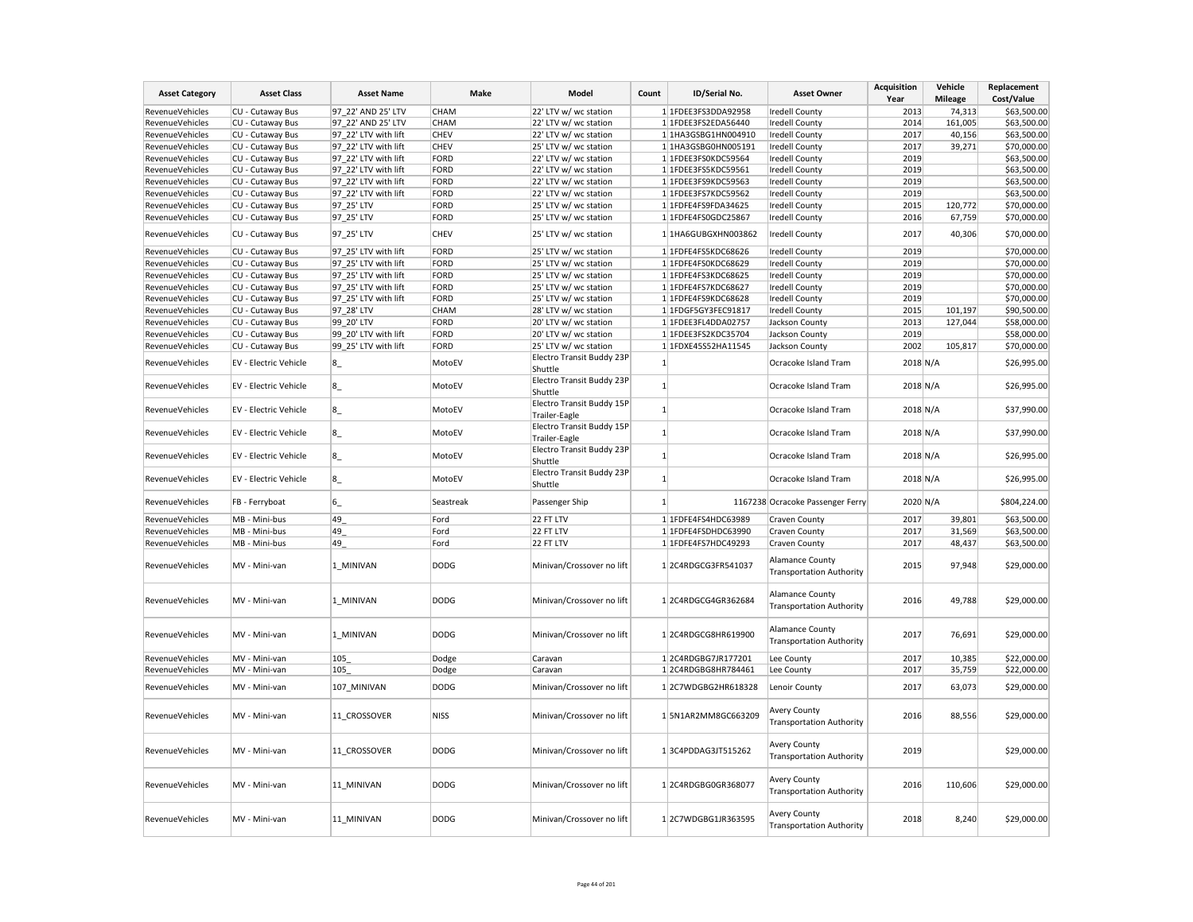| Asset Category | Asset Class | Asset Name | Make | Model | Count | ID/Serial No. | Asset Owner | Acquisition Year | Vehicle Mileage | Replacement Cost/Value |
|---|---|---|---|---|---|---|---|---|---|---|
| RevenueVehicles | CU - Cutaway Bus | 97_22' AND 25' LTV | CHAM | 22' LTV w/ wc station | 1 | 1FDEE3FS3DDA92958 | Iredell County | 2013 | 74,313 | $63,500.00 |
| RevenueVehicles | CU - Cutaway Bus | 97_22' AND 25' LTV | CHAM | 22' LTV w/ wc station | 1 | 1FDEE3FS2EDA56440 | Iredell County | 2014 | 161,005 | $63,500.00 |
| RevenueVehicles | CU - Cutaway Bus | 97_22' LTV with lift | CHEV | 22' LTV w/ wc station | 1 | 1HA3GSBG1HN004910 | Iredell County | 2017 | 40,156 | $63,500.00 |
| RevenueVehicles | CU - Cutaway Bus | 97_22' LTV with lift | CHEV | 25' LTV w/ wc station | 1 | 1HA3GSBG0HN005191 | Iredell County | 2017 | 39,271 | $70,000.00 |
| RevenueVehicles | CU - Cutaway Bus | 97_22' LTV with lift | FORD | 22' LTV w/ wc station | 1 | 1FDEE3FS0KDC59564 | Iredell County | 2019 | | $63,500.00 |
| RevenueVehicles | CU - Cutaway Bus | 97_22' LTV with lift | FORD | 22' LTV w/ wc station | 1 | 1FDEE3FS5KDC59561 | Iredell County | 2019 | | $63,500.00 |
| RevenueVehicles | CU - Cutaway Bus | 97_22' LTV with lift | FORD | 22' LTV w/ wc station | 1 | 1FDEE3FS9KDC59563 | Iredell County | 2019 | | $63,500.00 |
| RevenueVehicles | CU - Cutaway Bus | 97_22' LTV with lift | FORD | 22' LTV w/ wc station | 1 | 1FDEE3FS7KDC59562 | Iredell County | 2019 | | $63,500.00 |
| RevenueVehicles | CU - Cutaway Bus | 97_25' LTV | FORD | 25' LTV w/ wc station | 1 | 1FDFE4FS9FDA34625 | Iredell County | 2015 | 120,772 | $70,000.00 |
| RevenueVehicles | CU - Cutaway Bus | 97_25' LTV | FORD | 25' LTV w/ wc station | 1 | 1FDFE4FS0GDC25867 | Iredell County | 2016 | 67,759 | $70,000.00 |
| RevenueVehicles | CU - Cutaway Bus | 97_25' LTV | CHEV | 25' LTV w/ wc station | 1 | 1HA6GUBGXHN003862 | Iredell County | 2017 | 40,306 | $70,000.00 |
| RevenueVehicles | CU - Cutaway Bus | 97_25' LTV with lift | FORD | 25' LTV w/ wc station | 1 | 1FDFE4FS5KDC68626 | Iredell County | 2019 | | $70,000.00 |
| RevenueVehicles | CU - Cutaway Bus | 97_25' LTV with lift | FORD | 25' LTV w/ wc station | 1 | 1FDFE4FS0KDC68629 | Iredell County | 2019 | | $70,000.00 |
| RevenueVehicles | CU - Cutaway Bus | 97_25' LTV with lift | FORD | 25' LTV w/ wc station | 1 | 1FDFE4FS3KDC68625 | Iredell County | 2019 | | $70,000.00 |
| RevenueVehicles | CU - Cutaway Bus | 97_25' LTV with lift | FORD | 25' LTV w/ wc station | 1 | 1FDFE4FS7KDC68627 | Iredell County | 2019 | | $70,000.00 |
| RevenueVehicles | CU - Cutaway Bus | 97_25' LTV with lift | FORD | 25' LTV w/ wc station | 1 | 1FDFE4FS9KDC68628 | Iredell County | 2019 | | $70,000.00 |
| RevenueVehicles | CU - Cutaway Bus | 97_28' LTV | CHAM | 28' LTV w/ wc station | 1 | 1FDGF5GY3FEC91817 | Iredell County | 2015 | 101,197 | $90,500.00 |
| RevenueVehicles | CU - Cutaway Bus | 99_20' LTV | FORD | 20' LTV w/ wc station | 1 | 1FDEE3FL4DDA02757 | Jackson County | 2013 | 127,044 | $58,000.00 |
| RevenueVehicles | CU - Cutaway Bus | 99_20' LTV with lift | FORD | 20' LTV w/ wc station | 1 | 1FDEE3FS2KDC35704 | Jackson County | 2019 | | $58,000.00 |
| RevenueVehicles | CU - Cutaway Bus | 99_25' LTV with lift | FORD | 25' LTV w/ wc station | 1 | 1FDXE45S52HA11545 | Jackson County | 2002 | 105,817 | $70,000.00 |
| RevenueVehicles | EV - Electric Vehicle | 8_ | MotoEV | Electro Transit Buddy 23P Shuttle | 1 | | Ocracoke Island Tram | 2018 | N/A | $26,995.00 |
| RevenueVehicles | EV - Electric Vehicle | 8_ | MotoEV | Electro Transit Buddy 23P Shuttle | 1 | | Ocracoke Island Tram | 2018 | N/A | $26,995.00 |
| RevenueVehicles | EV - Electric Vehicle | 8_ | MotoEV | Electro Transit Buddy 15P Trailer-Eagle | 1 | | Ocracoke Island Tram | 2018 | N/A | $37,990.00 |
| RevenueVehicles | EV - Electric Vehicle | 8_ | MotoEV | Electro Transit Buddy 15P Trailer-Eagle | 1 | | Ocracoke Island Tram | 2018 | N/A | $37,990.00 |
| RevenueVehicles | EV - Electric Vehicle | 8_ | MotoEV | Electro Transit Buddy 23P Shuttle | 1 | | Ocracoke Island Tram | 2018 | N/A | $26,995.00 |
| RevenueVehicles | EV - Electric Vehicle | 8_ | MotoEV | Electro Transit Buddy 23P Shuttle | 1 | | Ocracoke Island Tram | 2018 | N/A | $26,995.00 |
| RevenueVehicles | FB - Ferryboat | 6_ | Seastreak | Passenger Ship | 1 | 1167238 | Ocracoke Passenger Ferry | 2020 | N/A | $804,224.00 |
| RevenueVehicles | MB - Mini-bus | 49_ | Ford | 22 FT LTV | 1 | 1FDFE4FS4HDC63989 | Craven County | 2017 | 39,801 | $63,500.00 |
| RevenueVehicles | MB - Mini-bus | 49_ | Ford | 22 FT LTV | 1 | 1FDFE4FSDHDC63990 | Craven County | 2017 | 31,569 | $63,500.00 |
| RevenueVehicles | MB - Mini-bus | 49_ | Ford | 22 FT LTV | 1 | 1FDFE4FS7HDC49293 | Craven County | 2017 | 48,437 | $63,500.00 |
| RevenueVehicles | MV - Mini-van | 1_MINIVAN | DODG | Minivan/Crossover no lift | 1 | 2C4RDGCG3FR541037 | Alamance County Transportation Authority | 2015 | 97,948 | $29,000.00 |
| RevenueVehicles | MV - Mini-van | 1_MINIVAN | DODG | Minivan/Crossover no lift | 1 | 2C4RDGCG4GR362684 | Alamance County Transportation Authority | 2016 | 49,788 | $29,000.00 |
| RevenueVehicles | MV - Mini-van | 1_MINIVAN | DODG | Minivan/Crossover no lift | 1 | 2C4RDGCG8HR619900 | Alamance County Transportation Authority | 2017 | 76,691 | $29,000.00 |
| RevenueVehicles | MV - Mini-van | 105_ | Dodge | Caravan | 1 | 2C4RDGBG7JR177201 | Lee County | 2017 | 10,385 | $22,000.00 |
| RevenueVehicles | MV - Mini-van | 105_ | Dodge | Caravan | 1 | 2C4RDGBG8HR784461 | Lee County | 2017 | 35,759 | $22,000.00 |
| RevenueVehicles | MV - Mini-van | 107_MINIVAN | DODG | Minivan/Crossover no lift | 1 | 2C7WDGBG2HR618328 | Lenoir County | 2017 | 63,073 | $29,000.00 |
| RevenueVehicles | MV - Mini-van | 11_CROSSOVER | NISS | Minivan/Crossover no lift | 1 | 5N1AR2MM8GC663209 | Avery County Transportation Authority | 2016 | 88,556 | $29,000.00 |
| RevenueVehicles | MV - Mini-van | 11_CROSSOVER | DODG | Minivan/Crossover no lift | 1 | 3C4PDDAG3JT515262 | Avery County Transportation Authority | 2019 | | $29,000.00 |
| RevenueVehicles | MV - Mini-van | 11_MINIVAN | DODG | Minivan/Crossover no lift | 1 | 2C4RDGBG0GR368077 | Avery County Transportation Authority | 2016 | 110,606 | $29,000.00 |
| RevenueVehicles | MV - Mini-van | 11_MINIVAN | DODG | Minivan/Crossover no lift | 1 | 2C7WDGBG1JR363595 | Avery County Transportation Authority | 2018 | 8,240 | $29,000.00 |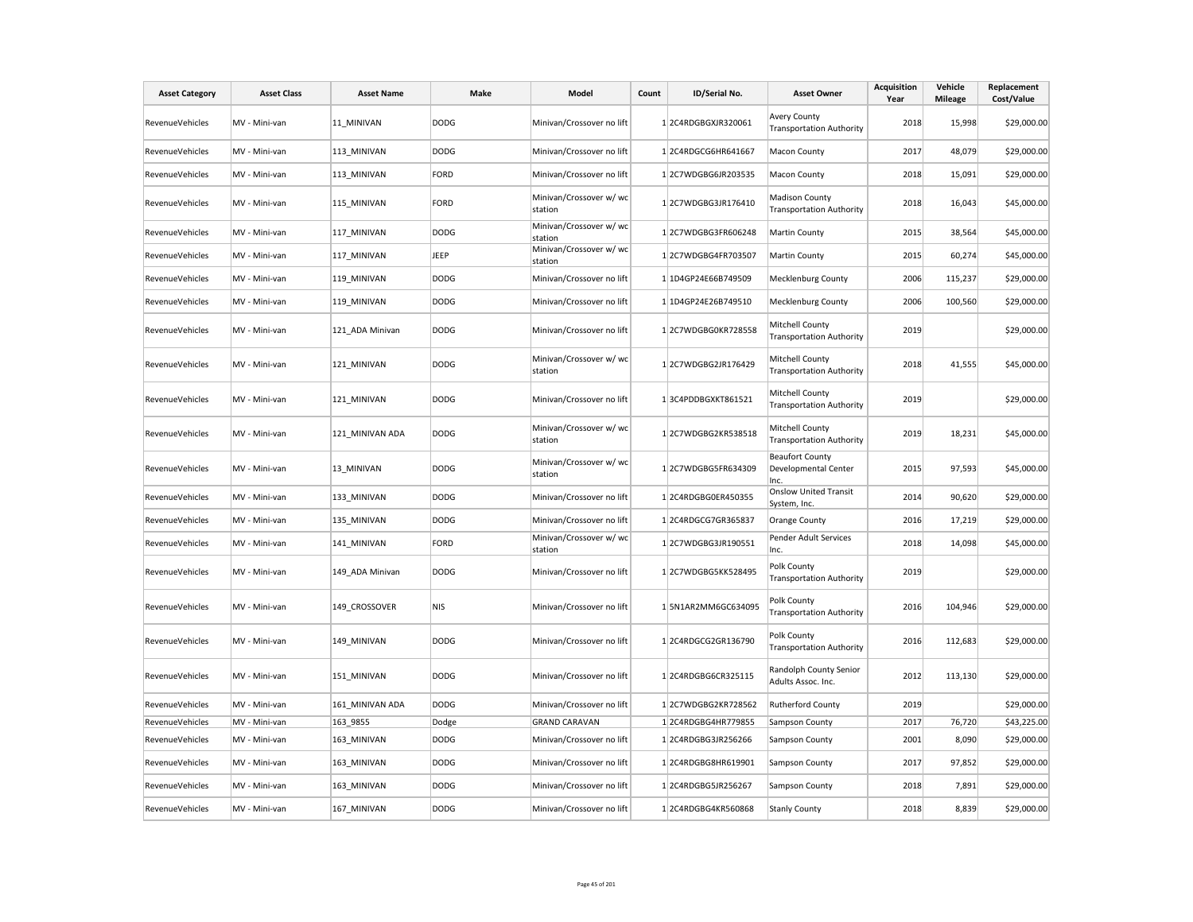| Asset Category | Asset Class | Asset Name | Make | Model | Count | ID/Serial No. | Asset Owner | Acquisition Year | Vehicle Mileage | Replacement Cost/Value |
|---|---|---|---|---|---|---|---|---|---|---|
| RevenueVehicles | MV - Mini-van | 11_MINIVAN | DODG | Minivan/Crossover no lift | 1 | 2C4RDGBGXJR320061 | Avery County Transportation Authority | 2018 | 15,998 | $29,000.00 |
| RevenueVehicles | MV - Mini-van | 113_MINIVAN | DODG | Minivan/Crossover no lift | 1 | 2C4RDGCG6HR641667 | Macon County | 2017 | 48,079 | $29,000.00 |
| RevenueVehicles | MV - Mini-van | 113_MINIVAN | FORD | Minivan/Crossover no lift | 1 | 2C7WDGBG6JR203535 | Macon County | 2018 | 15,091 | $29,000.00 |
| RevenueVehicles | MV - Mini-van | 115_MINIVAN | FORD | Minivan/Crossover w/ wc station | 1 | 2C7WDGBG3JR176410 | Madison County Transportation Authority | 2018 | 16,043 | $45,000.00 |
| RevenueVehicles | MV - Mini-van | 117_MINIVAN | DODG | Minivan/Crossover w/ wc station | 1 | 2C7WDGBG3FR606248 | Martin County | 2015 | 38,564 | $45,000.00 |
| RevenueVehicles | MV - Mini-van | 117_MINIVAN | JEEP | Minivan/Crossover w/ wc station | 1 | 2C7WDGBG4FR703507 | Martin County | 2015 | 60,274 | $45,000.00 |
| RevenueVehicles | MV - Mini-van | 119_MINIVAN | DODG | Minivan/Crossover no lift | 1 | 1D4GP24E66B749509 | Mecklenburg County | 2006 | 115,237 | $29,000.00 |
| RevenueVehicles | MV - Mini-van | 119_MINIVAN | DODG | Minivan/Crossover no lift | 1 | 1D4GP24E26B749510 | Mecklenburg County | 2006 | 100,560 | $29,000.00 |
| RevenueVehicles | MV - Mini-van | 121_ADA Minivan | DODG | Minivan/Crossover no lift | 1 | 2C7WDGBG0KR728558 | Mitchell County Transportation Authority | 2019 | | $29,000.00 |
| RevenueVehicles | MV - Mini-van | 121_MINIVAN | DODG | Minivan/Crossover w/ wc station | 1 | 2C7WDGBG2JR176429 | Mitchell County Transportation Authority | 2018 | 41,555 | $45,000.00 |
| RevenueVehicles | MV - Mini-van | 121_MINIVAN | DODG | Minivan/Crossover no lift | 1 | 3C4PDDBGXKT861521 | Mitchell County Transportation Authority | 2019 | | $29,000.00 |
| RevenueVehicles | MV - Mini-van | 121_MINIVAN ADA | DODG | Minivan/Crossover w/ wc station | 1 | 2C7WDGBG2KR538518 | Mitchell County Transportation Authority | 2019 | 18,231 | $45,000.00 |
| RevenueVehicles | MV - Mini-van | 13_MINIVAN | DODG | Minivan/Crossover w/ wc station | 1 | 2C7WDGBG5FR634309 | Beaufort County Developmental Center Inc. | 2015 | 97,593 | $45,000.00 |
| RevenueVehicles | MV - Mini-van | 133_MINIVAN | DODG | Minivan/Crossover no lift | 1 | 2C4RDGBG0ER450355 | Onslow United Transit System, Inc. | 2014 | 90,620 | $29,000.00 |
| RevenueVehicles | MV - Mini-van | 135_MINIVAN | DODG | Minivan/Crossover no lift | 1 | 2C4RDGCG7GR365837 | Orange County | 2016 | 17,219 | $29,000.00 |
| RevenueVehicles | MV - Mini-van | 141_MINIVAN | FORD | Minivan/Crossover w/ wc station | 1 | 2C7WDGBG3JR190551 | Pender Adult Services Inc. | 2018 | 14,098 | $45,000.00 |
| RevenueVehicles | MV - Mini-van | 149_ADA Minivan | DODG | Minivan/Crossover no lift | 1 | 2C7WDGBG5KK528495 | Polk County Transportation Authority | 2019 | | $29,000.00 |
| RevenueVehicles | MV - Mini-van | 149_CROSSOVER | NIS | Minivan/Crossover no lift | 1 | 5N1AR2MM6GC634095 | Polk County Transportation Authority | 2016 | 104,946 | $29,000.00 |
| RevenueVehicles | MV - Mini-van | 149_MINIVAN | DODG | Minivan/Crossover no lift | 1 | 2C4RDGCG2GR136790 | Polk County Transportation Authority | 2016 | 112,683 | $29,000.00 |
| RevenueVehicles | MV - Mini-van | 151_MINIVAN | DODG | Minivan/Crossover no lift | 1 | 2C4RDGBG6CR325115 | Randolph County Senior Adults Assoc. Inc. | 2012 | 113,130 | $29,000.00 |
| RevenueVehicles | MV - Mini-van | 161_MINIVAN ADA | DODG | Minivan/Crossover no lift | 1 | 2C7WDGBG2KR728562 | Rutherford County | 2019 | | $29,000.00 |
| RevenueVehicles | MV - Mini-van | 163_9855 | Dodge | GRAND CARAVAN | 1 | 2C4RDGBG4HR779855 | Sampson County | 2017 | 76,720 | $43,225.00 |
| RevenueVehicles | MV - Mini-van | 163_MINIVAN | DODG | Minivan/Crossover no lift | 1 | 2C4RDGBG3JR256266 | Sampson County | 2001 | 8,090 | $29,000.00 |
| RevenueVehicles | MV - Mini-van | 163_MINIVAN | DODG | Minivan/Crossover no lift | 1 | 2C4RDGBG8HR619901 | Sampson County | 2017 | 97,852 | $29,000.00 |
| RevenueVehicles | MV - Mini-van | 163_MINIVAN | DODG | Minivan/Crossover no lift | 1 | 2C4RDGBG5JR256267 | Sampson County | 2018 | 7,891 | $29,000.00 |
| RevenueVehicles | MV - Mini-van | 167_MINIVAN | DODG | Minivan/Crossover no lift | 1 | 2C4RDGBG4KR560868 | Stanly County | 2018 | 8,839 | $29,000.00 |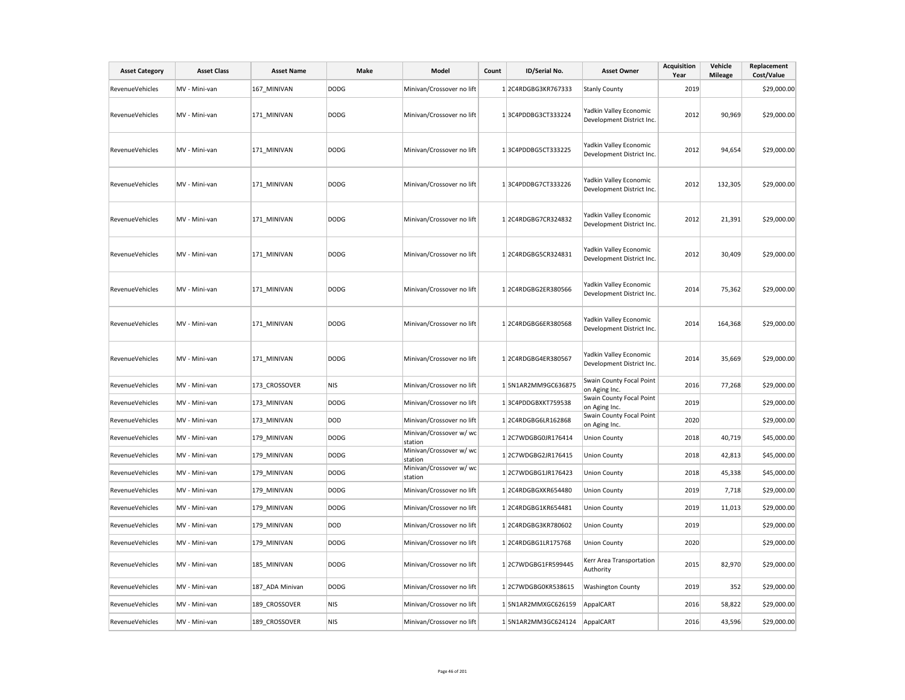| Asset Category | Asset Class | Asset Name | Make | Model | Count | ID/Serial No. | Asset Owner | Acquisition Year | Vehicle Mileage | Replacement Cost/Value |
|---|---|---|---|---|---|---|---|---|---|---|
| RevenueVehicles | MV - Mini-van | 167_MINIVAN | DODG | Minivan/Crossover no lift | 1 | 2C4RDGBG3KR767333 | Stanly County | 2019 | | $29,000.00 |
| RevenueVehicles | MV - Mini-van | 171_MINIVAN | DODG | Minivan/Crossover no lift | 1 | 3C4PDDBG3CT333224 | Yadkin Valley Economic Development District Inc. | 2012 | 90,969 | $29,000.00 |
| RevenueVehicles | MV - Mini-van | 171_MINIVAN | DODG | Minivan/Crossover no lift | 1 | 3C4PDDBG5CT333225 | Yadkin Valley Economic Development District Inc. | 2012 | 94,654 | $29,000.00 |
| RevenueVehicles | MV - Mini-van | 171_MINIVAN | DODG | Minivan/Crossover no lift | 1 | 3C4PDDBG7CT333226 | Yadkin Valley Economic Development District Inc. | 2012 | 132,305 | $29,000.00 |
| RevenueVehicles | MV - Mini-van | 171_MINIVAN | DODG | Minivan/Crossover no lift | 1 | 2C4RDGBG7CR324832 | Yadkin Valley Economic Development District Inc. | 2012 | 21,391 | $29,000.00 |
| RevenueVehicles | MV - Mini-van | 171_MINIVAN | DODG | Minivan/Crossover no lift | 1 | 2C4RDGBG5CR324831 | Yadkin Valley Economic Development District Inc. | 2012 | 30,409 | $29,000.00 |
| RevenueVehicles | MV - Mini-van | 171_MINIVAN | DODG | Minivan/Crossover no lift | 1 | 2C4RDGBG2ER380566 | Yadkin Valley Economic Development District Inc. | 2014 | 75,362 | $29,000.00 |
| RevenueVehicles | MV - Mini-van | 171_MINIVAN | DODG | Minivan/Crossover no lift | 1 | 2C4RDGBG6ER380568 | Yadkin Valley Economic Development District Inc. | 2014 | 164,368 | $29,000.00 |
| RevenueVehicles | MV - Mini-van | 171_MINIVAN | DODG | Minivan/Crossover no lift | 1 | 2C4RDGBG4ER380567 | Yadkin Valley Economic Development District Inc. | 2014 | 35,669 | $29,000.00 |
| RevenueVehicles | MV - Mini-van | 173_CROSSOVER | NIS | Minivan/Crossover no lift | 1 | 5N1AR2MM9GC636875 | Swain County Focal Point on Aging Inc. | 2016 | 77,268 | $29,000.00 |
| RevenueVehicles | MV - Mini-van | 173_MINIVAN | DODG | Minivan/Crossover no lift | 1 | 3C4PDDGBXKT759538 | Swain County Focal Point on Aging Inc. | 2019 | | $29,000.00 |
| RevenueVehicles | MV - Mini-van | 173_MINIVAN | DOD | Minivan/Crossover no lift | 1 | 2C4RDGBG6LR162868 | Swain County Focal Point on Aging Inc. | 2020 | | $29,000.00 |
| RevenueVehicles | MV - Mini-van | 179_MINIVAN | DODG | Minivan/Crossover w/ wc station | 1 | 2C7WDGBG0JR176414 | Union County | 2018 | 40,719 | $45,000.00 |
| RevenueVehicles | MV - Mini-van | 179_MINIVAN | DODG | Minivan/Crossover w/ wc station | 1 | 2C7WDGBG2JR176415 | Union County | 2018 | 42,813 | $45,000.00 |
| RevenueVehicles | MV - Mini-van | 179_MINIVAN | DODG | Minivan/Crossover w/ wc station | 1 | 2C7WDGBG1JR176423 | Union County | 2018 | 45,338 | $45,000.00 |
| RevenueVehicles | MV - Mini-van | 179_MINIVAN | DODG | Minivan/Crossover no lift | 1 | 2C4RDGBGXKR654480 | Union County | 2019 | 7,718 | $29,000.00 |
| RevenueVehicles | MV - Mini-van | 179_MINIVAN | DODG | Minivan/Crossover no lift | 1 | 2C4RDGBG1KR654481 | Union County | 2019 | 11,013 | $29,000.00 |
| RevenueVehicles | MV - Mini-van | 179_MINIVAN | DOD | Minivan/Crossover no lift | 1 | 2C4RDGBG3KR780602 | Union County | 2019 | | $29,000.00 |
| RevenueVehicles | MV - Mini-van | 179_MINIVAN | DODG | Minivan/Crossover no lift | 1 | 2C4RDGBG1LR175768 | Union County | 2020 | | $29,000.00 |
| RevenueVehicles | MV - Mini-van | 185_MINIVAN | DODG | Minivan/Crossover no lift | 1 | 2C7WDGBG1FR599445 | Kerr Area Transportation Authority | 2015 | 82,970 | $29,000.00 |
| RevenueVehicles | MV - Mini-van | 187_ADA Minivan | DODG | Minivan/Crossover no lift | 1 | 2C7WDGBG0KR538615 | Washington County | 2019 | 352 | $29,000.00 |
| RevenueVehicles | MV - Mini-van | 189_CROSSOVER | NIS | Minivan/Crossover no lift | 1 | 5N1AR2MMXGC626159 | AppalCART | 2016 | 58,822 | $29,000.00 |
| RevenueVehicles | MV - Mini-van | 189_CROSSOVER | NIS | Minivan/Crossover no lift | 1 | 5N1AR2MM3GC624124 | AppalCART | 2016 | 43,596 | $29,000.00 |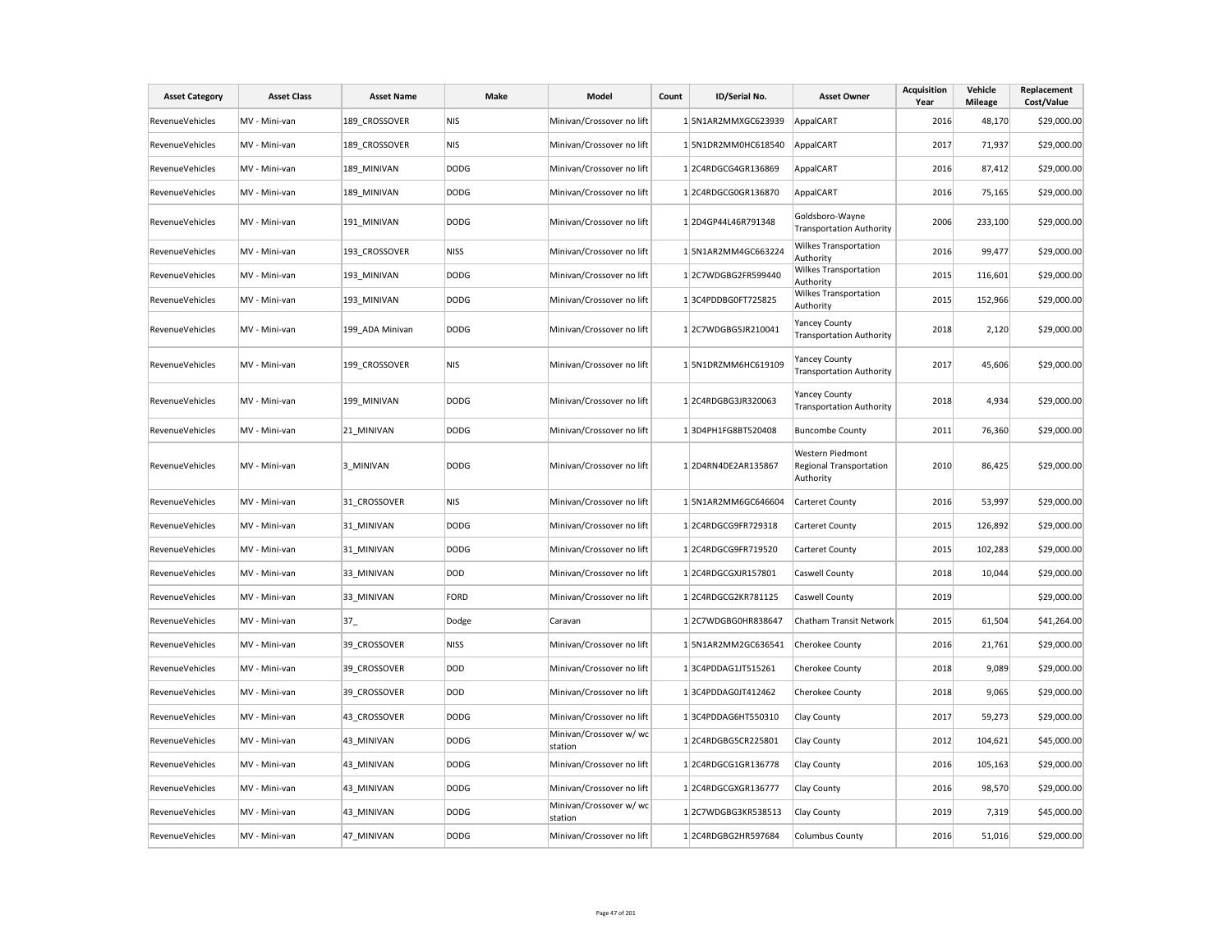| Asset Category | Asset Class | Asset Name | Make | Model | Count | ID/Serial No. | Asset Owner | Acquisition Year | Vehicle Mileage | Replacement Cost/Value |
|---|---|---|---|---|---|---|---|---|---|---|
| RevenueVehicles | MV - Mini-van | 189_CROSSOVER | NIS | Minivan/Crossover no lift | 1 | 5N1AR2MMXGC623939 | AppalCART | 2016 | 48,170 | $29,000.00 |
| RevenueVehicles | MV - Mini-van | 189_CROSSOVER | NIS | Minivan/Crossover no lift | 1 | 5N1DR2MM0HC618540 | AppalCART | 2017 | 71,937 | $29,000.00 |
| RevenueVehicles | MV - Mini-van | 189_MINIVAN | DODG | Minivan/Crossover no lift | 1 | 2C4RDGCG4GR136869 | AppalCART | 2016 | 87,412 | $29,000.00 |
| RevenueVehicles | MV - Mini-van | 189_MINIVAN | DODG | Minivan/Crossover no lift | 1 | 2C4RDGCG0GR136870 | AppalCART | 2016 | 75,165 | $29,000.00 |
| RevenueVehicles | MV - Mini-van | 191_MINIVAN | DODG | Minivan/Crossover no lift | 1 | 2D4GP44L46R791348 | Goldsboro-Wayne Transportation Authority | 2006 | 233,100 | $29,000.00 |
| RevenueVehicles | MV - Mini-van | 193_CROSSOVER | NISS | Minivan/Crossover no lift | 1 | 5N1AR2MM4GC663224 | Wilkes Transportation Authority | 2016 | 99,477 | $29,000.00 |
| RevenueVehicles | MV - Mini-van | 193_MINIVAN | DODG | Minivan/Crossover no lift | 1 | 2C7WDGBG2FR599440 | Wilkes Transportation Authority | 2015 | 116,601 | $29,000.00 |
| RevenueVehicles | MV - Mini-van | 193_MINIVAN | DODG | Minivan/Crossover no lift | 1 | 3C4PDDBG0FT725825 | Wilkes Transportation Authority | 2015 | 152,966 | $29,000.00 |
| RevenueVehicles | MV - Mini-van | 199_ADA Minivan | DODG | Minivan/Crossover no lift | 1 | 2C7WDGBG5JR210041 | Yancey County Transportation Authority | 2018 | 2,120 | $29,000.00 |
| RevenueVehicles | MV - Mini-van | 199_CROSSOVER | NIS | Minivan/Crossover no lift | 1 | 5N1DRZMM6HC619109 | Yancey County Transportation Authority | 2017 | 45,606 | $29,000.00 |
| RevenueVehicles | MV - Mini-van | 199_MINIVAN | DODG | Minivan/Crossover no lift | 1 | 2C4RDGBG3JR320063 | Yancey County Transportation Authority | 2018 | 4,934 | $29,000.00 |
| RevenueVehicles | MV - Mini-van | 21_MINIVAN | DODG | Minivan/Crossover no lift | 1 | 3D4PH1FG8BT520408 | Buncombe County | 2011 | 76,360 | $29,000.00 |
| RevenueVehicles | MV - Mini-van | 3_MINIVAN | DODG | Minivan/Crossover no lift | 1 | 2D4RN4DE2AR135867 | Western Piedmont Regional Transportation Authority | 2010 | 86,425 | $29,000.00 |
| RevenueVehicles | MV - Mini-van | 31_CROSSOVER | NIS | Minivan/Crossover no lift | 1 | 5N1AR2MM6GC646604 | Carteret County | 2016 | 53,997 | $29,000.00 |
| RevenueVehicles | MV - Mini-van | 31_MINIVAN | DODG | Minivan/Crossover no lift | 1 | 2C4RDGCG9FR729318 | Carteret County | 2015 | 126,892 | $29,000.00 |
| RevenueVehicles | MV - Mini-van | 31_MINIVAN | DODG | Minivan/Crossover no lift | 1 | 2C4RDGCG9FR719520 | Carteret County | 2015 | 102,283 | $29,000.00 |
| RevenueVehicles | MV - Mini-van | 33_MINIVAN | DOD | Minivan/Crossover no lift | 1 | 2C4RDGCGXJR157801 | Caswell County | 2018 | 10,044 | $29,000.00 |
| RevenueVehicles | MV - Mini-van | 33_MINIVAN | FORD | Minivan/Crossover no lift | 1 | 2C4RDGCG2KR781125 | Caswell County | 2019 | | $29,000.00 |
| RevenueVehicles | MV - Mini-van | 37_ | Dodge | Caravan | 1 | 2C7WDGBG0HR838647 | Chatham Transit Network | 2015 | 61,504 | $41,264.00 |
| RevenueVehicles | MV - Mini-van | 39_CROSSOVER | NISS | Minivan/Crossover no lift | 1 | 5N1AR2MM2GC636541 | Cherokee County | 2016 | 21,761 | $29,000.00 |
| RevenueVehicles | MV - Mini-van | 39_CROSSOVER | DOD | Minivan/Crossover no lift | 1 | 3C4PDDAG1JT515261 | Cherokee County | 2018 | 9,089 | $29,000.00 |
| RevenueVehicles | MV - Mini-van | 39_CROSSOVER | DOD | Minivan/Crossover no lift | 1 | 3C4PDDAG0JT412462 | Cherokee County | 2018 | 9,065 | $29,000.00 |
| RevenueVehicles | MV - Mini-van | 43_CROSSOVER | DODG | Minivan/Crossover no lift | 1 | 3C4PDDAG6HT550310 | Clay County | 2017 | 59,273 | $29,000.00 |
| RevenueVehicles | MV - Mini-van | 43_MINIVAN | DODG | Minivan/Crossover w/ wc station | 1 | 2C4RDGBG5CR225801 | Clay County | 2012 | 104,621 | $45,000.00 |
| RevenueVehicles | MV - Mini-van | 43_MINIVAN | DODG | Minivan/Crossover no lift | 1 | 2C4RDGCG1GR136778 | Clay County | 2016 | 105,163 | $29,000.00 |
| RevenueVehicles | MV - Mini-van | 43_MINIVAN | DODG | Minivan/Crossover no lift | 1 | 2C4RDGCGXGR136777 | Clay County | 2016 | 98,570 | $29,000.00 |
| RevenueVehicles | MV - Mini-van | 43_MINIVAN | DODG | Minivan/Crossover w/ wc station | 1 | 2C7WDGBG3KR538513 | Clay County | 2019 | 7,319 | $45,000.00 |
| RevenueVehicles | MV - Mini-van | 47_MINIVAN | DODG | Minivan/Crossover no lift | 1 | 2C4RDGBG2HR597684 | Columbus County | 2016 | 51,016 | $29,000.00 |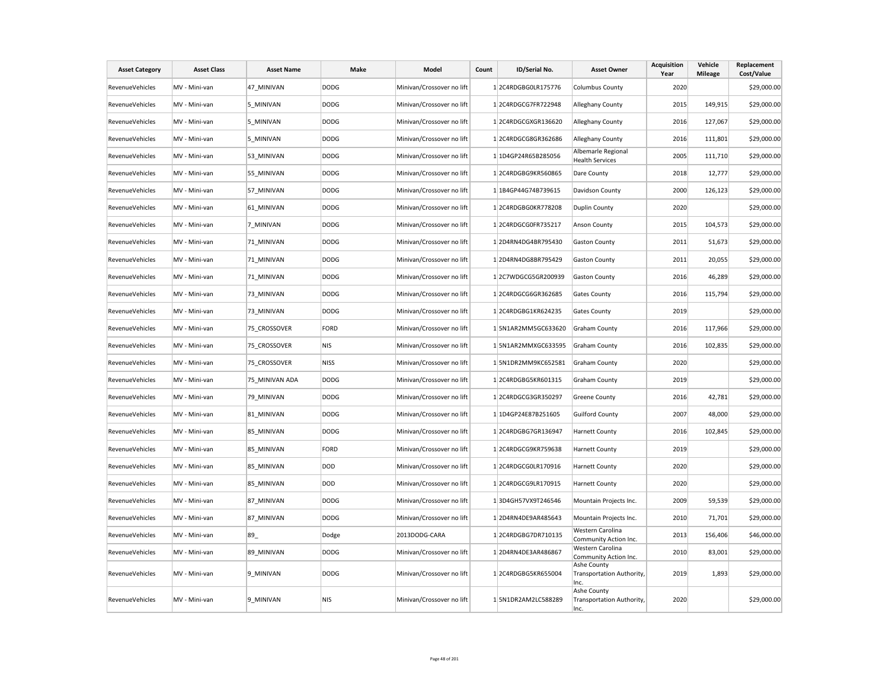| Asset Category | Asset Class | Asset Name | Make | Model | Count | ID/Serial No. | Asset Owner | Acquisition Year | Vehicle Mileage | Replacement Cost/Value |
|---|---|---|---|---|---|---|---|---|---|---|
| RevenueVehicles | MV - Mini-van | 47_MINIVAN | DODG | Minivan/Crossover no lift | 1 | 2C4RDGBG0LR175776 | Columbus County | 2020 | | $29,000.00 |
| RevenueVehicles | MV - Mini-van | 5_MINIVAN | DODG | Minivan/Crossover no lift | 1 | 2C4RDGCG7FR722948 | Alleghany County | 2015 | 149,915 | $29,000.00 |
| RevenueVehicles | MV - Mini-van | 5_MINIVAN | DODG | Minivan/Crossover no lift | 1 | 2C4RDGCGXGR136620 | Alleghany County | 2016 | 127,067 | $29,000.00 |
| RevenueVehicles | MV - Mini-van | 5_MINIVAN | DODG | Minivan/Crossover no lift | 1 | 2C4RDGCG8GR362686 | Alleghany County | 2016 | 111,801 | $29,000.00 |
| RevenueVehicles | MV - Mini-van | 53_MINIVAN | DODG | Minivan/Crossover no lift | 1 | 1D4GP24R65B285056 | Albemarle Regional Health Services | 2005 | 111,710 | $29,000.00 |
| RevenueVehicles | MV - Mini-van | 55_MINIVAN | DODG | Minivan/Crossover no lift | 1 | 2C4RDGBG9KR560865 | Dare County | 2018 | 12,777 | $29,000.00 |
| RevenueVehicles | MV - Mini-van | 57_MINIVAN | DODG | Minivan/Crossover no lift | 1 | 1B4GP44G74B739615 | Davidson County | 2000 | 126,123 | $29,000.00 |
| RevenueVehicles | MV - Mini-van | 61_MINIVAN | DODG | Minivan/Crossover no lift | 1 | 2C4RDGBG0KR778208 | Duplin County | 2020 | | $29,000.00 |
| RevenueVehicles | MV - Mini-van | 7_MINIVAN | DODG | Minivan/Crossover no lift | 1 | 2C4RDGCG0FR735217 | Anson County | 2015 | 104,573 | $29,000.00 |
| RevenueVehicles | MV - Mini-van | 71_MINIVAN | DODG | Minivan/Crossover no lift | 1 | 2D4RN4DG4BR795430 | Gaston County | 2011 | 51,673 | $29,000.00 |
| RevenueVehicles | MV - Mini-van | 71_MINIVAN | DODG | Minivan/Crossover no lift | 1 | 2D4RN4DG8BR795429 | Gaston County | 2011 | 20,055 | $29,000.00 |
| RevenueVehicles | MV - Mini-van | 71_MINIVAN | DODG | Minivan/Crossover no lift | 1 | 2C7WDGCG5GR200939 | Gaston County | 2016 | 46,289 | $29,000.00 |
| RevenueVehicles | MV - Mini-van | 73_MINIVAN | DODG | Minivan/Crossover no lift | 1 | 2C4RDGCG6GR362685 | Gates County | 2016 | 115,794 | $29,000.00 |
| RevenueVehicles | MV - Mini-van | 73_MINIVAN | DODG | Minivan/Crossover no lift | 1 | 2C4RDGBG1KR624235 | Gates County | 2019 | | $29,000.00 |
| RevenueVehicles | MV - Mini-van | 75_CROSSOVER | FORD | Minivan/Crossover no lift | 1 | 5N1AR2MM5GC633620 | Graham County | 2016 | 117,966 | $29,000.00 |
| RevenueVehicles | MV - Mini-van | 75_CROSSOVER | NIS | Minivan/Crossover no lift | 1 | 5N1AR2MMXGC633595 | Graham County | 2016 | 102,835 | $29,000.00 |
| RevenueVehicles | MV - Mini-van | 75_CROSSOVER | NISS | Minivan/Crossover no lift | 1 | 5N1DR2MM9KC652581 | Graham County | 2020 | | $29,000.00 |
| RevenueVehicles | MV - Mini-van | 75_MINIVAN ADA | DODG | Minivan/Crossover no lift | 1 | 2C4RDGBG5KR601315 | Graham County | 2019 | | $29,000.00 |
| RevenueVehicles | MV - Mini-van | 79_MINIVAN | DODG | Minivan/Crossover no lift | 1 | 2C4RDGCG3GR350297 | Greene County | 2016 | 42,781 | $29,000.00 |
| RevenueVehicles | MV - Mini-van | 81_MINIVAN | DODG | Minivan/Crossover no lift | 1 | 1D4GP24E87B251605 | Guilford County | 2007 | 48,000 | $29,000.00 |
| RevenueVehicles | MV - Mini-van | 85_MINIVAN | DODG | Minivan/Crossover no lift | 1 | 2C4RDGBG7GR136947 | Harnett County | 2016 | 102,845 | $29,000.00 |
| RevenueVehicles | MV - Mini-van | 85_MINIVAN | FORD | Minivan/Crossover no lift | 1 | 2C4RDGCG9KR759638 | Harnett County | 2019 | | $29,000.00 |
| RevenueVehicles | MV - Mini-van | 85_MINIVAN | DOD | Minivan/Crossover no lift | 1 | 2C4RDGCG0LR170916 | Harnett County | 2020 | | $29,000.00 |
| RevenueVehicles | MV - Mini-van | 85_MINIVAN | DOD | Minivan/Crossover no lift | 1 | 2C4RDGCG9LR170915 | Harnett County | 2020 | | $29,000.00 |
| RevenueVehicles | MV - Mini-van | 87_MINIVAN | DODG | Minivan/Crossover no lift | 1 | 3D4GH57VX9T246546 | Mountain Projects Inc. | 2009 | 59,539 | $29,000.00 |
| RevenueVehicles | MV - Mini-van | 87_MINIVAN | DODG | Minivan/Crossover no lift | 1 | 2D4RN4DE9AR485643 | Mountain Projects Inc. | 2010 | 71,701 | $29,000.00 |
| RevenueVehicles | MV - Mini-van | 89_ | Dodge | 2013DODG-CARA | 1 | 2C4RDGBG7DR710135 | Western Carolina Community Action Inc. | 2013 | 156,406 | $46,000.00 |
| RevenueVehicles | MV - Mini-van | 89_MINIVAN | DODG | Minivan/Crossover no lift | 1 | 2D4RN4DE3AR486867 | Western Carolina Community Action Inc. | 2010 | 83,001 | $29,000.00 |
| RevenueVehicles | MV - Mini-van | 9_MINIVAN | DODG | Minivan/Crossover no lift | 1 | 2C4RDGBG5KR655004 | Ashe County Transportation Authority, Inc. | 2019 | 1,893 | $29,000.00 |
| RevenueVehicles | MV - Mini-van | 9_MINIVAN | NIS | Minivan/Crossover no lift | 1 | 5N1DR2AM2LC588289 | Ashe County Transportation Authority, Inc. | 2020 | | $29,000.00 |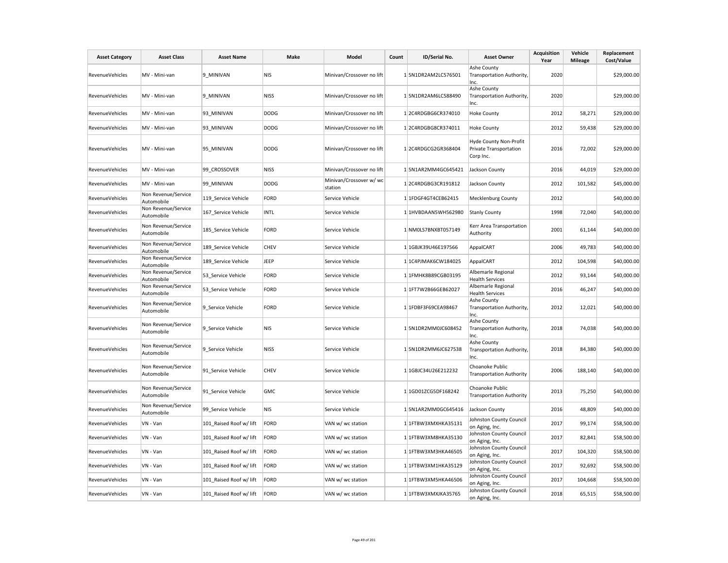| Asset Category | Asset Class | Asset Name | Make | Model | Count | ID/Serial No. | Asset Owner | Acquisition Year | Vehicle Mileage | Replacement Cost/Value |
|---|---|---|---|---|---|---|---|---|---|---|
| RevenueVehicles | MV - Mini-van | 9_MINIVAN | NIS | Minivan/Crossover no lift | 1 | 5N1DR2AM2LC576501 | Ashe County Transportation Authority, Inc. | 2020 | | $29,000.00 |
| RevenueVehicles | MV - Mini-van | 9_MINIVAN | NISS | Minivan/Crossover no lift | 1 | 5N1DR2AM6LC588490 | Ashe County Transportation Authority, Inc. | 2020 | | $29,000.00 |
| RevenueVehicles | MV - Mini-van | 93_MINIVAN | DODG | Minivan/Crossover no lift | 1 | 2C4RDGBG6CR374010 | Hoke County | 2012 | 58,271 | $29,000.00 |
| RevenueVehicles | MV - Mini-van | 93_MINIVAN | DODG | Minivan/Crossover no lift | 1 | 2C4RDGBG8CR374011 | Hoke County | 2012 | 59,438 | $29,000.00 |
| RevenueVehicles | MV - Mini-van | 95_MINIVAN | DODG | Minivan/Crossover no lift | 1 | 2C4RDGCG2GR368404 | Hyde County Non-Profit Private Transportation Corp Inc. | 2016 | 72,002 | $29,000.00 |
| RevenueVehicles | MV - Mini-van | 99_CROSSOVER | NISS | Minivan/Crossover no lift | 1 | 5N1AR2MM4GC645421 | Jackson County | 2016 | 44,019 | $29,000.00 |
| RevenueVehicles | MV - Mini-van | 99_MINIVAN | DODG | Minivan/Crossover w/ wc station | 1 | 2C4RDGBG3CR191812 | Jackson County | 2012 | 101,582 | $45,000.00 |
| RevenueVehicles | Non Revenue/Service Automobile | 119_Service Vehicle | FORD | Service Vehicle | 1 | 1FDGF4GT4CEB62415 | Mecklenburg County | 2012 | | $40,000.00 |
| RevenueVehicles | Non Revenue/Service Automobile | 167_Service Vehicle | INTL | Service Vehicle | 1 | 1HVBDAAN5WH562980 | Stanly County | 1998 | 72,040 | $40,000.00 |
| RevenueVehicles | Non Revenue/Service Automobile | 185_Service Vehicle | FORD | Service Vehicle | 1 | NM0LS7BNXBT057149 | Kerr Area Transportation Authority | 2001 | 61,144 | $40,000.00 |
| RevenueVehicles | Non Revenue/Service Automobile | 189_Service Vehicle | CHEV | Service Vehicle | 1 | 1GBJK39U46E197566 | AppalCART | 2006 | 49,783 | $40,000.00 |
| RevenueVehicles | Non Revenue/Service Automobile | 189_Service Vehicle | JEEP | Service Vehicle | 1 | 1C4PJMAK6CW184025 | AppalCART | 2012 | 104,598 | $40,000.00 |
| RevenueVehicles | Non Revenue/Service Automobile | 53_Service Vehicle | FORD | Service Vehicle | 1 | 1FMHK8B89CGB03195 | Albemarle Regional Health Services | 2012 | 93,144 | $40,000.00 |
| RevenueVehicles | Non Revenue/Service Automobile | 53_Service Vehicle | FORD | Service Vehicle | 1 | 1FT7W2B66GEB62027 | Albemarle Regional Health Services | 2016 | 46,247 | $40,000.00 |
| RevenueVehicles | Non Revenue/Service Automobile | 9_Service Vehicle | FORD | Service Vehicle | 1 | 1FDBF3F69CEA98467 | Ashe County Transportation Authority, Inc. | 2012 | 12,021 | $40,000.00 |
| RevenueVehicles | Non Revenue/Service Automobile | 9_Service Vehicle | NIS | Service Vehicle | 1 | 5N1DR2MM0JC608452 | Ashe County Transportation Authority, Inc. | 2018 | 74,038 | $40,000.00 |
| RevenueVehicles | Non Revenue/Service Automobile | 9_Service Vehicle | NISS | Service Vehicle | 1 | 5N1DR2MM6JC627538 | Ashe County Transportation Authority, Inc. | 2018 | 84,380 | $40,000.00 |
| RevenueVehicles | Non Revenue/Service Automobile | 91_Service Vehicle | CHEV | Service Vehicle | 1 | 1GBJC34U26E212232 | Choanoke Public Transportation Authority | 2006 | 188,140 | $40,000.00 |
| RevenueVehicles | Non Revenue/Service Automobile | 91_Service Vehicle | GMC | Service Vehicle | 1 | 1GD01ZCG5DF168242 | Choanoke Public Transportation Authority | 2013 | 75,250 | $40,000.00 |
| RevenueVehicles | Non Revenue/Service Automobile | 99_Service Vehicle | NIS | Service Vehicle | 1 | 5N1AR2MM0GC645416 | Jackson County | 2016 | 48,809 | $40,000.00 |
| RevenueVehicles | VN - Van | 101_Raised Roof w/ lift | FORD | VAN w/ wc station | 1 | 1FTBW3XMXHKA35131 | Johnston County Council on Aging, Inc. | 2017 | 99,174 | $58,500.00 |
| RevenueVehicles | VN - Van | 101_Raised Roof w/ lift | FORD | VAN w/ wc station | 1 | 1FTBW3XM8HKA35130 | Johnston County Council on Aging, Inc. | 2017 | 82,841 | $58,500.00 |
| RevenueVehicles | VN - Van | 101_Raised Roof w/ lift | FORD | VAN w/ wc station | 1 | 1FTBW3XM3HKA46505 | Johnston County Council on Aging, Inc. | 2017 | 104,320 | $58,500.00 |
| RevenueVehicles | VN - Van | 101_Raised Roof w/ lift | FORD | VAN w/ wc station | 1 | 1FTBW3XM1HKA35129 | Johnston County Council on Aging, Inc. | 2017 | 92,692 | $58,500.00 |
| RevenueVehicles | VN - Van | 101_Raised Roof w/ lift | FORD | VAN w/ wc station | 1 | 1FTBW3XM5HKA46506 | Johnston County Council on Aging, Inc. | 2017 | 104,668 | $58,500.00 |
| RevenueVehicles | VN - Van | 101_Raised Roof w/ lift | FORD | VAN w/ wc station | 1 | 1FTBW3XMXJKA35765 | Johnston County Council on Aging, Inc. | 2018 | 65,515 | $58,500.00 |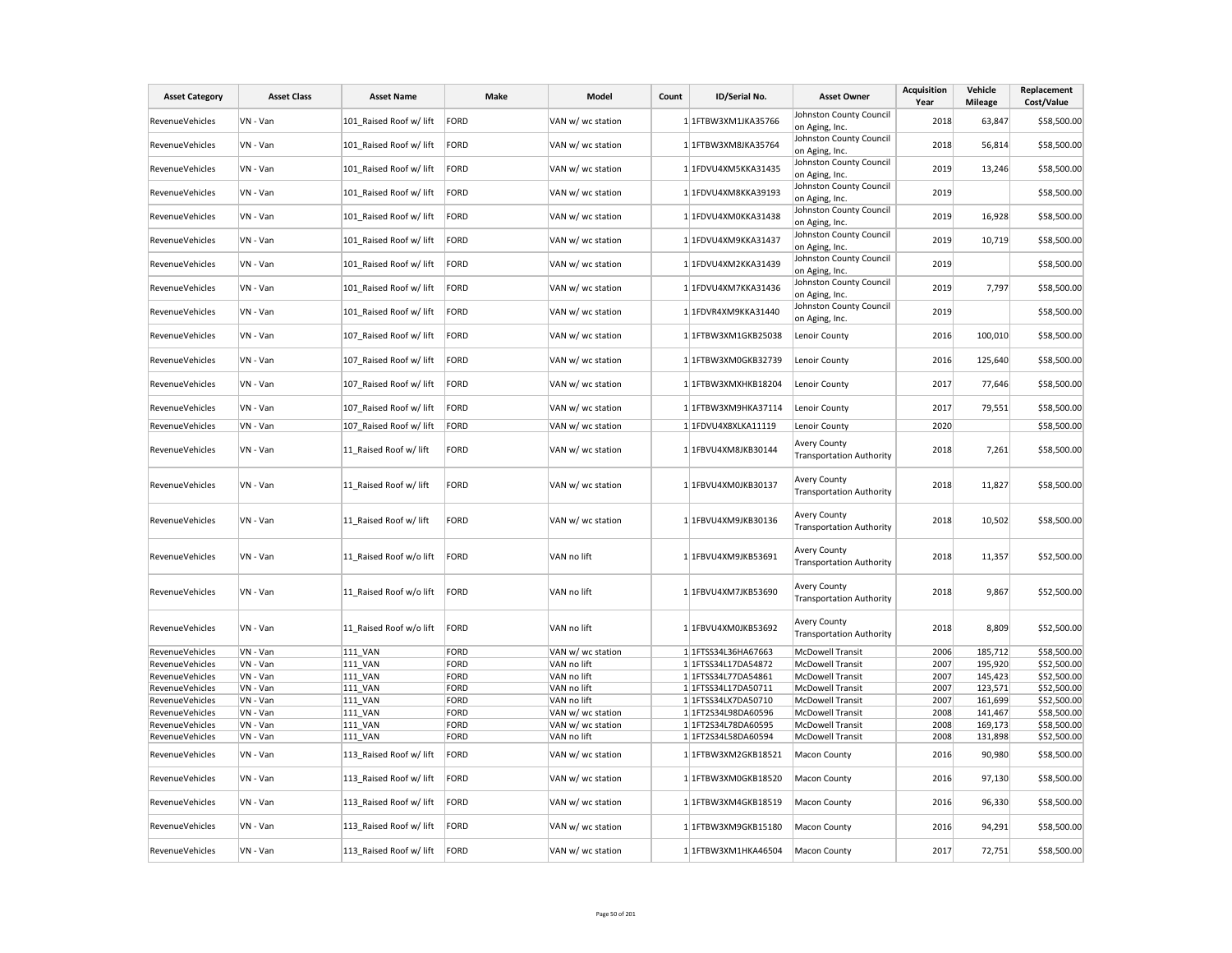| Asset Category | Asset Class | Asset Name | Make | Model | Count | ID/Serial No. | Asset Owner | Acquisition Year | Vehicle Mileage | Replacement Cost/Value |
|---|---|---|---|---|---|---|---|---|---|---|
| RevenueVehicles | VN - Van | 101_Raised Roof w/ lift | FORD | VAN w/ wc station | 1 | 1FTBW3XM1JKA35766 | Johnston County Council on Aging, Inc. | 2018 | 63,847 | $58,500.00 |
| RevenueVehicles | VN - Van | 101_Raised Roof w/ lift | FORD | VAN w/ wc station | 1 | 1FTBW3XM8JKA35764 | Johnston County Council on Aging, Inc. | 2018 | 56,814 | $58,500.00 |
| RevenueVehicles | VN - Van | 101_Raised Roof w/ lift | FORD | VAN w/ wc station | 1 | 1FDVU4XM5KKA31435 | Johnston County Council on Aging, Inc. | 2019 | 13,246 | $58,500.00 |
| RevenueVehicles | VN - Van | 101_Raised Roof w/ lift | FORD | VAN w/ wc station | 1 | 1FDVU4XM8KKA39193 | Johnston County Council on Aging, Inc. | 2019 | | $58,500.00 |
| RevenueVehicles | VN - Van | 101_Raised Roof w/ lift | FORD | VAN w/ wc station | 1 | 1FDVU4XM0KKA31438 | Johnston County Council on Aging, Inc. | 2019 | 16,928 | $58,500.00 |
| RevenueVehicles | VN - Van | 101_Raised Roof w/ lift | FORD | VAN w/ wc station | 1 | 1FDVU4XM9KKA31437 | Johnston County Council on Aging, Inc. | 2019 | 10,719 | $58,500.00 |
| RevenueVehicles | VN - Van | 101_Raised Roof w/ lift | FORD | VAN w/ wc station | 1 | 1FDVU4XM2KKA31439 | Johnston County Council on Aging, Inc. | 2019 | | $58,500.00 |
| RevenueVehicles | VN - Van | 101_Raised Roof w/ lift | FORD | VAN w/ wc station | 1 | 1FDVU4XM7KKA31436 | Johnston County Council on Aging, Inc. | 2019 | 7,797 | $58,500.00 |
| RevenueVehicles | VN - Van | 101_Raised Roof w/ lift | FORD | VAN w/ wc station | 1 | 1FDVR4XM9KKA31440 | Johnston County Council on Aging, Inc. | 2019 | | $58,500.00 |
| RevenueVehicles | VN - Van | 107_Raised Roof w/ lift | FORD | VAN w/ wc station | 1 | 1FTBW3XM1GKB25038 | Lenoir County | 2016 | 100,010 | $58,500.00 |
| RevenueVehicles | VN - Van | 107_Raised Roof w/ lift | FORD | VAN w/ wc station | 1 | 1FTBW3XM0GKB32739 | Lenoir County | 2016 | 125,640 | $58,500.00 |
| RevenueVehicles | VN - Van | 107_Raised Roof w/ lift | FORD | VAN w/ wc station | 1 | 1FTBW3XMXHKB18204 | Lenoir County | 2017 | 77,646 | $58,500.00 |
| RevenueVehicles | VN - Van | 107_Raised Roof w/ lift | FORD | VAN w/ wc station | 1 | 1FTBW3XM9HKA37114 | Lenoir County | 2017 | 79,551 | $58,500.00 |
| RevenueVehicles | VN - Van | 107_Raised Roof w/ lift | FORD | VAN w/ wc station | 1 | 1FDVU4X8XLKA11119 | Lenoir County | 2020 | | $58,500.00 |
| RevenueVehicles | VN - Van | 11_Raised Roof w/ lift | FORD | VAN w/ wc station | 1 | 1FBVU4XM8JKB30144 | Avery County Transportation Authority | 2018 | 7,261 | $58,500.00 |
| RevenueVehicles | VN - Van | 11_Raised Roof w/ lift | FORD | VAN w/ wc station | 1 | 1FBVU4XM0JKB30137 | Avery County Transportation Authority | 2018 | 11,827 | $58,500.00 |
| RevenueVehicles | VN - Van | 11_Raised Roof w/ lift | FORD | VAN w/ wc station | 1 | 1FBVU4XM9JKB30136 | Avery County Transportation Authority | 2018 | 10,502 | $58,500.00 |
| RevenueVehicles | VN - Van | 11_Raised Roof w/o lift | FORD | VAN no lift | 1 | 1FBVU4XM9JKB53691 | Avery County Transportation Authority | 2018 | 11,357 | $52,500.00 |
| RevenueVehicles | VN - Van | 11_Raised Roof w/o lift | FORD | VAN no lift | 1 | 1FBVU4XM7JKB53690 | Avery County Transportation Authority | 2018 | 9,867 | $52,500.00 |
| RevenueVehicles | VN - Van | 11_Raised Roof w/o lift | FORD | VAN no lift | 1 | 1FBVU4XM0JKB53692 | Avery County Transportation Authority | 2018 | 8,809 | $52,500.00 |
| RevenueVehicles | VN - Van | 111_VAN | FORD | VAN w/ wc station | 1 | 1FTSS34L36HA67663 | McDowell Transit | 2006 | 185,712 | $58,500.00 |
| RevenueVehicles | VN - Van | 111_VAN | FORD | VAN no lift | 1 | 1FTSS34L17DA54872 | McDowell Transit | 2007 | 195,920 | $52,500.00 |
| RevenueVehicles | VN - Van | 111_VAN | FORD | VAN no lift | 1 | 1FTSS34L77DA54861 | McDowell Transit | 2007 | 145,423 | $52,500.00 |
| RevenueVehicles | VN - Van | 111_VAN | FORD | VAN no lift | 1 | 1FTSS34L17DA50711 | McDowell Transit | 2007 | 123,571 | $52,500.00 |
| RevenueVehicles | VN - Van | 111_VAN | FORD | VAN no lift | 1 | 1FTSS34LX7DA50710 | McDowell Transit | 2007 | 161,699 | $52,500.00 |
| RevenueVehicles | VN - Van | 111_VAN | FORD | VAN w/ wc station | 1 | 1FT2S34L98DA60596 | McDowell Transit | 2008 | 141,467 | $58,500.00 |
| RevenueVehicles | VN - Van | 111_VAN | FORD | VAN w/ wc station | 1 | 1FT2S34L78DA60595 | McDowell Transit | 2008 | 169,173 | $58,500.00 |
| RevenueVehicles | VN - Van | 111_VAN | FORD | VAN no lift | 1 | 1FT2S34L58DA60594 | McDowell Transit | 2008 | 131,898 | $52,500.00 |
| RevenueVehicles | VN - Van | 113_Raised Roof w/ lift | FORD | VAN w/ wc station | 1 | 1FTBW3XM2GKB18521 | Macon County | 2016 | 90,980 | $58,500.00 |
| RevenueVehicles | VN - Van | 113_Raised Roof w/ lift | FORD | VAN w/ wc station | 1 | 1FTBW3XM0GKB18520 | Macon County | 2016 | 97,130 | $58,500.00 |
| RevenueVehicles | VN - Van | 113_Raised Roof w/ lift | FORD | VAN w/ wc station | 1 | 1FTBW3XM4GKB18519 | Macon County | 2016 | 96,330 | $58,500.00 |
| RevenueVehicles | VN - Van | 113_Raised Roof w/ lift | FORD | VAN w/ wc station | 1 | 1FTBW3XM9GKB15180 | Macon County | 2016 | 94,291 | $58,500.00 |
| RevenueVehicles | VN - Van | 113_Raised Roof w/ lift | FORD | VAN w/ wc station | 1 | 1FTBW3XM1HKA46504 | Macon County | 2017 | 72,751 | $58,500.00 |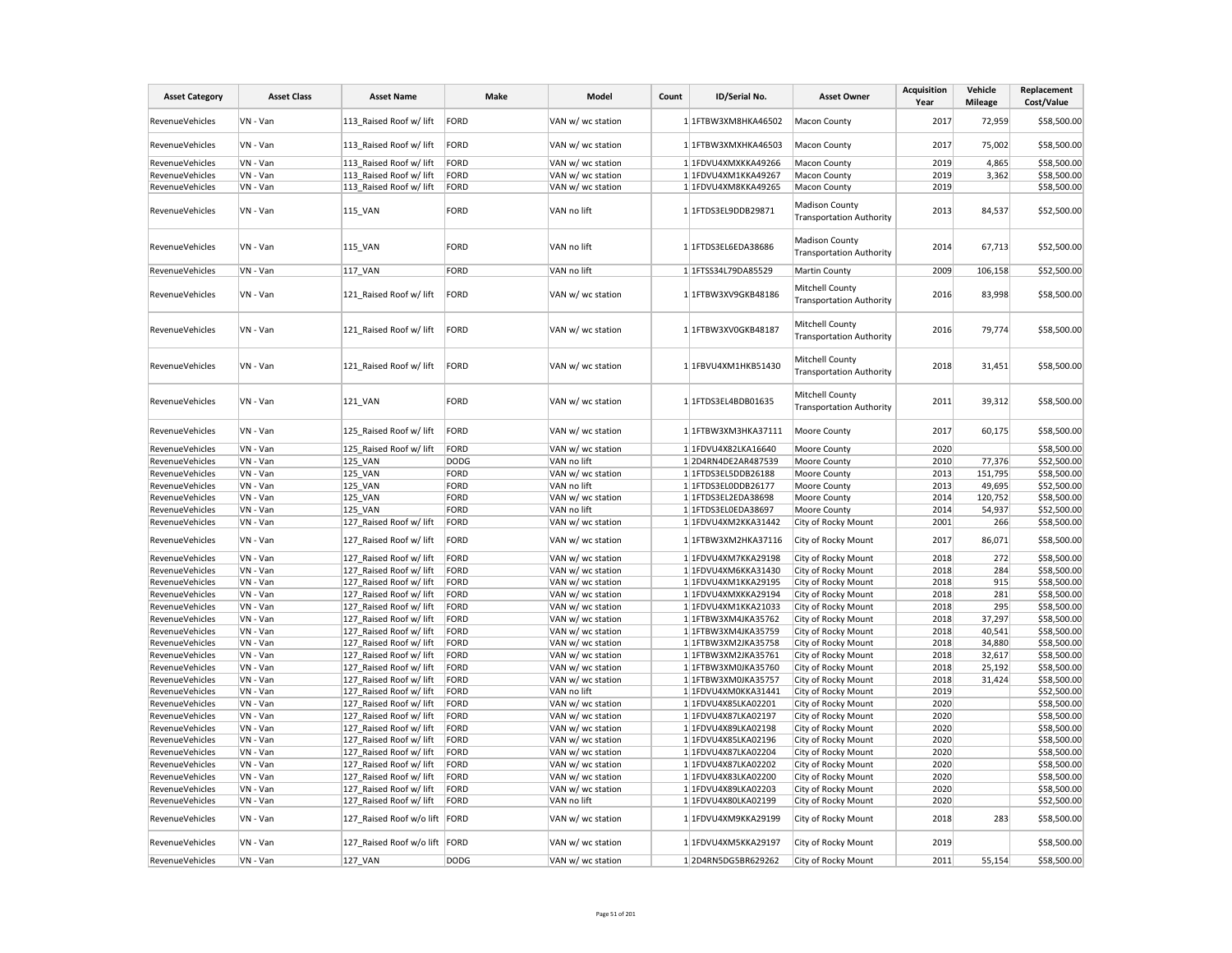| Asset Category | Asset Class | Asset Name | Make | Model | Count | ID/Serial No. | Asset Owner | Acquisition Year | Vehicle Mileage | Replacement Cost/Value |
|---|---|---|---|---|---|---|---|---|---|---|
| RevenueVehicles | VN - Van | 113_Raised Roof w/ lift | FORD | VAN w/ wc station | 1 | 1FTBW3XM8HKA46502 | Macon County | 2017 | 72,959 | $58,500.00 |
| RevenueVehicles | VN - Van | 113_Raised Roof w/ lift | FORD | VAN w/ wc station | 1 | 1FTBW3XMXHKA46503 | Macon County | 2017 | 75,002 | $58,500.00 |
| RevenueVehicles | VN - Van | 113_Raised Roof w/ lift | FORD | VAN w/ wc station | 1 | 1FDVU4XMXKKA49266 | Macon County | 2019 | 4,865 | $58,500.00 |
| RevenueVehicles | VN - Van | 113_Raised Roof w/ lift | FORD | VAN w/ wc station | 1 | 1FDVU4XM1KKA49267 | Macon County | 2019 | 3,362 | $58,500.00 |
| RevenueVehicles | VN - Van | 113_Raised Roof w/ lift | FORD | VAN w/ wc station | 1 | 1FDVU4XM8KKA49265 | Macon County | 2019 | | $58,500.00 |
| RevenueVehicles | VN - Van | 115_VAN | FORD | VAN no lift | 1 | 1FTDS3EL9DDB29871 | Madison County Transportation Authority | 2013 | 84,537 | $52,500.00 |
| RevenueVehicles | VN - Van | 115_VAN | FORD | VAN no lift | 1 | 1FTDS3EL6EDA38686 | Madison County Transportation Authority | 2014 | 67,713 | $52,500.00 |
| RevenueVehicles | VN - Van | 117_VAN | FORD | VAN no lift | 1 | 1FTSS34L79DA85529 | Martin County | 2009 | 106,158 | $52,500.00 |
| RevenueVehicles | VN - Van | 121_Raised Roof w/ lift | FORD | VAN w/ wc station | 1 | 1FTBW3XV9GKB48186 | Mitchell County Transportation Authority | 2016 | 83,998 | $58,500.00 |
| RevenueVehicles | VN - Van | 121_Raised Roof w/ lift | FORD | VAN w/ wc station | 1 | 1FTBW3XV0GKB48187 | Mitchell County Transportation Authority | 2016 | 79,774 | $58,500.00 |
| RevenueVehicles | VN - Van | 121_Raised Roof w/ lift | FORD | VAN w/ wc station | 1 | 1FBVU4XM1HKB51430 | Mitchell County Transportation Authority | 2018 | 31,451 | $58,500.00 |
| RevenueVehicles | VN - Van | 121_VAN | FORD | VAN w/ wc station | 1 | 1FTDS3EL4BDB01635 | Mitchell County Transportation Authority | 2011 | 39,312 | $58,500.00 |
| RevenueVehicles | VN - Van | 125_Raised Roof w/ lift | FORD | VAN w/ wc station | 1 | 1FTBW3XM3HKA37111 | Moore County | 2017 | 60,175 | $58,500.00 |
| RevenueVehicles | VN - Van | 125_Raised Roof w/ lift | FORD | VAN w/ wc station | 1 | 1FDVU4X82LKA16640 | Moore County | 2020 | | $58,500.00 |
| RevenueVehicles | VN - Van | 125_VAN | DODG | VAN no lift | 1 | 2D4RN4DE2AR487539 | Moore County | 2010 | 77,376 | $52,500.00 |
| RevenueVehicles | VN - Van | 125_VAN | FORD | VAN w/ wc station | 1 | 1FTDS3EL5DDB26188 | Moore County | 2013 | 151,795 | $58,500.00 |
| RevenueVehicles | VN - Van | 125_VAN | FORD | VAN no lift | 1 | 1FTDS3EL0DDB26177 | Moore County | 2013 | 49,695 | $52,500.00 |
| RevenueVehicles | VN - Van | 125_VAN | FORD | VAN w/ wc station | 1 | 1FTDS3EL2EDA38698 | Moore County | 2014 | 120,752 | $58,500.00 |
| RevenueVehicles | VN - Van | 125_VAN | FORD | VAN no lift | 1 | 1FTDS3EL0EDA38697 | Moore County | 2014 | 54,937 | $52,500.00 |
| RevenueVehicles | VN - Van | 127_Raised Roof w/ lift | FORD | VAN w/ wc station | 1 | 1FDVU4XM2KKA31442 | City of Rocky Mount | 2001 | 266 | $58,500.00 |
| RevenueVehicles | VN - Van | 127_Raised Roof w/ lift | FORD | VAN w/ wc station | 1 | 1FTBW3XM2HKA37116 | City of Rocky Mount | 2017 | 86,071 | $58,500.00 |
| RevenueVehicles | VN - Van | 127_Raised Roof w/ lift | FORD | VAN w/ wc station | 1 | 1FDVU4XM7KKA29198 | City of Rocky Mount | 2018 | 272 | $58,500.00 |
| RevenueVehicles | VN - Van | 127_Raised Roof w/ lift | FORD | VAN w/ wc station | 1 | 1FDVU4XM6KKA31430 | City of Rocky Mount | 2018 | 284 | $58,500.00 |
| RevenueVehicles | VN - Van | 127_Raised Roof w/ lift | FORD | VAN w/ wc station | 1 | 1FDVU4XM1KKA29195 | City of Rocky Mount | 2018 | 915 | $58,500.00 |
| RevenueVehicles | VN - Van | 127_Raised Roof w/ lift | FORD | VAN w/ wc station | 1 | 1FDVU4XMXKKA29194 | City of Rocky Mount | 2018 | 281 | $58,500.00 |
| RevenueVehicles | VN - Van | 127_Raised Roof w/ lift | FORD | VAN w/ wc station | 1 | 1FDVU4XM1KKA21033 | City of Rocky Mount | 2018 | 295 | $58,500.00 |
| RevenueVehicles | VN - Van | 127_Raised Roof w/ lift | FORD | VAN w/ wc station | 1 | 1FTBW3XM4JKA35762 | City of Rocky Mount | 2018 | 37,297 | $58,500.00 |
| RevenueVehicles | VN - Van | 127_Raised Roof w/ lift | FORD | VAN w/ wc station | 1 | 1FTBW3XM4JKA35759 | City of Rocky Mount | 2018 | 40,541 | $58,500.00 |
| RevenueVehicles | VN - Van | 127_Raised Roof w/ lift | FORD | VAN w/ wc station | 1 | 1FTBW3XM2JKA35758 | City of Rocky Mount | 2018 | 34,880 | $58,500.00 |
| RevenueVehicles | VN - Van | 127_Raised Roof w/ lift | FORD | VAN w/ wc station | 1 | 1FTBW3XM2JKA35761 | City of Rocky Mount | 2018 | 32,617 | $58,500.00 |
| RevenueVehicles | VN - Van | 127_Raised Roof w/ lift | FORD | VAN w/ wc station | 1 | 1FTBW3XM0JKA35760 | City of Rocky Mount | 2018 | 25,192 | $58,500.00 |
| RevenueVehicles | VN - Van | 127_Raised Roof w/ lift | FORD | VAN w/ wc station | 1 | 1FTBW3XM0JKA35757 | City of Rocky Mount | 2018 | 31,424 | $58,500.00 |
| RevenueVehicles | VN - Van | 127_Raised Roof w/ lift | FORD | VAN no lift | 1 | 1FDVU4XM0KKA31441 | City of Rocky Mount | 2019 | | $52,500.00 |
| RevenueVehicles | VN - Van | 127_Raised Roof w/ lift | FORD | VAN w/ wc station | 1 | 1FDVU4X85LKA02201 | City of Rocky Mount | 2020 | | $58,500.00 |
| RevenueVehicles | VN - Van | 127_Raised Roof w/ lift | FORD | VAN w/ wc station | 1 | 1FDVU4X87LKA02197 | City of Rocky Mount | 2020 | | $58,500.00 |
| RevenueVehicles | VN - Van | 127_Raised Roof w/ lift | FORD | VAN w/ wc station | 1 | 1FDVU4X89LKA02198 | City of Rocky Mount | 2020 | | $58,500.00 |
| RevenueVehicles | VN - Van | 127_Raised Roof w/ lift | FORD | VAN w/ wc station | 1 | 1FDVU4X85LKA02196 | City of Rocky Mount | 2020 | | $58,500.00 |
| RevenueVehicles | VN - Van | 127_Raised Roof w/ lift | FORD | VAN w/ wc station | 1 | 1FDVU4X87LKA02204 | City of Rocky Mount | 2020 | | $58,500.00 |
| RevenueVehicles | VN - Van | 127_Raised Roof w/ lift | FORD | VAN w/ wc station | 1 | 1FDVU4X87LKA02202 | City of Rocky Mount | 2020 | | $58,500.00 |
| RevenueVehicles | VN - Van | 127_Raised Roof w/ lift | FORD | VAN w/ wc station | 1 | 1FDVU4X83LKA02200 | City of Rocky Mount | 2020 | | $58,500.00 |
| RevenueVehicles | VN - Van | 127_Raised Roof w/ lift | FORD | VAN w/ wc station | 1 | 1FDVU4X89LKA02203 | City of Rocky Mount | 2020 | | $58,500.00 |
| RevenueVehicles | VN - Van | 127_Raised Roof w/ lift | FORD | VAN no lift | 1 | 1FDVU4X80LKA02199 | City of Rocky Mount | 2020 | | $52,500.00 |
| RevenueVehicles | VN - Van | 127_Raised Roof w/o lift | FORD | VAN w/ wc station | 1 | 1FDVU4XM9KKA29199 | City of Rocky Mount | 2018 | 283 | $58,500.00 |
| RevenueVehicles | VN - Van | 127_Raised Roof w/o lift | FORD | VAN w/ wc station | 1 | 1FDVU4XM5KKA29197 | City of Rocky Mount | 2019 | | $58,500.00 |
| RevenueVehicles | VN - Van | 127_VAN | DODG | VAN w/ wc station | 1 | 2D4RN5DG5BR629262 | City of Rocky Mount | 2011 | 55,154 | $58,500.00 |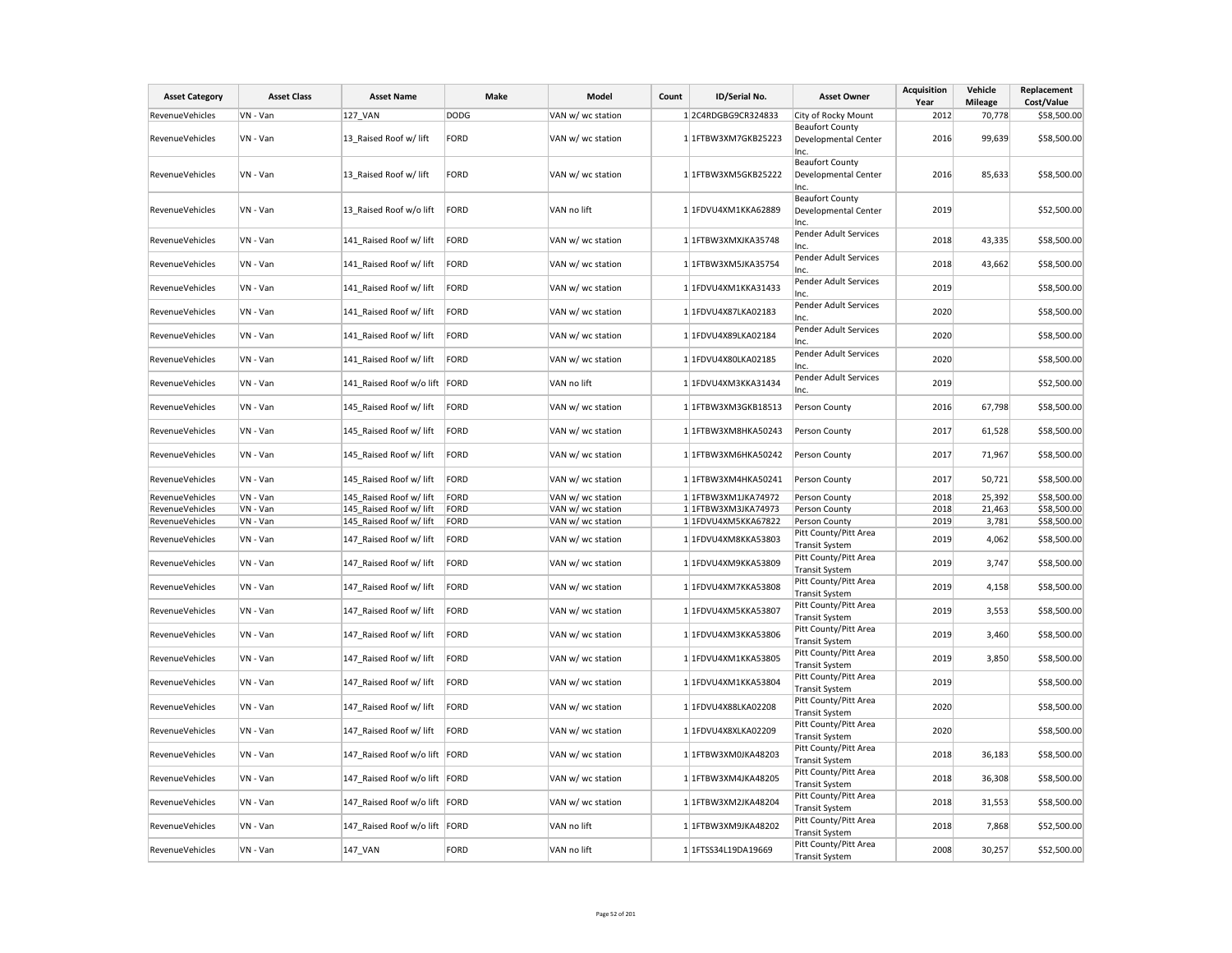| Asset Category | Asset Class | Asset Name | Make | Model | Count | ID/Serial No. | Asset Owner | Acquisition Year | Vehicle Mileage | Replacement Cost/Value |
|---|---|---|---|---|---|---|---|---|---|---|
| RevenueVehicles | VN - Van | 127_VAN | DODG | VAN w/ wc station | 1 | 2C4RDGBG9CR324833 | City of Rocky Mount | 2012 | 70,778 | $58,500.00 |
| RevenueVehicles | VN - Van | 13_Raised Roof w/ lift | FORD | VAN w/ wc station | 1 | 1FTBW3XM7GKB25223 | Beaufort County Developmental Center Inc. | 2016 | 99,639 | $58,500.00 |
| RevenueVehicles | VN - Van | 13_Raised Roof w/ lift | FORD | VAN w/ wc station | 1 | 1FTBW3XM5GKB25222 | Beaufort County Developmental Center Inc. | 2016 | 85,633 | $58,500.00 |
| RevenueVehicles | VN - Van | 13_Raised Roof w/o lift | FORD | VAN no lift | 1 | 1FDVU4XM1KKA62889 | Beaufort County Developmental Center Inc. | 2019 | | $52,500.00 |
| RevenueVehicles | VN - Van | 141_Raised Roof w/ lift | FORD | VAN w/ wc station | 1 | 1FTBW3XMXJKA35748 | Pender Adult Services Inc. | 2018 | 43,335 | $58,500.00 |
| RevenueVehicles | VN - Van | 141_Raised Roof w/ lift | FORD | VAN w/ wc station | 1 | 1FTBW3XM5JKA35754 | Pender Adult Services Inc. | 2018 | 43,662 | $58,500.00 |
| RevenueVehicles | VN - Van | 141_Raised Roof w/ lift | FORD | VAN w/ wc station | 1 | 1FDVU4XM1KKA31433 | Pender Adult Services Inc. | 2019 | | $58,500.00 |
| RevenueVehicles | VN - Van | 141_Raised Roof w/ lift | FORD | VAN w/ wc station | 1 | 1FDVU4X87LKA02183 | Pender Adult Services Inc. | 2020 | | $58,500.00 |
| RevenueVehicles | VN - Van | 141_Raised Roof w/ lift | FORD | VAN w/ wc station | 1 | 1FDVU4X89LKA02184 | Pender Adult Services Inc. | 2020 | | $58,500.00 |
| RevenueVehicles | VN - Van | 141_Raised Roof w/ lift | FORD | VAN w/ wc station | 1 | 1FDVU4X80LKA02185 | Pender Adult Services Inc. | 2020 | | $58,500.00 |
| RevenueVehicles | VN - Van | 141_Raised Roof w/o lift | FORD | VAN no lift | 1 | 1FDVU4XM3KKA31434 | Pender Adult Services Inc. | 2019 | | $52,500.00 |
| RevenueVehicles | VN - Van | 145_Raised Roof w/ lift | FORD | VAN w/ wc station | 1 | 1FTBW3XM3GKB18513 | Person County | 2016 | 67,798 | $58,500.00 |
| RevenueVehicles | VN - Van | 145_Raised Roof w/ lift | FORD | VAN w/ wc station | 1 | 1FTBW3XM8HKA50243 | Person County | 2017 | 61,528 | $58,500.00 |
| RevenueVehicles | VN - Van | 145_Raised Roof w/ lift | FORD | VAN w/ wc station | 1 | 1FTBW3XM6HKA50242 | Person County | 2017 | 71,967 | $58,500.00 |
| RevenueVehicles | VN - Van | 145_Raised Roof w/ lift | FORD | VAN w/ wc station | 1 | 1FTBW3XM4HKA50241 | Person County | 2017 | 50,721 | $58,500.00 |
| RevenueVehicles | VN - Van | 145_Raised Roof w/ lift | FORD | VAN w/ wc station | 1 | 1FTBW3XM1JKA74972 | Person County | 2018 | 25,392 | $58,500.00 |
| RevenueVehicles | VN - Van | 145_Raised Roof w/ lift | FORD | VAN w/ wc station | 1 | 1FTBW3XM3JKA74973 | Person County | 2018 | 21,463 | $58,500.00 |
| RevenueVehicles | VN - Van | 145_Raised Roof w/ lift | FORD | VAN w/ wc station | 1 | 1FDVU4XM5KKA67822 | Person County | 2019 | 3,781 | $58,500.00 |
| RevenueVehicles | VN - Van | 147_Raised Roof w/ lift | FORD | VAN w/ wc station | 1 | 1FDVU4XM8KKA53803 | Pitt County/Pitt Area Transit System | 2019 | 4,062 | $58,500.00 |
| RevenueVehicles | VN - Van | 147_Raised Roof w/ lift | FORD | VAN w/ wc station | 1 | 1FDVU4XM9KKA53809 | Pitt County/Pitt Area Transit System | 2019 | 3,747 | $58,500.00 |
| RevenueVehicles | VN - Van | 147_Raised Roof w/ lift | FORD | VAN w/ wc station | 1 | 1FDVU4XM7KKA53808 | Pitt County/Pitt Area Transit System | 2019 | 4,158 | $58,500.00 |
| RevenueVehicles | VN - Van | 147_Raised Roof w/ lift | FORD | VAN w/ wc station | 1 | 1FDVU4XM5KKA53807 | Pitt County/Pitt Area Transit System | 2019 | 3,553 | $58,500.00 |
| RevenueVehicles | VN - Van | 147_Raised Roof w/ lift | FORD | VAN w/ wc station | 1 | 1FDVU4XM3KKA53806 | Pitt County/Pitt Area Transit System | 2019 | 3,460 | $58,500.00 |
| RevenueVehicles | VN - Van | 147_Raised Roof w/ lift | FORD | VAN w/ wc station | 1 | 1FDVU4XM1KKA53805 | Pitt County/Pitt Area Transit System | 2019 | 3,850 | $58,500.00 |
| RevenueVehicles | VN - Van | 147_Raised Roof w/ lift | FORD | VAN w/ wc station | 1 | 1FDVU4XM1KKA53804 | Pitt County/Pitt Area Transit System | 2019 | | $58,500.00 |
| RevenueVehicles | VN - Van | 147_Raised Roof w/ lift | FORD | VAN w/ wc station | 1 | 1FDVU4X88LKA02208 | Pitt County/Pitt Area Transit System | 2020 | | $58,500.00 |
| RevenueVehicles | VN - Van | 147_Raised Roof w/ lift | FORD | VAN w/ wc station | 1 | 1FDVU4X8XLKA02209 | Pitt County/Pitt Area Transit System | 2020 | | $58,500.00 |
| RevenueVehicles | VN - Van | 147_Raised Roof w/o lift | FORD | VAN w/ wc station | 1 | 1FTBW3XM0JKA48203 | Pitt County/Pitt Area Transit System | 2018 | 36,183 | $58,500.00 |
| RevenueVehicles | VN - Van | 147_Raised Roof w/o lift | FORD | VAN w/ wc station | 1 | 1FTBW3XM4JKA48205 | Pitt County/Pitt Area Transit System | 2018 | 36,308 | $58,500.00 |
| RevenueVehicles | VN - Van | 147_Raised Roof w/o lift | FORD | VAN w/ wc station | 1 | 1FTBW3XM2JKA48204 | Pitt County/Pitt Area Transit System | 2018 | 31,553 | $58,500.00 |
| RevenueVehicles | VN - Van | 147_Raised Roof w/o lift | FORD | VAN no lift | 1 | 1FTBW3XM9JKA48202 | Pitt County/Pitt Area Transit System | 2018 | 7,868 | $52,500.00 |
| RevenueVehicles | VN - Van | 147_VAN | FORD | VAN no lift | 1 | 1FTSS34L19DA19669 | Pitt County/Pitt Area Transit System | 2008 | 30,257 | $52,500.00 |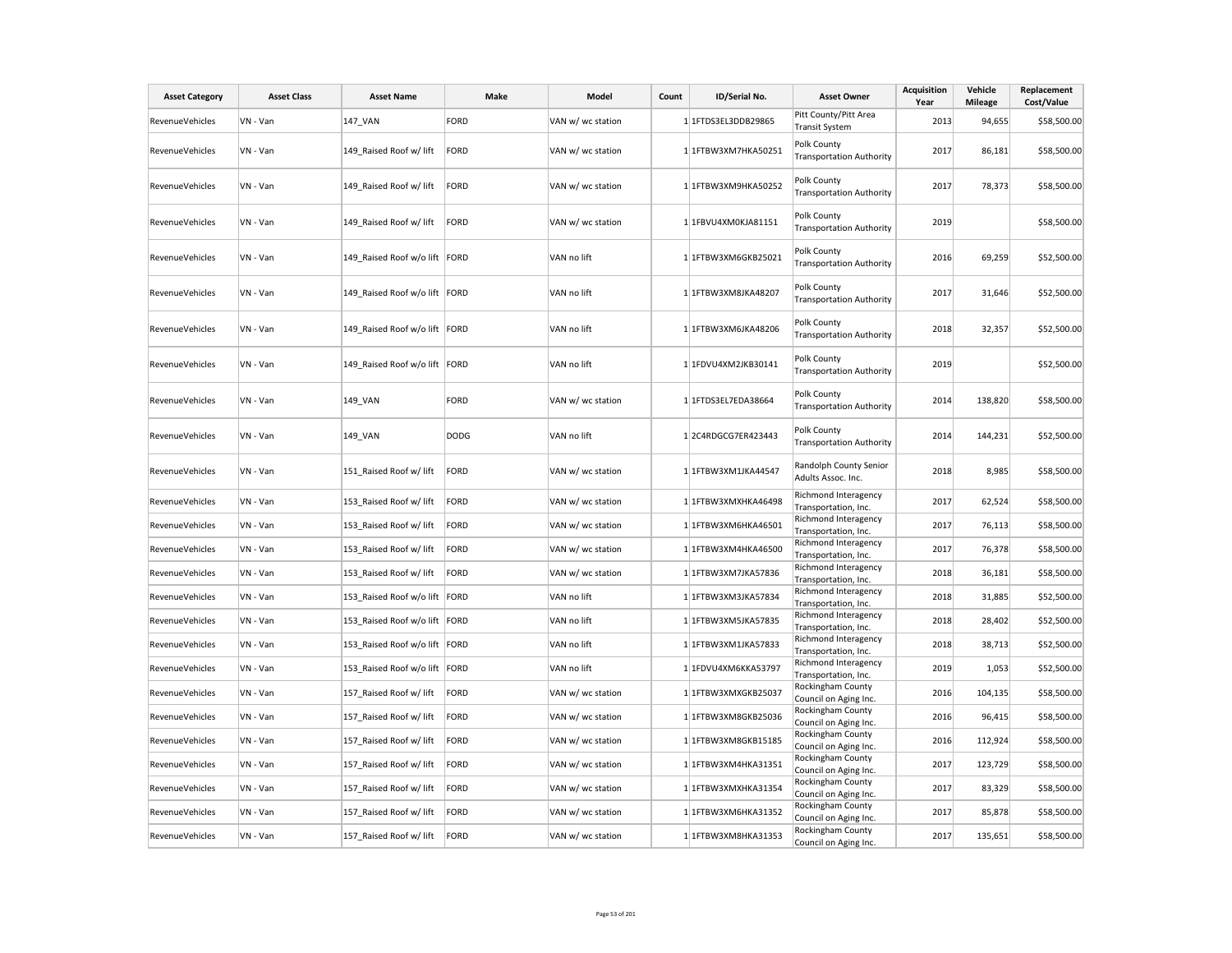| Asset Category | Asset Class | Asset Name | Make | Model | Count | ID/Serial No. | Asset Owner | Acquisition Year | Vehicle Mileage | Replacement Cost/Value |
|---|---|---|---|---|---|---|---|---|---|---|
| RevenueVehicles | VN - Van | 147_VAN | FORD | VAN w/ wc station | 1 | 1FTDS3EL3DDB29865 | Pitt County/Pitt Area Transit System | 2013 | 94,655 | $58,500.00 |
| RevenueVehicles | VN - Van | 149_Raised Roof w/ lift | FORD | VAN w/ wc station | 1 | 1FTBW3XM7HKA50251 | Polk County Transportation Authority | 2017 | 86,181 | $58,500.00 |
| RevenueVehicles | VN - Van | 149_Raised Roof w/ lift | FORD | VAN w/ wc station | 1 | 1FTBW3XM9HKA50252 | Polk County Transportation Authority | 2017 | 78,373 | $58,500.00 |
| RevenueVehicles | VN - Van | 149_Raised Roof w/ lift | FORD | VAN w/ wc station | 1 | 1FBVU4XM0KJA81151 | Polk County Transportation Authority | 2019 | | $58,500.00 |
| RevenueVehicles | VN - Van | 149_Raised Roof w/o lift | FORD | VAN no lift | 1 | 1FTBW3XM6GKB25021 | Polk County Transportation Authority | 2016 | 69,259 | $52,500.00 |
| RevenueVehicles | VN - Van | 149_Raised Roof w/o lift | FORD | VAN no lift | 1 | 1FTBW3XM8JKA48207 | Polk County Transportation Authority | 2017 | 31,646 | $52,500.00 |
| RevenueVehicles | VN - Van | 149_Raised Roof w/o lift | FORD | VAN no lift | 1 | 1FTBW3XM6JKA48206 | Polk County Transportation Authority | 2018 | 32,357 | $52,500.00 |
| RevenueVehicles | VN - Van | 149_Raised Roof w/o lift | FORD | VAN no lift | 1 | 1FDVU4XM2JKB30141 | Polk County Transportation Authority | 2019 | | $52,500.00 |
| RevenueVehicles | VN - Van | 149_VAN | FORD | VAN w/ wc station | 1 | 1FTDS3EL7EDA38664 | Polk County Transportation Authority | 2014 | 138,820 | $58,500.00 |
| RevenueVehicles | VN - Van | 149_VAN | DODG | VAN no lift | 1 | 2C4RDGCG7ER423443 | Polk County Transportation Authority | 2014 | 144,231 | $52,500.00 |
| RevenueVehicles | VN - Van | 151_Raised Roof w/ lift | FORD | VAN w/ wc station | 1 | 1FTBW3XM1JKA44547 | Randolph County Senior Adults Assoc. Inc. | 2018 | 8,985 | $58,500.00 |
| RevenueVehicles | VN - Van | 153_Raised Roof w/ lift | FORD | VAN w/ wc station | 1 | 1FTBW3XMXHKA46498 | Richmond Interagency Transportation, Inc. | 2017 | 62,524 | $58,500.00 |
| RevenueVehicles | VN - Van | 153_Raised Roof w/ lift | FORD | VAN w/ wc station | 1 | 1FTBW3XM6HKA46501 | Richmond Interagency Transportation, Inc. | 2017 | 76,113 | $58,500.00 |
| RevenueVehicles | VN - Van | 153_Raised Roof w/ lift | FORD | VAN w/ wc station | 1 | 1FTBW3XM4HKA46500 | Richmond Interagency Transportation, Inc. | 2017 | 76,378 | $58,500.00 |
| RevenueVehicles | VN - Van | 153_Raised Roof w/ lift | FORD | VAN w/ wc station | 1 | 1FTBW3XM7JKA57836 | Richmond Interagency Transportation, Inc. | 2018 | 36,181 | $58,500.00 |
| RevenueVehicles | VN - Van | 153_Raised Roof w/o lift | FORD | VAN no lift | 1 | 1FTBW3XM3JKA57834 | Richmond Interagency Transportation, Inc. | 2018 | 31,885 | $52,500.00 |
| RevenueVehicles | VN - Van | 153_Raised Roof w/o lift | FORD | VAN no lift | 1 | 1FTBW3XM5JKA57835 | Richmond Interagency Transportation, Inc. | 2018 | 28,402 | $52,500.00 |
| RevenueVehicles | VN - Van | 153_Raised Roof w/o lift | FORD | VAN no lift | 1 | 1FTBW3XM1JKA57833 | Richmond Interagency Transportation, Inc. | 2018 | 38,713 | $52,500.00 |
| RevenueVehicles | VN - Van | 153_Raised Roof w/o lift | FORD | VAN no lift | 1 | 1FDVU4XM6KKA53797 | Richmond Interagency Transportation, Inc. | 2019 | 1,053 | $52,500.00 |
| RevenueVehicles | VN - Van | 157_Raised Roof w/ lift | FORD | VAN w/ wc station | 1 | 1FTBW3XMXGKB25037 | Rockingham County Council on Aging Inc. | 2016 | 104,135 | $58,500.00 |
| RevenueVehicles | VN - Van | 157_Raised Roof w/ lift | FORD | VAN w/ wc station | 1 | 1FTBW3XM8GKB25036 | Rockingham County Council on Aging Inc. | 2016 | 96,415 | $58,500.00 |
| RevenueVehicles | VN - Van | 157_Raised Roof w/ lift | FORD | VAN w/ wc station | 1 | 1FTBW3XM8GKB15185 | Rockingham County Council on Aging Inc. | 2016 | 112,924 | $58,500.00 |
| RevenueVehicles | VN - Van | 157_Raised Roof w/ lift | FORD | VAN w/ wc station | 1 | 1FTBW3XM4HKA31351 | Rockingham County Council on Aging Inc. | 2017 | 123,729 | $58,500.00 |
| RevenueVehicles | VN - Van | 157_Raised Roof w/ lift | FORD | VAN w/ wc station | 1 | 1FTBW3XMXHKA31354 | Rockingham County Council on Aging Inc. | 2017 | 83,329 | $58,500.00 |
| RevenueVehicles | VN - Van | 157_Raised Roof w/ lift | FORD | VAN w/ wc station | 1 | 1FTBW3XM6HKA31352 | Rockingham County Council on Aging Inc. | 2017 | 85,878 | $58,500.00 |
| RevenueVehicles | VN - Van | 157_Raised Roof w/ lift | FORD | VAN w/ wc station | 1 | 1FTBW3XM8HKA31353 | Rockingham County Council on Aging Inc. | 2017 | 135,651 | $58,500.00 |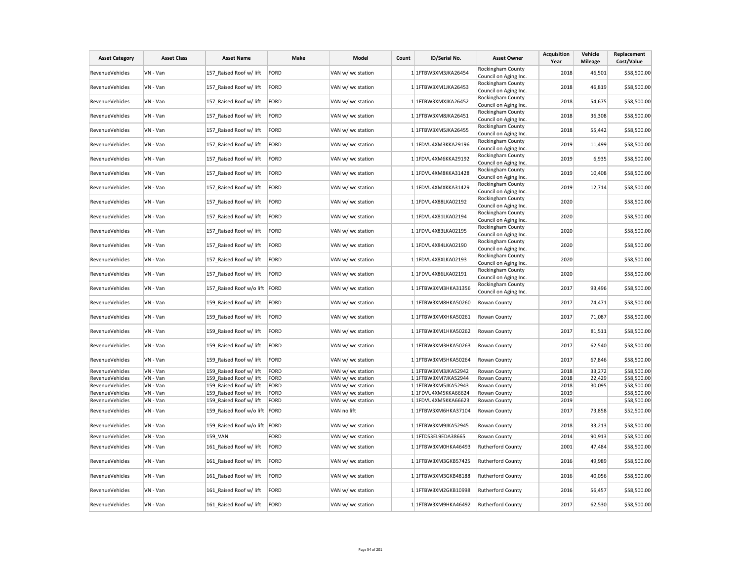| Asset Category | Asset Class | Asset Name | Make | Model | Count | ID/Serial No. | Asset Owner | Acquisition Year | Vehicle Mileage | Replacement Cost/Value |
|---|---|---|---|---|---|---|---|---|---|---|
| RevenueVehicles | VN - Van | 157_Raised Roof w/ lift | FORD | VAN w/ wc station | 1 | 1FTBW3XM3JKA26454 | Rockingham County Council on Aging Inc. | 2018 | 46,501 | $58,500.00 |
| RevenueVehicles | VN - Van | 157_Raised Roof w/ lift | FORD | VAN w/ wc station | 1 | 1FTBW3XM1JKA26453 | Rockingham County Council on Aging Inc. | 2018 | 46,819 | $58,500.00 |
| RevenueVehicles | VN - Van | 157_Raised Roof w/ lift | FORD | VAN w/ wc station | 1 | 1FTBW3XMXJKA26452 | Rockingham County Council on Aging Inc. | 2018 | 54,675 | $58,500.00 |
| RevenueVehicles | VN - Van | 157_Raised Roof w/ lift | FORD | VAN w/ wc station | 1 | 1FTBW3XM8JKA26451 | Rockingham County Council on Aging Inc. | 2018 | 36,308 | $58,500.00 |
| RevenueVehicles | VN - Van | 157_Raised Roof w/ lift | FORD | VAN w/ wc station | 1 | 1FTBW3XM5JKA26455 | Rockingham County Council on Aging Inc. | 2018 | 55,442 | $58,500.00 |
| RevenueVehicles | VN - Van | 157_Raised Roof w/ lift | FORD | VAN w/ wc station | 1 | 1FDVU4XM3KKA29196 | Rockingham County Council on Aging Inc. | 2019 | 11,499 | $58,500.00 |
| RevenueVehicles | VN - Van | 157_Raised Roof w/ lift | FORD | VAN w/ wc station | 1 | 1FDVU4XM6KKA29192 | Rockingham County Council on Aging Inc. | 2019 | 6,935 | $58,500.00 |
| RevenueVehicles | VN - Van | 157_Raised Roof w/ lift | FORD | VAN w/ wc station | 1 | 1FDVU4XM8KKA31428 | Rockingham County Council on Aging Inc. | 2019 | 10,408 | $58,500.00 |
| RevenueVehicles | VN - Van | 157_Raised Roof w/ lift | FORD | VAN w/ wc station | 1 | 1FDVU4XMXKKA31429 | Rockingham County Council on Aging Inc. | 2019 | 12,714 | $58,500.00 |
| RevenueVehicles | VN - Van | 157_Raised Roof w/ lift | FORD | VAN w/ wc station | 1 | 1FDVU4X88LKA02192 | Rockingham County Council on Aging Inc. | 2020 | | $58,500.00 |
| RevenueVehicles | VN - Van | 157_Raised Roof w/ lift | FORD | VAN w/ wc station | 1 | 1FDVU4X81LKA02194 | Rockingham County Council on Aging Inc. | 2020 | | $58,500.00 |
| RevenueVehicles | VN - Van | 157_Raised Roof w/ lift | FORD | VAN w/ wc station | 1 | 1FDVU4X83LKA02195 | Rockingham County Council on Aging Inc. | 2020 | | $58,500.00 |
| RevenueVehicles | VN - Van | 157_Raised Roof w/ lift | FORD | VAN w/ wc station | 1 | 1FDVU4X84LKA02190 | Rockingham County Council on Aging Inc. | 2020 | | $58,500.00 |
| RevenueVehicles | VN - Van | 157_Raised Roof w/ lift | FORD | VAN w/ wc station | 1 | 1FDVU4X8XLKA02193 | Rockingham County Council on Aging Inc. | 2020 | | $58,500.00 |
| RevenueVehicles | VN - Van | 157_Raised Roof w/ lift | FORD | VAN w/ wc station | 1 | 1FDVU4X86LKA02191 | Rockingham County Council on Aging Inc. | 2020 | | $58,500.00 |
| RevenueVehicles | VN - Van | 157_Raised Roof w/o lift | FORD | VAN w/ wc station | 1 | 1FTBW3XM3HKA31356 | Rockingham County Council on Aging Inc. | 2017 | 93,496 | $58,500.00 |
| RevenueVehicles | VN - Van | 159_Raised Roof w/ lift | FORD | VAN w/ wc station | 1 | 1FTBW3XM8HKA50260 | Rowan County | 2017 | 74,471 | $58,500.00 |
| RevenueVehicles | VN - Van | 159_Raised Roof w/ lift | FORD | VAN w/ wc station | 1 | 1FTBW3XMXHKA50261 | Rowan County | 2017 | 71,087 | $58,500.00 |
| RevenueVehicles | VN - Van | 159_Raised Roof w/ lift | FORD | VAN w/ wc station | 1 | 1FTBW3XM1HKA50262 | Rowan County | 2017 | 81,511 | $58,500.00 |
| RevenueVehicles | VN - Van | 159_Raised Roof w/ lift | FORD | VAN w/ wc station | 1 | 1FTBW3XM3HKA50263 | Rowan County | 2017 | 62,540 | $58,500.00 |
| RevenueVehicles | VN - Van | 159_Raised Roof w/ lift | FORD | VAN w/ wc station | 1 | 1FTBW3XM5HKA50264 | Rowan County | 2017 | 67,846 | $58,500.00 |
| RevenueVehicles | VN - Van | 159_Raised Roof w/ lift | FORD | VAN w/ wc station | 1 | 1FTBW3XM3JKA52942 | Rowan County | 2018 | 33,272 | $58,500.00 |
| RevenueVehicles | VN - Van | 159_Raised Roof w/ lift | FORD | VAN w/ wc station | 1 | 1FTBW3XM7JKA52944 | Rowan County | 2018 | 22,429 | $58,500.00 |
| RevenueVehicles | VN - Van | 159_Raised Roof w/ lift | FORD | VAN w/ wc station | 1 | 1FTBW3XM5JKA52943 | Rowan County | 2018 | 30,095 | $58,500.00 |
| RevenueVehicles | VN - Van | 159_Raised Roof w/ lift | FORD | VAN w/ wc station | 1 | 1FDVU4XM5KKA66624 | Rowan County | 2019 | | $58,500.00 |
| RevenueVehicles | VN - Van | 159_Raised Roof w/ lift | FORD | VAN w/ wc station | 1 | 1FDVU4XM5KKA66623 | Rowan County | 2019 | | $58,500.00 |
| RevenueVehicles | VN - Van | 159_Raised Roof w/o lift | FORD | VAN no lift | 1 | 1FTBW3XM6HKA37104 | Rowan County | 2017 | 73,858 | $52,500.00 |
| RevenueVehicles | VN - Van | 159_Raised Roof w/o lift | FORD | VAN w/ wc station | 1 | 1FTBW3XM9JKA52945 | Rowan County | 2018 | 33,213 | $58,500.00 |
| RevenueVehicles | VN - Van | 159_VAN | FORD | VAN w/ wc station | 1 | 1FTDS3EL9EDA38665 | Rowan County | 2014 | 90,913 | $58,500.00 |
| RevenueVehicles | VN - Van | 161_Raised Roof w/ lift | FORD | VAN w/ wc station | 1 | 1FTBW3XM0HKA46493 | Rutherford County | 2001 | 47,484 | $58,500.00 |
| RevenueVehicles | VN - Van | 161_Raised Roof w/ lift | FORD | VAN w/ wc station | 1 | 1FTBW3XM3GKB57425 | Rutherford County | 2016 | 49,989 | $58,500.00 |
| RevenueVehicles | VN - Van | 161_Raised Roof w/ lift | FORD | VAN w/ wc station | 1 | 1FTBW3XM3GKB48188 | Rutherford County | 2016 | 40,056 | $58,500.00 |
| RevenueVehicles | VN - Van | 161_Raised Roof w/ lift | FORD | VAN w/ wc station | 1 | 1FTBW3XM2GKB10998 | Rutherford County | 2016 | 56,457 | $58,500.00 |
| RevenueVehicles | VN - Van | 161_Raised Roof w/ lift | FORD | VAN w/ wc station | 1 | 1FTBW3XM9HKA46492 | Rutherford County | 2017 | 62,530 | $58,500.00 |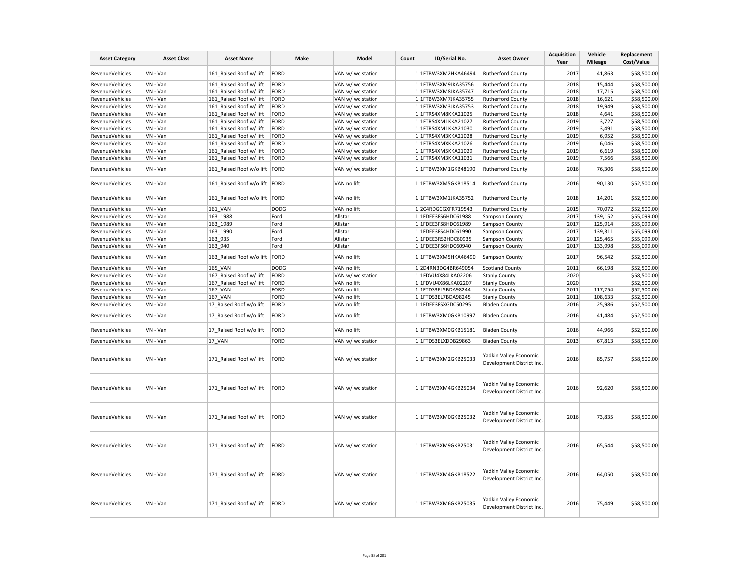| Asset Category | Asset Class | Asset Name | Make | Model | Count | ID/Serial No. | Asset Owner | Acquisition Year | Vehicle Mileage | Replacement Cost/Value |
|---|---|---|---|---|---|---|---|---|---|---|
| RevenueVehicles | VN - Van | 161_Raised Roof w/ lift | FORD | VAN w/ wc station | 1 | 1FTBW3XM2HKA46494 | Rutherford County | 2017 | 41,863 | $58,500.00 |
| RevenueVehicles | VN - Van | 161_Raised Roof w/ lift | FORD | VAN w/ wc station | 1 | 1FTBW3XM9JKA35756 | Rutherford County | 2018 | 15,444 | $58,500.00 |
| RevenueVehicles | VN - Van | 161_Raised Roof w/ lift | FORD | VAN w/ wc station | 1 | 1FTBW3XM8JKA35747 | Rutherford County | 2018 | 17,715 | $58,500.00 |
| RevenueVehicles | VN - Van | 161_Raised Roof w/ lift | FORD | VAN w/ wc station | 1 | 1FTBW3XM7JKA35755 | Rutherford County | 2018 | 16,621 | $58,500.00 |
| RevenueVehicles | VN - Van | 161_Raised Roof w/ lift | FORD | VAN w/ wc station | 1 | 1FTBW3XM3JKA35753 | Rutherford County | 2018 | 19,949 | $58,500.00 |
| RevenueVehicles | VN - Van | 161_Raised Roof w/ lift | FORD | VAN w/ wc station | 1 | 1FTRS4XM8KKA21025 | Rutherford County | 2018 | 4,641 | $58,500.00 |
| RevenueVehicles | VN - Van | 161_Raised Roof w/ lift | FORD | VAN w/ wc station | 1 | 1FTRS4XM1KKA21027 | Rutherford County | 2019 | 3,727 | $58,500.00 |
| RevenueVehicles | VN - Van | 161_Raised Roof w/ lift | FORD | VAN w/ wc station | 1 | 1FTRS4XM1KKA21030 | Rutherford County | 2019 | 3,491 | $58,500.00 |
| RevenueVehicles | VN - Van | 161_Raised Roof w/ lift | FORD | VAN w/ wc station | 1 | 1FTRS4XM3KKA21028 | Rutherford County | 2019 | 6,952 | $58,500.00 |
| RevenueVehicles | VN - Van | 161_Raised Roof w/ lift | FORD | VAN w/ wc station | 1 | 1FTRS4XMXKKA21026 | Rutherford County | 2019 | 6,046 | $58,500.00 |
| RevenueVehicles | VN - Van | 161_Raised Roof w/ lift | FORD | VAN w/ wc station | 1 | 1FTRS4XM5KKA21029 | Rutherford County | 2019 | 6,619 | $58,500.00 |
| RevenueVehicles | VN - Van | 161_Raised Roof w/ lift | FORD | VAN w/ wc station | 1 | 1FTRS4XM3KKA11031 | Rutherford County | 2019 | 7,566 | $58,500.00 |
| RevenueVehicles | VN - Van | 161_Raised Roof w/o lift | FORD | VAN w/ wc station | 1 | 1FTBW3XM1GKB48190 | Rutherford County | 2016 | 76,306 | $58,500.00 |
| RevenueVehicles | VN - Van | 161_Raised Roof w/o lift | FORD | VAN no lift | 1 | 1FTBW3XM5GKB18514 | Rutherford County | 2016 | 90,130 | $52,500.00 |
| RevenueVehicles | VN - Van | 161_Raised Roof w/o lift | FORD | VAN no lift | 1 | 1FTBW3XM1JKA35752 | Rutherford County | 2018 | 14,201 | $52,500.00 |
| RevenueVehicles | VN - Van | 161_VAN | DODG | VAN no lift | 1 | 2C4RDGCGXFR719543 | Rutherford County | 2015 | 70,072 | $52,500.00 |
| RevenueVehicles | VN - Van | 163_1988 | Ford | Allstar | 1 | 1FDEE3FS6HDC61988 | Sampson County | 2017 | 139,152 | $55,099.00 |
| RevenueVehicles | VN - Van | 163_1989 | Ford | Allstar | 1 | 1FDEE3FS8HDC61989 | Sampson County | 2017 | 125,914 | $55,099.00 |
| RevenueVehicles | VN - Van | 163_1990 | Ford | Allstar | 1 | 1FDEE3FS4HDC61990 | Sampson County | 2017 | 139,311 | $55,099.00 |
| RevenueVehicles | VN - Van | 163_935 | Ford | Allstar | 1 | 1FDEE3RS2HDC60935 | Sampson County | 2017 | 125,465 | $55,099.00 |
| RevenueVehicles | VN - Van | 163_940 | Ford | Allstar | 1 | 1FDEE3FS6HDC60940 | Sampson County | 2017 | 133,998 | $55,099.00 |
| RevenueVehicles | VN - Van | 163_Raised Roof w/o lift | FORD | VAN no lift | 1 | 1FTBW3XM5HKA46490 | Sampson County | 2017 | 96,542 | $52,500.00 |
| RevenueVehicles | VN - Van | 165_VAN | DODG | VAN no lift | 1 | 2D4RN3DG4BR649054 | Scotland County | 2011 | 66,198 | $52,500.00 |
| RevenueVehicles | VN - Van | 167_Raised Roof w/ lift | FORD | VAN w/ wc station | 1 | 1FDVU4X84LKA02206 | Stanly County | 2020 | | $58,500.00 |
| RevenueVehicles | VN - Van | 167_Raised Roof w/ lift | FORD | VAN no lift | 1 | 1FDVU4X86LKA02207 | Stanly County | 2020 | | $52,500.00 |
| RevenueVehicles | VN - Van | 167_VAN | FORD | VAN no lift | 1 | 1FTDS3EL5BDA98244 | Stanly County | 2011 | 117,754 | $52,500.00 |
| RevenueVehicles | VN - Van | 167_VAN | FORD | VAN no lift | 1 | 1FTDS3EL7BDA98245 | Stanly County | 2011 | 108,633 | $52,500.00 |
| RevenueVehicles | VN - Van | 17_Raised Roof w/o lift | FORD | VAN no lift | 1 | 1FDEE3FSXGDC50295 | Bladen County | 2016 | 25,986 | $52,500.00 |
| RevenueVehicles | VN - Van | 17_Raised Roof w/o lift | FORD | VAN no lift | 1 | 1FTBW3XM0GKB10997 | Bladen County | 2016 | 41,484 | $52,500.00 |
| RevenueVehicles | VN - Van | 17_Raised Roof w/o lift | FORD | VAN no lift | 1 | 1FTBW3XM0GKB15181 | Bladen County | 2016 | 44,966 | $52,500.00 |
| RevenueVehicles | VN - Van | 17_VAN | FORD | VAN w/ wc station | 1 | 1FTDS3ELXDDB29863 | Bladen County | 2013 | 67,813 | $58,500.00 |
| RevenueVehicles | VN - Van | 171_Raised Roof w/ lift | FORD | VAN w/ wc station | 1 | 1FTBW3XM2GKB25033 | Yadkin Valley Economic Development District Inc. | 2016 | 85,757 | $58,500.00 |
| RevenueVehicles | VN - Van | 171_Raised Roof w/ lift | FORD | VAN w/ wc station | 1 | 1FTBW3XM4GKB25034 | Yadkin Valley Economic Development District Inc. | 2016 | 92,620 | $58,500.00 |
| RevenueVehicles | VN - Van | 171_Raised Roof w/ lift | FORD | VAN w/ wc station | 1 | 1FTBW3XM0GKB25032 | Yadkin Valley Economic Development District Inc. | 2016 | 73,835 | $58,500.00 |
| RevenueVehicles | VN - Van | 171_Raised Roof w/ lift | FORD | VAN w/ wc station | 1 | 1FTBW3XM9GKB25031 | Yadkin Valley Economic Development District Inc. | 2016 | 65,544 | $58,500.00 |
| RevenueVehicles | VN - Van | 171_Raised Roof w/ lift | FORD | VAN w/ wc station | 1 | 1FTBW3XM4GKB18522 | Yadkin Valley Economic Development District Inc. | 2016 | 64,050 | $58,500.00 |
| RevenueVehicles | VN - Van | 171_Raised Roof w/ lift | FORD | VAN w/ wc station | 1 | 1FTBW3XM6GKB25035 | Yadkin Valley Economic Development District Inc. | 2016 | 75,449 | $58,500.00 |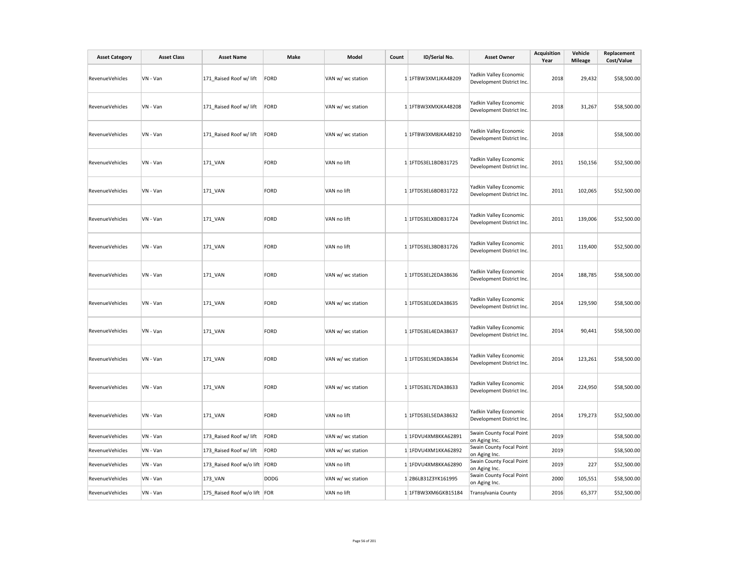| Asset Category | Asset Class | Asset Name | Make | Model | Count | ID/Serial No. | Asset Owner | Acquisition Year | Vehicle Mileage | Replacement Cost/Value |
|---|---|---|---|---|---|---|---|---|---|---|
| RevenueVehicles | VN - Van | 171_Raised Roof w/ lift | FORD | VAN w/ wc station | 1 | 1FTBW3XM1JKA48209 | Yadkin Valley Economic Development District Inc. | 2018 | 29,432 | $58,500.00 |
| RevenueVehicles | VN - Van | 171_Raised Roof w/ lift | FORD | VAN w/ wc station | 1 | 1FTBW3XMXJKA48208 | Yadkin Valley Economic Development District Inc. | 2018 | 31,267 | $58,500.00 |
| RevenueVehicles | VN - Van | 171_Raised Roof w/ lift | FORD | VAN w/ wc station | 1 | 1FTBW3XM8JKA48210 | Yadkin Valley Economic Development District Inc. | 2018 | | $58,500.00 |
| RevenueVehicles | VN - Van | 171_VAN | FORD | VAN no lift | 1 | 1FTDS3EL1BDB31725 | Yadkin Valley Economic Development District Inc. | 2011 | 150,156 | $52,500.00 |
| RevenueVehicles | VN - Van | 171_VAN | FORD | VAN no lift | 1 | 1FTDS3EL6BDB31722 | Yadkin Valley Economic Development District Inc. | 2011 | 102,065 | $52,500.00 |
| RevenueVehicles | VN - Van | 171_VAN | FORD | VAN no lift | 1 | 1FTDS3ELXBDB31724 | Yadkin Valley Economic Development District Inc. | 2011 | 139,006 | $52,500.00 |
| RevenueVehicles | VN - Van | 171_VAN | FORD | VAN no lift | 1 | 1FTDS3EL3BDB31726 | Yadkin Valley Economic Development District Inc. | 2011 | 119,400 | $52,500.00 |
| RevenueVehicles | VN - Van | 171_VAN | FORD | VAN w/ wc station | 1 | 1FTDS3EL2EDA38636 | Yadkin Valley Economic Development District Inc. | 2014 | 188,785 | $58,500.00 |
| RevenueVehicles | VN - Van | 171_VAN | FORD | VAN w/ wc station | 1 | 1FTDS3EL0EDA38635 | Yadkin Valley Economic Development District Inc. | 2014 | 129,590 | $58,500.00 |
| RevenueVehicles | VN - Van | 171_VAN | FORD | VAN w/ wc station | 1 | 1FTDS3EL4EDA38637 | Yadkin Valley Economic Development District Inc. | 2014 | 90,441 | $58,500.00 |
| RevenueVehicles | VN - Van | 171_VAN | FORD | VAN w/ wc station | 1 | 1FTDS3EL9EDA38634 | Yadkin Valley Economic Development District Inc. | 2014 | 123,261 | $58,500.00 |
| RevenueVehicles | VN - Van | 171_VAN | FORD | VAN w/ wc station | 1 | 1FTDS3EL7EDA38633 | Yadkin Valley Economic Development District Inc. | 2014 | 224,950 | $58,500.00 |
| RevenueVehicles | VN - Van | 171_VAN | FORD | VAN no lift | 1 | 1FTDS3EL5EDA38632 | Yadkin Valley Economic Development District Inc. | 2014 | 179,273 | $52,500.00 |
| RevenueVehicles | VN - Van | 173_Raised Roof w/ lift | FORD | VAN w/ wc station | 1 | 1FDVU4XM8KKA62891 | Swain County Focal Point on Aging Inc. | 2019 | | $58,500.00 |
| RevenueVehicles | VN - Van | 173_Raised Roof w/ lift | FORD | VAN w/ wc station | 1 | 1FDVU4XM1KKA62892 | Swain County Focal Point on Aging Inc. | 2019 | | $58,500.00 |
| RevenueVehicles | VN - Van | 173_Raised Roof w/o lift | FORD | VAN no lift | 1 | 1FDVU4XM8KKA62890 | Swain County Focal Point on Aging Inc. | 2019 | 227 | $52,500.00 |
| RevenueVehicles | VN - Van | 173_VAN | DODG | VAN w/ wc station | 1 | 2B6LB31Z3YK161995 | Swain County Focal Point on Aging Inc. | 2000 | 105,551 | $58,500.00 |
| RevenueVehicles | VN - Van | 175_Raised Roof w/o lift | FOR | VAN no lift | 1 | 1FTBW3XM6GKB15184 | Transylvania County | 2016 | 65,377 | $52,500.00 |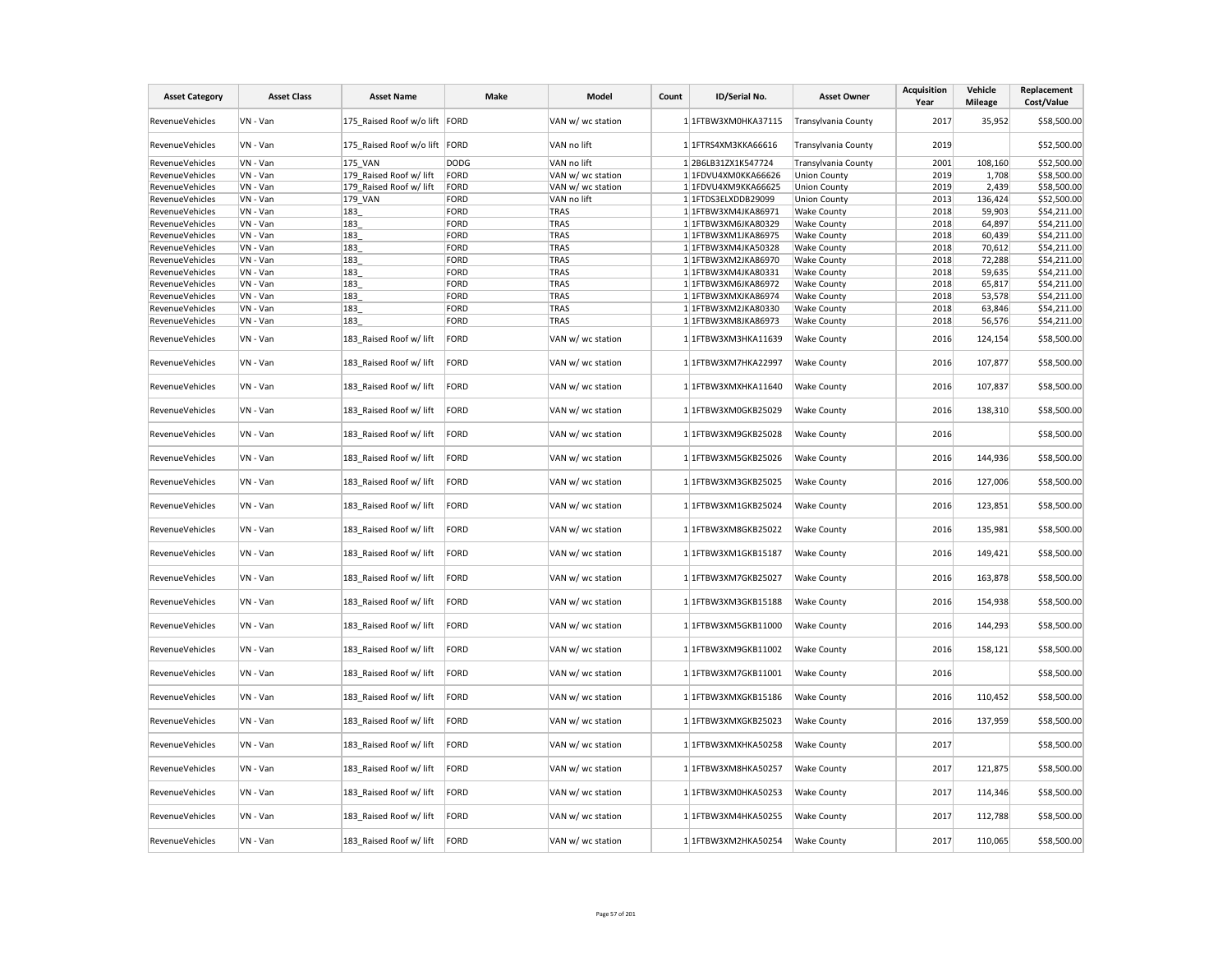| Asset Category | Asset Class | Asset Name | Make | Model | Count | ID/Serial No. | Asset Owner | Acquisition Year | Vehicle Mileage | Replacement Cost/Value |
|---|---|---|---|---|---|---|---|---|---|---|
| RevenueVehicles | VN - Van | 175_Raised Roof w/o lift | FORD | VAN w/ wc station | 1 | 1FTBW3XM0HKA37115 | Transylvania County | 2017 | 35,952 | $58,500.00 |
| RevenueVehicles | VN - Van | 175_Raised Roof w/o lift | FORD | VAN no lift | 1 | 1FTRS4XM3KKA66616 | Transylvania County | 2019 | | $52,500.00 |
| RevenueVehicles | VN - Van | 175_VAN | DODG | VAN no lift | 1 | 2B6LB31ZX1K547724 | Transylvania County | 2001 | 108,160 | $52,500.00 |
| RevenueVehicles | VN - Van | 179_Raised Roof w/ lift | FORD | VAN w/ wc station | 1 | 1FDVU4XM0KKA66626 | Union County | 2019 | 1,708 | $58,500.00 |
| RevenueVehicles | VN - Van | 179_Raised Roof w/ lift | FORD | VAN w/ wc station | 1 | 1FDVU4XM9KKA66625 | Union County | 2019 | 2,439 | $58,500.00 |
| RevenueVehicles | VN - Van | 179_VAN | FORD | VAN no lift | 1 | 1FTDS3ELXDDB29099 | Union County | 2013 | 136,424 | $52,500.00 |
| RevenueVehicles | VN - Van | 183_ | FORD | TRAS | 1 | 1FTBW3XM4JKA86971 | Wake County | 2018 | 59,903 | $54,211.00 |
| RevenueVehicles | VN - Van | 183_ | FORD | TRAS | 1 | 1FTBW3XM6JKA80329 | Wake County | 2018 | 64,897 | $54,211.00 |
| RevenueVehicles | VN - Van | 183_ | FORD | TRAS | 1 | 1FTBW3XM1JKA86975 | Wake County | 2018 | 60,439 | $54,211.00 |
| RevenueVehicles | VN - Van | 183_ | FORD | TRAS | 1 | 1FTBW3XM4JKA50328 | Wake County | 2018 | 70,612 | $54,211.00 |
| RevenueVehicles | VN - Van | 183_ | FORD | TRAS | 1 | 1FTBW3XM2JKA86970 | Wake County | 2018 | 72,288 | $54,211.00 |
| RevenueVehicles | VN - Van | 183_ | FORD | TRAS | 1 | 1FTBW3XM4JKA80331 | Wake County | 2018 | 59,635 | $54,211.00 |
| RevenueVehicles | VN - Van | 183_ | FORD | TRAS | 1 | 1FTBW3XM6JKA86972 | Wake County | 2018 | 65,817 | $54,211.00 |
| RevenueVehicles | VN - Van | 183_ | FORD | TRAS | 1 | 1FTBW3XMXJKA86974 | Wake County | 2018 | 53,578 | $54,211.00 |
| RevenueVehicles | VN - Van | 183_ | FORD | TRAS | 1 | 1FTBW3XM2JKA80330 | Wake County | 2018 | 63,846 | $54,211.00 |
| RevenueVehicles | VN - Van | 183_ | FORD | TRAS | 1 | 1FTBW3XM8JKA86973 | Wake County | 2018 | 56,576 | $54,211.00 |
| RevenueVehicles | VN - Van | 183_Raised Roof w/ lift | FORD | VAN w/ wc station | 1 | 1FTBW3XM3HKA11639 | Wake County | 2016 | 124,154 | $58,500.00 |
| RevenueVehicles | VN - Van | 183_Raised Roof w/ lift | FORD | VAN w/ wc station | 1 | 1FTBW3XM7HKA22997 | Wake County | 2016 | 107,877 | $58,500.00 |
| RevenueVehicles | VN - Van | 183_Raised Roof w/ lift | FORD | VAN w/ wc station | 1 | 1FTBW3XMXHKA11640 | Wake County | 2016 | 107,837 | $58,500.00 |
| RevenueVehicles | VN - Van | 183_Raised Roof w/ lift | FORD | VAN w/ wc station | 1 | 1FTBW3XM0GKB25029 | Wake County | 2016 | 138,310 | $58,500.00 |
| RevenueVehicles | VN - Van | 183_Raised Roof w/ lift | FORD | VAN w/ wc station | 1 | 1FTBW3XM9GKB25028 | Wake County | 2016 | | $58,500.00 |
| RevenueVehicles | VN - Van | 183_Raised Roof w/ lift | FORD | VAN w/ wc station | 1 | 1FTBW3XM5GKB25026 | Wake County | 2016 | 144,936 | $58,500.00 |
| RevenueVehicles | VN - Van | 183_Raised Roof w/ lift | FORD | VAN w/ wc station | 1 | 1FTBW3XM3GKB25025 | Wake County | 2016 | 127,006 | $58,500.00 |
| RevenueVehicles | VN - Van | 183_Raised Roof w/ lift | FORD | VAN w/ wc station | 1 | 1FTBW3XM1GKB25024 | Wake County | 2016 | 123,851 | $58,500.00 |
| RevenueVehicles | VN - Van | 183_Raised Roof w/ lift | FORD | VAN w/ wc station | 1 | 1FTBW3XM8GKB25022 | Wake County | 2016 | 135,981 | $58,500.00 |
| RevenueVehicles | VN - Van | 183_Raised Roof w/ lift | FORD | VAN w/ wc station | 1 | 1FTBW3XM1GKB15187 | Wake County | 2016 | 149,421 | $58,500.00 |
| RevenueVehicles | VN - Van | 183_Raised Roof w/ lift | FORD | VAN w/ wc station | 1 | 1FTBW3XM7GKB25027 | Wake County | 2016 | 163,878 | $58,500.00 |
| RevenueVehicles | VN - Van | 183_Raised Roof w/ lift | FORD | VAN w/ wc station | 1 | 1FTBW3XM3GKB15188 | Wake County | 2016 | 154,938 | $58,500.00 |
| RevenueVehicles | VN - Van | 183_Raised Roof w/ lift | FORD | VAN w/ wc station | 1 | 1FTBW3XM5GKB11000 | Wake County | 2016 | 144,293 | $58,500.00 |
| RevenueVehicles | VN - Van | 183_Raised Roof w/ lift | FORD | VAN w/ wc station | 1 | 1FTBW3XM9GKB11002 | Wake County | 2016 | 158,121 | $58,500.00 |
| RevenueVehicles | VN - Van | 183_Raised Roof w/ lift | FORD | VAN w/ wc station | 1 | 1FTBW3XM7GKB11001 | Wake County | 2016 | | $58,500.00 |
| RevenueVehicles | VN - Van | 183_Raised Roof w/ lift | FORD | VAN w/ wc station | 1 | 1FTBW3XMXGKB15186 | Wake County | 2016 | 110,452 | $58,500.00 |
| RevenueVehicles | VN - Van | 183_Raised Roof w/ lift | FORD | VAN w/ wc station | 1 | 1FTBW3XMXGKB25023 | Wake County | 2016 | 137,959 | $58,500.00 |
| RevenueVehicles | VN - Van | 183_Raised Roof w/ lift | FORD | VAN w/ wc station | 1 | 1FTBW3XMXHKA50258 | Wake County | 2017 | | $58,500.00 |
| RevenueVehicles | VN - Van | 183_Raised Roof w/ lift | FORD | VAN w/ wc station | 1 | 1FTBW3XM8HKA50257 | Wake County | 2017 | 121,875 | $58,500.00 |
| RevenueVehicles | VN - Van | 183_Raised Roof w/ lift | FORD | VAN w/ wc station | 1 | 1FTBW3XM0HKA50253 | Wake County | 2017 | 114,346 | $58,500.00 |
| RevenueVehicles | VN - Van | 183_Raised Roof w/ lift | FORD | VAN w/ wc station | 1 | 1FTBW3XM4HKA50255 | Wake County | 2017 | 112,788 | $58,500.00 |
| RevenueVehicles | VN - Van | 183_Raised Roof w/ lift | FORD | VAN w/ wc station | 1 | 1FTBW3XM2HKA50254 | Wake County | 2017 | 110,065 | $58,500.00 |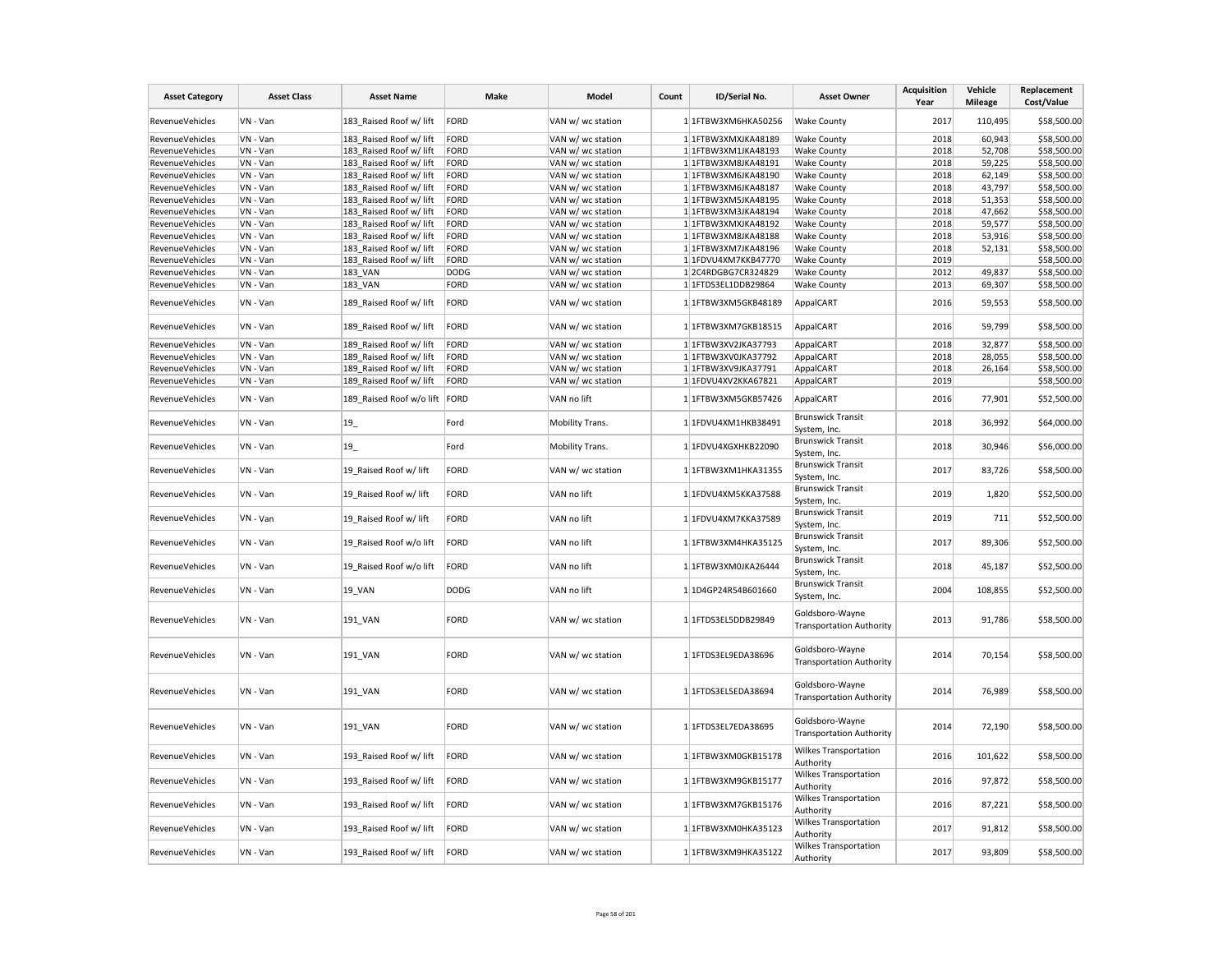| Asset Category | Asset Class | Asset Name | Make | Model | Count | ID/Serial No. | Asset Owner | Acquisition Year | Vehicle Mileage | Replacement Cost/Value |
|---|---|---|---|---|---|---|---|---|---|---|
| RevenueVehicles | VN - Van | 183_Raised Roof w/ lift | FORD | VAN w/ wc station | 1 | 1FTBW3XM6HKA50256 | Wake County | 2017 | 110,495 | $58,500.00 |
| RevenueVehicles | VN - Van | 183_Raised Roof w/ lift | FORD | VAN w/ wc station | 1 | 1FTBW3XMXJKA48189 | Wake County | 2018 | 60,943 | $58,500.00 |
| RevenueVehicles | VN - Van | 183_Raised Roof w/ lift | FORD | VAN w/ wc station | 1 | 1FTBW3XM1JKA48193 | Wake County | 2018 | 52,708 | $58,500.00 |
| RevenueVehicles | VN - Van | 183_Raised Roof w/ lift | FORD | VAN w/ wc station | 1 | 1FTBW3XM8JKA48191 | Wake County | 2018 | 59,225 | $58,500.00 |
| RevenueVehicles | VN - Van | 183_Raised Roof w/ lift | FORD | VAN w/ wc station | 1 | 1FTBW3XM6JKA48190 | Wake County | 2018 | 62,149 | $58,500.00 |
| RevenueVehicles | VN - Van | 183_Raised Roof w/ lift | FORD | VAN w/ wc station | 1 | 1FTBW3XM6JKA48187 | Wake County | 2018 | 43,797 | $58,500.00 |
| RevenueVehicles | VN - Van | 183_Raised Roof w/ lift | FORD | VAN w/ wc station | 1 | 1FTBW3XM5JKA48195 | Wake County | 2018 | 51,353 | $58,500.00 |
| RevenueVehicles | VN - Van | 183_Raised Roof w/ lift | FORD | VAN w/ wc station | 1 | 1FTBW3XM3JKA48194 | Wake County | 2018 | 47,662 | $58,500.00 |
| RevenueVehicles | VN - Van | 183_Raised Roof w/ lift | FORD | VAN w/ wc station | 1 | 1FTBW3XMXJKA48192 | Wake County | 2018 | 59,577 | $58,500.00 |
| RevenueVehicles | VN - Van | 183_Raised Roof w/ lift | FORD | VAN w/ wc station | 1 | 1FTBW3XM8JKA48188 | Wake County | 2018 | 53,916 | $58,500.00 |
| RevenueVehicles | VN - Van | 183_Raised Roof w/ lift | FORD | VAN w/ wc station | 1 | 1FTBW3XM7JKA48196 | Wake County | 2018 | 52,131 | $58,500.00 |
| RevenueVehicles | VN - Van | 183_Raised Roof w/ lift | FORD | VAN w/ wc station | 1 | 1FDVU4XM7KKB47770 | Wake County | 2019 | | $58,500.00 |
| RevenueVehicles | VN - Van | 183_VAN | DODG | VAN w/ wc station | 1 | 2C4RDGBG7CR324829 | Wake County | 2012 | 49,837 | $58,500.00 |
| RevenueVehicles | VN - Van | 183_VAN | FORD | VAN w/ wc station | 1 | 1FTDS3EL1DDB29864 | Wake County | 2013 | 69,307 | $58,500.00 |
| RevenueVehicles | VN - Van | 189_Raised Roof w/ lift | FORD | VAN w/ wc station | 1 | 1FTBW3XM5GKB48189 | AppalCART | 2016 | 59,553 | $58,500.00 |
| RevenueVehicles | VN - Van | 189_Raised Roof w/ lift | FORD | VAN w/ wc station | 1 | 1FTBW3XM7GKB18515 | AppalCART | 2016 | 59,799 | $58,500.00 |
| RevenueVehicles | VN - Van | 189_Raised Roof w/ lift | FORD | VAN w/ wc station | 1 | 1FTBW3XV2JKA37793 | AppalCART | 2018 | 32,877 | $58,500.00 |
| RevenueVehicles | VN - Van | 189_Raised Roof w/ lift | FORD | VAN w/ wc station | 1 | 1FTBW3XV0JKA37792 | AppalCART | 2018 | 28,055 | $58,500.00 |
| RevenueVehicles | VN - Van | 189_Raised Roof w/ lift | FORD | VAN w/ wc station | 1 | 1FTBW3XV9JKA37791 | AppalCART | 2018 | 26,164 | $58,500.00 |
| RevenueVehicles | VN - Van | 189_Raised Roof w/ lift | FORD | VAN w/ wc station | 1 | 1FDVU4XV2KKA67821 | AppalCART | 2019 | | $58,500.00 |
| RevenueVehicles | VN - Van | 189_Raised Roof w/o lift | FORD | VAN no lift | 1 | 1FTBW3XM5GKB57426 | AppalCART | 2016 | 77,901 | $52,500.00 |
| RevenueVehicles | VN - Van | 19_ | Ford | Mobility Trans. | 1 | 1FDVU4XM1HKB38491 | Brunswick Transit System, Inc. | 2018 | 36,992 | $64,000.00 |
| RevenueVehicles | VN - Van | 19_ | Ford | Mobility Trans. | 1 | 1FDVU4XGXHKB22090 | Brunswick Transit System, Inc. | 2018 | 30,946 | $56,000.00 |
| RevenueVehicles | VN - Van | 19_Raised Roof w/ lift | FORD | VAN w/ wc station | 1 | 1FTBW3XM1HKA31355 | Brunswick Transit System, Inc. | 2017 | 83,726 | $58,500.00 |
| RevenueVehicles | VN - Van | 19_Raised Roof w/ lift | FORD | VAN no lift | 1 | 1FDVU4XM5KKA37588 | Brunswick Transit System, Inc. | 2019 | 1,820 | $52,500.00 |
| RevenueVehicles | VN - Van | 19_Raised Roof w/ lift | FORD | VAN no lift | 1 | 1FDVU4XM7KKA37589 | Brunswick Transit System, Inc. | 2019 | 711 | $52,500.00 |
| RevenueVehicles | VN - Van | 19_Raised Roof w/o lift | FORD | VAN no lift | 1 | 1FTBW3XM4HKA35125 | Brunswick Transit System, Inc. | 2017 | 89,306 | $52,500.00 |
| RevenueVehicles | VN - Van | 19_Raised Roof w/o lift | FORD | VAN no lift | 1 | 1FTBW3XM0JKA26444 | Brunswick Transit System, Inc. | 2018 | 45,187 | $52,500.00 |
| RevenueVehicles | VN - Van | 19_VAN | DODG | VAN no lift | 1 | 1D4GP24R54B601660 | Brunswick Transit System, Inc. | 2004 | 108,855 | $52,500.00 |
| RevenueVehicles | VN - Van | 191_VAN | FORD | VAN w/ wc station | 1 | 1FTDS3EL5DDB29849 | Goldsboro-Wayne Transportation Authority | 2013 | 91,786 | $58,500.00 |
| RevenueVehicles | VN - Van | 191_VAN | FORD | VAN w/ wc station | 1 | 1FTDS3EL9EDA38696 | Goldsboro-Wayne Transportation Authority | 2014 | 70,154 | $58,500.00 |
| RevenueVehicles | VN - Van | 191_VAN | FORD | VAN w/ wc station | 1 | 1FTDS3EL5EDA38694 | Goldsboro-Wayne Transportation Authority | 2014 | 76,989 | $58,500.00 |
| RevenueVehicles | VN - Van | 191_VAN | FORD | VAN w/ wc station | 1 | 1FTDS3EL7EDA38695 | Goldsboro-Wayne Transportation Authority | 2014 | 72,190 | $58,500.00 |
| RevenueVehicles | VN - Van | 193_Raised Roof w/ lift | FORD | VAN w/ wc station | 1 | 1FTBW3XM0GKB15178 | Wilkes Transportation Authority | 2016 | 101,622 | $58,500.00 |
| RevenueVehicles | VN - Van | 193_Raised Roof w/ lift | FORD | VAN w/ wc station | 1 | 1FTBW3XM9GKB15177 | Wilkes Transportation Authority | 2016 | 97,872 | $58,500.00 |
| RevenueVehicles | VN - Van | 193_Raised Roof w/ lift | FORD | VAN w/ wc station | 1 | 1FTBW3XM7GKB15176 | Wilkes Transportation Authority | 2016 | 87,221 | $58,500.00 |
| RevenueVehicles | VN - Van | 193_Raised Roof w/ lift | FORD | VAN w/ wc station | 1 | 1FTBW3XM0HKA35123 | Wilkes Transportation Authority | 2017 | 91,812 | $58,500.00 |
| RevenueVehicles | VN - Van | 193_Raised Roof w/ lift | FORD | VAN w/ wc station | 1 | 1FTBW3XM9HKA35122 | Wilkes Transportation Authority | 2017 | 93,809 | $58,500.00 |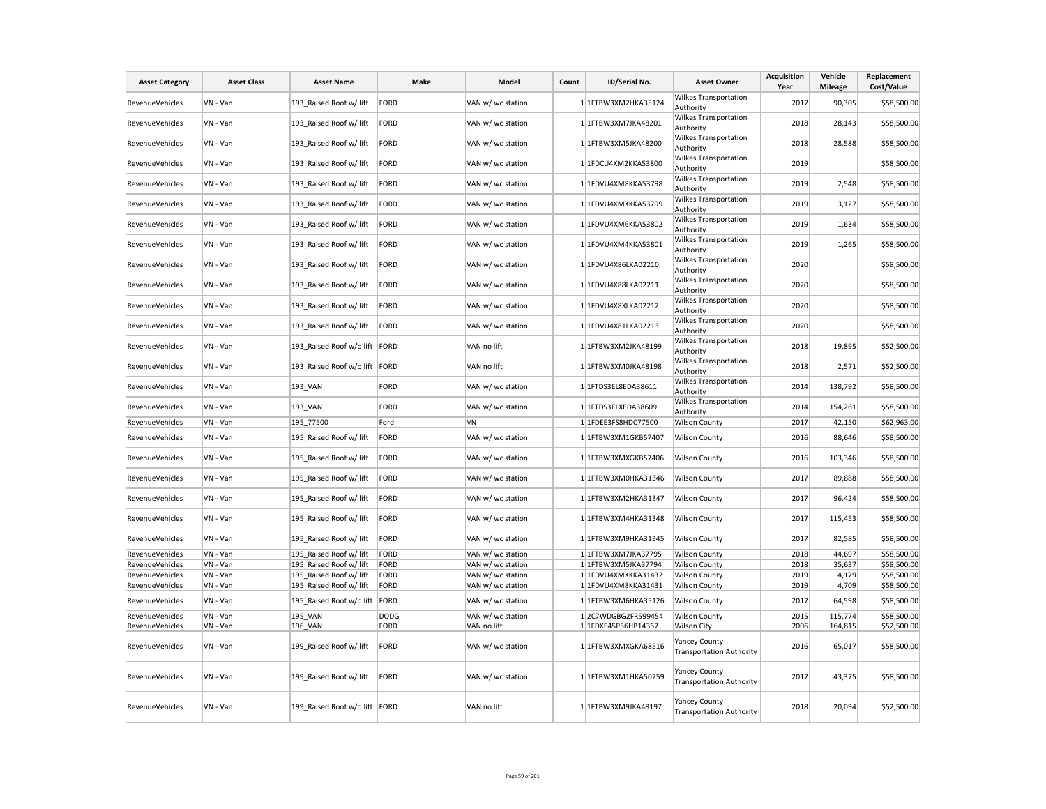| Asset Category | Asset Class | Asset Name | Make | Model | Count | ID/Serial No. | Asset Owner | Acquisition Year | Vehicle Mileage | Replacement Cost/Value |
|---|---|---|---|---|---|---|---|---|---|---|
| RevenueVehicles | VN - Van | 193_Raised Roof w/ lift | FORD | VAN w/ wc station | 1 | 1FTBW3XM2HKA35124 | Wilkes Transportation Authority | 2017 | 90,305 | $58,500.00 |
| RevenueVehicles | VN - Van | 193_Raised Roof w/ lift | FORD | VAN w/ wc station | 1 | 1FTBW3XM7JKA48201 | Wilkes Transportation Authority | 2018 | 28,143 | $58,500.00 |
| RevenueVehicles | VN - Van | 193_Raised Roof w/ lift | FORD | VAN w/ wc station | 1 | 1FTBW3XM5JKA48200 | Wilkes Transportation Authority | 2018 | 28,588 | $58,500.00 |
| RevenueVehicles | VN - Van | 193_Raised Roof w/ lift | FORD | VAN w/ wc station | 1 | 1FDCU4XM2KKA53800 | Wilkes Transportation Authority | 2019 | | $58,500.00 |
| RevenueVehicles | VN - Van | 193_Raised Roof w/ lift | FORD | VAN w/ wc station | 1 | 1FDVU4XM8KKA53798 | Wilkes Transportation Authority | 2019 | 2,548 | $58,500.00 |
| RevenueVehicles | VN - Van | 193_Raised Roof w/ lift | FORD | VAN w/ wc station | 1 | 1FDVU4XMXKKA53799 | Wilkes Transportation Authority | 2019 | 3,127 | $58,500.00 |
| RevenueVehicles | VN - Van | 193_Raised Roof w/ lift | FORD | VAN w/ wc station | 1 | 1FDVU4XM6KKA53802 | Wilkes Transportation Authority | 2019 | 1,634 | $58,500.00 |
| RevenueVehicles | VN - Van | 193_Raised Roof w/ lift | FORD | VAN w/ wc station | 1 | 1FDVU4XM4KKA53801 | Wilkes Transportation Authority | 2019 | 1,265 | $58,500.00 |
| RevenueVehicles | VN - Van | 193_Raised Roof w/ lift | FORD | VAN w/ wc station | 1 | 1FDVU4X86LKA02210 | Wilkes Transportation Authority | 2020 | | $58,500.00 |
| RevenueVehicles | VN - Van | 193_Raised Roof w/ lift | FORD | VAN w/ wc station | 1 | 1FDVU4X88LKA02211 | Wilkes Transportation Authority | 2020 | | $58,500.00 |
| RevenueVehicles | VN - Van | 193_Raised Roof w/ lift | FORD | VAN w/ wc station | 1 | 1FDVU4X8XLKA02212 | Wilkes Transportation Authority | 2020 | | $58,500.00 |
| RevenueVehicles | VN - Van | 193_Raised Roof w/ lift | FORD | VAN w/ wc station | 1 | 1FDVU4X81LKA02213 | Wilkes Transportation Authority | 2020 | | $58,500.00 |
| RevenueVehicles | VN - Van | 193_Raised Roof w/o lift | FORD | VAN no lift | 1 | 1FTBW3XM2JKA48199 | Wilkes Transportation Authority | 2018 | 19,895 | $52,500.00 |
| RevenueVehicles | VN - Van | 193_Raised Roof w/o lift | FORD | VAN no lift | 1 | 1FTBW3XM0JKA48198 | Wilkes Transportation Authority | 2018 | 2,571 | $52,500.00 |
| RevenueVehicles | VN - Van | 193_VAN | FORD | VAN w/ wc station | 1 | 1FTDS3EL8EDA38611 | Wilkes Transportation Authority | 2014 | 138,792 | $58,500.00 |
| RevenueVehicles | VN - Van | 193_VAN | FORD | VAN w/ wc station | 1 | 1FTDS3ELXEDA38609 | Wilkes Transportation Authority | 2014 | 154,261 | $58,500.00 |
| RevenueVehicles | VN - Van | 195_77500 | Ford | VN | 1 | 1FDEE3FS8HDC77500 | Wilson County | 2017 | 42,150 | $62,963.00 |
| RevenueVehicles | VN - Van | 195_Raised Roof w/ lift | FORD | VAN w/ wc station | 1 | 1FTBW3XM1GKB57407 | Wilson County | 2016 | 88,646 | $58,500.00 |
| RevenueVehicles | VN - Van | 195_Raised Roof w/ lift | FORD | VAN w/ wc station | 1 | 1FTBW3XMXGKB57406 | Wilson County | 2016 | 103,346 | $58,500.00 |
| RevenueVehicles | VN - Van | 195_Raised Roof w/ lift | FORD | VAN w/ wc station | 1 | 1FTBW3XM0HKA31346 | Wilson County | 2017 | 89,888 | $58,500.00 |
| RevenueVehicles | VN - Van | 195_Raised Roof w/ lift | FORD | VAN w/ wc station | 1 | 1FTBW3XM2HKA31347 | Wilson County | 2017 | 96,424 | $58,500.00 |
| RevenueVehicles | VN - Van | 195_Raised Roof w/ lift | FORD | VAN w/ wc station | 1 | 1FTBW3XM4HKA31348 | Wilson County | 2017 | 115,453 | $58,500.00 |
| RevenueVehicles | VN - Van | 195_Raised Roof w/ lift | FORD | VAN w/ wc station | 1 | 1FTBW3XM9HKA31345 | Wilson County | 2017 | 82,585 | $58,500.00 |
| RevenueVehicles | VN - Van | 195_Raised Roof w/ lift | FORD | VAN w/ wc station | 1 | 1FTBW3XM7JKA37795 | Wilson County | 2018 | 44,697 | $58,500.00 |
| RevenueVehicles | VN - Van | 195_Raised Roof w/ lift | FORD | VAN w/ wc station | 1 | 1FTBW3XM5JKA37794 | Wilson County | 2018 | 35,637 | $58,500.00 |
| RevenueVehicles | VN - Van | 195_Raised Roof w/ lift | FORD | VAN w/ wc station | 1 | 1FDVU4XMXKKA31432 | Wilson County | 2019 | 4,179 | $58,500.00 |
| RevenueVehicles | VN - Van | 195_Raised Roof w/ lift | FORD | VAN w/ wc station | 1 | 1FDVU4XM8KKA31431 | Wilson County | 2019 | 4,709 | $58,500.00 |
| RevenueVehicles | VN - Van | 195_Raised Roof w/o lift | FORD | VAN w/ wc station | 1 | 1FTBW3XM6HKA35126 | Wilson County | 2017 | 64,598 | $58,500.00 |
| RevenueVehicles | VN - Van | 195_VAN | DODG | VAN w/ wc station | 1 | 2C7WDGBG2FR599454 | Wilson County | 2015 | 115,774 | $58,500.00 |
| RevenueVehicles | VN - Van | 196_VAN | FORD | VAN no lift | 1 | 1FDXE45P56HB14367 | Wilson City | 2006 | 164,815 | $52,500.00 |
| RevenueVehicles | VN - Van | 199_Raised Roof w/ lift | FORD | VAN w/ wc station | 1 | 1FTBW3XMXGKA68516 | Yancey County Transportation Authority | 2016 | 65,017 | $58,500.00 |
| RevenueVehicles | VN - Van | 199_Raised Roof w/ lift | FORD | VAN w/ wc station | 1 | 1FTBW3XM1HKA50259 | Yancey County Transportation Authority | 2017 | 43,375 | $58,500.00 |
| RevenueVehicles | VN - Van | 199_Raised Roof w/o lift | FORD | VAN no lift | 1 | 1FTBW3XM9JKA48197 | Yancey County Transportation Authority | 2018 | 20,094 | $52,500.00 |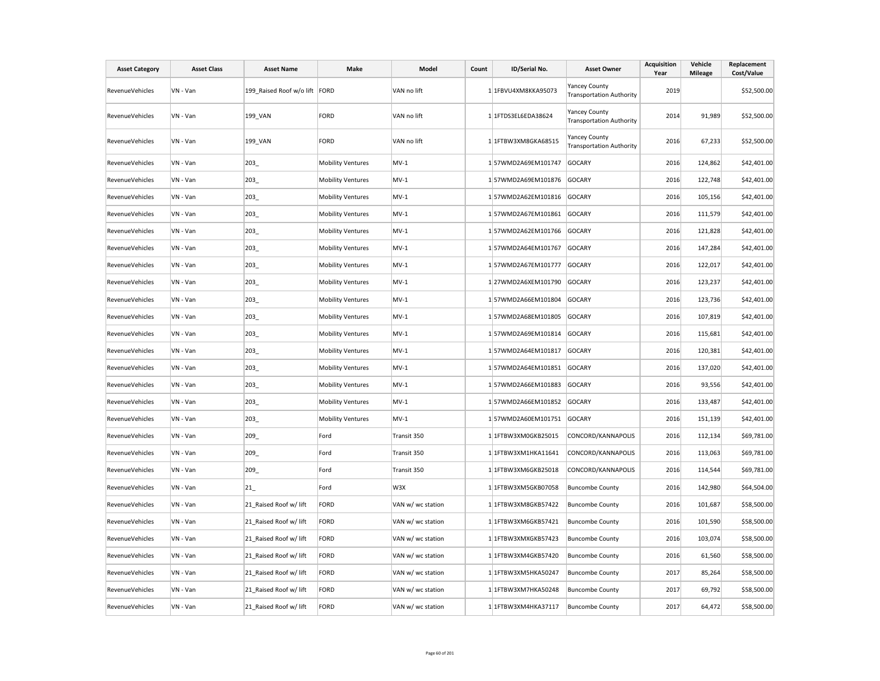| Asset Category | Asset Class | Asset Name | Make | Model | Count | ID/Serial No. | Asset Owner | Acquisition Year | Vehicle Mileage | Replacement Cost/Value |
|---|---|---|---|---|---|---|---|---|---|---|
| RevenueVehicles | VN - Van | 199_Raised Roof w/o lift | FORD | VAN no lift | 1 | 1FBVU4XM8KKA95073 | Yancey County Transportation Authority | 2019 | | $52,500.00 |
| RevenueVehicles | VN - Van | 199_VAN | FORD | VAN no lift | 1 | 1FTDS3EL6EDA38624 | Yancey County Transportation Authority | 2014 | 91,989 | $52,500.00 |
| RevenueVehicles | VN - Van | 199_VAN | FORD | VAN no lift | 1 | 1FTBW3XM8GKA68515 | Yancey County Transportation Authority | 2016 | 67,233 | $52,500.00 |
| RevenueVehicles | VN - Van | 203_ | Mobility Ventures | MV-1 | 1 | 57WMD2A69EM101747 | GOCARY | 2016 | 124,862 | $42,401.00 |
| RevenueVehicles | VN - Van | 203_ | Mobility Ventures | MV-1 | 1 | 57WMD2A69EM101876 | GOCARY | 2016 | 122,748 | $42,401.00 |
| RevenueVehicles | VN - Van | 203_ | Mobility Ventures | MV-1 | 1 | 57WMD2A62EM101816 | GOCARY | 2016 | 105,156 | $42,401.00 |
| RevenueVehicles | VN - Van | 203_ | Mobility Ventures | MV-1 | 1 | 57WMD2A67EM101861 | GOCARY | 2016 | 111,579 | $42,401.00 |
| RevenueVehicles | VN - Van | 203_ | Mobility Ventures | MV-1 | 1 | 57WMD2A62EM101766 | GOCARY | 2016 | 121,828 | $42,401.00 |
| RevenueVehicles | VN - Van | 203_ | Mobility Ventures | MV-1 | 1 | 57WMD2A64EM101767 | GOCARY | 2016 | 147,284 | $42,401.00 |
| RevenueVehicles | VN - Van | 203_ | Mobility Ventures | MV-1 | 1 | 57WMD2A67EM101777 | GOCARY | 2016 | 122,017 | $42,401.00 |
| RevenueVehicles | VN - Van | 203_ | Mobility Ventures | MV-1 | 1 | 27WMD2A6XEM101790 | GOCARY | 2016 | 123,237 | $42,401.00 |
| RevenueVehicles | VN - Van | 203_ | Mobility Ventures | MV-1 | 1 | 57WMD2A66EM101804 | GOCARY | 2016 | 123,736 | $42,401.00 |
| RevenueVehicles | VN - Van | 203_ | Mobility Ventures | MV-1 | 1 | 57WMD2A68EM101805 | GOCARY | 2016 | 107,819 | $42,401.00 |
| RevenueVehicles | VN - Van | 203_ | Mobility Ventures | MV-1 | 1 | 57WMD2A69EM101814 | GOCARY | 2016 | 115,681 | $42,401.00 |
| RevenueVehicles | VN - Van | 203_ | Mobility Ventures | MV-1 | 1 | 57WMD2A64EM101817 | GOCARY | 2016 | 120,381 | $42,401.00 |
| RevenueVehicles | VN - Van | 203_ | Mobility Ventures | MV-1 | 1 | 57WMD2A64EM101851 | GOCARY | 2016 | 137,020 | $42,401.00 |
| RevenueVehicles | VN - Van | 203_ | Mobility Ventures | MV-1 | 1 | 57WMD2A66EM101883 | GOCARY | 2016 | 93,556 | $42,401.00 |
| RevenueVehicles | VN - Van | 203_ | Mobility Ventures | MV-1 | 1 | 57WMD2A66EM101852 | GOCARY | 2016 | 133,487 | $42,401.00 |
| RevenueVehicles | VN - Van | 203_ | Mobility Ventures | MV-1 | 1 | 57WMD2A60EM101751 | GOCARY | 2016 | 151,139 | $42,401.00 |
| RevenueVehicles | VN - Van | 209_ | Ford | Transit 350 | 1 | 1FTBW3XM0GKB25015 | CONCORD/KANNAPOLIS | 2016 | 112,134 | $69,781.00 |
| RevenueVehicles | VN - Van | 209_ | Ford | Transit 350 | 1 | 1FTBW3XM1HKA11641 | CONCORD/KANNAPOLIS | 2016 | 113,063 | $69,781.00 |
| RevenueVehicles | VN - Van | 209_ | Ford | Transit 350 | 1 | 1FTBW3XM6GKB25018 | CONCORD/KANNAPOLIS | 2016 | 114,544 | $69,781.00 |
| RevenueVehicles | VN - Van | 21_ | Ford | W3X | 1 | 1FTBW3XM5GKB07058 | Buncombe County | 2016 | 142,980 | $64,504.00 |
| RevenueVehicles | VN - Van | 21_Raised Roof w/ lift | FORD | VAN w/ wc station | 1 | 1FTBW3XM8GKB57422 | Buncombe County | 2016 | 101,687 | $58,500.00 |
| RevenueVehicles | VN - Van | 21_Raised Roof w/ lift | FORD | VAN w/ wc station | 1 | 1FTBW3XM6GKB57421 | Buncombe County | 2016 | 101,590 | $58,500.00 |
| RevenueVehicles | VN - Van | 21_Raised Roof w/ lift | FORD | VAN w/ wc station | 1 | 1FTBW3XMXGKB57423 | Buncombe County | 2016 | 103,074 | $58,500.00 |
| RevenueVehicles | VN - Van | 21_Raised Roof w/ lift | FORD | VAN w/ wc station | 1 | 1FTBW3XM4GKB57420 | Buncombe County | 2016 | 61,560 | $58,500.00 |
| RevenueVehicles | VN - Van | 21_Raised Roof w/ lift | FORD | VAN w/ wc station | 1 | 1FTBW3XM5HKA50247 | Buncombe County | 2017 | 85,264 | $58,500.00 |
| RevenueVehicles | VN - Van | 21_Raised Roof w/ lift | FORD | VAN w/ wc station | 1 | 1FTBW3XM7HKA50248 | Buncombe County | 2017 | 69,792 | $58,500.00 |
| RevenueVehicles | VN - Van | 21_Raised Roof w/ lift | FORD | VAN w/ wc station | 1 | 1FTBW3XM4HKA37117 | Buncombe County | 2017 | 64,472 | $58,500.00 |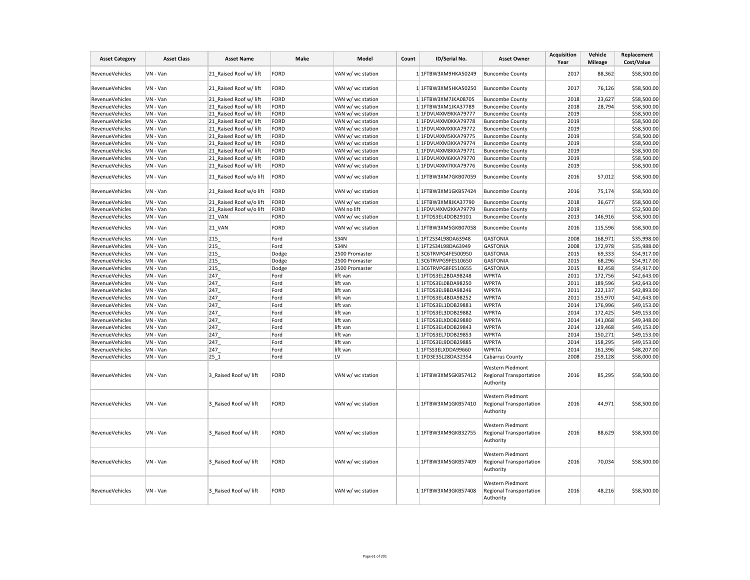| Asset Category | Asset Class | Asset Name | Make | Model | Count | ID/Serial No. | Asset Owner | Acquisition Year | Vehicle Mileage | Replacement Cost/Value |
|---|---|---|---|---|---|---|---|---|---|---|
| RevenueVehicles | VN - Van | 21_Raised Roof w/ lift | FORD | VAN w/ wc station | 1 | 1FTBW3XM9HKA50249 | Buncombe County | 2017 | 88,362 | $58,500.00 |
| RevenueVehicles | VN - Van | 21_Raised Roof w/ lift | FORD | VAN w/ wc station | 1 | 1FTBW3XM5HKA50250 | Buncombe County | 2017 | 76,126 | $58,500.00 |
| RevenueVehicles | VN - Van | 21_Raised Roof w/ lift | FORD | VAN w/ wc station | 1 | 1FTBW3XM7JKA08705 | Buncombe County | 2018 | 23,627 | $58,500.00 |
| RevenueVehicles | VN - Van | 21_Raised Roof w/ lift | FORD | VAN w/ wc station | 1 | 1FTBW3XM1JKA37789 | Buncombe County | 2018 | 28,794 | $58,500.00 |
| RevenueVehicles | VN - Van | 21_Raised Roof w/ lift | FORD | VAN w/ wc station | 1 | 1FDVU4XM9KKA79777 | Buncombe County | 2019 | | $58,500.00 |
| RevenueVehicles | VN - Van | 21_Raised Roof w/ lift | FORD | VAN w/ wc station | 1 | 1FDVU4XM0KKA79778 | Buncombe County | 2019 | | $58,500.00 |
| RevenueVehicles | VN - Van | 21_Raised Roof w/ lift | FORD | VAN w/ wc station | 1 | 1FDVU4XMXKKA79772 | Buncombe County | 2019 | | $58,500.00 |
| RevenueVehicles | VN - Van | 21_Raised Roof w/ lift | FORD | VAN w/ wc station | 1 | 1FDVU4XM5KKA79775 | Buncombe County | 2019 | | $58,500.00 |
| RevenueVehicles | VN - Van | 21_Raised Roof w/ lift | FORD | VAN w/ wc station | 1 | 1FDVU4XM3KKA79774 | Buncombe County | 2019 | | $58,500.00 |
| RevenueVehicles | VN - Van | 21_Raised Roof w/ lift | FORD | VAN w/ wc station | 1 | 1FDVU4XM8KKA79771 | Buncombe County | 2019 | | $58,500.00 |
| RevenueVehicles | VN - Van | 21_Raised Roof w/ lift | FORD | VAN w/ wc station | 1 | 1FDVU4XM6KKA79770 | Buncombe County | 2019 | | $58,500.00 |
| RevenueVehicles | VN - Van | 21_Raised Roof w/ lift | FORD | VAN w/ wc station | 1 | 1FDVU4XM7KKA79776 | Buncombe County | 2019 | | $58,500.00 |
| RevenueVehicles | VN - Van | 21_Raised Roof w/o lift | FORD | VAN w/ wc station | 1 | 1FTBW3XM7GKB07059 | Buncombe County | 2016 | 57,012 | $58,500.00 |
| RevenueVehicles | VN - Van | 21_Raised Roof w/o lift | FORD | VAN w/ wc station | 1 | 1FTBW3XM1GKB57424 | Buncombe County | 2016 | 75,174 | $58,500.00 |
| RevenueVehicles | VN - Van | 21_Raised Roof w/o lift | FORD | VAN w/ wc station | 1 | 1FTBW3XM8JKA37790 | Buncombe County | 2018 | 36,677 | $58,500.00 |
| RevenueVehicles | VN - Van | 21_Raised Roof w/o lift | FORD | VAN no lift | 1 | 1FDVU4XM2KKA79779 | Buncombe County | 2019 | | $52,500.00 |
| RevenueVehicles | VN - Van | 21_VAN | FORD | VAN w/ wc station | 1 | 1FTDS3EL4DDB29101 | Buncombe County | 2013 | 146,916 | $58,500.00 |
| RevenueVehicles | VN - Van | 21_VAN | FORD | VAN w/ wc station | 1 | 1FTBW3XM5GKB07058 | Buncombe County | 2016 | 115,596 | $58,500.00 |
| RevenueVehicles | VN - Van | 215_ | Ford | S34N | 1 | 1FT2S34L98DA63948 | GASTONIA | 2008 | 168,971 | $35,998.00 |
| RevenueVehicles | VN - Van | 215_ | Ford | S34N | 1 | 1FT2S34L98DA63949 | GASTONIA | 2008 | 172,978 | $35,988.00 |
| RevenueVehicles | VN - Van | 215_ | Dodge | 2500 Promaster | 1 | 3C6TRVPG4FE500950 | GASTONIA | 2015 | 69,333 | $54,917.00 |
| RevenueVehicles | VN - Van | 215_ | Dodge | 2500 Promaster | 1 | 3C6TRVPG9FE510650 | GASTONIA | 2015 | 68,296 | $54,917.00 |
| RevenueVehicles | VN - Van | 215_ | Dodge | 2500 Promaster | 1 | 3C6TRVPG8FE510655 | GASTONIA | 2015 | 82,458 | $54,917.00 |
| RevenueVehicles | VN - Van | 247_ | Ford | lift van | 1 | 1FTDS3EL2BDA98248 | WPRTA | 2011 | 172,756 | $42,643.00 |
| RevenueVehicles | VN - Van | 247_ | Ford | lift van | 1 | 1FTDS3EL0BDA98250 | WPRTA | 2011 | 189,596 | $42,643.00 |
| RevenueVehicles | VN - Van | 247_ | Ford | lift van | 1 | 1FTDS3EL9BDA98246 | WPRTA | 2011 | 222,137 | $42,893.00 |
| RevenueVehicles | VN - Van | 247_ | Ford | lift van | 1 | 1FTDS3EL4BDA98252 | WPRTA | 2011 | 155,970 | $42,643.00 |
| RevenueVehicles | VN - Van | 247_ | Ford | lift van | 1 | 1FTDS3EL1DDB29881 | WPRTA | 2014 | 176,996 | $49,153.00 |
| RevenueVehicles | VN - Van | 247_ | Ford | lift van | 1 | 1FTDS3EL3DDB29882 | WPRTA | 2014 | 172,425 | $49,153.00 |
| RevenueVehicles | VN - Van | 247_ | Ford | lift van | 1 | 1FTDS3ELXDDB29880 | WPRTA | 2014 | 141,068 | $49,348.00 |
| RevenueVehicles | VN - Van | 247_ | Ford | lift van | 1 | 1FTDS3EL4DDB29843 | WPRTA | 2014 | 129,468 | $49,153.00 |
| RevenueVehicles | VN - Van | 247_ | Ford | lift van | 1 | 1FTDS3EL7DDB29853 | WPRTA | 2014 | 150,271 | $49,153.00 |
| RevenueVehicles | VN - Van | 247_ | Ford | lift van | 1 | 1FTDS3EL9DDB29885 | WPRTA | 2014 | 158,295 | $49,153.00 |
| RevenueVehicles | VN - Van | 247_ | Ford | lift van | 1 | 1FTSS3ELXDDA99660 | WPRTA | 2014 | 161,396 | $48,207.00 |
| RevenueVehicles | VN - Van | 25_1 | Ford | LV | 1 | 1FD3E35L28DA32354 | Cabarrus County | 2008 | 259,128 | $58,000.00 |
| RevenueVehicles | VN - Van | 3_Raised Roof w/ lift | FORD | VAN w/ wc station | 1 | 1FTBW3XM5GKB57412 | Western Piedmont Regional Transportation Authority | 2016 | 85,295 | $58,500.00 |
| RevenueVehicles | VN - Van | 3_Raised Roof w/ lift | FORD | VAN w/ wc station | 1 | 1FTBW3XM1GKB57410 | Western Piedmont Regional Transportation Authority | 2016 | 44,971 | $58,500.00 |
| RevenueVehicles | VN - Van | 3_Raised Roof w/ lift | FORD | VAN w/ wc station | 1 | 1FTBW3XM9GKB32755 | Western Piedmont Regional Transportation Authority | 2016 | 88,629 | $58,500.00 |
| RevenueVehicles | VN - Van | 3_Raised Roof w/ lift | FORD | VAN w/ wc station | 1 | 1FTBW3XM5GKB57409 | Western Piedmont Regional Transportation Authority | 2016 | 70,034 | $58,500.00 |
| RevenueVehicles | VN - Van | 3_Raised Roof w/ lift | FORD | VAN w/ wc station | 1 | 1FTBW3XM3GKB57408 | Western Piedmont Regional Transportation Authority | 2016 | 48,216 | $58,500.00 |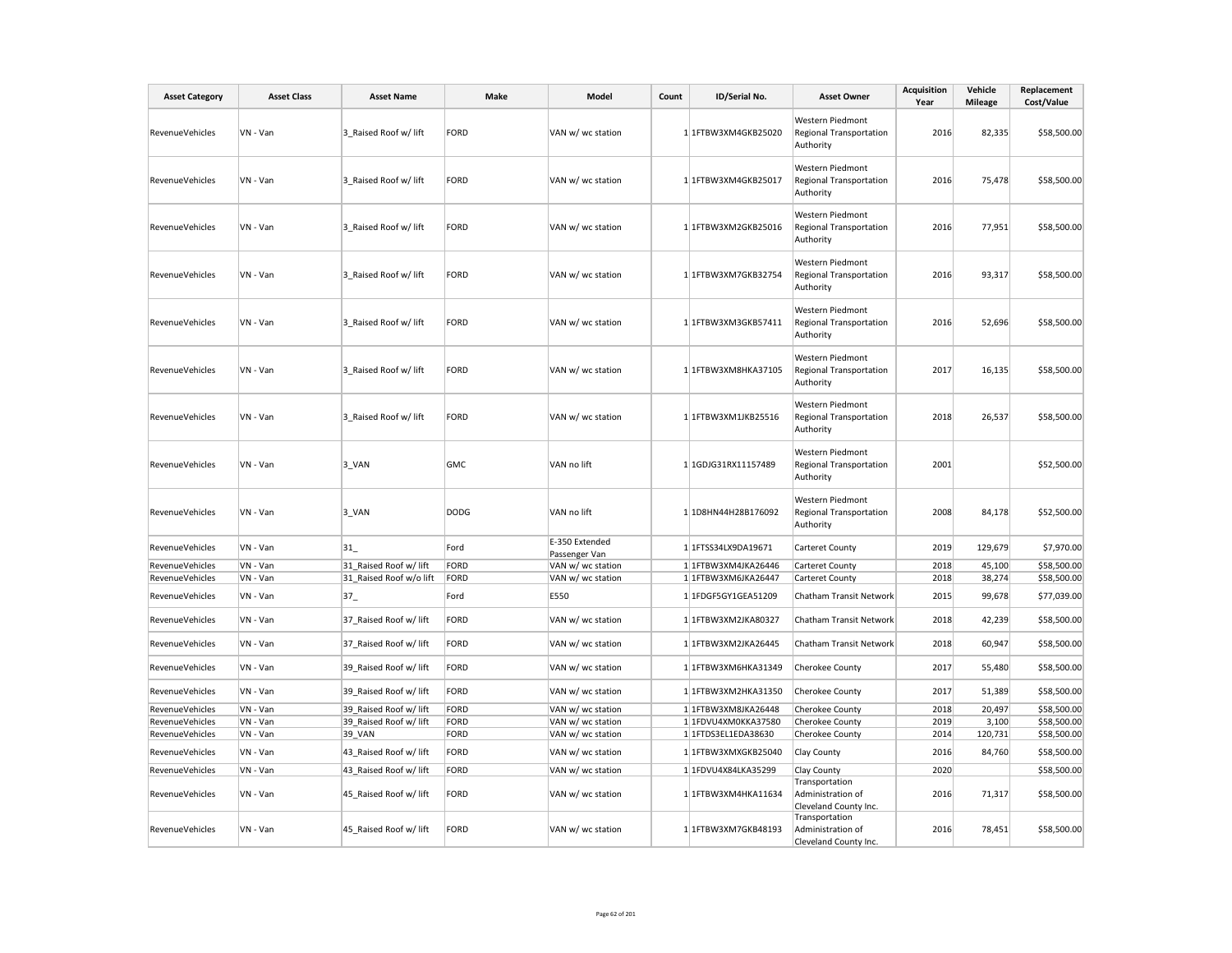| Asset Category | Asset Class | Asset Name | Make | Model | Count | ID/Serial No. | Asset Owner | Acquisition Year | Vehicle Mileage | Replacement Cost/Value |
|---|---|---|---|---|---|---|---|---|---|---|
| RevenueVehicles | VN - Van | 3_Raised Roof w/ lift | FORD | VAN w/ wc station | 1 | 1FTBW3XM4GKB25020 | Western Piedmont Regional Transportation Authority | 2016 | 82,335 | $58,500.00 |
| RevenueVehicles | VN - Van | 3_Raised Roof w/ lift | FORD | VAN w/ wc station | 1 | 1FTBW3XM4GKB25017 | Western Piedmont Regional Transportation Authority | 2016 | 75,478 | $58,500.00 |
| RevenueVehicles | VN - Van | 3_Raised Roof w/ lift | FORD | VAN w/ wc station | 1 | 1FTBW3XM2GKB25016 | Western Piedmont Regional Transportation Authority | 2016 | 77,951 | $58,500.00 |
| RevenueVehicles | VN - Van | 3_Raised Roof w/ lift | FORD | VAN w/ wc station | 1 | 1FTBW3XM7GKB32754 | Western Piedmont Regional Transportation Authority | 2016 | 93,317 | $58,500.00 |
| RevenueVehicles | VN - Van | 3_Raised Roof w/ lift | FORD | VAN w/ wc station | 1 | 1FTBW3XM3GKB57411 | Western Piedmont Regional Transportation Authority | 2016 | 52,696 | $58,500.00 |
| RevenueVehicles | VN - Van | 3_Raised Roof w/ lift | FORD | VAN w/ wc station | 1 | 1FTBW3XM8HKA37105 | Western Piedmont Regional Transportation Authority | 2017 | 16,135 | $58,500.00 |
| RevenueVehicles | VN - Van | 3_Raised Roof w/ lift | FORD | VAN w/ wc station | 1 | 1FTBW3XM1JKB25516 | Western Piedmont Regional Transportation Authority | 2018 | 26,537 | $58,500.00 |
| RevenueVehicles | VN - Van | 3_VAN | GMC | VAN no lift | 1 | 1GDJG31RX11157489 | Western Piedmont Regional Transportation Authority | 2001 | | $52,500.00 |
| RevenueVehicles | VN - Van | 3_VAN | DODG | VAN no lift | 1 | 1D8HN44H28B176092 | Western Piedmont Regional Transportation Authority | 2008 | 84,178 | $52,500.00 |
| RevenueVehicles | VN - Van | 31_ | Ford | E-350 Extended Passenger Van | 1 | 1FTSS34LX9DA19671 | Carteret County | 2019 | 129,679 | $7,970.00 |
| RevenueVehicles | VN - Van | 31_Raised Roof w/ lift | FORD | VAN w/ wc station | 1 | 1FTBW3XM4JKA26446 | Carteret County | 2018 | 45,100 | $58,500.00 |
| RevenueVehicles | VN - Van | 31_Raised Roof w/o lift | FORD | VAN w/ wc station | 1 | 1FTBW3XM6JKA26447 | Carteret County | 2018 | 38,274 | $58,500.00 |
| RevenueVehicles | VN - Van | 37_ | Ford | E550 | 1 | 1FDGF5GY1GEA51209 | Chatham Transit Network | 2015 | 99,678 | $77,039.00 |
| RevenueVehicles | VN - Van | 37_Raised Roof w/ lift | FORD | VAN w/ wc station | 1 | 1FTBW3XM2JKA80327 | Chatham Transit Network | 2018 | 42,239 | $58,500.00 |
| RevenueVehicles | VN - Van | 37_Raised Roof w/ lift | FORD | VAN w/ wc station | 1 | 1FTBW3XM2JKA26445 | Chatham Transit Network | 2018 | 60,947 | $58,500.00 |
| RevenueVehicles | VN - Van | 39_Raised Roof w/ lift | FORD | VAN w/ wc station | 1 | 1FTBW3XM6HKA31349 | Cherokee County | 2017 | 55,480 | $58,500.00 |
| RevenueVehicles | VN - Van | 39_Raised Roof w/ lift | FORD | VAN w/ wc station | 1 | 1FTBW3XM2HKA31350 | Cherokee County | 2017 | 51,389 | $58,500.00 |
| RevenueVehicles | VN - Van | 39_Raised Roof w/ lift | FORD | VAN w/ wc station | 1 | 1FTBW3XM8JKA26448 | Cherokee County | 2018 | 20,497 | $58,500.00 |
| RevenueVehicles | VN - Van | 39_Raised Roof w/ lift | FORD | VAN w/ wc station | 1 | 1FDVU4XM0KKA37580 | Cherokee County | 2019 | 3,100 | $58,500.00 |
| RevenueVehicles | VN - Van | 39_VAN | FORD | VAN w/ wc station | 1 | 1FTDS3EL1EDA38630 | Cherokee County | 2014 | 120,731 | $58,500.00 |
| RevenueVehicles | VN - Van | 43_Raised Roof w/ lift | FORD | VAN w/ wc station | 1 | 1FTBW3XMXGKB25040 | Clay County | 2016 | 84,760 | $58,500.00 |
| RevenueVehicles | VN - Van | 43_Raised Roof w/ lift | FORD | VAN w/ wc station | 1 | 1FDVU4X84LKA35299 | Clay County | 2020 | | $58,500.00 |
| RevenueVehicles | VN - Van | 45_Raised Roof w/ lift | FORD | VAN w/ wc station | 1 | 1FTBW3XM4HKA11634 | Transportation Administration of Cleveland County Inc. | 2016 | 71,317 | $58,500.00 |
| RevenueVehicles | VN - Van | 45_Raised Roof w/ lift | FORD | VAN w/ wc station | 1 | 1FTBW3XM7GKB48193 | Transportation Administration of Cleveland County Inc. | 2016 | 78,451 | $58,500.00 |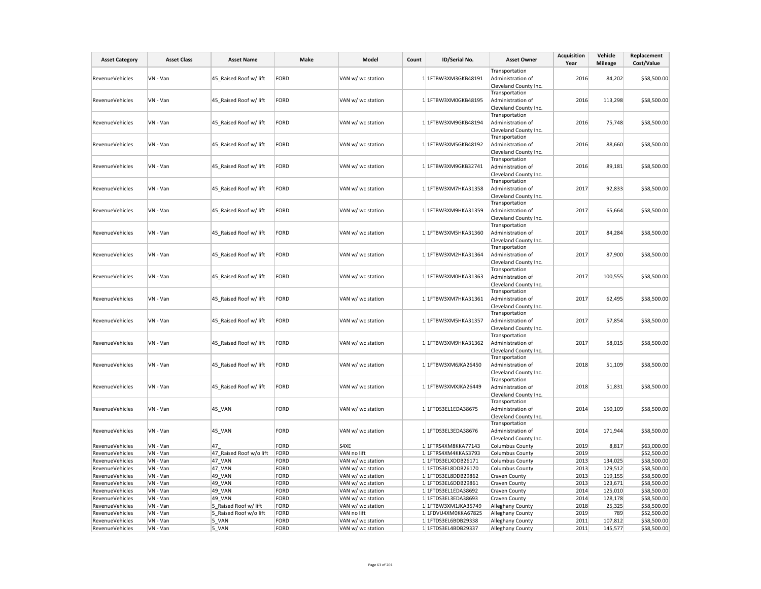| Asset Category | Asset Class | Asset Name | Make | Model | Count | ID/Serial No. | Asset Owner | Acquisition Year | Vehicle Mileage | Replacement Cost/Value |
|---|---|---|---|---|---|---|---|---|---|---|
| RevenueVehicles | VN - Van | 45_Raised Roof w/ lift | FORD | VAN w/ wc station | 1 | 1FTBW3XM3GKB48191 | Transportation Administration of Cleveland County Inc. | 2016 | 84,202 | $58,500.00 |
| RevenueVehicles | VN - Van | 45_Raised Roof w/ lift | FORD | VAN w/ wc station | 1 | 1FTBW3XM0GKB48195 | Transportation Administration of Cleveland County Inc. | 2016 | 113,298 | $58,500.00 |
| RevenueVehicles | VN - Van | 45_Raised Roof w/ lift | FORD | VAN w/ wc station | 1 | 1FTBW3XM9GKB48194 | Transportation Administration of Cleveland County Inc. | 2016 | 75,748 | $58,500.00 |
| RevenueVehicles | VN - Van | 45_Raised Roof w/ lift | FORD | VAN w/ wc station | 1 | 1FTBW3XM5GKB48192 | Transportation Administration of Cleveland County Inc. | 2016 | 88,660 | $58,500.00 |
| RevenueVehicles | VN - Van | 45_Raised Roof w/ lift | FORD | VAN w/ wc station | 1 | 1FTBW3XM9GKB32741 | Transportation Administration of Cleveland County Inc. | 2016 | 89,181 | $58,500.00 |
| RevenueVehicles | VN - Van | 45_Raised Roof w/ lift | FORD | VAN w/ wc station | 1 | 1FTBW3XM7HKA31358 | Transportation Administration of Cleveland County Inc. | 2017 | 92,833 | $58,500.00 |
| RevenueVehicles | VN - Van | 45_Raised Roof w/ lift | FORD | VAN w/ wc station | 1 | 1FTBW3XM9HKA31359 | Transportation Administration of Cleveland County Inc. | 2017 | 65,664 | $58,500.00 |
| RevenueVehicles | VN - Van | 45_Raised Roof w/ lift | FORD | VAN w/ wc station | 1 | 1FTBW3XM5HKA31360 | Transportation Administration of Cleveland County Inc. | 2017 | 84,284 | $58,500.00 |
| RevenueVehicles | VN - Van | 45_Raised Roof w/ lift | FORD | VAN w/ wc station | 1 | 1FTBW3XM2HKA31364 | Transportation Administration of Cleveland County Inc. | 2017 | 87,900 | $58,500.00 |
| RevenueVehicles | VN - Van | 45_Raised Roof w/ lift | FORD | VAN w/ wc station | 1 | 1FTBW3XM0HKA31363 | Transportation Administration of Cleveland County Inc. | 2017 | 100,555 | $58,500.00 |
| RevenueVehicles | VN - Van | 45_Raised Roof w/ lift | FORD | VAN w/ wc station | 1 | 1FTBW3XM7HKA31361 | Transportation Administration of Cleveland County Inc. | 2017 | 62,495 | $58,500.00 |
| RevenueVehicles | VN - Van | 45_Raised Roof w/ lift | FORD | VAN w/ wc station | 1 | 1FTBW3XM5HKA31357 | Transportation Administration of Cleveland County Inc. | 2017 | 57,854 | $58,500.00 |
| RevenueVehicles | VN - Van | 45_Raised Roof w/ lift | FORD | VAN w/ wc station | 1 | 1FTBW3XM9HKA31362 | Transportation Administration of Cleveland County Inc. | 2017 | 58,015 | $58,500.00 |
| RevenueVehicles | VN - Van | 45_Raised Roof w/ lift | FORD | VAN w/ wc station | 1 | 1FTBW3XM6JKA26450 | Transportation Administration of Cleveland County Inc. | 2018 | 51,109 | $58,500.00 |
| RevenueVehicles | VN - Van | 45_Raised Roof w/ lift | FORD | VAN w/ wc station | 1 | 1FTBW3XMXJKA26449 | Transportation Administration of Cleveland County Inc. | 2018 | 51,831 | $58,500.00 |
| RevenueVehicles | VN - Van | 45_VAN | FORD | VAN w/ wc station | 1 | 1FTDS3EL1EDA38675 | Transportation Administration of Cleveland County Inc. | 2014 | 150,109 | $58,500.00 |
| RevenueVehicles | VN - Van | 45_VAN | FORD | VAN w/ wc station | 1 | 1FTDS3EL3EDA38676 | Transportation Administration of Cleveland County Inc. | 2014 | 171,944 | $58,500.00 |
| RevenueVehicles | VN - Van | 47_ | FORD | S4XE | 1 | 1FTRS4XM8KKA77143 | Columbus County | 2019 | 8,817 | $63,000.00 |
| RevenueVehicles | VN - Van | 47_Raised Roof w/o lift | FORD | VAN no lift | 1 | 1FTRS4XM4KKA53793 | Columbus County | 2019 | | $52,500.00 |
| RevenueVehicles | VN - Van | 47_VAN | FORD | VAN w/ wc station | 1 | 1FTDS3ELXDDB26171 | Columbus County | 2013 | 134,025 | $58,500.00 |
| RevenueVehicles | VN - Van | 47_VAN | FORD | VAN w/ wc station | 1 | 1FTDS3EL8DDB26170 | Columbus County | 2013 | 129,512 | $58,500.00 |
| RevenueVehicles | VN - Van | 49_VAN | FORD | VAN w/ wc station | 1 | 1FTDS3EL8DDB29862 | Craven County | 2013 | 119,155 | $58,500.00 |
| RevenueVehicles | VN - Van | 49_VAN | FORD | VAN w/ wc station | 1 | 1FTDS3EL6DDB29861 | Craven County | 2013 | 123,671 | $58,500.00 |
| RevenueVehicles | VN - Van | 49_VAN | FORD | VAN w/ wc station | 1 | 1FTDS3EL1EDA38692 | Craven County | 2014 | 125,010 | $58,500.00 |
| RevenueVehicles | VN - Van | 49_VAN | FORD | VAN w/ wc station | 1 | 1FTDS3EL3EDA38693 | Craven County | 2014 | 128,178 | $58,500.00 |
| RevenueVehicles | VN - Van | 5_Raised Roof w/ lift | FORD | VAN w/ wc station | 1 | 1FTBW3XM1JKA35749 | Alleghany County | 2018 | 25,325 | $58,500.00 |
| RevenueVehicles | VN - Van | 5_Raised Roof w/o lift | FORD | VAN no lift | 1 | 1FDVU4XM0KKA67825 | Alleghany County | 2019 | 789 | $52,500.00 |
| RevenueVehicles | VN - Van | 5_VAN | FORD | VAN w/ wc station | 1 | 1FTDS3EL6BDB29338 | Alleghany County | 2011 | 107,812 | $58,500.00 |
| RevenueVehicles | VN - Van | 5_VAN | FORD | VAN w/ wc station | 1 | 1FTDS3EL4BDB29337 | Alleghany County | 2011 | 145,577 | $58,500.00 |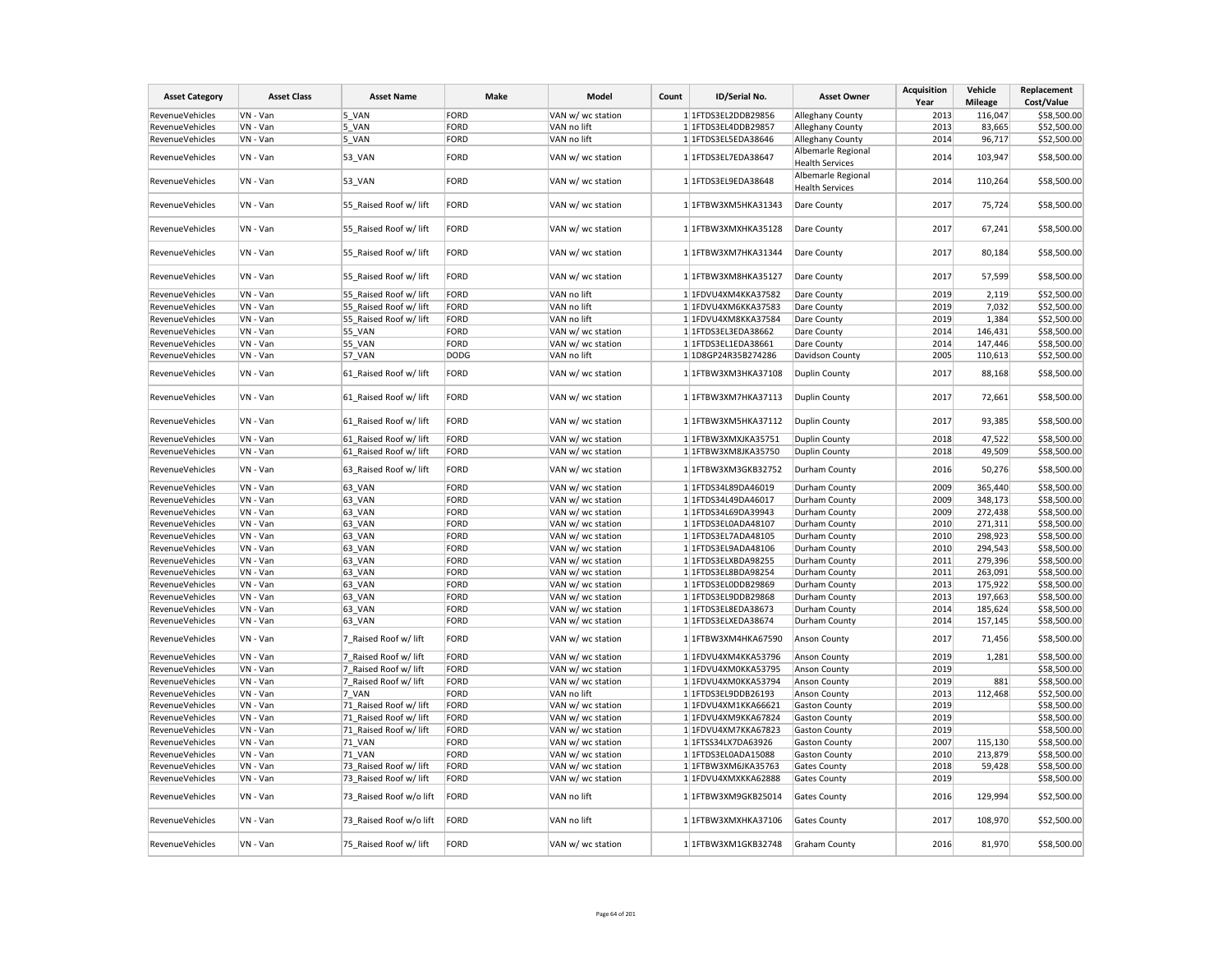| Asset Category | Asset Class | Asset Name | Make | Model | Count | ID/Serial No. | Asset Owner | Acquisition Year | Vehicle Mileage | Replacement Cost/Value |
|---|---|---|---|---|---|---|---|---|---|---|
| RevenueVehicles | VN - Van | 5_VAN | FORD | VAN w/ wc station | 1 | 1FTDS3EL2DDB29856 | Alleghany County | 2013 | 116,047 | $58,500.00 |
| RevenueVehicles | VN - Van | 5_VAN | FORD | VAN no lift | 1 | 1FTDS3EL4DDB29857 | Alleghany County | 2013 | 83,665 | $52,500.00 |
| RevenueVehicles | VN - Van | 5_VAN | FORD | VAN no lift | 1 | 1FTDS3EL5EDA38646 | Alleghany County | 2014 | 96,717 | $52,500.00 |
| RevenueVehicles | VN - Van | 53_VAN | FORD | VAN w/ wc station | 1 | 1FTDS3EL7EDA38647 | Albemarle Regional Health Services | 2014 | 103,947 | $58,500.00 |
| RevenueVehicles | VN - Van | 53_VAN | FORD | VAN w/ wc station | 1 | 1FTDS3EL9EDA38648 | Albemarle Regional Health Services | 2014 | 110,264 | $58,500.00 |
| RevenueVehicles | VN - Van | 55_Raised Roof w/ lift | FORD | VAN w/ wc station | 1 | 1FTBW3XM5HKA31343 | Dare County | 2017 | 75,724 | $58,500.00 |
| RevenueVehicles | VN - Van | 55_Raised Roof w/ lift | FORD | VAN w/ wc station | 1 | 1FTBW3XMXHKA35128 | Dare County | 2017 | 67,241 | $58,500.00 |
| RevenueVehicles | VN - Van | 55_Raised Roof w/ lift | FORD | VAN w/ wc station | 1 | 1FTBW3XM7HKA31344 | Dare County | 2017 | 80,184 | $58,500.00 |
| RevenueVehicles | VN - Van | 55_Raised Roof w/ lift | FORD | VAN w/ wc station | 1 | 1FTBW3XM8HKA35127 | Dare County | 2017 | 57,599 | $58,500.00 |
| RevenueVehicles | VN - Van | 55_Raised Roof w/ lift | FORD | VAN no lift | 1 | 1FDVU4XM4KKA37582 | Dare County | 2019 | 2,119 | $52,500.00 |
| RevenueVehicles | VN - Van | 55_Raised Roof w/ lift | FORD | VAN no lift | 1 | 1FDVU4XM6KKA37583 | Dare County | 2019 | 7,032 | $52,500.00 |
| RevenueVehicles | VN - Van | 55_Raised Roof w/ lift | FORD | VAN no lift | 1 | 1FDVU4XM8KKA37584 | Dare County | 2019 | 1,384 | $52,500.00 |
| RevenueVehicles | VN - Van | 55_VAN | FORD | VAN w/ wc station | 1 | 1FTDS3EL3EDA38662 | Dare County | 2014 | 146,431 | $58,500.00 |
| RevenueVehicles | VN - Van | 55_VAN | FORD | VAN w/ wc station | 1 | 1FTDS3EL1EDA38661 | Dare County | 2014 | 147,446 | $58,500.00 |
| RevenueVehicles | VN - Van | 57_VAN | DODG | VAN no lift | 1 | 1D8GP24R35B274286 | Davidson County | 2005 | 110,613 | $52,500.00 |
| RevenueVehicles | VN - Van | 61_Raised Roof w/ lift | FORD | VAN w/ wc station | 1 | 1FTBW3XM3HKA37108 | Duplin County | 2017 | 88,168 | $58,500.00 |
| RevenueVehicles | VN - Van | 61_Raised Roof w/ lift | FORD | VAN w/ wc station | 1 | 1FTBW3XM7HKA37113 | Duplin County | 2017 | 72,661 | $58,500.00 |
| RevenueVehicles | VN - Van | 61_Raised Roof w/ lift | FORD | VAN w/ wc station | 1 | 1FTBW3XM5HKA37112 | Duplin County | 2017 | 93,385 | $58,500.00 |
| RevenueVehicles | VN - Van | 61_Raised Roof w/ lift | FORD | VAN w/ wc station | 1 | 1FTBW3XMXJKA35751 | Duplin County | 2018 | 47,522 | $58,500.00 |
| RevenueVehicles | VN - Van | 61_Raised Roof w/ lift | FORD | VAN w/ wc station | 1 | 1FTBW3XM8JKA35750 | Duplin County | 2018 | 49,509 | $58,500.00 |
| RevenueVehicles | VN - Van | 63_Raised Roof w/ lift | FORD | VAN w/ wc station | 1 | 1FTBW3XM3GKB32752 | Durham County | 2016 | 50,276 | $58,500.00 |
| RevenueVehicles | VN - Van | 63_VAN | FORD | VAN w/ wc station | 1 | 1FTDS34L89DA46019 | Durham County | 2009 | 365,440 | $58,500.00 |
| RevenueVehicles | VN - Van | 63_VAN | FORD | VAN w/ wc station | 1 | 1FTDS34L49DA46017 | Durham County | 2009 | 348,173 | $58,500.00 |
| RevenueVehicles | VN - Van | 63_VAN | FORD | VAN w/ wc station | 1 | 1FTDS34L69DA39943 | Durham County | 2009 | 272,438 | $58,500.00 |
| RevenueVehicles | VN - Van | 63_VAN | FORD | VAN w/ wc station | 1 | 1FTDS3EL0ADA48107 | Durham County | 2010 | 271,311 | $58,500.00 |
| RevenueVehicles | VN - Van | 63_VAN | FORD | VAN w/ wc station | 1 | 1FTDS3EL7ADA48105 | Durham County | 2010 | 298,923 | $58,500.00 |
| RevenueVehicles | VN - Van | 63_VAN | FORD | VAN w/ wc station | 1 | 1FTDS3EL9ADA48106 | Durham County | 2010 | 294,543 | $58,500.00 |
| RevenueVehicles | VN - Van | 63_VAN | FORD | VAN w/ wc station | 1 | 1FTDS3ELXBDA98255 | Durham County | 2011 | 279,396 | $58,500.00 |
| RevenueVehicles | VN - Van | 63_VAN | FORD | VAN w/ wc station | 1 | 1FTDS3EL8BDA98254 | Durham County | 2011 | 263,091 | $58,500.00 |
| RevenueVehicles | VN - Van | 63_VAN | FORD | VAN w/ wc station | 1 | 1FTDS3EL0DDB29869 | Durham County | 2013 | 175,922 | $58,500.00 |
| RevenueVehicles | VN - Van | 63_VAN | FORD | VAN w/ wc station | 1 | 1FTDS3EL9DDB29868 | Durham County | 2013 | 197,663 | $58,500.00 |
| RevenueVehicles | VN - Van | 63_VAN | FORD | VAN w/ wc station | 1 | 1FTDS3EL8EDA38673 | Durham County | 2014 | 185,624 | $58,500.00 |
| RevenueVehicles | VN - Van | 63_VAN | FORD | VAN w/ wc station | 1 | 1FTDS3ELXEDA38674 | Durham County | 2014 | 157,145 | $58,500.00 |
| RevenueVehicles | VN - Van | 7_Raised Roof w/ lift | FORD | VAN w/ wc station | 1 | 1FTBW3XM4HKA67590 | Anson County | 2017 | 71,456 | $58,500.00 |
| RevenueVehicles | VN - Van | 7_Raised Roof w/ lift | FORD | VAN w/ wc station | 1 | 1FDVU4XM4KKA53796 | Anson County | 2019 | 1,281 | $58,500.00 |
| RevenueVehicles | VN - Van | 7_Raised Roof w/ lift | FORD | VAN w/ wc station | 1 | 1FDVU4XM0KKA53795 | Anson County | 2019 | | $58,500.00 |
| RevenueVehicles | VN - Van | 7_Raised Roof w/ lift | FORD | VAN w/ wc station | 1 | 1FDVU4XM0KKA53794 | Anson County | 2019 | 881 | $58,500.00 |
| RevenueVehicles | VN - Van | 7_VAN | FORD | VAN no lift | 1 | 1FTDS3EL9DDB26193 | Anson County | 2013 | 112,468 | $52,500.00 |
| RevenueVehicles | VN - Van | 71_Raised Roof w/ lift | FORD | VAN w/ wc station | 1 | 1FDVU4XM1KKA66621 | Gaston County | 2019 | | $58,500.00 |
| RevenueVehicles | VN - Van | 71_Raised Roof w/ lift | FORD | VAN w/ wc station | 1 | 1FDVU4XM9KKA67824 | Gaston County | 2019 | | $58,500.00 |
| RevenueVehicles | VN - Van | 71_Raised Roof w/ lift | FORD | VAN w/ wc station | 1 | 1FDVU4XM7KKA67823 | Gaston County | 2019 | | $58,500.00 |
| RevenueVehicles | VN - Van | 71_VAN | FORD | VAN w/ wc station | 1 | 1FTSS34LX7DA63926 | Gaston County | 2007 | 115,130 | $58,500.00 |
| RevenueVehicles | VN - Van | 71_VAN | FORD | VAN w/ wc station | 1 | 1FTDS3EL0ADA15088 | Gaston County | 2010 | 213,879 | $58,500.00 |
| RevenueVehicles | VN - Van | 73_Raised Roof w/ lift | FORD | VAN w/ wc station | 1 | 1FTBW3XM6JKA35763 | Gates County | 2018 | 59,428 | $58,500.00 |
| RevenueVehicles | VN - Van | 73_Raised Roof w/ lift | FORD | VAN w/ wc station | 1 | 1FDVU4XMXKKA62888 | Gates County | 2019 | | $58,500.00 |
| RevenueVehicles | VN - Van | 73_Raised Roof w/o lift | FORD | VAN no lift | 1 | 1FTBW3XM9GKB25014 | Gates County | 2016 | 129,994 | $52,500.00 |
| RevenueVehicles | VN - Van | 73_Raised Roof w/o lift | FORD | VAN no lift | 1 | 1FTBW3XMXHKA37106 | Gates County | 2017 | 108,970 | $52,500.00 |
| RevenueVehicles | VN - Van | 75_Raised Roof w/ lift | FORD | VAN w/ wc station | 1 | 1FTBW3XM1GKB32748 | Graham County | 2016 | 81,970 | $58,500.00 |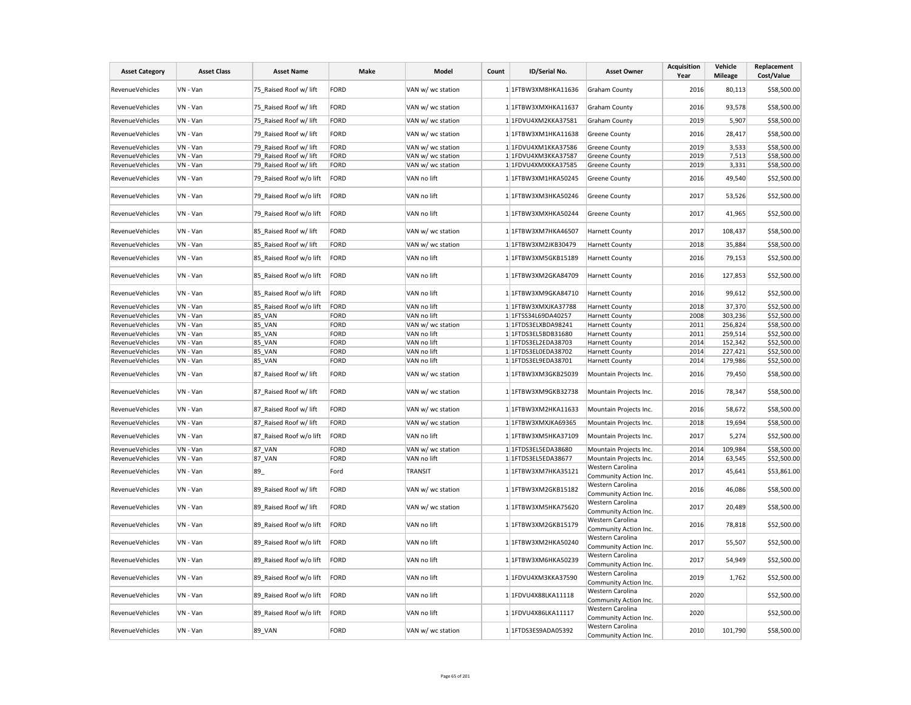| Asset Category | Asset Class | Asset Name | Make | Model | Count | ID/Serial No. | Asset Owner | Acquisition Year | Vehicle Mileage | Replacement Cost/Value |
|---|---|---|---|---|---|---|---|---|---|---|
| RevenueVehicles | VN - Van | 75_Raised Roof w/ lift | FORD | VAN w/ wc station | 1 | 1FTBW3XM8HKA11636 | Graham County | 2016 | 80,113 | $58,500.00 |
| RevenueVehicles | VN - Van | 75_Raised Roof w/ lift | FORD | VAN w/ wc station | 1 | 1FTBW3XMXHKA11637 | Graham County | 2016 | 93,578 | $58,500.00 |
| RevenueVehicles | VN - Van | 75_Raised Roof w/ lift | FORD | VAN w/ wc station | 1 | 1FDVU4XM2KKA37581 | Graham County | 2019 | 5,907 | $58,500.00 |
| RevenueVehicles | VN - Van | 79_Raised Roof w/ lift | FORD | VAN w/ wc station | 1 | 1FTBW3XM1HKA11638 | Greene County | 2016 | 28,417 | $58,500.00 |
| RevenueVehicles | VN - Van | 79_Raised Roof w/ lift | FORD | VAN w/ wc station | 1 | 1FDVU4XM1KKA37586 | Greene County | 2019 | 3,533 | $58,500.00 |
| RevenueVehicles | VN - Van | 79_Raised Roof w/ lift | FORD | VAN w/ wc station | 1 | 1FDVU4XM3KKA37587 | Greene County | 2019 | 7,513 | $58,500.00 |
| RevenueVehicles | VN - Van | 79_Raised Roof w/ lift | FORD | VAN w/ wc station | 1 | 1FDVU4XMXKKA37585 | Greene County | 2019 | 3,331 | $58,500.00 |
| RevenueVehicles | VN - Van | 79_Raised Roof w/o lift | FORD | VAN no lift | 1 | 1FTBW3XM1HKA50245 | Greene County | 2016 | 49,540 | $52,500.00 |
| RevenueVehicles | VN - Van | 79_Raised Roof w/o lift | FORD | VAN no lift | 1 | 1FTBW3XM3HKA50246 | Greene County | 2017 | 53,526 | $52,500.00 |
| RevenueVehicles | VN - Van | 79_Raised Roof w/o lift | FORD | VAN no lift | 1 | 1FTBW3XMXHKA50244 | Greene County | 2017 | 41,965 | $52,500.00 |
| RevenueVehicles | VN - Van | 85_Raised Roof w/ lift | FORD | VAN w/ wc station | 1 | 1FTBW3XM7HKA46507 | Harnett County | 2017 | 108,437 | $58,500.00 |
| RevenueVehicles | VN - Van | 85_Raised Roof w/ lift | FORD | VAN w/ wc station | 1 | 1FTBW3XM2JKB30479 | Harnett County | 2018 | 35,884 | $58,500.00 |
| RevenueVehicles | VN - Van | 85_Raised Roof w/o lift | FORD | VAN no lift | 1 | 1FTBW3XM5GKB15189 | Harnett County | 2016 | 79,153 | $52,500.00 |
| RevenueVehicles | VN - Van | 85_Raised Roof w/o lift | FORD | VAN no lift | 1 | 1FTBW3XM2GKA84709 | Harnett County | 2016 | 127,853 | $52,500.00 |
| RevenueVehicles | VN - Van | 85_Raised Roof w/o lift | FORD | VAN no lift | 1 | 1FTBW3XM9GKA84710 | Harnett County | 2016 | 99,612 | $52,500.00 |
| RevenueVehicles | VN - Van | 85_Raised Roof w/o lift | FORD | VAN no lift | 1 | 1FTBW3XMXJKA37788 | Harnett County | 2018 | 37,370 | $52,500.00 |
| RevenueVehicles | VN - Van | 85_VAN | FORD | VAN no lift | 1 | 1FTSS34L69DA40257 | Harnett County | 2008 | 303,236 | $52,500.00 |
| RevenueVehicles | VN - Van | 85_VAN | FORD | VAN w/ wc station | 1 | 1FTDS3ELXBDA98241 | Harnett County | 2011 | 256,824 | $58,500.00 |
| RevenueVehicles | VN - Van | 85_VAN | FORD | VAN no lift | 1 | 1FTDS3EL5BDB31680 | Harnett County | 2011 | 259,514 | $52,500.00 |
| RevenueVehicles | VN - Van | 85_VAN | FORD | VAN no lift | 1 | 1FTDS3EL2EDA38703 | Harnett County | 2014 | 152,342 | $52,500.00 |
| RevenueVehicles | VN - Van | 85_VAN | FORD | VAN no lift | 1 | 1FTDS3EL0EDA38702 | Harnett County | 2014 | 227,421 | $52,500.00 |
| RevenueVehicles | VN - Van | 85_VAN | FORD | VAN no lift | 1 | 1FTDS3EL9EDA38701 | Harnett County | 2014 | 179,986 | $52,500.00 |
| RevenueVehicles | VN - Van | 87_Raised Roof w/ lift | FORD | VAN w/ wc station | 1 | 1FTBW3XM3GKB25039 | Mountain Projects Inc. | 2016 | 79,450 | $58,500.00 |
| RevenueVehicles | VN - Van | 87_Raised Roof w/ lift | FORD | VAN w/ wc station | 1 | 1FTBW3XM9GKB32738 | Mountain Projects Inc. | 2016 | 78,347 | $58,500.00 |
| RevenueVehicles | VN - Van | 87_Raised Roof w/ lift | FORD | VAN w/ wc station | 1 | 1FTBW3XM2HKA11633 | Mountain Projects Inc. | 2016 | 58,672 | $58,500.00 |
| RevenueVehicles | VN - Van | 87_Raised Roof w/ lift | FORD | VAN w/ wc station | 1 | 1FTBW3XMXJKA69365 | Mountain Projects Inc. | 2018 | 19,694 | $58,500.00 |
| RevenueVehicles | VN - Van | 87_Raised Roof w/o lift | FORD | VAN no lift | 1 | 1FTBW3XM5HKA37109 | Mountain Projects Inc. | 2017 | 5,274 | $52,500.00 |
| RevenueVehicles | VN - Van | 87_VAN | FORD | VAN w/ wc station | 1 | 1FTDS3EL5EDA38680 | Mountain Projects Inc. | 2014 | 109,984 | $58,500.00 |
| RevenueVehicles | VN - Van | 87_VAN | FORD | VAN no lift | 1 | 1FTDS3EL5EDA38677 | Mountain Projects Inc. | 2014 | 63,545 | $52,500.00 |
| RevenueVehicles | VN - Van | 89_ | Ford | TRANSIT | 1 | 1FTBW3XM7HKA35121 | Western Carolina Community Action Inc. | 2017 | 45,641 | $53,861.00 |
| RevenueVehicles | VN - Van | 89_Raised Roof w/ lift | FORD | VAN w/ wc station | 1 | 1FTBW3XM2GKB15182 | Western Carolina Community Action Inc. | 2016 | 46,086 | $58,500.00 |
| RevenueVehicles | VN - Van | 89_Raised Roof w/ lift | FORD | VAN w/ wc station | 1 | 1FTBW3XM5HKA75620 | Western Carolina Community Action Inc. | 2017 | 20,489 | $58,500.00 |
| RevenueVehicles | VN - Van | 89_Raised Roof w/o lift | FORD | VAN no lift | 1 | 1FTBW3XM2GKB15179 | Western Carolina Community Action Inc. | 2016 | 78,818 | $52,500.00 |
| RevenueVehicles | VN - Van | 89_Raised Roof w/o lift | FORD | VAN no lift | 1 | 1FTBW3XM2HKA50240 | Western Carolina Community Action Inc. | 2017 | 55,507 | $52,500.00 |
| RevenueVehicles | VN - Van | 89_Raised Roof w/o lift | FORD | VAN no lift | 1 | 1FTBW3XM6HKA50239 | Western Carolina Community Action Inc. | 2017 | 54,949 | $52,500.00 |
| RevenueVehicles | VN - Van | 89_Raised Roof w/o lift | FORD | VAN no lift | 1 | 1FDVU4XM3KKA37590 | Western Carolina Community Action Inc. | 2019 | 1,762 | $52,500.00 |
| RevenueVehicles | VN - Van | 89_Raised Roof w/o lift | FORD | VAN no lift | 1 | 1FDVU4X88LKA11118 | Western Carolina Community Action Inc. | 2020 | | $52,500.00 |
| RevenueVehicles | VN - Van | 89_Raised Roof w/o lift | FORD | VAN no lift | 1 | 1FDVU4X86LKA11117 | Western Carolina Community Action Inc. | 2020 | | $52,500.00 |
| RevenueVehicles | VN - Van | 89_VAN | FORD | VAN w/ wc station | 1 | 1FTDS3ES9ADA05392 | Western Carolina Community Action Inc. | 2010 | 101,790 | $58,500.00 |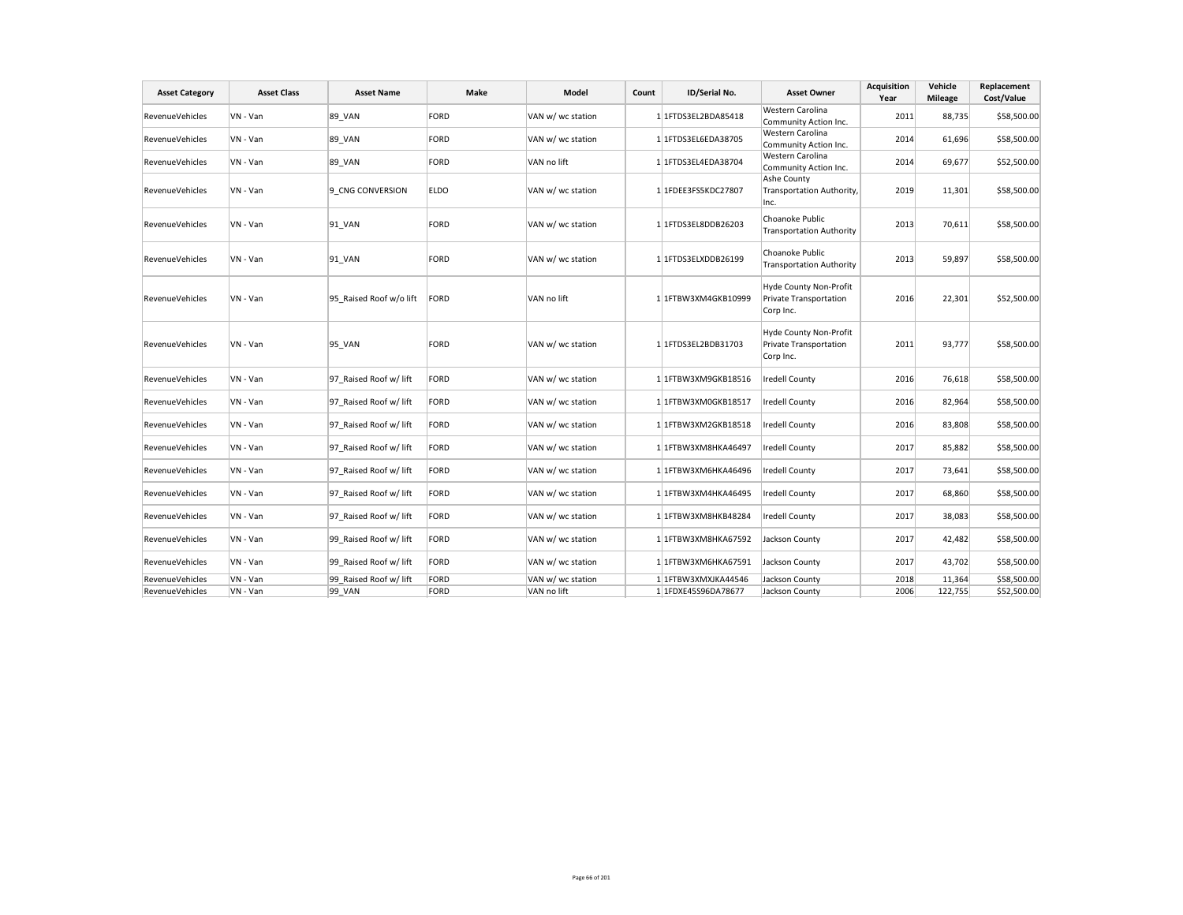| Asset Category | Asset Class | Asset Name | Make | Model | Count | ID/Serial No. | Asset Owner | Acquisition Year | Vehicle Mileage | Replacement Cost/Value |
|---|---|---|---|---|---|---|---|---|---|---|
| RevenueVehicles | VN - Van | 89_VAN | FORD | VAN w/ wc station | 1 | 1FTDS3EL2BDA85418 | Western Carolina Community Action Inc. | 2011 | 88,735 | $58,500.00 |
| RevenueVehicles | VN - Van | 89_VAN | FORD | VAN w/ wc station | 1 | 1FTDS3EL6EDA38705 | Western Carolina Community Action Inc. | 2014 | 61,696 | $58,500.00 |
| RevenueVehicles | VN - Van | 89_VAN | FORD | VAN no lift | 1 | 1FTDS3EL4EDA38704 | Western Carolina Community Action Inc. | 2014 | 69,677 | $52,500.00 |
| RevenueVehicles | VN - Van | 9_CNG CONVERSION | ELDO | VAN w/ wc station | 1 | 1FDEE3FS5KDC27807 | Ashe County Transportation Authority, Inc. | 2019 | 11,301 | $58,500.00 |
| RevenueVehicles | VN - Van | 91_VAN | FORD | VAN w/ wc station | 1 | 1FTDS3EL8DDB26203 | Choanoke Public Transportation Authority | 2013 | 70,611 | $58,500.00 |
| RevenueVehicles | VN - Van | 91_VAN | FORD | VAN w/ wc station | 1 | 1FTDS3ELXDDB26199 | Choanoke Public Transportation Authority | 2013 | 59,897 | $58,500.00 |
| RevenueVehicles | VN - Van | 95_Raised Roof w/o lift | FORD | VAN no lift | 1 | 1FTBW3XM4GKB10999 | Hyde County Non-Profit Private Transportation Corp Inc. | 2016 | 22,301 | $52,500.00 |
| RevenueVehicles | VN - Van | 95_VAN | FORD | VAN w/ wc station | 1 | 1FTDS3EL2BDB31703 | Hyde County Non-Profit Private Transportation Corp Inc. | 2011 | 93,777 | $58,500.00 |
| RevenueVehicles | VN - Van | 97_Raised Roof w/ lift | FORD | VAN w/ wc station | 1 | 1FTBW3XM9GKB18516 | Iredell County | 2016 | 76,618 | $58,500.00 |
| RevenueVehicles | VN - Van | 97_Raised Roof w/ lift | FORD | VAN w/ wc station | 1 | 1FTBW3XM0GKB18517 | Iredell County | 2016 | 82,964 | $58,500.00 |
| RevenueVehicles | VN - Van | 97_Raised Roof w/ lift | FORD | VAN w/ wc station | 1 | 1FTBW3XM2GKB18518 | Iredell County | 2016 | 83,808 | $58,500.00 |
| RevenueVehicles | VN - Van | 97_Raised Roof w/ lift | FORD | VAN w/ wc station | 1 | 1FTBW3XM8HKA46497 | Iredell County | 2017 | 85,882 | $58,500.00 |
| RevenueVehicles | VN - Van | 97_Raised Roof w/ lift | FORD | VAN w/ wc station | 1 | 1FTBW3XM6HKA46496 | Iredell County | 2017 | 73,641 | $58,500.00 |
| RevenueVehicles | VN - Van | 97_Raised Roof w/ lift | FORD | VAN w/ wc station | 1 | 1FTBW3XM4HKA46495 | Iredell County | 2017 | 68,860 | $58,500.00 |
| RevenueVehicles | VN - Van | 97_Raised Roof w/ lift | FORD | VAN w/ wc station | 1 | 1FTBW3XM8HKB48284 | Iredell County | 2017 | 38,083 | $58,500.00 |
| RevenueVehicles | VN - Van | 99_Raised Roof w/ lift | FORD | VAN w/ wc station | 1 | 1FTBW3XM8HKA67592 | Jackson County | 2017 | 42,482 | $58,500.00 |
| RevenueVehicles | VN - Van | 99_Raised Roof w/ lift | FORD | VAN w/ wc station | 1 | 1FTBW3XM6HKA67591 | Jackson County | 2017 | 43,702 | $58,500.00 |
| RevenueVehicles | VN - Van | 99_Raised Roof w/ lift | FORD | VAN w/ wc station | 1 | 1FTBW3XMXJKA44546 | Jackson County | 2018 | 11,364 | $58,500.00 |
| RevenueVehicles | VN - Van | 99_VAN | FORD | VAN no lift | 1 | 1FDXE45S96DA78677 | Jackson County | 2006 | 122,755 | $52,500.00 |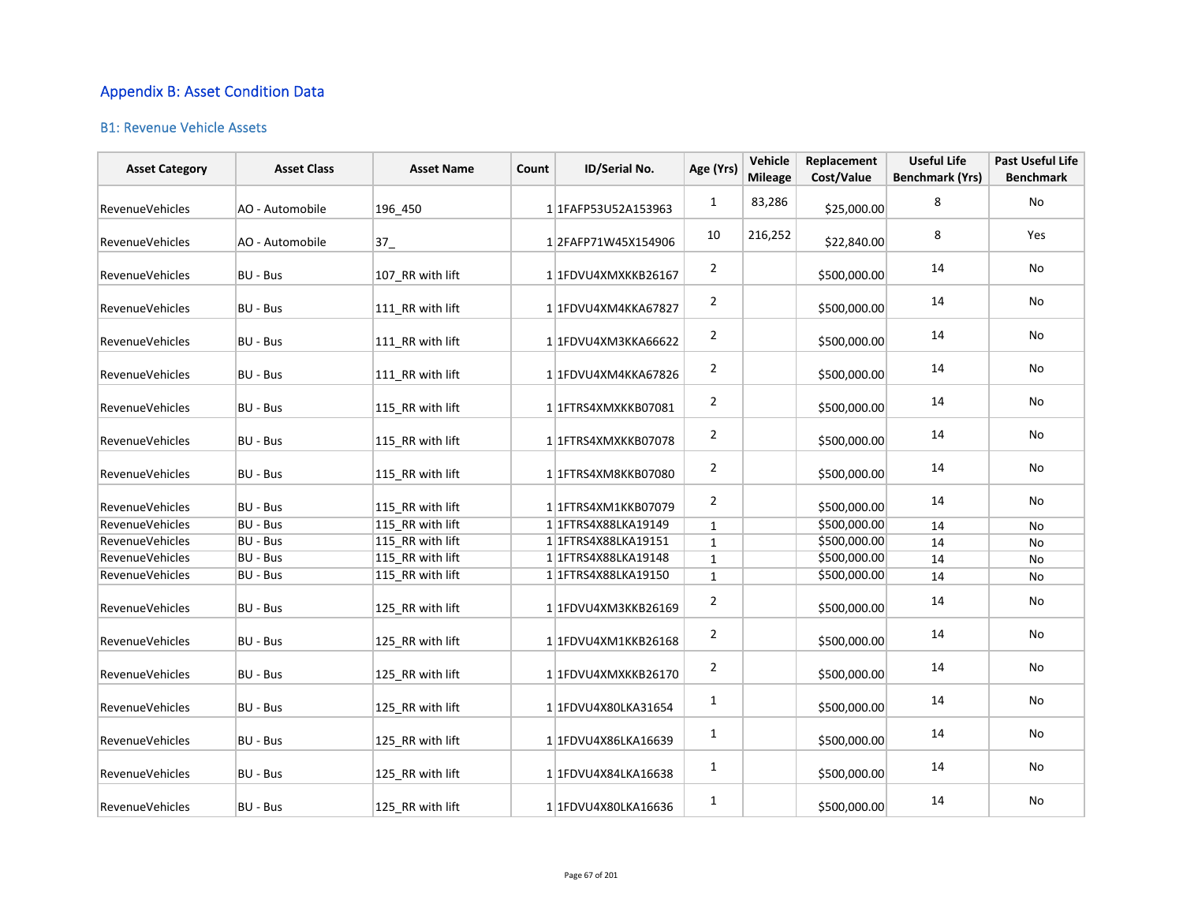# Appendix B: Asset Condition Data

## B1: Revenue Vehicle Assets

| Asset Category | Asset Class | Asset Name | Count | ID/Serial No. | Age (Yrs) | Vehicle Mileage | Replacement Cost/Value | Useful Life Benchmark (Yrs) | Past Useful Life Benchmark |
|---|---|---|---|---|---|---|---|---|---|
| RevenueVehicles | AO - Automobile | 196_450 | 1 | 1FAFP53U52A153963 | 1 | 83,286 | $25,000.00 | 8 | No |
| RevenueVehicles | AO - Automobile | 37_ | 1 | 2FAFP71W45X154906 | 10 | 216,252 | $22,840.00 | 8 | Yes |
| RevenueVehicles | BU - Bus | 107_RR with lift | 1 | 1FDVU4XMXKKB26167 | 2 | | $500,000.00 | 14 | No |
| RevenueVehicles | BU - Bus | 111_RR with lift | 1 | 1FDVU4XM4KKA67827 | 2 | | $500,000.00 | 14 | No |
| RevenueVehicles | BU - Bus | 111_RR with lift | 1 | 1FDVU4XM3KKA66622 | 2 | | $500,000.00 | 14 | No |
| RevenueVehicles | BU - Bus | 111_RR with lift | 1 | 1FDVU4XM4KKA67826 | 2 | | $500,000.00 | 14 | No |
| RevenueVehicles | BU - Bus | 115_RR with lift | 1 | 1FTRS4XMXKKB07081 | 2 | | $500,000.00 | 14 | No |
| RevenueVehicles | BU - Bus | 115_RR with lift | 1 | 1FTRS4XMXKKB07078 | 2 | | $500,000.00 | 14 | No |
| RevenueVehicles | BU - Bus | 115_RR with lift | 1 | 1FTRS4XM8KKB07080 | 2 | | $500,000.00 | 14 | No |
| RevenueVehicles | BU - Bus | 115_RR with lift | 1 | 1FTRS4XM1KKB07079 | 2 | | $500,000.00 | 14 | No |
| RevenueVehicles | BU - Bus | 115_RR with lift | 1 | 1FTRS4X88LKA19149 | 1 | | $500,000.00 | 14 | No |
| RevenueVehicles | BU - Bus | 115_RR with lift | 1 | 1FTRS4X88LKA19151 | 1 | | $500,000.00 | 14 | No |
| RevenueVehicles | BU - Bus | 115_RR with lift | 1 | 1FTRS4X88LKA19148 | 1 | | $500,000.00 | 14 | No |
| RevenueVehicles | BU - Bus | 115_RR with lift | 1 | 1FTRS4X88LKA19150 | 1 | | $500,000.00 | 14 | No |
| RevenueVehicles | BU - Bus | 125_RR with lift | 1 | 1FDVU4XM3KKB26169 | 2 | | $500,000.00 | 14 | No |
| RevenueVehicles | BU - Bus | 125_RR with lift | 1 | 1FDVU4XM1KKB26168 | 2 | | $500,000.00 | 14 | No |
| RevenueVehicles | BU - Bus | 125_RR with lift | 1 | 1FDVU4XMXKKB26170 | 2 | | $500,000.00 | 14 | No |
| RevenueVehicles | BU - Bus | 125_RR with lift | 1 | 1FDVU4X80LKA31654 | 1 | | $500,000.00 | 14 | No |
| RevenueVehicles | BU - Bus | 125_RR with lift | 1 | 1FDVU4X86LKA16639 | 1 | | $500,000.00 | 14 | No |
| RevenueVehicles | BU - Bus | 125_RR with lift | 1 | 1FDVU4X84LKA16638 | 1 | | $500,000.00 | 14 | No |
| RevenueVehicles | BU - Bus | 125_RR with lift | 1 | 1FDVU4X80LKA16636 | 1 | | $500,000.00 | 14 | No |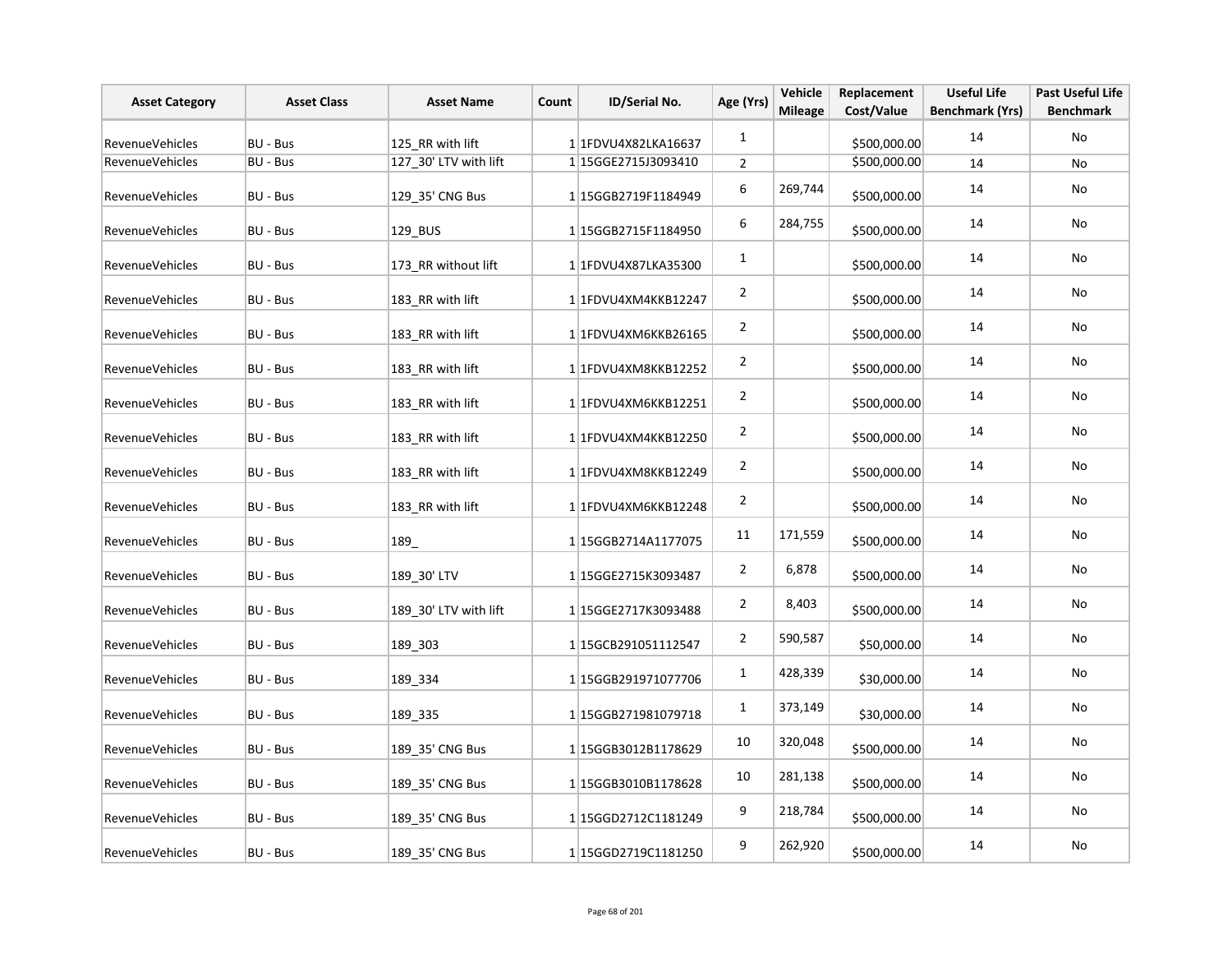| Asset Category | Asset Class | Asset Name | Count | ID/Serial No. | Age (Yrs) | Vehicle Mileage | Replacement Cost/Value | Useful Life Benchmark (Yrs) | Past Useful Life Benchmark |
|---|---|---|---|---|---|---|---|---|---|
| RevenueVehicles | BU - Bus | 125_RR with lift | 1 | 1FDVU4X82LKA16637 | 1 | | $500,000.00 | 14 | No |
| RevenueVehicles | BU - Bus | 127_30' LTV with lift | 1 | 15GGE2715J3093410 | 2 | | $500,000.00 | 14 | No |
| RevenueVehicles | BU - Bus | 129_35' CNG Bus | 1 | 15GGB2719F1184949 | 6 | 269,744 | $500,000.00 | 14 | No |
| RevenueVehicles | BU - Bus | 129_BUS | 1 | 15GGB2715F1184950 | 6 | 284,755 | $500,000.00 | 14 | No |
| RevenueVehicles | BU - Bus | 173_RR without lift | 1 | 1FDVU4X87LKA35300 | 1 | | $500,000.00 | 14 | No |
| RevenueVehicles | BU - Bus | 183_RR with lift | 1 | 1FDVU4XM4KKB12247 | 2 | | $500,000.00 | 14 | No |
| RevenueVehicles | BU - Bus | 183_RR with lift | 1 | 1FDVU4XM6KKB26165 | 2 | | $500,000.00 | 14 | No |
| RevenueVehicles | BU - Bus | 183_RR with lift | 1 | 1FDVU4XM8KKB12252 | 2 | | $500,000.00 | 14 | No |
| RevenueVehicles | BU - Bus | 183_RR with lift | 1 | 1FDVU4XM6KKB12251 | 2 | | $500,000.00 | 14 | No |
| RevenueVehicles | BU - Bus | 183_RR with lift | 1 | 1FDVU4XM4KKB12250 | 2 | | $500,000.00 | 14 | No |
| RevenueVehicles | BU - Bus | 183_RR with lift | 1 | 1FDVU4XM8KKB12249 | 2 | | $500,000.00 | 14 | No |
| RevenueVehicles | BU - Bus | 183_RR with lift | 1 | 1FDVU4XM6KKB12248 | 2 | | $500,000.00 | 14 | No |
| RevenueVehicles | BU - Bus | 189_ | 1 | 15GGB2714A1177075 | 11 | 171,559 | $500,000.00 | 14 | No |
| RevenueVehicles | BU - Bus | 189_30' LTV | 1 | 15GGE2715K3093487 | 2 | 6,878 | $500,000.00 | 14 | No |
| RevenueVehicles | BU - Bus | 189_30' LTV with lift | 1 | 15GGE2717K3093488 | 2 | 8,403 | $500,000.00 | 14 | No |
| RevenueVehicles | BU - Bus | 189_303 | 1 | 15GCB291051112547 | 2 | 590,587 | $50,000.00 | 14 | No |
| RevenueVehicles | BU - Bus | 189_334 | 1 | 15GGB291971077706 | 1 | 428,339 | $30,000.00 | 14 | No |
| RevenueVehicles | BU - Bus | 189_335 | 1 | 15GGB271981079718 | 1 | 373,149 | $30,000.00 | 14 | No |
| RevenueVehicles | BU - Bus | 189_35' CNG Bus | 1 | 15GGB3012B1178629 | 10 | 320,048 | $500,000.00 | 14 | No |
| RevenueVehicles | BU - Bus | 189_35' CNG Bus | 1 | 15GGB3010B1178628 | 10 | 281,138 | $500,000.00 | 14 | No |
| RevenueVehicles | BU - Bus | 189_35' CNG Bus | 1 | 15GGD2712C1181249 | 9 | 218,784 | $500,000.00 | 14 | No |
| RevenueVehicles | BU - Bus | 189_35' CNG Bus | 1 | 15GGD2719C1181250 | 9 | 262,920 | $500,000.00 | 14 | No |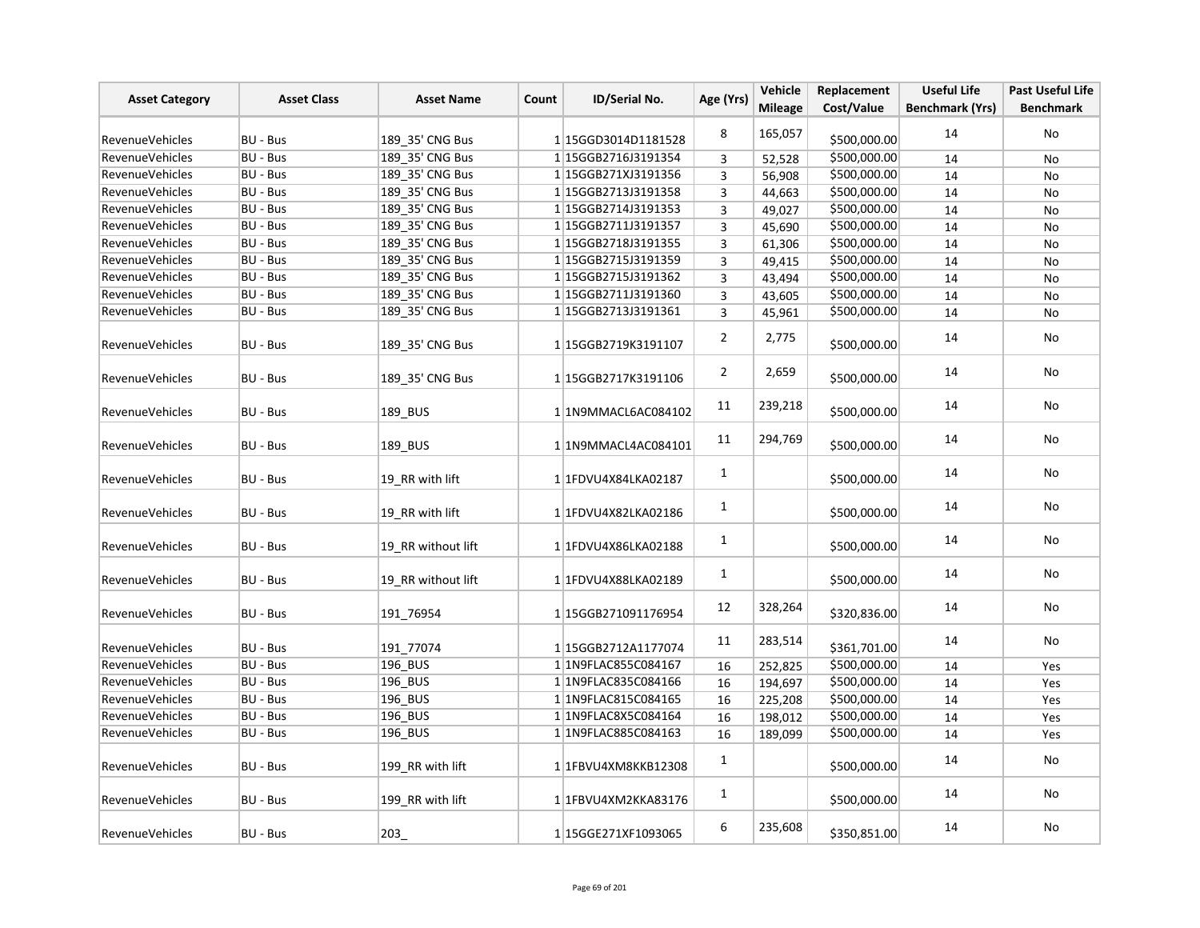| Asset Category | Asset Class | Asset Name | Count | ID/Serial No. | Age (Yrs) | Vehicle Mileage | Replacement Cost/Value | Useful Life Benchmark (Yrs) | Past Useful Life Benchmark |
|---|---|---|---|---|---|---|---|---|---|
| RevenueVehicles | BU - Bus | 189_35' CNG Bus | 1 | 15GGD3014D1181528 | 8 | 165,057 | $500,000.00 | 14 | No |
| RevenueVehicles | BU - Bus | 189_35' CNG Bus | 1 | 15GGB2716J3191354 | 3 | 52,528 | $500,000.00 | 14 | No |
| RevenueVehicles | BU - Bus | 189_35' CNG Bus | 1 | 15GGB271XJ3191356 | 3 | 56,908 | $500,000.00 | 14 | No |
| RevenueVehicles | BU - Bus | 189_35' CNG Bus | 1 | 15GGB2713J3191358 | 3 | 44,663 | $500,000.00 | 14 | No |
| RevenueVehicles | BU - Bus | 189_35' CNG Bus | 1 | 15GGB2714J3191353 | 3 | 49,027 | $500,000.00 | 14 | No |
| RevenueVehicles | BU - Bus | 189_35' CNG Bus | 1 | 15GGB2711J3191357 | 3 | 45,690 | $500,000.00 | 14 | No |
| RevenueVehicles | BU - Bus | 189_35' CNG Bus | 1 | 15GGB2718J3191355 | 3 | 61,306 | $500,000.00 | 14 | No |
| RevenueVehicles | BU - Bus | 189_35' CNG Bus | 1 | 15GGB2715J3191359 | 3 | 49,415 | $500,000.00 | 14 | No |
| RevenueVehicles | BU - Bus | 189_35' CNG Bus | 1 | 15GGB2715J3191362 | 3 | 43,494 | $500,000.00 | 14 | No |
| RevenueVehicles | BU - Bus | 189_35' CNG Bus | 1 | 15GGB2711J3191360 | 3 | 43,605 | $500,000.00 | 14 | No |
| RevenueVehicles | BU - Bus | 189_35' CNG Bus | 1 | 15GGB2713J3191361 | 3 | 45,961 | $500,000.00 | 14 | No |
| RevenueVehicles | BU - Bus | 189_35' CNG Bus | 1 | 15GGB2719K3191107 | 2 | 2,775 | $500,000.00 | 14 | No |
| RevenueVehicles | BU - Bus | 189_35' CNG Bus | 1 | 15GGB2717K3191106 | 2 | 2,659 | $500,000.00 | 14 | No |
| RevenueVehicles | BU - Bus | 189_BUS | 1 | 1N9MMACL6AC084102 | 11 | 239,218 | $500,000.00 | 14 | No |
| RevenueVehicles | BU - Bus | 189_BUS | 1 | 1N9MMACL4AC084101 | 11 | 294,769 | $500,000.00 | 14 | No |
| RevenueVehicles | BU - Bus | 19_RR with lift | 1 | 1FDVU4X84LKA02187 | 1 | | $500,000.00 | 14 | No |
| RevenueVehicles | BU - Bus | 19_RR with lift | 1 | 1FDVU4X82LKA02186 | 1 | | $500,000.00 | 14 | No |
| RevenueVehicles | BU - Bus | 19_RR without lift | 1 | 1FDVU4X86LKA02188 | 1 | | $500,000.00 | 14 | No |
| RevenueVehicles | BU - Bus | 19_RR without lift | 1 | 1FDVU4X88LKA02189 | 1 | | $500,000.00 | 14 | No |
| RevenueVehicles | BU - Bus | 191_76954 | 1 | 15GGB271091176954 | 12 | 328,264 | $320,836.00 | 14 | No |
| RevenueVehicles | BU - Bus | 191_77074 | 1 | 15GGB2712A1177074 | 11 | 283,514 | $361,701.00 | 14 | No |
| RevenueVehicles | BU - Bus | 196_BUS | 1 | 1N9FLAC855C084167 | 16 | 252,825 | $500,000.00 | 14 | Yes |
| RevenueVehicles | BU - Bus | 196_BUS | 1 | 1N9FLAC835C084166 | 16 | 194,697 | $500,000.00 | 14 | Yes |
| RevenueVehicles | BU - Bus | 196_BUS | 1 | 1N9FLAC815C084165 | 16 | 225,208 | $500,000.00 | 14 | Yes |
| RevenueVehicles | BU - Bus | 196_BUS | 1 | 1N9FLAC8X5C084164 | 16 | 198,012 | $500,000.00 | 14 | Yes |
| RevenueVehicles | BU - Bus | 196_BUS | 1 | 1N9FLAC885C084163 | 16 | 189,099 | $500,000.00 | 14 | Yes |
| RevenueVehicles | BU - Bus | 199_RR with lift | 1 | 1FBVU4XM8KKB12308 | 1 | | $500,000.00 | 14 | No |
| RevenueVehicles | BU - Bus | 199_RR with lift | 1 | 1FBVU4XM2KKA83176 | 1 | | $500,000.00 | 14 | No |
| RevenueVehicles | BU - Bus | 203_ | 1 | 15GGE271XF1093065 | 6 | 235,608 | $350,851.00 | 14 | No |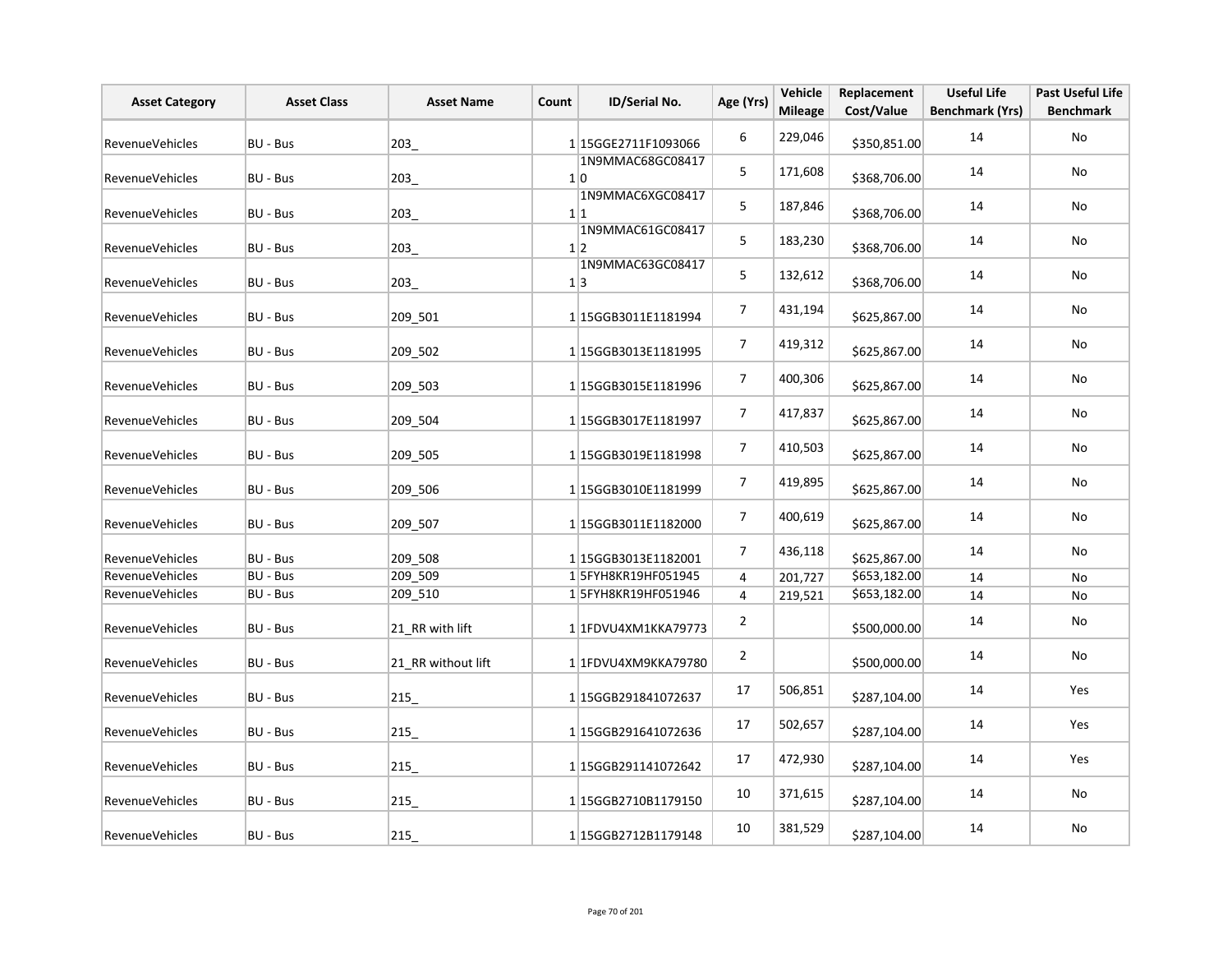| Asset Category | Asset Class | Asset Name | Count | ID/Serial No. | Age (Yrs) | Vehicle Mileage | Replacement Cost/Value | Useful Life Benchmark (Yrs) | Past Useful Life Benchmark |
|---|---|---|---|---|---|---|---|---|---|
| RevenueVehicles | BU - Bus | 203_ | 1 | 15GGE2711F1093066 | 6 | 229,046 | $350,851.00 | 14 | No |
| RevenueVehicles | BU - Bus | 203_ | 1 | 1N9MMAC68GC084170 | 5 | 171,608 | $368,706.00 | 14 | No |
| RevenueVehicles | BU - Bus | 203_ | 1 | 1N9MMAC6XGC084171 | 5 | 187,846 | $368,706.00 | 14 | No |
| RevenueVehicles | BU - Bus | 203_ | 1 | 1N9MMAC61GC084172 | 5 | 183,230 | $368,706.00 | 14 | No |
| RevenueVehicles | BU - Bus | 203_ | 1 | 1N9MMAC63GC084173 | 5 | 132,612 | $368,706.00 | 14 | No |
| RevenueVehicles | BU - Bus | 209_501 | 1 | 15GGB3011E1181994 | 7 | 431,194 | $625,867.00 | 14 | No |
| RevenueVehicles | BU - Bus | 209_502 | 1 | 15GGB3013E1181995 | 7 | 419,312 | $625,867.00 | 14 | No |
| RevenueVehicles | BU - Bus | 209_503 | 1 | 15GGB3015E1181996 | 7 | 400,306 | $625,867.00 | 14 | No |
| RevenueVehicles | BU - Bus | 209_504 | 1 | 15GGB3017E1181997 | 7 | 417,837 | $625,867.00 | 14 | No |
| RevenueVehicles | BU - Bus | 209_505 | 1 | 15GGB3019E1181998 | 7 | 410,503 | $625,867.00 | 14 | No |
| RevenueVehicles | BU - Bus | 209_506 | 1 | 15GGB3010E1181999 | 7 | 419,895 | $625,867.00 | 14 | No |
| RevenueVehicles | BU - Bus | 209_507 | 1 | 15GGB3011E1182000 | 7 | 400,619 | $625,867.00 | 14 | No |
| RevenueVehicles | BU - Bus | 209_508 | 1 | 15GGB3013E1182001 | 7 | 436,118 | $625,867.00 | 14 | No |
| RevenueVehicles | BU - Bus | 209_509 | 1 | 5FYH8KR19HF051945 | 4 | 201,727 | $653,182.00 | 14 | No |
| RevenueVehicles | BU - Bus | 209_510 | 1 | 5FYH8KR19HF051946 | 4 | 219,521 | $653,182.00 | 14 | No |
| RevenueVehicles | BU - Bus | 21_RR with lift | 1 | 1FDVU4XM1KKA79773 | 2 | | $500,000.00 | 14 | No |
| RevenueVehicles | BU - Bus | 21_RR without lift | 1 | 1FDVU4XM9KKA79780 | 2 | | $500,000.00 | 14 | No |
| RevenueVehicles | BU - Bus | 215_ | 1 | 15GGB291841072637 | 17 | 506,851 | $287,104.00 | 14 | Yes |
| RevenueVehicles | BU - Bus | 215_ | 1 | 15GGB291641072636 | 17 | 502,657 | $287,104.00 | 14 | Yes |
| RevenueVehicles | BU - Bus | 215_ | 1 | 15GGB291141072642 | 17 | 472,930 | $287,104.00 | 14 | Yes |
| RevenueVehicles | BU - Bus | 215_ | 1 | 15GGB2710B1179150 | 10 | 371,615 | $287,104.00 | 14 | No |
| RevenueVehicles | BU - Bus | 215_ | 1 | 15GGB2712B1179148 | 10 | 381,529 | $287,104.00 | 14 | No |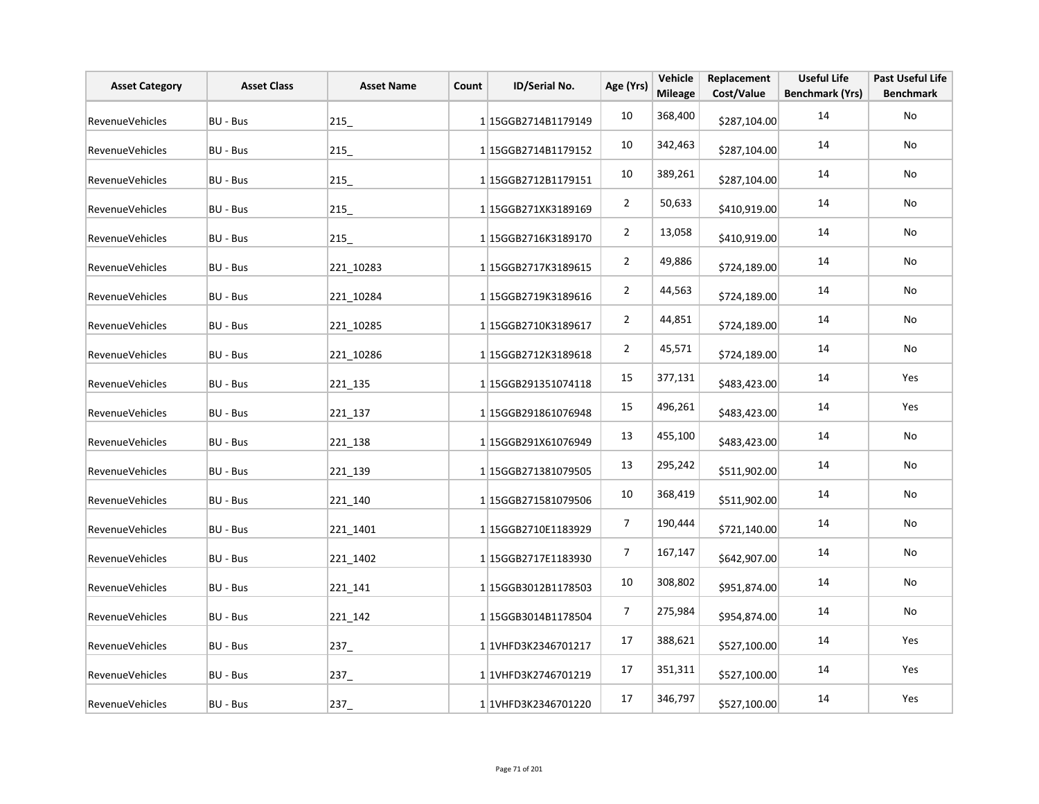| Asset Category | Asset Class | Asset Name | Count | ID/Serial No. | Age (Yrs) | Vehicle Mileage | Replacement Cost/Value | Useful Life Benchmark (Yrs) | Past Useful Life Benchmark |
|---|---|---|---|---|---|---|---|---|---|
| RevenueVehicles | BU - Bus | 215_ | 1 | 15GGB2714B1179149 | 10 | 368,400 | $287,104.00 | 14 | No |
| RevenueVehicles | BU - Bus | 215_ | 1 | 15GGB2714B1179152 | 10 | 342,463 | $287,104.00 | 14 | No |
| RevenueVehicles | BU - Bus | 215_ | 1 | 15GGB2712B1179151 | 10 | 389,261 | $287,104.00 | 14 | No |
| RevenueVehicles | BU - Bus | 215_ | 1 | 15GGB271XK3189169 | 2 | 50,633 | $410,919.00 | 14 | No |
| RevenueVehicles | BU - Bus | 215_ | 1 | 15GGB2716K3189170 | 2 | 13,058 | $410,919.00 | 14 | No |
| RevenueVehicles | BU - Bus | 221_10283 | 1 | 15GGB2717K3189615 | 2 | 49,886 | $724,189.00 | 14 | No |
| RevenueVehicles | BU - Bus | 221_10284 | 1 | 15GGB2719K3189616 | 2 | 44,563 | $724,189.00 | 14 | No |
| RevenueVehicles | BU - Bus | 221_10285 | 1 | 15GGB2710K3189617 | 2 | 44,851 | $724,189.00 | 14 | No |
| RevenueVehicles | BU - Bus | 221_10286 | 1 | 15GGB2712K3189618 | 2 | 45,571 | $724,189.00 | 14 | No |
| RevenueVehicles | BU - Bus | 221_135 | 1 | 15GGB291351074118 | 15 | 377,131 | $483,423.00 | 14 | Yes |
| RevenueVehicles | BU - Bus | 221_137 | 1 | 15GGB291861076948 | 15 | 496,261 | $483,423.00 | 14 | Yes |
| RevenueVehicles | BU - Bus | 221_138 | 1 | 15GGB291X61076949 | 13 | 455,100 | $483,423.00 | 14 | No |
| RevenueVehicles | BU - Bus | 221_139 | 1 | 15GGB271381079505 | 13 | 295,242 | $511,902.00 | 14 | No |
| RevenueVehicles | BU - Bus | 221_140 | 1 | 15GGB271581079506 | 10 | 368,419 | $511,902.00 | 14 | No |
| RevenueVehicles | BU - Bus | 221_1401 | 1 | 15GGB2710E1183929 | 7 | 190,444 | $721,140.00 | 14 | No |
| RevenueVehicles | BU - Bus | 221_1402 | 1 | 15GGB2717E1183930 | 7 | 167,147 | $642,907.00 | 14 | No |
| RevenueVehicles | BU - Bus | 221_141 | 1 | 15GGB3012B1178503 | 10 | 308,802 | $951,874.00 | 14 | No |
| RevenueVehicles | BU - Bus | 221_142 | 1 | 15GGB3014B1178504 | 7 | 275,984 | $954,874.00 | 14 | No |
| RevenueVehicles | BU - Bus | 237_ | 1 | 1VHFD3K2346701217 | 17 | 388,621 | $527,100.00 | 14 | Yes |
| RevenueVehicles | BU - Bus | 237_ | 1 | 1VHFD3K2746701219 | 17 | 351,311 | $527,100.00 | 14 | Yes |
| RevenueVehicles | BU - Bus | 237_ | 1 | 1VHFD3K2346701220 | 17 | 346,797 | $527,100.00 | 14 | Yes |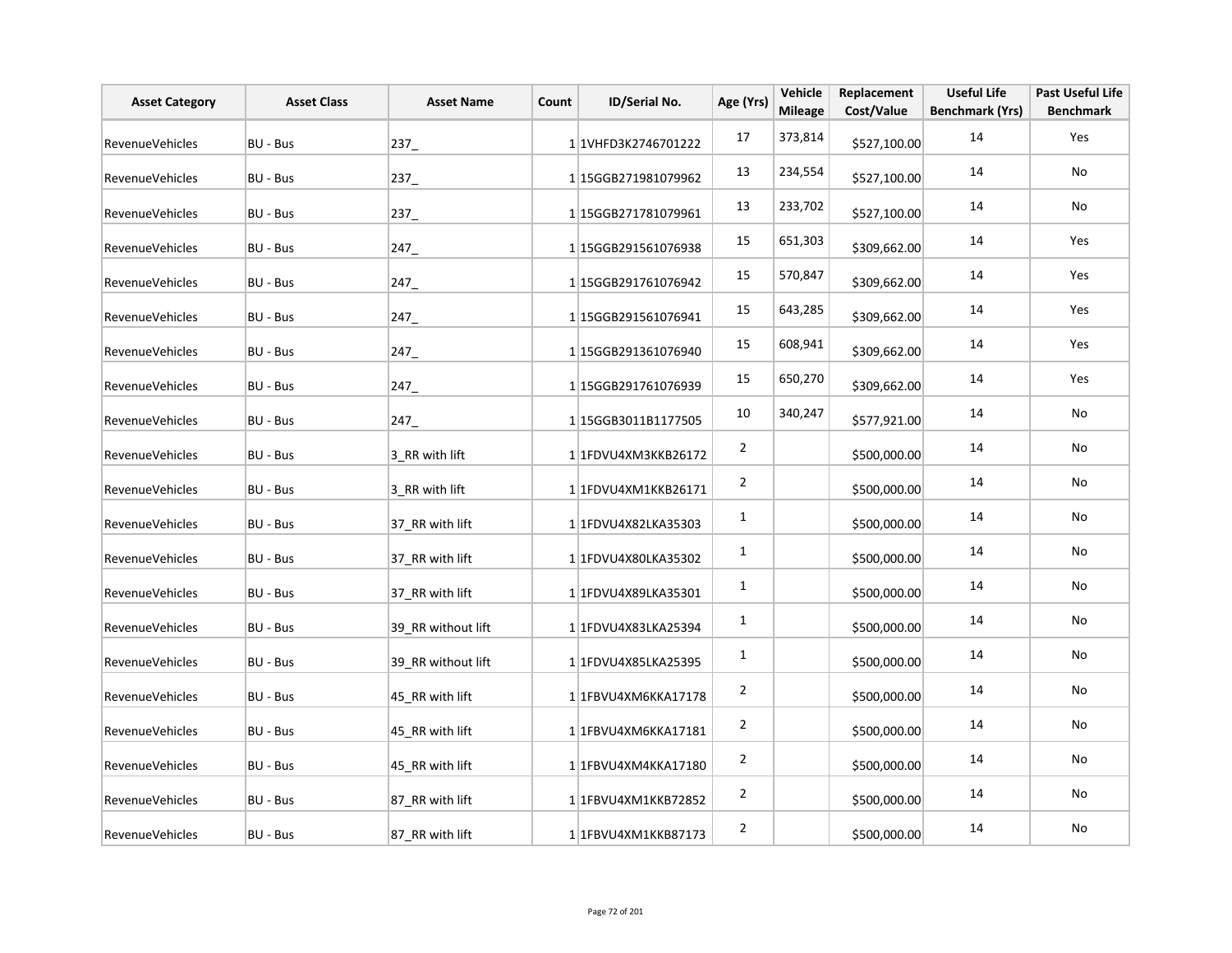| Asset Category | Asset Class | Asset Name | Count | ID/Serial No. | Age (Yrs) | Vehicle Mileage | Replacement Cost/Value | Useful Life Benchmark (Yrs) | Past Useful Life Benchmark |
|---|---|---|---|---|---|---|---|---|---|
| RevenueVehicles | BU - Bus | 237_ | 1 | 1VHFD3K2746701222 | 17 | 373,814 | $527,100.00 | 14 | Yes |
| RevenueVehicles | BU - Bus | 237_ | 1 | 15GGB271981079962 | 13 | 234,554 | $527,100.00 | 14 | No |
| RevenueVehicles | BU - Bus | 237_ | 1 | 15GGB271781079961 | 13 | 233,702 | $527,100.00 | 14 | No |
| RevenueVehicles | BU - Bus | 247_ | 1 | 15GGB291561076938 | 15 | 651,303 | $309,662.00 | 14 | Yes |
| RevenueVehicles | BU - Bus | 247_ | 1 | 15GGB291761076942 | 15 | 570,847 | $309,662.00 | 14 | Yes |
| RevenueVehicles | BU - Bus | 247_ | 1 | 15GGB291561076941 | 15 | 643,285 | $309,662.00 | 14 | Yes |
| RevenueVehicles | BU - Bus | 247_ | 1 | 15GGB291361076940 | 15 | 608,941 | $309,662.00 | 14 | Yes |
| RevenueVehicles | BU - Bus | 247_ | 1 | 15GGB291761076939 | 15 | 650,270 | $309,662.00 | 14 | Yes |
| RevenueVehicles | BU - Bus | 247_ | 1 | 15GGB3011B1177505 | 10 | 340,247 | $577,921.00 | 14 | No |
| RevenueVehicles | BU - Bus | 3_RR with lift | 1 | 1FDVU4XM3KKB26172 | 2 | | $500,000.00 | 14 | No |
| RevenueVehicles | BU - Bus | 3_RR with lift | 1 | 1FDVU4XM1KKB26171 | 2 | | $500,000.00 | 14 | No |
| RevenueVehicles | BU - Bus | 37_RR with lift | 1 | 1FDVU4X82LKA35303 | 1 | | $500,000.00 | 14 | No |
| RevenueVehicles | BU - Bus | 37_RR with lift | 1 | 1FDVU4X80LKA35302 | 1 | | $500,000.00 | 14 | No |
| RevenueVehicles | BU - Bus | 37_RR with lift | 1 | 1FDVU4X89LKA35301 | 1 | | $500,000.00 | 14 | No |
| RevenueVehicles | BU - Bus | 39_RR without lift | 1 | 1FDVU4X83LKA25394 | 1 | | $500,000.00 | 14 | No |
| RevenueVehicles | BU - Bus | 39_RR without lift | 1 | 1FDVU4X85LKA25395 | 1 | | $500,000.00 | 14 | No |
| RevenueVehicles | BU - Bus | 45_RR with lift | 1 | 1FBVU4XM6KKA17178 | 2 | | $500,000.00 | 14 | No |
| RevenueVehicles | BU - Bus | 45_RR with lift | 1 | 1FBVU4XM6KKA17181 | 2 | | $500,000.00 | 14 | No |
| RevenueVehicles | BU - Bus | 45_RR with lift | 1 | 1FBVU4XM4KKA17180 | 2 | | $500,000.00 | 14 | No |
| RevenueVehicles | BU - Bus | 87_RR with lift | 1 | 1FBVU4XM1KKB72852 | 2 | | $500,000.00 | 14 | No |
| RevenueVehicles | BU - Bus | 87_RR with lift | 1 | 1FBVU4XM1KKB87173 | 2 | | $500,000.00 | 14 | No |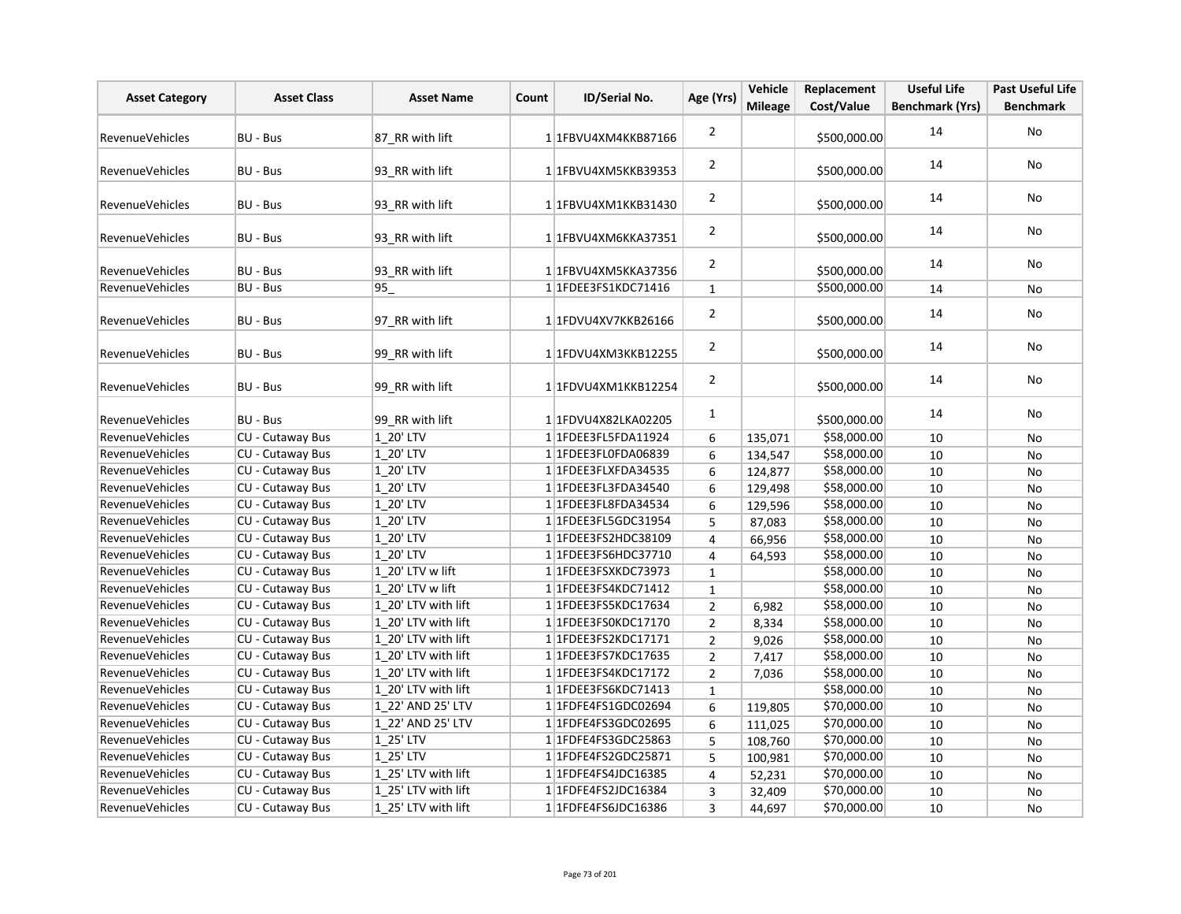| Asset Category | Asset Class | Asset Name | Count | ID/Serial No. | Age (Yrs) | Vehicle Mileage | Replacement Cost/Value | Useful Life Benchmark (Yrs) | Past Useful Life Benchmark |
|---|---|---|---|---|---|---|---|---|---|
| RevenueVehicles | BU - Bus | 87_RR with lift | 1 | 1FBVU4XM4KKB87166 | 2 | | $500,000.00 | 14 | No |
| RevenueVehicles | BU - Bus | 93_RR with lift | 1 | 1FBVU4XM5KKB39353 | 2 | | $500,000.00 | 14 | No |
| RevenueVehicles | BU - Bus | 93_RR with lift | 1 | 1FBVU4XM1KKB31430 | 2 | | $500,000.00 | 14 | No |
| RevenueVehicles | BU - Bus | 93_RR with lift | 1 | 1FBVU4XM6KKA37351 | 2 | | $500,000.00 | 14 | No |
| RevenueVehicles | BU - Bus | 93_RR with lift | 1 | 1FBVU4XM5KKA37356 | 2 | | $500,000.00 | 14 | No |
| RevenueVehicles | BU - Bus | 95_ | 1 | 1FDEE3FS1KDC71416 | 1 | | $500,000.00 | 14 | No |
| RevenueVehicles | BU - Bus | 97_RR with lift | 1 | 1FDVU4XV7KKB26166 | 2 | | $500,000.00 | 14 | No |
| RevenueVehicles | BU - Bus | 99_RR with lift | 1 | 1FDVU4XM3KKB12255 | 2 | | $500,000.00 | 14 | No |
| RevenueVehicles | BU - Bus | 99_RR with lift | 1 | 1FDVU4XM1KKB12254 | 2 | | $500,000.00 | 14 | No |
| RevenueVehicles | BU - Bus | 99_RR with lift | 1 | 1FDVU4X82LKA02205 | 1 | | $500,000.00 | 14 | No |
| RevenueVehicles | CU - Cutaway Bus | 1_20' LTV | 1 | 1FDEE3FL5FDA11924 | 6 | 135,071 | $58,000.00 | 10 | No |
| RevenueVehicles | CU - Cutaway Bus | 1_20' LTV | 1 | 1FDEE3FL0FDA06839 | 6 | 134,547 | $58,000.00 | 10 | No |
| RevenueVehicles | CU - Cutaway Bus | 1_20' LTV | 1 | 1FDEE3FLXFDA34535 | 6 | 124,877 | $58,000.00 | 10 | No |
| RevenueVehicles | CU - Cutaway Bus | 1_20' LTV | 1 | 1FDEE3FL3FDA34540 | 6 | 129,498 | $58,000.00 | 10 | No |
| RevenueVehicles | CU - Cutaway Bus | 1_20' LTV | 1 | 1FDEE3FL8FDA34534 | 6 | 129,596 | $58,000.00 | 10 | No |
| RevenueVehicles | CU - Cutaway Bus | 1_20' LTV | 1 | 1FDEE3FL5GDC31954 | 5 | 87,083 | $58,000.00 | 10 | No |
| RevenueVehicles | CU - Cutaway Bus | 1_20' LTV | 1 | 1FDEE3FS2HDC38109 | 4 | 66,956 | $58,000.00 | 10 | No |
| RevenueVehicles | CU - Cutaway Bus | 1_20' LTV | 1 | 1FDEE3FS6HDC37710 | 4 | 64,593 | $58,000.00 | 10 | No |
| RevenueVehicles | CU - Cutaway Bus | 1_20' LTV w lift | 1 | 1FDEE3FSXKDC73973 | 1 | | $58,000.00 | 10 | No |
| RevenueVehicles | CU - Cutaway Bus | 1_20' LTV w lift | 1 | 1FDEE3FS4KDC71412 | 1 | | $58,000.00 | 10 | No |
| RevenueVehicles | CU - Cutaway Bus | 1_20' LTV with lift | 1 | 1FDEE3FS5KDC17634 | 2 | 6,982 | $58,000.00 | 10 | No |
| RevenueVehicles | CU - Cutaway Bus | 1_20' LTV with lift | 1 | 1FDEE3FS0KDC17170 | 2 | 8,334 | $58,000.00 | 10 | No |
| RevenueVehicles | CU - Cutaway Bus | 1_20' LTV with lift | 1 | 1FDEE3FS2KDC17171 | 2 | 9,026 | $58,000.00 | 10 | No |
| RevenueVehicles | CU - Cutaway Bus | 1_20' LTV with lift | 1 | 1FDEE3FS7KDC17635 | 2 | 7,417 | $58,000.00 | 10 | No |
| RevenueVehicles | CU - Cutaway Bus | 1_20' LTV with lift | 1 | 1FDEE3FS4KDC17172 | 2 | 7,036 | $58,000.00 | 10 | No |
| RevenueVehicles | CU - Cutaway Bus | 1_20' LTV with lift | 1 | 1FDEE3FS6KDC71413 | 1 | | $58,000.00 | 10 | No |
| RevenueVehicles | CU - Cutaway Bus | 1_22' AND 25' LTV | 1 | 1FDFE4FS1GDC02694 | 6 | 119,805 | $70,000.00 | 10 | No |
| RevenueVehicles | CU - Cutaway Bus | 1_22' AND 25' LTV | 1 | 1FDFE4FS3GDC02695 | 6 | 111,025 | $70,000.00 | 10 | No |
| RevenueVehicles | CU - Cutaway Bus | 1_25' LTV | 1 | 1FDFE4FS3GDC25863 | 5 | 108,760 | $70,000.00 | 10 | No |
| RevenueVehicles | CU - Cutaway Bus | 1_25' LTV | 1 | 1FDFE4FS2GDC25871 | 5 | 100,981 | $70,000.00 | 10 | No |
| RevenueVehicles | CU - Cutaway Bus | 1_25' LTV with lift | 1 | 1FDFE4FS4JDC16385 | 4 | 52,231 | $70,000.00 | 10 | No |
| RevenueVehicles | CU - Cutaway Bus | 1_25' LTV with lift | 1 | 1FDFE4FS2JDC16384 | 3 | 32,409 | $70,000.00 | 10 | No |
| RevenueVehicles | CU - Cutaway Bus | 1_25' LTV with lift | 1 | 1FDFE4FS6JDC16386 | 3 | 44,697 | $70,000.00 | 10 | No |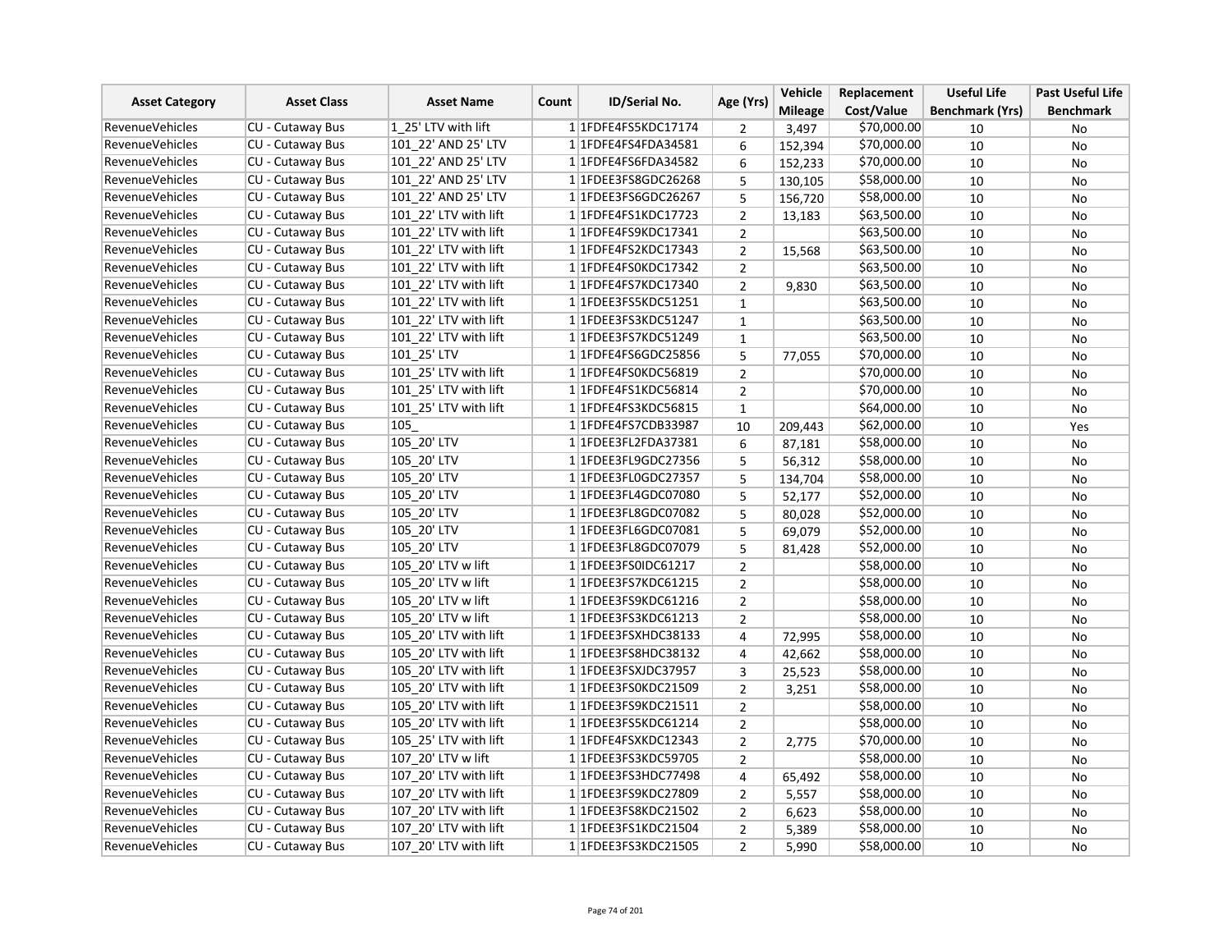| Asset Category | Asset Class | Asset Name | Count | ID/Serial No. | Age (Yrs) | Vehicle Mileage | Replacement Cost/Value | Useful Life Benchmark (Yrs) | Past Useful Life Benchmark |
|---|---|---|---|---|---|---|---|---|---|
| RevenueVehicles | CU - Cutaway Bus | 1_25' LTV with lift | 1 | 1FDFE4FS5KDC17174 | 2 | 3,497 | $70,000.00 | 10 | No |
| RevenueVehicles | CU - Cutaway Bus | 101_22' AND 25' LTV | 1 | 1FDFE4FS4FDA34581 | 6 | 152,394 | $70,000.00 | 10 | No |
| RevenueVehicles | CU - Cutaway Bus | 101_22' AND 25' LTV | 1 | 1FDFE4FS6FDA34582 | 6 | 152,233 | $70,000.00 | 10 | No |
| RevenueVehicles | CU - Cutaway Bus | 101_22' AND 25' LTV | 1 | 1FDEE3FS8GDC26268 | 5 | 130,105 | $58,000.00 | 10 | No |
| RevenueVehicles | CU - Cutaway Bus | 101_22' AND 25' LTV | 1 | 1FDEE3FS6GDC26267 | 5 | 156,720 | $58,000.00 | 10 | No |
| RevenueVehicles | CU - Cutaway Bus | 101_22' LTV with lift | 1 | 1FDFE4FS1KDC17723 | 2 | 13,183 | $63,500.00 | 10 | No |
| RevenueVehicles | CU - Cutaway Bus | 101_22' LTV with lift | 1 | 1FDFE4FS9KDC17341 | 2 | | $63,500.00 | 10 | No |
| RevenueVehicles | CU - Cutaway Bus | 101_22' LTV with lift | 1 | 1FDFE4FS2KDC17343 | 2 | 15,568 | $63,500.00 | 10 | No |
| RevenueVehicles | CU - Cutaway Bus | 101_22' LTV with lift | 1 | 1FDFE4FS0KDC17342 | 2 | | $63,500.00 | 10 | No |
| RevenueVehicles | CU - Cutaway Bus | 101_22' LTV with lift | 1 | 1FDFE4FS7KDC17340 | 2 | 9,830 | $63,500.00 | 10 | No |
| RevenueVehicles | CU - Cutaway Bus | 101_22' LTV with lift | 1 | 1FDEE3FS5KDC51251 | 1 | | $63,500.00 | 10 | No |
| RevenueVehicles | CU - Cutaway Bus | 101_22' LTV with lift | 1 | 1FDEE3FS3KDC51247 | 1 | | $63,500.00 | 10 | No |
| RevenueVehicles | CU - Cutaway Bus | 101_22' LTV with lift | 1 | 1FDEE3FS7KDC51249 | 1 | | $63,500.00 | 10 | No |
| RevenueVehicles | CU - Cutaway Bus | 101_25' LTV | 1 | 1FDFE4FS6GDC25856 | 5 | 77,055 | $70,000.00 | 10 | No |
| RevenueVehicles | CU - Cutaway Bus | 101_25' LTV with lift | 1 | 1FDFE4FS0KDC56819 | 2 | | $70,000.00 | 10 | No |
| RevenueVehicles | CU - Cutaway Bus | 101_25' LTV with lift | 1 | 1FDFE4FS1KDC56814 | 2 | | $70,000.00 | 10 | No |
| RevenueVehicles | CU - Cutaway Bus | 101_25' LTV with lift | 1 | 1FDFE4FS3KDC56815 | 1 | | $64,000.00 | 10 | No |
| RevenueVehicles | CU - Cutaway Bus | 105_ | 1 | 1FDFE4FS7CDB33987 | 10 | 209,443 | $62,000.00 | 10 | Yes |
| RevenueVehicles | CU - Cutaway Bus | 105_20' LTV | 1 | 1FDEE3FL2FDA37381 | 6 | 87,181 | $58,000.00 | 10 | No |
| RevenueVehicles | CU - Cutaway Bus | 105_20' LTV | 1 | 1FDEE3FL9GDC27356 | 5 | 56,312 | $58,000.00 | 10 | No |
| RevenueVehicles | CU - Cutaway Bus | 105_20' LTV | 1 | 1FDEE3FL0GDC27357 | 5 | 134,704 | $58,000.00 | 10 | No |
| RevenueVehicles | CU - Cutaway Bus | 105_20' LTV | 1 | 1FDEE3FL4GDC07080 | 5 | 52,177 | $52,000.00 | 10 | No |
| RevenueVehicles | CU - Cutaway Bus | 105_20' LTV | 1 | 1FDEE3FL8GDC07082 | 5 | 80,028 | $52,000.00 | 10 | No |
| RevenueVehicles | CU - Cutaway Bus | 105_20' LTV | 1 | 1FDEE3FL6GDC07081 | 5 | 69,079 | $52,000.00 | 10 | No |
| RevenueVehicles | CU - Cutaway Bus | 105_20' LTV | 1 | 1FDEE3FL8GDC07079 | 5 | 81,428 | $52,000.00 | 10 | No |
| RevenueVehicles | CU - Cutaway Bus | 105_20' LTV w lift | 1 | 1FDEE3FS0IDC61217 | 2 | | $58,000.00 | 10 | No |
| RevenueVehicles | CU - Cutaway Bus | 105_20' LTV w lift | 1 | 1FDEE3FS7KDC61215 | 2 | | $58,000.00 | 10 | No |
| RevenueVehicles | CU - Cutaway Bus | 105_20' LTV w lift | 1 | 1FDEE3FS9KDC61216 | 2 | | $58,000.00 | 10 | No |
| RevenueVehicles | CU - Cutaway Bus | 105_20' LTV w lift | 1 | 1FDEE3FS3KDC61213 | 2 | | $58,000.00 | 10 | No |
| RevenueVehicles | CU - Cutaway Bus | 105_20' LTV with lift | 1 | 1FDEE3FSXHDC38133 | 4 | 72,995 | $58,000.00 | 10 | No |
| RevenueVehicles | CU - Cutaway Bus | 105_20' LTV with lift | 1 | 1FDEE3FS8HDC38132 | 4 | 42,662 | $58,000.00 | 10 | No |
| RevenueVehicles | CU - Cutaway Bus | 105_20' LTV with lift | 1 | 1FDEE3FSXJDC37957 | 3 | 25,523 | $58,000.00 | 10 | No |
| RevenueVehicles | CU - Cutaway Bus | 105_20' LTV with lift | 1 | 1FDEE3FS0KDC21509 | 2 | 3,251 | $58,000.00 | 10 | No |
| RevenueVehicles | CU - Cutaway Bus | 105_20' LTV with lift | 1 | 1FDEE3FS9KDC21511 | 2 | | $58,000.00 | 10 | No |
| RevenueVehicles | CU - Cutaway Bus | 105_20' LTV with lift | 1 | 1FDEE3FS5KDC61214 | 2 | | $58,000.00 | 10 | No |
| RevenueVehicles | CU - Cutaway Bus | 105_25' LTV with lift | 1 | 1FDFE4FSXKDC12343 | 2 | 2,775 | $70,000.00 | 10 | No |
| RevenueVehicles | CU - Cutaway Bus | 107_20' LTV w lift | 1 | 1FDEE3FS3KDC59705 | 2 | | $58,000.00 | 10 | No |
| RevenueVehicles | CU - Cutaway Bus | 107_20' LTV with lift | 1 | 1FDEE3FS3HDC77498 | 4 | 65,492 | $58,000.00 | 10 | No |
| RevenueVehicles | CU - Cutaway Bus | 107_20' LTV with lift | 1 | 1FDEE3FS9KDC27809 | 2 | 5,557 | $58,000.00 | 10 | No |
| RevenueVehicles | CU - Cutaway Bus | 107_20' LTV with lift | 1 | 1FDEE3FS8KDC21502 | 2 | 6,623 | $58,000.00 | 10 | No |
| RevenueVehicles | CU - Cutaway Bus | 107_20' LTV with lift | 1 | 1FDEE3FS1KDC21504 | 2 | 5,389 | $58,000.00 | 10 | No |
| RevenueVehicles | CU - Cutaway Bus | 107_20' LTV with lift | 1 | 1FDEE3FS3KDC21505 | 2 | 5,990 | $58,000.00 | 10 | No |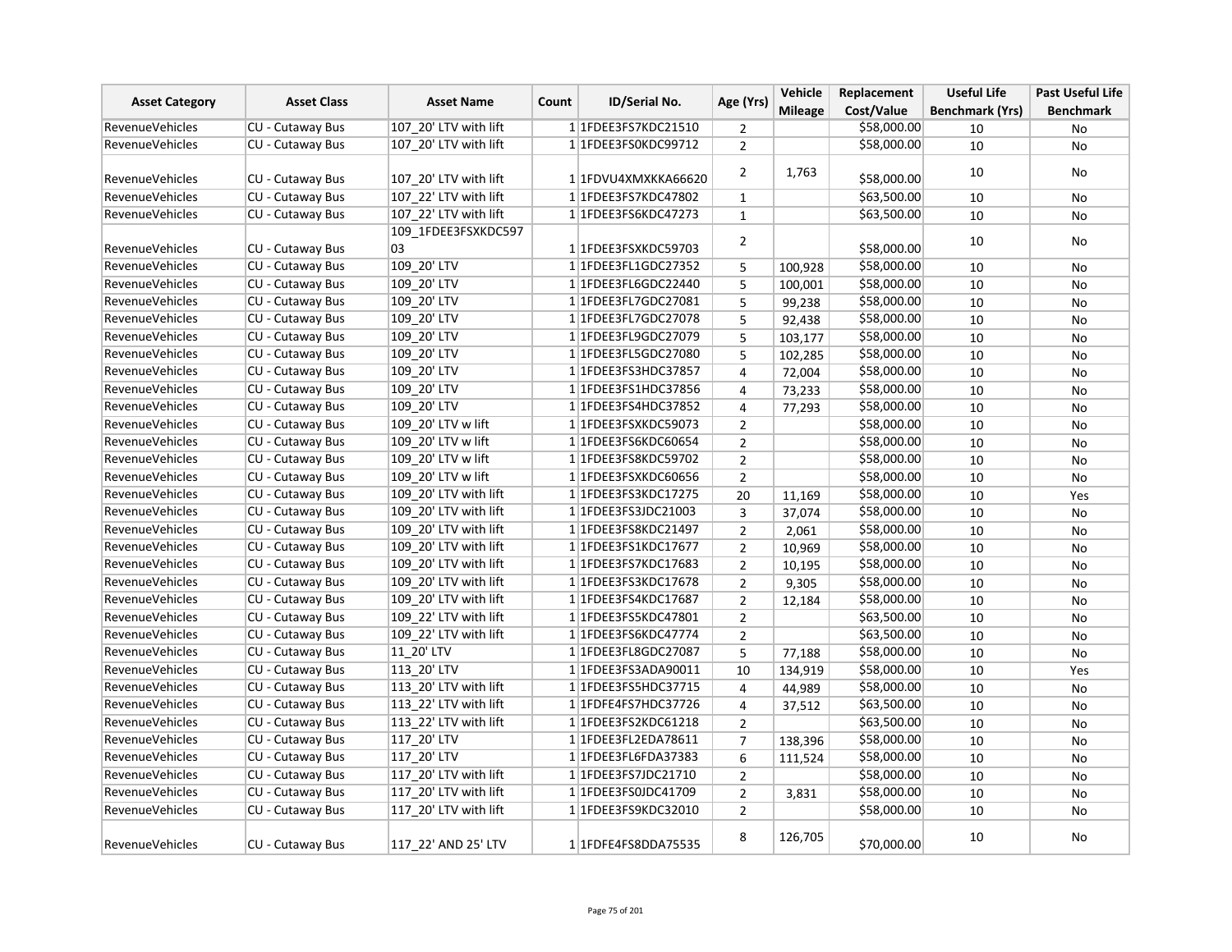| Asset Category | Asset Class | Asset Name | Count | ID/Serial No. | Age (Yrs) | Vehicle Mileage | Replacement Cost/Value | Useful Life Benchmark (Yrs) | Past Useful Life Benchmark |
|---|---|---|---|---|---|---|---|---|---|
| RevenueVehicles | CU - Cutaway Bus | 107_20' LTV with lift | 1 | 1FDEE3FS7KDC21510 | 2 | | $58,000.00 | 10 | No |
| RevenueVehicles | CU - Cutaway Bus | 107_20' LTV with lift | 1 | 1FDEE3FS0KDC99712 | 2 | | $58,000.00 | 10 | No |
| RevenueVehicles | CU - Cutaway Bus | 107_20' LTV with lift | 1 | 1FDVU4XMXKKA66620 | 2 | 1,763 | $58,000.00 | 10 | No |
| RevenueVehicles | CU - Cutaway Bus | 107_22' LTV with lift | 1 | 1FDEE3FS7KDC47802 | 1 | | $63,500.00 | 10 | No |
| RevenueVehicles | CU - Cutaway Bus | 107_22' LTV with lift | 1 | 1FDEE3FS6KDC47273 | 1 | | $63,500.00 | 10 | No |
| RevenueVehicles | CU - Cutaway Bus | 109_1FDEE3FSXKDC59703 | 1 | 1FDEE3FSXKDC59703 | 2 | | $58,000.00 | 10 | No |
| RevenueVehicles | CU - Cutaway Bus | 109_20' LTV | 1 | 1FDEE3FL1GDC27352 | 5 | 100,928 | $58,000.00 | 10 | No |
| RevenueVehicles | CU - Cutaway Bus | 109_20' LTV | 1 | 1FDEE3FL6GDC22440 | 5 | 100,001 | $58,000.00 | 10 | No |
| RevenueVehicles | CU - Cutaway Bus | 109_20' LTV | 1 | 1FDEE3FL7GDC27081 | 5 | 99,238 | $58,000.00 | 10 | No |
| RevenueVehicles | CU - Cutaway Bus | 109_20' LTV | 1 | 1FDEE3FL7GDC27078 | 5 | 92,438 | $58,000.00 | 10 | No |
| RevenueVehicles | CU - Cutaway Bus | 109_20' LTV | 1 | 1FDEE3FL9GDC27079 | 5 | 103,177 | $58,000.00 | 10 | No |
| RevenueVehicles | CU - Cutaway Bus | 109_20' LTV | 1 | 1FDEE3FL5GDC27080 | 5 | 102,285 | $58,000.00 | 10 | No |
| RevenueVehicles | CU - Cutaway Bus | 109_20' LTV | 1 | 1FDEE3FS3HDC37857 | 4 | 72,004 | $58,000.00 | 10 | No |
| RevenueVehicles | CU - Cutaway Bus | 109_20' LTV | 1 | 1FDEE3FS1HDC37856 | 4 | 73,233 | $58,000.00 | 10 | No |
| RevenueVehicles | CU - Cutaway Bus | 109_20' LTV | 1 | 1FDEE3FS4HDC37852 | 4 | 77,293 | $58,000.00 | 10 | No |
| RevenueVehicles | CU - Cutaway Bus | 109_20' LTV w lift | 1 | 1FDEE3FSXKDC59073 | 2 | | $58,000.00 | 10 | No |
| RevenueVehicles | CU - Cutaway Bus | 109_20' LTV w lift | 1 | 1FDEE3FS6KDC60654 | 2 | | $58,000.00 | 10 | No |
| RevenueVehicles | CU - Cutaway Bus | 109_20' LTV w lift | 1 | 1FDEE3FS8KDC59702 | 2 | | $58,000.00 | 10 | No |
| RevenueVehicles | CU - Cutaway Bus | 109_20' LTV w lift | 1 | 1FDEE3FSXKDC60656 | 2 | | $58,000.00 | 10 | No |
| RevenueVehicles | CU - Cutaway Bus | 109_20' LTV with lift | 1 | 1FDEE3FS3KDC17275 | 20 | 11,169 | $58,000.00 | 10 | Yes |
| RevenueVehicles | CU - Cutaway Bus | 109_20' LTV with lift | 1 | 1FDEE3FS3JDC21003 | 3 | 37,074 | $58,000.00 | 10 | No |
| RevenueVehicles | CU - Cutaway Bus | 109_20' LTV with lift | 1 | 1FDEE3FS8KDC21497 | 2 | 2,061 | $58,000.00 | 10 | No |
| RevenueVehicles | CU - Cutaway Bus | 109_20' LTV with lift | 1 | 1FDEE3FS1KDC17677 | 2 | 10,969 | $58,000.00 | 10 | No |
| RevenueVehicles | CU - Cutaway Bus | 109_20' LTV with lift | 1 | 1FDEE3FS7KDC17683 | 2 | 10,195 | $58,000.00 | 10 | No |
| RevenueVehicles | CU - Cutaway Bus | 109_20' LTV with lift | 1 | 1FDEE3FS3KDC17678 | 2 | 9,305 | $58,000.00 | 10 | No |
| RevenueVehicles | CU - Cutaway Bus | 109_20' LTV with lift | 1 | 1FDEE3FS4KDC17687 | 2 | 12,184 | $58,000.00 | 10 | No |
| RevenueVehicles | CU - Cutaway Bus | 109_22' LTV with lift | 1 | 1FDEE3FS5KDC47801 | 2 | | $63,500.00 | 10 | No |
| RevenueVehicles | CU - Cutaway Bus | 109_22' LTV with lift | 1 | 1FDEE3FS6KDC47774 | 2 | | $63,500.00 | 10 | No |
| RevenueVehicles | CU - Cutaway Bus | 11_20' LTV | 1 | 1FDEE3FL8GDC27087 | 5 | 77,188 | $58,000.00 | 10 | No |
| RevenueVehicles | CU - Cutaway Bus | 113_20' LTV | 1 | 1FDEE3FS3ADA90011 | 10 | 134,919 | $58,000.00 | 10 | Yes |
| RevenueVehicles | CU - Cutaway Bus | 113_20' LTV with lift | 1 | 1FDEE3FS5HDC37715 | 4 | 44,989 | $58,000.00 | 10 | No |
| RevenueVehicles | CU - Cutaway Bus | 113_22' LTV with lift | 1 | 1FDFE4FS7HDC37726 | 4 | 37,512 | $63,500.00 | 10 | No |
| RevenueVehicles | CU - Cutaway Bus | 113_22' LTV with lift | 1 | 1FDEE3FS2KDC61218 | 2 | | $63,500.00 | 10 | No |
| RevenueVehicles | CU - Cutaway Bus | 117_20' LTV | 1 | 1FDEE3FL2EDA78611 | 7 | 138,396 | $58,000.00 | 10 | No |
| RevenueVehicles | CU - Cutaway Bus | 117_20' LTV | 1 | 1FDEE3FL6FDA37383 | 6 | 111,524 | $58,000.00 | 10 | No |
| RevenueVehicles | CU - Cutaway Bus | 117_20' LTV with lift | 1 | 1FDEE3FS7JDC21710 | 2 | | $58,000.00 | 10 | No |
| RevenueVehicles | CU - Cutaway Bus | 117_20' LTV with lift | 1 | 1FDEE3FS0JDC41709 | 2 | 3,831 | $58,000.00 | 10 | No |
| RevenueVehicles | CU - Cutaway Bus | 117_20' LTV with lift | 1 | 1FDEE3FS9KDC32010 | 2 | | $58,000.00 | 10 | No |
| RevenueVehicles | CU - Cutaway Bus | 117_22' AND 25' LTV | 1 | 1FDFE4FS8DDA75535 | 8 | 126,705 | $70,000.00 | 10 | No |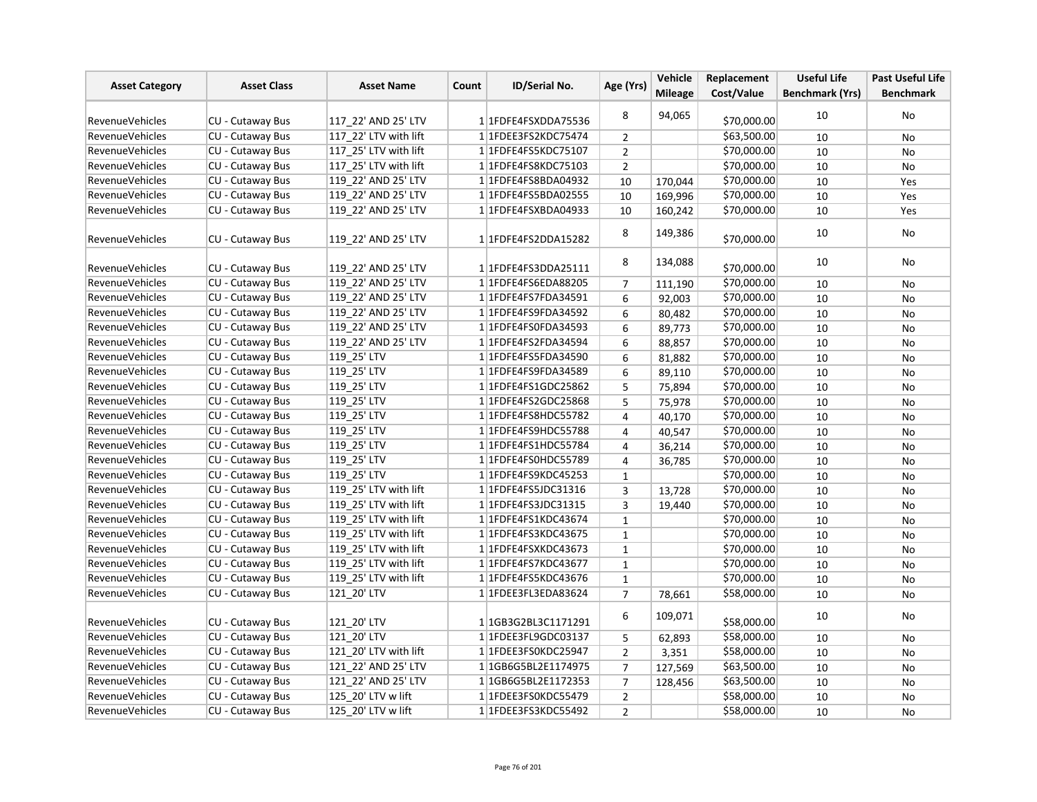| Asset Category | Asset Class | Asset Name | Count | ID/Serial No. | Age (Yrs) | Vehicle Mileage | Replacement Cost/Value | Useful Life Benchmark (Yrs) | Past Useful Life Benchmark |
|---|---|---|---|---|---|---|---|---|---|
| RevenueVehicles | CU - Cutaway Bus | 117_22' AND 25' LTV | 1 | 1FDFE4FSXDDA75536 | 8 | 94,065 | $70,000.00 | 10 | No |
| RevenueVehicles | CU - Cutaway Bus | 117_22' LTV with lift | 1 | 1FDEE3FS2KDC75474 | 2 | | $63,500.00 | 10 | No |
| RevenueVehicles | CU - Cutaway Bus | 117_25' LTV with lift | 1 | 1FDFE4FS5KDC75107 | 2 | | $70,000.00 | 10 | No |
| RevenueVehicles | CU - Cutaway Bus | 117_25' LTV with lift | 1 | 1FDFE4FS8KDC75103 | 2 | | $70,000.00 | 10 | No |
| RevenueVehicles | CU - Cutaway Bus | 119_22' AND 25' LTV | 1 | 1FDFE4FS8BDA04932 | 10 | 170,044 | $70,000.00 | 10 | Yes |
| RevenueVehicles | CU - Cutaway Bus | 119_22' AND 25' LTV | 1 | 1FDFE4FS5BDA02555 | 10 | 169,996 | $70,000.00 | 10 | Yes |
| RevenueVehicles | CU - Cutaway Bus | 119_22' AND 25' LTV | 1 | 1FDFE4FSXBDA04933 | 10 | 160,242 | $70,000.00 | 10 | Yes |
| RevenueVehicles | CU - Cutaway Bus | 119_22' AND 25' LTV | 1 | 1FDFE4FS2DDA15282 | 8 | 149,386 | $70,000.00 | 10 | No |
| RevenueVehicles | CU - Cutaway Bus | 119_22' AND 25' LTV | 1 | 1FDFE4FS3DDA25111 | 8 | 134,088 | $70,000.00 | 10 | No |
| RevenueVehicles | CU - Cutaway Bus | 119_22' AND 25' LTV | 1 | 1FDFE4FS6EDA88205 | 7 | 111,190 | $70,000.00 | 10 | No |
| RevenueVehicles | CU - Cutaway Bus | 119_22' AND 25' LTV | 1 | 1FDFE4FS7FDA34591 | 6 | 92,003 | $70,000.00 | 10 | No |
| RevenueVehicles | CU - Cutaway Bus | 119_22' AND 25' LTV | 1 | 1FDFE4FS9FDA34592 | 6 | 80,482 | $70,000.00 | 10 | No |
| RevenueVehicles | CU - Cutaway Bus | 119_22' AND 25' LTV | 1 | 1FDFE4FS0FDA34593 | 6 | 89,773 | $70,000.00 | 10 | No |
| RevenueVehicles | CU - Cutaway Bus | 119_22' AND 25' LTV | 1 | 1FDFE4FS2FDA34594 | 6 | 88,857 | $70,000.00 | 10 | No |
| RevenueVehicles | CU - Cutaway Bus | 119_25' LTV | 1 | 1FDFE4FS5FDA34590 | 6 | 81,882 | $70,000.00 | 10 | No |
| RevenueVehicles | CU - Cutaway Bus | 119_25' LTV | 1 | 1FDFE4FS9FDA34589 | 6 | 89,110 | $70,000.00 | 10 | No |
| RevenueVehicles | CU - Cutaway Bus | 119_25' LTV | 1 | 1FDFE4FS1GDC25862 | 5 | 75,894 | $70,000.00 | 10 | No |
| RevenueVehicles | CU - Cutaway Bus | 119_25' LTV | 1 | 1FDFE4FS2GDC25868 | 5 | 75,978 | $70,000.00 | 10 | No |
| RevenueVehicles | CU - Cutaway Bus | 119_25' LTV | 1 | 1FDFE4FS8HDC55782 | 4 | 40,170 | $70,000.00 | 10 | No |
| RevenueVehicles | CU - Cutaway Bus | 119_25' LTV | 1 | 1FDFE4FS9HDC55788 | 4 | 40,547 | $70,000.00 | 10 | No |
| RevenueVehicles | CU - Cutaway Bus | 119_25' LTV | 1 | 1FDFE4FS1HDC55784 | 4 | 36,214 | $70,000.00 | 10 | No |
| RevenueVehicles | CU - Cutaway Bus | 119_25' LTV | 1 | 1FDFE4FS0HDC55789 | 4 | 36,785 | $70,000.00 | 10 | No |
| RevenueVehicles | CU - Cutaway Bus | 119_25' LTV | 1 | 1FDFE4FS9KDC45253 | 1 | | $70,000.00 | 10 | No |
| RevenueVehicles | CU - Cutaway Bus | 119_25' LTV with lift | 1 | 1FDFE4FS5JDC31316 | 3 | 13,728 | $70,000.00 | 10 | No |
| RevenueVehicles | CU - Cutaway Bus | 119_25' LTV with lift | 1 | 1FDFE4FS3JDC31315 | 3 | 19,440 | $70,000.00 | 10 | No |
| RevenueVehicles | CU - Cutaway Bus | 119_25' LTV with lift | 1 | 1FDFE4FS1KDC43674 | 1 | | $70,000.00 | 10 | No |
| RevenueVehicles | CU - Cutaway Bus | 119_25' LTV with lift | 1 | 1FDFE4FS3KDC43675 | 1 | | $70,000.00 | 10 | No |
| RevenueVehicles | CU - Cutaway Bus | 119_25' LTV with lift | 1 | 1FDFE4FSXKDC43673 | 1 | | $70,000.00 | 10 | No |
| RevenueVehicles | CU - Cutaway Bus | 119_25' LTV with lift | 1 | 1FDFE4FS7KDC43677 | 1 | | $70,000.00 | 10 | No |
| RevenueVehicles | CU - Cutaway Bus | 119_25' LTV with lift | 1 | 1FDFE4FS5KDC43676 | 1 | | $70,000.00 | 10 | No |
| RevenueVehicles | CU - Cutaway Bus | 121_20' LTV | 1 | 1FDEE3FL3EDA83624 | 7 | 78,661 | $58,000.00 | 10 | No |
| RevenueVehicles | CU - Cutaway Bus | 121_20' LTV | 1 | 1GB3G2BL3C1171291 | 6 | 109,071 | $58,000.00 | 10 | No |
| RevenueVehicles | CU - Cutaway Bus | 121_20' LTV | 1 | 1FDEE3FL9GDC03137 | 5 | 62,893 | $58,000.00 | 10 | No |
| RevenueVehicles | CU - Cutaway Bus | 121_20' LTV with lift | 1 | 1FDEE3FS0KDC25947 | 2 | 3,351 | $58,000.00 | 10 | No |
| RevenueVehicles | CU - Cutaway Bus | 121_22' AND 25' LTV | 1 | 1GB6G5BL2E1174975 | 7 | 127,569 | $63,500.00 | 10 | No |
| RevenueVehicles | CU - Cutaway Bus | 121_22' AND 25' LTV | 1 | 1GB6G5BL2E1172353 | 7 | 128,456 | $63,500.00 | 10 | No |
| RevenueVehicles | CU - Cutaway Bus | 125_20' LTV w lift | 1 | 1FDEE3FS0KDC55479 | 2 | | $58,000.00 | 10 | No |
| RevenueVehicles | CU - Cutaway Bus | 125_20' LTV w lift | 1 | 1FDEE3FS3KDC55492 | 2 | | $58,000.00 | 10 | No |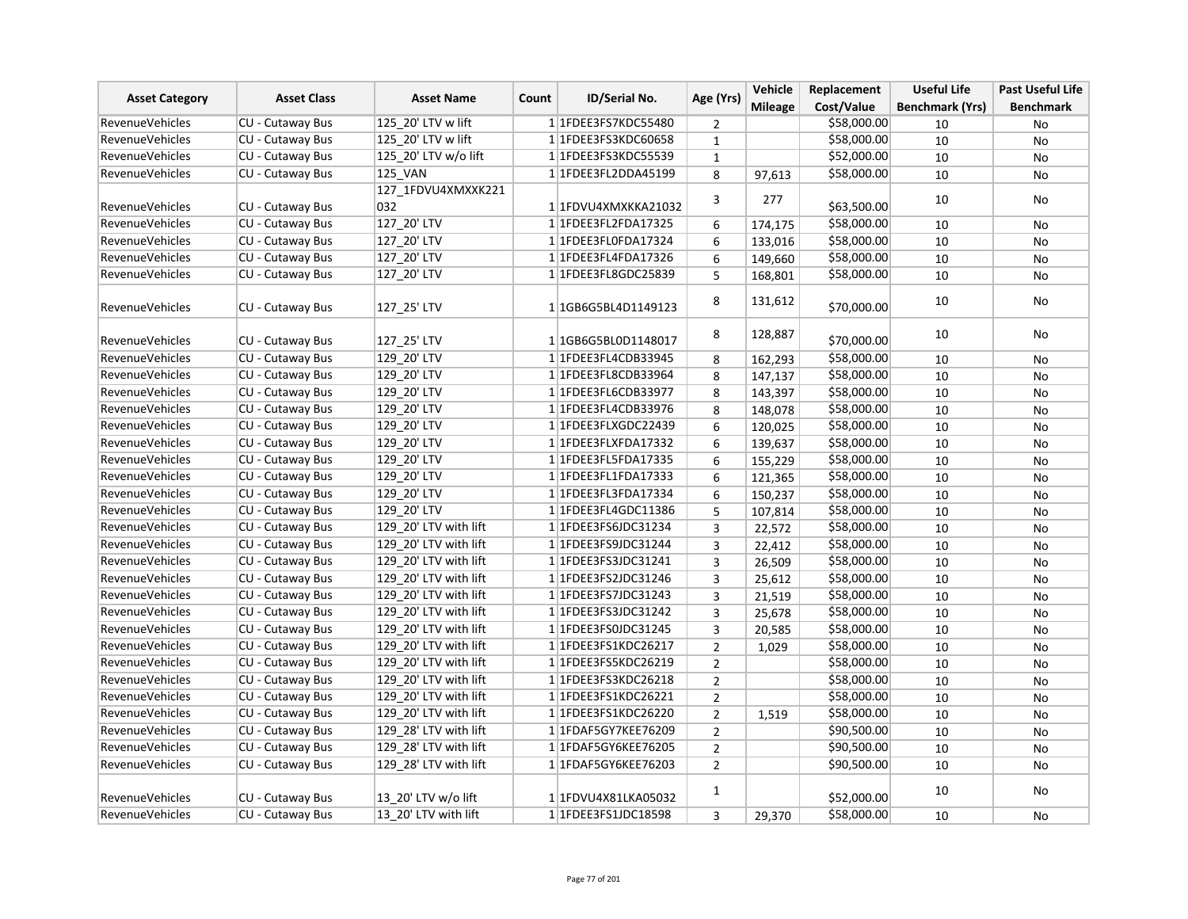| Asset Category | Asset Class | Asset Name | Count | ID/Serial No. | Age (Yrs) | Vehicle Mileage | Replacement Cost/Value | Useful Life Benchmark (Yrs) | Past Useful Life Benchmark |
|---|---|---|---|---|---|---|---|---|---|
| RevenueVehicles | CU - Cutaway Bus | 125_20' LTV w lift | 1 | 1FDEE3FS7KDC55480 | 2 | | $58,000.00 | 10 | No |
| RevenueVehicles | CU - Cutaway Bus | 125_20' LTV w lift | 1 | 1FDEE3FS3KDC60658 | 1 | | $58,000.00 | 10 | No |
| RevenueVehicles | CU - Cutaway Bus | 125_20' LTV w/o lift | 1 | 1FDEE3FS3KDC55539 | 1 | | $52,000.00 | 10 | No |
| RevenueVehicles | CU - Cutaway Bus | 125_VAN | 1 | 1FDEE3FL2DDA45199 | 8 | 97,613 | $58,000.00 | 10 | No |
| RevenueVehicles | CU - Cutaway Bus | 127_1FDVU4XMXKK221032 | 1 | 1FDVU4XMXKKA21032 | 3 | 277 | $63,500.00 | 10 | No |
| RevenueVehicles | CU - Cutaway Bus | 127_20' LTV | 1 | 1FDEE3FL2FDA17325 | 6 | 174,175 | $58,000.00 | 10 | No |
| RevenueVehicles | CU - Cutaway Bus | 127_20' LTV | 1 | 1FDEE3FL0FDA17324 | 6 | 133,016 | $58,000.00 | 10 | No |
| RevenueVehicles | CU - Cutaway Bus | 127_20' LTV | 1 | 1FDEE3FL4FDA17326 | 6 | 149,660 | $58,000.00 | 10 | No |
| RevenueVehicles | CU - Cutaway Bus | 127_20' LTV | 1 | 1FDEE3FL8GDC25839 | 5 | 168,801 | $58,000.00 | 10 | No |
| RevenueVehicles | CU - Cutaway Bus | 127_25' LTV | 1 | 1GB6G5BL4D1149123 | 8 | 131,612 | $70,000.00 | 10 | No |
| RevenueVehicles | CU - Cutaway Bus | 127_25' LTV | 1 | 1GB6G5BL0D1148017 | 8 | 128,887 | $70,000.00 | 10 | No |
| RevenueVehicles | CU - Cutaway Bus | 129_20' LTV | 1 | 1FDEE3FL4CDB33945 | 8 | 162,293 | $58,000.00 | 10 | No |
| RevenueVehicles | CU - Cutaway Bus | 129_20' LTV | 1 | 1FDEE3FL8CDB33964 | 8 | 147,137 | $58,000.00 | 10 | No |
| RevenueVehicles | CU - Cutaway Bus | 129_20' LTV | 1 | 1FDEE3FL6CDB33977 | 8 | 143,397 | $58,000.00 | 10 | No |
| RevenueVehicles | CU - Cutaway Bus | 129_20' LTV | 1 | 1FDEE3FL4CDB33976 | 8 | 148,078 | $58,000.00 | 10 | No |
| RevenueVehicles | CU - Cutaway Bus | 129_20' LTV | 1 | 1FDEE3FLXGDC22439 | 6 | 120,025 | $58,000.00 | 10 | No |
| RevenueVehicles | CU - Cutaway Bus | 129_20' LTV | 1 | 1FDEE3FLXFDA17332 | 6 | 139,637 | $58,000.00 | 10 | No |
| RevenueVehicles | CU - Cutaway Bus | 129_20' LTV | 1 | 1FDEE3FL5FDA17335 | 6 | 155,229 | $58,000.00 | 10 | No |
| RevenueVehicles | CU - Cutaway Bus | 129_20' LTV | 1 | 1FDEE3FL1FDA17333 | 6 | 121,365 | $58,000.00 | 10 | No |
| RevenueVehicles | CU - Cutaway Bus | 129_20' LTV | 1 | 1FDEE3FL3FDA17334 | 6 | 150,237 | $58,000.00 | 10 | No |
| RevenueVehicles | CU - Cutaway Bus | 129_20' LTV | 1 | 1FDEE3FL4GDC11386 | 5 | 107,814 | $58,000.00 | 10 | No |
| RevenueVehicles | CU - Cutaway Bus | 129_20' LTV with lift | 1 | 1FDEE3FS6JDC31234 | 3 | 22,572 | $58,000.00 | 10 | No |
| RevenueVehicles | CU - Cutaway Bus | 129_20' LTV with lift | 1 | 1FDEE3FS9JDC31244 | 3 | 22,412 | $58,000.00 | 10 | No |
| RevenueVehicles | CU - Cutaway Bus | 129_20' LTV with lift | 1 | 1FDEE3FS3JDC31241 | 3 | 26,509 | $58,000.00 | 10 | No |
| RevenueVehicles | CU - Cutaway Bus | 129_20' LTV with lift | 1 | 1FDEE3FS2JDC31246 | 3 | 25,612 | $58,000.00 | 10 | No |
| RevenueVehicles | CU - Cutaway Bus | 129_20' LTV with lift | 1 | 1FDEE3FS7JDC31243 | 3 | 21,519 | $58,000.00 | 10 | No |
| RevenueVehicles | CU - Cutaway Bus | 129_20' LTV with lift | 1 | 1FDEE3FS3JDC31242 | 3 | 25,678 | $58,000.00 | 10 | No |
| RevenueVehicles | CU - Cutaway Bus | 129_20' LTV with lift | 1 | 1FDEE3FS0JDC31245 | 3 | 20,585 | $58,000.00 | 10 | No |
| RevenueVehicles | CU - Cutaway Bus | 129_20' LTV with lift | 1 | 1FDEE3FS1KDC26217 | 2 | 1,029 | $58,000.00 | 10 | No |
| RevenueVehicles | CU - Cutaway Bus | 129_20' LTV with lift | 1 | 1FDEE3FS5KDC26219 | 2 | | $58,000.00 | 10 | No |
| RevenueVehicles | CU - Cutaway Bus | 129_20' LTV with lift | 1 | 1FDEE3FS3KDC26218 | 2 | | $58,000.00 | 10 | No |
| RevenueVehicles | CU - Cutaway Bus | 129_20' LTV with lift | 1 | 1FDEE3FS1KDC26221 | 2 | | $58,000.00 | 10 | No |
| RevenueVehicles | CU - Cutaway Bus | 129_20' LTV with lift | 1 | 1FDEE3FS1KDC26220 | 2 | 1,519 | $58,000.00 | 10 | No |
| RevenueVehicles | CU - Cutaway Bus | 129_28' LTV with lift | 1 | 1FDAF5GY7KEE76209 | 2 | | $90,500.00 | 10 | No |
| RevenueVehicles | CU - Cutaway Bus | 129_28' LTV with lift | 1 | 1FDAF5GY6KEE76205 | 2 | | $90,500.00 | 10 | No |
| RevenueVehicles | CU - Cutaway Bus | 129_28' LTV with lift | 1 | 1FDAF5GY6KEE76203 | 2 | | $90,500.00 | 10 | No |
| RevenueVehicles | CU - Cutaway Bus | 13_20' LTV w/o lift | 1 | 1FDVU4X81LKA05032 | 1 | | $52,000.00 | 10 | No |
| RevenueVehicles | CU - Cutaway Bus | 13_20' LTV with lift | 1 | 1FDEE3FS1JDC18598 | 3 | 29,370 | $58,000.00 | 10 | No |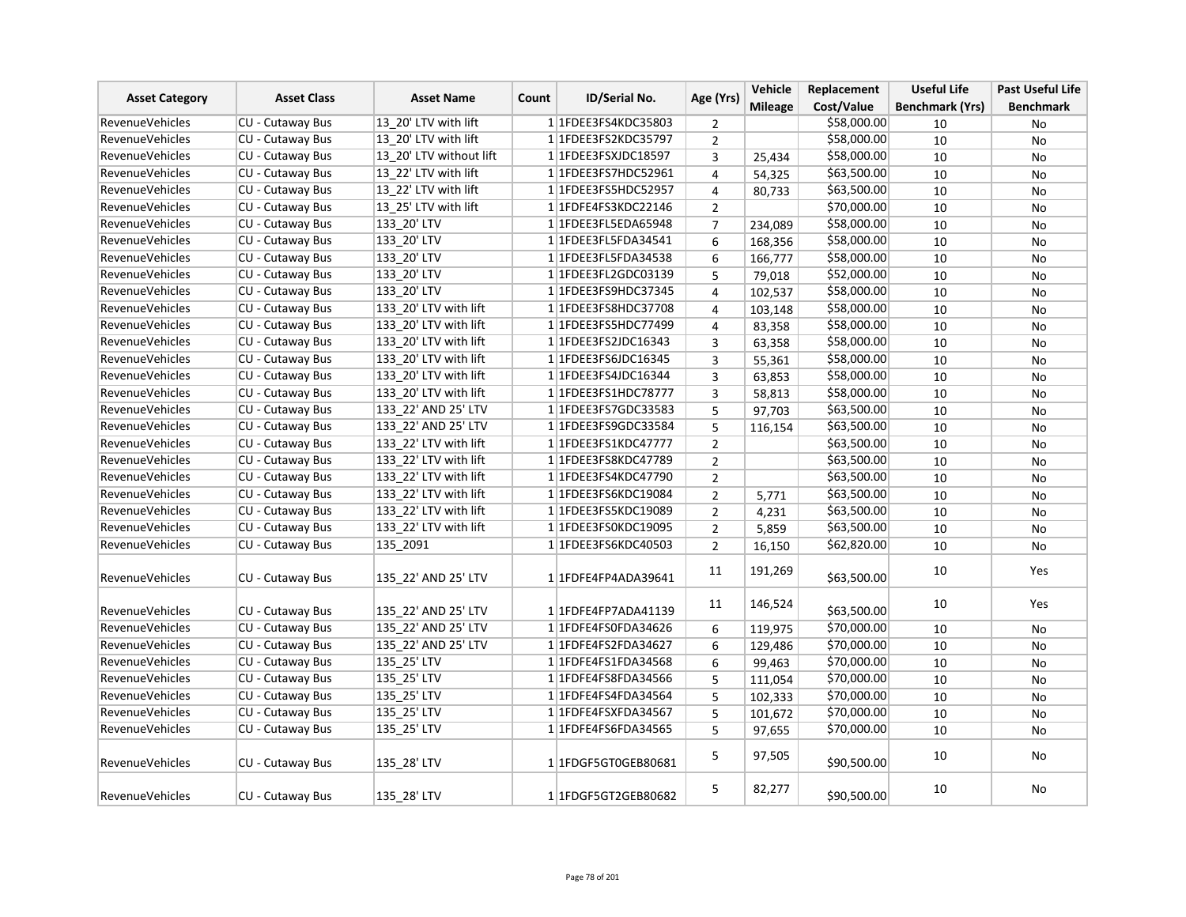| Asset Category | Asset Class | Asset Name | Count | ID/Serial No. | Age (Yrs) | Vehicle Mileage | Replacement Cost/Value | Useful Life Benchmark (Yrs) | Past Useful Life Benchmark |
|---|---|---|---|---|---|---|---|---|---|
| RevenueVehicles | CU - Cutaway Bus | 13_20' LTV with lift | 1 | 1FDEE3FS4KDC35803 | 2 | | $58,000.00 | 10 | No |
| RevenueVehicles | CU - Cutaway Bus | 13_20' LTV with lift | 1 | 1FDEE3FS2KDC35797 | 2 | | $58,000.00 | 10 | No |
| RevenueVehicles | CU - Cutaway Bus | 13_20' LTV without lift | 1 | 1FDEE3FSXJDC18597 | 3 | 25,434 | $58,000.00 | 10 | No |
| RevenueVehicles | CU - Cutaway Bus | 13_22' LTV with lift | 1 | 1FDEE3FS7HDC52961 | 4 | 54,325 | $63,500.00 | 10 | No |
| RevenueVehicles | CU - Cutaway Bus | 13_22' LTV with lift | 1 | 1FDEE3FS5HDC52957 | 4 | 80,733 | $63,500.00 | 10 | No |
| RevenueVehicles | CU - Cutaway Bus | 13_25' LTV with lift | 1 | 1FDFE4FS3KDC22146 | 2 | | $70,000.00 | 10 | No |
| RevenueVehicles | CU - Cutaway Bus | 133_20' LTV | 1 | 1FDEE3FL5EDA65948 | 7 | 234,089 | $58,000.00 | 10 | No |
| RevenueVehicles | CU - Cutaway Bus | 133_20' LTV | 1 | 1FDEE3FL5FDA34541 | 6 | 168,356 | $58,000.00 | 10 | No |
| RevenueVehicles | CU - Cutaway Bus | 133_20' LTV | 1 | 1FDEE3FL5FDA34538 | 6 | 166,777 | $58,000.00 | 10 | No |
| RevenueVehicles | CU - Cutaway Bus | 133_20' LTV | 1 | 1FDEE3FL2GDC03139 | 5 | 79,018 | $52,000.00 | 10 | No |
| RevenueVehicles | CU - Cutaway Bus | 133_20' LTV | 1 | 1FDEE3FS9HDC37345 | 4 | 102,537 | $58,000.00 | 10 | No |
| RevenueVehicles | CU - Cutaway Bus | 133_20' LTV with lift | 1 | 1FDEE3FS8HDC37708 | 4 | 103,148 | $58,000.00 | 10 | No |
| RevenueVehicles | CU - Cutaway Bus | 133_20' LTV with lift | 1 | 1FDEE3FS5HDC77499 | 4 | 83,358 | $58,000.00 | 10 | No |
| RevenueVehicles | CU - Cutaway Bus | 133_20' LTV with lift | 1 | 1FDEE3FS2JDC16343 | 3 | 63,358 | $58,000.00 | 10 | No |
| RevenueVehicles | CU - Cutaway Bus | 133_20' LTV with lift | 1 | 1FDEE3FS6JDC16345 | 3 | 55,361 | $58,000.00 | 10 | No |
| RevenueVehicles | CU - Cutaway Bus | 133_20' LTV with lift | 1 | 1FDEE3FS4JDC16344 | 3 | 63,853 | $58,000.00 | 10 | No |
| RevenueVehicles | CU - Cutaway Bus | 133_20' LTV with lift | 1 | 1FDEE3FS1HDC78777 | 3 | 58,813 | $58,000.00 | 10 | No |
| RevenueVehicles | CU - Cutaway Bus | 133_22' AND 25' LTV | 1 | 1FDEE3FS7GDC33583 | 5 | 97,703 | $63,500.00 | 10 | No |
| RevenueVehicles | CU - Cutaway Bus | 133_22' AND 25' LTV | 1 | 1FDEE3FS9GDC33584 | 5 | 116,154 | $63,500.00 | 10 | No |
| RevenueVehicles | CU - Cutaway Bus | 133_22' LTV with lift | 1 | 1FDEE3FS1KDC47777 | 2 | | $63,500.00 | 10 | No |
| RevenueVehicles | CU - Cutaway Bus | 133_22' LTV with lift | 1 | 1FDEE3FS8KDC47789 | 2 | | $63,500.00 | 10 | No |
| RevenueVehicles | CU - Cutaway Bus | 133_22' LTV with lift | 1 | 1FDEE3FS4KDC47790 | 2 | | $63,500.00 | 10 | No |
| RevenueVehicles | CU - Cutaway Bus | 133_22' LTV with lift | 1 | 1FDEE3FS6KDC19084 | 2 | 5,771 | $63,500.00 | 10 | No |
| RevenueVehicles | CU - Cutaway Bus | 133_22' LTV with lift | 1 | 1FDEE3FS5KDC19089 | 2 | 4,231 | $63,500.00 | 10 | No |
| RevenueVehicles | CU - Cutaway Bus | 133_22' LTV with lift | 1 | 1FDEE3FS0KDC19095 | 2 | 5,859 | $63,500.00 | 10 | No |
| RevenueVehicles | CU - Cutaway Bus | 135_2091 | 1 | 1FDEE3FS6KDC40503 | 2 | 16,150 | $62,820.00 | 10 | No |
| RevenueVehicles | CU - Cutaway Bus | 135_22' AND 25' LTV | 1 | 1FDFE4FP4ADA39641 | 11 | 191,269 | $63,500.00 | 10 | Yes |
| RevenueVehicles | CU - Cutaway Bus | 135_22' AND 25' LTV | 1 | 1FDFE4FP7ADA41139 | 11 | 146,524 | $63,500.00 | 10 | Yes |
| RevenueVehicles | CU - Cutaway Bus | 135_22' AND 25' LTV | 1 | 1FDFE4FS0FDA34626 | 6 | 119,975 | $70,000.00 | 10 | No |
| RevenueVehicles | CU - Cutaway Bus | 135_22' AND 25' LTV | 1 | 1FDFE4FS2FDA34627 | 6 | 129,486 | $70,000.00 | 10 | No |
| RevenueVehicles | CU - Cutaway Bus | 135_25' LTV | 1 | 1FDFE4FS1FDA34568 | 6 | 99,463 | $70,000.00 | 10 | No |
| RevenueVehicles | CU - Cutaway Bus | 135_25' LTV | 1 | 1FDFE4FS8FDA34566 | 5 | 111,054 | $70,000.00 | 10 | No |
| RevenueVehicles | CU - Cutaway Bus | 135_25' LTV | 1 | 1FDFE4FS4FDA34564 | 5 | 102,333 | $70,000.00 | 10 | No |
| RevenueVehicles | CU - Cutaway Bus | 135_25' LTV | 1 | 1FDFE4FSXFDA34567 | 5 | 101,672 | $70,000.00 | 10 | No |
| RevenueVehicles | CU - Cutaway Bus | 135_25' LTV | 1 | 1FDFE4FS6FDA34565 | 5 | 97,655 | $70,000.00 | 10 | No |
| RevenueVehicles | CU - Cutaway Bus | 135_28' LTV | 1 | 1FDGF5GT0GEB80681 | 5 | 97,505 | $90,500.00 | 10 | No |
| RevenueVehicles | CU - Cutaway Bus | 135_28' LTV | 1 | 1FDGF5GT2GEB80682 | 5 | 82,277 | $90,500.00 | 10 | No |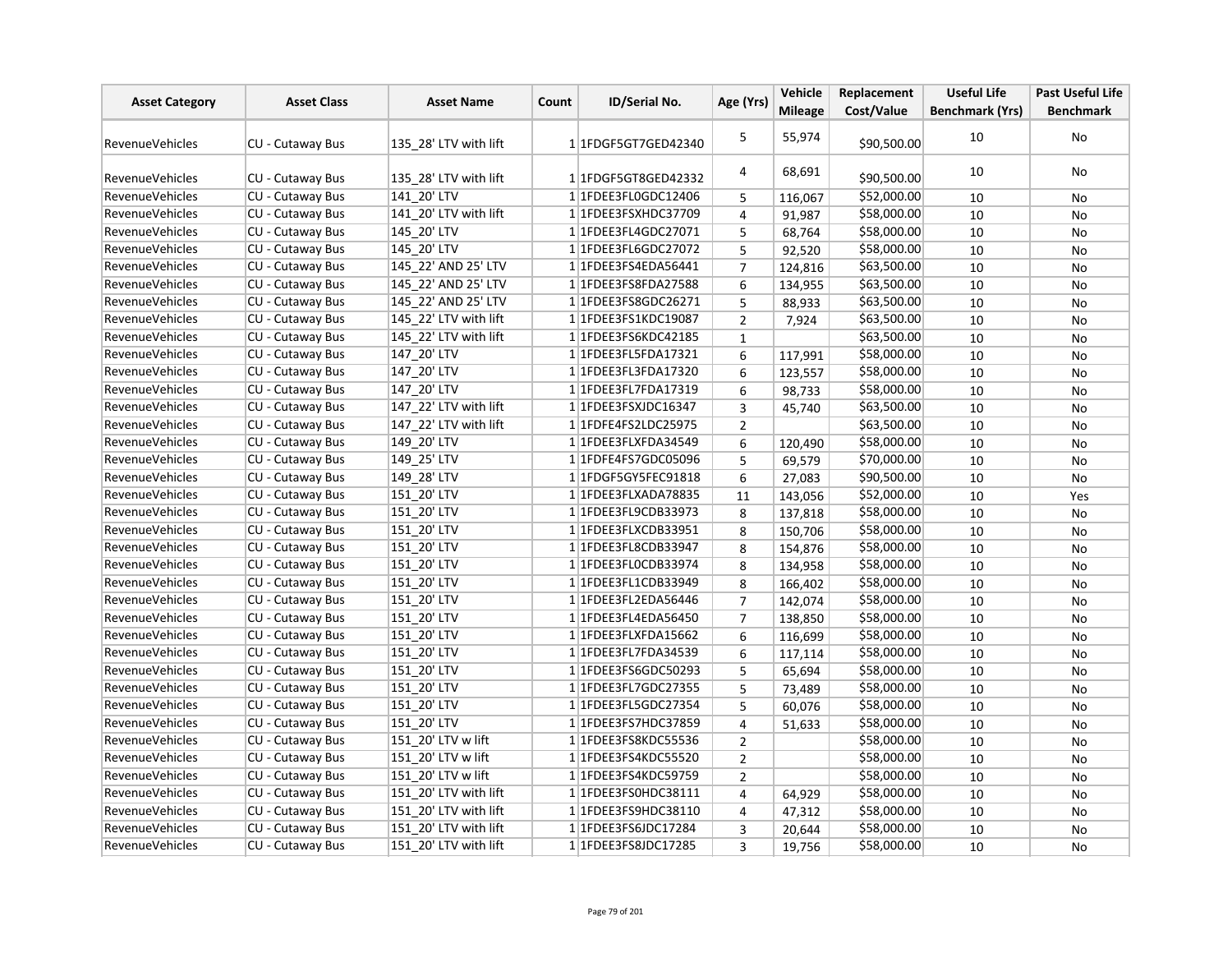| Asset Category | Asset Class | Asset Name | Count | ID/Serial No. | Age (Yrs) | Vehicle Mileage | Replacement Cost/Value | Useful Life Benchmark (Yrs) | Past Useful Life Benchmark |
|---|---|---|---|---|---|---|---|---|---|
| RevenueVehicles | CU - Cutaway Bus | 135_28' LTV with lift | 1 | 1FDGF5GT7GED42340 | 5 | 55,974 | $90,500.00 | 10 | No |
| RevenueVehicles | CU - Cutaway Bus | 135_28' LTV with lift | 1 | 1FDGF5GT8GED42332 | 4 | 68,691 | $90,500.00 | 10 | No |
| RevenueVehicles | CU - Cutaway Bus | 141_20' LTV | 1 | 1FDEE3FL0GDC12406 | 5 | 116,067 | $52,000.00 | 10 | No |
| RevenueVehicles | CU - Cutaway Bus | 141_20' LTV with lift | 1 | 1FDEE3FSXHDC37709 | 4 | 91,987 | $58,000.00 | 10 | No |
| RevenueVehicles | CU - Cutaway Bus | 145_20' LTV | 1 | 1FDEE3FL4GDC27071 | 5 | 68,764 | $58,000.00 | 10 | No |
| RevenueVehicles | CU - Cutaway Bus | 145_20' LTV | 1 | 1FDEE3FL6GDC27072 | 5 | 92,520 | $58,000.00 | 10 | No |
| RevenueVehicles | CU - Cutaway Bus | 145_22' AND 25' LTV | 1 | 1FDEE3FS4EDA56441 | 7 | 124,816 | $63,500.00 | 10 | No |
| RevenueVehicles | CU - Cutaway Bus | 145_22' AND 25' LTV | 1 | 1FDEE3FS8FDA27588 | 6 | 134,955 | $63,500.00 | 10 | No |
| RevenueVehicles | CU - Cutaway Bus | 145_22' AND 25' LTV | 1 | 1FDEE3FS8GDC26271 | 5 | 88,933 | $63,500.00 | 10 | No |
| RevenueVehicles | CU - Cutaway Bus | 145_22' LTV with lift | 1 | 1FDEE3FS1KDC19087 | 2 | 7,924 | $63,500.00 | 10 | No |
| RevenueVehicles | CU - Cutaway Bus | 145_22' LTV with lift | 1 | 1FDEE3FS6KDC42185 | 1 | | $63,500.00 | 10 | No |
| RevenueVehicles | CU - Cutaway Bus | 147_20' LTV | 1 | 1FDEE3FL5FDA17321 | 6 | 117,991 | $58,000.00 | 10 | No |
| RevenueVehicles | CU - Cutaway Bus | 147_20' LTV | 1 | 1FDEE3FL3FDA17320 | 6 | 123,557 | $58,000.00 | 10 | No |
| RevenueVehicles | CU - Cutaway Bus | 147_20' LTV | 1 | 1FDEE3FL7FDA17319 | 6 | 98,733 | $58,000.00 | 10 | No |
| RevenueVehicles | CU - Cutaway Bus | 147_22' LTV with lift | 1 | 1FDEE3FSXJDC16347 | 3 | 45,740 | $63,500.00 | 10 | No |
| RevenueVehicles | CU - Cutaway Bus | 147_22' LTV with lift | 1 | 1FDFE4FS2LDC25975 | 2 | | $63,500.00 | 10 | No |
| RevenueVehicles | CU - Cutaway Bus | 149_20' LTV | 1 | 1FDEE3FLXFDA34549 | 6 | 120,490 | $58,000.00 | 10 | No |
| RevenueVehicles | CU - Cutaway Bus | 149_25' LTV | 1 | 1FDFE4FS7GDC05096 | 5 | 69,579 | $70,000.00 | 10 | No |
| RevenueVehicles | CU - Cutaway Bus | 149_28' LTV | 1 | 1FDGF5GY5FEC91818 | 6 | 27,083 | $90,500.00 | 10 | No |
| RevenueVehicles | CU - Cutaway Bus | 151_20' LTV | 1 | 1FDEE3FLXADA78835 | 11 | 143,056 | $52,000.00 | 10 | Yes |
| RevenueVehicles | CU - Cutaway Bus | 151_20' LTV | 1 | 1FDEE3FL9CDB33973 | 8 | 137,818 | $58,000.00 | 10 | No |
| RevenueVehicles | CU - Cutaway Bus | 151_20' LTV | 1 | 1FDEE3FLXCDB33951 | 8 | 150,706 | $58,000.00 | 10 | No |
| RevenueVehicles | CU - Cutaway Bus | 151_20' LTV | 1 | 1FDEE3FL8CDB33947 | 8 | 154,876 | $58,000.00 | 10 | No |
| RevenueVehicles | CU - Cutaway Bus | 151_20' LTV | 1 | 1FDEE3FL0CDB33974 | 8 | 134,958 | $58,000.00 | 10 | No |
| RevenueVehicles | CU - Cutaway Bus | 151_20' LTV | 1 | 1FDEE3FL1CDB33949 | 8 | 166,402 | $58,000.00 | 10 | No |
| RevenueVehicles | CU - Cutaway Bus | 151_20' LTV | 1 | 1FDEE3FL2EDA56446 | 7 | 142,074 | $58,000.00 | 10 | No |
| RevenueVehicles | CU - Cutaway Bus | 151_20' LTV | 1 | 1FDEE3FL4EDA56450 | 7 | 138,850 | $58,000.00 | 10 | No |
| RevenueVehicles | CU - Cutaway Bus | 151_20' LTV | 1 | 1FDEE3FLXFDA15662 | 6 | 116,699 | $58,000.00 | 10 | No |
| RevenueVehicles | CU - Cutaway Bus | 151_20' LTV | 1 | 1FDEE3FL7FDA34539 | 6 | 117,114 | $58,000.00 | 10 | No |
| RevenueVehicles | CU - Cutaway Bus | 151_20' LTV | 1 | 1FDEE3FS6GDC50293 | 5 | 65,694 | $58,000.00 | 10 | No |
| RevenueVehicles | CU - Cutaway Bus | 151_20' LTV | 1 | 1FDEE3FL7GDC27355 | 5 | 73,489 | $58,000.00 | 10 | No |
| RevenueVehicles | CU - Cutaway Bus | 151_20' LTV | 1 | 1FDEE3FL5GDC27354 | 5 | 60,076 | $58,000.00 | 10 | No |
| RevenueVehicles | CU - Cutaway Bus | 151_20' LTV | 1 | 1FDEE3FS7HDC37859 | 4 | 51,633 | $58,000.00 | 10 | No |
| RevenueVehicles | CU - Cutaway Bus | 151_20' LTV w lift | 1 | 1FDEE3FS8KDC55536 | 2 | | $58,000.00 | 10 | No |
| RevenueVehicles | CU - Cutaway Bus | 151_20' LTV w lift | 1 | 1FDEE3FS4KDC55520 | 2 | | $58,000.00 | 10 | No |
| RevenueVehicles | CU - Cutaway Bus | 151_20' LTV w lift | 1 | 1FDEE3FS4KDC59759 | 2 | | $58,000.00 | 10 | No |
| RevenueVehicles | CU - Cutaway Bus | 151_20' LTV with lift | 1 | 1FDEE3FS0HDC38111 | 4 | 64,929 | $58,000.00 | 10 | No |
| RevenueVehicles | CU - Cutaway Bus | 151_20' LTV with lift | 1 | 1FDEE3FS9HDC38110 | 4 | 47,312 | $58,000.00 | 10 | No |
| RevenueVehicles | CU - Cutaway Bus | 151_20' LTV with lift | 1 | 1FDEE3FS6JDC17284 | 3 | 20,644 | $58,000.00 | 10 | No |
| RevenueVehicles | CU - Cutaway Bus | 151_20' LTV with lift | 1 | 1FDEE3FS8JDC17285 | 3 | 19,756 | $58,000.00 | 10 | No |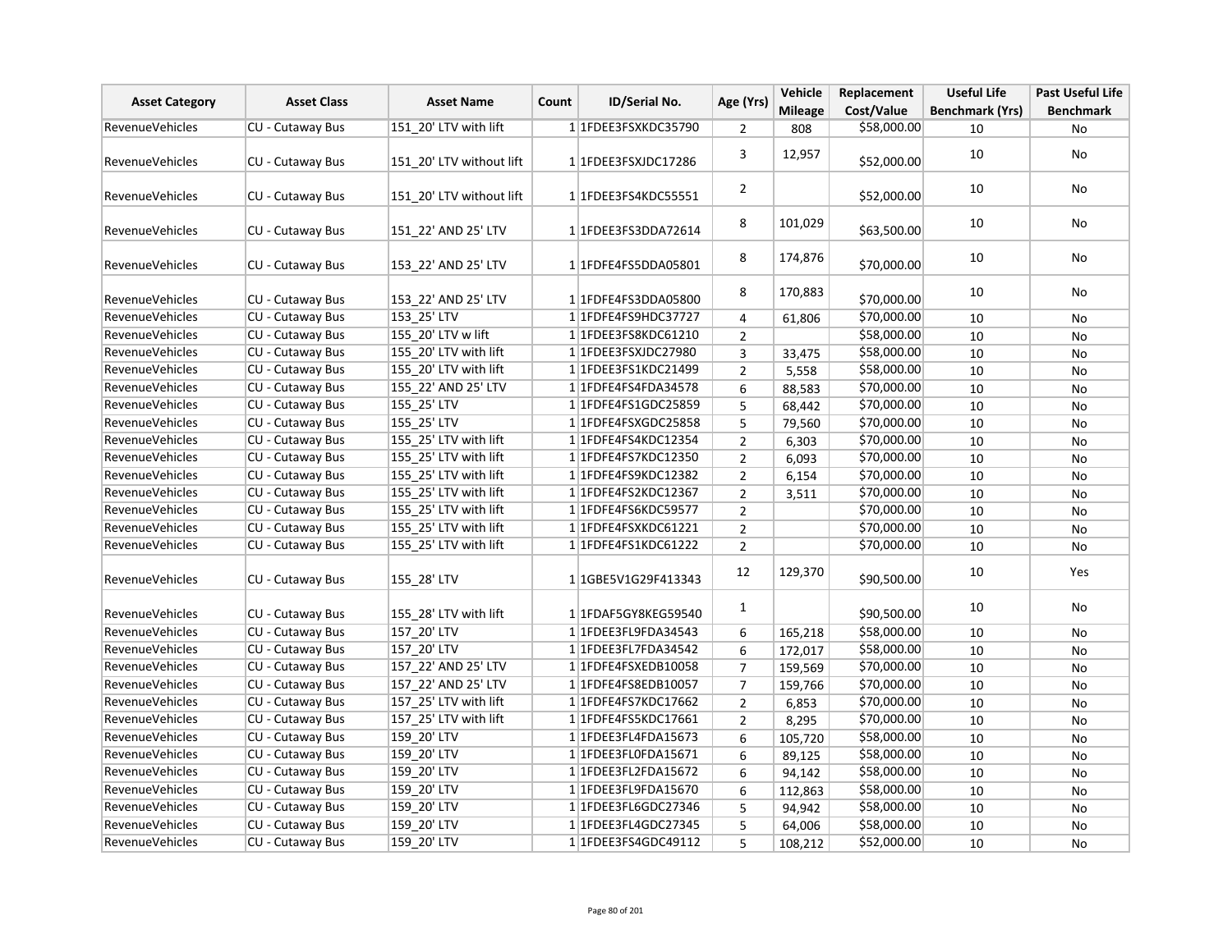| Asset Category | Asset Class | Asset Name | Count | ID/Serial No. | Age (Yrs) | Vehicle Mileage | Replacement Cost/Value | Useful Life Benchmark (Yrs) | Past Useful Life Benchmark |
|---|---|---|---|---|---|---|---|---|---|
| RevenueVehicles | CU - Cutaway Bus | 151_20' LTV with lift | 1 | 1FDEE3FSXKDC35790 | 2 | 808 | $58,000.00 | 10 | No |
| RevenueVehicles | CU - Cutaway Bus | 151_20' LTV without lift | 1 | 1FDEE3FSXJDC17286 | 3 | 12,957 | $52,000.00 | 10 | No |
| RevenueVehicles | CU - Cutaway Bus | 151_20' LTV without lift | 1 | 1FDEE3FS4KDC55551 | 2 | | $52,000.00 | 10 | No |
| RevenueVehicles | CU - Cutaway Bus | 151_22' AND 25' LTV | 1 | 1FDEE3FS3DDA72614 | 8 | 101,029 | $63,500.00 | 10 | No |
| RevenueVehicles | CU - Cutaway Bus | 153_22' AND 25' LTV | 1 | 1FDFE4FS5DDA05801 | 8 | 174,876 | $70,000.00 | 10 | No |
| RevenueVehicles | CU - Cutaway Bus | 153_22' AND 25' LTV | 1 | 1FDFE4FS3DDA05800 | 8 | 170,883 | $70,000.00 | 10 | No |
| RevenueVehicles | CU - Cutaway Bus | 153_25' LTV | 1 | 1FDFE4FS9HDC37727 | 4 | 61,806 | $70,000.00 | 10 | No |
| RevenueVehicles | CU - Cutaway Bus | 155_20' LTV w lift | 1 | 1FDEE3FS8KDC61210 | 2 | | $58,000.00 | 10 | No |
| RevenueVehicles | CU - Cutaway Bus | 155_20' LTV with lift | 1 | 1FDEE3FSXJDC27980 | 3 | 33,475 | $58,000.00 | 10 | No |
| RevenueVehicles | CU - Cutaway Bus | 155_20' LTV with lift | 1 | 1FDEE3FS1KDC21499 | 2 | 5,558 | $58,000.00 | 10 | No |
| RevenueVehicles | CU - Cutaway Bus | 155_22' AND 25' LTV | 1 | 1FDFE4FS4FDA34578 | 6 | 88,583 | $70,000.00 | 10 | No |
| RevenueVehicles | CU - Cutaway Bus | 155_25' LTV | 1 | 1FDFE4FS1GDC25859 | 5 | 68,442 | $70,000.00 | 10 | No |
| RevenueVehicles | CU - Cutaway Bus | 155_25' LTV | 1 | 1FDFE4FSXGDC25858 | 5 | 79,560 | $70,000.00 | 10 | No |
| RevenueVehicles | CU - Cutaway Bus | 155_25' LTV with lift | 1 | 1FDFE4FS4KDC12354 | 2 | 6,303 | $70,000.00 | 10 | No |
| RevenueVehicles | CU - Cutaway Bus | 155_25' LTV with lift | 1 | 1FDFE4FS7KDC12350 | 2 | 6,093 | $70,000.00 | 10 | No |
| RevenueVehicles | CU - Cutaway Bus | 155_25' LTV with lift | 1 | 1FDFE4FS9KDC12382 | 2 | 6,154 | $70,000.00 | 10 | No |
| RevenueVehicles | CU - Cutaway Bus | 155_25' LTV with lift | 1 | 1FDFE4FS2KDC12367 | 2 | 3,511 | $70,000.00 | 10 | No |
| RevenueVehicles | CU - Cutaway Bus | 155_25' LTV with lift | 1 | 1FDFE4FS6KDC59577 | 2 | | $70,000.00 | 10 | No |
| RevenueVehicles | CU - Cutaway Bus | 155_25' LTV with lift | 1 | 1FDFE4FSXKDC61221 | 2 | | $70,000.00 | 10 | No |
| RevenueVehicles | CU - Cutaway Bus | 155_25' LTV with lift | 1 | 1FDFE4FS1KDC61222 | 2 | | $70,000.00 | 10 | No |
| RevenueVehicles | CU - Cutaway Bus | 155_28' LTV | 1 | 1GBE5V1G29F413343 | 12 | 129,370 | $90,500.00 | 10 | Yes |
| RevenueVehicles | CU - Cutaway Bus | 155_28' LTV with lift | 1 | 1FDAF5GY8KEG59540 | 1 | | $90,500.00 | 10 | No |
| RevenueVehicles | CU - Cutaway Bus | 157_20' LTV | 1 | 1FDEE3FL9FDA34543 | 6 | 165,218 | $58,000.00 | 10 | No |
| RevenueVehicles | CU - Cutaway Bus | 157_20' LTV | 1 | 1FDEE3FL7FDA34542 | 6 | 172,017 | $58,000.00 | 10 | No |
| RevenueVehicles | CU - Cutaway Bus | 157_22' AND 25' LTV | 1 | 1FDFE4FSXEDB10058 | 7 | 159,569 | $70,000.00 | 10 | No |
| RevenueVehicles | CU - Cutaway Bus | 157_22' AND 25' LTV | 1 | 1FDFE4FS8EDB10057 | 7 | 159,766 | $70,000.00 | 10 | No |
| RevenueVehicles | CU - Cutaway Bus | 157_25' LTV with lift | 1 | 1FDFE4FS7KDC17662 | 2 | 6,853 | $70,000.00 | 10 | No |
| RevenueVehicles | CU - Cutaway Bus | 157_25' LTV with lift | 1 | 1FDFE4FS5KDC17661 | 2 | 8,295 | $70,000.00 | 10 | No |
| RevenueVehicles | CU - Cutaway Bus | 159_20' LTV | 1 | 1FDEE3FL4FDA15673 | 6 | 105,720 | $58,000.00 | 10 | No |
| RevenueVehicles | CU - Cutaway Bus | 159_20' LTV | 1 | 1FDEE3FL0FDA15671 | 6 | 89,125 | $58,000.00 | 10 | No |
| RevenueVehicles | CU - Cutaway Bus | 159_20' LTV | 1 | 1FDEE3FL2FDA15672 | 6 | 94,142 | $58,000.00 | 10 | No |
| RevenueVehicles | CU - Cutaway Bus | 159_20' LTV | 1 | 1FDEE3FL9FDA15670 | 6 | 112,863 | $58,000.00 | 10 | No |
| RevenueVehicles | CU - Cutaway Bus | 159_20' LTV | 1 | 1FDEE3FL6GDC27346 | 5 | 94,942 | $58,000.00 | 10 | No |
| RevenueVehicles | CU - Cutaway Bus | 159_20' LTV | 1 | 1FDEE3FL4GDC27345 | 5 | 64,006 | $58,000.00 | 10 | No |
| RevenueVehicles | CU - Cutaway Bus | 159_20' LTV | 1 | 1FDEE3FS4GDC49112 | 5 | 108,212 | $52,000.00 | 10 | No |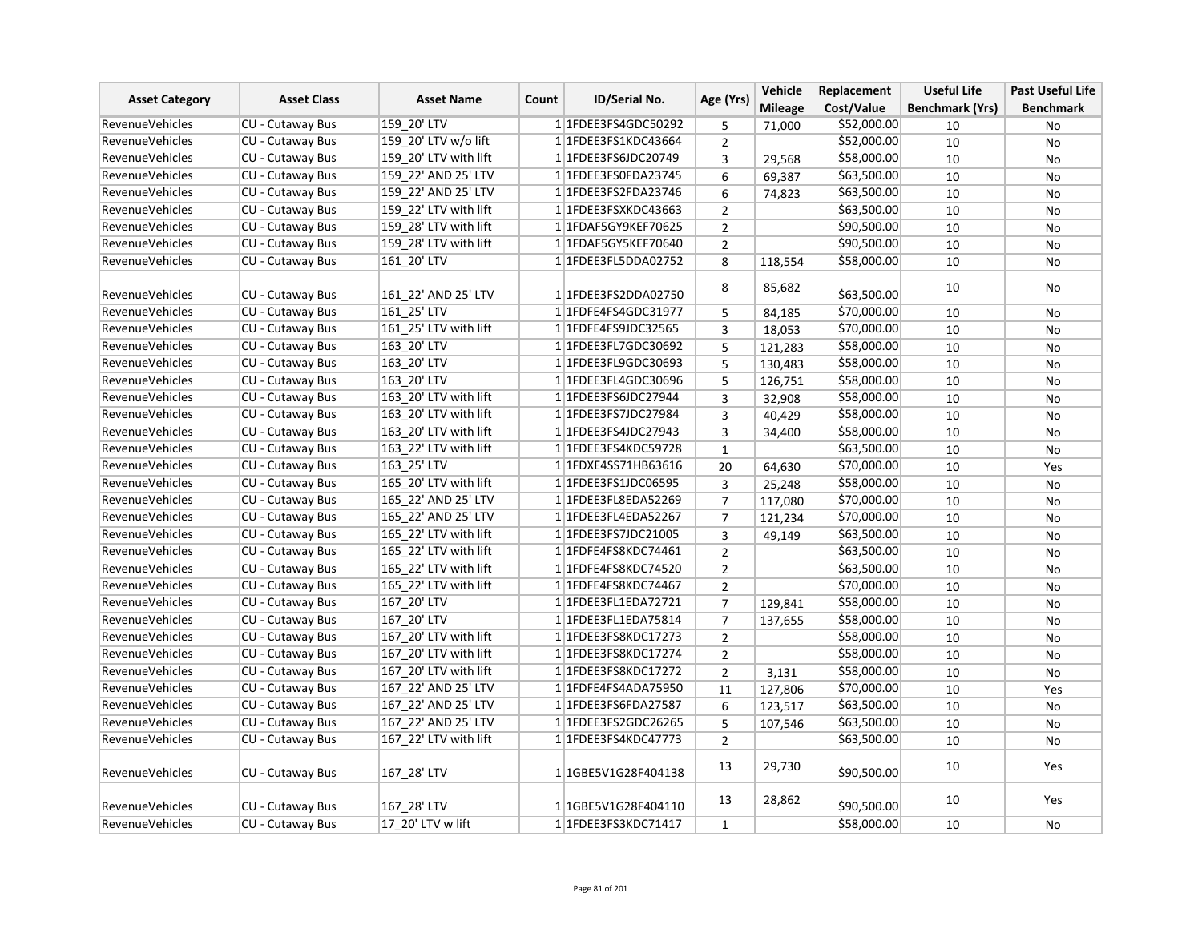| Asset Category | Asset Class | Asset Name | Count | ID/Serial No. | Age (Yrs) | Vehicle Mileage | Replacement Cost/Value | Useful Life Benchmark (Yrs) | Past Useful Life Benchmark |
|---|---|---|---|---|---|---|---|---|---|
| RevenueVehicles | CU - Cutaway Bus | 159_20' LTV | 1 | 1FDEE3FS4GDC50292 | 5 | 71,000 | $52,000.00 | 10 | No |
| RevenueVehicles | CU - Cutaway Bus | 159_20' LTV w/o lift | 1 | 1FDEE3FS1KDC43664 | 2 | | $52,000.00 | 10 | No |
| RevenueVehicles | CU - Cutaway Bus | 159_20' LTV with lift | 1 | 1FDEE3FS6JDC20749 | 3 | 29,568 | $58,000.00 | 10 | No |
| RevenueVehicles | CU - Cutaway Bus | 159_22' AND 25' LTV | 1 | 1FDEE3FS0FDA23745 | 6 | 69,387 | $63,500.00 | 10 | No |
| RevenueVehicles | CU - Cutaway Bus | 159_22' AND 25' LTV | 1 | 1FDEE3FS2FDA23746 | 6 | 74,823 | $63,500.00 | 10 | No |
| RevenueVehicles | CU - Cutaway Bus | 159_22' LTV with lift | 1 | 1FDEE3FSXKDC43663 | 2 | | $63,500.00 | 10 | No |
| RevenueVehicles | CU - Cutaway Bus | 159_28' LTV with lift | 1 | 1FDAF5GY9KEF70625 | 2 | | $90,500.00 | 10 | No |
| RevenueVehicles | CU - Cutaway Bus | 159_28' LTV with lift | 1 | 1FDAF5GY5KEF70640 | 2 | | $90,500.00 | 10 | No |
| RevenueVehicles | CU - Cutaway Bus | 161_20' LTV | 1 | 1FDEE3FL5DDA02752 | 8 | 118,554 | $58,000.00 | 10 | No |
| RevenueVehicles | CU - Cutaway Bus | 161_22' AND 25' LTV | 1 | 1FDEE3FS2DDA02750 | 8 | 85,682 | $63,500.00 | 10 | No |
| RevenueVehicles | CU - Cutaway Bus | 161_25' LTV | 1 | 1FDFE4FS4GDC31977 | 5 | 84,185 | $70,000.00 | 10 | No |
| RevenueVehicles | CU - Cutaway Bus | 161_25' LTV with lift | 1 | 1FDFE4FS9JDC32565 | 3 | 18,053 | $70,000.00 | 10 | No |
| RevenueVehicles | CU - Cutaway Bus | 163_20' LTV | 1 | 1FDEE3FL7GDC30692 | 5 | 121,283 | $58,000.00 | 10 | No |
| RevenueVehicles | CU - Cutaway Bus | 163_20' LTV | 1 | 1FDEE3FL9GDC30693 | 5 | 130,483 | $58,000.00 | 10 | No |
| RevenueVehicles | CU - Cutaway Bus | 163_20' LTV | 1 | 1FDEE3FL4GDC30696 | 5 | 126,751 | $58,000.00 | 10 | No |
| RevenueVehicles | CU - Cutaway Bus | 163_20' LTV with lift | 1 | 1FDEE3FS6JDC27944 | 3 | 32,908 | $58,000.00 | 10 | No |
| RevenueVehicles | CU - Cutaway Bus | 163_20' LTV with lift | 1 | 1FDEE3FS7JDC27984 | 3 | 40,429 | $58,000.00 | 10 | No |
| RevenueVehicles | CU - Cutaway Bus | 163_20' LTV with lift | 1 | 1FDEE3FS4JDC27943 | 3 | 34,400 | $58,000.00 | 10 | No |
| RevenueVehicles | CU - Cutaway Bus | 163_22' LTV with lift | 1 | 1FDEE3FS4KDC59728 | 1 | | $63,500.00 | 10 | No |
| RevenueVehicles | CU - Cutaway Bus | 163_25' LTV | 1 | 1FDXE4SS71HB63616 | 20 | 64,630 | $70,000.00 | 10 | Yes |
| RevenueVehicles | CU - Cutaway Bus | 165_20' LTV with lift | 1 | 1FDEE3FS1JDC06595 | 3 | 25,248 | $58,000.00 | 10 | No |
| RevenueVehicles | CU - Cutaway Bus | 165_22' AND 25' LTV | 1 | 1FDEE3FL8EDA52269 | 7 | 117,080 | $70,000.00 | 10 | No |
| RevenueVehicles | CU - Cutaway Bus | 165_22' AND 25' LTV | 1 | 1FDEE3FL4EDA52267 | 7 | 121,234 | $70,000.00 | 10 | No |
| RevenueVehicles | CU - Cutaway Bus | 165_22' LTV with lift | 1 | 1FDEE3FS7JDC21005 | 3 | 49,149 | $63,500.00 | 10 | No |
| RevenueVehicles | CU - Cutaway Bus | 165_22' LTV with lift | 1 | 1FDFE4FS8KDC74461 | 2 | | $63,500.00 | 10 | No |
| RevenueVehicles | CU - Cutaway Bus | 165_22' LTV with lift | 1 | 1FDFE4FS8KDC74520 | 2 | | $63,500.00 | 10 | No |
| RevenueVehicles | CU - Cutaway Bus | 165_22' LTV with lift | 1 | 1FDFE4FS8KDC74467 | 2 | | $70,000.00 | 10 | No |
| RevenueVehicles | CU - Cutaway Bus | 167_20' LTV | 1 | 1FDEE3FL1EDA72721 | 7 | 129,841 | $58,000.00 | 10 | No |
| RevenueVehicles | CU - Cutaway Bus | 167_20' LTV | 1 | 1FDEE3FL1EDA75814 | 7 | 137,655 | $58,000.00 | 10 | No |
| RevenueVehicles | CU - Cutaway Bus | 167_20' LTV with lift | 1 | 1FDEE3FS8KDC17273 | 2 | | $58,000.00 | 10 | No |
| RevenueVehicles | CU - Cutaway Bus | 167_20' LTV with lift | 1 | 1FDEE3FS8KDC17274 | 2 | | $58,000.00 | 10 | No |
| RevenueVehicles | CU - Cutaway Bus | 167_20' LTV with lift | 1 | 1FDEE3FS8KDC17272 | 2 | 3,131 | $58,000.00 | 10 | No |
| RevenueVehicles | CU - Cutaway Bus | 167_22' AND 25' LTV | 1 | 1FDFE4FS4ADA75950 | 11 | 127,806 | $70,000.00 | 10 | Yes |
| RevenueVehicles | CU - Cutaway Bus | 167_22' AND 25' LTV | 1 | 1FDEE3FS6FDA27587 | 6 | 123,517 | $63,500.00 | 10 | No |
| RevenueVehicles | CU - Cutaway Bus | 167_22' AND 25' LTV | 1 | 1FDEE3FS2GDC26265 | 5 | 107,546 | $63,500.00 | 10 | No |
| RevenueVehicles | CU - Cutaway Bus | 167_22' LTV with lift | 1 | 1FDEE3FS4KDC47773 | 2 | | $63,500.00 | 10 | No |
| RevenueVehicles | CU - Cutaway Bus | 167_28' LTV | 1 | 1GBE5V1G28F404138 | 13 | 29,730 | $90,500.00 | 10 | Yes |
| RevenueVehicles | CU - Cutaway Bus | 167_28' LTV | 1 | 1GBE5V1G28F404110 | 13 | 28,862 | $90,500.00 | 10 | Yes |
| RevenueVehicles | CU - Cutaway Bus | 17_20' LTV w lift | 1 | 1FDEE3FS3KDC71417 | 1 | | $58,000.00 | 10 | No |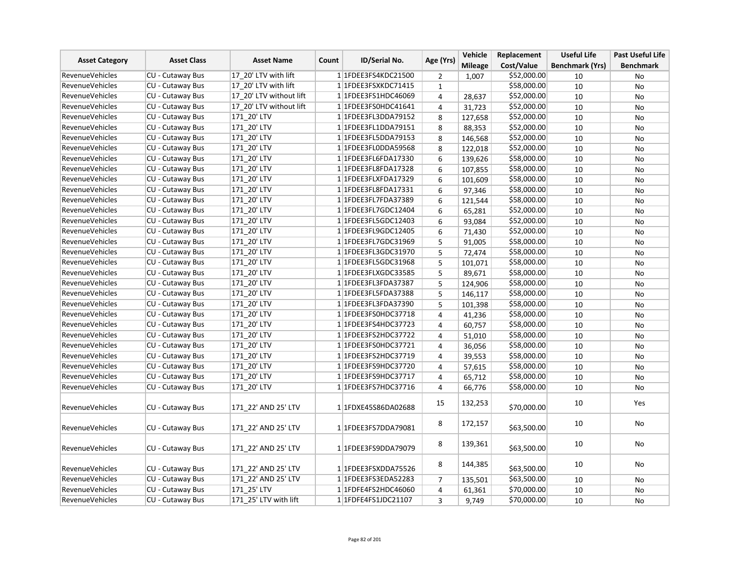| Asset Category | Asset Class | Asset Name | Count | ID/Serial No. | Age (Yrs) | Vehicle Mileage | Replacement Cost/Value | Useful Life Benchmark (Yrs) | Past Useful Life Benchmark |
|---|---|---|---|---|---|---|---|---|---|
| RevenueVehicles | CU - Cutaway Bus | 17_20' LTV with lift | 1 | 1FDEE3FS4KDC21500 | 2 | 1,007 | $52,000.00 | 10 | No |
| RevenueVehicles | CU - Cutaway Bus | 17_20' LTV with lift | 1 | 1FDEE3FSXKDC71415 | 1 | | $58,000.00 | 10 | No |
| RevenueVehicles | CU - Cutaway Bus | 17_20' LTV without lift | 1 | 1FDEE3FS1HDC46069 | 4 | 28,637 | $52,000.00 | 10 | No |
| RevenueVehicles | CU - Cutaway Bus | 17_20' LTV without lift | 1 | 1FDEE3FS0HDC41641 | 4 | 31,723 | $52,000.00 | 10 | No |
| RevenueVehicles | CU - Cutaway Bus | 171_20' LTV | 1 | 1FDEE3FL3DDA79152 | 8 | 127,658 | $52,000.00 | 10 | No |
| RevenueVehicles | CU - Cutaway Bus | 171_20' LTV | 1 | 1FDEE3FL1DDA79151 | 8 | 88,353 | $52,000.00 | 10 | No |
| RevenueVehicles | CU - Cutaway Bus | 171_20' LTV | 1 | 1FDEE3FL5DDA79153 | 8 | 146,568 | $52,000.00 | 10 | No |
| RevenueVehicles | CU - Cutaway Bus | 171_20' LTV | 1 | 1FDEE3FL0DDA59568 | 8 | 122,018 | $52,000.00 | 10 | No |
| RevenueVehicles | CU - Cutaway Bus | 171_20' LTV | 1 | 1FDEE3FL6FDA17330 | 6 | 139,626 | $58,000.00 | 10 | No |
| RevenueVehicles | CU - Cutaway Bus | 171_20' LTV | 1 | 1FDEE3FL8FDA17328 | 6 | 107,855 | $58,000.00 | 10 | No |
| RevenueVehicles | CU - Cutaway Bus | 171_20' LTV | 1 | 1FDEE3FLXFDA17329 | 6 | 101,609 | $58,000.00 | 10 | No |
| RevenueVehicles | CU - Cutaway Bus | 171_20' LTV | 1 | 1FDEE3FL8FDA17331 | 6 | 97,346 | $58,000.00 | 10 | No |
| RevenueVehicles | CU - Cutaway Bus | 171_20' LTV | 1 | 1FDEE3FL7FDA37389 | 6 | 121,544 | $58,000.00 | 10 | No |
| RevenueVehicles | CU - Cutaway Bus | 171_20' LTV | 1 | 1FDEE3FL7GDC12404 | 6 | 65,281 | $52,000.00 | 10 | No |
| RevenueVehicles | CU - Cutaway Bus | 171_20' LTV | 1 | 1FDEE3FL5GDC12403 | 6 | 93,084 | $52,000.00 | 10 | No |
| RevenueVehicles | CU - Cutaway Bus | 171_20' LTV | 1 | 1FDEE3FL9GDC12405 | 6 | 71,430 | $52,000.00 | 10 | No |
| RevenueVehicles | CU - Cutaway Bus | 171_20' LTV | 1 | 1FDEE3FL7GDC31969 | 5 | 91,005 | $58,000.00 | 10 | No |
| RevenueVehicles | CU - Cutaway Bus | 171_20' LTV | 1 | 1FDEE3FL3GDC31970 | 5 | 72,474 | $58,000.00 | 10 | No |
| RevenueVehicles | CU - Cutaway Bus | 171_20' LTV | 1 | 1FDEE3FL5GDC31968 | 5 | 101,071 | $58,000.00 | 10 | No |
| RevenueVehicles | CU - Cutaway Bus | 171_20' LTV | 1 | 1FDEE3FLXGDC33585 | 5 | 89,671 | $58,000.00 | 10 | No |
| RevenueVehicles | CU - Cutaway Bus | 171_20' LTV | 1 | 1FDEE3FL3FDA37387 | 5 | 124,906 | $58,000.00 | 10 | No |
| RevenueVehicles | CU - Cutaway Bus | 171_20' LTV | 1 | 1FDEE3FL5FDA37388 | 5 | 146,117 | $58,000.00 | 10 | No |
| RevenueVehicles | CU - Cutaway Bus | 171_20' LTV | 1 | 1FDEE3FL3FDA37390 | 5 | 101,398 | $58,000.00 | 10 | No |
| RevenueVehicles | CU - Cutaway Bus | 171_20' LTV | 1 | 1FDEE3FS0HDC37718 | 4 | 41,236 | $58,000.00 | 10 | No |
| RevenueVehicles | CU - Cutaway Bus | 171_20' LTV | 1 | 1FDEE3FS4HDC37723 | 4 | 60,757 | $58,000.00 | 10 | No |
| RevenueVehicles | CU - Cutaway Bus | 171_20' LTV | 1 | 1FDEE3FS2HDC37722 | 4 | 51,010 | $58,000.00 | 10 | No |
| RevenueVehicles | CU - Cutaway Bus | 171_20' LTV | 1 | 1FDEE3FS0HDC37721 | 4 | 36,056 | $58,000.00 | 10 | No |
| RevenueVehicles | CU - Cutaway Bus | 171_20' LTV | 1 | 1FDEE3FS2HDC37719 | 4 | 39,553 | $58,000.00 | 10 | No |
| RevenueVehicles | CU - Cutaway Bus | 171_20' LTV | 1 | 1FDEE3FS9HDC37720 | 4 | 57,615 | $58,000.00 | 10 | No |
| RevenueVehicles | CU - Cutaway Bus | 171_20' LTV | 1 | 1FDEE3FS9HDC37717 | 4 | 65,712 | $58,000.00 | 10 | No |
| RevenueVehicles | CU - Cutaway Bus | 171_20' LTV | 1 | 1FDEE3FS7HDC37716 | 4 | 66,776 | $58,000.00 | 10 | No |
| RevenueVehicles | CU - Cutaway Bus | 171_22' AND 25' LTV | 1 | 1FDXE45S86DA02688 | 15 | 132,253 | $70,000.00 | 10 | Yes |
| RevenueVehicles | CU - Cutaway Bus | 171_22' AND 25' LTV | 1 | 1FDEE3FS7DDA79081 | 8 | 172,157 | $63,500.00 | 10 | No |
| RevenueVehicles | CU - Cutaway Bus | 171_22' AND 25' LTV | 1 | 1FDEE3FS9DDA79079 | 8 | 139,361 | $63,500.00 | 10 | No |
| RevenueVehicles | CU - Cutaway Bus | 171_22' AND 25' LTV | 1 | 1FDEE3FSXDDA75526 | 8 | 144,385 | $63,500.00 | 10 | No |
| RevenueVehicles | CU - Cutaway Bus | 171_22' AND 25' LTV | 1 | 1FDEE3FS3EDA52283 | 7 | 135,501 | $63,500.00 | 10 | No |
| RevenueVehicles | CU - Cutaway Bus | 171_25' LTV | 1 | 1FDFE4FS2HDC46060 | 4 | 61,361 | $70,000.00 | 10 | No |
| RevenueVehicles | CU - Cutaway Bus | 171_25' LTV with lift | 1 | 1FDFE4FS1JDC21107 | 3 | 9,749 | $70,000.00 | 10 | No |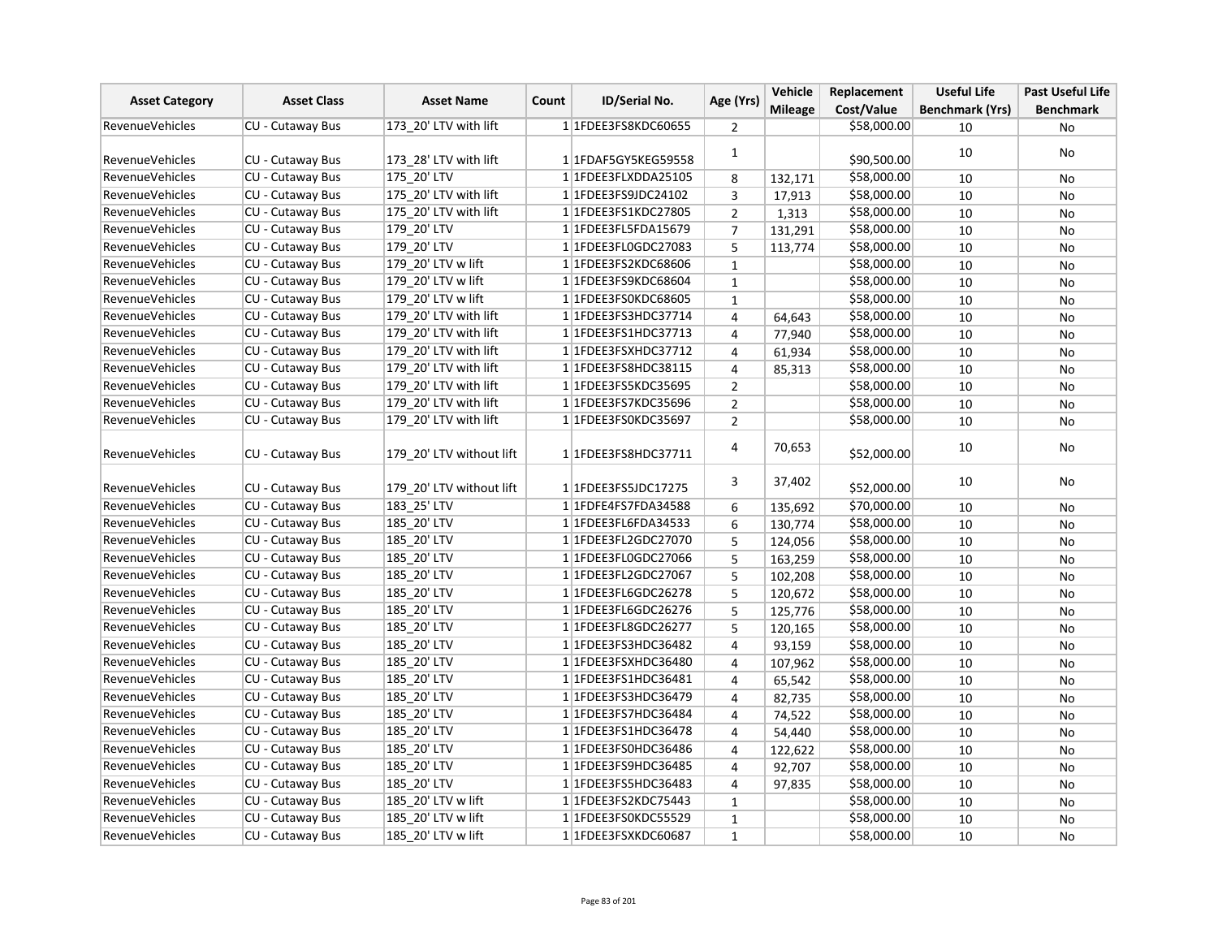| Asset Category | Asset Class | Asset Name | Count | ID/Serial No. | Age (Yrs) | Vehicle Mileage | Replacement Cost/Value | Useful Life Benchmark (Yrs) | Past Useful Life Benchmark |
|---|---|---|---|---|---|---|---|---|---|
| RevenueVehicles | CU - Cutaway Bus | 173_20' LTV with lift | 1 | 1FDEE3FS8KDC60655 | 2 | | $58,000.00 | 10 | No |
| RevenueVehicles | CU - Cutaway Bus | 173_28' LTV with lift | 1 | 1FDAF5GY5KEG59558 | 1 | | $90,500.00 | 10 | No |
| RevenueVehicles | CU - Cutaway Bus | 175_20' LTV | 1 | 1FDEE3FLXDDA25105 | 8 | 132,171 | $58,000.00 | 10 | No |
| RevenueVehicles | CU - Cutaway Bus | 175_20' LTV with lift | 1 | 1FDEE3FS9JDC24102 | 3 | 17,913 | $58,000.00 | 10 | No |
| RevenueVehicles | CU - Cutaway Bus | 175_20' LTV with lift | 1 | 1FDEE3FS1KDC27805 | 2 | 1,313 | $58,000.00 | 10 | No |
| RevenueVehicles | CU - Cutaway Bus | 179_20' LTV | 1 | 1FDEE3FL5FDA15679 | 7 | 131,291 | $58,000.00 | 10 | No |
| RevenueVehicles | CU - Cutaway Bus | 179_20' LTV | 1 | 1FDEE3FL0GDC27083 | 5 | 113,774 | $58,000.00 | 10 | No |
| RevenueVehicles | CU - Cutaway Bus | 179_20' LTV w lift | 1 | 1FDEE3FS2KDC68606 | 1 | | $58,000.00 | 10 | No |
| RevenueVehicles | CU - Cutaway Bus | 179_20' LTV w lift | 1 | 1FDEE3FS9KDC68604 | 1 | | $58,000.00 | 10 | No |
| RevenueVehicles | CU - Cutaway Bus | 179_20' LTV w lift | 1 | 1FDEE3FS0KDC68605 | 1 | | $58,000.00 | 10 | No |
| RevenueVehicles | CU - Cutaway Bus | 179_20' LTV with lift | 1 | 1FDEE3FS3HDC37714 | 4 | 64,643 | $58,000.00 | 10 | No |
| RevenueVehicles | CU - Cutaway Bus | 179_20' LTV with lift | 1 | 1FDEE3FS1HDC37713 | 4 | 77,940 | $58,000.00 | 10 | No |
| RevenueVehicles | CU - Cutaway Bus | 179_20' LTV with lift | 1 | 1FDEE3FSXHDC37712 | 4 | 61,934 | $58,000.00 | 10 | No |
| RevenueVehicles | CU - Cutaway Bus | 179_20' LTV with lift | 1 | 1FDEE3FS8HDC38115 | 4 | 85,313 | $58,000.00 | 10 | No |
| RevenueVehicles | CU - Cutaway Bus | 179_20' LTV with lift | 1 | 1FDEE3FS5KDC35695 | 2 | | $58,000.00 | 10 | No |
| RevenueVehicles | CU - Cutaway Bus | 179_20' LTV with lift | 1 | 1FDEE3FS7KDC35696 | 2 | | $58,000.00 | 10 | No |
| RevenueVehicles | CU - Cutaway Bus | 179_20' LTV with lift | 1 | 1FDEE3FS0KDC35697 | 2 | | $58,000.00 | 10 | No |
| RevenueVehicles | CU - Cutaway Bus | 179_20' LTV without lift | 1 | 1FDEE3FS8HDC37711 | 4 | 70,653 | $52,000.00 | 10 | No |
| RevenueVehicles | CU - Cutaway Bus | 179_20' LTV without lift | 1 | 1FDEE3FS5JDC17275 | 3 | 37,402 | $52,000.00 | 10 | No |
| RevenueVehicles | CU - Cutaway Bus | 183_25' LTV | 1 | 1FDFE4FS7FDA34588 | 6 | 135,692 | $70,000.00 | 10 | No |
| RevenueVehicles | CU - Cutaway Bus | 185_20' LTV | 1 | 1FDEE3FL6FDA34533 | 6 | 130,774 | $58,000.00 | 10 | No |
| RevenueVehicles | CU - Cutaway Bus | 185_20' LTV | 1 | 1FDEE3FL2GDC27070 | 5 | 124,056 | $58,000.00 | 10 | No |
| RevenueVehicles | CU - Cutaway Bus | 185_20' LTV | 1 | 1FDEE3FL0GDC27066 | 5 | 163,259 | $58,000.00 | 10 | No |
| RevenueVehicles | CU - Cutaway Bus | 185_20' LTV | 1 | 1FDEE3FL2GDC27067 | 5 | 102,208 | $58,000.00 | 10 | No |
| RevenueVehicles | CU - Cutaway Bus | 185_20' LTV | 1 | 1FDEE3FL6GDC26278 | 5 | 120,672 | $58,000.00 | 10 | No |
| RevenueVehicles | CU - Cutaway Bus | 185_20' LTV | 1 | 1FDEE3FL6GDC26276 | 5 | 125,776 | $58,000.00 | 10 | No |
| RevenueVehicles | CU - Cutaway Bus | 185_20' LTV | 1 | 1FDEE3FL8GDC26277 | 5 | 120,165 | $58,000.00 | 10 | No |
| RevenueVehicles | CU - Cutaway Bus | 185_20' LTV | 1 | 1FDEE3FS3HDC36482 | 4 | 93,159 | $58,000.00 | 10 | No |
| RevenueVehicles | CU - Cutaway Bus | 185_20' LTV | 1 | 1FDEE3FSXHDC36480 | 4 | 107,962 | $58,000.00 | 10 | No |
| RevenueVehicles | CU - Cutaway Bus | 185_20' LTV | 1 | 1FDEE3FS1HDC36481 | 4 | 65,542 | $58,000.00 | 10 | No |
| RevenueVehicles | CU - Cutaway Bus | 185_20' LTV | 1 | 1FDEE3FS3HDC36479 | 4 | 82,735 | $58,000.00 | 10 | No |
| RevenueVehicles | CU - Cutaway Bus | 185_20' LTV | 1 | 1FDEE3FS7HDC36484 | 4 | 74,522 | $58,000.00 | 10 | No |
| RevenueVehicles | CU - Cutaway Bus | 185_20' LTV | 1 | 1FDEE3FS1HDC36478 | 4 | 54,440 | $58,000.00 | 10 | No |
| RevenueVehicles | CU - Cutaway Bus | 185_20' LTV | 1 | 1FDEE3FS0HDC36486 | 4 | 122,622 | $58,000.00 | 10 | No |
| RevenueVehicles | CU - Cutaway Bus | 185_20' LTV | 1 | 1FDEE3FS9HDC36485 | 4 | 92,707 | $58,000.00 | 10 | No |
| RevenueVehicles | CU - Cutaway Bus | 185_20' LTV | 1 | 1FDEE3FS5HDC36483 | 4 | 97,835 | $58,000.00 | 10 | No |
| RevenueVehicles | CU - Cutaway Bus | 185_20' LTV w lift | 1 | 1FDEE3FS2KDC75443 | 1 | | $58,000.00 | 10 | No |
| RevenueVehicles | CU - Cutaway Bus | 185_20' LTV w lift | 1 | 1FDEE3FS0KDC55529 | 1 | | $58,000.00 | 10 | No |
| RevenueVehicles | CU - Cutaway Bus | 185_20' LTV w lift | 1 | 1FDEE3FSXKDC60687 | 1 | | $58,000.00 | 10 | No |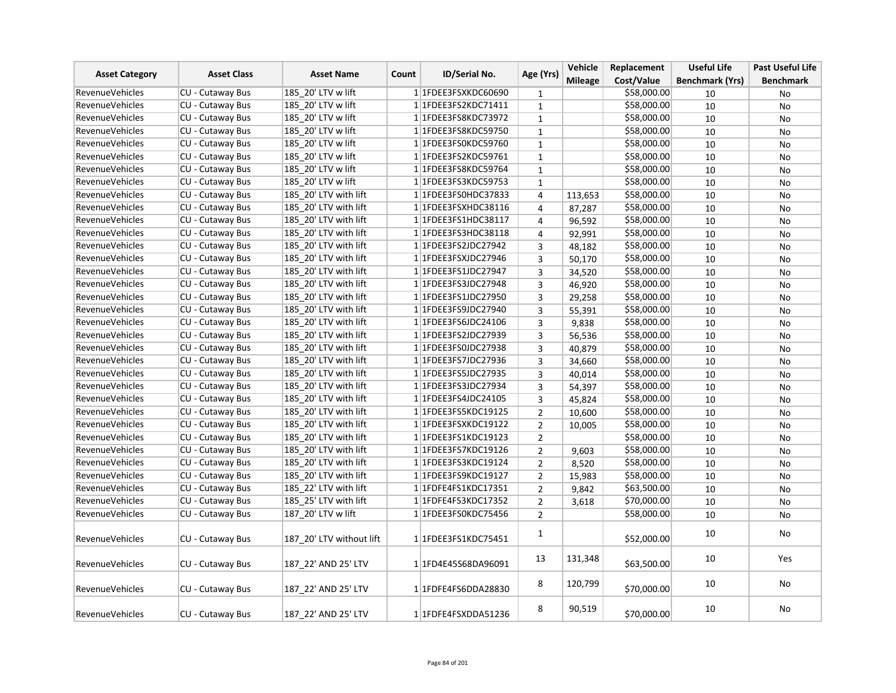| Asset Category | Asset Class | Asset Name | Count | ID/Serial No. | Age (Yrs) | Vehicle Mileage | Replacement Cost/Value | Useful Life Benchmark (Yrs) | Past Useful Life Benchmark |
|---|---|---|---|---|---|---|---|---|---|
| RevenueVehicles | CU - Cutaway Bus | 185_20' LTV w lift | 1 | 1FDEE3FSXKDC60690 | 1 | | $58,000.00 | 10 | No |
| RevenueVehicles | CU - Cutaway Bus | 185_20' LTV w lift | 1 | 1FDEE3FS2KDC71411 | 1 | | $58,000.00 | 10 | No |
| RevenueVehicles | CU - Cutaway Bus | 185_20' LTV w lift | 1 | 1FDEE3FS8KDC73972 | 1 | | $58,000.00 | 10 | No |
| RevenueVehicles | CU - Cutaway Bus | 185_20' LTV w lift | 1 | 1FDEE3FS8KDC59750 | 1 | | $58,000.00 | 10 | No |
| RevenueVehicles | CU - Cutaway Bus | 185_20' LTV w lift | 1 | 1FDEE3FS0KDC59760 | 1 | | $58,000.00 | 10 | No |
| RevenueVehicles | CU - Cutaway Bus | 185_20' LTV w lift | 1 | 1FDEE3FS2KDC59761 | 1 | | $58,000.00 | 10 | No |
| RevenueVehicles | CU - Cutaway Bus | 185_20' LTV w lift | 1 | 1FDEE3FS8KDC59764 | 1 | | $58,000.00 | 10 | No |
| RevenueVehicles | CU - Cutaway Bus | 185_20' LTV w lift | 1 | 1FDEE3FS3KDC59753 | 1 | | $58,000.00 | 10 | No |
| RevenueVehicles | CU - Cutaway Bus | 185_20' LTV with lift | 1 | 1FDEE3FS0HDC37833 | 4 | 113,653 | $58,000.00 | 10 | No |
| RevenueVehicles | CU - Cutaway Bus | 185_20' LTV with lift | 1 | 1FDEE3FSXHDC38116 | 4 | 87,287 | $58,000.00 | 10 | No |
| RevenueVehicles | CU - Cutaway Bus | 185_20' LTV with lift | 1 | 1FDEE3FS1HDC38117 | 4 | 96,592 | $58,000.00 | 10 | No |
| RevenueVehicles | CU - Cutaway Bus | 185_20' LTV with lift | 1 | 1FDEE3FS3HDC38118 | 4 | 92,991 | $58,000.00 | 10 | No |
| RevenueVehicles | CU - Cutaway Bus | 185_20' LTV with lift | 1 | 1FDEE3FS2JDC27942 | 3 | 48,182 | $58,000.00 | 10 | No |
| RevenueVehicles | CU - Cutaway Bus | 185_20' LTV with lift | 1 | 1FDEE3FSXJDC27946 | 3 | 50,170 | $58,000.00 | 10 | No |
| RevenueVehicles | CU - Cutaway Bus | 185_20' LTV with lift | 1 | 1FDEE3FS1JDC27947 | 3 | 34,520 | $58,000.00 | 10 | No |
| RevenueVehicles | CU - Cutaway Bus | 185_20' LTV with lift | 1 | 1FDEE3FS3JDC27948 | 3 | 46,920 | $58,000.00 | 10 | No |
| RevenueVehicles | CU - Cutaway Bus | 185_20' LTV with lift | 1 | 1FDEE3FS1JDC27950 | 3 | 29,258 | $58,000.00 | 10 | No |
| RevenueVehicles | CU - Cutaway Bus | 185_20' LTV with lift | 1 | 1FDEE3FS9JDC27940 | 3 | 55,391 | $58,000.00 | 10 | No |
| RevenueVehicles | CU - Cutaway Bus | 185_20' LTV with lift | 1 | 1FDEE3FS6JDC24106 | 3 | 9,838 | $58,000.00 | 10 | No |
| RevenueVehicles | CU - Cutaway Bus | 185_20' LTV with lift | 1 | 1FDEE3FS2JDC27939 | 3 | 56,536 | $58,000.00 | 10 | No |
| RevenueVehicles | CU - Cutaway Bus | 185_20' LTV with lift | 1 | 1FDEE3FS0JDC27938 | 3 | 40,879 | $58,000.00 | 10 | No |
| RevenueVehicles | CU - Cutaway Bus | 185_20' LTV with lift | 1 | 1FDEE3FS7JDC27936 | 3 | 34,660 | $58,000.00 | 10 | No |
| RevenueVehicles | CU - Cutaway Bus | 185_20' LTV with lift | 1 | 1FDEE3FS5JDC27935 | 3 | 40,014 | $58,000.00 | 10 | No |
| RevenueVehicles | CU - Cutaway Bus | 185_20' LTV with lift | 1 | 1FDEE3FS3JDC27934 | 3 | 54,397 | $58,000.00 | 10 | No |
| RevenueVehicles | CU - Cutaway Bus | 185_20' LTV with lift | 1 | 1FDEE3FS4JDC24105 | 3 | 45,824 | $58,000.00 | 10 | No |
| RevenueVehicles | CU - Cutaway Bus | 185_20' LTV with lift | 1 | 1FDEE3FS5KDC19125 | 2 | 10,600 | $58,000.00 | 10 | No |
| RevenueVehicles | CU - Cutaway Bus | 185_20' LTV with lift | 1 | 1FDEE3FSXKDC19122 | 2 | 10,005 | $58,000.00 | 10 | No |
| RevenueVehicles | CU - Cutaway Bus | 185_20' LTV with lift | 1 | 1FDEE3FS1KDC19123 | 2 | | $58,000.00 | 10 | No |
| RevenueVehicles | CU - Cutaway Bus | 185_20' LTV with lift | 1 | 1FDEE3FS7KDC19126 | 2 | 9,603 | $58,000.00 | 10 | No |
| RevenueVehicles | CU - Cutaway Bus | 185_20' LTV with lift | 1 | 1FDEE3FS3KDC19124 | 2 | 8,520 | $58,000.00 | 10 | No |
| RevenueVehicles | CU - Cutaway Bus | 185_20' LTV with lift | 1 | 1FDEE3FS9KDC19127 | 2 | 15,983 | $58,000.00 | 10 | No |
| RevenueVehicles | CU - Cutaway Bus | 185_22' LTV with lift | 1 | 1FDFE4FS1KDC17351 | 2 | 9,842 | $63,500.00 | 10 | No |
| RevenueVehicles | CU - Cutaway Bus | 185_25' LTV with lift | 1 | 1FDFE4FS3KDC17352 | 2 | 3,618 | $70,000.00 | 10 | No |
| RevenueVehicles | CU - Cutaway Bus | 187_20' LTV w lift | 1 | 1FDEE3FS0KDC75456 | 2 | | $58,000.00 | 10 | No |
| RevenueVehicles | CU - Cutaway Bus | 187_20' LTV without lift | 1 | 1FDEE3FS1KDC75451 | 1 | | $52,000.00 | 10 | No |
| RevenueVehicles | CU - Cutaway Bus | 187_22' AND 25' LTV | 1 | 1FD4E45S68DA96091 | 13 | 131,348 | $63,500.00 | 10 | Yes |
| RevenueVehicles | CU - Cutaway Bus | 187_22' AND 25' LTV | 1 | 1FDFE4FS6DDA28830 | 8 | 120,799 | $70,000.00 | 10 | No |
| RevenueVehicles | CU - Cutaway Bus | 187_22' AND 25' LTV | 1 | 1FDFE4FSXDDA51236 | 8 | 90,519 | $70,000.00 | 10 | No |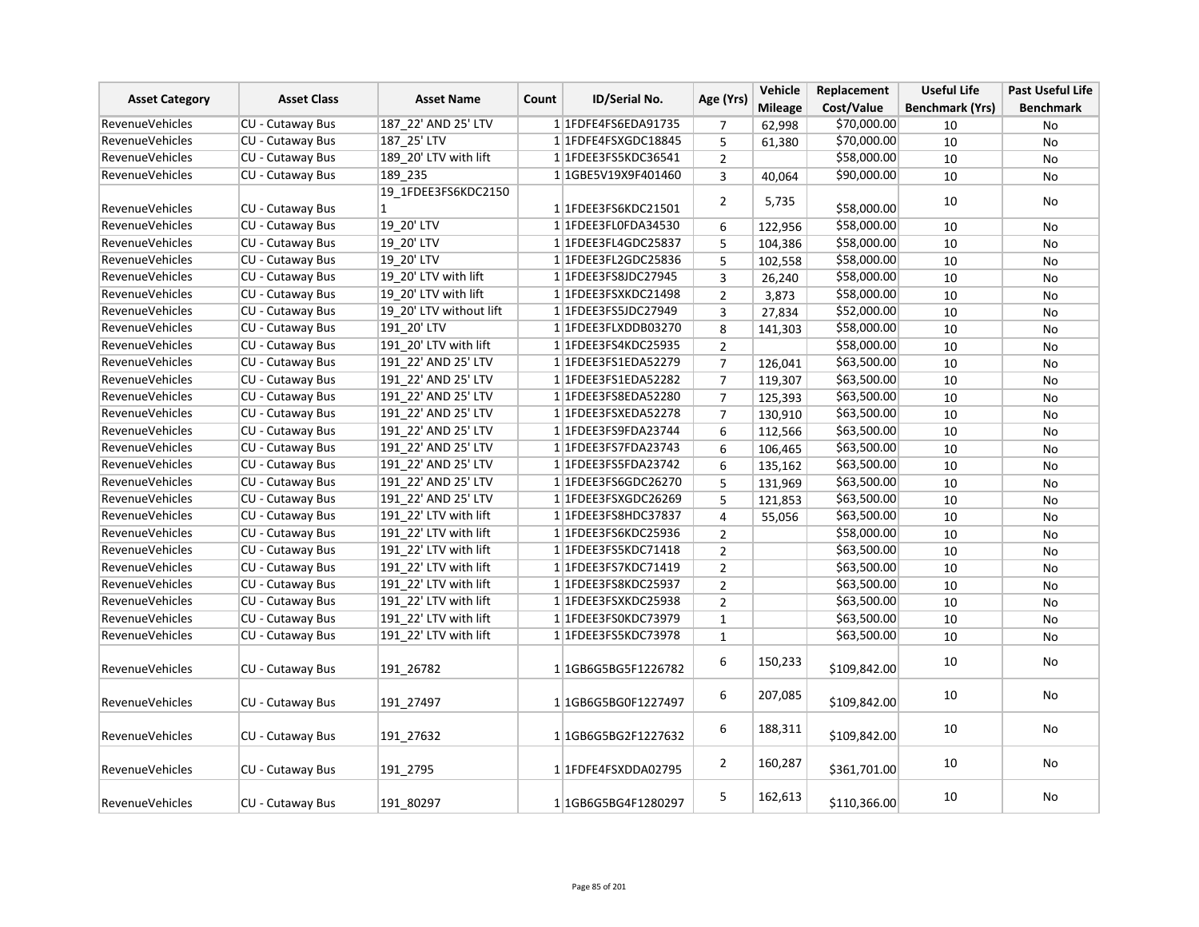| Asset Category | Asset Class | Asset Name | Count | ID/Serial No. | Age (Yrs) | Vehicle Mileage | Replacement Cost/Value | Useful Life Benchmark (Yrs) | Past Useful Life Benchmark |
|---|---|---|---|---|---|---|---|---|---|
| RevenueVehicles | CU - Cutaway Bus | 187_22' AND 25' LTV | 1 | 1FDFE4FS6EDA91735 | 7 | 62,998 | $70,000.00 | 10 | No |
| RevenueVehicles | CU - Cutaway Bus | 187_25' LTV | 1 | 1FDFE4FSXGDC18845 | 5 | 61,380 | $70,000.00 | 10 | No |
| RevenueVehicles | CU - Cutaway Bus | 189_20' LTV with lift | 1 | 1FDEE3FS5KDC36541 | 2 | | $58,000.00 | 10 | No |
| RevenueVehicles | CU - Cutaway Bus | 189_235 | 1 | 1GBE5V19X9F401460 | 3 | 40,064 | $90,000.00 | 10 | No |
| RevenueVehicles | CU - Cutaway Bus | 19_1FDEE3FS6KDC21501 | 1 | 1FDEE3FS6KDC21501 | 2 | 5,735 | $58,000.00 | 10 | No |
| RevenueVehicles | CU - Cutaway Bus | 19_20' LTV | 1 | 1FDEE3FL0FDA34530 | 6 | 122,956 | $58,000.00 | 10 | No |
| RevenueVehicles | CU - Cutaway Bus | 19_20' LTV | 1 | 1FDEE3FL4GDC25837 | 5 | 104,386 | $58,000.00 | 10 | No |
| RevenueVehicles | CU - Cutaway Bus | 19_20' LTV | 1 | 1FDEE3FL2GDC25836 | 5 | 102,558 | $58,000.00 | 10 | No |
| RevenueVehicles | CU - Cutaway Bus | 19_20' LTV with lift | 1 | 1FDEE3FS8JDC27945 | 3 | 26,240 | $58,000.00 | 10 | No |
| RevenueVehicles | CU - Cutaway Bus | 19_20' LTV with lift | 1 | 1FDEE3FSXKDC21498 | 2 | 3,873 | $58,000.00 | 10 | No |
| RevenueVehicles | CU - Cutaway Bus | 19_20' LTV without lift | 1 | 1FDEE3FS5JDC27949 | 3 | 27,834 | $52,000.00 | 10 | No |
| RevenueVehicles | CU - Cutaway Bus | 191_20' LTV | 1 | 1FDEE3FLXDDB03270 | 8 | 141,303 | $58,000.00 | 10 | No |
| RevenueVehicles | CU - Cutaway Bus | 191_20' LTV with lift | 1 | 1FDEE3FS4KDC25935 | 2 | | $58,000.00 | 10 | No |
| RevenueVehicles | CU - Cutaway Bus | 191_22' AND 25' LTV | 1 | 1FDEE3FS1EDA52279 | 7 | 126,041 | $63,500.00 | 10 | No |
| RevenueVehicles | CU - Cutaway Bus | 191_22' AND 25' LTV | 1 | 1FDEE3FS1EDA52282 | 7 | 119,307 | $63,500.00 | 10 | No |
| RevenueVehicles | CU - Cutaway Bus | 191_22' AND 25' LTV | 1 | 1FDEE3FS8EDA52280 | 7 | 125,393 | $63,500.00 | 10 | No |
| RevenueVehicles | CU - Cutaway Bus | 191_22' AND 25' LTV | 1 | 1FDEE3FSXEDA52278 | 7 | 130,910 | $63,500.00 | 10 | No |
| RevenueVehicles | CU - Cutaway Bus | 191_22' AND 25' LTV | 1 | 1FDEE3FS9FDA23744 | 6 | 112,566 | $63,500.00 | 10 | No |
| RevenueVehicles | CU - Cutaway Bus | 191_22' AND 25' LTV | 1 | 1FDEE3FS7FDA23743 | 6 | 106,465 | $63,500.00 | 10 | No |
| RevenueVehicles | CU - Cutaway Bus | 191_22' AND 25' LTV | 1 | 1FDEE3FS5FDA23742 | 6 | 135,162 | $63,500.00 | 10 | No |
| RevenueVehicles | CU - Cutaway Bus | 191_22' AND 25' LTV | 1 | 1FDEE3FS6GDC26270 | 5 | 131,969 | $63,500.00 | 10 | No |
| RevenueVehicles | CU - Cutaway Bus | 191_22' AND 25' LTV | 1 | 1FDEE3FSXGDC26269 | 5 | 121,853 | $63,500.00 | 10 | No |
| RevenueVehicles | CU - Cutaway Bus | 191_22' LTV with lift | 1 | 1FDEE3FS8HDC37837 | 4 | 55,056 | $63,500.00 | 10 | No |
| RevenueVehicles | CU - Cutaway Bus | 191_22' LTV with lift | 1 | 1FDEE3FS6KDC25936 | 2 | | $58,000.00 | 10 | No |
| RevenueVehicles | CU - Cutaway Bus | 191_22' LTV with lift | 1 | 1FDEE3FS5KDC71418 | 2 | | $63,500.00 | 10 | No |
| RevenueVehicles | CU - Cutaway Bus | 191_22' LTV with lift | 1 | 1FDEE3FS7KDC71419 | 2 | | $63,500.00 | 10 | No |
| RevenueVehicles | CU - Cutaway Bus | 191_22' LTV with lift | 1 | 1FDEE3FS8KDC25937 | 2 | | $63,500.00 | 10 | No |
| RevenueVehicles | CU - Cutaway Bus | 191_22' LTV with lift | 1 | 1FDEE3FSXKDC25938 | 2 | | $63,500.00 | 10 | No |
| RevenueVehicles | CU - Cutaway Bus | 191_22' LTV with lift | 1 | 1FDEE3FS0KDC73979 | 1 | | $63,500.00 | 10 | No |
| RevenueVehicles | CU - Cutaway Bus | 191_22' LTV with lift | 1 | 1FDEE3FS5KDC73978 | 1 | | $63,500.00 | 10 | No |
| RevenueVehicles | CU - Cutaway Bus | 191_26782 | 1 | 1GB6G5BG5F1226782 | 6 | 150,233 | $109,842.00 | 10 | No |
| RevenueVehicles | CU - Cutaway Bus | 191_27497 | 1 | 1GB6G5BG0F1227497 | 6 | 207,085 | $109,842.00 | 10 | No |
| RevenueVehicles | CU - Cutaway Bus | 191_27632 | 1 | 1GB6G5BG2F1227632 | 6 | 188,311 | $109,842.00 | 10 | No |
| RevenueVehicles | CU - Cutaway Bus | 191_2795 | 1 | 1FDFE4FSXDDA02795 | 2 | 160,287 | $361,701.00 | 10 | No |
| RevenueVehicles | CU - Cutaway Bus | 191_80297 | 1 | 1GB6G5BG4F1280297 | 5 | 162,613 | $110,366.00 | 10 | No |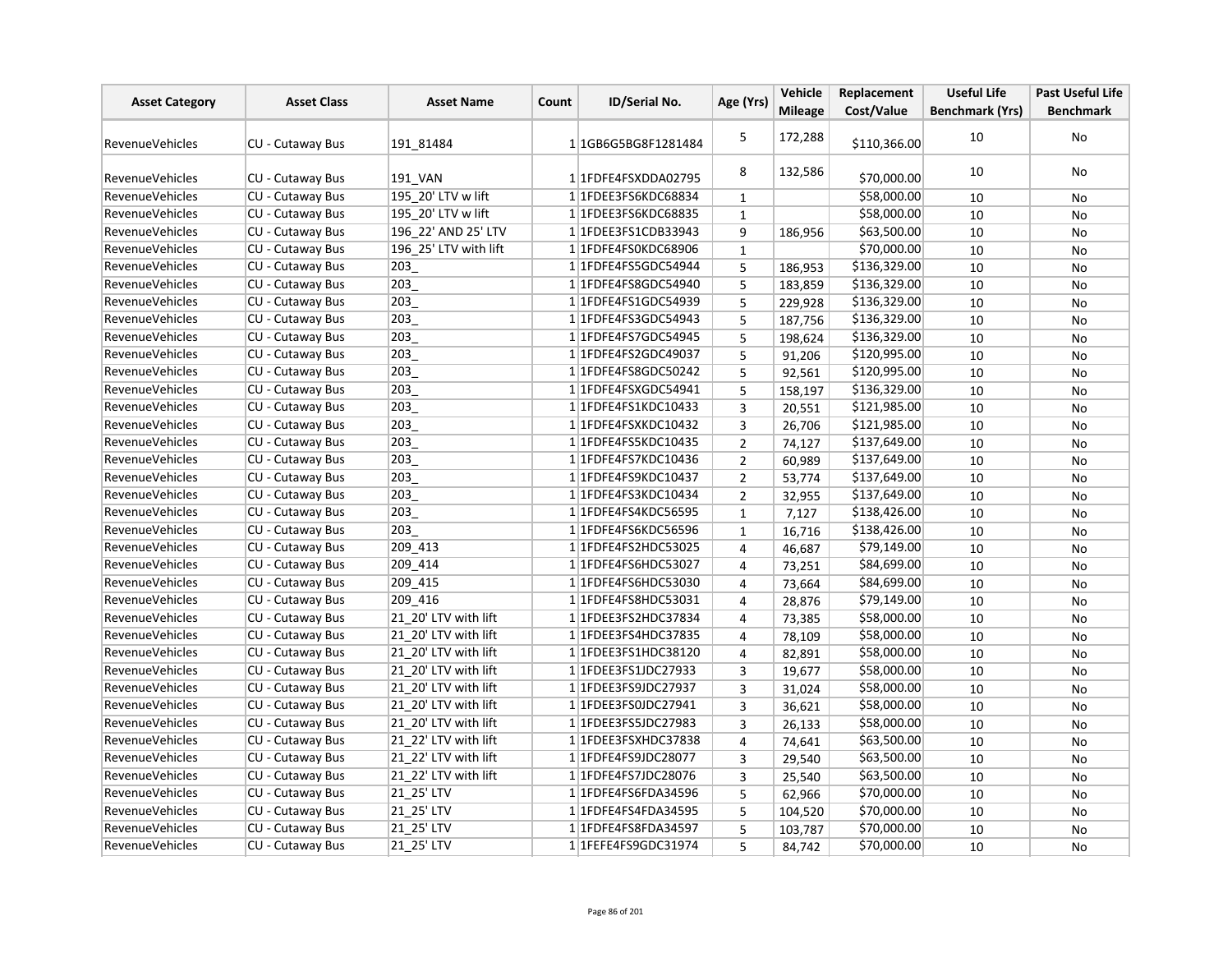| Asset Category | Asset Class | Asset Name | Count | ID/Serial No. | Age (Yrs) | Vehicle Mileage | Replacement Cost/Value | Useful Life Benchmark (Yrs) | Past Useful Life Benchmark |
|---|---|---|---|---|---|---|---|---|---|
| RevenueVehicles | CU - Cutaway Bus | 191_81484 | 1 | 1GB6G5BG8F1281484 | 5 | 172,288 | $110,366.00 | 10 | No |
| RevenueVehicles | CU - Cutaway Bus | 191_VAN | 1 | 1FDFE4FSXDDA02795 | 8 | 132,586 | $70,000.00 | 10 | No |
| RevenueVehicles | CU - Cutaway Bus | 195_20' LTV w lift | 1 | 1FDEE3FS6KDC68834 | 1 | | $58,000.00 | 10 | No |
| RevenueVehicles | CU - Cutaway Bus | 195_20' LTV w lift | 1 | 1FDEE3FS6KDC68835 | 1 | | $58,000.00 | 10 | No |
| RevenueVehicles | CU - Cutaway Bus | 196_22' AND 25' LTV | 1 | 1FDEE3FS1CDB33943 | 9 | 186,956 | $63,500.00 | 10 | No |
| RevenueVehicles | CU - Cutaway Bus | 196_25' LTV with lift | 1 | 1FDFE4FS0KDC68906 | 1 | | $70,000.00 | 10 | No |
| RevenueVehicles | CU - Cutaway Bus | 203_ | 1 | 1FDFE4FS5GDC54944 | 5 | 186,953 | $136,329.00 | 10 | No |
| RevenueVehicles | CU - Cutaway Bus | 203_ | 1 | 1FDFE4FS8GDC54940 | 5 | 183,859 | $136,329.00 | 10 | No |
| RevenueVehicles | CU - Cutaway Bus | 203_ | 1 | 1FDFE4FS1GDC54939 | 5 | 229,928 | $136,329.00 | 10 | No |
| RevenueVehicles | CU - Cutaway Bus | 203_ | 1 | 1FDFE4FS3GDC54943 | 5 | 187,756 | $136,329.00 | 10 | No |
| RevenueVehicles | CU - Cutaway Bus | 203_ | 1 | 1FDFE4FS7GDC54945 | 5 | 198,624 | $136,329.00 | 10 | No |
| RevenueVehicles | CU - Cutaway Bus | 203_ | 1 | 1FDFE4FS2GDC49037 | 5 | 91,206 | $120,995.00 | 10 | No |
| RevenueVehicles | CU - Cutaway Bus | 203_ | 1 | 1FDFE4FS8GDC50242 | 5 | 92,561 | $120,995.00 | 10 | No |
| RevenueVehicles | CU - Cutaway Bus | 203_ | 1 | 1FDFE4FSXGDC54941 | 5 | 158,197 | $136,329.00 | 10 | No |
| RevenueVehicles | CU - Cutaway Bus | 203_ | 1 | 1FDFE4FS1KDC10433 | 3 | 20,551 | $121,985.00 | 10 | No |
| RevenueVehicles | CU - Cutaway Bus | 203_ | 1 | 1FDFE4FSXKDC10432 | 3 | 26,706 | $121,985.00 | 10 | No |
| RevenueVehicles | CU - Cutaway Bus | 203_ | 1 | 1FDFE4FS5KDC10435 | 2 | 74,127 | $137,649.00 | 10 | No |
| RevenueVehicles | CU - Cutaway Bus | 203_ | 1 | 1FDFE4FS7KDC10436 | 2 | 60,989 | $137,649.00 | 10 | No |
| RevenueVehicles | CU - Cutaway Bus | 203_ | 1 | 1FDFE4FS9KDC10437 | 2 | 53,774 | $137,649.00 | 10 | No |
| RevenueVehicles | CU - Cutaway Bus | 203_ | 1 | 1FDFE4FS3KDC10434 | 2 | 32,955 | $137,649.00 | 10 | No |
| RevenueVehicles | CU - Cutaway Bus | 203_ | 1 | 1FDFE4FS4KDC56595 | 1 | 7,127 | $138,426.00 | 10 | No |
| RevenueVehicles | CU - Cutaway Bus | 203_ | 1 | 1FDFE4FS6KDC56596 | 1 | 16,716 | $138,426.00 | 10 | No |
| RevenueVehicles | CU - Cutaway Bus | 209_413 | 1 | 1FDFE4FS2HDC53025 | 4 | 46,687 | $79,149.00 | 10 | No |
| RevenueVehicles | CU - Cutaway Bus | 209_414 | 1 | 1FDFE4FS6HDC53027 | 4 | 73,251 | $84,699.00 | 10 | No |
| RevenueVehicles | CU - Cutaway Bus | 209_415 | 1 | 1FDFE4FS6HDC53030 | 4 | 73,664 | $84,699.00 | 10 | No |
| RevenueVehicles | CU - Cutaway Bus | 209_416 | 1 | 1FDFE4FS8HDC53031 | 4 | 28,876 | $79,149.00 | 10 | No |
| RevenueVehicles | CU - Cutaway Bus | 21_20' LTV with lift | 1 | 1FDEE3FS2HDC37834 | 4 | 73,385 | $58,000.00 | 10 | No |
| RevenueVehicles | CU - Cutaway Bus | 21_20' LTV with lift | 1 | 1FDEE3FS4HDC37835 | 4 | 78,109 | $58,000.00 | 10 | No |
| RevenueVehicles | CU - Cutaway Bus | 21_20' LTV with lift | 1 | 1FDEE3FS1HDC38120 | 4 | 82,891 | $58,000.00 | 10 | No |
| RevenueVehicles | CU - Cutaway Bus | 21_20' LTV with lift | 1 | 1FDEE3FS1JDC27933 | 3 | 19,677 | $58,000.00 | 10 | No |
| RevenueVehicles | CU - Cutaway Bus | 21_20' LTV with lift | 1 | 1FDEE3FS9JDC27937 | 3 | 31,024 | $58,000.00 | 10 | No |
| RevenueVehicles | CU - Cutaway Bus | 21_20' LTV with lift | 1 | 1FDEE3FS0JDC27941 | 3 | 36,621 | $58,000.00 | 10 | No |
| RevenueVehicles | CU - Cutaway Bus | 21_20' LTV with lift | 1 | 1FDEE3FS5JDC27983 | 3 | 26,133 | $58,000.00 | 10 | No |
| RevenueVehicles | CU - Cutaway Bus | 21_22' LTV with lift | 1 | 1FDEE3FSXHDC37838 | 4 | 74,641 | $63,500.00 | 10 | No |
| RevenueVehicles | CU - Cutaway Bus | 21_22' LTV with lift | 1 | 1FDFE4FS9JDC28077 | 3 | 29,540 | $63,500.00 | 10 | No |
| RevenueVehicles | CU - Cutaway Bus | 21_22' LTV with lift | 1 | 1FDFE4FS7JDC28076 | 3 | 25,540 | $63,500.00 | 10 | No |
| RevenueVehicles | CU - Cutaway Bus | 21_25' LTV | 1 | 1FDFE4FS6FDA34596 | 5 | 62,966 | $70,000.00 | 10 | No |
| RevenueVehicles | CU - Cutaway Bus | 21_25' LTV | 1 | 1FDFE4FS4FDA34595 | 5 | 104,520 | $70,000.00 | 10 | No |
| RevenueVehicles | CU - Cutaway Bus | 21_25' LTV | 1 | 1FDFE4FS8FDA34597 | 5 | 103,787 | $70,000.00 | 10 | No |
| RevenueVehicles | CU - Cutaway Bus | 21_25' LTV | 1 | 1FEFE4FS9GDC31974 | 5 | 84,742 | $70,000.00 | 10 | No |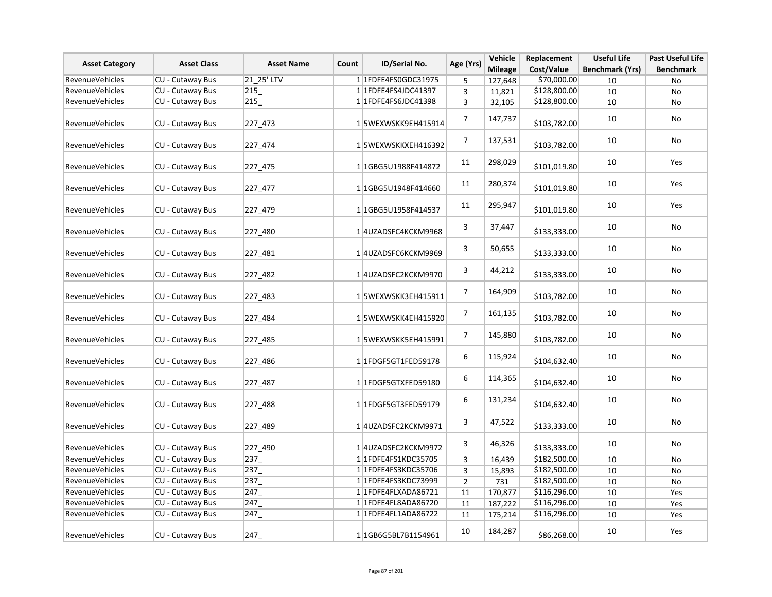| Asset Category | Asset Class | Asset Name | Count | ID/Serial No. | Age (Yrs) | Vehicle Mileage | Replacement Cost/Value | Useful Life Benchmark (Yrs) | Past Useful Life Benchmark |
|---|---|---|---|---|---|---|---|---|---|
| RevenueVehicles | CU - Cutaway Bus | 21_25' LTV | 1 | 1FDFE4FS0GDC31975 | 5 | 127,648 | $70,000.00 | 10 | No |
| RevenueVehicles | CU - Cutaway Bus | 215_ | 1 | 1FDFE4FS4JDC41397 | 3 | 11,821 | $128,800.00 | 10 | No |
| RevenueVehicles | CU - Cutaway Bus | 215_ | 1 | 1FDFE4FS6JDC41398 | 3 | 32,105 | $128,800.00 | 10 | No |
| RevenueVehicles | CU - Cutaway Bus | 227_473 | 1 | 5WEXWSKK9EH415914 | 7 | 147,737 | $103,782.00 | 10 | No |
| RevenueVehicles | CU - Cutaway Bus | 227_474 | 1 | 5WEXWSKKXEH416392 | 7 | 137,531 | $103,782.00 | 10 | No |
| RevenueVehicles | CU - Cutaway Bus | 227_475 | 1 | 1GBG5U1988F414872 | 11 | 298,029 | $101,019.80 | 10 | Yes |
| RevenueVehicles | CU - Cutaway Bus | 227_477 | 1 | 1GBG5U1948F414660 | 11 | 280,374 | $101,019.80 | 10 | Yes |
| RevenueVehicles | CU - Cutaway Bus | 227_479 | 1 | 1GBG5U1958F414537 | 11 | 295,947 | $101,019.80 | 10 | Yes |
| RevenueVehicles | CU - Cutaway Bus | 227_480 | 1 | 4UZADSFC4KCKM9968 | 3 | 37,447 | $133,333.00 | 10 | No |
| RevenueVehicles | CU - Cutaway Bus | 227_481 | 1 | 4UZADSFC6KCKM9969 | 3 | 50,655 | $133,333.00 | 10 | No |
| RevenueVehicles | CU - Cutaway Bus | 227_482 | 1 | 4UZADSFC2KCKM9970 | 3 | 44,212 | $133,333.00 | 10 | No |
| RevenueVehicles | CU - Cutaway Bus | 227_483 | 1 | 5WEXWSKK3EH415911 | 7 | 164,909 | $103,782.00 | 10 | No |
| RevenueVehicles | CU - Cutaway Bus | 227_484 | 1 | 5WEXWSKK4EH415920 | 7 | 161,135 | $103,782.00 | 10 | No |
| RevenueVehicles | CU - Cutaway Bus | 227_485 | 1 | 5WEXWSKK5EH415991 | 7 | 145,880 | $103,782.00 | 10 | No |
| RevenueVehicles | CU - Cutaway Bus | 227_486 | 1 | 1FDGF5GT1FED59178 | 6 | 115,924 | $104,632.40 | 10 | No |
| RevenueVehicles | CU - Cutaway Bus | 227_487 | 1 | 1FDGF5GTXFED59180 | 6 | 114,365 | $104,632.40 | 10 | No |
| RevenueVehicles | CU - Cutaway Bus | 227_488 | 1 | 1FDGF5GT3FED59179 | 6 | 131,234 | $104,632.40 | 10 | No |
| RevenueVehicles | CU - Cutaway Bus | 227_489 | 1 | 4UZADSFC2KCKM9971 | 3 | 47,522 | $133,333.00 | 10 | No |
| RevenueVehicles | CU - Cutaway Bus | 227_490 | 1 | 4UZADSFC2KCKM9972 | 3 | 46,326 | $133,333.00 | 10 | No |
| RevenueVehicles | CU - Cutaway Bus | 237_ | 1 | 1FDFE4FS1KDC35705 | 3 | 16,439 | $182,500.00 | 10 | No |
| RevenueVehicles | CU - Cutaway Bus | 237_ | 1 | 1FDFE4FS3KDC35706 | 3 | 15,893 | $182,500.00 | 10 | No |
| RevenueVehicles | CU - Cutaway Bus | 237_ | 1 | 1FDFE4FS3KDC73999 | 2 | 731 | $182,500.00 | 10 | No |
| RevenueVehicles | CU - Cutaway Bus | 247_ | 1 | 1FDFE4FLXADA86721 | 11 | 170,877 | $116,296.00 | 10 | Yes |
| RevenueVehicles | CU - Cutaway Bus | 247_ | 1 | 1FDFE4FL8ADA86720 | 11 | 187,222 | $116,296.00 | 10 | Yes |
| RevenueVehicles | CU - Cutaway Bus | 247_ | 1 | 1FDFE4FL1ADA86722 | 11 | 175,214 | $116,296.00 | 10 | Yes |
| RevenueVehicles | CU - Cutaway Bus | 247_ | 1 | 1GB6G5BL7B1154961 | 10 | 184,287 | $86,268.00 | 10 | Yes |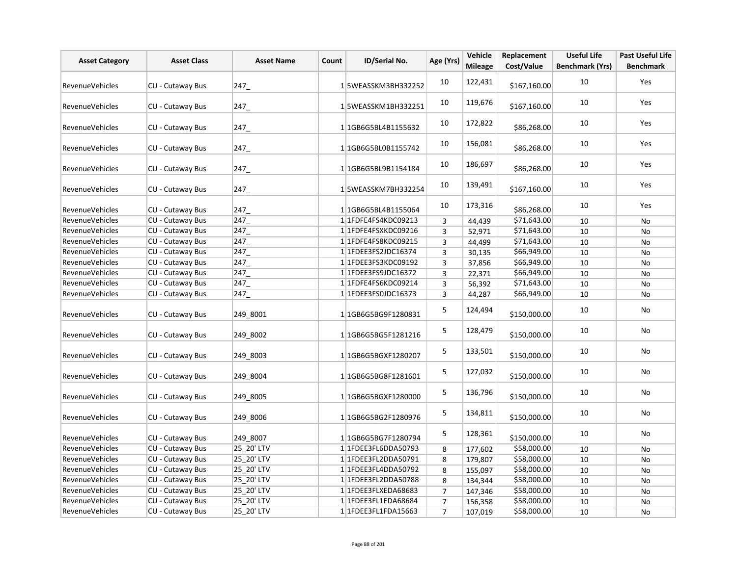| Asset Category | Asset Class | Asset Name | Count | ID/Serial No. | Age (Yrs) | Vehicle Mileage | Replacement Cost/Value | Useful Life Benchmark (Yrs) | Past Useful Life Benchmark |
|---|---|---|---|---|---|---|---|---|---|
| RevenueVehicles | CU - Cutaway Bus | 247_ | 1 | 5WEASSKM3BH332252 | 10 | 122,431 | $167,160.00 | 10 | Yes |
| RevenueVehicles | CU - Cutaway Bus | 247_ | 1 | 5WEASSKM1BH332251 | 10 | 119,676 | $167,160.00 | 10 | Yes |
| RevenueVehicles | CU - Cutaway Bus | 247_ | 1 | 1GB6G5BL4B1155632 | 10 | 172,822 | $86,268.00 | 10 | Yes |
| RevenueVehicles | CU - Cutaway Bus | 247_ | 1 | 1GB6G5BL0B1155742 | 10 | 156,081 | $86,268.00 | 10 | Yes |
| RevenueVehicles | CU - Cutaway Bus | 247_ | 1 | 1GB6G5BL9B1154184 | 10 | 186,697 | $86,268.00 | 10 | Yes |
| RevenueVehicles | CU - Cutaway Bus | 247_ | 1 | 5WEASSKM7BH332254 | 10 | 139,491 | $167,160.00 | 10 | Yes |
| RevenueVehicles | CU - Cutaway Bus | 247_ | 1 | 1GB6G5BL4B1155064 | 10 | 173,316 | $86,268.00 | 10 | Yes |
| RevenueVehicles | CU - Cutaway Bus | 247_ | 1 | 1FDFE4FS4KDC09213 | 3 | 44,439 | $71,643.00 | 10 | No |
| RevenueVehicles | CU - Cutaway Bus | 247_ | 1 | 1FDFE4FSXKDC09216 | 3 | 52,971 | $71,643.00 | 10 | No |
| RevenueVehicles | CU - Cutaway Bus | 247_ | 1 | 1FDFE4FS8KDC09215 | 3 | 44,499 | $71,643.00 | 10 | No |
| RevenueVehicles | CU - Cutaway Bus | 247_ | 1 | 1FDEE3FS2JDC16374 | 3 | 30,135 | $66,949.00 | 10 | No |
| RevenueVehicles | CU - Cutaway Bus | 247_ | 1 | 1FDEE3FS3KDC09192 | 3 | 37,856 | $66,949.00 | 10 | No |
| RevenueVehicles | CU - Cutaway Bus | 247_ | 1 | 1FDEE3FS9JDC16372 | 3 | 22,371 | $66,949.00 | 10 | No |
| RevenueVehicles | CU - Cutaway Bus | 247_ | 1 | 1FDFE4FS6KDC09214 | 3 | 56,392 | $71,643.00 | 10 | No |
| RevenueVehicles | CU - Cutaway Bus | 247_ | 1 | 1FDEE3FS0JDC16373 | 3 | 44,287 | $66,949.00 | 10 | No |
| RevenueVehicles | CU - Cutaway Bus | 249_8001 | 1 | 1GB6G5BG9F1280831 | 5 | 124,494 | $150,000.00 | 10 | No |
| RevenueVehicles | CU - Cutaway Bus | 249_8002 | 1 | 1GB6G5BG5F1281216 | 5 | 128,479 | $150,000.00 | 10 | No |
| RevenueVehicles | CU - Cutaway Bus | 249_8003 | 1 | 1GB6G5BGXF1280207 | 5 | 133,501 | $150,000.00 | 10 | No |
| RevenueVehicles | CU - Cutaway Bus | 249_8004 | 1 | 1GB6G5BG8F1281601 | 5 | 127,032 | $150,000.00 | 10 | No |
| RevenueVehicles | CU - Cutaway Bus | 249_8005 | 1 | 1GB6G5BGXF1280000 | 5 | 136,796 | $150,000.00 | 10 | No |
| RevenueVehicles | CU - Cutaway Bus | 249_8006 | 1 | 1GB6G5BG2F1280976 | 5 | 134,811 | $150,000.00 | 10 | No |
| RevenueVehicles | CU - Cutaway Bus | 249_8007 | 1 | 1GB6G5BG7F1280794 | 5 | 128,361 | $150,000.00 | 10 | No |
| RevenueVehicles | CU - Cutaway Bus | 25_20' LTV | 1 | 1FDEE3FL6DDA50793 | 8 | 177,602 | $58,000.00 | 10 | No |
| RevenueVehicles | CU - Cutaway Bus | 25_20' LTV | 1 | 1FDEE3FL2DDA50791 | 8 | 179,807 | $58,000.00 | 10 | No |
| RevenueVehicles | CU - Cutaway Bus | 25_20' LTV | 1 | 1FDEE3FL4DDA50792 | 8 | 155,097 | $58,000.00 | 10 | No |
| RevenueVehicles | CU - Cutaway Bus | 25_20' LTV | 1 | 1FDEE3FL2DDA50788 | 8 | 134,344 | $58,000.00 | 10 | No |
| RevenueVehicles | CU - Cutaway Bus | 25_20' LTV | 1 | 1FDEE3FLXEDA68683 | 7 | 147,346 | $58,000.00 | 10 | No |
| RevenueVehicles | CU - Cutaway Bus | 25_20' LTV | 1 | 1FDEE3FL1EDA68684 | 7 | 156,358 | $58,000.00 | 10 | No |
| RevenueVehicles | CU - Cutaway Bus | 25_20' LTV | 1 | 1FDEE3FL1FDA15663 | 7 | 107,019 | $58,000.00 | 10 | No |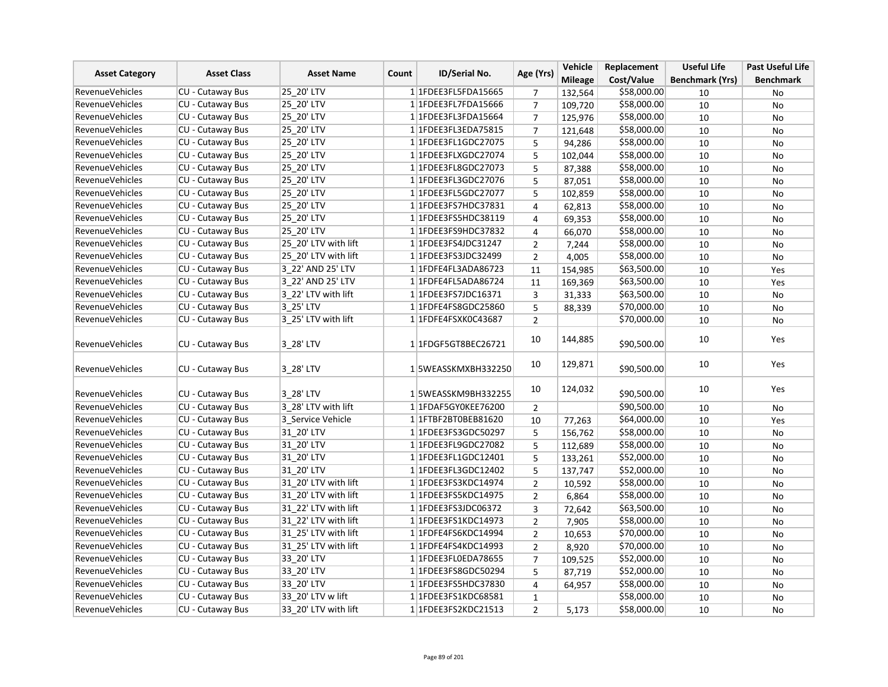| Asset Category | Asset Class | Asset Name | Count | ID/Serial No. | Age (Yrs) | Vehicle Mileage | Replacement Cost/Value | Useful Life Benchmark (Yrs) | Past Useful Life Benchmark |
|---|---|---|---|---|---|---|---|---|---|
| RevenueVehicles | CU - Cutaway Bus | 25_20' LTV | 1 | 1FDEE3FL5FDA15665 | 7 | 132,564 | $58,000.00 | 10 | No |
| RevenueVehicles | CU - Cutaway Bus | 25_20' LTV | 1 | 1FDEE3FL7FDA15666 | 7 | 109,720 | $58,000.00 | 10 | No |
| RevenueVehicles | CU - Cutaway Bus | 25_20' LTV | 1 | 1FDEE3FL3FDA15664 | 7 | 125,976 | $58,000.00 | 10 | No |
| RevenueVehicles | CU - Cutaway Bus | 25_20' LTV | 1 | 1FDEE3FL3EDA75815 | 7 | 121,648 | $58,000.00 | 10 | No |
| RevenueVehicles | CU - Cutaway Bus | 25_20' LTV | 1 | 1FDEE3FL1GDC27075 | 5 | 94,286 | $58,000.00 | 10 | No |
| RevenueVehicles | CU - Cutaway Bus | 25_20' LTV | 1 | 1FDEE3FLXGDC27074 | 5 | 102,044 | $58,000.00 | 10 | No |
| RevenueVehicles | CU - Cutaway Bus | 25_20' LTV | 1 | 1FDEE3FL8GDC27073 | 5 | 87,388 | $58,000.00 | 10 | No |
| RevenueVehicles | CU - Cutaway Bus | 25_20' LTV | 1 | 1FDEE3FL3GDC27076 | 5 | 87,051 | $58,000.00 | 10 | No |
| RevenueVehicles | CU - Cutaway Bus | 25_20' LTV | 1 | 1FDEE3FL5GDC27077 | 5 | 102,859 | $58,000.00 | 10 | No |
| RevenueVehicles | CU - Cutaway Bus | 25_20' LTV | 1 | 1FDEE3FS7HDC37831 | 4 | 62,813 | $58,000.00 | 10 | No |
| RevenueVehicles | CU - Cutaway Bus | 25_20' LTV | 1 | 1FDEE3FS5HDC38119 | 4 | 69,353 | $58,000.00 | 10 | No |
| RevenueVehicles | CU - Cutaway Bus | 25_20' LTV | 1 | 1FDEE3FS9HDC37832 | 4 | 66,070 | $58,000.00 | 10 | No |
| RevenueVehicles | CU - Cutaway Bus | 25_20' LTV with lift | 1 | 1FDEE3FS4JDC31247 | 2 | 7,244 | $58,000.00 | 10 | No |
| RevenueVehicles | CU - Cutaway Bus | 25_20' LTV with lift | 1 | 1FDEE3FS3JDC32499 | 2 | 4,005 | $58,000.00 | 10 | No |
| RevenueVehicles | CU - Cutaway Bus | 3_22' AND 25' LTV | 1 | 1FDFE4FL3ADA86723 | 11 | 154,985 | $63,500.00 | 10 | Yes |
| RevenueVehicles | CU - Cutaway Bus | 3_22' AND 25' LTV | 1 | 1FDFE4FL5ADA86724 | 11 | 169,369 | $63,500.00 | 10 | Yes |
| RevenueVehicles | CU - Cutaway Bus | 3_22' LTV with lift | 1 | 1FDEE3FS7JDC16371 | 3 | 31,333 | $63,500.00 | 10 | No |
| RevenueVehicles | CU - Cutaway Bus | 3_25' LTV | 1 | 1FDFE4FS8GDC25860 | 5 | 88,339 | $70,000.00 | 10 | No |
| RevenueVehicles | CU - Cutaway Bus | 3_25' LTV with lift | 1 | 1FDFE4FSXK0C43687 | 2 | | $70,000.00 | 10 | No |
| RevenueVehicles | CU - Cutaway Bus | 3_28' LTV | 1 | 1FDGF5GT8BEC26721 | 10 | 144,885 | $90,500.00 | 10 | Yes |
| RevenueVehicles | CU - Cutaway Bus | 3_28' LTV | 1 | 5WEASSKMXBH332250 | 10 | 129,871 | $90,500.00 | 10 | Yes |
| RevenueVehicles | CU - Cutaway Bus | 3_28' LTV | 1 | 5WEASSKM9BH332255 | 10 | 124,032 | $90,500.00 | 10 | Yes |
| RevenueVehicles | CU - Cutaway Bus | 3_28' LTV with lift | 1 | 1FDAF5GY0KEE76200 | 2 | | $90,500.00 | 10 | No |
| RevenueVehicles | CU - Cutaway Bus | 3_Service Vehicle | 1 | 1FTBF2BT0BEB81620 | 10 | 77,263 | $64,000.00 | 10 | Yes |
| RevenueVehicles | CU - Cutaway Bus | 31_20' LTV | 1 | 1FDEE3FS3GDC50297 | 5 | 156,762 | $58,000.00 | 10 | No |
| RevenueVehicles | CU - Cutaway Bus | 31_20' LTV | 1 | 1FDEE3FL9GDC27082 | 5 | 112,689 | $58,000.00 | 10 | No |
| RevenueVehicles | CU - Cutaway Bus | 31_20' LTV | 1 | 1FDEE3FL1GDC12401 | 5 | 133,261 | $52,000.00 | 10 | No |
| RevenueVehicles | CU - Cutaway Bus | 31_20' LTV | 1 | 1FDEE3FL3GDC12402 | 5 | 137,747 | $52,000.00 | 10 | No |
| RevenueVehicles | CU - Cutaway Bus | 31_20' LTV with lift | 1 | 1FDEE3FS3KDC14974 | 2 | 10,592 | $58,000.00 | 10 | No |
| RevenueVehicles | CU - Cutaway Bus | 31_20' LTV with lift | 1 | 1FDEE3FS5KDC14975 | 2 | 6,864 | $58,000.00 | 10 | No |
| RevenueVehicles | CU - Cutaway Bus | 31_22' LTV with lift | 1 | 1FDEE3FS3JDC06372 | 3 | 72,642 | $63,500.00 | 10 | No |
| RevenueVehicles | CU - Cutaway Bus | 31_22' LTV with lift | 1 | 1FDEE3FS1KDC14973 | 2 | 7,905 | $58,000.00 | 10 | No |
| RevenueVehicles | CU - Cutaway Bus | 31_25' LTV with lift | 1 | 1FDFE4FS6KDC14994 | 2 | 10,653 | $70,000.00 | 10 | No |
| RevenueVehicles | CU - Cutaway Bus | 31_25' LTV with lift | 1 | 1FDFE4FS4KDC14993 | 2 | 8,920 | $70,000.00 | 10 | No |
| RevenueVehicles | CU - Cutaway Bus | 33_20' LTV | 1 | 1FDEE3FL0EDA78655 | 7 | 109,525 | $52,000.00 | 10 | No |
| RevenueVehicles | CU - Cutaway Bus | 33_20' LTV | 1 | 1FDEE3FS8GDC50294 | 5 | 87,719 | $52,000.00 | 10 | No |
| RevenueVehicles | CU - Cutaway Bus | 33_20' LTV | 1 | 1FDEE3FS5HDC37830 | 4 | 64,957 | $58,000.00 | 10 | No |
| RevenueVehicles | CU - Cutaway Bus | 33_20' LTV w lift | 1 | 1FDEE3FS1KDC68581 | 1 | | $58,000.00 | 10 | No |
| RevenueVehicles | CU - Cutaway Bus | 33_20' LTV with lift | 1 | 1FDEE3FS2KDC21513 | 2 | 5,173 | $58,000.00 | 10 | No |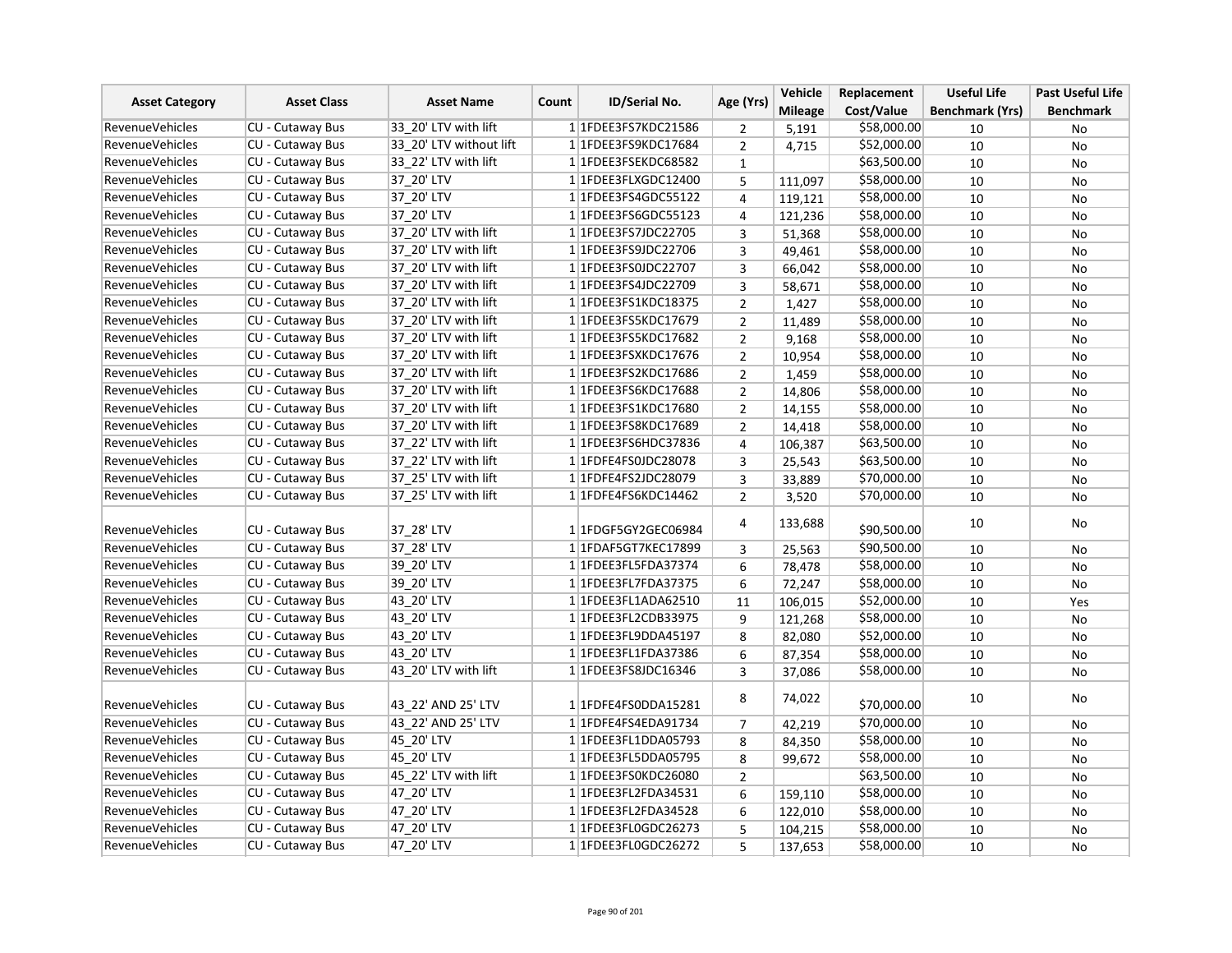| Asset Category | Asset Class | Asset Name | Count | ID/Serial No. | Age (Yrs) | Vehicle Mileage | Replacement Cost/Value | Useful Life Benchmark (Yrs) | Past Useful Life Benchmark |
|---|---|---|---|---|---|---|---|---|---|
| RevenueVehicles | CU - Cutaway Bus | 33_20' LTV with lift | 1 | 1FDEE3FS7KDC21586 | 2 | 5,191 | $58,000.00 | 10 | No |
| RevenueVehicles | CU - Cutaway Bus | 33_20' LTV without lift | 1 | 1FDEE3FS9KDC17684 | 2 | 4,715 | $52,000.00 | 10 | No |
| RevenueVehicles | CU - Cutaway Bus | 33_22' LTV with lift | 1 | 1FDEE3FSEKDC68582 | 1 | | $63,500.00 | 10 | No |
| RevenueVehicles | CU - Cutaway Bus | 37_20' LTV | 1 | 1FDEE3FLXGDC12400 | 5 | 111,097 | $58,000.00 | 10 | No |
| RevenueVehicles | CU - Cutaway Bus | 37_20' LTV | 1 | 1FDEE3FS4GDC55122 | 4 | 119,121 | $58,000.00 | 10 | No |
| RevenueVehicles | CU - Cutaway Bus | 37_20' LTV | 1 | 1FDEE3FS6GDC55123 | 4 | 121,236 | $58,000.00 | 10 | No |
| RevenueVehicles | CU - Cutaway Bus | 37_20' LTV with lift | 1 | 1FDEE3FS7JDC22705 | 3 | 51,368 | $58,000.00 | 10 | No |
| RevenueVehicles | CU - Cutaway Bus | 37_20' LTV with lift | 1 | 1FDEE3FS9JDC22706 | 3 | 49,461 | $58,000.00 | 10 | No |
| RevenueVehicles | CU - Cutaway Bus | 37_20' LTV with lift | 1 | 1FDEE3FS0JDC22707 | 3 | 66,042 | $58,000.00 | 10 | No |
| RevenueVehicles | CU - Cutaway Bus | 37_20' LTV with lift | 1 | 1FDEE3FS4JDC22709 | 3 | 58,671 | $58,000.00 | 10 | No |
| RevenueVehicles | CU - Cutaway Bus | 37_20' LTV with lift | 1 | 1FDEE3FS1KDC18375 | 2 | 1,427 | $58,000.00 | 10 | No |
| RevenueVehicles | CU - Cutaway Bus | 37_20' LTV with lift | 1 | 1FDEE3FS5KDC17679 | 2 | 11,489 | $58,000.00 | 10 | No |
| RevenueVehicles | CU - Cutaway Bus | 37_20' LTV with lift | 1 | 1FDEE3FS5KDC17682 | 2 | 9,168 | $58,000.00 | 10 | No |
| RevenueVehicles | CU - Cutaway Bus | 37_20' LTV with lift | 1 | 1FDEE3FSXKDC17676 | 2 | 10,954 | $58,000.00 | 10 | No |
| RevenueVehicles | CU - Cutaway Bus | 37_20' LTV with lift | 1 | 1FDEE3FS2KDC17686 | 2 | 1,459 | $58,000.00 | 10 | No |
| RevenueVehicles | CU - Cutaway Bus | 37_20' LTV with lift | 1 | 1FDEE3FS6KDC17688 | 2 | 14,806 | $58,000.00 | 10 | No |
| RevenueVehicles | CU - Cutaway Bus | 37_20' LTV with lift | 1 | 1FDEE3FS1KDC17680 | 2 | 14,155 | $58,000.00 | 10 | No |
| RevenueVehicles | CU - Cutaway Bus | 37_20' LTV with lift | 1 | 1FDEE3FS8KDC17689 | 2 | 14,418 | $58,000.00 | 10 | No |
| RevenueVehicles | CU - Cutaway Bus | 37_22' LTV with lift | 1 | 1FDEE3FS6HDC37836 | 4 | 106,387 | $63,500.00 | 10 | No |
| RevenueVehicles | CU - Cutaway Bus | 37_22' LTV with lift | 1 | 1FDFE4FS0JDC28078 | 3 | 25,543 | $63,500.00 | 10 | No |
| RevenueVehicles | CU - Cutaway Bus | 37_25' LTV with lift | 1 | 1FDFE4FS2JDC28079 | 3 | 33,889 | $70,000.00 | 10 | No |
| RevenueVehicles | CU - Cutaway Bus | 37_25' LTV with lift | 1 | 1FDFE4FS6KDC14462 | 2 | 3,520 | $70,000.00 | 10 | No |
| RevenueVehicles | CU - Cutaway Bus | 37_28' LTV | 1 | 1FDGF5GY2GEC06984 | 4 | 133,688 | $90,500.00 | 10 | No |
| RevenueVehicles | CU - Cutaway Bus | 37_28' LTV | 1 | 1FDAF5GT7KEC17899 | 3 | 25,563 | $90,500.00 | 10 | No |
| RevenueVehicles | CU - Cutaway Bus | 39_20' LTV | 1 | 1FDEE3FL5FDA37374 | 6 | 78,478 | $58,000.00 | 10 | No |
| RevenueVehicles | CU - Cutaway Bus | 39_20' LTV | 1 | 1FDEE3FL7FDA37375 | 6 | 72,247 | $58,000.00 | 10 | No |
| RevenueVehicles | CU - Cutaway Bus | 43_20' LTV | 1 | 1FDEE3FL1ADA62510 | 11 | 106,015 | $52,000.00 | 10 | Yes |
| RevenueVehicles | CU - Cutaway Bus | 43_20' LTV | 1 | 1FDEE3FL2CDB33975 | 9 | 121,268 | $58,000.00 | 10 | No |
| RevenueVehicles | CU - Cutaway Bus | 43_20' LTV | 1 | 1FDEE3FL9DDA45197 | 8 | 82,080 | $52,000.00 | 10 | No |
| RevenueVehicles | CU - Cutaway Bus | 43_20' LTV | 1 | 1FDEE3FL1FDA37386 | 6 | 87,354 | $58,000.00 | 10 | No |
| RevenueVehicles | CU - Cutaway Bus | 43_20' LTV with lift | 1 | 1FDEE3FS8JDC16346 | 3 | 37,086 | $58,000.00 | 10 | No |
| RevenueVehicles | CU - Cutaway Bus | 43_22' AND 25' LTV | 1 | 1FDFE4FS0DDA15281 | 8 | 74,022 | $70,000.00 | 10 | No |
| RevenueVehicles | CU - Cutaway Bus | 43_22' AND 25' LTV | 1 | 1FDFE4FS4EDA91734 | 7 | 42,219 | $70,000.00 | 10 | No |
| RevenueVehicles | CU - Cutaway Bus | 45_20' LTV | 1 | 1FDEE3FL1DDA05793 | 8 | 84,350 | $58,000.00 | 10 | No |
| RevenueVehicles | CU - Cutaway Bus | 45_20' LTV | 1 | 1FDEE3FL5DDA05795 | 8 | 99,672 | $58,000.00 | 10 | No |
| RevenueVehicles | CU - Cutaway Bus | 45_22' LTV with lift | 1 | 1FDEE3FS0KDC26080 | 2 | | $63,500.00 | 10 | No |
| RevenueVehicles | CU - Cutaway Bus | 47_20' LTV | 1 | 1FDEE3FL2FDA34531 | 6 | 159,110 | $58,000.00 | 10 | No |
| RevenueVehicles | CU - Cutaway Bus | 47_20' LTV | 1 | 1FDEE3FL2FDA34528 | 6 | 122,010 | $58,000.00 | 10 | No |
| RevenueVehicles | CU - Cutaway Bus | 47_20' LTV | 1 | 1FDEE3FL0GDC26273 | 5 | 104,215 | $58,000.00 | 10 | No |
| RevenueVehicles | CU - Cutaway Bus | 47_20' LTV | 1 | 1FDEE3FL0GDC26272 | 5 | 137,653 | $58,000.00 | 10 | No |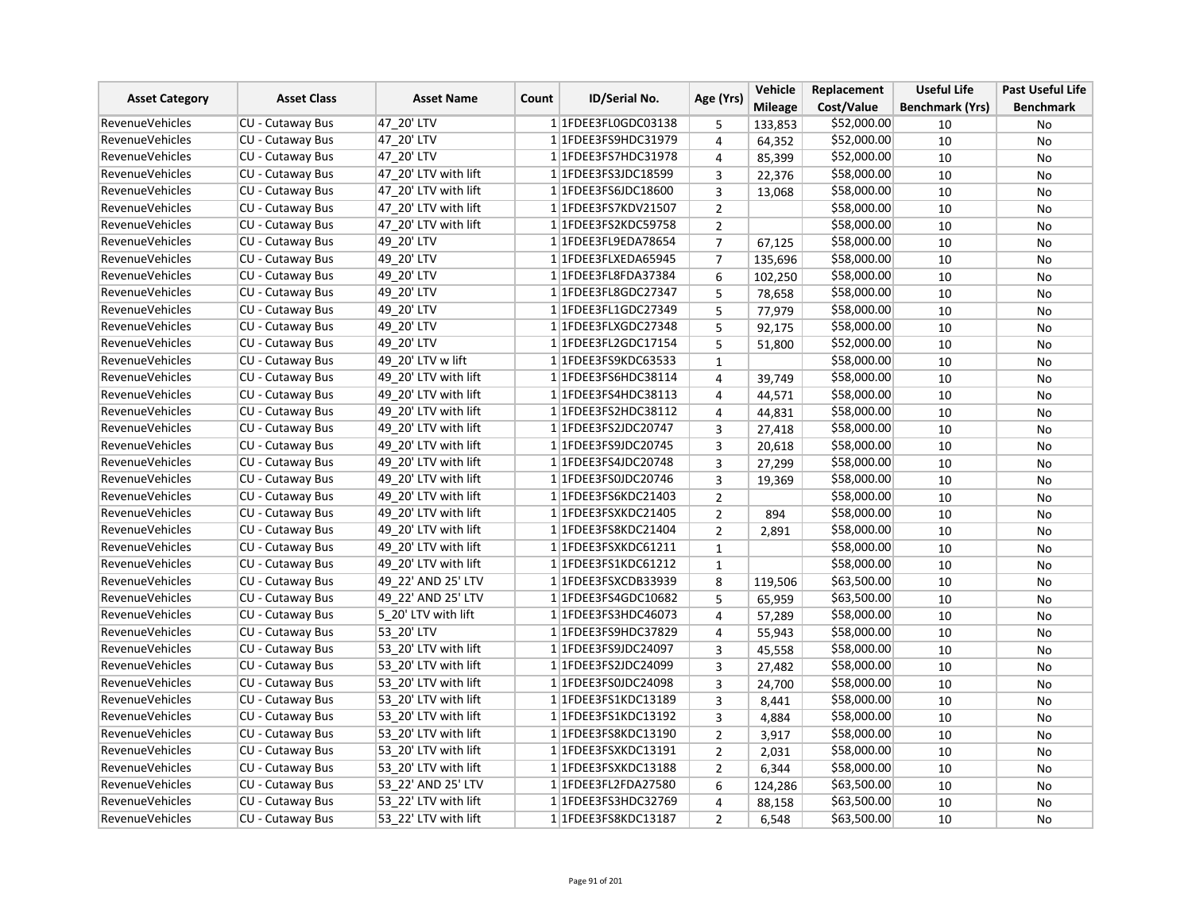| Asset Category | Asset Class | Asset Name | Count | ID/Serial No. | Age (Yrs) | Vehicle Mileage | Replacement Cost/Value | Useful Life Benchmark (Yrs) | Past Useful Life Benchmark |
|---|---|---|---|---|---|---|---|---|---|
| RevenueVehicles | CU - Cutaway Bus | 47_20' LTV | 1 | 1FDEE3FL0GDC03138 | 5 | 133,853 | $52,000.00 | 10 | No |
| RevenueVehicles | CU - Cutaway Bus | 47_20' LTV | 1 | 1FDEE3FS9HDC31979 | 4 | 64,352 | $52,000.00 | 10 | No |
| RevenueVehicles | CU - Cutaway Bus | 47_20' LTV | 1 | 1FDEE3FS7HDC31978 | 4 | 85,399 | $52,000.00 | 10 | No |
| RevenueVehicles | CU - Cutaway Bus | 47_20' LTV with lift | 1 | 1FDEE3FS3JDC18599 | 3 | 22,376 | $58,000.00 | 10 | No |
| RevenueVehicles | CU - Cutaway Bus | 47_20' LTV with lift | 1 | 1FDEE3FS6JDC18600 | 3 | 13,068 | $58,000.00 | 10 | No |
| RevenueVehicles | CU - Cutaway Bus | 47_20' LTV with lift | 1 | 1FDEE3FS7KDV21507 | 2 | | $58,000.00 | 10 | No |
| RevenueVehicles | CU - Cutaway Bus | 47_20' LTV with lift | 1 | 1FDEE3FS2KDC59758 | 2 | | $58,000.00 | 10 | No |
| RevenueVehicles | CU - Cutaway Bus | 49_20' LTV | 1 | 1FDEE3FL9EDA78654 | 7 | 67,125 | $58,000.00 | 10 | No |
| RevenueVehicles | CU - Cutaway Bus | 49_20' LTV | 1 | 1FDEE3FLXEDA65945 | 7 | 135,696 | $58,000.00 | 10 | No |
| RevenueVehicles | CU - Cutaway Bus | 49_20' LTV | 1 | 1FDEE3FL8FDA37384 | 6 | 102,250 | $58,000.00 | 10 | No |
| RevenueVehicles | CU - Cutaway Bus | 49_20' LTV | 1 | 1FDEE3FL8GDC27347 | 5 | 78,658 | $58,000.00 | 10 | No |
| RevenueVehicles | CU - Cutaway Bus | 49_20' LTV | 1 | 1FDEE3FL1GDC27349 | 5 | 77,979 | $58,000.00 | 10 | No |
| RevenueVehicles | CU - Cutaway Bus | 49_20' LTV | 1 | 1FDEE3FLXGDC27348 | 5 | 92,175 | $58,000.00 | 10 | No |
| RevenueVehicles | CU - Cutaway Bus | 49_20' LTV | 1 | 1FDEE3FL2GDC17154 | 5 | 51,800 | $52,000.00 | 10 | No |
| RevenueVehicles | CU - Cutaway Bus | 49_20' LTV w lift | 1 | 1FDEE3FS9KDC63533 | 1 | | $58,000.00 | 10 | No |
| RevenueVehicles | CU - Cutaway Bus | 49_20' LTV with lift | 1 | 1FDEE3FS6HDC38114 | 4 | 39,749 | $58,000.00 | 10 | No |
| RevenueVehicles | CU - Cutaway Bus | 49_20' LTV with lift | 1 | 1FDEE3FS4HDC38113 | 4 | 44,571 | $58,000.00 | 10 | No |
| RevenueVehicles | CU - Cutaway Bus | 49_20' LTV with lift | 1 | 1FDEE3FS2HDC38112 | 4 | 44,831 | $58,000.00 | 10 | No |
| RevenueVehicles | CU - Cutaway Bus | 49_20' LTV with lift | 1 | 1FDEE3FS2JDC20747 | 3 | 27,418 | $58,000.00 | 10 | No |
| RevenueVehicles | CU - Cutaway Bus | 49_20' LTV with lift | 1 | 1FDEE3FS9JDC20745 | 3 | 20,618 | $58,000.00 | 10 | No |
| RevenueVehicles | CU - Cutaway Bus | 49_20' LTV with lift | 1 | 1FDEE3FS4JDC20748 | 3 | 27,299 | $58,000.00 | 10 | No |
| RevenueVehicles | CU - Cutaway Bus | 49_20' LTV with lift | 1 | 1FDEE3FS0JDC20746 | 3 | 19,369 | $58,000.00 | 10 | No |
| RevenueVehicles | CU - Cutaway Bus | 49_20' LTV with lift | 1 | 1FDEE3FS6KDC21403 | 2 | | $58,000.00 | 10 | No |
| RevenueVehicles | CU - Cutaway Bus | 49_20' LTV with lift | 1 | 1FDEE3FSXKDC21405 | 2 | 894 | $58,000.00 | 10 | No |
| RevenueVehicles | CU - Cutaway Bus | 49_20' LTV with lift | 1 | 1FDEE3FS8KDC21404 | 2 | 2,891 | $58,000.00 | 10 | No |
| RevenueVehicles | CU - Cutaway Bus | 49_20' LTV with lift | 1 | 1FDEE3FSXKDC61211 | 1 | | $58,000.00 | 10 | No |
| RevenueVehicles | CU - Cutaway Bus | 49_20' LTV with lift | 1 | 1FDEE3FS1KDC61212 | 1 | | $58,000.00 | 10 | No |
| RevenueVehicles | CU - Cutaway Bus | 49_22' AND 25' LTV | 1 | 1FDEE3FSXCDB33939 | 8 | 119,506 | $63,500.00 | 10 | No |
| RevenueVehicles | CU - Cutaway Bus | 49_22' AND 25' LTV | 1 | 1FDEE3FS4GDC10682 | 5 | 65,959 | $63,500.00 | 10 | No |
| RevenueVehicles | CU - Cutaway Bus | 5_20' LTV with lift | 1 | 1FDEE3FS3HDC46073 | 4 | 57,289 | $58,000.00 | 10 | No |
| RevenueVehicles | CU - Cutaway Bus | 53_20' LTV | 1 | 1FDEE3FS9HDC37829 | 4 | 55,943 | $58,000.00 | 10 | No |
| RevenueVehicles | CU - Cutaway Bus | 53_20' LTV with lift | 1 | 1FDEE3FS9JDC24097 | 3 | 45,558 | $58,000.00 | 10 | No |
| RevenueVehicles | CU - Cutaway Bus | 53_20' LTV with lift | 1 | 1FDEE3FS2JDC24099 | 3 | 27,482 | $58,000.00 | 10 | No |
| RevenueVehicles | CU - Cutaway Bus | 53_20' LTV with lift | 1 | 1FDEE3FS0JDC24098 | 3 | 24,700 | $58,000.00 | 10 | No |
| RevenueVehicles | CU - Cutaway Bus | 53_20' LTV with lift | 1 | 1FDEE3FS1KDC13189 | 3 | 8,441 | $58,000.00 | 10 | No |
| RevenueVehicles | CU - Cutaway Bus | 53_20' LTV with lift | 1 | 1FDEE3FS1KDC13192 | 3 | 4,884 | $58,000.00 | 10 | No |
| RevenueVehicles | CU - Cutaway Bus | 53_20' LTV with lift | 1 | 1FDEE3FS8KDC13190 | 2 | 3,917 | $58,000.00 | 10 | No |
| RevenueVehicles | CU - Cutaway Bus | 53_20' LTV with lift | 1 | 1FDEE3FSXKDC13191 | 2 | 2,031 | $58,000.00 | 10 | No |
| RevenueVehicles | CU - Cutaway Bus | 53_20' LTV with lift | 1 | 1FDEE3FSXKDC13188 | 2 | 6,344 | $58,000.00 | 10 | No |
| RevenueVehicles | CU - Cutaway Bus | 53_22' AND 25' LTV | 1 | 1FDEE3FL2FDA27580 | 6 | 124,286 | $63,500.00 | 10 | No |
| RevenueVehicles | CU - Cutaway Bus | 53_22' LTV with lift | 1 | 1FDEE3FS3HDC32769 | 4 | 88,158 | $63,500.00 | 10 | No |
| RevenueVehicles | CU - Cutaway Bus | 53_22' LTV with lift | 1 | 1FDEE3FS8KDC13187 | 2 | 6,548 | $63,500.00 | 10 | No |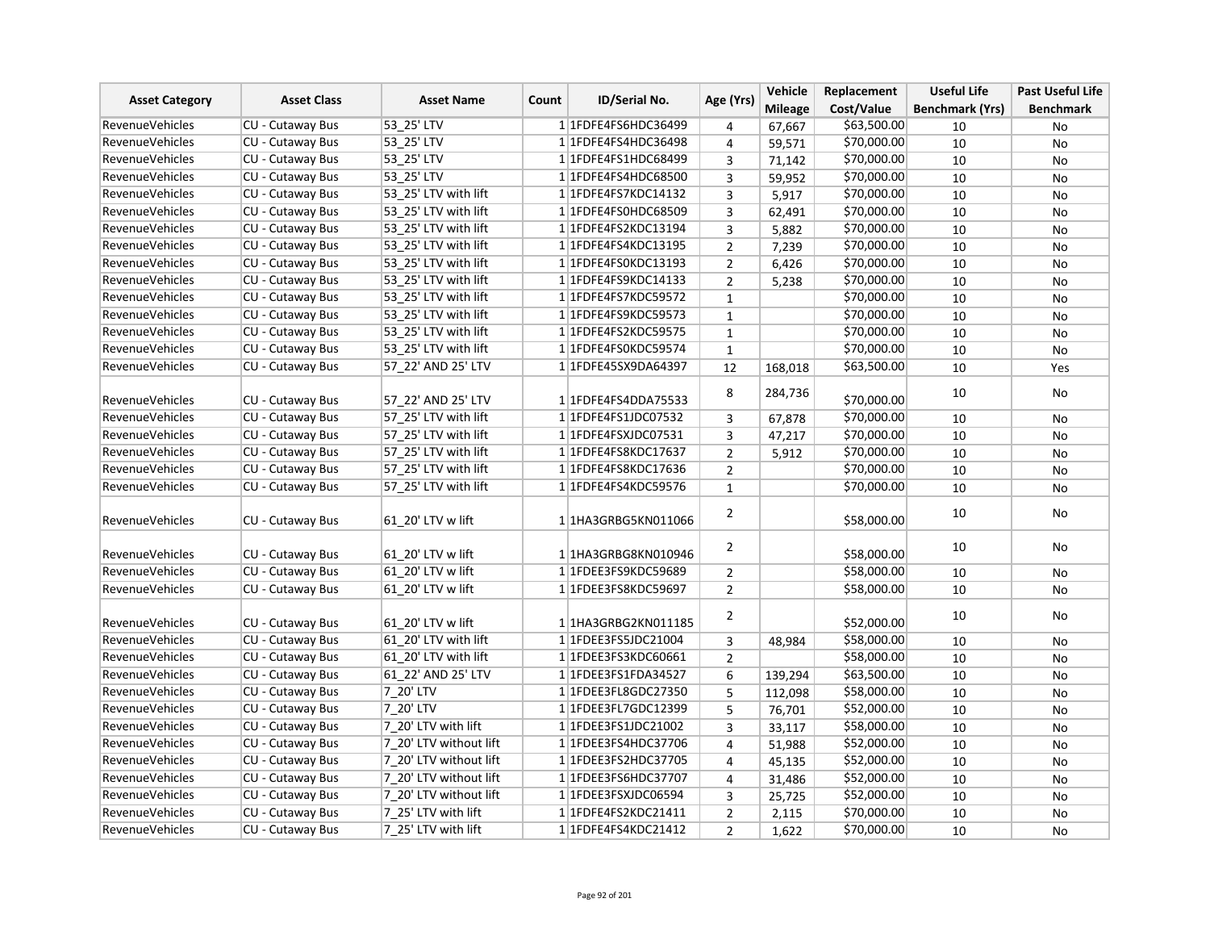| Asset Category | Asset Class | Asset Name | Count | ID/Serial No. | Age (Yrs) | Vehicle Mileage | Replacement Cost/Value | Useful Life Benchmark (Yrs) | Past Useful Life Benchmark |
|---|---|---|---|---|---|---|---|---|---|
| RevenueVehicles | CU - Cutaway Bus | 53_25' LTV | 1 | 1FDFE4FS6HDC36499 | 4 | 67,667 | $63,500.00 | 10 | No |
| RevenueVehicles | CU - Cutaway Bus | 53_25' LTV | 1 | 1FDFE4FS4HDC36498 | 4 | 59,571 | $70,000.00 | 10 | No |
| RevenueVehicles | CU - Cutaway Bus | 53_25' LTV | 1 | 1FDFE4FS1HDC68499 | 3 | 71,142 | $70,000.00 | 10 | No |
| RevenueVehicles | CU - Cutaway Bus | 53_25' LTV | 1 | 1FDFE4FS4HDC68500 | 3 | 59,952 | $70,000.00 | 10 | No |
| RevenueVehicles | CU - Cutaway Bus | 53_25' LTV with lift | 1 | 1FDFE4FS7KDC14132 | 3 | 5,917 | $70,000.00 | 10 | No |
| RevenueVehicles | CU - Cutaway Bus | 53_25' LTV with lift | 1 | 1FDFE4FS0HDC68509 | 3 | 62,491 | $70,000.00 | 10 | No |
| RevenueVehicles | CU - Cutaway Bus | 53_25' LTV with lift | 1 | 1FDFE4FS2KDC13194 | 3 | 5,882 | $70,000.00 | 10 | No |
| RevenueVehicles | CU - Cutaway Bus | 53_25' LTV with lift | 1 | 1FDFE4FS4KDC13195 | 2 | 7,239 | $70,000.00 | 10 | No |
| RevenueVehicles | CU - Cutaway Bus | 53_25' LTV with lift | 1 | 1FDFE4FS0KDC13193 | 2 | 6,426 | $70,000.00 | 10 | No |
| RevenueVehicles | CU - Cutaway Bus | 53_25' LTV with lift | 1 | 1FDFE4FS9KDC14133 | 2 | 5,238 | $70,000.00 | 10 | No |
| RevenueVehicles | CU - Cutaway Bus | 53_25' LTV with lift | 1 | 1FDFE4FS7KDC59572 | 1 | | $70,000.00 | 10 | No |
| RevenueVehicles | CU - Cutaway Bus | 53_25' LTV with lift | 1 | 1FDFE4FS9KDC59573 | 1 | | $70,000.00 | 10 | No |
| RevenueVehicles | CU - Cutaway Bus | 53_25' LTV with lift | 1 | 1FDFE4FS2KDC59575 | 1 | | $70,000.00 | 10 | No |
| RevenueVehicles | CU - Cutaway Bus | 53_25' LTV with lift | 1 | 1FDFE4FS0KDC59574 | 1 | | $70,000.00 | 10 | No |
| RevenueVehicles | CU - Cutaway Bus | 57_22' AND 25' LTV | 1 | 1FDFE45SX9DA64397 | 12 | 168,018 | $63,500.00 | 10 | Yes |
| RevenueVehicles | CU - Cutaway Bus | 57_22' AND 25' LTV | 1 | 1FDFE4FS4DDA75533 | 8 | 284,736 | $70,000.00 | 10 | No |
| RevenueVehicles | CU - Cutaway Bus | 57_25' LTV with lift | 1 | 1FDFE4FS1JDC07532 | 3 | 67,878 | $70,000.00 | 10 | No |
| RevenueVehicles | CU - Cutaway Bus | 57_25' LTV with lift | 1 | 1FDFE4FSXJDC07531 | 3 | 47,217 | $70,000.00 | 10 | No |
| RevenueVehicles | CU - Cutaway Bus | 57_25' LTV with lift | 1 | 1FDFE4FS8KDC17637 | 2 | 5,912 | $70,000.00 | 10 | No |
| RevenueVehicles | CU - Cutaway Bus | 57_25' LTV with lift | 1 | 1FDFE4FS8KDC17636 | 2 | | $70,000.00 | 10 | No |
| RevenueVehicles | CU - Cutaway Bus | 57_25' LTV with lift | 1 | 1FDFE4FS4KDC59576 | 1 | | $70,000.00 | 10 | No |
| RevenueVehicles | CU - Cutaway Bus | 61_20' LTV w lift | 1 | 1HA3GRBG5KN011066 | 2 | | $58,000.00 | 10 | No |
| RevenueVehicles | CU - Cutaway Bus | 61_20' LTV w lift | 1 | 1HA3GRBG8KN010946 | 2 | | $58,000.00 | 10 | No |
| RevenueVehicles | CU - Cutaway Bus | 61_20' LTV w lift | 1 | 1FDEE3FS9KDC59689 | 2 | | $58,000.00 | 10 | No |
| RevenueVehicles | CU - Cutaway Bus | 61_20' LTV w lift | 1 | 1FDEE3FS8KDC59697 | 2 | | $58,000.00 | 10 | No |
| RevenueVehicles | CU - Cutaway Bus | 61_20' LTV w lift | 1 | 1HA3GRBG2KN011185 | 2 | | $52,000.00 | 10 | No |
| RevenueVehicles | CU - Cutaway Bus | 61_20' LTV with lift | 1 | 1FDEE3FS5JDC21004 | 3 | 48,984 | $58,000.00 | 10 | No |
| RevenueVehicles | CU - Cutaway Bus | 61_20' LTV with lift | 1 | 1FDEE3FS3KDC60661 | 2 | | $58,000.00 | 10 | No |
| RevenueVehicles | CU - Cutaway Bus | 61_22' AND 25' LTV | 1 | 1FDEE3FS1FDA34527 | 6 | 139,294 | $63,500.00 | 10 | No |
| RevenueVehicles | CU - Cutaway Bus | 7_20' LTV | 1 | 1FDEE3FL8GDC27350 | 5 | 112,098 | $58,000.00 | 10 | No |
| RevenueVehicles | CU - Cutaway Bus | 7_20' LTV | 1 | 1FDEE3FL7GDC12399 | 5 | 76,701 | $52,000.00 | 10 | No |
| RevenueVehicles | CU - Cutaway Bus | 7_20' LTV with lift | 1 | 1FDEE3FS1JDC21002 | 3 | 33,117 | $58,000.00 | 10 | No |
| RevenueVehicles | CU - Cutaway Bus | 7_20' LTV without lift | 1 | 1FDEE3FS4HDC37706 | 4 | 51,988 | $52,000.00 | 10 | No |
| RevenueVehicles | CU - Cutaway Bus | 7_20' LTV without lift | 1 | 1FDEE3FS2HDC37705 | 4 | 45,135 | $52,000.00 | 10 | No |
| RevenueVehicles | CU - Cutaway Bus | 7_20' LTV without lift | 1 | 1FDEE3FS6HDC37707 | 4 | 31,486 | $52,000.00 | 10 | No |
| RevenueVehicles | CU - Cutaway Bus | 7_20' LTV without lift | 1 | 1FDEE3FSXJDC06594 | 3 | 25,725 | $52,000.00 | 10 | No |
| RevenueVehicles | CU - Cutaway Bus | 7_25' LTV with lift | 1 | 1FDFE4FS2KDC21411 | 2 | 2,115 | $70,000.00 | 10 | No |
| RevenueVehicles | CU - Cutaway Bus | 7_25' LTV with lift | 1 | 1FDFE4FS4KDC21412 | 2 | 1,622 | $70,000.00 | 10 | No |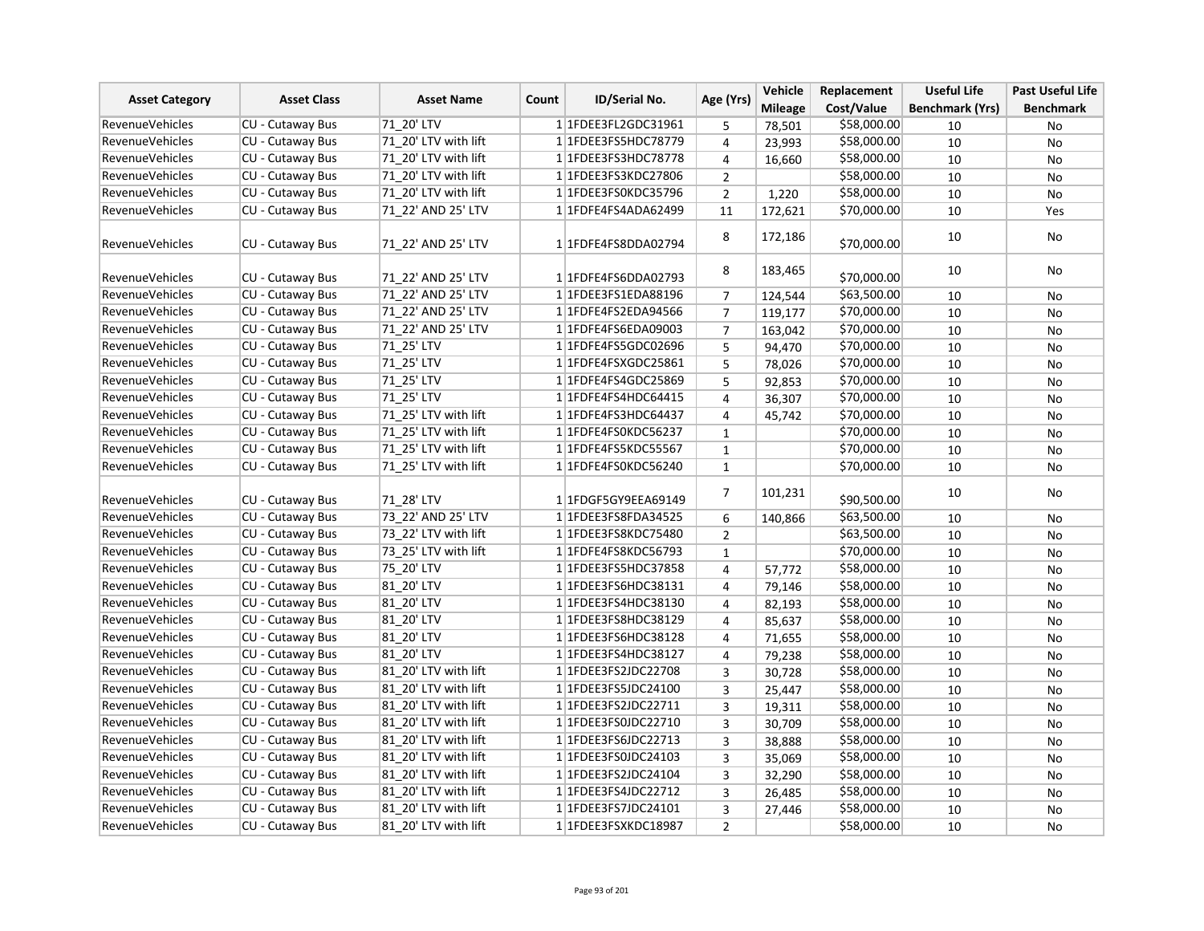| Asset Category | Asset Class | Asset Name | Count | ID/Serial No. | Age (Yrs) | Vehicle Mileage | Replacement Cost/Value | Useful Life Benchmark (Yrs) | Past Useful Life Benchmark |
|---|---|---|---|---|---|---|---|---|---|
| RevenueVehicles | CU - Cutaway Bus | 71_20' LTV | 1 | 1FDEE3FL2GDC31961 | 5 | 78,501 | $58,000.00 | 10 | No |
| RevenueVehicles | CU - Cutaway Bus | 71_20' LTV with lift | 1 | 1FDEE3FS5HDC78779 | 4 | 23,993 | $58,000.00 | 10 | No |
| RevenueVehicles | CU - Cutaway Bus | 71_20' LTV with lift | 1 | 1FDEE3FS3HDC78778 | 4 | 16,660 | $58,000.00 | 10 | No |
| RevenueVehicles | CU - Cutaway Bus | 71_20' LTV with lift | 1 | 1FDEE3FS3KDC27806 | 2 | | $58,000.00 | 10 | No |
| RevenueVehicles | CU - Cutaway Bus | 71_20' LTV with lift | 1 | 1FDEE3FS0KDC35796 | 2 | 1,220 | $58,000.00 | 10 | No |
| RevenueVehicles | CU - Cutaway Bus | 71_22' AND 25' LTV | 1 | 1FDFE4FS4ADA62499 | 11 | 172,621 | $70,000.00 | 10 | Yes |
| RevenueVehicles | CU - Cutaway Bus | 71_22' AND 25' LTV | 1 | 1FDFE4FS8DDA02794 | 8 | 172,186 | $70,000.00 | 10 | No |
| RevenueVehicles | CU - Cutaway Bus | 71_22' AND 25' LTV | 1 | 1FDFE4FS6DDA02793 | 8 | 183,465 | $70,000.00 | 10 | No |
| RevenueVehicles | CU - Cutaway Bus | 71_22' AND 25' LTV | 1 | 1FDEE3FS1EDA88196 | 7 | 124,544 | $63,500.00 | 10 | No |
| RevenueVehicles | CU - Cutaway Bus | 71_22' AND 25' LTV | 1 | 1FDFE4FS2EDA94566 | 7 | 119,177 | $70,000.00 | 10 | No |
| RevenueVehicles | CU - Cutaway Bus | 71_22' AND 25' LTV | 1 | 1FDFE4FS6EDA09003 | 7 | 163,042 | $70,000.00 | 10 | No |
| RevenueVehicles | CU - Cutaway Bus | 71_25' LTV | 1 | 1FDFE4FS5GDC02696 | 5 | 94,470 | $70,000.00 | 10 | No |
| RevenueVehicles | CU - Cutaway Bus | 71_25' LTV | 1 | 1FDFE4FSXGDC25861 | 5 | 78,026 | $70,000.00 | 10 | No |
| RevenueVehicles | CU - Cutaway Bus | 71_25' LTV | 1 | 1FDFE4FS4GDC25869 | 5 | 92,853 | $70,000.00 | 10 | No |
| RevenueVehicles | CU - Cutaway Bus | 71_25' LTV | 1 | 1FDFE4FS4HDC64415 | 4 | 36,307 | $70,000.00 | 10 | No |
| RevenueVehicles | CU - Cutaway Bus | 71_25' LTV with lift | 1 | 1FDFE4FS3HDC64437 | 4 | 45,742 | $70,000.00 | 10 | No |
| RevenueVehicles | CU - Cutaway Bus | 71_25' LTV with lift | 1 | 1FDFE4FS0KDC56237 | 1 | | $70,000.00 | 10 | No |
| RevenueVehicles | CU - Cutaway Bus | 71_25' LTV with lift | 1 | 1FDFE4FS5KDC55567 | 1 | | $70,000.00 | 10 | No |
| RevenueVehicles | CU - Cutaway Bus | 71_25' LTV with lift | 1 | 1FDFE4FS0KDC56240 | 1 | | $70,000.00 | 10 | No |
| RevenueVehicles | CU - Cutaway Bus | 71_28' LTV | 1 | 1FDGF5GY9EEA69149 | 7 | 101,231 | $90,500.00 | 10 | No |
| RevenueVehicles | CU - Cutaway Bus | 73_22' AND 25' LTV | 1 | 1FDEE3FS8FDA34525 | 6 | 140,866 | $63,500.00 | 10 | No |
| RevenueVehicles | CU - Cutaway Bus | 73_22' LTV with lift | 1 | 1FDEE3FS8KDC75480 | 2 | | $63,500.00 | 10 | No |
| RevenueVehicles | CU - Cutaway Bus | 73_25' LTV with lift | 1 | 1FDFE4FS8KDC56793 | 1 | | $70,000.00 | 10 | No |
| RevenueVehicles | CU - Cutaway Bus | 75_20' LTV | 1 | 1FDEE3FS5HDC37858 | 4 | 57,772 | $58,000.00 | 10 | No |
| RevenueVehicles | CU - Cutaway Bus | 81_20' LTV | 1 | 1FDEE3FS6HDC38131 | 4 | 79,146 | $58,000.00 | 10 | No |
| RevenueVehicles | CU - Cutaway Bus | 81_20' LTV | 1 | 1FDEE3FS4HDC38130 | 4 | 82,193 | $58,000.00 | 10 | No |
| RevenueVehicles | CU - Cutaway Bus | 81_20' LTV | 1 | 1FDEE3FS8HDC38129 | 4 | 85,637 | $58,000.00 | 10 | No |
| RevenueVehicles | CU - Cutaway Bus | 81_20' LTV | 1 | 1FDEE3FS6HDC38128 | 4 | 71,655 | $58,000.00 | 10 | No |
| RevenueVehicles | CU - Cutaway Bus | 81_20' LTV | 1 | 1FDEE3FS4HDC38127 | 4 | 79,238 | $58,000.00 | 10 | No |
| RevenueVehicles | CU - Cutaway Bus | 81_20' LTV with lift | 1 | 1FDEE3FS2JDC22708 | 3 | 30,728 | $58,000.00 | 10 | No |
| RevenueVehicles | CU - Cutaway Bus | 81_20' LTV with lift | 1 | 1FDEE3FS5JDC24100 | 3 | 25,447 | $58,000.00 | 10 | No |
| RevenueVehicles | CU - Cutaway Bus | 81_20' LTV with lift | 1 | 1FDEE3FS2JDC22711 | 3 | 19,311 | $58,000.00 | 10 | No |
| RevenueVehicles | CU - Cutaway Bus | 81_20' LTV with lift | 1 | 1FDEE3FS0JDC22710 | 3 | 30,709 | $58,000.00 | 10 | No |
| RevenueVehicles | CU - Cutaway Bus | 81_20' LTV with lift | 1 | 1FDEE3FS6JDC22713 | 3 | 38,888 | $58,000.00 | 10 | No |
| RevenueVehicles | CU - Cutaway Bus | 81_20' LTV with lift | 1 | 1FDEE3FS0JDC24103 | 3 | 35,069 | $58,000.00 | 10 | No |
| RevenueVehicles | CU - Cutaway Bus | 81_20' LTV with lift | 1 | 1FDEE3FS2JDC24104 | 3 | 32,290 | $58,000.00 | 10 | No |
| RevenueVehicles | CU - Cutaway Bus | 81_20' LTV with lift | 1 | 1FDEE3FS4JDC22712 | 3 | 26,485 | $58,000.00 | 10 | No |
| RevenueVehicles | CU - Cutaway Bus | 81_20' LTV with lift | 1 | 1FDEE3FS7JDC24101 | 3 | 27,446 | $58,000.00 | 10 | No |
| RevenueVehicles | CU - Cutaway Bus | 81_20' LTV with lift | 1 | 1FDEE3FSXKDC18987 | 2 | | $58,000.00 | 10 | No |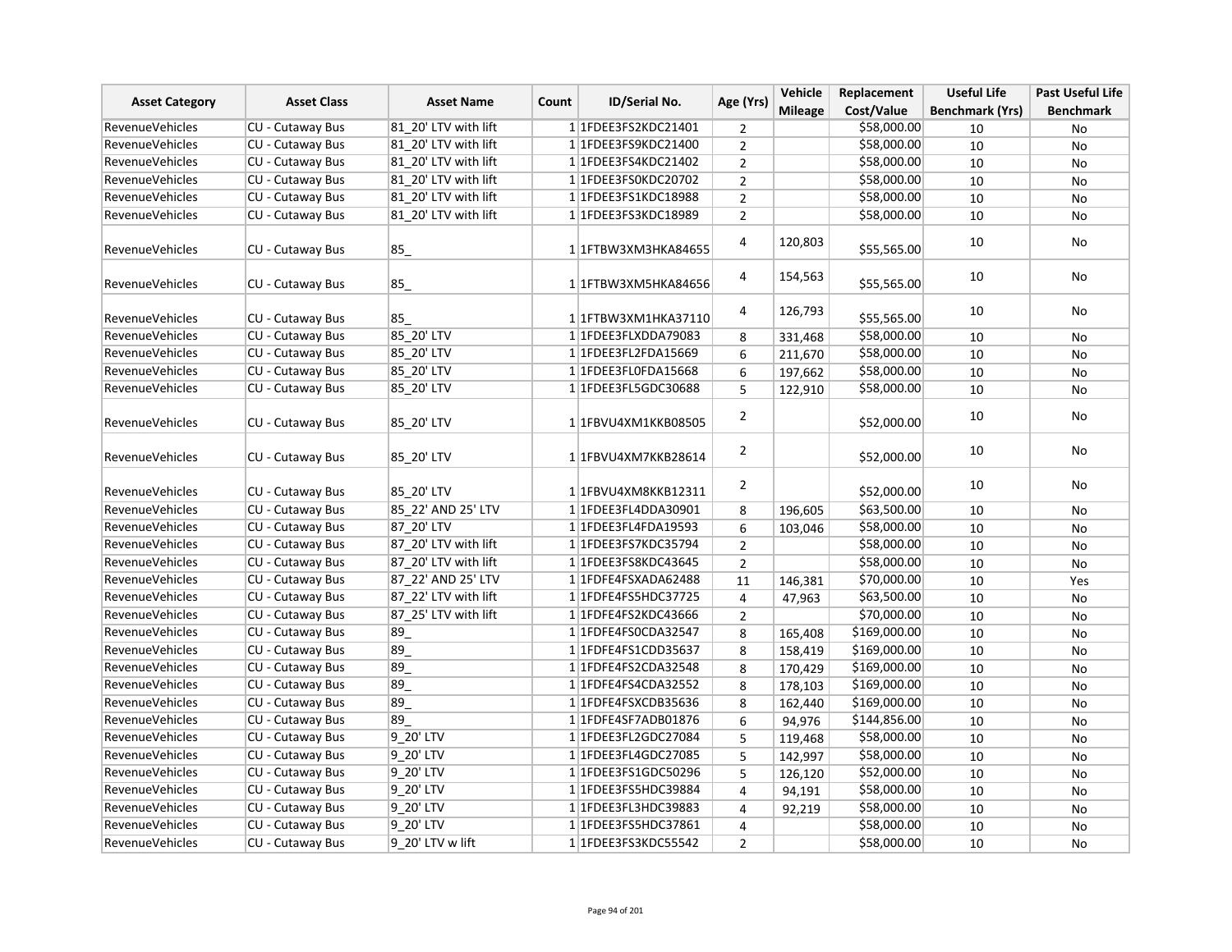| Asset Category | Asset Class | Asset Name | Count | ID/Serial No. | Age (Yrs) | Vehicle Mileage | Replacement Cost/Value | Useful Life Benchmark (Yrs) | Past Useful Life Benchmark |
|---|---|---|---|---|---|---|---|---|---|
| RevenueVehicles | CU - Cutaway Bus | 81_20' LTV with lift | 1 | 1FDEE3FS2KDC21401 | 2 | | $58,000.00 | 10 | No |
| RevenueVehicles | CU - Cutaway Bus | 81_20' LTV with lift | 1 | 1FDEE3FS9KDC21400 | 2 | | $58,000.00 | 10 | No |
| RevenueVehicles | CU - Cutaway Bus | 81_20' LTV with lift | 1 | 1FDEE3FS4KDC21402 | 2 | | $58,000.00 | 10 | No |
| RevenueVehicles | CU - Cutaway Bus | 81_20' LTV with lift | 1 | 1FDEE3FS0KDC20702 | 2 | | $58,000.00 | 10 | No |
| RevenueVehicles | CU - Cutaway Bus | 81_20' LTV with lift | 1 | 1FDEE3FS1KDC18988 | 2 | | $58,000.00 | 10 | No |
| RevenueVehicles | CU - Cutaway Bus | 81_20' LTV with lift | 1 | 1FDEE3FS3KDC18989 | 2 | | $58,000.00 | 10 | No |
| RevenueVehicles | CU - Cutaway Bus | 85_ | 1 | 1FTBW3XM3HKA84655 | 4 | 120,803 | $55,565.00 | 10 | No |
| RevenueVehicles | CU - Cutaway Bus | 85_ | 1 | 1FTBW3XM5HKA84656 | 4 | 154,563 | $55,565.00 | 10 | No |
| RevenueVehicles | CU - Cutaway Bus | 85_ | 1 | 1FTBW3XM1HKA37110 | 4 | 126,793 | $55,565.00 | 10 | No |
| RevenueVehicles | CU - Cutaway Bus | 85_20' LTV | 1 | 1FDEE3FLXDDA79083 | 8 | 331,468 | $58,000.00 | 10 | No |
| RevenueVehicles | CU - Cutaway Bus | 85_20' LTV | 1 | 1FDEE3FL2FDA15669 | 6 | 211,670 | $58,000.00 | 10 | No |
| RevenueVehicles | CU - Cutaway Bus | 85_20' LTV | 1 | 1FDEE3FL0FDA15668 | 6 | 197,662 | $58,000.00 | 10 | No |
| RevenueVehicles | CU - Cutaway Bus | 85_20' LTV | 1 | 1FDEE3FL5GDC30688 | 5 | 122,910 | $58,000.00 | 10 | No |
| RevenueVehicles | CU - Cutaway Bus | 85_20' LTV | 1 | 1FBVU4XM1KKB08505 | 2 | | $52,000.00 | 10 | No |
| RevenueVehicles | CU - Cutaway Bus | 85_20' LTV | 1 | 1FBVU4XM7KKB28614 | 2 | | $52,000.00 | 10 | No |
| RevenueVehicles | CU - Cutaway Bus | 85_20' LTV | 1 | 1FBVU4XM8KKB12311 | 2 | | $52,000.00 | 10 | No |
| RevenueVehicles | CU - Cutaway Bus | 85_22' AND 25' LTV | 1 | 1FDEE3FL4DDA30901 | 8 | 196,605 | $63,500.00 | 10 | No |
| RevenueVehicles | CU - Cutaway Bus | 87_20' LTV | 1 | 1FDEE3FL4FDA19593 | 6 | 103,046 | $58,000.00 | 10 | No |
| RevenueVehicles | CU - Cutaway Bus | 87_20' LTV with lift | 1 | 1FDEE3FS7KDC35794 | 2 | | $58,000.00 | 10 | No |
| RevenueVehicles | CU - Cutaway Bus | 87_20' LTV with lift | 1 | 1FDEE3FS8KDC43645 | 2 | | $58,000.00 | 10 | No |
| RevenueVehicles | CU - Cutaway Bus | 87_22' AND 25' LTV | 1 | 1FDFE4FSXADA62488 | 11 | 146,381 | $70,000.00 | 10 | Yes |
| RevenueVehicles | CU - Cutaway Bus | 87_22' LTV with lift | 1 | 1FDFE4FS5HDC37725 | 4 | 47,963 | $63,500.00 | 10 | No |
| RevenueVehicles | CU - Cutaway Bus | 87_25' LTV with lift | 1 | 1FDFE4FS2KDC43666 | 2 | | $70,000.00 | 10 | No |
| RevenueVehicles | CU - Cutaway Bus | 89_ | 1 | 1FDFE4FS0CDA32547 | 8 | 165,408 | $169,000.00 | 10 | No |
| RevenueVehicles | CU - Cutaway Bus | 89_ | 1 | 1FDFE4FS1CDD35637 | 8 | 158,419 | $169,000.00 | 10 | No |
| RevenueVehicles | CU - Cutaway Bus | 89_ | 1 | 1FDFE4FS2CDA32548 | 8 | 170,429 | $169,000.00 | 10 | No |
| RevenueVehicles | CU - Cutaway Bus | 89_ | 1 | 1FDFE4FS4CDA32552 | 8 | 178,103 | $169,000.00 | 10 | No |
| RevenueVehicles | CU - Cutaway Bus | 89_ | 1 | 1FDFE4FSXCDB35636 | 8 | 162,440 | $169,000.00 | 10 | No |
| RevenueVehicles | CU - Cutaway Bus | 89_ | 1 | 1FDFE4SF7ADB01876 | 6 | 94,976 | $144,856.00 | 10 | No |
| RevenueVehicles | CU - Cutaway Bus | 9_20' LTV | 1 | 1FDEE3FL2GDC27084 | 5 | 119,468 | $58,000.00 | 10 | No |
| RevenueVehicles | CU - Cutaway Bus | 9_20' LTV | 1 | 1FDEE3FL4GDC27085 | 5 | 142,997 | $58,000.00 | 10 | No |
| RevenueVehicles | CU - Cutaway Bus | 9_20' LTV | 1 | 1FDEE3FS1GDC50296 | 5 | 126,120 | $52,000.00 | 10 | No |
| RevenueVehicles | CU - Cutaway Bus | 9_20' LTV | 1 | 1FDEE3FS5HDC39884 | 4 | 94,191 | $58,000.00 | 10 | No |
| RevenueVehicles | CU - Cutaway Bus | 9_20' LTV | 1 | 1FDEE3FL3HDC39883 | 4 | 92,219 | $58,000.00 | 10 | No |
| RevenueVehicles | CU - Cutaway Bus | 9_20' LTV | 1 | 1FDEE3FS5HDC37861 | 4 | | $58,000.00 | 10 | No |
| RevenueVehicles | CU - Cutaway Bus | 9_20' LTV w lift | 1 | 1FDEE3FS3KDC55542 | 2 | | $58,000.00 | 10 | No |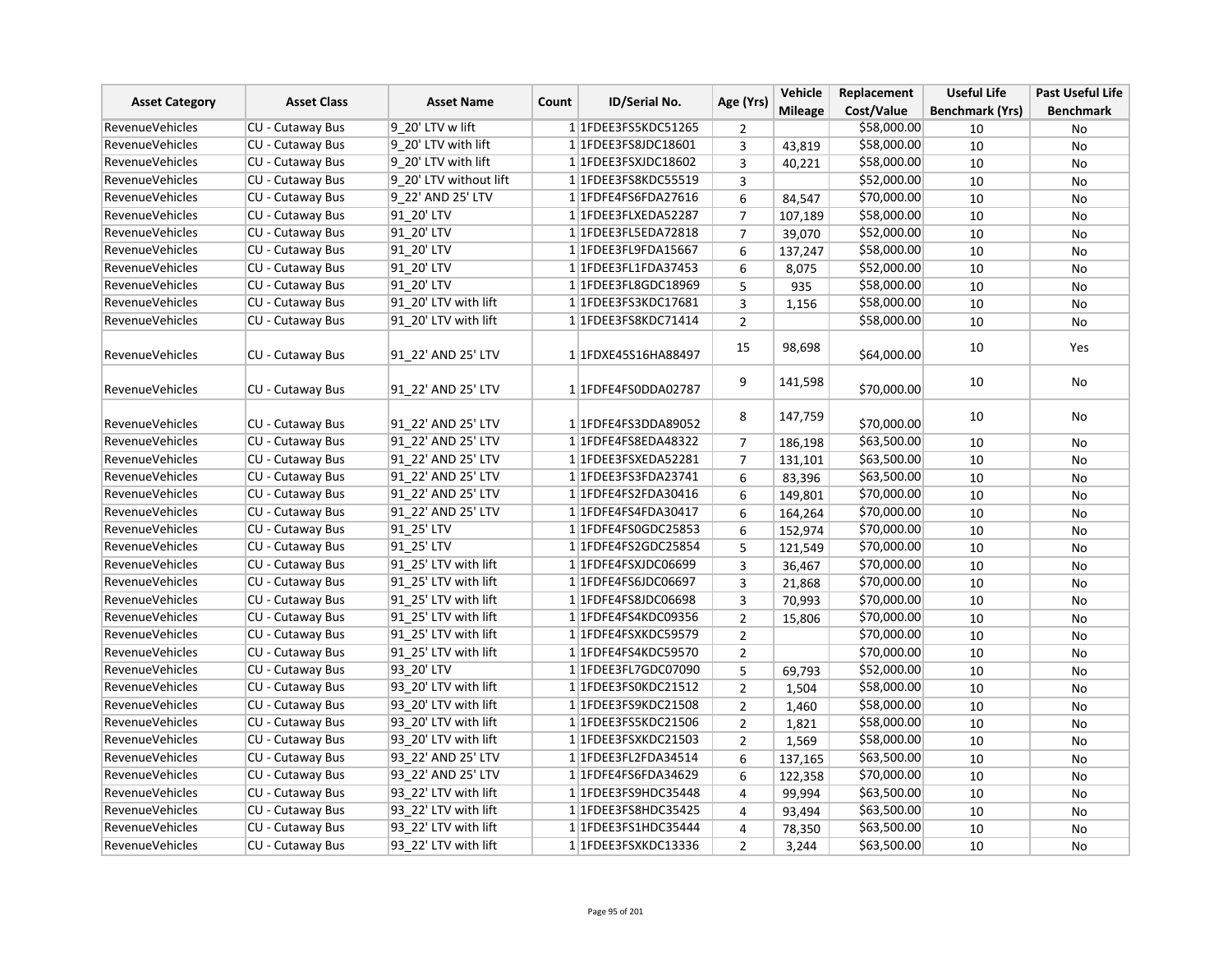| Asset Category | Asset Class | Asset Name | Count | ID/Serial No. | Age (Yrs) | Vehicle Mileage | Replacement Cost/Value | Useful Life Benchmark (Yrs) | Past Useful Life Benchmark |
|---|---|---|---|---|---|---|---|---|---|
| RevenueVehicles | CU - Cutaway Bus | 9_20' LTV w lift | 1 | 1FDEE3FS5KDC51265 | 2 | | $58,000.00 | 10 | No |
| RevenueVehicles | CU - Cutaway Bus | 9_20' LTV with lift | 1 | 1FDEE3FS8JDC18601 | 3 | 43,819 | $58,000.00 | 10 | No |
| RevenueVehicles | CU - Cutaway Bus | 9_20' LTV with lift | 1 | 1FDEE3FSXJDC18602 | 3 | 40,221 | $58,000.00 | 10 | No |
| RevenueVehicles | CU - Cutaway Bus | 9_20' LTV without lift | 1 | 1FDEE3FS8KDC55519 | 3 | | $52,000.00 | 10 | No |
| RevenueVehicles | CU - Cutaway Bus | 9_22' AND 25' LTV | 1 | 1FDFE4FS6FDA27616 | 6 | 84,547 | $70,000.00 | 10 | No |
| RevenueVehicles | CU - Cutaway Bus | 91_20' LTV | 1 | 1FDEE3FLXEDA52287 | 7 | 107,189 | $58,000.00 | 10 | No |
| RevenueVehicles | CU - Cutaway Bus | 91_20' LTV | 1 | 1FDEE3FL5EDA72818 | 7 | 39,070 | $52,000.00 | 10 | No |
| RevenueVehicles | CU - Cutaway Bus | 91_20' LTV | 1 | 1FDEE3FL9FDA15667 | 6 | 137,247 | $58,000.00 | 10 | No |
| RevenueVehicles | CU - Cutaway Bus | 91_20' LTV | 1 | 1FDEE3FL1FDA37453 | 6 | 8,075 | $52,000.00 | 10 | No |
| RevenueVehicles | CU - Cutaway Bus | 91_20' LTV | 1 | 1FDEE3FL8GDC18969 | 5 | 935 | $58,000.00 | 10 | No |
| RevenueVehicles | CU - Cutaway Bus | 91_20' LTV with lift | 1 | 1FDEE3FS3KDC17681 | 3 | 1,156 | $58,000.00 | 10 | No |
| RevenueVehicles | CU - Cutaway Bus | 91_20' LTV with lift | 1 | 1FDEE3FS8KDC71414 | 2 | | $58,000.00 | 10 | No |
| RevenueVehicles | CU - Cutaway Bus | 91_22' AND 25' LTV | 1 | 1FDXE45S16HA88497 | 15 | 98,698 | $64,000.00 | 10 | Yes |
| RevenueVehicles | CU - Cutaway Bus | 91_22' AND 25' LTV | 1 | 1FDFE4FS0DDA02787 | 9 | 141,598 | $70,000.00 | 10 | No |
| RevenueVehicles | CU - Cutaway Bus | 91_22' AND 25' LTV | 1 | 1FDFE4FS3DDA89052 | 8 | 147,759 | $70,000.00 | 10 | No |
| RevenueVehicles | CU - Cutaway Bus | 91_22' AND 25' LTV | 1 | 1FDFE4FS8EDA48322 | 7 | 186,198 | $63,500.00 | 10 | No |
| RevenueVehicles | CU - Cutaway Bus | 91_22' AND 25' LTV | 1 | 1FDEE3FSXEDA52281 | 7 | 131,101 | $63,500.00 | 10 | No |
| RevenueVehicles | CU - Cutaway Bus | 91_22' AND 25' LTV | 1 | 1FDEE3FS3FDA23741 | 6 | 83,396 | $63,500.00 | 10 | No |
| RevenueVehicles | CU - Cutaway Bus | 91_22' AND 25' LTV | 1 | 1FDFE4FS2FDA30416 | 6 | 149,801 | $70,000.00 | 10 | No |
| RevenueVehicles | CU - Cutaway Bus | 91_22' AND 25' LTV | 1 | 1FDFE4FS4FDA30417 | 6 | 164,264 | $70,000.00 | 10 | No |
| RevenueVehicles | CU - Cutaway Bus | 91_25' LTV | 1 | 1FDFE4FS0GDC25853 | 6 | 152,974 | $70,000.00 | 10 | No |
| RevenueVehicles | CU - Cutaway Bus | 91_25' LTV | 1 | 1FDFE4FS2GDC25854 | 5 | 121,549 | $70,000.00 | 10 | No |
| RevenueVehicles | CU - Cutaway Bus | 91_25' LTV with lift | 1 | 1FDFE4FSXJDC06699 | 3 | 36,467 | $70,000.00 | 10 | No |
| RevenueVehicles | CU - Cutaway Bus | 91_25' LTV with lift | 1 | 1FDFE4FS6JDC06697 | 3 | 21,868 | $70,000.00 | 10 | No |
| RevenueVehicles | CU - Cutaway Bus | 91_25' LTV with lift | 1 | 1FDFE4FS8JDC06698 | 3 | 70,993 | $70,000.00 | 10 | No |
| RevenueVehicles | CU - Cutaway Bus | 91_25' LTV with lift | 1 | 1FDFE4FS4KDC09356 | 2 | 15,806 | $70,000.00 | 10 | No |
| RevenueVehicles | CU - Cutaway Bus | 91_25' LTV with lift | 1 | 1FDFE4FSXKDC59579 | 2 | | $70,000.00 | 10 | No |
| RevenueVehicles | CU - Cutaway Bus | 91_25' LTV with lift | 1 | 1FDFE4FS4KDC59570 | 2 | | $70,000.00 | 10 | No |
| RevenueVehicles | CU - Cutaway Bus | 93_20' LTV | 1 | 1FDEE3FL7GDC07090 | 5 | 69,793 | $52,000.00 | 10 | No |
| RevenueVehicles | CU - Cutaway Bus | 93_20' LTV with lift | 1 | 1FDEE3FS0KDC21512 | 2 | 1,504 | $58,000.00 | 10 | No |
| RevenueVehicles | CU - Cutaway Bus | 93_20' LTV with lift | 1 | 1FDEE3FS9KDC21508 | 2 | 1,460 | $58,000.00 | 10 | No |
| RevenueVehicles | CU - Cutaway Bus | 93_20' LTV with lift | 1 | 1FDEE3FS5KDC21506 | 2 | 1,821 | $58,000.00 | 10 | No |
| RevenueVehicles | CU - Cutaway Bus | 93_20' LTV with lift | 1 | 1FDEE3FSXKDC21503 | 2 | 1,569 | $58,000.00 | 10 | No |
| RevenueVehicles | CU - Cutaway Bus | 93_22' AND 25' LTV | 1 | 1FDEE3FL2FDA34514 | 6 | 137,165 | $63,500.00 | 10 | No |
| RevenueVehicles | CU - Cutaway Bus | 93_22' AND 25' LTV | 1 | 1FDFE4FS6FDA34629 | 6 | 122,358 | $70,000.00 | 10 | No |
| RevenueVehicles | CU - Cutaway Bus | 93_22' LTV with lift | 1 | 1FDEE3FS9HDC35448 | 4 | 99,994 | $63,500.00 | 10 | No |
| RevenueVehicles | CU - Cutaway Bus | 93_22' LTV with lift | 1 | 1FDEE3FS8HDC35425 | 4 | 93,494 | $63,500.00 | 10 | No |
| RevenueVehicles | CU - Cutaway Bus | 93_22' LTV with lift | 1 | 1FDEE3FS1HDC35444 | 4 | 78,350 | $63,500.00 | 10 | No |
| RevenueVehicles | CU - Cutaway Bus | 93_22' LTV with lift | 1 | 1FDEE3FSXKDC13336 | 2 | 3,244 | $63,500.00 | 10 | No |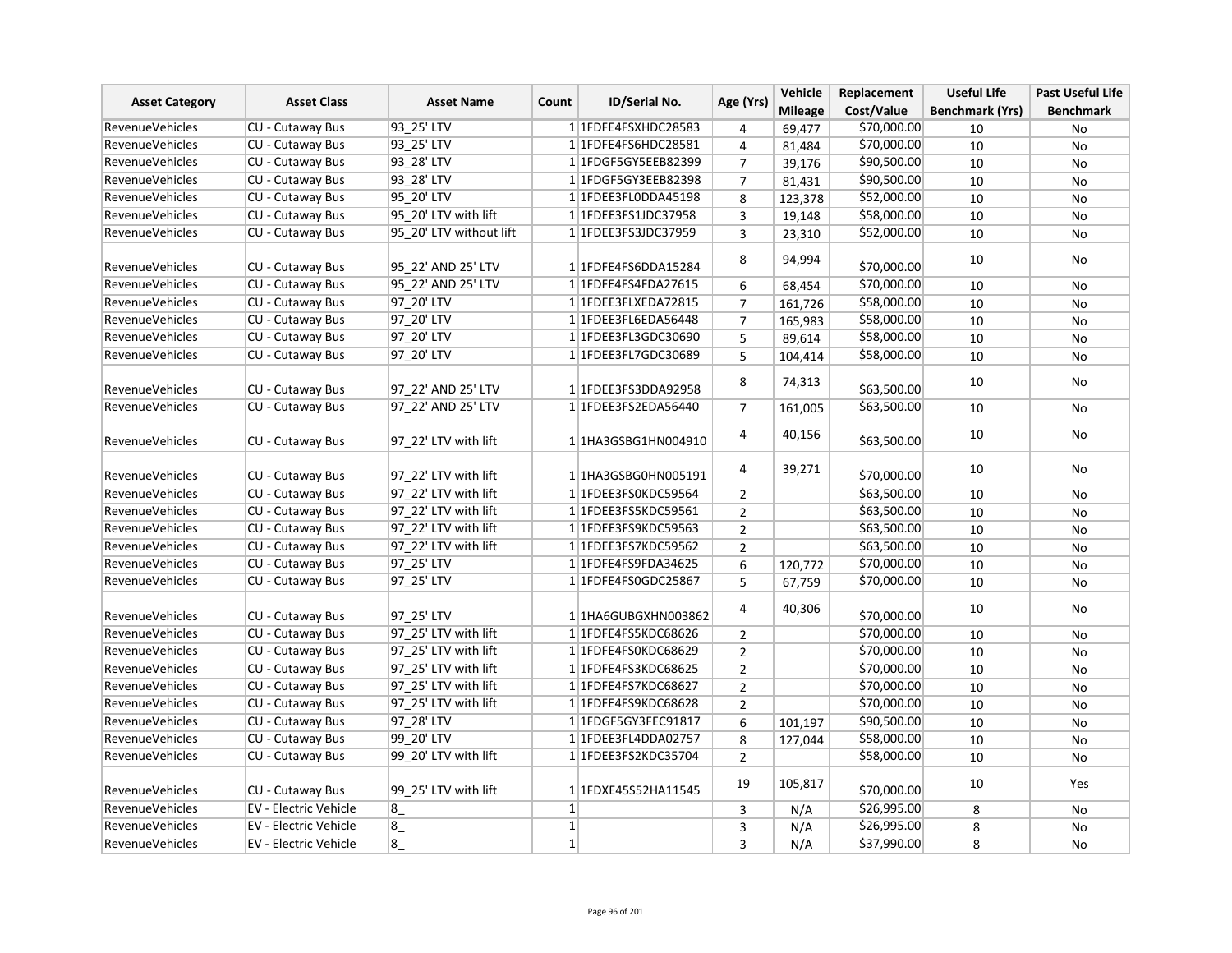| Asset Category | Asset Class | Asset Name | Count | ID/Serial No. | Age (Yrs) | Vehicle Mileage | Replacement Cost/Value | Useful Life Benchmark (Yrs) | Past Useful Life Benchmark |
|---|---|---|---|---|---|---|---|---|---|
| RevenueVehicles | CU - Cutaway Bus | 93_25' LTV | 1 | 1FDFE4FSXHDC28583 | 4 | 69,477 | $70,000.00 | 10 | No |
| RevenueVehicles | CU - Cutaway Bus | 93_25' LTV | 1 | 1FDFE4FS6HDC28581 | 4 | 81,484 | $70,000.00 | 10 | No |
| RevenueVehicles | CU - Cutaway Bus | 93_28' LTV | 1 | 1FDGF5GY5EEB82399 | 7 | 39,176 | $90,500.00 | 10 | No |
| RevenueVehicles | CU - Cutaway Bus | 93_28' LTV | 1 | 1FDGF5GY3EEB82398 | 7 | 81,431 | $90,500.00 | 10 | No |
| RevenueVehicles | CU - Cutaway Bus | 95_20' LTV | 1 | 1FDEE3FL0DDA45198 | 8 | 123,378 | $52,000.00 | 10 | No |
| RevenueVehicles | CU - Cutaway Bus | 95_20' LTV with lift | 1 | 1FDEE3FS1JDC37958 | 3 | 19,148 | $58,000.00 | 10 | No |
| RevenueVehicles | CU - Cutaway Bus | 95_20' LTV without lift | 1 | 1FDEE3FS3JDC37959 | 3 | 23,310 | $52,000.00 | 10 | No |
| RevenueVehicles | CU - Cutaway Bus | 95_22' AND 25' LTV | 1 | 1FDFE4FS6DDA15284 | 8 | 94,994 | $70,000.00 | 10 | No |
| RevenueVehicles | CU - Cutaway Bus | 95_22' AND 25' LTV | 1 | 1FDFE4FS4FDA27615 | 6 | 68,454 | $70,000.00 | 10 | No |
| RevenueVehicles | CU - Cutaway Bus | 97_20' LTV | 1 | 1FDEE3FLXEDA72815 | 7 | 161,726 | $58,000.00 | 10 | No |
| RevenueVehicles | CU - Cutaway Bus | 97_20' LTV | 1 | 1FDEE3FL6EDA56448 | 7 | 165,983 | $58,000.00 | 10 | No |
| RevenueVehicles | CU - Cutaway Bus | 97_20' LTV | 1 | 1FDEE3FL3GDC30690 | 5 | 89,614 | $58,000.00 | 10 | No |
| RevenueVehicles | CU - Cutaway Bus | 97_20' LTV | 1 | 1FDEE3FL7GDC30689 | 5 | 104,414 | $58,000.00 | 10 | No |
| RevenueVehicles | CU - Cutaway Bus | 97_22' AND 25' LTV | 1 | 1FDEE3FS3DDA92958 | 8 | 74,313 | $63,500.00 | 10 | No |
| RevenueVehicles | CU - Cutaway Bus | 97_22' AND 25' LTV | 1 | 1FDEE3FS2EDA56440 | 7 | 161,005 | $63,500.00 | 10 | No |
| RevenueVehicles | CU - Cutaway Bus | 97_22' LTV with lift | 1 | 1HA3GSBG1HN004910 | 4 | 40,156 | $63,500.00 | 10 | No |
| RevenueVehicles | CU - Cutaway Bus | 97_22' LTV with lift | 1 | 1HA3GSBG0HN005191 | 4 | 39,271 | $70,000.00 | 10 | No |
| RevenueVehicles | CU - Cutaway Bus | 97_22' LTV with lift | 1 | 1FDEE3FS0KDC59564 | 2 | | $63,500.00 | 10 | No |
| RevenueVehicles | CU - Cutaway Bus | 97_22' LTV with lift | 1 | 1FDEE3FS5KDC59561 | 2 | | $63,500.00 | 10 | No |
| RevenueVehicles | CU - Cutaway Bus | 97_22' LTV with lift | 1 | 1FDEE3FS9KDC59563 | 2 | | $63,500.00 | 10 | No |
| RevenueVehicles | CU - Cutaway Bus | 97_22' LTV with lift | 1 | 1FDEE3FS7KDC59562 | 2 | | $63,500.00 | 10 | No |
| RevenueVehicles | CU - Cutaway Bus | 97_25' LTV | 1 | 1FDFE4FS9FDA34625 | 6 | 120,772 | $70,000.00 | 10 | No |
| RevenueVehicles | CU - Cutaway Bus | 97_25' LTV | 1 | 1FDFE4FS0GDC25867 | 5 | 67,759 | $70,000.00 | 10 | No |
| RevenueVehicles | CU - Cutaway Bus | 97_25' LTV | 1 | 1HA6GUBGXHN003862 | 4 | 40,306 | $70,000.00 | 10 | No |
| RevenueVehicles | CU - Cutaway Bus | 97_25' LTV with lift | 1 | 1FDFE4FS5KDC68626 | 2 | | $70,000.00 | 10 | No |
| RevenueVehicles | CU - Cutaway Bus | 97_25' LTV with lift | 1 | 1FDFE4FS0KDC68629 | 2 | | $70,000.00 | 10 | No |
| RevenueVehicles | CU - Cutaway Bus | 97_25' LTV with lift | 1 | 1FDFE4FS3KDC68625 | 2 | | $70,000.00 | 10 | No |
| RevenueVehicles | CU - Cutaway Bus | 97_25' LTV with lift | 1 | 1FDFE4FS7KDC68627 | 2 | | $70,000.00 | 10 | No |
| RevenueVehicles | CU - Cutaway Bus | 97_25' LTV with lift | 1 | 1FDFE4FS9KDC68628 | 2 | | $70,000.00 | 10 | No |
| RevenueVehicles | CU - Cutaway Bus | 97_28' LTV | 1 | 1FDGF5GY3FEC91817 | 6 | 101,197 | $90,500.00 | 10 | No |
| RevenueVehicles | CU - Cutaway Bus | 99_20' LTV | 1 | 1FDEE3FL4DDA02757 | 8 | 127,044 | $58,000.00 | 10 | No |
| RevenueVehicles | CU - Cutaway Bus | 99_20' LTV with lift | 1 | 1FDEE3FS2KDC35704 | 2 | | $58,000.00 | 10 | No |
| RevenueVehicles | CU - Cutaway Bus | 99_25' LTV with lift | 1 | 1FDXE45S52HA11545 | 19 | 105,817 | $70,000.00 | 10 | Yes |
| RevenueVehicles | EV - Electric Vehicle | 8_ | 1 | | 3 | N/A | $26,995.00 | 8 | No |
| RevenueVehicles | EV - Electric Vehicle | 8_ | 1 | | 3 | N/A | $26,995.00 | 8 | No |
| RevenueVehicles | EV - Electric Vehicle | 8_ | 1 | | 3 | N/A | $37,990.00 | 8 | No |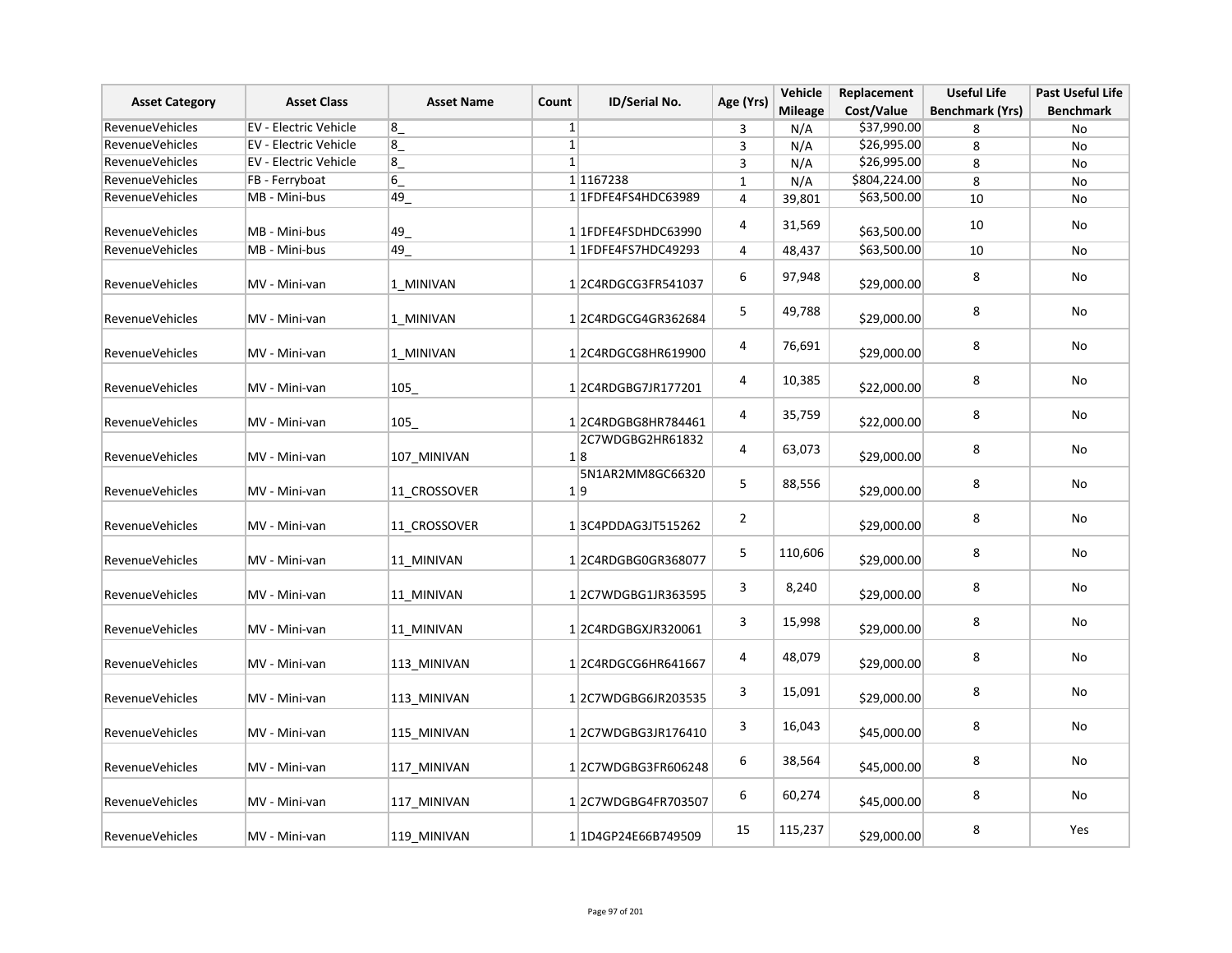| Asset Category | Asset Class | Asset Name | Count | ID/Serial No. | Age (Yrs) | Vehicle Mileage | Replacement Cost/Value | Useful Life Benchmark (Yrs) | Past Useful Life Benchmark |
|---|---|---|---|---|---|---|---|---|---|
| RevenueVehicles | EV - Electric Vehicle | 8_ | 1 | | 3 | N/A | $37,990.00 | 8 | No |
| RevenueVehicles | EV - Electric Vehicle | 8_ | 1 | | 3 | N/A | $26,995.00 | 8 | No |
| RevenueVehicles | EV - Electric Vehicle | 8_ | 1 | | 3 | N/A | $26,995.00 | 8 | No |
| RevenueVehicles | FB - Ferryboat | 6_ | 1 | 1167238 | 1 | N/A | $804,224.00 | 8 | No |
| RevenueVehicles | MB - Mini-bus | 49_ | 1 | 1FDFE4FS4HDC63989 | 4 | 39,801 | $63,500.00 | 10 | No |
| RevenueVehicles | MB - Mini-bus | 49_ | 1 | 1FDFE4FSDHDC63990 | 4 | 31,569 | $63,500.00 | 10 | No |
| RevenueVehicles | MB - Mini-bus | 49_ | 1 | 1FDFE4FS7HDC49293 | 4 | 48,437 | $63,500.00 | 10 | No |
| RevenueVehicles | MV - Mini-van | 1_MINIVAN | 1 | 2C4RDGCG3FR541037 | 6 | 97,948 | $29,000.00 | 8 | No |
| RevenueVehicles | MV - Mini-van | 1_MINIVAN | 1 | 2C4RDGCG4GR362684 | 5 | 49,788 | $29,000.00 | 8 | No |
| RevenueVehicles | MV - Mini-van | 1_MINIVAN | 1 | 2C4RDGCG8HR619900 | 4 | 76,691 | $29,000.00 | 8 | No |
| RevenueVehicles | MV - Mini-van | 105_ | 1 | 2C4RDGBG7JR177201 | 4 | 10,385 | $22,000.00 | 8 | No |
| RevenueVehicles | MV - Mini-van | 105_ | 1 | 2C4RDGBG8HR784461 | 4 | 35,759 | $22,000.00 | 8 | No |
| RevenueVehicles | MV - Mini-van | 107_MINIVAN | 1 | 2C7WDGBG2HR618328 | 4 | 63,073 | $29,000.00 | 8 | No |
| RevenueVehicles | MV - Mini-van | 11_CROSSOVER | 1 | 5N1AR2MM8GC663209 | 5 | 88,556 | $29,000.00 | 8 | No |
| RevenueVehicles | MV - Mini-van | 11_CROSSOVER | 1 | 3C4PDDAG3JT515262 | 2 | | $29,000.00 | 8 | No |
| RevenueVehicles | MV - Mini-van | 11_MINIVAN | 1 | 2C4RDGBG0GR368077 | 5 | 110,606 | $29,000.00 | 8 | No |
| RevenueVehicles | MV - Mini-van | 11_MINIVAN | 1 | 2C7WDGBG1JR363595 | 3 | 8,240 | $29,000.00 | 8 | No |
| RevenueVehicles | MV - Mini-van | 11_MINIVAN | 1 | 2C4RDGBGXJR320061 | 3 | 15,998 | $29,000.00 | 8 | No |
| RevenueVehicles | MV - Mini-van | 113_MINIVAN | 1 | 2C4RDGCG6HR641667 | 4 | 48,079 | $29,000.00 | 8 | No |
| RevenueVehicles | MV - Mini-van | 113_MINIVAN | 1 | 2C7WDGBG6JR203535 | 3 | 15,091 | $29,000.00 | 8 | No |
| RevenueVehicles | MV - Mini-van | 115_MINIVAN | 1 | 2C7WDGBG3JR176410 | 3 | 16,043 | $45,000.00 | 8 | No |
| RevenueVehicles | MV - Mini-van | 117_MINIVAN | 1 | 2C7WDGBG3FR606248 | 6 | 38,564 | $45,000.00 | 8 | No |
| RevenueVehicles | MV - Mini-van | 117_MINIVAN | 1 | 2C7WDGBG4FR703507 | 6 | 60,274 | $45,000.00 | 8 | No |
| RevenueVehicles | MV - Mini-van | 119_MINIVAN | 1 | 1D4GP24E66B749509 | 15 | 115,237 | $29,000.00 | 8 | Yes |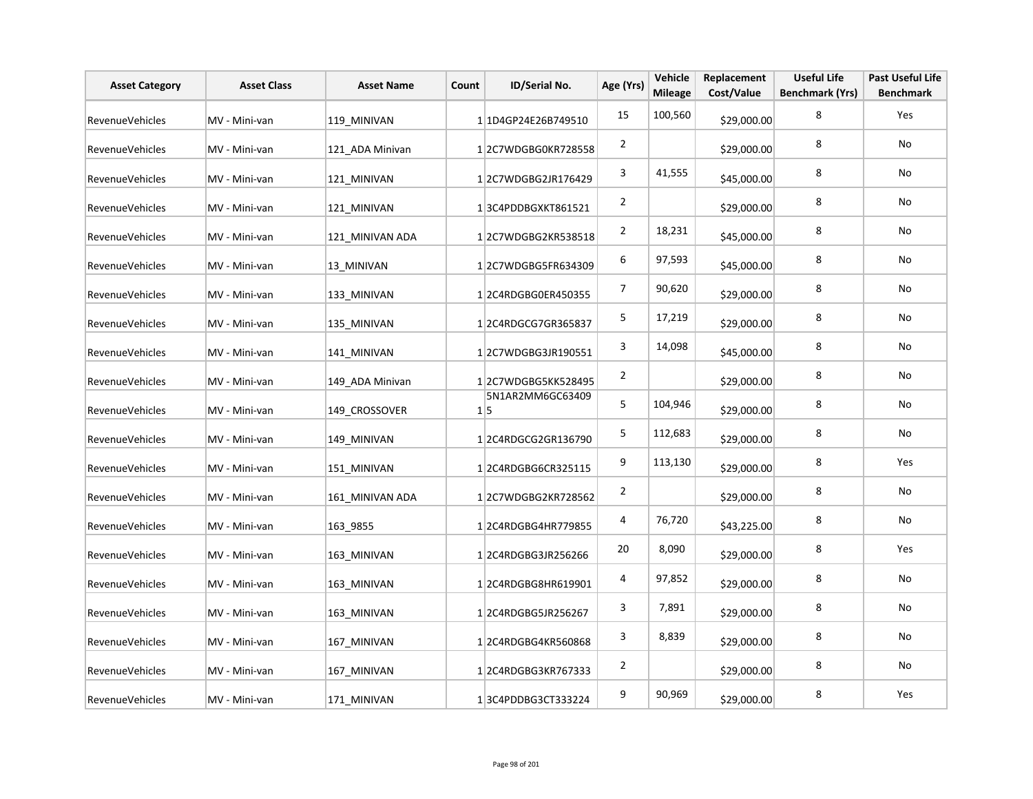| Asset Category | Asset Class | Asset Name | Count | ID/Serial No. | Age (Yrs) | Vehicle Mileage | Replacement Cost/Value | Useful Life Benchmark (Yrs) | Past Useful Life Benchmark |
|---|---|---|---|---|---|---|---|---|---|
| RevenueVehicles | MV - Mini-van | 119_MINIVAN | 1 | 1D4GP24E26B749510 | 15 | 100,560 | $29,000.00 | 8 | Yes |
| RevenueVehicles | MV - Mini-van | 121_ADA Minivan | 1 | 2C7WDGBG0KR728558 | 2 | | $29,000.00 | 8 | No |
| RevenueVehicles | MV - Mini-van | 121_MINIVAN | 1 | 2C7WDGBG2JR176429 | 3 | 41,555 | $45,000.00 | 8 | No |
| RevenueVehicles | MV - Mini-van | 121_MINIVAN | 1 | 3C4PDDBGXKT861521 | 2 | | $29,000.00 | 8 | No |
| RevenueVehicles | MV - Mini-van | 121_MINIVAN ADA | 1 | 2C7WDGBG2KR538518 | 2 | 18,231 | $45,000.00 | 8 | No |
| RevenueVehicles | MV - Mini-van | 13_MINIVAN | 1 | 2C7WDGBG5FR634309 | 6 | 97,593 | $45,000.00 | 8 | No |
| RevenueVehicles | MV - Mini-van | 133_MINIVAN | 1 | 2C4RDGBG0ER450355 | 7 | 90,620 | $29,000.00 | 8 | No |
| RevenueVehicles | MV - Mini-van | 135_MINIVAN | 1 | 2C4RDGCG7GR365837 | 5 | 17,219 | $29,000.00 | 8 | No |
| RevenueVehicles | MV - Mini-van | 141_MINIVAN | 1 | 2C7WDGBG3JR190551 | 3 | 14,098 | $45,000.00 | 8 | No |
| RevenueVehicles | MV - Mini-van | 149_ADA Minivan | 1 | 2C7WDGBG5KK528495 | 2 | | $29,000.00 | 8 | No |
| RevenueVehicles | MV - Mini-van | 149_CROSSOVER | 1 | 5N1AR2MM6GC634095 | 5 | 104,946 | $29,000.00 | 8 | No |
| RevenueVehicles | MV - Mini-van | 149_MINIVAN | 1 | 2C4RDGCG2GR136790 | 5 | 112,683 | $29,000.00 | 8 | No |
| RevenueVehicles | MV - Mini-van | 151_MINIVAN | 1 | 2C4RDGBG6CR325115 | 9 | 113,130 | $29,000.00 | 8 | Yes |
| RevenueVehicles | MV - Mini-van | 161_MINIVAN ADA | 1 | 2C7WDGBG2KR728562 | 2 | | $29,000.00 | 8 | No |
| RevenueVehicles | MV - Mini-van | 163_9855 | 1 | 2C4RDGBG4HR779855 | 4 | 76,720 | $43,225.00 | 8 | No |
| RevenueVehicles | MV - Mini-van | 163_MINIVAN | 1 | 2C4RDGBG3JR256266 | 20 | 8,090 | $29,000.00 | 8 | Yes |
| RevenueVehicles | MV - Mini-van | 163_MINIVAN | 1 | 2C4RDGBG8HR619901 | 4 | 97,852 | $29,000.00 | 8 | No |
| RevenueVehicles | MV - Mini-van | 163_MINIVAN | 1 | 2C4RDGBG5JR256267 | 3 | 7,891 | $29,000.00 | 8 | No |
| RevenueVehicles | MV - Mini-van | 167_MINIVAN | 1 | 2C4RDGBG4KR560868 | 3 | 8,839 | $29,000.00 | 8 | No |
| RevenueVehicles | MV - Mini-van | 167_MINIVAN | 1 | 2C4RDGBG3KR767333 | 2 | | $29,000.00 | 8 | No |
| RevenueVehicles | MV - Mini-van | 171_MINIVAN | 1 | 3C4PDDBG3CT333224 | 9 | 90,969 | $29,000.00 | 8 | Yes |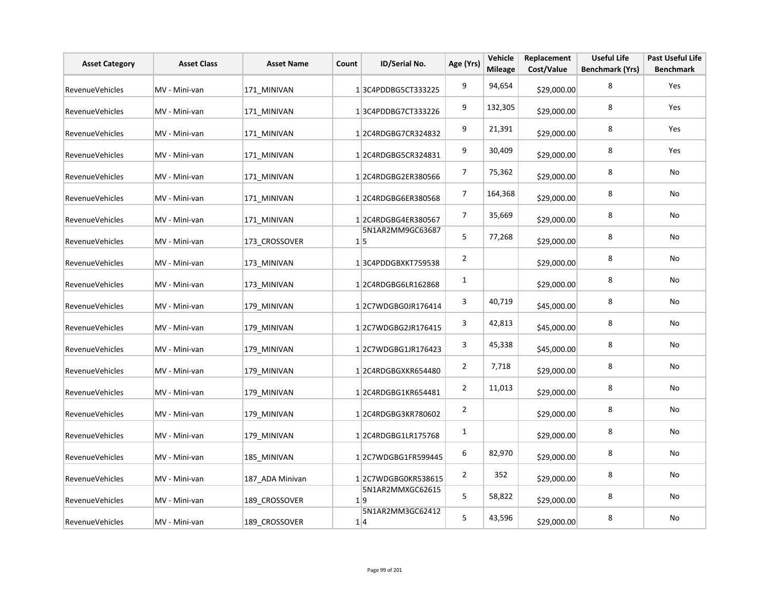| Asset Category | Asset Class | Asset Name | Count | ID/Serial No. | Age (Yrs) | Vehicle Mileage | Replacement Cost/Value | Useful Life Benchmark (Yrs) | Past Useful Life Benchmark |
|---|---|---|---|---|---|---|---|---|---|
| RevenueVehicles | MV - Mini-van | 171_MINIVAN | 1 | 3C4PDDBG5CT333225 | 9 | 94,654 | $29,000.00 | 8 | Yes |
| RevenueVehicles | MV - Mini-van | 171_MINIVAN | 1 | 3C4PDDBG7CT333226 | 9 | 132,305 | $29,000.00 | 8 | Yes |
| RevenueVehicles | MV - Mini-van | 171_MINIVAN | 1 | 2C4RDGBG7CR324832 | 9 | 21,391 | $29,000.00 | 8 | Yes |
| RevenueVehicles | MV - Mini-van | 171_MINIVAN | 1 | 2C4RDGBG5CR324831 | 9 | 30,409 | $29,000.00 | 8 | Yes |
| RevenueVehicles | MV - Mini-van | 171_MINIVAN | 1 | 2C4RDGBG2ER380566 | 7 | 75,362 | $29,000.00 | 8 | No |
| RevenueVehicles | MV - Mini-van | 171_MINIVAN | 1 | 2C4RDGBG6ER380568 | 7 | 164,368 | $29,000.00 | 8 | No |
| RevenueVehicles | MV - Mini-van | 171_MINIVAN | 1 | 2C4RDGBG4ER380567 | 7 | 35,669 | $29,000.00 | 8 | No |
| RevenueVehicles | MV - Mini-van | 173_CROSSOVER | 1 | 5N1AR2MM9GC636875 | 5 | 77,268 | $29,000.00 | 8 | No |
| RevenueVehicles | MV - Mini-van | 173_MINIVAN | 1 | 3C4PDDGBXKT759538 | 2 | | $29,000.00 | 8 | No |
| RevenueVehicles | MV - Mini-van | 173_MINIVAN | 1 | 2C4RDGBG6LR162868 | 1 | | $29,000.00 | 8 | No |
| RevenueVehicles | MV - Mini-van | 179_MINIVAN | 1 | 2C7WDGBG0JR176414 | 3 | 40,719 | $45,000.00 | 8 | No |
| RevenueVehicles | MV - Mini-van | 179_MINIVAN | 1 | 2C7WDGBG2JR176415 | 3 | 42,813 | $45,000.00 | 8 | No |
| RevenueVehicles | MV - Mini-van | 179_MINIVAN | 1 | 2C7WDGBG1JR176423 | 3 | 45,338 | $45,000.00 | 8 | No |
| RevenueVehicles | MV - Mini-van | 179_MINIVAN | 1 | 2C4RDGBGXKR654480 | 2 | 7,718 | $29,000.00 | 8 | No |
| RevenueVehicles | MV - Mini-van | 179_MINIVAN | 1 | 2C4RDGBG1KR654481 | 2 | 11,013 | $29,000.00 | 8 | No |
| RevenueVehicles | MV - Mini-van | 179_MINIVAN | 1 | 2C4RDGBG3KR780602 | 2 | | $29,000.00 | 8 | No |
| RevenueVehicles | MV - Mini-van | 179_MINIVAN | 1 | 2C4RDGBG1LR175768 | 1 | | $29,000.00 | 8 | No |
| RevenueVehicles | MV - Mini-van | 185_MINIVAN | 1 | 2C7WDGBG1FR599445 | 6 | 82,970 | $29,000.00 | 8 | No |
| RevenueVehicles | MV - Mini-van | 187_ADA Minivan | 1 | 2C7WDGBG0KR538615 | 2 | 352 | $29,000.00 | 8 | No |
| RevenueVehicles | MV - Mini-van | 189_CROSSOVER | 1 | 5N1AR2MMXGC626159 | 5 | 58,822 | $29,000.00 | 8 | No |
| RevenueVehicles | MV - Mini-van | 189_CROSSOVER | 1 | 5N1AR2MM3GC624124 | 5 | 43,596 | $29,000.00 | 8 | No |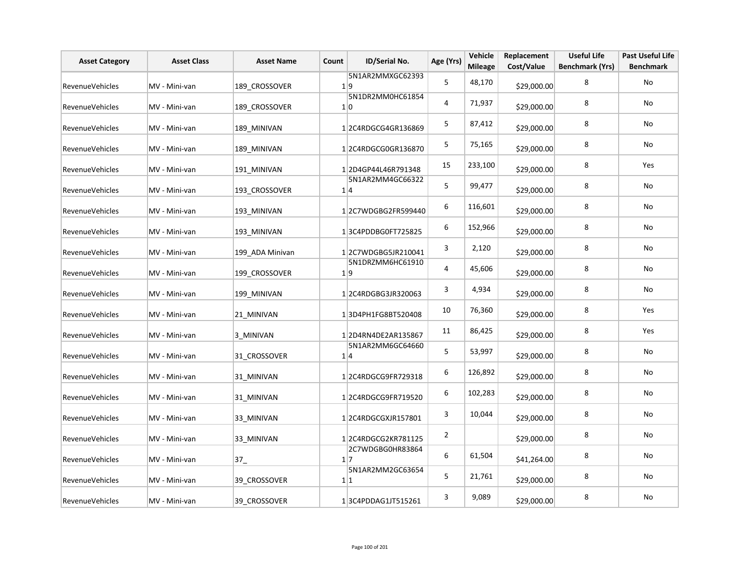| Asset Category | Asset Class | Asset Name | Count | ID/Serial No. | Age (Yrs) | Vehicle Mileage | Replacement Cost/Value | Useful Life Benchmark (Yrs) | Past Useful Life Benchmark |
|---|---|---|---|---|---|---|---|---|---|
| RevenueVehicles | MV - Mini-van | 189_CROSSOVER | 1 | 5N1AR2MMXGC623939 | 5 | 48,170 | $29,000.00 | 8 | No |
| RevenueVehicles | MV - Mini-van | 189_CROSSOVER | 1 | 5N1DR2MM0HC618540 | 4 | 71,937 | $29,000.00 | 8 | No |
| RevenueVehicles | MV - Mini-van | 189_MINIVAN | 1 | 2C4RDGCG4GR136869 | 5 | 87,412 | $29,000.00 | 8 | No |
| RevenueVehicles | MV - Mini-van | 189_MINIVAN | 1 | 2C4RDGCG0GR136870 | 5 | 75,165 | $29,000.00 | 8 | No |
| RevenueVehicles | MV - Mini-van | 191_MINIVAN | 1 | 2D4GP44L46R791348 | 15 | 233,100 | $29,000.00 | 8 | Yes |
| RevenueVehicles | MV - Mini-van | 193_CROSSOVER | 1 | 5N1AR2MM4GC663224 | 5 | 99,477 | $29,000.00 | 8 | No |
| RevenueVehicles | MV - Mini-van | 193_MINIVAN | 1 | 2C7WDGBG2FR599440 | 6 | 116,601 | $29,000.00 | 8 | No |
| RevenueVehicles | MV - Mini-van | 193_MINIVAN | 1 | 3C4PDDBG0FT725825 | 6 | 152,966 | $29,000.00 | 8 | No |
| RevenueVehicles | MV - Mini-van | 199_ADA Minivan | 1 | 2C7WDGBG5JR210041 | 3 | 2,120 | $29,000.00 | 8 | No |
| RevenueVehicles | MV - Mini-van | 199_CROSSOVER | 1 | 5N1DRZMM6HC619109 | 4 | 45,606 | $29,000.00 | 8 | No |
| RevenueVehicles | MV - Mini-van | 199_MINIVAN | 1 | 2C4RDGBG3JR320063 | 3 | 4,934 | $29,000.00 | 8 | No |
| RevenueVehicles | MV - Mini-van | 21_MINIVAN | 1 | 3D4PH1FG8BT520408 | 10 | 76,360 | $29,000.00 | 8 | Yes |
| RevenueVehicles | MV - Mini-van | 3_MINIVAN | 1 | 2D4RN4DE2AR135867 | 11 | 86,425 | $29,000.00 | 8 | Yes |
| RevenueVehicles | MV - Mini-van | 31_CROSSOVER | 1 | 5N1AR2MM6GC646604 | 5 | 53,997 | $29,000.00 | 8 | No |
| RevenueVehicles | MV - Mini-van | 31_MINIVAN | 1 | 2C4RDGCG9FR729318 | 6 | 126,892 | $29,000.00 | 8 | No |
| RevenueVehicles | MV - Mini-van | 31_MINIVAN | 1 | 2C4RDGCG9FR719520 | 6 | 102,283 | $29,000.00 | 8 | No |
| RevenueVehicles | MV - Mini-van | 33_MINIVAN | 1 | 2C4RDGCGXJR157801 | 3 | 10,044 | $29,000.00 | 8 | No |
| RevenueVehicles | MV - Mini-van | 33_MINIVAN | 1 | 2C4RDGCG2KR781125 | 2 | | $29,000.00 | 8 | No |
| RevenueVehicles | MV - Mini-van | 37_ | 1 | 2C7WDGBG0HR838647 | 6 | 61,504 | $41,264.00 | 8 | No |
| RevenueVehicles | MV - Mini-van | 39_CROSSOVER | 1 | 5N1AR2MM2GC636541 | 5 | 21,761 | $29,000.00 | 8 | No |
| RevenueVehicles | MV - Mini-van | 39_CROSSOVER | 1 | 3C4PDDAG1JT515261 | 3 | 9,089 | $29,000.00 | 8 | No |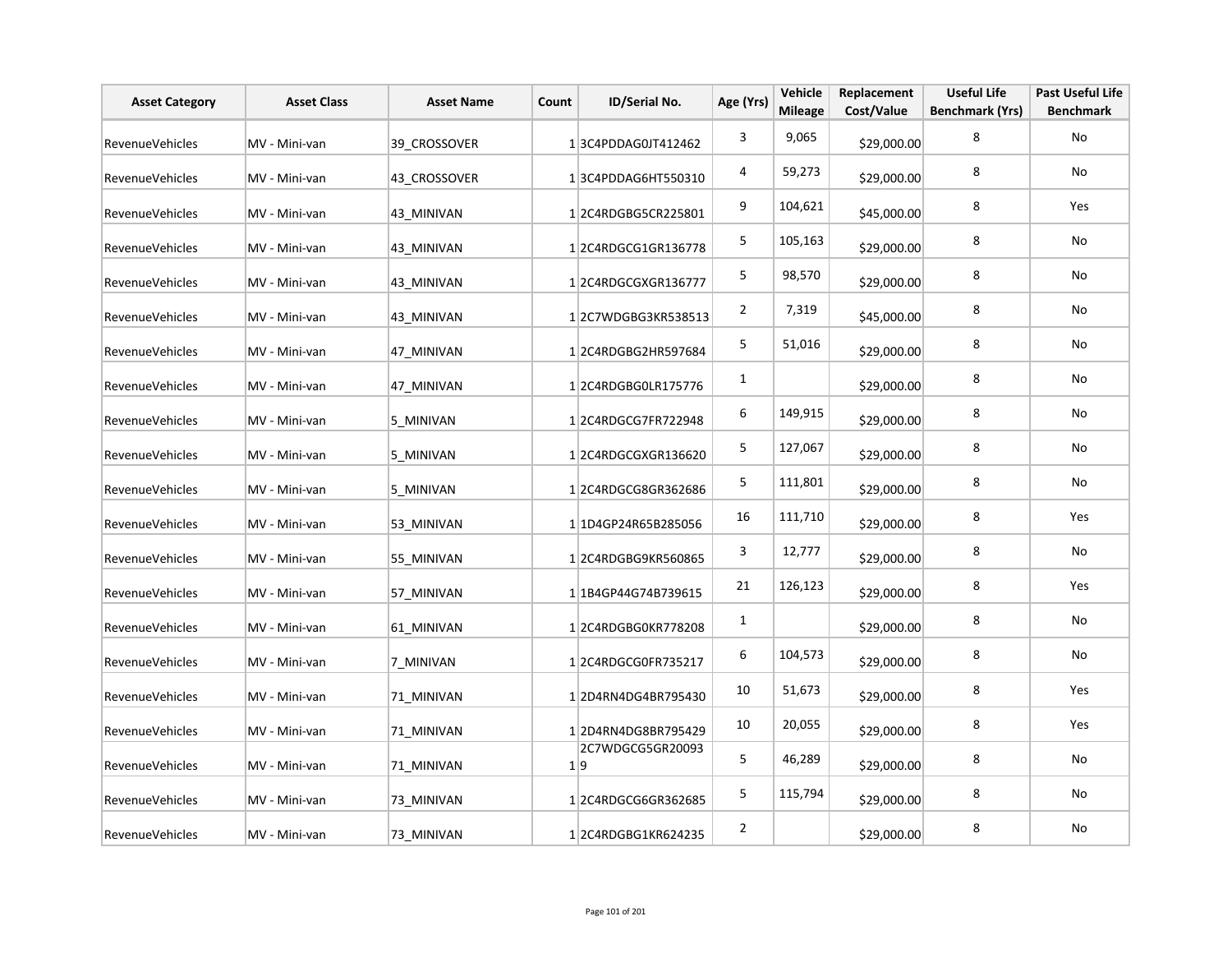| Asset Category | Asset Class | Asset Name | Count | ID/Serial No. | Age (Yrs) | Vehicle Mileage | Replacement Cost/Value | Useful Life Benchmark (Yrs) | Past Useful Life Benchmark |
|---|---|---|---|---|---|---|---|---|---|
| RevenueVehicles | MV - Mini-van | 39_CROSSOVER | 1 | 3C4PDDAG0JT412462 | 3 | 9,065 | $29,000.00 | 8 | No |
| RevenueVehicles | MV - Mini-van | 43_CROSSOVER | 1 | 3C4PDDAG6HT550310 | 4 | 59,273 | $29,000.00 | 8 | No |
| RevenueVehicles | MV - Mini-van | 43_MINIVAN | 1 | 2C4RDGBG5CR225801 | 9 | 104,621 | $45,000.00 | 8 | Yes |
| RevenueVehicles | MV - Mini-van | 43_MINIVAN | 1 | 2C4RDGCG1GR136778 | 5 | 105,163 | $29,000.00 | 8 | No |
| RevenueVehicles | MV - Mini-van | 43_MINIVAN | 1 | 2C4RDGCGXGR136777 | 5 | 98,570 | $29,000.00 | 8 | No |
| RevenueVehicles | MV - Mini-van | 43_MINIVAN | 1 | 2C7WDGBG3KR538513 | 2 | 7,319 | $45,000.00 | 8 | No |
| RevenueVehicles | MV - Mini-van | 47_MINIVAN | 1 | 2C4RDGBG2HR597684 | 5 | 51,016 | $29,000.00 | 8 | No |
| RevenueVehicles | MV - Mini-van | 47_MINIVAN | 1 | 2C4RDGBG0LR175776 | 1 | | $29,000.00 | 8 | No |
| RevenueVehicles | MV - Mini-van | 5_MINIVAN | 1 | 2C4RDGCG7FR722948 | 6 | 149,915 | $29,000.00 | 8 | No |
| RevenueVehicles | MV - Mini-van | 5_MINIVAN | 1 | 2C4RDGCGXGR136620 | 5 | 127,067 | $29,000.00 | 8 | No |
| RevenueVehicles | MV - Mini-van | 5_MINIVAN | 1 | 2C4RDGCG8GR362686 | 5 | 111,801 | $29,000.00 | 8 | No |
| RevenueVehicles | MV - Mini-van | 53_MINIVAN | 1 | 1D4GP24R65B285056 | 16 | 111,710 | $29,000.00 | 8 | Yes |
| RevenueVehicles | MV - Mini-van | 55_MINIVAN | 1 | 2C4RDGBG9KR560865 | 3 | 12,777 | $29,000.00 | 8 | No |
| RevenueVehicles | MV - Mini-van | 57_MINIVAN | 1 | 1B4GP44G74B739615 | 21 | 126,123 | $29,000.00 | 8 | Yes |
| RevenueVehicles | MV - Mini-van | 61_MINIVAN | 1 | 2C4RDGBG0KR778208 | 1 | | $29,000.00 | 8 | No |
| RevenueVehicles | MV - Mini-van | 7_MINIVAN | 1 | 2C4RDGCG0FR735217 | 6 | 104,573 | $29,000.00 | 8 | No |
| RevenueVehicles | MV - Mini-van | 71_MINIVAN | 1 | 2D4RN4DG4BR795430 | 10 | 51,673 | $29,000.00 | 8 | Yes |
| RevenueVehicles | MV - Mini-van | 71_MINIVAN | 1 | 2D4RN4DG8BR795429 | 10 | 20,055 | $29,000.00 | 8 | Yes |
| RevenueVehicles | MV - Mini-van | 71_MINIVAN | 1 | 2C7WDGCG5GR200939 | 5 | 46,289 | $29,000.00 | 8 | No |
| RevenueVehicles | MV - Mini-van | 73_MINIVAN | 1 | 2C4RDGCG6GR362685 | 5 | 115,794 | $29,000.00 | 8 | No |
| RevenueVehicles | MV - Mini-van | 73_MINIVAN | 1 | 2C4RDGBG1KR624235 | 2 | | $29,000.00 | 8 | No |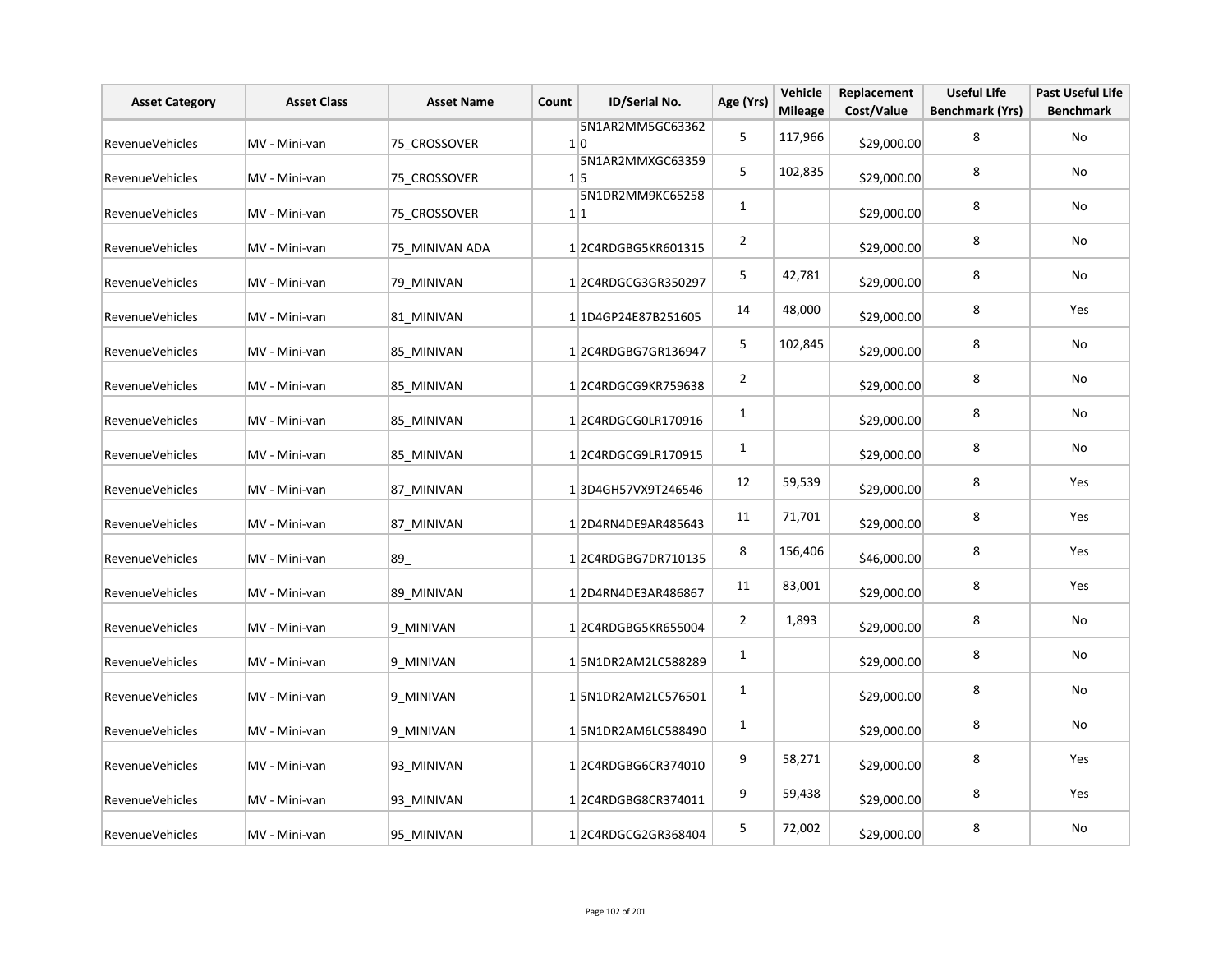| Asset Category | Asset Class | Asset Name | Count | ID/Serial No. | Age (Yrs) | Vehicle Mileage | Replacement Cost/Value | Useful Life Benchmark (Yrs) | Past Useful Life Benchmark |
|---|---|---|---|---|---|---|---|---|---|
| RevenueVehicles | MV - Mini-van | 75_CROSSOVER | 1 | 5N1AR2MM5GC633620 | 5 | 117,966 | $29,000.00 | 8 | No |
| RevenueVehicles | MV - Mini-van | 75_CROSSOVER | 1 | 5N1AR2MMXGC633595 | 5 | 102,835 | $29,000.00 | 8 | No |
| RevenueVehicles | MV - Mini-van | 75_CROSSOVER | 1 | 5N1DR2MM9KC652581 | 1 | | $29,000.00 | 8 | No |
| RevenueVehicles | MV - Mini-van | 75_MINIVAN ADA | 1 | 2C4RDGBG5KR601315 | 2 | | $29,000.00 | 8 | No |
| RevenueVehicles | MV - Mini-van | 79_MINIVAN | 1 | 2C4RDGCG3GR350297 | 5 | 42,781 | $29,000.00 | 8 | No |
| RevenueVehicles | MV - Mini-van | 81_MINIVAN | 1 | 1D4GP24E87B251605 | 14 | 48,000 | $29,000.00 | 8 | Yes |
| RevenueVehicles | MV - Mini-van | 85_MINIVAN | 1 | 2C4RDGBG7GR136947 | 5 | 102,845 | $29,000.00 | 8 | No |
| RevenueVehicles | MV - Mini-van | 85_MINIVAN | 1 | 2C4RDGCG9KR759638 | 2 | | $29,000.00 | 8 | No |
| RevenueVehicles | MV - Mini-van | 85_MINIVAN | 1 | 2C4RDGCG0LR170916 | 1 | | $29,000.00 | 8 | No |
| RevenueVehicles | MV - Mini-van | 85_MINIVAN | 1 | 2C4RDGCG9LR170915 | 1 | | $29,000.00 | 8 | No |
| RevenueVehicles | MV - Mini-van | 87_MINIVAN | 1 | 3D4GH57VX9T246546 | 12 | 59,539 | $29,000.00 | 8 | Yes |
| RevenueVehicles | MV - Mini-van | 87_MINIVAN | 1 | 2D4RN4DE9AR485643 | 11 | 71,701 | $29,000.00 | 8 | Yes |
| RevenueVehicles | MV - Mini-van | 89_ | 1 | 2C4RDGBG7DR710135 | 8 | 156,406 | $46,000.00 | 8 | Yes |
| RevenueVehicles | MV - Mini-van | 89_MINIVAN | 1 | 2D4RN4DE3AR486867 | 11 | 83,001 | $29,000.00 | 8 | Yes |
| RevenueVehicles | MV - Mini-van | 9_MINIVAN | 1 | 2C4RDGBG5KR655004 | 2 | 1,893 | $29,000.00 | 8 | No |
| RevenueVehicles | MV - Mini-van | 9_MINIVAN | 1 | 5N1DR2AM2LC588289 | 1 | | $29,000.00 | 8 | No |
| RevenueVehicles | MV - Mini-van | 9_MINIVAN | 1 | 5N1DR2AM2LC576501 | 1 | | $29,000.00 | 8 | No |
| RevenueVehicles | MV - Mini-van | 9_MINIVAN | 1 | 5N1DR2AM6LC588490 | 1 | | $29,000.00 | 8 | No |
| RevenueVehicles | MV - Mini-van | 93_MINIVAN | 1 | 2C4RDGBG6CR374010 | 9 | 58,271 | $29,000.00 | 8 | Yes |
| RevenueVehicles | MV - Mini-van | 93_MINIVAN | 1 | 2C4RDGBG8CR374011 | 9 | 59,438 | $29,000.00 | 8 | Yes |
| RevenueVehicles | MV - Mini-van | 95_MINIVAN | 1 | 2C4RDGCG2GR368404 | 5 | 72,002 | $29,000.00 | 8 | No |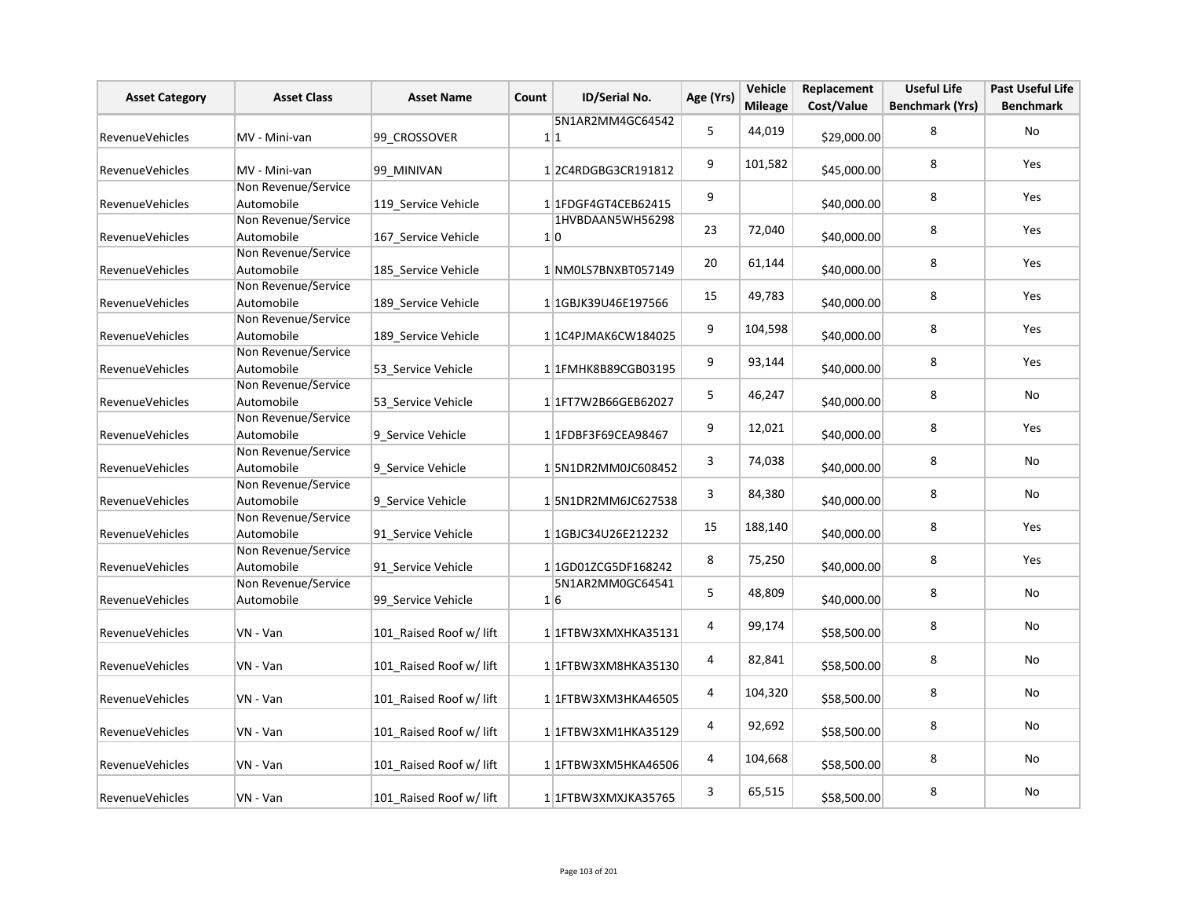| Asset Category | Asset Class | Asset Name | Count | ID/Serial No. | Age (Yrs) | Vehicle Mileage | Replacement Cost/Value | Useful Life Benchmark (Yrs) | Past Useful Life Benchmark |
|---|---|---|---|---|---|---|---|---|---|
| RevenueVehicles | MV - Mini-van | 99_CROSSOVER | 1 | 5N1AR2MM4GC645421 | 5 | 44,019 | $29,000.00 | 8 | No |
| RevenueVehicles | MV - Mini-van | 99_MINIVAN | 1 | 2C4RDGBG3CR191812 | 9 | 101,582 | $45,000.00 | 8 | Yes |
| RevenueVehicles | Non Revenue/Service Automobile | 119_Service Vehicle | 1 | 1FDGF4GT4CEB62415 | 9 | | $40,000.00 | 8 | Yes |
| RevenueVehicles | Non Revenue/Service Automobile | 167_Service Vehicle | 1 | 1HVBDAAN5WH562980 | 23 | 72,040 | $40,000.00 | 8 | Yes |
| RevenueVehicles | Non Revenue/Service Automobile | 185_Service Vehicle | 1 | NM0LS7BNXBT057149 | 20 | 61,144 | $40,000.00 | 8 | Yes |
| RevenueVehicles | Non Revenue/Service Automobile | 189_Service Vehicle | 1 | 1GBJK39U46E197566 | 15 | 49,783 | $40,000.00 | 8 | Yes |
| RevenueVehicles | Non Revenue/Service Automobile | 189_Service Vehicle | 1 | 1C4PJMAK6CW184025 | 9 | 104,598 | $40,000.00 | 8 | Yes |
| RevenueVehicles | Non Revenue/Service Automobile | 53_Service Vehicle | 1 | 1FMHK8B89CGB03195 | 9 | 93,144 | $40,000.00 | 8 | Yes |
| RevenueVehicles | Non Revenue/Service Automobile | 53_Service Vehicle | 1 | 1FT7W2B66GEB62027 | 5 | 46,247 | $40,000.00 | 8 | No |
| RevenueVehicles | Non Revenue/Service Automobile | 9_Service Vehicle | 1 | 1FDBF3F69CEA98467 | 9 | 12,021 | $40,000.00 | 8 | Yes |
| RevenueVehicles | Non Revenue/Service Automobile | 9_Service Vehicle | 1 | 5N1DR2MM0JC608452 | 3 | 74,038 | $40,000.00 | 8 | No |
| RevenueVehicles | Non Revenue/Service Automobile | 9_Service Vehicle | 1 | 5N1DR2MM6JC627538 | 3 | 84,380 | $40,000.00 | 8 | No |
| RevenueVehicles | Non Revenue/Service Automobile | 91_Service Vehicle | 1 | 1GBJC34U26E212232 | 15 | 188,140 | $40,000.00 | 8 | Yes |
| RevenueVehicles | Non Revenue/Service Automobile | 91_Service Vehicle | 1 | 1GD01ZCG5DF168242 | 8 | 75,250 | $40,000.00 | 8 | Yes |
| RevenueVehicles | Non Revenue/Service Automobile | 99_Service Vehicle | 1 | 5N1AR2MM0GC645416 | 5 | 48,809 | $40,000.00 | 8 | No |
| RevenueVehicles | VN - Van | 101_Raised Roof w/ lift | 1 | 1FTBW3XMXHKA35131 | 4 | 99,174 | $58,500.00 | 8 | No |
| RevenueVehicles | VN - Van | 101_Raised Roof w/ lift | 1 | 1FTBW3XM8HKA35130 | 4 | 82,841 | $58,500.00 | 8 | No |
| RevenueVehicles | VN - Van | 101_Raised Roof w/ lift | 1 | 1FTBW3XM3HKA46505 | 4 | 104,320 | $58,500.00 | 8 | No |
| RevenueVehicles | VN - Van | 101_Raised Roof w/ lift | 1 | 1FTBW3XM1HKA35129 | 4 | 92,692 | $58,500.00 | 8 | No |
| RevenueVehicles | VN - Van | 101_Raised Roof w/ lift | 1 | 1FTBW3XM5HKA46506 | 4 | 104,668 | $58,500.00 | 8 | No |
| RevenueVehicles | VN - Van | 101_Raised Roof w/ lift | 1 | 1FTBW3XMXJKA35765 | 3 | 65,515 | $58,500.00 | 8 | No |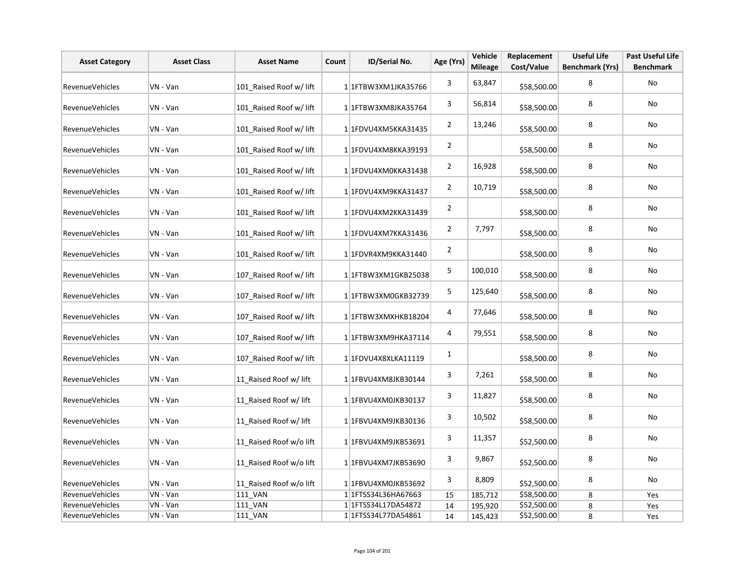| Asset Category | Asset Class | Asset Name | Count | ID/Serial No. | Age (Yrs) | Vehicle Mileage | Replacement Cost/Value | Useful Life Benchmark (Yrs) | Past Useful Life Benchmark |
|---|---|---|---|---|---|---|---|---|---|
| RevenueVehicles | VN - Van | 101_Raised Roof w/ lift | 1 | 1FTBW3XM1JKA35766 | 3 | 63,847 | $58,500.00 | 8 | No |
| RevenueVehicles | VN - Van | 101_Raised Roof w/ lift | 1 | 1FTBW3XM8JKA35764 | 3 | 56,814 | $58,500.00 | 8 | No |
| RevenueVehicles | VN - Van | 101_Raised Roof w/ lift | 1 | 1FDVU4XM5KKA31435 | 2 | 13,246 | $58,500.00 | 8 | No |
| RevenueVehicles | VN - Van | 101_Raised Roof w/ lift | 1 | 1FDVU4XM8KKA39193 | 2 | | $58,500.00 | 8 | No |
| RevenueVehicles | VN - Van | 101_Raised Roof w/ lift | 1 | 1FDVU4XM0KKA31438 | 2 | 16,928 | $58,500.00 | 8 | No |
| RevenueVehicles | VN - Van | 101_Raised Roof w/ lift | 1 | 1FDVU4XM9KKA31437 | 2 | 10,719 | $58,500.00 | 8 | No |
| RevenueVehicles | VN - Van | 101_Raised Roof w/ lift | 1 | 1FDVU4XM2KKA31439 | 2 | | $58,500.00 | 8 | No |
| RevenueVehicles | VN - Van | 101_Raised Roof w/ lift | 1 | 1FDVU4XM7KKA31436 | 2 | 7,797 | $58,500.00 | 8 | No |
| RevenueVehicles | VN - Van | 101_Raised Roof w/ lift | 1 | 1FDVR4XM9KKA31440 | 2 | | $58,500.00 | 8 | No |
| RevenueVehicles | VN - Van | 107_Raised Roof w/ lift | 1 | 1FTBW3XM1GKB25038 | 5 | 100,010 | $58,500.00 | 8 | No |
| RevenueVehicles | VN - Van | 107_Raised Roof w/ lift | 1 | 1FTBW3XM0GKB32739 | 5 | 125,640 | $58,500.00 | 8 | No |
| RevenueVehicles | VN - Van | 107_Raised Roof w/ lift | 1 | 1FTBW3XMXHKB18204 | 4 | 77,646 | $58,500.00 | 8 | No |
| RevenueVehicles | VN - Van | 107_Raised Roof w/ lift | 1 | 1FTBW3XM9HKA37114 | 4 | 79,551 | $58,500.00 | 8 | No |
| RevenueVehicles | VN - Van | 107_Raised Roof w/ lift | 1 | 1FDVU4X8XLKA11119 | 1 | | $58,500.00 | 8 | No |
| RevenueVehicles | VN - Van | 11_Raised Roof w/ lift | 1 | 1FBVU4XM8JKB30144 | 3 | 7,261 | $58,500.00 | 8 | No |
| RevenueVehicles | VN - Van | 11_Raised Roof w/ lift | 1 | 1FBVU4XM0JKB30137 | 3 | 11,827 | $58,500.00 | 8 | No |
| RevenueVehicles | VN - Van | 11_Raised Roof w/ lift | 1 | 1FBVU4XM9JKB30136 | 3 | 10,502 | $58,500.00 | 8 | No |
| RevenueVehicles | VN - Van | 11_Raised Roof w/o lift | 1 | 1FBVU4XM9JKB53691 | 3 | 11,357 | $52,500.00 | 8 | No |
| RevenueVehicles | VN - Van | 11_Raised Roof w/o lift | 1 | 1FBVU4XM7JKB53690 | 3 | 9,867 | $52,500.00 | 8 | No |
| RevenueVehicles | VN - Van | 11_Raised Roof w/o lift | 1 | 1FBVU4XM0JKB53692 | 3 | 8,809 | $52,500.00 | 8 | No |
| RevenueVehicles | VN - Van | 111_VAN | 1 | 1FTSS34L36HA67663 | 15 | 185,712 | $58,500.00 | 8 | Yes |
| RevenueVehicles | VN - Van | 111_VAN | 1 | 1FTSS34L17DA54872 | 14 | 195,920 | $52,500.00 | 8 | Yes |
| RevenueVehicles | VN - Van | 111_VAN | 1 | 1FTSS34L77DA54861 | 14 | 145,423 | $52,500.00 | 8 | Yes |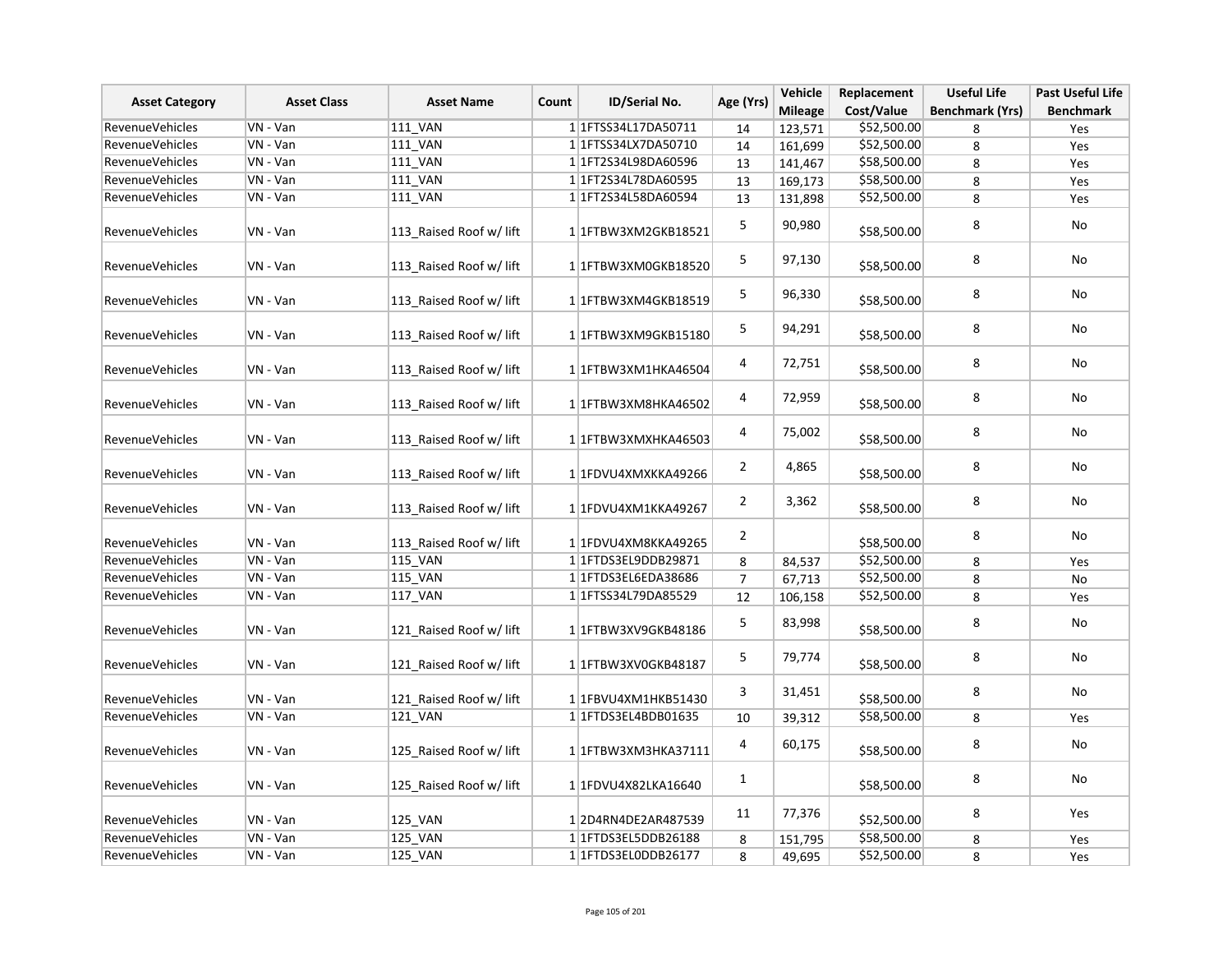| Asset Category | Asset Class | Asset Name | Count | ID/Serial No. | Age (Yrs) | Vehicle Mileage | Replacement Cost/Value | Useful Life Benchmark (Yrs) | Past Useful Life Benchmark |
|---|---|---|---|---|---|---|---|---|---|
| RevenueVehicles | VN - Van | 111_VAN | 1 | 1FTSS34L17DA50711 | 14 | 123,571 | $52,500.00 | 8 | Yes |
| RevenueVehicles | VN - Van | 111_VAN | 1 | 1FTSS34LX7DA50710 | 14 | 161,699 | $52,500.00 | 8 | Yes |
| RevenueVehicles | VN - Van | 111_VAN | 1 | 1FT2S34L98DA60596 | 13 | 141,467 | $58,500.00 | 8 | Yes |
| RevenueVehicles | VN - Van | 111_VAN | 1 | 1FT2S34L78DA60595 | 13 | 169,173 | $58,500.00 | 8 | Yes |
| RevenueVehicles | VN - Van | 111_VAN | 1 | 1FT2S34L58DA60594 | 13 | 131,898 | $52,500.00 | 8 | Yes |
| RevenueVehicles | VN - Van | 113_Raised Roof w/ lift | 1 | 1FTBW3XM2GKB18521 | 5 | 90,980 | $58,500.00 | 8 | No |
| RevenueVehicles | VN - Van | 113_Raised Roof w/ lift | 1 | 1FTBW3XM0GKB18520 | 5 | 97,130 | $58,500.00 | 8 | No |
| RevenueVehicles | VN - Van | 113_Raised Roof w/ lift | 1 | 1FTBW3XM4GKB18519 | 5 | 96,330 | $58,500.00 | 8 | No |
| RevenueVehicles | VN - Van | 113_Raised Roof w/ lift | 1 | 1FTBW3XM9GKB15180 | 5 | 94,291 | $58,500.00 | 8 | No |
| RevenueVehicles | VN - Van | 113_Raised Roof w/ lift | 1 | 1FTBW3XM1HKA46504 | 4 | 72,751 | $58,500.00 | 8 | No |
| RevenueVehicles | VN - Van | 113_Raised Roof w/ lift | 1 | 1FTBW3XM8HKA46502 | 4 | 72,959 | $58,500.00 | 8 | No |
| RevenueVehicles | VN - Van | 113_Raised Roof w/ lift | 1 | 1FTBW3XMXHKA46503 | 4 | 75,002 | $58,500.00 | 8 | No |
| RevenueVehicles | VN - Van | 113_Raised Roof w/ lift | 1 | 1FDVU4XMXKKA49266 | 2 | 4,865 | $58,500.00 | 8 | No |
| RevenueVehicles | VN - Van | 113_Raised Roof w/ lift | 1 | 1FDVU4XM1KKA49267 | 2 | 3,362 | $58,500.00 | 8 | No |
| RevenueVehicles | VN - Van | 113_Raised Roof w/ lift | 1 | 1FDVU4XM8KKA49265 | 2 | | $58,500.00 | 8 | No |
| RevenueVehicles | VN - Van | 115_VAN | 1 | 1FTDS3EL9DDB29871 | 8 | 84,537 | $52,500.00 | 8 | Yes |
| RevenueVehicles | VN - Van | 115_VAN | 1 | 1FTDS3EL6EDA38686 | 7 | 67,713 | $52,500.00 | 8 | No |
| RevenueVehicles | VN - Van | 117_VAN | 1 | 1FTSS34L79DA85529 | 12 | 106,158 | $52,500.00 | 8 | Yes |
| RevenueVehicles | VN - Van | 121_Raised Roof w/ lift | 1 | 1FTBW3XV9GKB48186 | 5 | 83,998 | $58,500.00 | 8 | No |
| RevenueVehicles | VN - Van | 121_Raised Roof w/ lift | 1 | 1FTBW3XV0GKB48187 | 5 | 79,774 | $58,500.00 | 8 | No |
| RevenueVehicles | VN - Van | 121_Raised Roof w/ lift | 1 | 1FBVU4XM1HKB51430 | 3 | 31,451 | $58,500.00 | 8 | No |
| RevenueVehicles | VN - Van | 121_VAN | 1 | 1FTDS3EL4BDB01635 | 10 | 39,312 | $58,500.00 | 8 | Yes |
| RevenueVehicles | VN - Van | 125_Raised Roof w/ lift | 1 | 1FTBW3XM3HKA37111 | 4 | 60,175 | $58,500.00 | 8 | No |
| RevenueVehicles | VN - Van | 125_Raised Roof w/ lift | 1 | 1FDVU4X82LKA16640 | 1 | | $58,500.00 | 8 | No |
| RevenueVehicles | VN - Van | 125_VAN | 1 | 2D4RN4DE2AR487539 | 11 | 77,376 | $52,500.00 | 8 | Yes |
| RevenueVehicles | VN - Van | 125_VAN | 1 | 1FTDS3EL5DDB26188 | 8 | 151,795 | $58,500.00 | 8 | Yes |
| RevenueVehicles | VN - Van | 125_VAN | 1 | 1FTDS3EL0DDB26177 | 8 | 49,695 | $52,500.00 | 8 | Yes |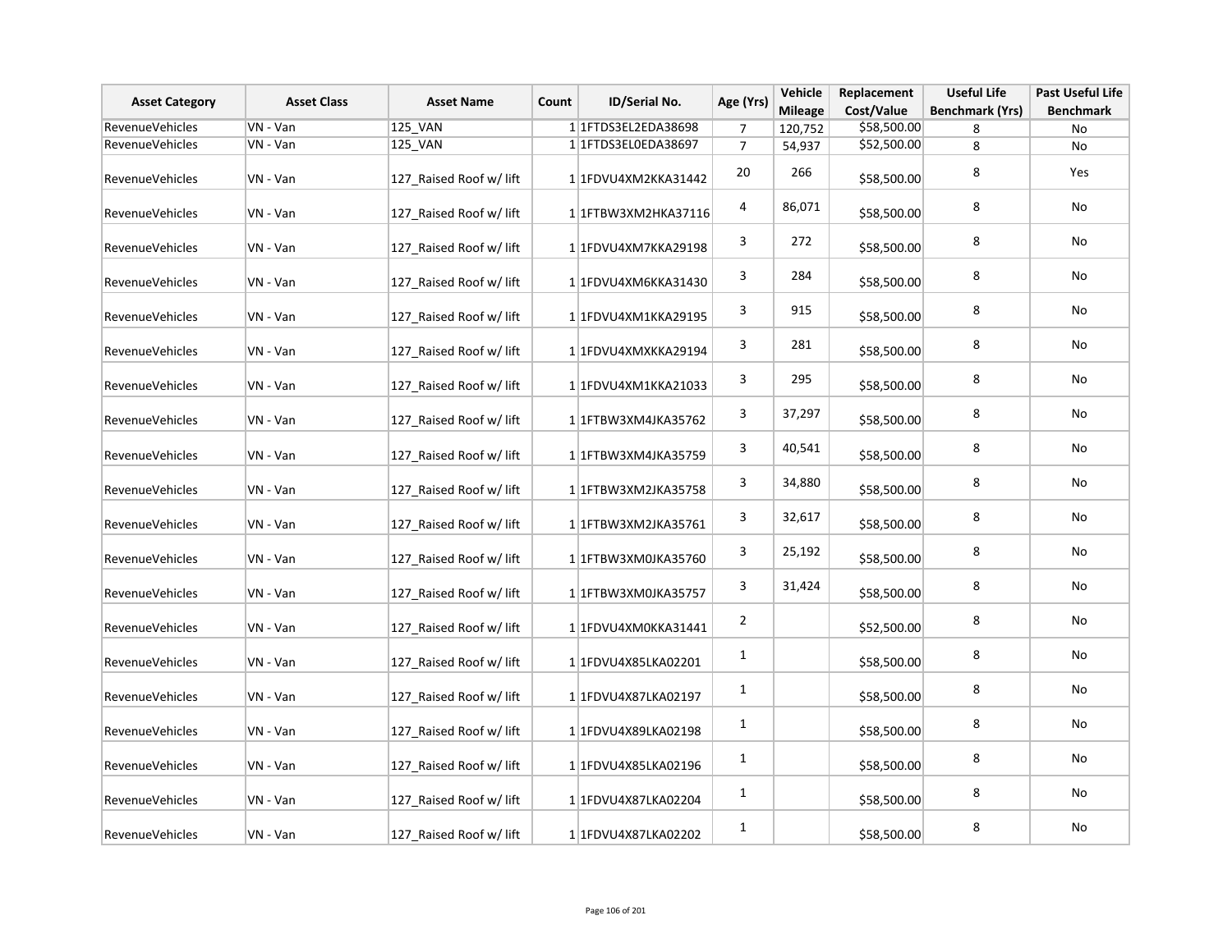| Asset Category | Asset Class | Asset Name | Count | ID/Serial No. | Age (Yrs) | Vehicle Mileage | Replacement Cost/Value | Useful Life Benchmark (Yrs) | Past Useful Life Benchmark |
|---|---|---|---|---|---|---|---|---|---|
| RevenueVehicles | VN - Van | 125_VAN | 1 | 1FTDS3EL2EDA38698 | 7 | 120,752 | $58,500.00 | 8 | No |
| RevenueVehicles | VN - Van | 125_VAN | 1 | 1FTDS3EL0EDA38697 | 7 | 54,937 | $52,500.00 | 8 | No |
| RevenueVehicles | VN - Van | 127_Raised Roof w/ lift | 1 | 1FDVU4XM2KKA31442 | 20 | 266 | $58,500.00 | 8 | Yes |
| RevenueVehicles | VN - Van | 127_Raised Roof w/ lift | 1 | 1FTBW3XM2HKA37116 | 4 | 86,071 | $58,500.00 | 8 | No |
| RevenueVehicles | VN - Van | 127_Raised Roof w/ lift | 1 | 1FDVU4XM7KKA29198 | 3 | 272 | $58,500.00 | 8 | No |
| RevenueVehicles | VN - Van | 127_Raised Roof w/ lift | 1 | 1FDVU4XM6KKA31430 | 3 | 284 | $58,500.00 | 8 | No |
| RevenueVehicles | VN - Van | 127_Raised Roof w/ lift | 1 | 1FDVU4XM1KKA29195 | 3 | 915 | $58,500.00 | 8 | No |
| RevenueVehicles | VN - Van | 127_Raised Roof w/ lift | 1 | 1FDVU4XMXKKA29194 | 3 | 281 | $58,500.00 | 8 | No |
| RevenueVehicles | VN - Van | 127_Raised Roof w/ lift | 1 | 1FDVU4XM1KKA21033 | 3 | 295 | $58,500.00 | 8 | No |
| RevenueVehicles | VN - Van | 127_Raised Roof w/ lift | 1 | 1FTBW3XM4JKA35762 | 3 | 37,297 | $58,500.00 | 8 | No |
| RevenueVehicles | VN - Van | 127_Raised Roof w/ lift | 1 | 1FTBW3XM4JKA35759 | 3 | 40,541 | $58,500.00 | 8 | No |
| RevenueVehicles | VN - Van | 127_Raised Roof w/ lift | 1 | 1FTBW3XM2JKA35758 | 3 | 34,880 | $58,500.00 | 8 | No |
| RevenueVehicles | VN - Van | 127_Raised Roof w/ lift | 1 | 1FTBW3XM2JKA35761 | 3 | 32,617 | $58,500.00 | 8 | No |
| RevenueVehicles | VN - Van | 127_Raised Roof w/ lift | 1 | 1FTBW3XM0JKA35760 | 3 | 25,192 | $58,500.00 | 8 | No |
| RevenueVehicles | VN - Van | 127_Raised Roof w/ lift | 1 | 1FTBW3XM0JKA35757 | 3 | 31,424 | $58,500.00 | 8 | No |
| RevenueVehicles | VN - Van | 127_Raised Roof w/ lift | 1 | 1FDVU4XM0KKA31441 | 2 | | $52,500.00 | 8 | No |
| RevenueVehicles | VN - Van | 127_Raised Roof w/ lift | 1 | 1FDVU4X85LKA02201 | 1 | | $58,500.00 | 8 | No |
| RevenueVehicles | VN - Van | 127_Raised Roof w/ lift | 1 | 1FDVU4X87LKA02197 | 1 | | $58,500.00 | 8 | No |
| RevenueVehicles | VN - Van | 127_Raised Roof w/ lift | 1 | 1FDVU4X89LKA02198 | 1 | | $58,500.00 | 8 | No |
| RevenueVehicles | VN - Van | 127_Raised Roof w/ lift | 1 | 1FDVU4X85LKA02196 | 1 | | $58,500.00 | 8 | No |
| RevenueVehicles | VN - Van | 127_Raised Roof w/ lift | 1 | 1FDVU4X87LKA02204 | 1 | | $58,500.00 | 8 | No |
| RevenueVehicles | VN - Van | 127_Raised Roof w/ lift | 1 | 1FDVU4X87LKA02202 | 1 | | $58,500.00 | 8 | No |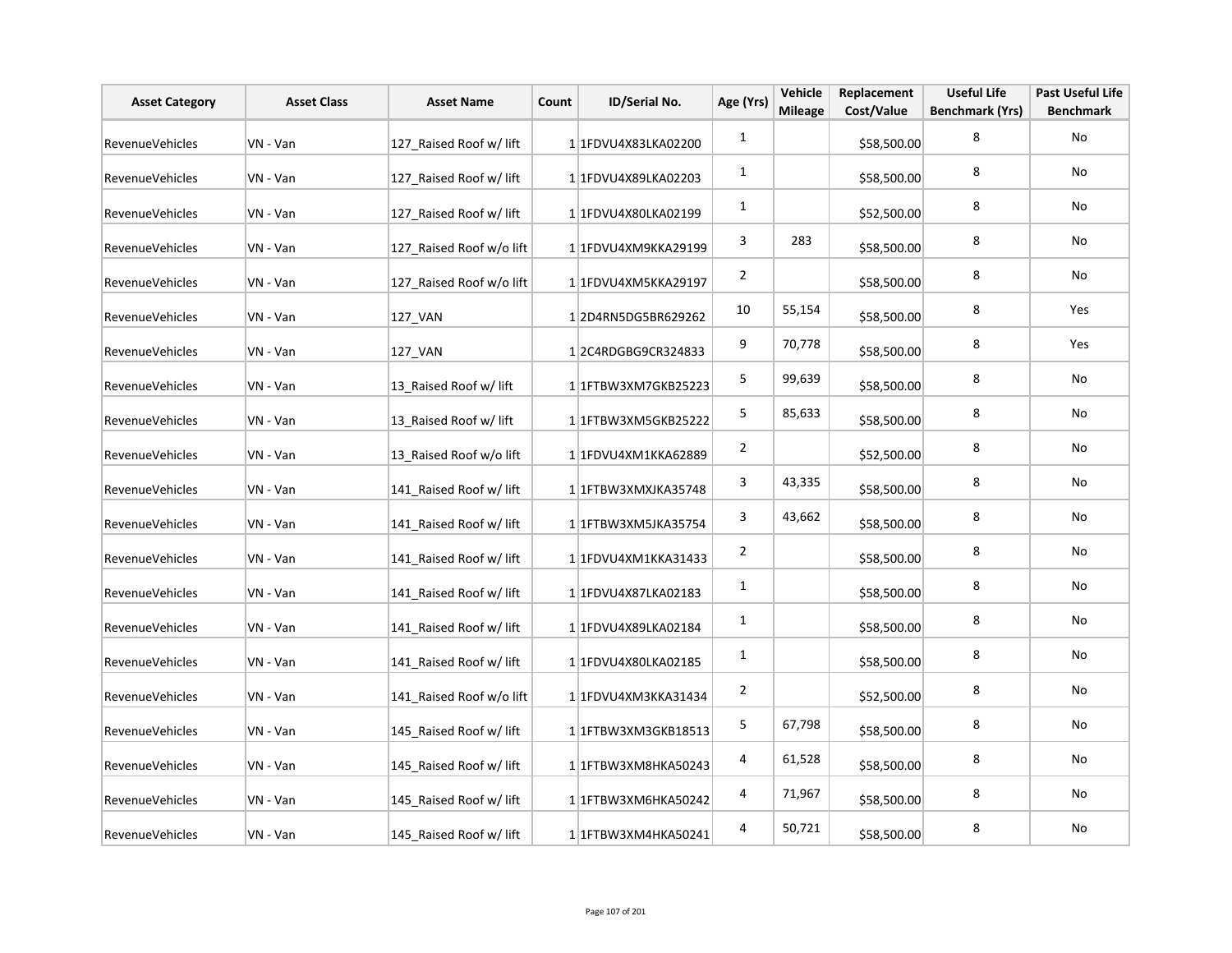| Asset Category | Asset Class | Asset Name | Count | ID/Serial No. | Age (Yrs) | Vehicle Mileage | Replacement Cost/Value | Useful Life Benchmark (Yrs) | Past Useful Life Benchmark |
|---|---|---|---|---|---|---|---|---|---|
| RevenueVehicles | VN - Van | 127_Raised Roof w/ lift | 1 | 1FDVU4X83LKA02200 | 1 | | $58,500.00 | 8 | No |
| RevenueVehicles | VN - Van | 127_Raised Roof w/ lift | 1 | 1FDVU4X89LKA02203 | 1 | | $58,500.00 | 8 | No |
| RevenueVehicles | VN - Van | 127_Raised Roof w/ lift | 1 | 1FDVU4X80LKA02199 | 1 | | $52,500.00 | 8 | No |
| RevenueVehicles | VN - Van | 127_Raised Roof w/o lift | 1 | 1FDVU4XM9KKA29199 | 3 | 283 | $58,500.00 | 8 | No |
| RevenueVehicles | VN - Van | 127_Raised Roof w/o lift | 1 | 1FDVU4XM5KKA29197 | 2 | | $58,500.00 | 8 | No |
| RevenueVehicles | VN - Van | 127_VAN | 1 | 2D4RN5DG5BR629262 | 10 | 55,154 | $58,500.00 | 8 | Yes |
| RevenueVehicles | VN - Van | 127_VAN | 1 | 2C4RDGBG9CR324833 | 9 | 70,778 | $58,500.00 | 8 | Yes |
| RevenueVehicles | VN - Van | 13_Raised Roof w/ lift | 1 | 1FTBW3XM7GKB25223 | 5 | 99,639 | $58,500.00 | 8 | No |
| RevenueVehicles | VN - Van | 13_Raised Roof w/ lift | 1 | 1FTBW3XM5GKB25222 | 5 | 85,633 | $58,500.00 | 8 | No |
| RevenueVehicles | VN - Van | 13_Raised Roof w/o lift | 1 | 1FDVU4XM1KKA62889 | 2 | | $52,500.00 | 8 | No |
| RevenueVehicles | VN - Van | 141_Raised Roof w/ lift | 1 | 1FTBW3XMXJKA35748 | 3 | 43,335 | $58,500.00 | 8 | No |
| RevenueVehicles | VN - Van | 141_Raised Roof w/ lift | 1 | 1FTBW3XM5JKA35754 | 3 | 43,662 | $58,500.00 | 8 | No |
| RevenueVehicles | VN - Van | 141_Raised Roof w/ lift | 1 | 1FDVU4XM1KKA31433 | 2 | | $58,500.00 | 8 | No |
| RevenueVehicles | VN - Van | 141_Raised Roof w/ lift | 1 | 1FDVU4X87LKA02183 | 1 | | $58,500.00 | 8 | No |
| RevenueVehicles | VN - Van | 141_Raised Roof w/ lift | 1 | 1FDVU4X89LKA02184 | 1 | | $58,500.00 | 8 | No |
| RevenueVehicles | VN - Van | 141_Raised Roof w/ lift | 1 | 1FDVU4X80LKA02185 | 1 | | $58,500.00 | 8 | No |
| RevenueVehicles | VN - Van | 141_Raised Roof w/o lift | 1 | 1FDVU4XM3KKA31434 | 2 | | $52,500.00 | 8 | No |
| RevenueVehicles | VN - Van | 145_Raised Roof w/ lift | 1 | 1FTBW3XM3GKB18513 | 5 | 67,798 | $58,500.00 | 8 | No |
| RevenueVehicles | VN - Van | 145_Raised Roof w/ lift | 1 | 1FTBW3XM8HKA50243 | 4 | 61,528 | $58,500.00 | 8 | No |
| RevenueVehicles | VN - Van | 145_Raised Roof w/ lift | 1 | 1FTBW3XM6HKA50242 | 4 | 71,967 | $58,500.00 | 8 | No |
| RevenueVehicles | VN - Van | 145_Raised Roof w/ lift | 1 | 1FTBW3XM4HKA50241 | 4 | 50,721 | $58,500.00 | 8 | No |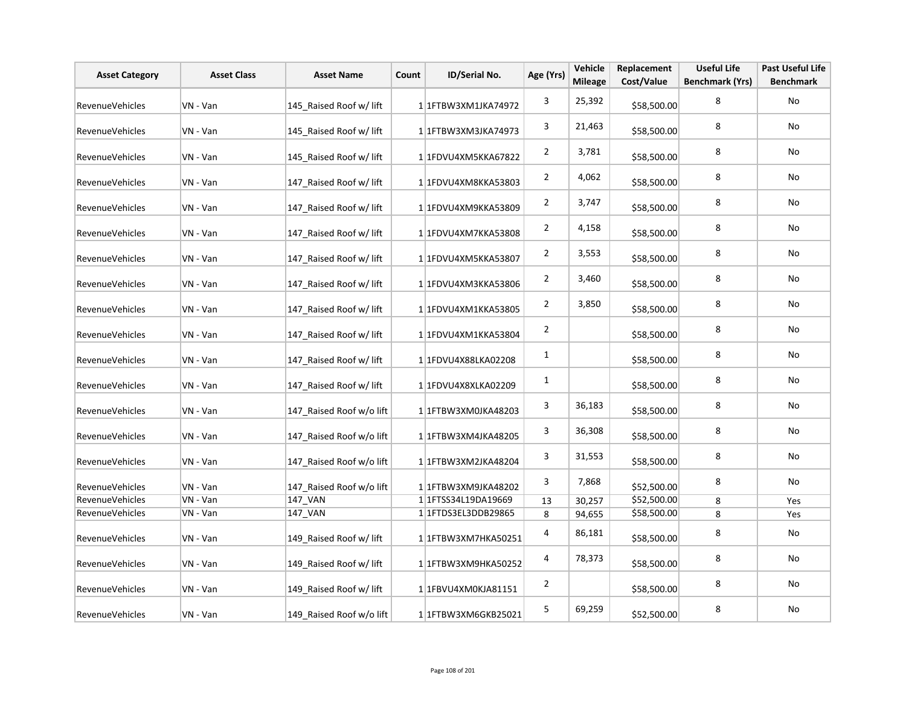| Asset Category | Asset Class | Asset Name | Count | ID/Serial No. | Age (Yrs) | Vehicle Mileage | Replacement Cost/Value | Useful Life Benchmark (Yrs) | Past Useful Life Benchmark |
|---|---|---|---|---|---|---|---|---|---|
| RevenueVehicles | VN - Van | 145_Raised Roof w/ lift | 1 | 1FTBW3XM1JKA74972 | 3 | 25,392 | $58,500.00 | 8 | No |
| RevenueVehicles | VN - Van | 145_Raised Roof w/ lift | 1 | 1FTBW3XM3JKA74973 | 3 | 21,463 | $58,500.00 | 8 | No |
| RevenueVehicles | VN - Van | 145_Raised Roof w/ lift | 1 | 1FDVU4XM5KKA67822 | 2 | 3,781 | $58,500.00 | 8 | No |
| RevenueVehicles | VN - Van | 147_Raised Roof w/ lift | 1 | 1FDVU4XM8KKA53803 | 2 | 4,062 | $58,500.00 | 8 | No |
| RevenueVehicles | VN - Van | 147_Raised Roof w/ lift | 1 | 1FDVU4XM9KKA53809 | 2 | 3,747 | $58,500.00 | 8 | No |
| RevenueVehicles | VN - Van | 147_Raised Roof w/ lift | 1 | 1FDVU4XM7KKA53808 | 2 | 4,158 | $58,500.00 | 8 | No |
| RevenueVehicles | VN - Van | 147_Raised Roof w/ lift | 1 | 1FDVU4XM5KKA53807 | 2 | 3,553 | $58,500.00 | 8 | No |
| RevenueVehicles | VN - Van | 147_Raised Roof w/ lift | 1 | 1FDVU4XM3KKA53806 | 2 | 3,460 | $58,500.00 | 8 | No |
| RevenueVehicles | VN - Van | 147_Raised Roof w/ lift | 1 | 1FDVU4XM1KKA53805 | 2 | 3,850 | $58,500.00 | 8 | No |
| RevenueVehicles | VN - Van | 147_Raised Roof w/ lift | 1 | 1FDVU4XM1KKA53804 | 2 | | $58,500.00 | 8 | No |
| RevenueVehicles | VN - Van | 147_Raised Roof w/ lift | 1 | 1FDVU4X88LKA02208 | 1 | | $58,500.00 | 8 | No |
| RevenueVehicles | VN - Van | 147_Raised Roof w/ lift | 1 | 1FDVU4X8XLKA02209 | 1 | | $58,500.00 | 8 | No |
| RevenueVehicles | VN - Van | 147_Raised Roof w/o lift | 1 | 1FTBW3XM0JKA48203 | 3 | 36,183 | $58,500.00 | 8 | No |
| RevenueVehicles | VN - Van | 147_Raised Roof w/o lift | 1 | 1FTBW3XM4JKA48205 | 3 | 36,308 | $58,500.00 | 8 | No |
| RevenueVehicles | VN - Van | 147_Raised Roof w/o lift | 1 | 1FTBW3XM2JKA48204 | 3 | 31,553 | $58,500.00 | 8 | No |
| RevenueVehicles | VN - Van | 147_Raised Roof w/o lift | 1 | 1FTBW3XM9JKA48202 | 3 | 7,868 | $52,500.00 | 8 | No |
| RevenueVehicles | VN - Van | 147_VAN | 1 | 1FTSS34L19DA19669 | 13 | 30,257 | $52,500.00 | 8 | Yes |
| RevenueVehicles | VN - Van | 147_VAN | 1 | 1FTDS3EL3DDB29865 | 8 | 94,655 | $58,500.00 | 8 | Yes |
| RevenueVehicles | VN - Van | 149_Raised Roof w/ lift | 1 | 1FTBW3XM7HKA50251 | 4 | 86,181 | $58,500.00 | 8 | No |
| RevenueVehicles | VN - Van | 149_Raised Roof w/ lift | 1 | 1FTBW3XM9HKA50252 | 4 | 78,373 | $58,500.00 | 8 | No |
| RevenueVehicles | VN - Van | 149_Raised Roof w/ lift | 1 | 1FBVU4XM0KJA81151 | 2 | | $58,500.00 | 8 | No |
| RevenueVehicles | VN - Van | 149_Raised Roof w/o lift | 1 | 1FTBW3XM6GKB25021 | 5 | 69,259 | $52,500.00 | 8 | No |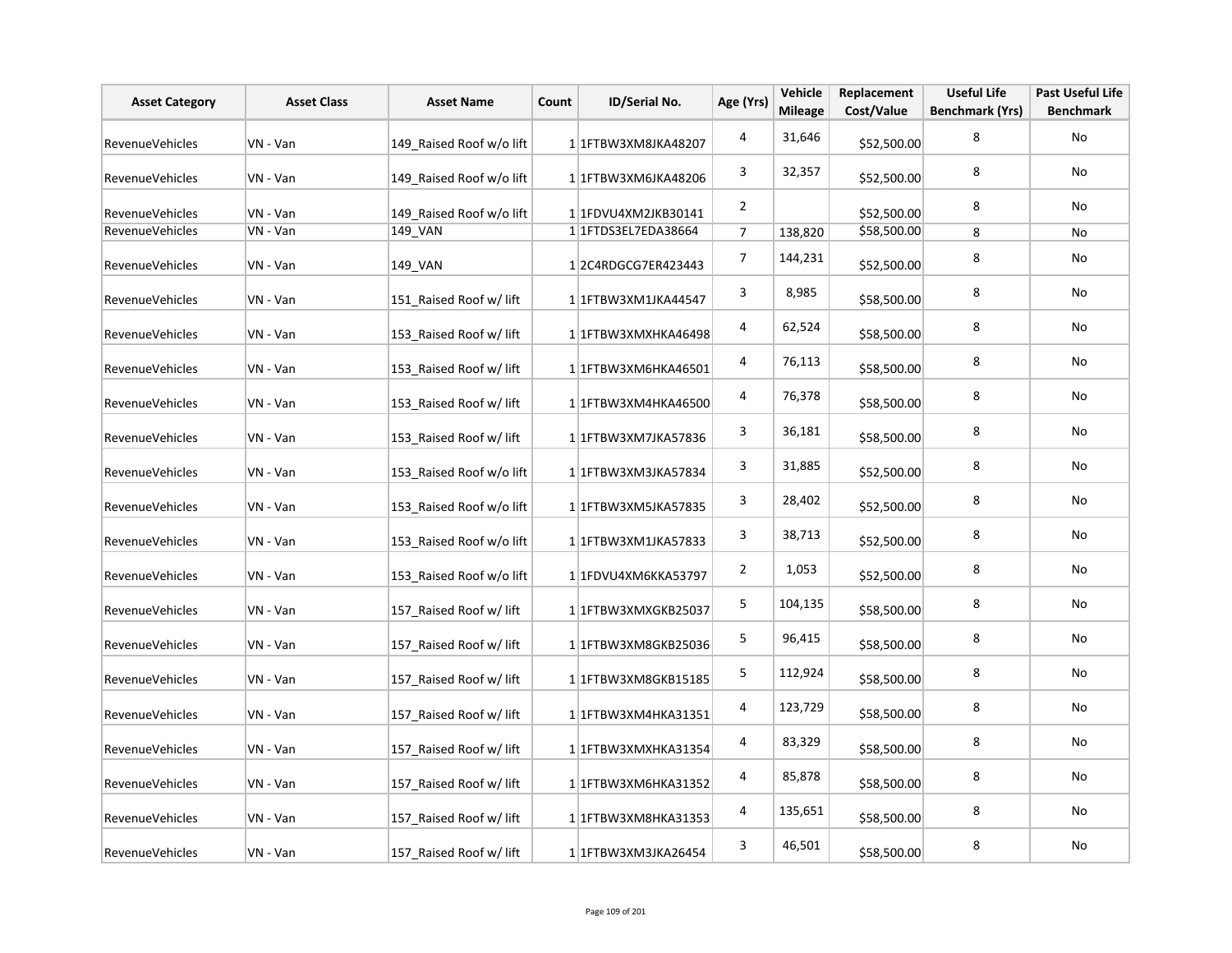| Asset Category | Asset Class | Asset Name | Count | ID/Serial No. | Age (Yrs) | Vehicle Mileage | Replacement Cost/Value | Useful Life Benchmark (Yrs) | Past Useful Life Benchmark |
|---|---|---|---|---|---|---|---|---|---|
| RevenueVehicles | VN - Van | 149_Raised Roof w/o lift | 1 | 1FTBW3XM8JKA48207 | 4 | 31,646 | $52,500.00 | 8 | No |
| RevenueVehicles | VN - Van | 149_Raised Roof w/o lift | 1 | 1FTBW3XM6JKA48206 | 3 | 32,357 | $52,500.00 | 8 | No |
| RevenueVehicles | VN - Van | 149_Raised Roof w/o lift | 1 | 1FDVU4XM2JKB30141 | 2 | | $52,500.00 | 8 | No |
| RevenueVehicles | VN - Van | 149_VAN | 1 | 1FTDS3EL7EDA38664 | 7 | 138,820 | $58,500.00 | 8 | No |
| RevenueVehicles | VN - Van | 149_VAN | 1 | 2C4RDGCG7ER423443 | 7 | 144,231 | $52,500.00 | 8 | No |
| RevenueVehicles | VN - Van | 151_Raised Roof w/ lift | 1 | 1FTBW3XM1JKA44547 | 3 | 8,985 | $58,500.00 | 8 | No |
| RevenueVehicles | VN - Van | 153_Raised Roof w/ lift | 1 | 1FTBW3XMXHKA46498 | 4 | 62,524 | $58,500.00 | 8 | No |
| RevenueVehicles | VN - Van | 153_Raised Roof w/ lift | 1 | 1FTBW3XM6HKA46501 | 4 | 76,113 | $58,500.00 | 8 | No |
| RevenueVehicles | VN - Van | 153_Raised Roof w/ lift | 1 | 1FTBW3XM4HKA46500 | 4 | 76,378 | $58,500.00 | 8 | No |
| RevenueVehicles | VN - Van | 153_Raised Roof w/ lift | 1 | 1FTBW3XM7JKA57836 | 3 | 36,181 | $58,500.00 | 8 | No |
| RevenueVehicles | VN - Van | 153_Raised Roof w/o lift | 1 | 1FTBW3XM3JKA57834 | 3 | 31,885 | $52,500.00 | 8 | No |
| RevenueVehicles | VN - Van | 153_Raised Roof w/o lift | 1 | 1FTBW3XM5JKA57835 | 3 | 28,402 | $52,500.00 | 8 | No |
| RevenueVehicles | VN - Van | 153_Raised Roof w/o lift | 1 | 1FTBW3XM1JKA57833 | 3 | 38,713 | $52,500.00 | 8 | No |
| RevenueVehicles | VN - Van | 153_Raised Roof w/o lift | 1 | 1FDVU4XM6KKA53797 | 2 | 1,053 | $52,500.00 | 8 | No |
| RevenueVehicles | VN - Van | 157_Raised Roof w/ lift | 1 | 1FTBW3XMXGKB25037 | 5 | 104,135 | $58,500.00 | 8 | No |
| RevenueVehicles | VN - Van | 157_Raised Roof w/ lift | 1 | 1FTBW3XM8GKB25036 | 5 | 96,415 | $58,500.00 | 8 | No |
| RevenueVehicles | VN - Van | 157_Raised Roof w/ lift | 1 | 1FTBW3XM8GKB15185 | 5 | 112,924 | $58,500.00 | 8 | No |
| RevenueVehicles | VN - Van | 157_Raised Roof w/ lift | 1 | 1FTBW3XM4HKA31351 | 4 | 123,729 | $58,500.00 | 8 | No |
| RevenueVehicles | VN - Van | 157_Raised Roof w/ lift | 1 | 1FTBW3XMXHKA31354 | 4 | 83,329 | $58,500.00 | 8 | No |
| RevenueVehicles | VN - Van | 157_Raised Roof w/ lift | 1 | 1FTBW3XM6HKA31352 | 4 | 85,878 | $58,500.00 | 8 | No |
| RevenueVehicles | VN - Van | 157_Raised Roof w/ lift | 1 | 1FTBW3XM8HKA31353 | 4 | 135,651 | $58,500.00 | 8 | No |
| RevenueVehicles | VN - Van | 157_Raised Roof w/ lift | 1 | 1FTBW3XM3JKA26454 | 3 | 46,501 | $58,500.00 | 8 | No |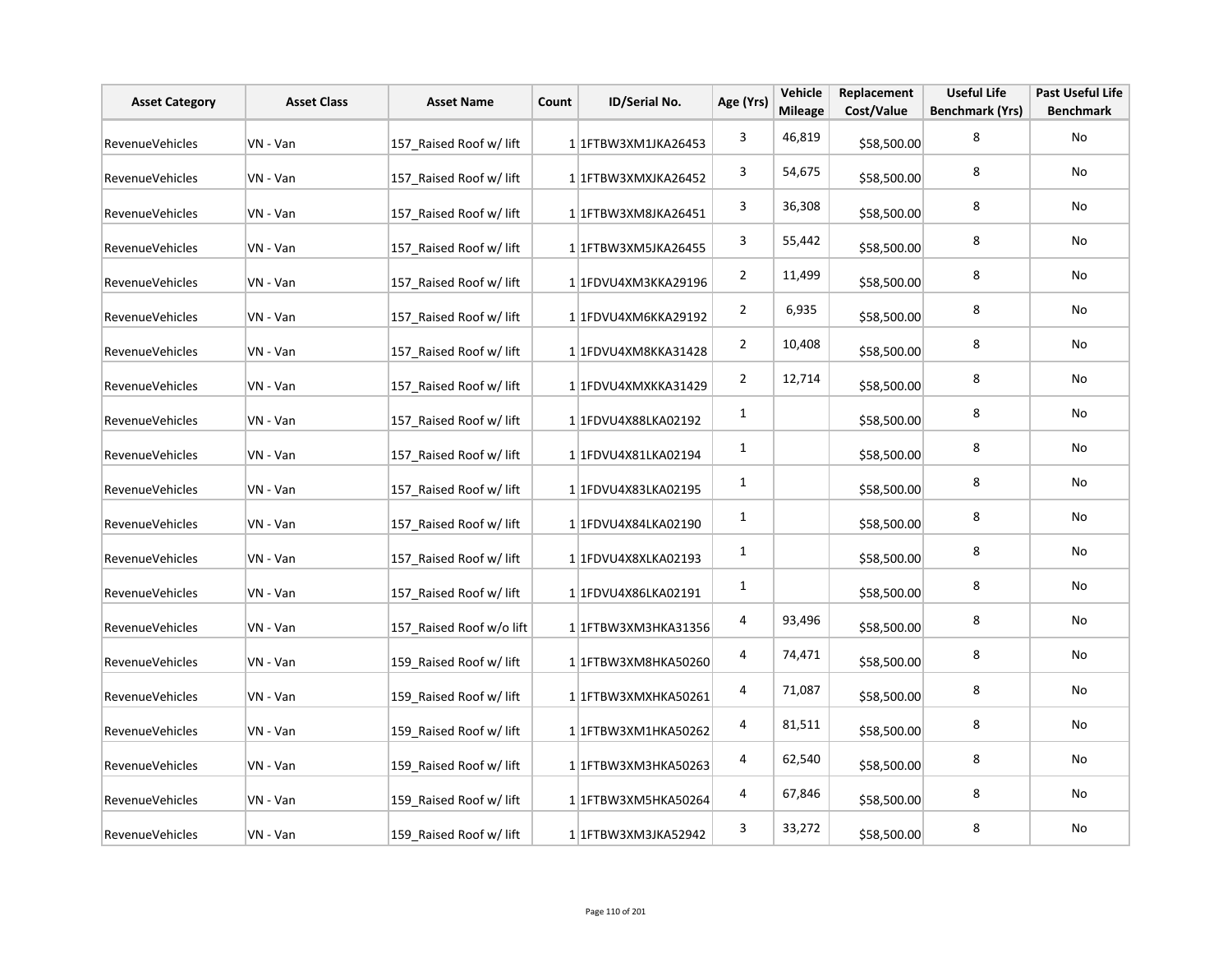| Asset Category | Asset Class | Asset Name | Count | ID/Serial No. | Age (Yrs) | Vehicle Mileage | Replacement Cost/Value | Useful Life Benchmark (Yrs) | Past Useful Life Benchmark |
|---|---|---|---|---|---|---|---|---|---|
| RevenueVehicles | VN - Van | 157_Raised Roof w/ lift | 1 | 1FTBW3XM1JKA26453 | 3 | 46,819 | $58,500.00 | 8 | No |
| RevenueVehicles | VN - Van | 157_Raised Roof w/ lift | 1 | 1FTBW3XMXJKA26452 | 3 | 54,675 | $58,500.00 | 8 | No |
| RevenueVehicles | VN - Van | 157_Raised Roof w/ lift | 1 | 1FTBW3XM8JKA26451 | 3 | 36,308 | $58,500.00 | 8 | No |
| RevenueVehicles | VN - Van | 157_Raised Roof w/ lift | 1 | 1FTBW3XM5JKA26455 | 3 | 55,442 | $58,500.00 | 8 | No |
| RevenueVehicles | VN - Van | 157_Raised Roof w/ lift | 1 | 1FDVU4XM3KKA29196 | 2 | 11,499 | $58,500.00 | 8 | No |
| RevenueVehicles | VN - Van | 157_Raised Roof w/ lift | 1 | 1FDVU4XM6KKA29192 | 2 | 6,935 | $58,500.00 | 8 | No |
| RevenueVehicles | VN - Van | 157_Raised Roof w/ lift | 1 | 1FDVU4XM8KKA31428 | 2 | 10,408 | $58,500.00 | 8 | No |
| RevenueVehicles | VN - Van | 157_Raised Roof w/ lift | 1 | 1FDVU4XMXKKA31429 | 2 | 12,714 | $58,500.00 | 8 | No |
| RevenueVehicles | VN - Van | 157_Raised Roof w/ lift | 1 | 1FDVU4X88LKA02192 | 1 | | $58,500.00 | 8 | No |
| RevenueVehicles | VN - Van | 157_Raised Roof w/ lift | 1 | 1FDVU4X81LKA02194 | 1 | | $58,500.00 | 8 | No |
| RevenueVehicles | VN - Van | 157_Raised Roof w/ lift | 1 | 1FDVU4X83LKA02195 | 1 | | $58,500.00 | 8 | No |
| RevenueVehicles | VN - Van | 157_Raised Roof w/ lift | 1 | 1FDVU4X84LKA02190 | 1 | | $58,500.00 | 8 | No |
| RevenueVehicles | VN - Van | 157_Raised Roof w/ lift | 1 | 1FDVU4X8XLKA02193 | 1 | | $58,500.00 | 8 | No |
| RevenueVehicles | VN - Van | 157_Raised Roof w/ lift | 1 | 1FDVU4X86LKA02191 | 1 | | $58,500.00 | 8 | No |
| RevenueVehicles | VN - Van | 157_Raised Roof w/o lift | 1 | 1FTBW3XM3HKA31356 | 4 | 93,496 | $58,500.00 | 8 | No |
| RevenueVehicles | VN - Van | 159_Raised Roof w/ lift | 1 | 1FTBW3XM8HKA50260 | 4 | 74,471 | $58,500.00 | 8 | No |
| RevenueVehicles | VN - Van | 159_Raised Roof w/ lift | 1 | 1FTBW3XMXHKA50261 | 4 | 71,087 | $58,500.00 | 8 | No |
| RevenueVehicles | VN - Van | 159_Raised Roof w/ lift | 1 | 1FTBW3XM1HKA50262 | 4 | 81,511 | $58,500.00 | 8 | No |
| RevenueVehicles | VN - Van | 159_Raised Roof w/ lift | 1 | 1FTBW3XM3HKA50263 | 4 | 62,540 | $58,500.00 | 8 | No |
| RevenueVehicles | VN - Van | 159_Raised Roof w/ lift | 1 | 1FTBW3XM5HKA50264 | 4 | 67,846 | $58,500.00 | 8 | No |
| RevenueVehicles | VN - Van | 159_Raised Roof w/ lift | 1 | 1FTBW3XM3JKA52942 | 3 | 33,272 | $58,500.00 | 8 | No |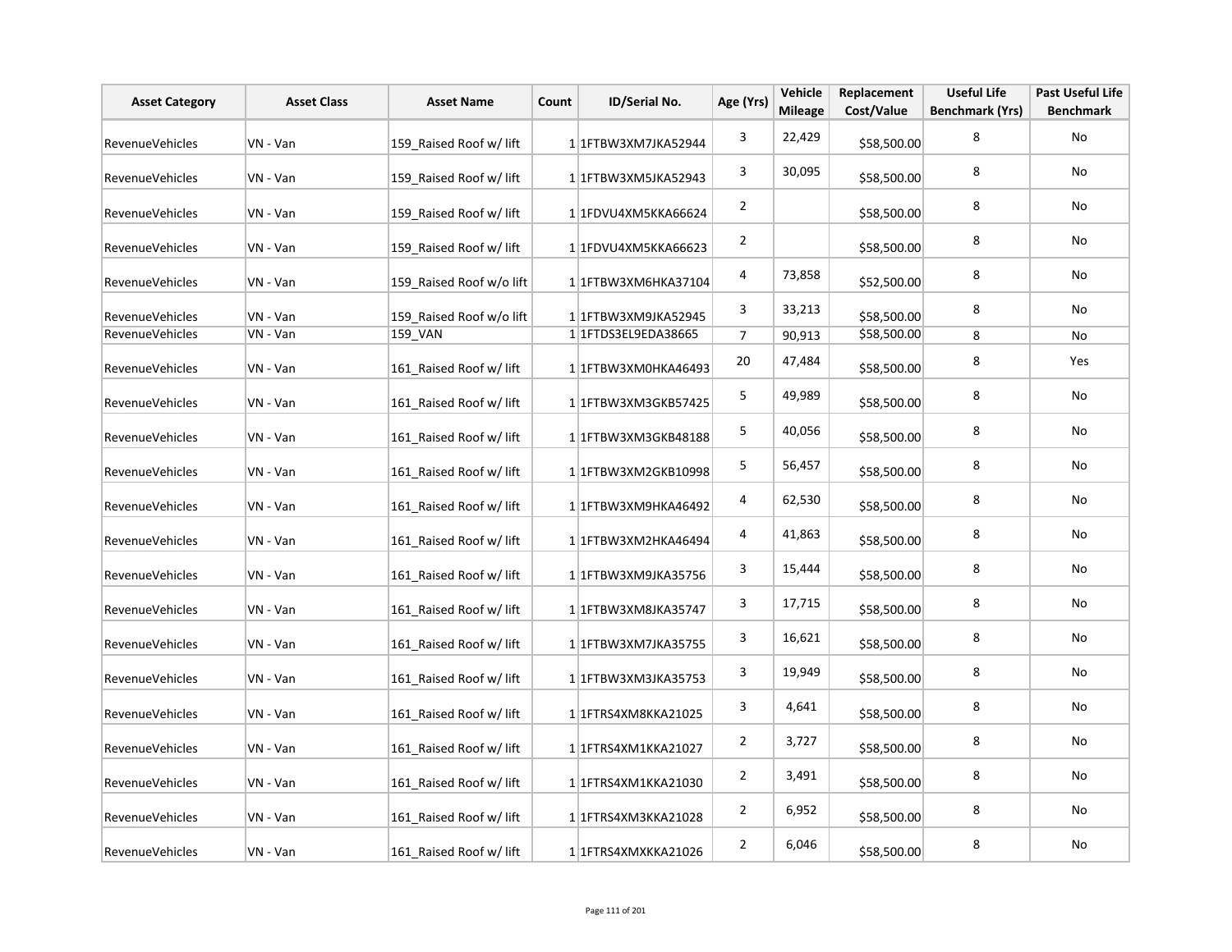| Asset Category | Asset Class | Asset Name | Count | ID/Serial No. | Age (Yrs) | Vehicle Mileage | Replacement Cost/Value | Useful Life Benchmark (Yrs) | Past Useful Life Benchmark |
|---|---|---|---|---|---|---|---|---|---|
| RevenueVehicles | VN - Van | 159_Raised Roof w/ lift | 1 | 1FTBW3XM7JKA52944 | 3 | 22,429 | $58,500.00 | 8 | No |
| RevenueVehicles | VN - Van | 159_Raised Roof w/ lift | 1 | 1FTBW3XM5JKA52943 | 3 | 30,095 | $58,500.00 | 8 | No |
| RevenueVehicles | VN - Van | 159_Raised Roof w/ lift | 1 | 1FDVU4XM5KKA66624 | 2 | | $58,500.00 | 8 | No |
| RevenueVehicles | VN - Van | 159_Raised Roof w/ lift | 1 | 1FDVU4XM5KKA66623 | 2 | | $58,500.00 | 8 | No |
| RevenueVehicles | VN - Van | 159_Raised Roof w/o lift | 1 | 1FTBW3XM6HKA37104 | 4 | 73,858 | $52,500.00 | 8 | No |
| RevenueVehicles | VN - Van | 159_Raised Roof w/o lift | 1 | 1FTBW3XM9JKA52945 | 3 | 33,213 | $58,500.00 | 8 | No |
| RevenueVehicles | VN - Van | 159_VAN | 1 | 1FTDS3EL9EDA38665 | 7 | 90,913 | $58,500.00 | 8 | No |
| RevenueVehicles | VN - Van | 161_Raised Roof w/ lift | 1 | 1FTBW3XM0HKA46493 | 20 | 47,484 | $58,500.00 | 8 | Yes |
| RevenueVehicles | VN - Van | 161_Raised Roof w/ lift | 1 | 1FTBW3XM3GKB57425 | 5 | 49,989 | $58,500.00 | 8 | No |
| RevenueVehicles | VN - Van | 161_Raised Roof w/ lift | 1 | 1FTBW3XM3GKB48188 | 5 | 40,056 | $58,500.00 | 8 | No |
| RevenueVehicles | VN - Van | 161_Raised Roof w/ lift | 1 | 1FTBW3XM2GKB10998 | 5 | 56,457 | $58,500.00 | 8 | No |
| RevenueVehicles | VN - Van | 161_Raised Roof w/ lift | 1 | 1FTBW3XM9HKA46492 | 4 | 62,530 | $58,500.00 | 8 | No |
| RevenueVehicles | VN - Van | 161_Raised Roof w/ lift | 1 | 1FTBW3XM2HKA46494 | 4 | 41,863 | $58,500.00 | 8 | No |
| RevenueVehicles | VN - Van | 161_Raised Roof w/ lift | 1 | 1FTBW3XM9JKA35756 | 3 | 15,444 | $58,500.00 | 8 | No |
| RevenueVehicles | VN - Van | 161_Raised Roof w/ lift | 1 | 1FTBW3XM8JKA35747 | 3 | 17,715 | $58,500.00 | 8 | No |
| RevenueVehicles | VN - Van | 161_Raised Roof w/ lift | 1 | 1FTBW3XM7JKA35755 | 3 | 16,621 | $58,500.00 | 8 | No |
| RevenueVehicles | VN - Van | 161_Raised Roof w/ lift | 1 | 1FTBW3XM3JKA35753 | 3 | 19,949 | $58,500.00 | 8 | No |
| RevenueVehicles | VN - Van | 161_Raised Roof w/ lift | 1 | 1FTRS4XM8KKA21025 | 3 | 4,641 | $58,500.00 | 8 | No |
| RevenueVehicles | VN - Van | 161_Raised Roof w/ lift | 1 | 1FTRS4XM1KKA21027 | 2 | 3,727 | $58,500.00 | 8 | No |
| RevenueVehicles | VN - Van | 161_Raised Roof w/ lift | 1 | 1FTRS4XM1KKA21030 | 2 | 3,491 | $58,500.00 | 8 | No |
| RevenueVehicles | VN - Van | 161_Raised Roof w/ lift | 1 | 1FTRS4XM3KKA21028 | 2 | 6,952 | $58,500.00 | 8 | No |
| RevenueVehicles | VN - Van | 161_Raised Roof w/ lift | 1 | 1FTRS4XMXKKA21026 | 2 | 6,046 | $58,500.00 | 8 | No |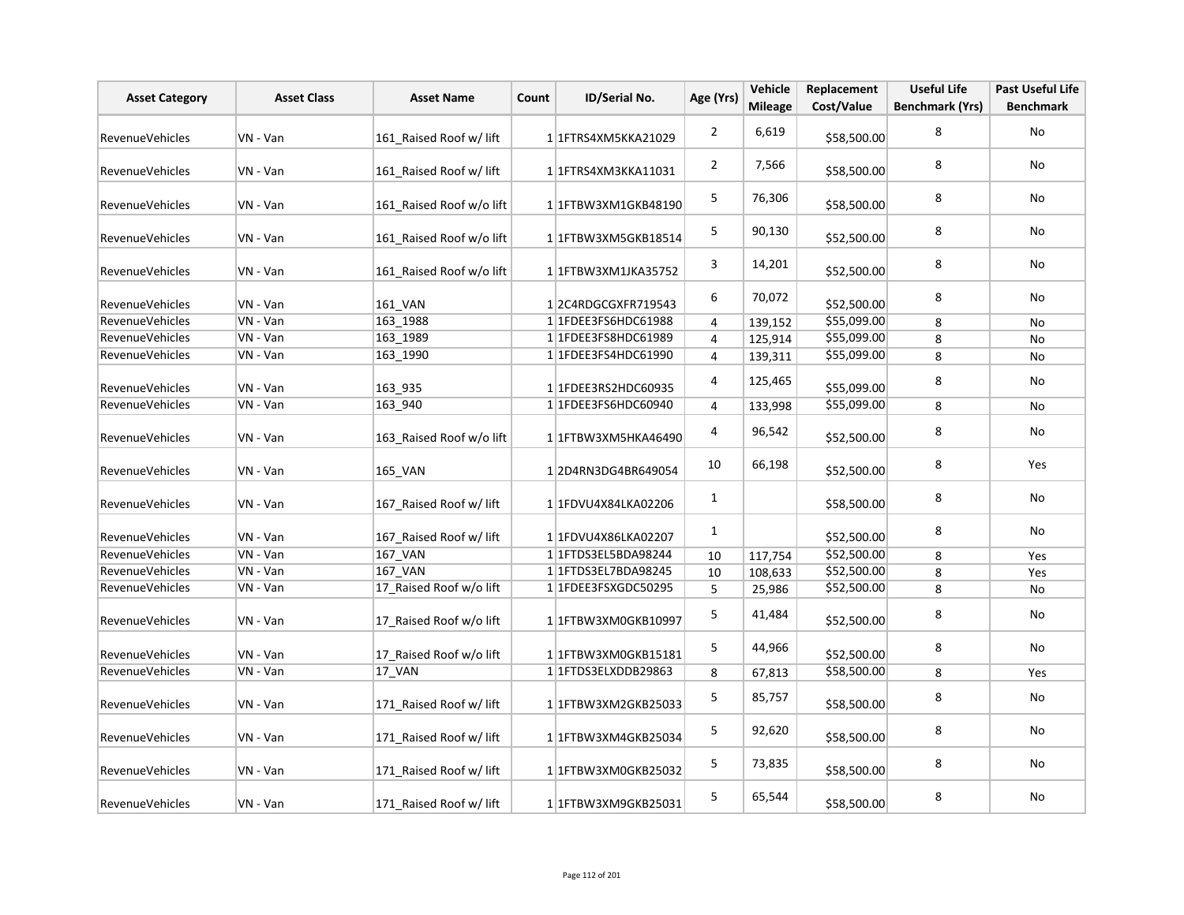| Asset Category | Asset Class | Asset Name | Count | ID/Serial No. | Age (Yrs) | Vehicle Mileage | Replacement Cost/Value | Useful Life Benchmark (Yrs) | Past Useful Life Benchmark |
|---|---|---|---|---|---|---|---|---|---|
| RevenueVehicles | VN - Van | 161_Raised Roof w/ lift | 1 | 1FTRS4XM5KKA21029 | 2 | 6,619 | $58,500.00 | 8 | No |
| RevenueVehicles | VN - Van | 161_Raised Roof w/ lift | 1 | 1FTRS4XM3KKA11031 | 2 | 7,566 | $58,500.00 | 8 | No |
| RevenueVehicles | VN - Van | 161_Raised Roof w/o lift | 1 | 1FTBW3XM1GKB48190 | 5 | 76,306 | $58,500.00 | 8 | No |
| RevenueVehicles | VN - Van | 161_Raised Roof w/o lift | 1 | 1FTBW3XM5GKB18514 | 5 | 90,130 | $52,500.00 | 8 | No |
| RevenueVehicles | VN - Van | 161_Raised Roof w/o lift | 1 | 1FTBW3XM1JKA35752 | 3 | 14,201 | $52,500.00 | 8 | No |
| RevenueVehicles | VN - Van | 161_VAN | 1 | 2C4RDGCGXFR719543 | 6 | 70,072 | $52,500.00 | 8 | No |
| RevenueVehicles | VN - Van | 163_1988 | 1 | 1FDEE3FS6HDC61988 | 4 | 139,152 | $55,099.00 | 8 | No |
| RevenueVehicles | VN - Van | 163_1989 | 1 | 1FDEE3FS8HDC61989 | 4 | 125,914 | $55,099.00 | 8 | No |
| RevenueVehicles | VN - Van | 163_1990 | 1 | 1FDEE3FS4HDC61990 | 4 | 139,311 | $55,099.00 | 8 | No |
| RevenueVehicles | VN - Van | 163_935 | 1 | 1FDEE3RS2HDC60935 | 4 | 125,465 | $55,099.00 | 8 | No |
| RevenueVehicles | VN - Van | 163_940 | 1 | 1FDEE3FS6HDC60940 | 4 | 133,998 | $55,099.00 | 8 | No |
| RevenueVehicles | VN - Van | 163_Raised Roof w/o lift | 1 | 1FTBW3XM5HKA46490 | 4 | 96,542 | $52,500.00 | 8 | No |
| RevenueVehicles | VN - Van | 165_VAN | 1 | 2D4RN3DG4BR649054 | 10 | 66,198 | $52,500.00 | 8 | Yes |
| RevenueVehicles | VN - Van | 167_Raised Roof w/ lift | 1 | 1FDVU4X84LKA02206 | 1 | | $58,500.00 | 8 | No |
| RevenueVehicles | VN - Van | 167_Raised Roof w/ lift | 1 | 1FDVU4X86LKA02207 | 1 | | $52,500.00 | 8 | No |
| RevenueVehicles | VN - Van | 167_VAN | 1 | 1FTDS3EL5BDA98244 | 10 | 117,754 | $52,500.00 | 8 | Yes |
| RevenueVehicles | VN - Van | 167_VAN | 1 | 1FTDS3EL7BDA98245 | 10 | 108,633 | $52,500.00 | 8 | Yes |
| RevenueVehicles | VN - Van | 17_Raised Roof w/o lift | 1 | 1FDEE3FSXGDC50295 | 5 | 25,986 | $52,500.00 | 8 | No |
| RevenueVehicles | VN - Van | 17_Raised Roof w/o lift | 1 | 1FTBW3XM0GKB10997 | 5 | 41,484 | $52,500.00 | 8 | No |
| RevenueVehicles | VN - Van | 17_Raised Roof w/o lift | 1 | 1FTBW3XM0GKB15181 | 5 | 44,966 | $52,500.00 | 8 | No |
| RevenueVehicles | VN - Van | 17_VAN | 1 | 1FTDS3ELXDDB29863 | 8 | 67,813 | $58,500.00 | 8 | Yes |
| RevenueVehicles | VN - Van | 171_Raised Roof w/ lift | 1 | 1FTBW3XM2GKB25033 | 5 | 85,757 | $58,500.00 | 8 | No |
| RevenueVehicles | VN - Van | 171_Raised Roof w/ lift | 1 | 1FTBW3XM4GKB25034 | 5 | 92,620 | $58,500.00 | 8 | No |
| RevenueVehicles | VN - Van | 171_Raised Roof w/ lift | 1 | 1FTBW3XM0GKB25032 | 5 | 73,835 | $58,500.00 | 8 | No |
| RevenueVehicles | VN - Van | 171_Raised Roof w/ lift | 1 | 1FTBW3XM9GKB25031 | 5 | 65,544 | $58,500.00 | 8 | No |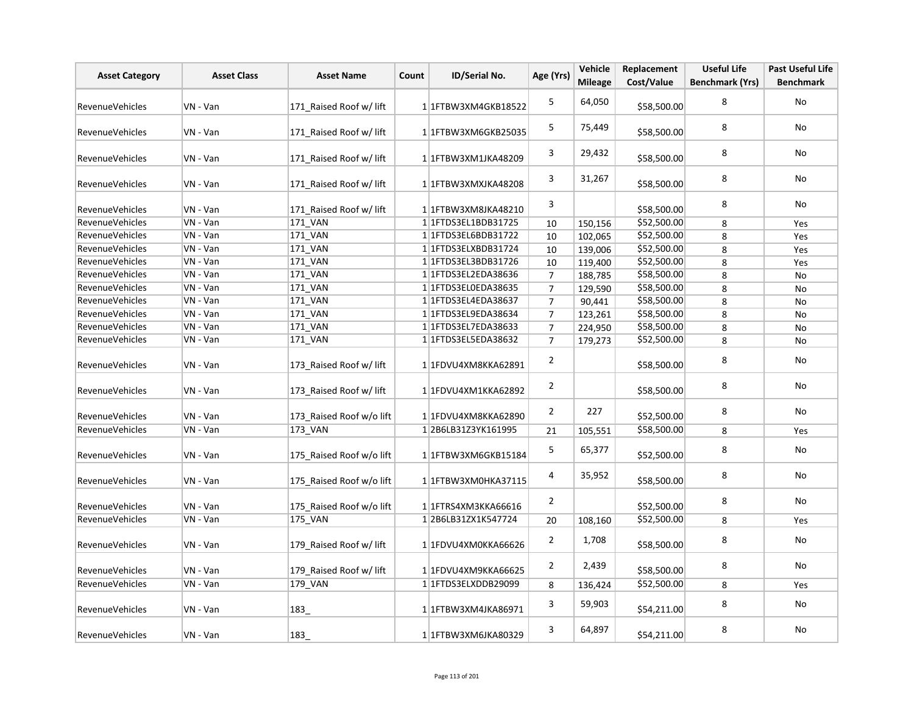| Asset Category | Asset Class | Asset Name | Count | ID/Serial No. | Age (Yrs) | Vehicle Mileage | Replacement Cost/Value | Useful Life Benchmark (Yrs) | Past Useful Life Benchmark |
|---|---|---|---|---|---|---|---|---|---|
| RevenueVehicles | VN - Van | 171_Raised Roof w/ lift | 1 | 1FTBW3XM4GKB18522 | 5 | 64,050 | $58,500.00 | 8 | No |
| RevenueVehicles | VN - Van | 171_Raised Roof w/ lift | 1 | 1FTBW3XM6GKB25035 | 5 | 75,449 | $58,500.00 | 8 | No |
| RevenueVehicles | VN - Van | 171_Raised Roof w/ lift | 1 | 1FTBW3XM1JKA48209 | 3 | 29,432 | $58,500.00 | 8 | No |
| RevenueVehicles | VN - Van | 171_Raised Roof w/ lift | 1 | 1FTBW3XMXJKA48208 | 3 | 31,267 | $58,500.00 | 8 | No |
| RevenueVehicles | VN - Van | 171_Raised Roof w/ lift | 1 | 1FTBW3XM8JKA48210 | 3 | | $58,500.00 | 8 | No |
| RevenueVehicles | VN - Van | 171_VAN | 1 | 1FTDS3EL1BDB31725 | 10 | 150,156 | $52,500.00 | 8 | Yes |
| RevenueVehicles | VN - Van | 171_VAN | 1 | 1FTDS3EL6BDB31722 | 10 | 102,065 | $52,500.00 | 8 | Yes |
| RevenueVehicles | VN - Van | 171_VAN | 1 | 1FTDS3ELXBDB31724 | 10 | 139,006 | $52,500.00 | 8 | Yes |
| RevenueVehicles | VN - Van | 171_VAN | 1 | 1FTDS3EL3BDB31726 | 10 | 119,400 | $52,500.00 | 8 | Yes |
| RevenueVehicles | VN - Van | 171_VAN | 1 | 1FTDS3EL2EDA38636 | 7 | 188,785 | $58,500.00 | 8 | No |
| RevenueVehicles | VN - Van | 171_VAN | 1 | 1FTDS3EL0EDA38635 | 7 | 129,590 | $58,500.00 | 8 | No |
| RevenueVehicles | VN - Van | 171_VAN | 1 | 1FTDS3EL4EDA38637 | 7 | 90,441 | $58,500.00 | 8 | No |
| RevenueVehicles | VN - Van | 171_VAN | 1 | 1FTDS3EL9EDA38634 | 7 | 123,261 | $58,500.00 | 8 | No |
| RevenueVehicles | VN - Van | 171_VAN | 1 | 1FTDS3EL7EDA38633 | 7 | 224,950 | $58,500.00 | 8 | No |
| RevenueVehicles | VN - Van | 171_VAN | 1 | 1FTDS3EL5EDA38632 | 7 | 179,273 | $52,500.00 | 8 | No |
| RevenueVehicles | VN - Van | 173_Raised Roof w/ lift | 1 | 1FDVU4XM8KKA62891 | 2 | | $58,500.00 | 8 | No |
| RevenueVehicles | VN - Van | 173_Raised Roof w/ lift | 1 | 1FDVU4XM1KKA62892 | 2 | | $58,500.00 | 8 | No |
| RevenueVehicles | VN - Van | 173_Raised Roof w/o lift | 1 | 1FDVU4XM8KKA62890 | 2 | 227 | $52,500.00 | 8 | No |
| RevenueVehicles | VN - Van | 173_VAN | 1 | 2B6LB31Z3YK161995 | 21 | 105,551 | $58,500.00 | 8 | Yes |
| RevenueVehicles | VN - Van | 175_Raised Roof w/o lift | 1 | 1FTBW3XM6GKB15184 | 5 | 65,377 | $52,500.00 | 8 | No |
| RevenueVehicles | VN - Van | 175_Raised Roof w/o lift | 1 | 1FTBW3XM0HKA37115 | 4 | 35,952 | $58,500.00 | 8 | No |
| RevenueVehicles | VN - Van | 175_Raised Roof w/o lift | 1 | 1FTRS4XM3KKA66616 | 2 | | $52,500.00 | 8 | No |
| RevenueVehicles | VN - Van | 175_VAN | 1 | 2B6LB31ZX1K547724 | 20 | 108,160 | $52,500.00 | 8 | Yes |
| RevenueVehicles | VN - Van | 179_Raised Roof w/ lift | 1 | 1FDVU4XM0KKA66626 | 2 | 1,708 | $58,500.00 | 8 | No |
| RevenueVehicles | VN - Van | 179_Raised Roof w/ lift | 1 | 1FDVU4XM9KKA66625 | 2 | 2,439 | $58,500.00 | 8 | No |
| RevenueVehicles | VN - Van | 179_VAN | 1 | 1FTDS3ELXDDB29099 | 8 | 136,424 | $52,500.00 | 8 | Yes |
| RevenueVehicles | VN - Van | 183_ | 1 | 1FTBW3XM4JKA86971 | 3 | 59,903 | $54,211.00 | 8 | No |
| RevenueVehicles | VN - Van | 183_ | 1 | 1FTBW3XM6JKA80329 | 3 | 64,897 | $54,211.00 | 8 | No |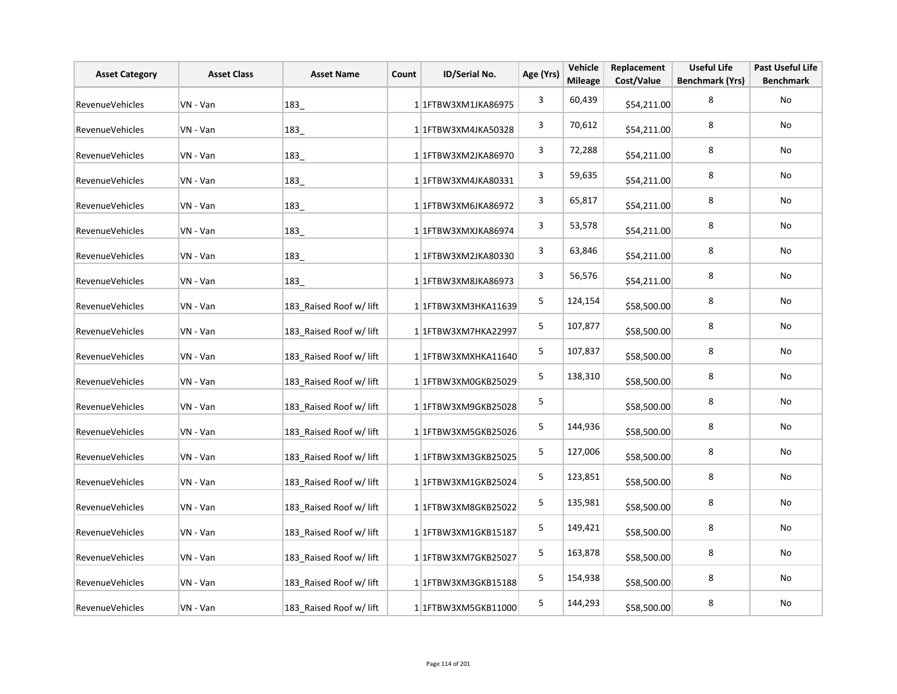| Asset Category | Asset Class | Asset Name | Count | ID/Serial No. | Age (Yrs) | Vehicle Mileage | Replacement Cost/Value | Useful Life Benchmark (Yrs) | Past Useful Life Benchmark |
|---|---|---|---|---|---|---|---|---|---|
| RevenueVehicles | VN - Van | 183_ | 1 | 1FTBW3XM1JKA86975 | 3 | 60,439 | $54,211.00 | 8 | No |
| RevenueVehicles | VN - Van | 183_ | 1 | 1FTBW3XM4JKA50328 | 3 | 70,612 | $54,211.00 | 8 | No |
| RevenueVehicles | VN - Van | 183_ | 1 | 1FTBW3XM2JKA86970 | 3 | 72,288 | $54,211.00 | 8 | No |
| RevenueVehicles | VN - Van | 183_ | 1 | 1FTBW3XM4JKA80331 | 3 | 59,635 | $54,211.00 | 8 | No |
| RevenueVehicles | VN - Van | 183_ | 1 | 1FTBW3XM6JKA86972 | 3 | 65,817 | $54,211.00 | 8 | No |
| RevenueVehicles | VN - Van | 183_ | 1 | 1FTBW3XMXJKA86974 | 3 | 53,578 | $54,211.00 | 8 | No |
| RevenueVehicles | VN - Van | 183_ | 1 | 1FTBW3XM2JKA80330 | 3 | 63,846 | $54,211.00 | 8 | No |
| RevenueVehicles | VN - Van | 183_ | 1 | 1FTBW3XM8JKA86973 | 3 | 56,576 | $54,211.00 | 8 | No |
| RevenueVehicles | VN - Van | 183_Raised Roof w/ lift | 1 | 1FTBW3XM3HKA11639 | 5 | 124,154 | $58,500.00 | 8 | No |
| RevenueVehicles | VN - Van | 183_Raised Roof w/ lift | 1 | 1FTBW3XM7HKA22997 | 5 | 107,877 | $58,500.00 | 8 | No |
| RevenueVehicles | VN - Van | 183_Raised Roof w/ lift | 1 | 1FTBW3XMXHKA11640 | 5 | 107,837 | $58,500.00 | 8 | No |
| RevenueVehicles | VN - Van | 183_Raised Roof w/ lift | 1 | 1FTBW3XM0GKB25029 | 5 | 138,310 | $58,500.00 | 8 | No |
| RevenueVehicles | VN - Van | 183_Raised Roof w/ lift | 1 | 1FTBW3XM9GKB25028 | 5 | | $58,500.00 | 8 | No |
| RevenueVehicles | VN - Van | 183_Raised Roof w/ lift | 1 | 1FTBW3XM5GKB25026 | 5 | 144,936 | $58,500.00 | 8 | No |
| RevenueVehicles | VN - Van | 183_Raised Roof w/ lift | 1 | 1FTBW3XM3GKB25025 | 5 | 127,006 | $58,500.00 | 8 | No |
| RevenueVehicles | VN - Van | 183_Raised Roof w/ lift | 1 | 1FTBW3XM1GKB25024 | 5 | 123,851 | $58,500.00 | 8 | No |
| RevenueVehicles | VN - Van | 183_Raised Roof w/ lift | 1 | 1FTBW3XM8GKB25022 | 5 | 135,981 | $58,500.00 | 8 | No |
| RevenueVehicles | VN - Van | 183_Raised Roof w/ lift | 1 | 1FTBW3XM1GKB15187 | 5 | 149,421 | $58,500.00 | 8 | No |
| RevenueVehicles | VN - Van | 183_Raised Roof w/ lift | 1 | 1FTBW3XM7GKB25027 | 5 | 163,878 | $58,500.00 | 8 | No |
| RevenueVehicles | VN - Van | 183_Raised Roof w/ lift | 1 | 1FTBW3XM3GKB15188 | 5 | 154,938 | $58,500.00 | 8 | No |
| RevenueVehicles | VN - Van | 183_Raised Roof w/ lift | 1 | 1FTBW3XM5GKB11000 | 5 | 144,293 | $58,500.00 | 8 | No |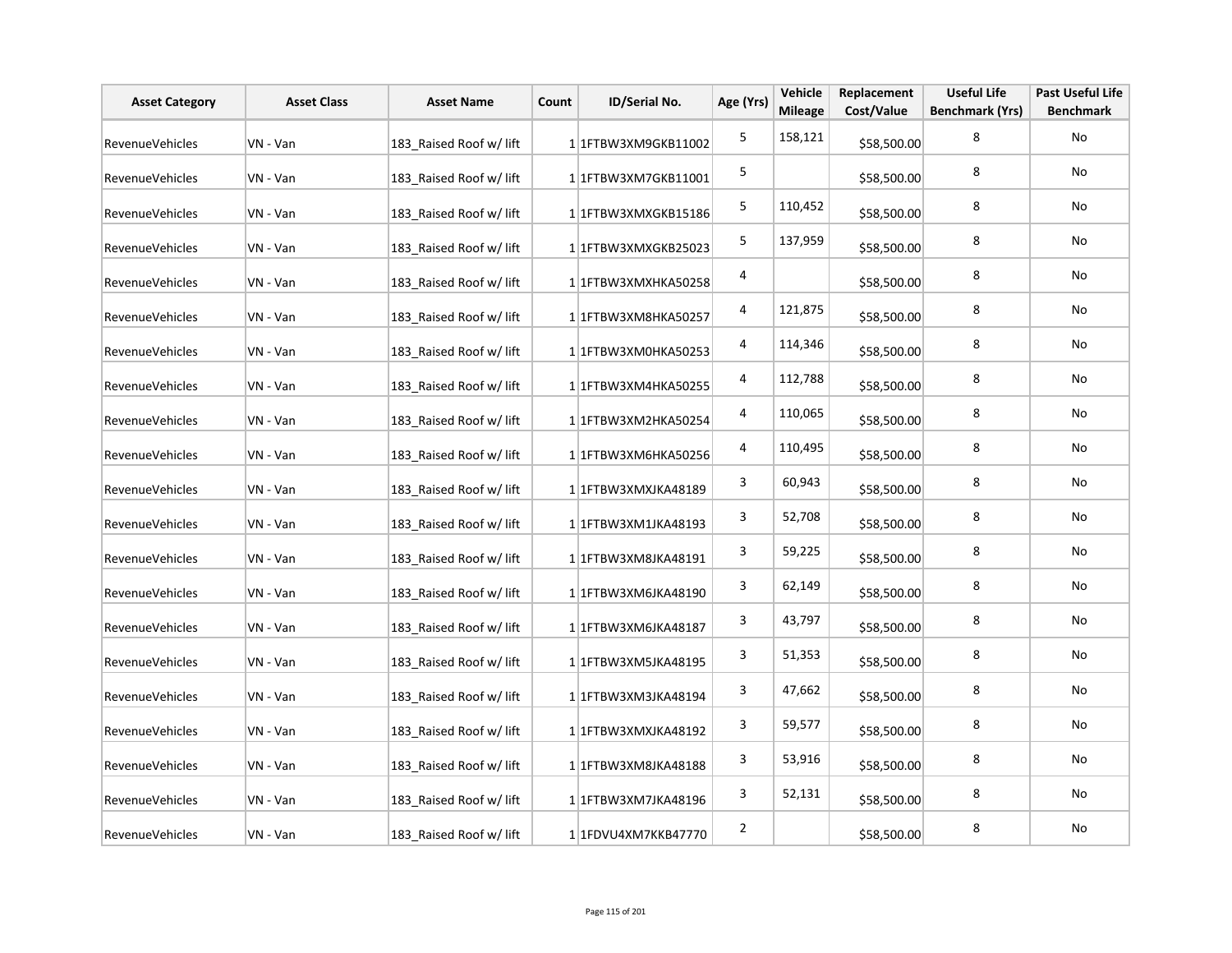| Asset Category | Asset Class | Asset Name | Count | ID/Serial No. | Age (Yrs) | Vehicle Mileage | Replacement Cost/Value | Useful Life Benchmark (Yrs) | Past Useful Life Benchmark |
|---|---|---|---|---|---|---|---|---|---|
| RevenueVehicles | VN - Van | 183_Raised Roof w/ lift | 1 | 1FTBW3XM9GKB11002 | 5 | 158,121 | $58,500.00 | 8 | No |
| RevenueVehicles | VN - Van | 183_Raised Roof w/ lift | 1 | 1FTBW3XM7GKB11001 | 5 | | $58,500.00 | 8 | No |
| RevenueVehicles | VN - Van | 183_Raised Roof w/ lift | 1 | 1FTBW3XMXGKB15186 | 5 | 110,452 | $58,500.00 | 8 | No |
| RevenueVehicles | VN - Van | 183_Raised Roof w/ lift | 1 | 1FTBW3XMXGKB25023 | 5 | 137,959 | $58,500.00 | 8 | No |
| RevenueVehicles | VN - Van | 183_Raised Roof w/ lift | 1 | 1FTBW3XMXHKA50258 | 4 | | $58,500.00 | 8 | No |
| RevenueVehicles | VN - Van | 183_Raised Roof w/ lift | 1 | 1FTBW3XM8HKA50257 | 4 | 121,875 | $58,500.00 | 8 | No |
| RevenueVehicles | VN - Van | 183_Raised Roof w/ lift | 1 | 1FTBW3XM0HKA50253 | 4 | 114,346 | $58,500.00 | 8 | No |
| RevenueVehicles | VN - Van | 183_Raised Roof w/ lift | 1 | 1FTBW3XM4HKA50255 | 4 | 112,788 | $58,500.00 | 8 | No |
| RevenueVehicles | VN - Van | 183_Raised Roof w/ lift | 1 | 1FTBW3XM2HKA50254 | 4 | 110,065 | $58,500.00 | 8 | No |
| RevenueVehicles | VN - Van | 183_Raised Roof w/ lift | 1 | 1FTBW3XM6HKA50256 | 4 | 110,495 | $58,500.00 | 8 | No |
| RevenueVehicles | VN - Van | 183_Raised Roof w/ lift | 1 | 1FTBW3XMXJKA48189 | 3 | 60,943 | $58,500.00 | 8 | No |
| RevenueVehicles | VN - Van | 183_Raised Roof w/ lift | 1 | 1FTBW3XM1JKA48193 | 3 | 52,708 | $58,500.00 | 8 | No |
| RevenueVehicles | VN - Van | 183_Raised Roof w/ lift | 1 | 1FTBW3XM8JKA48191 | 3 | 59,225 | $58,500.00 | 8 | No |
| RevenueVehicles | VN - Van | 183_Raised Roof w/ lift | 1 | 1FTBW3XM6JKA48190 | 3 | 62,149 | $58,500.00 | 8 | No |
| RevenueVehicles | VN - Van | 183_Raised Roof w/ lift | 1 | 1FTBW3XM6JKA48187 | 3 | 43,797 | $58,500.00 | 8 | No |
| RevenueVehicles | VN - Van | 183_Raised Roof w/ lift | 1 | 1FTBW3XM5JKA48195 | 3 | 51,353 | $58,500.00 | 8 | No |
| RevenueVehicles | VN - Van | 183_Raised Roof w/ lift | 1 | 1FTBW3XM3JKA48194 | 3 | 47,662 | $58,500.00 | 8 | No |
| RevenueVehicles | VN - Van | 183_Raised Roof w/ lift | 1 | 1FTBW3XMXJKA48192 | 3 | 59,577 | $58,500.00 | 8 | No |
| RevenueVehicles | VN - Van | 183_Raised Roof w/ lift | 1 | 1FTBW3XM8JKA48188 | 3 | 53,916 | $58,500.00 | 8 | No |
| RevenueVehicles | VN - Van | 183_Raised Roof w/ lift | 1 | 1FTBW3XM7JKA48196 | 3 | 52,131 | $58,500.00 | 8 | No |
| RevenueVehicles | VN - Van | 183_Raised Roof w/ lift | 1 | 1FDVU4XM7KKB47770 | 2 | | $58,500.00 | 8 | No |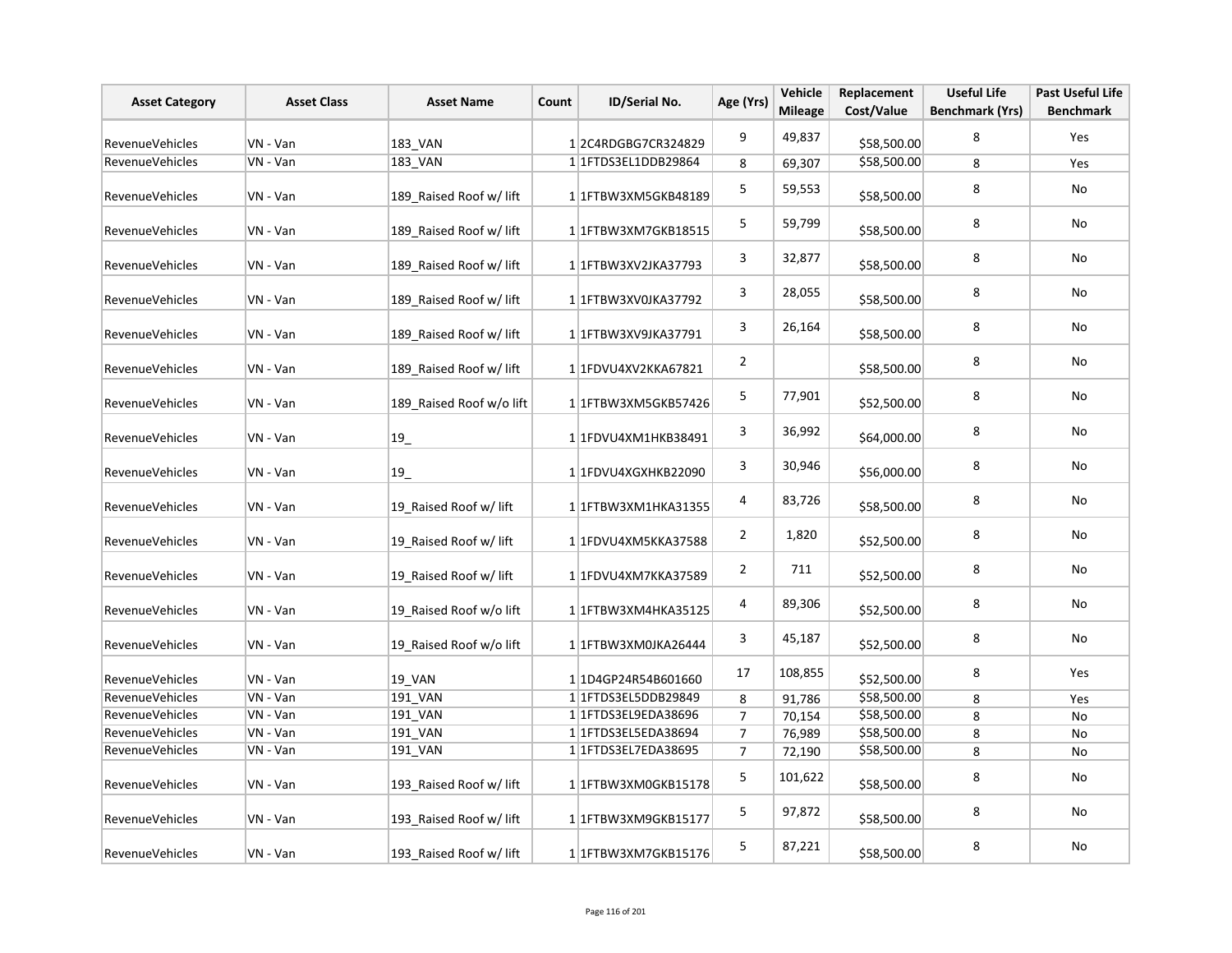| Asset Category | Asset Class | Asset Name | Count | ID/Serial No. | Age (Yrs) | Vehicle Mileage | Replacement Cost/Value | Useful Life Benchmark (Yrs) | Past Useful Life Benchmark |
|---|---|---|---|---|---|---|---|---|---|
| RevenueVehicles | VN - Van | 183_VAN | 1 | 2C4RDGBG7CR324829 | 9 | 49,837 | $58,500.00 | 8 | Yes |
| RevenueVehicles | VN - Van | 183_VAN | 1 | 1FTDS3EL1DDB29864 | 8 | 69,307 | $58,500.00 | 8 | Yes |
| RevenueVehicles | VN - Van | 189_Raised Roof w/ lift | 1 | 1FTBW3XM5GKB48189 | 5 | 59,553 | $58,500.00 | 8 | No |
| RevenueVehicles | VN - Van | 189_Raised Roof w/ lift | 1 | 1FTBW3XM7GKB18515 | 5 | 59,799 | $58,500.00 | 8 | No |
| RevenueVehicles | VN - Van | 189_Raised Roof w/ lift | 1 | 1FTBW3XV2JKA37793 | 3 | 32,877 | $58,500.00 | 8 | No |
| RevenueVehicles | VN - Van | 189_Raised Roof w/ lift | 1 | 1FTBW3XV0JKA37792 | 3 | 28,055 | $58,500.00 | 8 | No |
| RevenueVehicles | VN - Van | 189_Raised Roof w/ lift | 1 | 1FTBW3XV9JKA37791 | 3 | 26,164 | $58,500.00 | 8 | No |
| RevenueVehicles | VN - Van | 189_Raised Roof w/ lift | 1 | 1FDVU4XV2KKA67821 | 2 | | $58,500.00 | 8 | No |
| RevenueVehicles | VN - Van | 189_Raised Roof w/o lift | 1 | 1FTBW3XM5GKB57426 | 5 | 77,901 | $52,500.00 | 8 | No |
| RevenueVehicles | VN - Van | 19_ | 1 | 1FDVU4XM1HKB38491 | 3 | 36,992 | $64,000.00 | 8 | No |
| RevenueVehicles | VN - Van | 19_ | 1 | 1FDVU4XGXHKB22090 | 3 | 30,946 | $56,000.00 | 8 | No |
| RevenueVehicles | VN - Van | 19_Raised Roof w/ lift | 1 | 1FTBW3XM1HKA31355 | 4 | 83,726 | $58,500.00 | 8 | No |
| RevenueVehicles | VN - Van | 19_Raised Roof w/ lift | 1 | 1FDVU4XM5KKA37588 | 2 | 1,820 | $52,500.00 | 8 | No |
| RevenueVehicles | VN - Van | 19_Raised Roof w/ lift | 1 | 1FDVU4XM7KKA37589 | 2 | 711 | $52,500.00 | 8 | No |
| RevenueVehicles | VN - Van | 19_Raised Roof w/o lift | 1 | 1FTBW3XM4HKA35125 | 4 | 89,306 | $52,500.00 | 8 | No |
| RevenueVehicles | VN - Van | 19_Raised Roof w/o lift | 1 | 1FTBW3XM0JKA26444 | 3 | 45,187 | $52,500.00 | 8 | No |
| RevenueVehicles | VN - Van | 19_VAN | 1 | 1D4GP24R54B601660 | 17 | 108,855 | $52,500.00 | 8 | Yes |
| RevenueVehicles | VN - Van | 191_VAN | 1 | 1FTDS3EL5DDB29849 | 8 | 91,786 | $58,500.00 | 8 | Yes |
| RevenueVehicles | VN - Van | 191_VAN | 1 | 1FTDS3EL9EDA38696 | 7 | 70,154 | $58,500.00 | 8 | No |
| RevenueVehicles | VN - Van | 191_VAN | 1 | 1FTDS3EL5EDA38694 | 7 | 76,989 | $58,500.00 | 8 | No |
| RevenueVehicles | VN - Van | 191_VAN | 1 | 1FTDS3EL7EDA38695 | 7 | 72,190 | $58,500.00 | 8 | No |
| RevenueVehicles | VN - Van | 193_Raised Roof w/ lift | 1 | 1FTBW3XM0GKB15178 | 5 | 101,622 | $58,500.00 | 8 | No |
| RevenueVehicles | VN - Van | 193_Raised Roof w/ lift | 1 | 1FTBW3XM9GKB15177 | 5 | 97,872 | $58,500.00 | 8 | No |
| RevenueVehicles | VN - Van | 193_Raised Roof w/ lift | 1 | 1FTBW3XM7GKB15176 | 5 | 87,221 | $58,500.00 | 8 | No |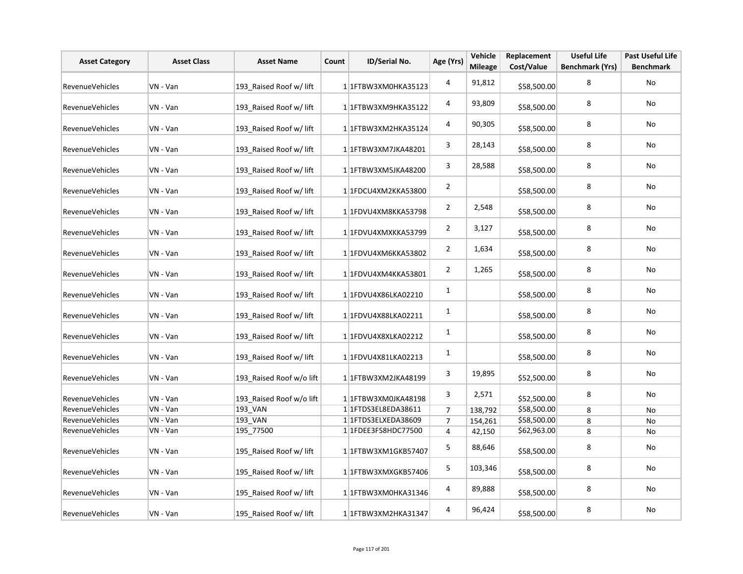| Asset Category | Asset Class | Asset Name | Count | ID/Serial No. | Age (Yrs) | Vehicle Mileage | Replacement Cost/Value | Useful Life Benchmark (Yrs) | Past Useful Life Benchmark |
|---|---|---|---|---|---|---|---|---|---|
| RevenueVehicles | VN - Van | 193_Raised Roof w/ lift | 1 | 1FTBW3XM0HKA35123 | 4 | 91,812 | $58,500.00 | 8 | No |
| RevenueVehicles | VN - Van | 193_Raised Roof w/ lift | 1 | 1FTBW3XM9HKA35122 | 4 | 93,809 | $58,500.00 | 8 | No |
| RevenueVehicles | VN - Van | 193_Raised Roof w/ lift | 1 | 1FTBW3XM2HKA35124 | 4 | 90,305 | $58,500.00 | 8 | No |
| RevenueVehicles | VN - Van | 193_Raised Roof w/ lift | 1 | 1FTBW3XM7JKA48201 | 3 | 28,143 | $58,500.00 | 8 | No |
| RevenueVehicles | VN - Van | 193_Raised Roof w/ lift | 1 | 1FTBW3XM5JKA48200 | 3 | 28,588 | $58,500.00 | 8 | No |
| RevenueVehicles | VN - Van | 193_Raised Roof w/ lift | 1 | 1FDCU4XM2KKA53800 | 2 | | $58,500.00 | 8 | No |
| RevenueVehicles | VN - Van | 193_Raised Roof w/ lift | 1 | 1FDVU4XM8KKA53798 | 2 | 2,548 | $58,500.00 | 8 | No |
| RevenueVehicles | VN - Van | 193_Raised Roof w/ lift | 1 | 1FDVU4XMXKKA53799 | 2 | 3,127 | $58,500.00 | 8 | No |
| RevenueVehicles | VN - Van | 193_Raised Roof w/ lift | 1 | 1FDVU4XM6KKA53802 | 2 | 1,634 | $58,500.00 | 8 | No |
| RevenueVehicles | VN - Van | 193_Raised Roof w/ lift | 1 | 1FDVU4XM4KKA53801 | 2 | 1,265 | $58,500.00 | 8 | No |
| RevenueVehicles | VN - Van | 193_Raised Roof w/ lift | 1 | 1FDVU4X86LKA02210 | 1 | | $58,500.00 | 8 | No |
| RevenueVehicles | VN - Van | 193_Raised Roof w/ lift | 1 | 1FDVU4X88LKA02211 | 1 | | $58,500.00 | 8 | No |
| RevenueVehicles | VN - Van | 193_Raised Roof w/ lift | 1 | 1FDVU4X8XLKA02212 | 1 | | $58,500.00 | 8 | No |
| RevenueVehicles | VN - Van | 193_Raised Roof w/ lift | 1 | 1FDVU4X81LKA02213 | 1 | | $58,500.00 | 8 | No |
| RevenueVehicles | VN - Van | 193_Raised Roof w/o lift | 1 | 1FTBW3XM2JKA48199 | 3 | 19,895 | $52,500.00 | 8 | No |
| RevenueVehicles | VN - Van | 193_Raised Roof w/o lift | 1 | 1FTBW3XM0JKA48198 | 3 | 2,571 | $52,500.00 | 8 | No |
| RevenueVehicles | VN - Van | 193_VAN | 1 | 1FTDS3EL8EDA38611 | 7 | 138,792 | $58,500.00 | 8 | No |
| RevenueVehicles | VN - Van | 193_VAN | 1 | 1FTDS3ELXEDA38609 | 7 | 154,261 | $58,500.00 | 8 | No |
| RevenueVehicles | VN - Van | 195_77500 | 1 | 1FDEE3FS8HDC77500 | 4 | 42,150 | $62,963.00 | 8 | No |
| RevenueVehicles | VN - Van | 195_Raised Roof w/ lift | 1 | 1FTBW3XM1GKB57407 | 5 | 88,646 | $58,500.00 | 8 | No |
| RevenueVehicles | VN - Van | 195_Raised Roof w/ lift | 1 | 1FTBW3XMXGKB57406 | 5 | 103,346 | $58,500.00 | 8 | No |
| RevenueVehicles | VN - Van | 195_Raised Roof w/ lift | 1 | 1FTBW3XM0HKA31346 | 4 | 89,888 | $58,500.00 | 8 | No |
| RevenueVehicles | VN - Van | 195_Raised Roof w/ lift | 1 | 1FTBW3XM2HKA31347 | 4 | 96,424 | $58,500.00 | 8 | No |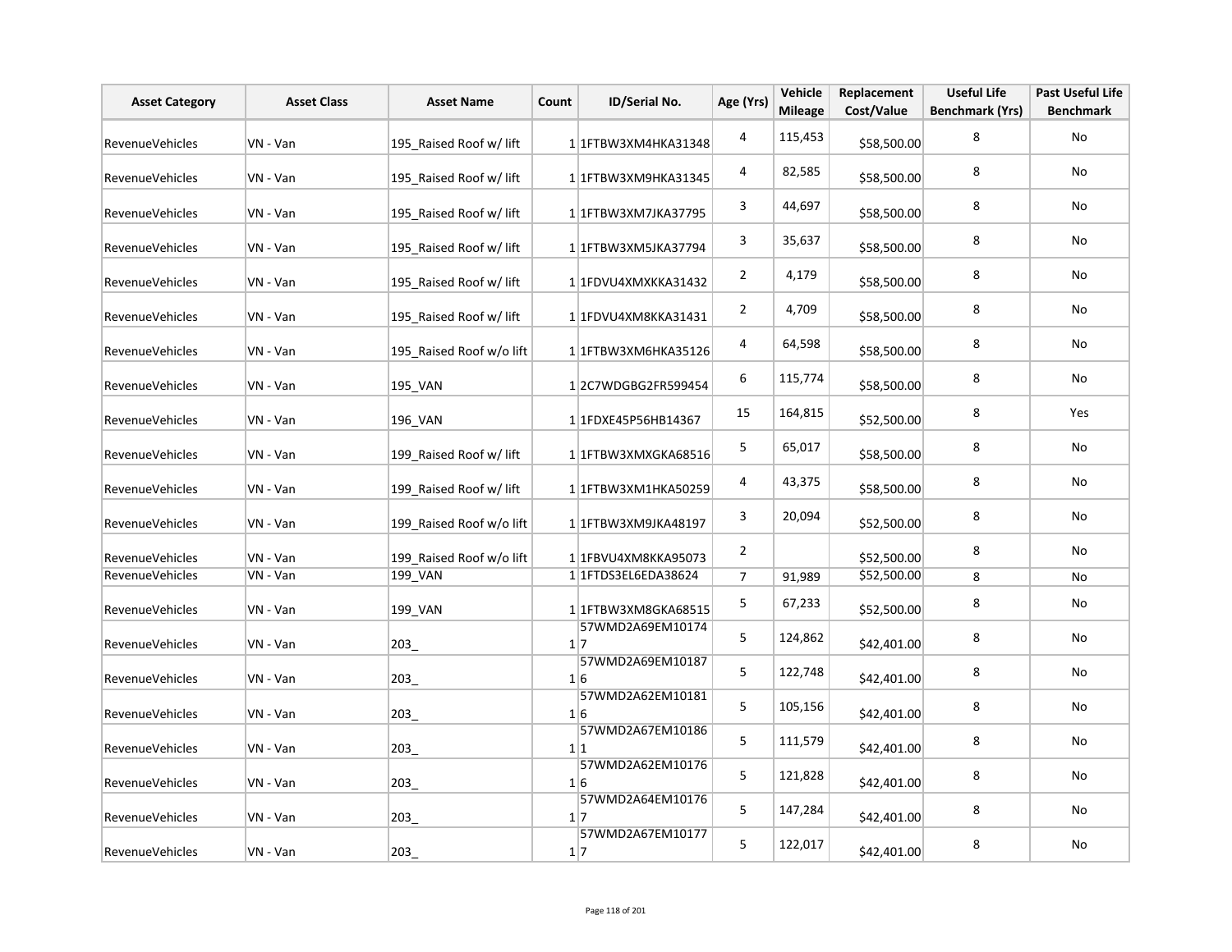| Asset Category | Asset Class | Asset Name | Count | ID/Serial No. | Age (Yrs) | Vehicle Mileage | Replacement Cost/Value | Useful Life Benchmark (Yrs) | Past Useful Life Benchmark |
|---|---|---|---|---|---|---|---|---|---|
| RevenueVehicles | VN - Van | 195_Raised Roof w/ lift | 1 | 1FTBW3XM4HKA31348 | 4 | 115,453 | $58,500.00 | 8 | No |
| RevenueVehicles | VN - Van | 195_Raised Roof w/ lift | 1 | 1FTBW3XM9HKA31345 | 4 | 82,585 | $58,500.00 | 8 | No |
| RevenueVehicles | VN - Van | 195_Raised Roof w/ lift | 1 | 1FTBW3XM7JKA37795 | 3 | 44,697 | $58,500.00 | 8 | No |
| RevenueVehicles | VN - Van | 195_Raised Roof w/ lift | 1 | 1FTBW3XM5JKA37794 | 3 | 35,637 | $58,500.00 | 8 | No |
| RevenueVehicles | VN - Van | 195_Raised Roof w/ lift | 1 | 1FDVU4XMXKKA31432 | 2 | 4,179 | $58,500.00 | 8 | No |
| RevenueVehicles | VN - Van | 195_Raised Roof w/ lift | 1 | 1FDVU4XM8KKA31431 | 2 | 4,709 | $58,500.00 | 8 | No |
| RevenueVehicles | VN - Van | 195_Raised Roof w/o lift | 1 | 1FTBW3XM6HKA35126 | 4 | 64,598 | $58,500.00 | 8 | No |
| RevenueVehicles | VN - Van | 195_VAN | 1 | 2C7WDGBG2FR599454 | 6 | 115,774 | $58,500.00 | 8 | No |
| RevenueVehicles | VN - Van | 196_VAN | 1 | 1FDXE45P56HB14367 | 15 | 164,815 | $52,500.00 | 8 | Yes |
| RevenueVehicles | VN - Van | 199_Raised Roof w/ lift | 1 | 1FTBW3XMXGKA68516 | 5 | 65,017 | $58,500.00 | 8 | No |
| RevenueVehicles | VN - Van | 199_Raised Roof w/ lift | 1 | 1FTBW3XM1HKA50259 | 4 | 43,375 | $58,500.00 | 8 | No |
| RevenueVehicles | VN - Van | 199_Raised Roof w/o lift | 1 | 1FTBW3XM9JKA48197 | 3 | 20,094 | $52,500.00 | 8 | No |
| RevenueVehicles | VN - Van | 199_Raised Roof w/o lift | 1 | 1FBVU4XM8KKA95073 | 2 | | $52,500.00 | 8 | No |
| RevenueVehicles | VN - Van | 199_VAN | 1 | 1FTDS3EL6EDA38624 | 7 | 91,989 | $52,500.00 | 8 | No |
| RevenueVehicles | VN - Van | 199_VAN | 1 | 1FTBW3XM8GKA68515 | 5 | 67,233 | $52,500.00 | 8 | No |
| RevenueVehicles | VN - Van | 203_ | 1 | 57WMD2A69EM101747 | 5 | 124,862 | $42,401.00 | 8 | No |
| RevenueVehicles | VN - Van | 203_ | 1 | 57WMD2A69EM101876 | 5 | 122,748 | $42,401.00 | 8 | No |
| RevenueVehicles | VN - Van | 203_ | 1 | 57WMD2A62EM101816 | 5 | 105,156 | $42,401.00 | 8 | No |
| RevenueVehicles | VN - Van | 203_ | 1 | 57WMD2A67EM101861 | 5 | 111,579 | $42,401.00 | 8 | No |
| RevenueVehicles | VN - Van | 203_ | 1 | 57WMD2A62EM101766 | 5 | 121,828 | $42,401.00 | 8 | No |
| RevenueVehicles | VN - Van | 203_ | 1 | 57WMD2A64EM101767 | 5 | 147,284 | $42,401.00 | 8 | No |
| RevenueVehicles | VN - Van | 203_ | 1 | 57WMD2A67EM101777 | 5 | 122,017 | $42,401.00 | 8 | No |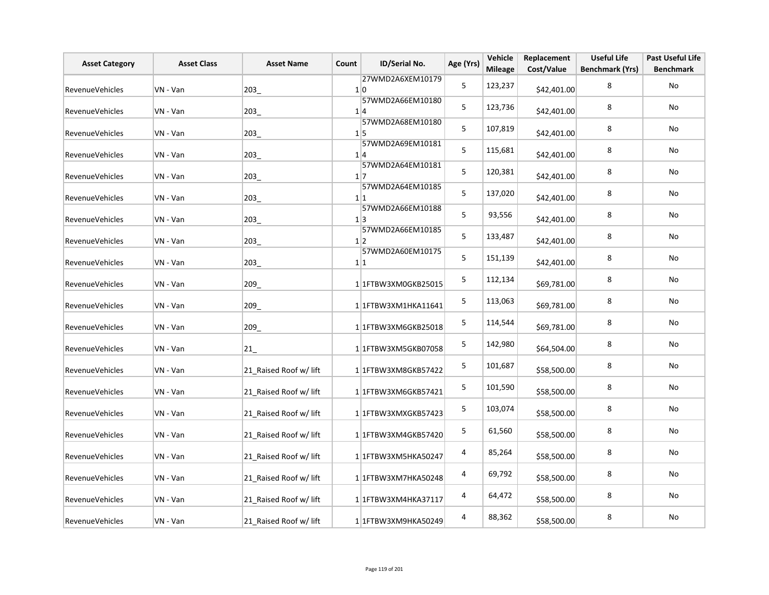| Asset Category | Asset Class | Asset Name | Count | ID/Serial No. | Age (Yrs) | Vehicle Mileage | Replacement Cost/Value | Useful Life Benchmark (Yrs) | Past Useful Life Benchmark |
|---|---|---|---|---|---|---|---|---|---|
| RevenueVehicles | VN - Van | 203_ | 1 | 27WMD2A6XEM101790 | 5 | 123,237 | $42,401.00 | 8 | No |
| RevenueVehicles | VN - Van | 203_ | 1 | 57WMD2A66EM101804 | 5 | 123,736 | $42,401.00 | 8 | No |
| RevenueVehicles | VN - Van | 203_ | 1 | 57WMD2A68EM101805 | 5 | 107,819 | $42,401.00 | 8 | No |
| RevenueVehicles | VN - Van | 203_ | 1 | 57WMD2A69EM101814 | 5 | 115,681 | $42,401.00 | 8 | No |
| RevenueVehicles | VN - Van | 203_ | 1 | 57WMD2A64EM101817 | 5 | 120,381 | $42,401.00 | 8 | No |
| RevenueVehicles | VN - Van | 203_ | 1 | 57WMD2A64EM101851 | 5 | 137,020 | $42,401.00 | 8 | No |
| RevenueVehicles | VN - Van | 203_ | 1 | 57WMD2A66EM101883 | 5 | 93,556 | $42,401.00 | 8 | No |
| RevenueVehicles | VN - Van | 203_ | 1 | 57WMD2A66EM101852 | 5 | 133,487 | $42,401.00 | 8 | No |
| RevenueVehicles | VN - Van | 203_ | 1 | 57WMD2A60EM101751 | 5 | 151,139 | $42,401.00 | 8 | No |
| RevenueVehicles | VN - Van | 209_ | 1 | 1FTBW3XM0GKB25015 | 5 | 112,134 | $69,781.00 | 8 | No |
| RevenueVehicles | VN - Van | 209_ | 1 | 1FTBW3XM1HKA11641 | 5 | 113,063 | $69,781.00 | 8 | No |
| RevenueVehicles | VN - Van | 209_ | 1 | 1FTBW3XM6GKB25018 | 5 | 114,544 | $69,781.00 | 8 | No |
| RevenueVehicles | VN - Van | 21_ | 1 | 1FTBW3XM5GKB07058 | 5 | 142,980 | $64,504.00 | 8 | No |
| RevenueVehicles | VN - Van | 21_Raised Roof w/ lift | 1 | 1FTBW3XM8GKB57422 | 5 | 101,687 | $58,500.00 | 8 | No |
| RevenueVehicles | VN - Van | 21_Raised Roof w/ lift | 1 | 1FTBW3XM6GKB57421 | 5 | 101,590 | $58,500.00 | 8 | No |
| RevenueVehicles | VN - Van | 21_Raised Roof w/ lift | 1 | 1FTBW3XMXGKB57423 | 5 | 103,074 | $58,500.00 | 8 | No |
| RevenueVehicles | VN - Van | 21_Raised Roof w/ lift | 1 | 1FTBW3XM4GKB57420 | 5 | 61,560 | $58,500.00 | 8 | No |
| RevenueVehicles | VN - Van | 21_Raised Roof w/ lift | 1 | 1FTBW3XM5HKA50247 | 4 | 85,264 | $58,500.00 | 8 | No |
| RevenueVehicles | VN - Van | 21_Raised Roof w/ lift | 1 | 1FTBW3XM7HKA50248 | 4 | 69,792 | $58,500.00 | 8 | No |
| RevenueVehicles | VN - Van | 21_Raised Roof w/ lift | 1 | 1FTBW3XM4HKA37117 | 4 | 64,472 | $58,500.00 | 8 | No |
| RevenueVehicles | VN - Van | 21_Raised Roof w/ lift | 1 | 1FTBW3XM9HKA50249 | 4 | 88,362 | $58,500.00 | 8 | No |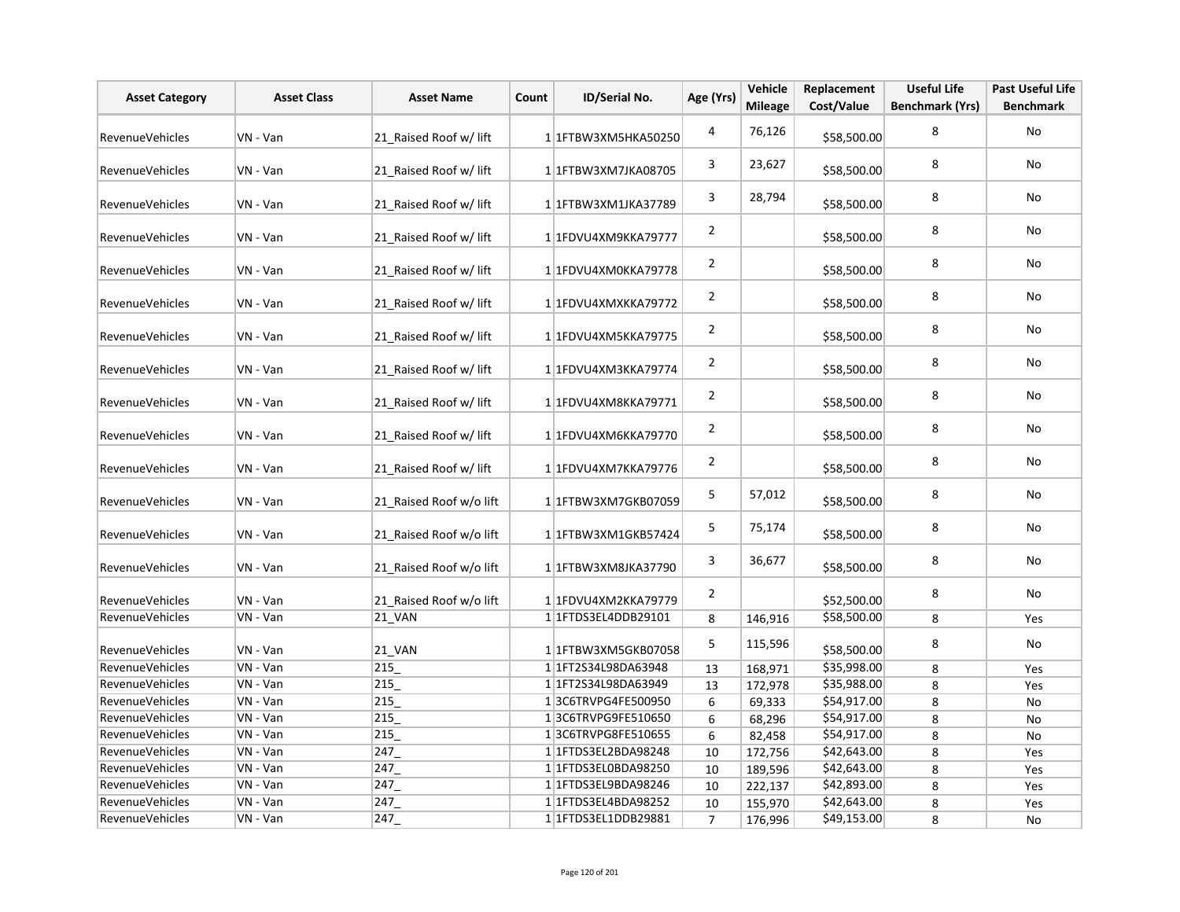| Asset Category | Asset Class | Asset Name | Count | ID/Serial No. | Age (Yrs) | Vehicle Mileage | Replacement Cost/Value | Useful Life Benchmark (Yrs) | Past Useful Life Benchmark |
|---|---|---|---|---|---|---|---|---|---|
| RevenueVehicles | VN - Van | 21_Raised Roof w/ lift | 1 | 1FTBW3XM5HKA50250 | 4 | 76,126 | $58,500.00 | 8 | No |
| RevenueVehicles | VN - Van | 21_Raised Roof w/ lift | 1 | 1FTBW3XM7JKA08705 | 3 | 23,627 | $58,500.00 | 8 | No |
| RevenueVehicles | VN - Van | 21_Raised Roof w/ lift | 1 | 1FTBW3XM1JKA37789 | 3 | 28,794 | $58,500.00 | 8 | No |
| RevenueVehicles | VN - Van | 21_Raised Roof w/ lift | 1 | 1FDVU4XM9KKA79777 | 2 | | $58,500.00 | 8 | No |
| RevenueVehicles | VN - Van | 21_Raised Roof w/ lift | 1 | 1FDVU4XM0KKA79778 | 2 | | $58,500.00 | 8 | No |
| RevenueVehicles | VN - Van | 21_Raised Roof w/ lift | 1 | 1FDVU4XMXKKA79772 | 2 | | $58,500.00 | 8 | No |
| RevenueVehicles | VN - Van | 21_Raised Roof w/ lift | 1 | 1FDVU4XM5KKA79775 | 2 | | $58,500.00 | 8 | No |
| RevenueVehicles | VN - Van | 21_Raised Roof w/ lift | 1 | 1FDVU4XM3KKA79774 | 2 | | $58,500.00 | 8 | No |
| RevenueVehicles | VN - Van | 21_Raised Roof w/ lift | 1 | 1FDVU4XM8KKA79771 | 2 | | $58,500.00 | 8 | No |
| RevenueVehicles | VN - Van | 21_Raised Roof w/ lift | 1 | 1FDVU4XM6KKA79770 | 2 | | $58,500.00 | 8 | No |
| RevenueVehicles | VN - Van | 21_Raised Roof w/ lift | 1 | 1FDVU4XM7KKA79776 | 2 | | $58,500.00 | 8 | No |
| RevenueVehicles | VN - Van | 21_Raised Roof w/o lift | 1 | 1FTBW3XM7GKB07059 | 5 | 57,012 | $58,500.00 | 8 | No |
| RevenueVehicles | VN - Van | 21_Raised Roof w/o lift | 1 | 1FTBW3XM1GKB57424 | 5 | 75,174 | $58,500.00 | 8 | No |
| RevenueVehicles | VN - Van | 21_Raised Roof w/o lift | 1 | 1FTBW3XM8JKA37790 | 3 | 36,677 | $58,500.00 | 8 | No |
| RevenueVehicles | VN - Van | 21_Raised Roof w/o lift | 1 | 1FDVU4XM2KKA79779 | 2 | | $52,500.00 | 8 | No |
| RevenueVehicles | VN - Van | 21_VAN | 1 | 1FTDS3EL4DDB29101 | 8 | 146,916 | $58,500.00 | 8 | Yes |
| RevenueVehicles | VN - Van | 21_VAN | 1 | 1FTBW3XM5GKB07058 | 5 | 115,596 | $58,500.00 | 8 | No |
| RevenueVehicles | VN - Van | 215_ | 1 | 1FT2S34L98DA63948 | 13 | 168,971 | $35,998.00 | 8 | Yes |
| RevenueVehicles | VN - Van | 215_ | 1 | 1FT2S34L98DA63949 | 13 | 172,978 | $35,988.00 | 8 | Yes |
| RevenueVehicles | VN - Van | 215_ | 1 | 3C6TRVPG4FE500950 | 6 | 69,333 | $54,917.00 | 8 | No |
| RevenueVehicles | VN - Van | 215_ | 1 | 3C6TRVPG9FE510650 | 6 | 68,296 | $54,917.00 | 8 | No |
| RevenueVehicles | VN - Van | 215_ | 1 | 3C6TRVPG8FE510655 | 6 | 82,458 | $54,917.00 | 8 | No |
| RevenueVehicles | VN - Van | 247_ | 1 | 1FTDS3EL2BDA98248 | 10 | 172,756 | $42,643.00 | 8 | Yes |
| RevenueVehicles | VN - Van | 247_ | 1 | 1FTDS3EL0BDA98250 | 10 | 189,596 | $42,643.00 | 8 | Yes |
| RevenueVehicles | VN - Van | 247_ | 1 | 1FTDS3EL9BDA98246 | 10 | 222,137 | $42,893.00 | 8 | Yes |
| RevenueVehicles | VN - Van | 247_ | 1 | 1FTDS3EL4BDA98252 | 10 | 155,970 | $42,643.00 | 8 | Yes |
| RevenueVehicles | VN - Van | 247_ | 1 | 1FTDS3EL1DDB29881 | 7 | 176,996 | $49,153.00 | 8 | No |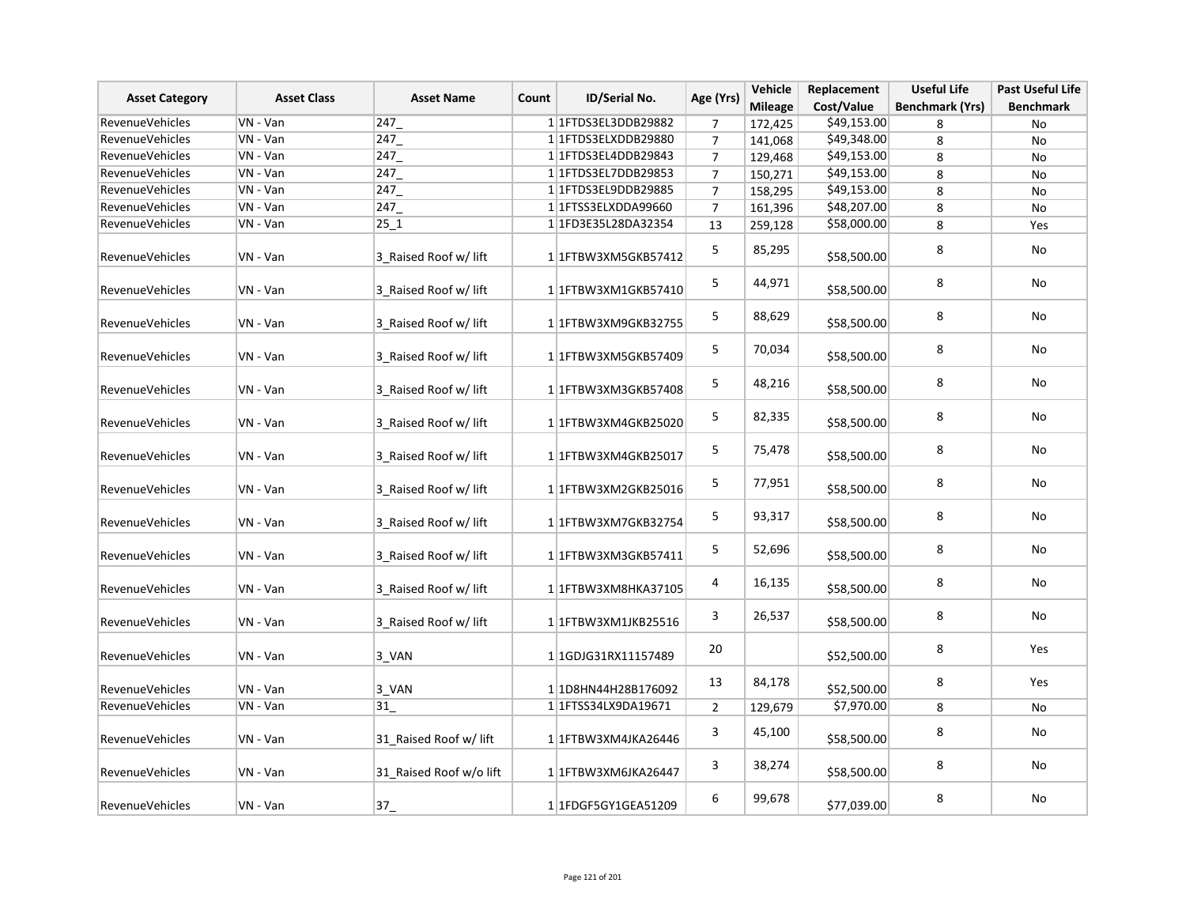| Asset Category | Asset Class | Asset Name | Count | ID/Serial No. | Age (Yrs) | Vehicle Mileage | Replacement Cost/Value | Useful Life Benchmark (Yrs) | Past Useful Life Benchmark |
|---|---|---|---|---|---|---|---|---|---|
| RevenueVehicles | VN - Van | 247_ | 1 | 1FTDS3EL3DDB29882 | 7 | 172,425 | $49,153.00 | 8 | No |
| RevenueVehicles | VN - Van | 247_ | 1 | 1FTDS3ELXDDB29880 | 7 | 141,068 | $49,348.00 | 8 | No |
| RevenueVehicles | VN - Van | 247_ | 1 | 1FTDS3EL4DDB29843 | 7 | 129,468 | $49,153.00 | 8 | No |
| RevenueVehicles | VN - Van | 247_ | 1 | 1FTDS3EL7DDB29853 | 7 | 150,271 | $49,153.00 | 8 | No |
| RevenueVehicles | VN - Van | 247_ | 1 | 1FTDS3EL9DDB29885 | 7 | 158,295 | $49,153.00 | 8 | No |
| RevenueVehicles | VN - Van | 247_ | 1 | 1FTSS3ELXDDA99660 | 7 | 161,396 | $48,207.00 | 8 | No |
| RevenueVehicles | VN - Van | 25_1 | 1 | 1FD3E35L28DA32354 | 13 | 259,128 | $58,000.00 | 8 | Yes |
| RevenueVehicles | VN - Van | 3_Raised Roof w/ lift | 1 | 1FTBW3XM5GKB57412 | 5 | 85,295 | $58,500.00 | 8 | No |
| RevenueVehicles | VN - Van | 3_Raised Roof w/ lift | 1 | 1FTBW3XM1GKB57410 | 5 | 44,971 | $58,500.00 | 8 | No |
| RevenueVehicles | VN - Van | 3_Raised Roof w/ lift | 1 | 1FTBW3XM9GKB32755 | 5 | 88,629 | $58,500.00 | 8 | No |
| RevenueVehicles | VN - Van | 3_Raised Roof w/ lift | 1 | 1FTBW3XM5GKB57409 | 5 | 70,034 | $58,500.00 | 8 | No |
| RevenueVehicles | VN - Van | 3_Raised Roof w/ lift | 1 | 1FTBW3XM3GKB57408 | 5 | 48,216 | $58,500.00 | 8 | No |
| RevenueVehicles | VN - Van | 3_Raised Roof w/ lift | 1 | 1FTBW3XM4GKB25020 | 5 | 82,335 | $58,500.00 | 8 | No |
| RevenueVehicles | VN - Van | 3_Raised Roof w/ lift | 1 | 1FTBW3XM4GKB25017 | 5 | 75,478 | $58,500.00 | 8 | No |
| RevenueVehicles | VN - Van | 3_Raised Roof w/ lift | 1 | 1FTBW3XM2GKB25016 | 5 | 77,951 | $58,500.00 | 8 | No |
| RevenueVehicles | VN - Van | 3_Raised Roof w/ lift | 1 | 1FTBW3XM7GKB32754 | 5 | 93,317 | $58,500.00 | 8 | No |
| RevenueVehicles | VN - Van | 3_Raised Roof w/ lift | 1 | 1FTBW3XM3GKB57411 | 5 | 52,696 | $58,500.00 | 8 | No |
| RevenueVehicles | VN - Van | 3_Raised Roof w/ lift | 1 | 1FTBW3XM8HKA37105 | 4 | 16,135 | $58,500.00 | 8 | No |
| RevenueVehicles | VN - Van | 3_Raised Roof w/ lift | 1 | 1FTBW3XM1JKB25516 | 3 | 26,537 | $58,500.00 | 8 | No |
| RevenueVehicles | VN - Van | 3_VAN | 1 | 1GDJG31RX11157489 | 20 | | $52,500.00 | 8 | Yes |
| RevenueVehicles | VN - Van | 3_VAN | 1 | 1D8HN44H28B176092 | 13 | 84,178 | $52,500.00 | 8 | Yes |
| RevenueVehicles | VN - Van | 31_ | 1 | 1FTSS34LX9DA19671 | 2 | 129,679 | $7,970.00 | 8 | No |
| RevenueVehicles | VN - Van | 31_Raised Roof w/ lift | 1 | 1FTBW3XM4JKA26446 | 3 | 45,100 | $58,500.00 | 8 | No |
| RevenueVehicles | VN - Van | 31_Raised Roof w/o lift | 1 | 1FTBW3XM6JKA26447 | 3 | 38,274 | $58,500.00 | 8 | No |
| RevenueVehicles | VN - Van | 37_ | 1 | 1FDGF5GY1GEA51209 | 6 | 99,678 | $77,039.00 | 8 | No |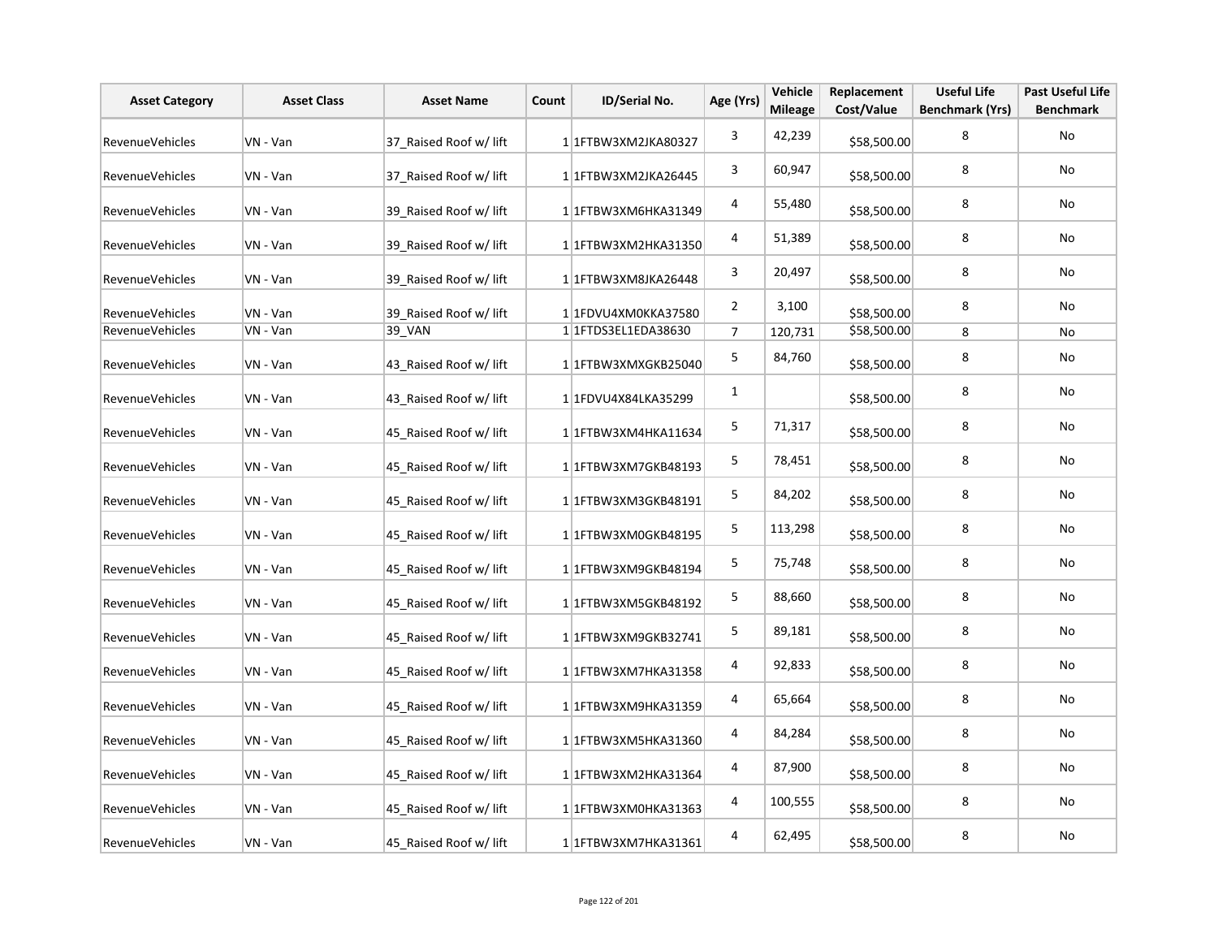| Asset Category | Asset Class | Asset Name | Count | ID/Serial No. | Age (Yrs) | Vehicle Mileage | Replacement Cost/Value | Useful Life Benchmark (Yrs) | Past Useful Life Benchmark |
|---|---|---|---|---|---|---|---|---|---|
| RevenueVehicles | VN - Van | 37_Raised Roof w/ lift | 1 | 1FTBW3XM2JKA80327 | 3 | 42,239 | $58,500.00 | 8 | No |
| RevenueVehicles | VN - Van | 37_Raised Roof w/ lift | 1 | 1FTBW3XM2JKA26445 | 3 | 60,947 | $58,500.00 | 8 | No |
| RevenueVehicles | VN - Van | 39_Raised Roof w/ lift | 1 | 1FTBW3XM6HKA31349 | 4 | 55,480 | $58,500.00 | 8 | No |
| RevenueVehicles | VN - Van | 39_Raised Roof w/ lift | 1 | 1FTBW3XM2HKA31350 | 4 | 51,389 | $58,500.00 | 8 | No |
| RevenueVehicles | VN - Van | 39_Raised Roof w/ lift | 1 | 1FTBW3XM8JKA26448 | 3 | 20,497 | $58,500.00 | 8 | No |
| RevenueVehicles | VN - Van | 39_Raised Roof w/ lift | 1 | 1FDVU4XM0KKA37580 | 2 | 3,100 | $58,500.00 | 8 | No |
| RevenueVehicles | VN - Van | 39_VAN | 1 | 1FTDS3EL1EDA38630 | 7 | 120,731 | $58,500.00 | 8 | No |
| RevenueVehicles | VN - Van | 43_Raised Roof w/ lift | 1 | 1FTBW3XMXGKB25040 | 5 | 84,760 | $58,500.00 | 8 | No |
| RevenueVehicles | VN - Van | 43_Raised Roof w/ lift | 1 | 1FDVU4X84LKA35299 | 1 | | $58,500.00 | 8 | No |
| RevenueVehicles | VN - Van | 45_Raised Roof w/ lift | 1 | 1FTBW3XM4HKA11634 | 5 | 71,317 | $58,500.00 | 8 | No |
| RevenueVehicles | VN - Van | 45_Raised Roof w/ lift | 1 | 1FTBW3XM7GKB48193 | 5 | 78,451 | $58,500.00 | 8 | No |
| RevenueVehicles | VN - Van | 45_Raised Roof w/ lift | 1 | 1FTBW3XM3GKB48191 | 5 | 84,202 | $58,500.00 | 8 | No |
| RevenueVehicles | VN - Van | 45_Raised Roof w/ lift | 1 | 1FTBW3XM0GKB48195 | 5 | 113,298 | $58,500.00 | 8 | No |
| RevenueVehicles | VN - Van | 45_Raised Roof w/ lift | 1 | 1FTBW3XM9GKB48194 | 5 | 75,748 | $58,500.00 | 8 | No |
| RevenueVehicles | VN - Van | 45_Raised Roof w/ lift | 1 | 1FTBW3XM5GKB48192 | 5 | 88,660 | $58,500.00 | 8 | No |
| RevenueVehicles | VN - Van | 45_Raised Roof w/ lift | 1 | 1FTBW3XM9GKB32741 | 5 | 89,181 | $58,500.00 | 8 | No |
| RevenueVehicles | VN - Van | 45_Raised Roof w/ lift | 1 | 1FTBW3XM7HKA31358 | 4 | 92,833 | $58,500.00 | 8 | No |
| RevenueVehicles | VN - Van | 45_Raised Roof w/ lift | 1 | 1FTBW3XM9HKA31359 | 4 | 65,664 | $58,500.00 | 8 | No |
| RevenueVehicles | VN - Van | 45_Raised Roof w/ lift | 1 | 1FTBW3XM5HKA31360 | 4 | 84,284 | $58,500.00 | 8 | No |
| RevenueVehicles | VN - Van | 45_Raised Roof w/ lift | 1 | 1FTBW3XM2HKA31364 | 4 | 87,900 | $58,500.00 | 8 | No |
| RevenueVehicles | VN - Van | 45_Raised Roof w/ lift | 1 | 1FTBW3XM0HKA31363 | 4 | 100,555 | $58,500.00 | 8 | No |
| RevenueVehicles | VN - Van | 45_Raised Roof w/ lift | 1 | 1FTBW3XM7HKA31361 | 4 | 62,495 | $58,500.00 | 8 | No |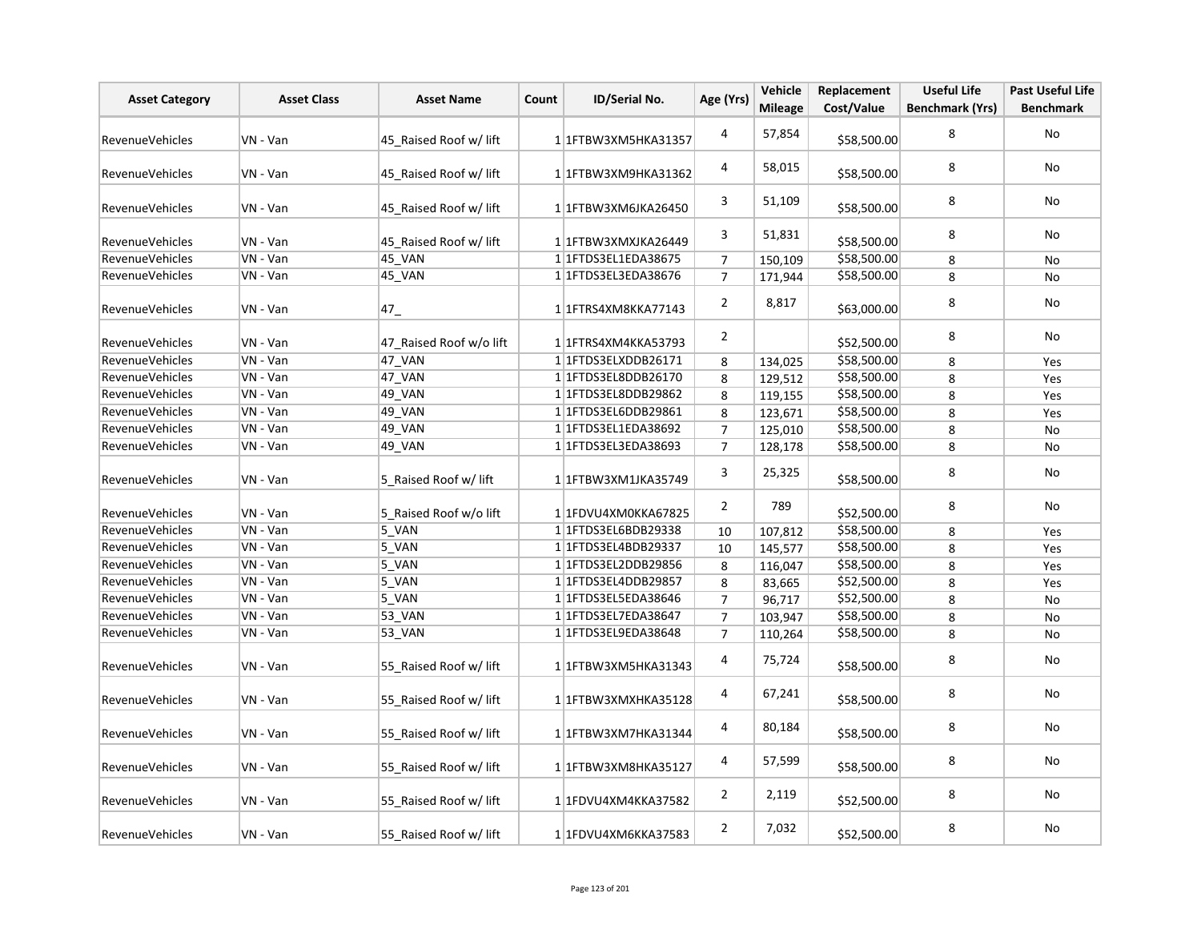| Asset Category | Asset Class | Asset Name | Count | ID/Serial No. | Age (Yrs) | Vehicle Mileage | Replacement Cost/Value | Useful Life Benchmark (Yrs) | Past Useful Life Benchmark |
|---|---|---|---|---|---|---|---|---|---|
| RevenueVehicles | VN - Van | 45_Raised Roof w/ lift | 1 | 1FTBW3XM5HKA31357 | 4 | 57,854 | $58,500.00 | 8 | No |
| RevenueVehicles | VN - Van | 45_Raised Roof w/ lift | 1 | 1FTBW3XM9HKA31362 | 4 | 58,015 | $58,500.00 | 8 | No |
| RevenueVehicles | VN - Van | 45_Raised Roof w/ lift | 1 | 1FTBW3XM6JKA26450 | 3 | 51,109 | $58,500.00 | 8 | No |
| RevenueVehicles | VN - Van | 45_Raised Roof w/ lift | 1 | 1FTBW3XMXJKA26449 | 3 | 51,831 | $58,500.00 | 8 | No |
| RevenueVehicles | VN - Van | 45_VAN | 1 | 1FTDS3EL1EDA38675 | 7 | 150,109 | $58,500.00 | 8 | No |
| RevenueVehicles | VN - Van | 45_VAN | 1 | 1FTDS3EL3EDA38676 | 7 | 171,944 | $58,500.00 | 8 | No |
| RevenueVehicles | VN - Van | 47_ | 1 | 1FTRS4XM8KKA77143 | 2 | 8,817 | $63,000.00 | 8 | No |
| RevenueVehicles | VN - Van | 47_Raised Roof w/o lift | 1 | 1FTRS4XM4KKA53793 | 2 | | $52,500.00 | 8 | No |
| RevenueVehicles | VN - Van | 47_VAN | 1 | 1FTDS3ELXDDB26171 | 8 | 134,025 | $58,500.00 | 8 | Yes |
| RevenueVehicles | VN - Van | 47_VAN | 1 | 1FTDS3EL8DDB26170 | 8 | 129,512 | $58,500.00 | 8 | Yes |
| RevenueVehicles | VN - Van | 49_VAN | 1 | 1FTDS3EL8DDB29862 | 8 | 119,155 | $58,500.00 | 8 | Yes |
| RevenueVehicles | VN - Van | 49_VAN | 1 | 1FTDS3EL6DDB29861 | 8 | 123,671 | $58,500.00 | 8 | Yes |
| RevenueVehicles | VN - Van | 49_VAN | 1 | 1FTDS3EL1EDA38692 | 7 | 125,010 | $58,500.00 | 8 | No |
| RevenueVehicles | VN - Van | 49_VAN | 1 | 1FTDS3EL3EDA38693 | 7 | 128,178 | $58,500.00 | 8 | No |
| RevenueVehicles | VN - Van | 5_Raised Roof w/ lift | 1 | 1FTBW3XM1JKA35749 | 3 | 25,325 | $58,500.00 | 8 | No |
| RevenueVehicles | VN - Van | 5_Raised Roof w/o lift | 1 | 1FDVU4XM0KKA67825 | 2 | 789 | $52,500.00 | 8 | No |
| RevenueVehicles | VN - Van | 5_VAN | 1 | 1FTDS3EL6BDB29338 | 10 | 107,812 | $58,500.00 | 8 | Yes |
| RevenueVehicles | VN - Van | 5_VAN | 1 | 1FTDS3EL4BDB29337 | 10 | 145,577 | $58,500.00 | 8 | Yes |
| RevenueVehicles | VN - Van | 5_VAN | 1 | 1FTDS3EL2DDB29856 | 8 | 116,047 | $58,500.00 | 8 | Yes |
| RevenueVehicles | VN - Van | 5_VAN | 1 | 1FTDS3EL4DDB29857 | 8 | 83,665 | $52,500.00 | 8 | Yes |
| RevenueVehicles | VN - Van | 5_VAN | 1 | 1FTDS3EL5EDA38646 | 7 | 96,717 | $52,500.00 | 8 | No |
| RevenueVehicles | VN - Van | 53_VAN | 1 | 1FTDS3EL7EDA38647 | 7 | 103,947 | $58,500.00 | 8 | No |
| RevenueVehicles | VN - Van | 53_VAN | 1 | 1FTDS3EL9EDA38648 | 7 | 110,264 | $58,500.00 | 8 | No |
| RevenueVehicles | VN - Van | 55_Raised Roof w/ lift | 1 | 1FTBW3XM5HKA31343 | 4 | 75,724 | $58,500.00 | 8 | No |
| RevenueVehicles | VN - Van | 55_Raised Roof w/ lift | 1 | 1FTBW3XMXHKA35128 | 4 | 67,241 | $58,500.00 | 8 | No |
| RevenueVehicles | VN - Van | 55_Raised Roof w/ lift | 1 | 1FTBW3XM7HKA31344 | 4 | 80,184 | $58,500.00 | 8 | No |
| RevenueVehicles | VN - Van | 55_Raised Roof w/ lift | 1 | 1FTBW3XM8HKA35127 | 4 | 57,599 | $58,500.00 | 8 | No |
| RevenueVehicles | VN - Van | 55_Raised Roof w/ lift | 1 | 1FDVU4XM4KKA37582 | 2 | 2,119 | $52,500.00 | 8 | No |
| RevenueVehicles | VN - Van | 55_Raised Roof w/ lift | 1 | 1FDVU4XM6KKA37583 | 2 | 7,032 | $52,500.00 | 8 | No |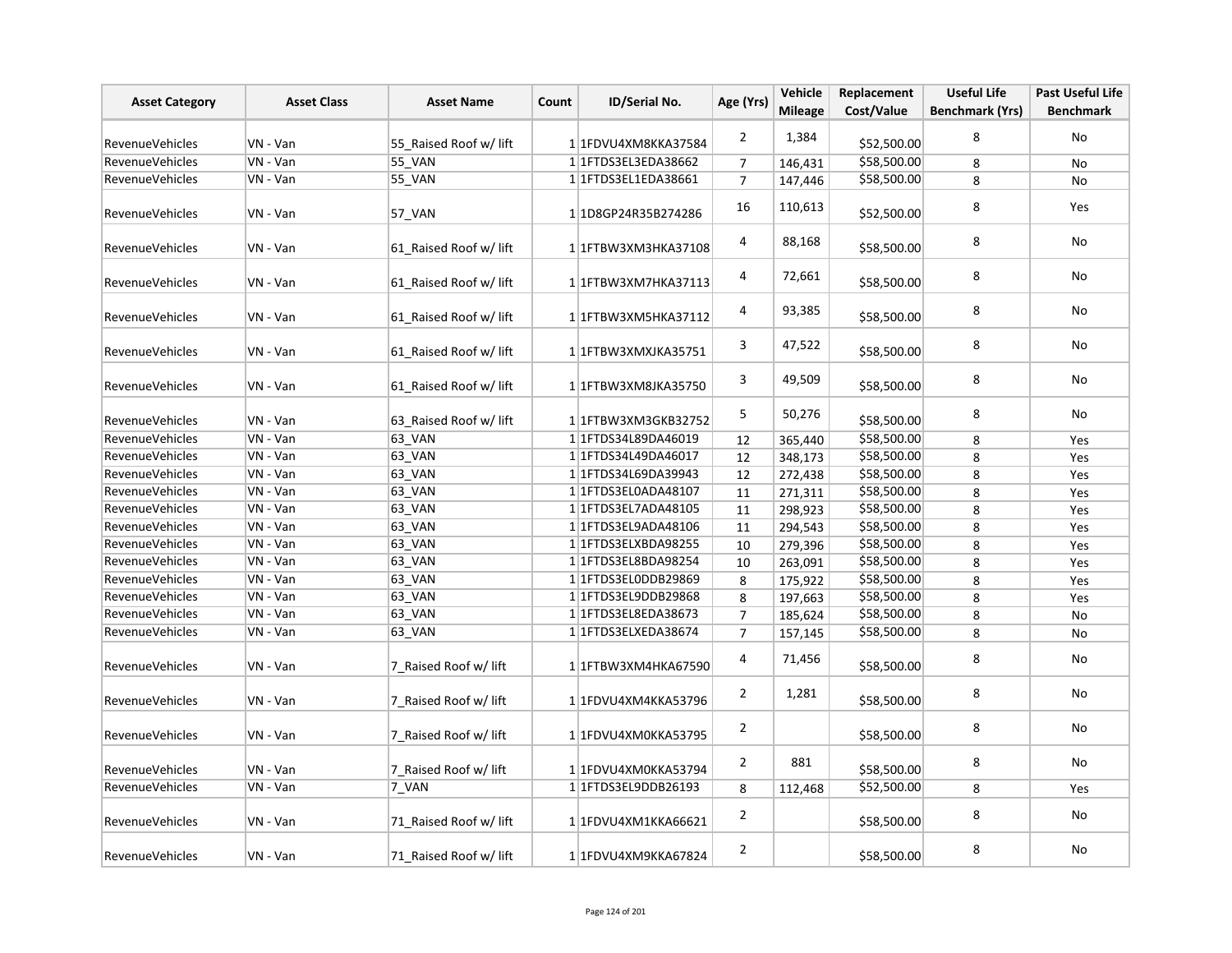| Asset Category | Asset Class | Asset Name | Count | ID/Serial No. | Age (Yrs) | Vehicle Mileage | Replacement Cost/Value | Useful Life Benchmark (Yrs) | Past Useful Life Benchmark |
|---|---|---|---|---|---|---|---|---|---|
| RevenueVehicles | VN - Van | 55_Raised Roof w/ lift | 1 | 1FDVU4XM8KKA37584 | 2 | 1,384 | $52,500.00 | 8 | No |
| RevenueVehicles | VN - Van | 55_VAN | 1 | 1FTDS3EL3EDA38662 | 7 | 146,431 | $58,500.00 | 8 | No |
| RevenueVehicles | VN - Van | 55_VAN | 1 | 1FTDS3EL1EDA38661 | 7 | 147,446 | $58,500.00 | 8 | No |
| RevenueVehicles | VN - Van | 57_VAN | 1 | 1D8GP24R35B274286 | 16 | 110,613 | $52,500.00 | 8 | Yes |
| RevenueVehicles | VN - Van | 61_Raised Roof w/ lift | 1 | 1FTBW3XM3HKA37108 | 4 | 88,168 | $58,500.00 | 8 | No |
| RevenueVehicles | VN - Van | 61_Raised Roof w/ lift | 1 | 1FTBW3XM7HKA37113 | 4 | 72,661 | $58,500.00 | 8 | No |
| RevenueVehicles | VN - Van | 61_Raised Roof w/ lift | 1 | 1FTBW3XM5HKA37112 | 4 | 93,385 | $58,500.00 | 8 | No |
| RevenueVehicles | VN - Van | 61_Raised Roof w/ lift | 1 | 1FTBW3XMXJKA35751 | 3 | 47,522 | $58,500.00 | 8 | No |
| RevenueVehicles | VN - Van | 61_Raised Roof w/ lift | 1 | 1FTBW3XM8JKA35750 | 3 | 49,509 | $58,500.00 | 8 | No |
| RevenueVehicles | VN - Van | 63_Raised Roof w/ lift | 1 | 1FTBW3XM3GKB32752 | 5 | 50,276 | $58,500.00 | 8 | No |
| RevenueVehicles | VN - Van | 63_VAN | 1 | 1FTDS34L89DA46019 | 12 | 365,440 | $58,500.00 | 8 | Yes |
| RevenueVehicles | VN - Van | 63_VAN | 1 | 1FTDS34L49DA46017 | 12 | 348,173 | $58,500.00 | 8 | Yes |
| RevenueVehicles | VN - Van | 63_VAN | 1 | 1FTDS34L69DA39943 | 12 | 272,438 | $58,500.00 | 8 | Yes |
| RevenueVehicles | VN - Van | 63_VAN | 1 | 1FTDS3EL0ADA48107 | 11 | 271,311 | $58,500.00 | 8 | Yes |
| RevenueVehicles | VN - Van | 63_VAN | 1 | 1FTDS3EL7ADA48105 | 11 | 298,923 | $58,500.00 | 8 | Yes |
| RevenueVehicles | VN - Van | 63_VAN | 1 | 1FTDS3EL9ADA48106 | 11 | 294,543 | $58,500.00 | 8 | Yes |
| RevenueVehicles | VN - Van | 63_VAN | 1 | 1FTDS3ELXBDA98255 | 10 | 279,396 | $58,500.00 | 8 | Yes |
| RevenueVehicles | VN - Van | 63_VAN | 1 | 1FTDS3EL8BDA98254 | 10 | 263,091 | $58,500.00 | 8 | Yes |
| RevenueVehicles | VN - Van | 63_VAN | 1 | 1FTDS3EL0DDB29869 | 8 | 175,922 | $58,500.00 | 8 | Yes |
| RevenueVehicles | VN - Van | 63_VAN | 1 | 1FTDS3EL9DDB29868 | 8 | 197,663 | $58,500.00 | 8 | Yes |
| RevenueVehicles | VN - Van | 63_VAN | 1 | 1FTDS3EL8EDA38673 | 7 | 185,624 | $58,500.00 | 8 | No |
| RevenueVehicles | VN - Van | 63_VAN | 1 | 1FTDS3ELXEDA38674 | 7 | 157,145 | $58,500.00 | 8 | No |
| RevenueVehicles | VN - Van | 7_Raised Roof w/ lift | 1 | 1FTBW3XM4HKA67590 | 4 | 71,456 | $58,500.00 | 8 | No |
| RevenueVehicles | VN - Van | 7_Raised Roof w/ lift | 1 | 1FDVU4XM4KKA53796 | 2 | 1,281 | $58,500.00 | 8 | No |
| RevenueVehicles | VN - Van | 7_Raised Roof w/ lift | 1 | 1FDVU4XM0KKA53795 | 2 | | $58,500.00 | 8 | No |
| RevenueVehicles | VN - Van | 7_Raised Roof w/ lift | 1 | 1FDVU4XM0KKA53794 | 2 | 881 | $58,500.00 | 8 | No |
| RevenueVehicles | VN - Van | 7_VAN | 1 | 1FTDS3EL9DDB26193 | 8 | 112,468 | $52,500.00 | 8 | Yes |
| RevenueVehicles | VN - Van | 71_Raised Roof w/ lift | 1 | 1FDVU4XM1KKA66621 | 2 | | $58,500.00 | 8 | No |
| RevenueVehicles | VN - Van | 71_Raised Roof w/ lift | 1 | 1FDVU4XM9KKA67824 | 2 | | $58,500.00 | 8 | No |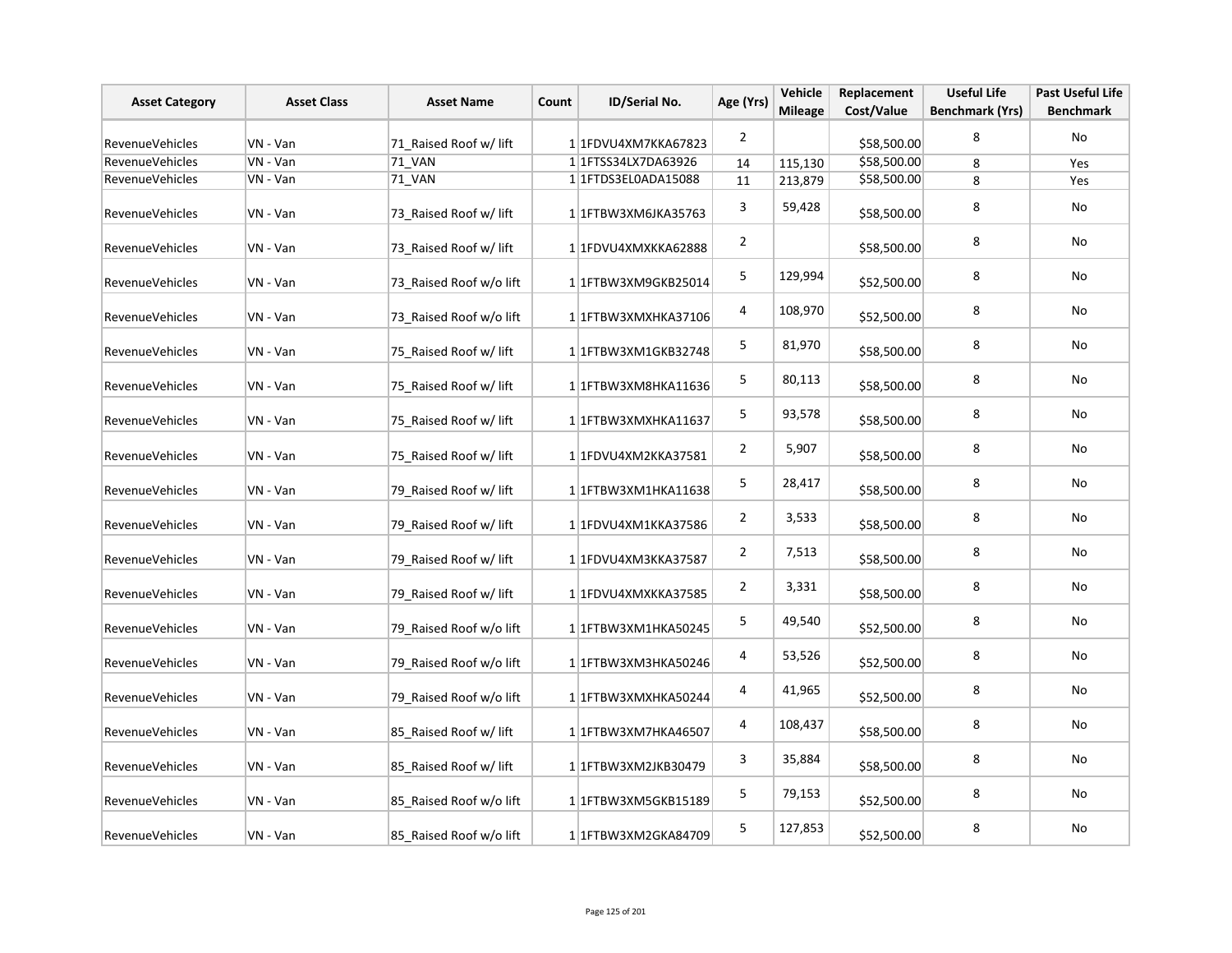| Asset Category | Asset Class | Asset Name | Count | ID/Serial No. | Age (Yrs) | Vehicle Mileage | Replacement Cost/Value | Useful Life Benchmark (Yrs) | Past Useful Life Benchmark |
|---|---|---|---|---|---|---|---|---|---|
| RevenueVehicles | VN - Van | 71_Raised Roof w/ lift | 1 | 1FDVU4XM7KKA67823 | 2 | | $58,500.00 | 8 | No |
| RevenueVehicles | VN - Van | 71_VAN | 1 | 1FTSS34LX7DA63926 | 14 | 115,130 | $58,500.00 | 8 | Yes |
| RevenueVehicles | VN - Van | 71_VAN | 1 | 1FTDS3EL0ADA15088 | 11 | 213,879 | $58,500.00 | 8 | Yes |
| RevenueVehicles | VN - Van | 73_Raised Roof w/ lift | 1 | 1FTBW3XM6JKA35763 | 3 | 59,428 | $58,500.00 | 8 | No |
| RevenueVehicles | VN - Van | 73_Raised Roof w/ lift | 1 | 1FDVU4XMXKKA62888 | 2 | | $58,500.00 | 8 | No |
| RevenueVehicles | VN - Van | 73_Raised Roof w/o lift | 1 | 1FTBW3XM9GKB25014 | 5 | 129,994 | $52,500.00 | 8 | No |
| RevenueVehicles | VN - Van | 73_Raised Roof w/o lift | 1 | 1FTBW3XMXHKA37106 | 4 | 108,970 | $52,500.00 | 8 | No |
| RevenueVehicles | VN - Van | 75_Raised Roof w/ lift | 1 | 1FTBW3XM1GKB32748 | 5 | 81,970 | $58,500.00 | 8 | No |
| RevenueVehicles | VN - Van | 75_Raised Roof w/ lift | 1 | 1FTBW3XM8HKA11636 | 5 | 80,113 | $58,500.00 | 8 | No |
| RevenueVehicles | VN - Van | 75_Raised Roof w/ lift | 1 | 1FTBW3XMXHKA11637 | 5 | 93,578 | $58,500.00 | 8 | No |
| RevenueVehicles | VN - Van | 75_Raised Roof w/ lift | 1 | 1FDVU4XM2KKA37581 | 2 | 5,907 | $58,500.00 | 8 | No |
| RevenueVehicles | VN - Van | 79_Raised Roof w/ lift | 1 | 1FTBW3XM1HKA11638 | 5 | 28,417 | $58,500.00 | 8 | No |
| RevenueVehicles | VN - Van | 79_Raised Roof w/ lift | 1 | 1FDVU4XM1KKA37586 | 2 | 3,533 | $58,500.00 | 8 | No |
| RevenueVehicles | VN - Van | 79_Raised Roof w/ lift | 1 | 1FDVU4XM3KKA37587 | 2 | 7,513 | $58,500.00 | 8 | No |
| RevenueVehicles | VN - Van | 79_Raised Roof w/ lift | 1 | 1FDVU4XMXKKA37585 | 2 | 3,331 | $58,500.00 | 8 | No |
| RevenueVehicles | VN - Van | 79_Raised Roof w/o lift | 1 | 1FTBW3XM1HKA50245 | 5 | 49,540 | $52,500.00 | 8 | No |
| RevenueVehicles | VN - Van | 79_Raised Roof w/o lift | 1 | 1FTBW3XM3HKA50246 | 4 | 53,526 | $52,500.00 | 8 | No |
| RevenueVehicles | VN - Van | 79_Raised Roof w/o lift | 1 | 1FTBW3XMXHKA50244 | 4 | 41,965 | $52,500.00 | 8 | No |
| RevenueVehicles | VN - Van | 85_Raised Roof w/ lift | 1 | 1FTBW3XM7HKA46507 | 4 | 108,437 | $58,500.00 | 8 | No |
| RevenueVehicles | VN - Van | 85_Raised Roof w/ lift | 1 | 1FTBW3XM2JKB30479 | 3 | 35,884 | $58,500.00 | 8 | No |
| RevenueVehicles | VN - Van | 85_Raised Roof w/o lift | 1 | 1FTBW3XM5GKB15189 | 5 | 79,153 | $52,500.00 | 8 | No |
| RevenueVehicles | VN - Van | 85_Raised Roof w/o lift | 1 | 1FTBW3XM2GKA84709 | 5 | 127,853 | $52,500.00 | 8 | No |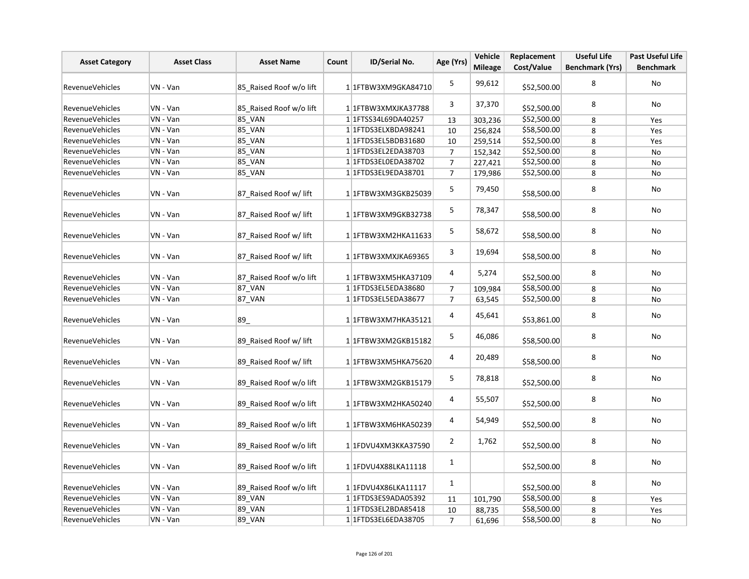| Asset Category | Asset Class | Asset Name | Count | ID/Serial No. | Age (Yrs) | Vehicle Mileage | Replacement Cost/Value | Useful Life Benchmark (Yrs) | Past Useful Life Benchmark |
|---|---|---|---|---|---|---|---|---|---|
| RevenueVehicles | VN - Van | 85_Raised Roof w/o lift | 1 | 1FTBW3XM9GKA84710 | 5 | 99,612 | $52,500.00 | 8 | No |
| RevenueVehicles | VN - Van | 85_Raised Roof w/o lift | 1 | 1FTBW3XMXJKA37788 | 3 | 37,370 | $52,500.00 | 8 | No |
| RevenueVehicles | VN - Van | 85_VAN | 1 | 1FTSS34L69DA40257 | 13 | 303,236 | $52,500.00 | 8 | Yes |
| RevenueVehicles | VN - Van | 85_VAN | 1 | 1FTDS3ELXBDA98241 | 10 | 256,824 | $58,500.00 | 8 | Yes |
| RevenueVehicles | VN - Van | 85_VAN | 1 | 1FTDS3EL5BDB31680 | 10 | 259,514 | $52,500.00 | 8 | Yes |
| RevenueVehicles | VN - Van | 85_VAN | 1 | 1FTDS3EL2EDA38703 | 7 | 152,342 | $52,500.00 | 8 | No |
| RevenueVehicles | VN - Van | 85_VAN | 1 | 1FTDS3EL0EDA38702 | 7 | 227,421 | $52,500.00 | 8 | No |
| RevenueVehicles | VN - Van | 85_VAN | 1 | 1FTDS3EL9EDA38701 | 7 | 179,986 | $52,500.00 | 8 | No |
| RevenueVehicles | VN - Van | 87_Raised Roof w/ lift | 1 | 1FTBW3XM3GKB25039 | 5 | 79,450 | $58,500.00 | 8 | No |
| RevenueVehicles | VN - Van | 87_Raised Roof w/ lift | 1 | 1FTBW3XM9GKB32738 | 5 | 78,347 | $58,500.00 | 8 | No |
| RevenueVehicles | VN - Van | 87_Raised Roof w/ lift | 1 | 1FTBW3XM2HKA11633 | 5 | 58,672 | $58,500.00 | 8 | No |
| RevenueVehicles | VN - Van | 87_Raised Roof w/ lift | 1 | 1FTBW3XMXJKA69365 | 3 | 19,694 | $58,500.00 | 8 | No |
| RevenueVehicles | VN - Van | 87_Raised Roof w/o lift | 1 | 1FTBW3XM5HKA37109 | 4 | 5,274 | $52,500.00 | 8 | No |
| RevenueVehicles | VN - Van | 87_VAN | 1 | 1FTDS3EL5EDA38680 | 7 | 109,984 | $58,500.00 | 8 | No |
| RevenueVehicles | VN - Van | 87_VAN | 1 | 1FTDS3EL5EDA38677 | 7 | 63,545 | $52,500.00 | 8 | No |
| RevenueVehicles | VN - Van | 89_ | 1 | 1FTBW3XM7HKA35121 | 4 | 45,641 | $53,861.00 | 8 | No |
| RevenueVehicles | VN - Van | 89_Raised Roof w/ lift | 1 | 1FTBW3XM2GKB15182 | 5 | 46,086 | $58,500.00 | 8 | No |
| RevenueVehicles | VN - Van | 89_Raised Roof w/ lift | 1 | 1FTBW3XM5HKA75620 | 4 | 20,489 | $58,500.00 | 8 | No |
| RevenueVehicles | VN - Van | 89_Raised Roof w/o lift | 1 | 1FTBW3XM2GKB15179 | 5 | 78,818 | $52,500.00 | 8 | No |
| RevenueVehicles | VN - Van | 89_Raised Roof w/o lift | 1 | 1FTBW3XM2HKA50240 | 4 | 55,507 | $52,500.00 | 8 | No |
| RevenueVehicles | VN - Van | 89_Raised Roof w/o lift | 1 | 1FTBW3XM6HKA50239 | 4 | 54,949 | $52,500.00 | 8 | No |
| RevenueVehicles | VN - Van | 89_Raised Roof w/o lift | 1 | 1FDVU4XM3KKA37590 | 2 | 1,762 | $52,500.00 | 8 | No |
| RevenueVehicles | VN - Van | 89_Raised Roof w/o lift | 1 | 1FDVU4X88LKA11118 | 1 | | $52,500.00 | 8 | No |
| RevenueVehicles | VN - Van | 89_Raised Roof w/o lift | 1 | 1FDVU4X86LKA11117 | 1 | | $52,500.00 | 8 | No |
| RevenueVehicles | VN - Van | 89_VAN | 1 | 1FTDS3ES9ADA05392 | 11 | 101,790 | $58,500.00 | 8 | Yes |
| RevenueVehicles | VN - Van | 89_VAN | 1 | 1FTDS3EL2BDA85418 | 10 | 88,735 | $58,500.00 | 8 | Yes |
| RevenueVehicles | VN - Van | 89_VAN | 1 | 1FTDS3EL6EDA38705 | 7 | 61,696 | $58,500.00 | 8 | No |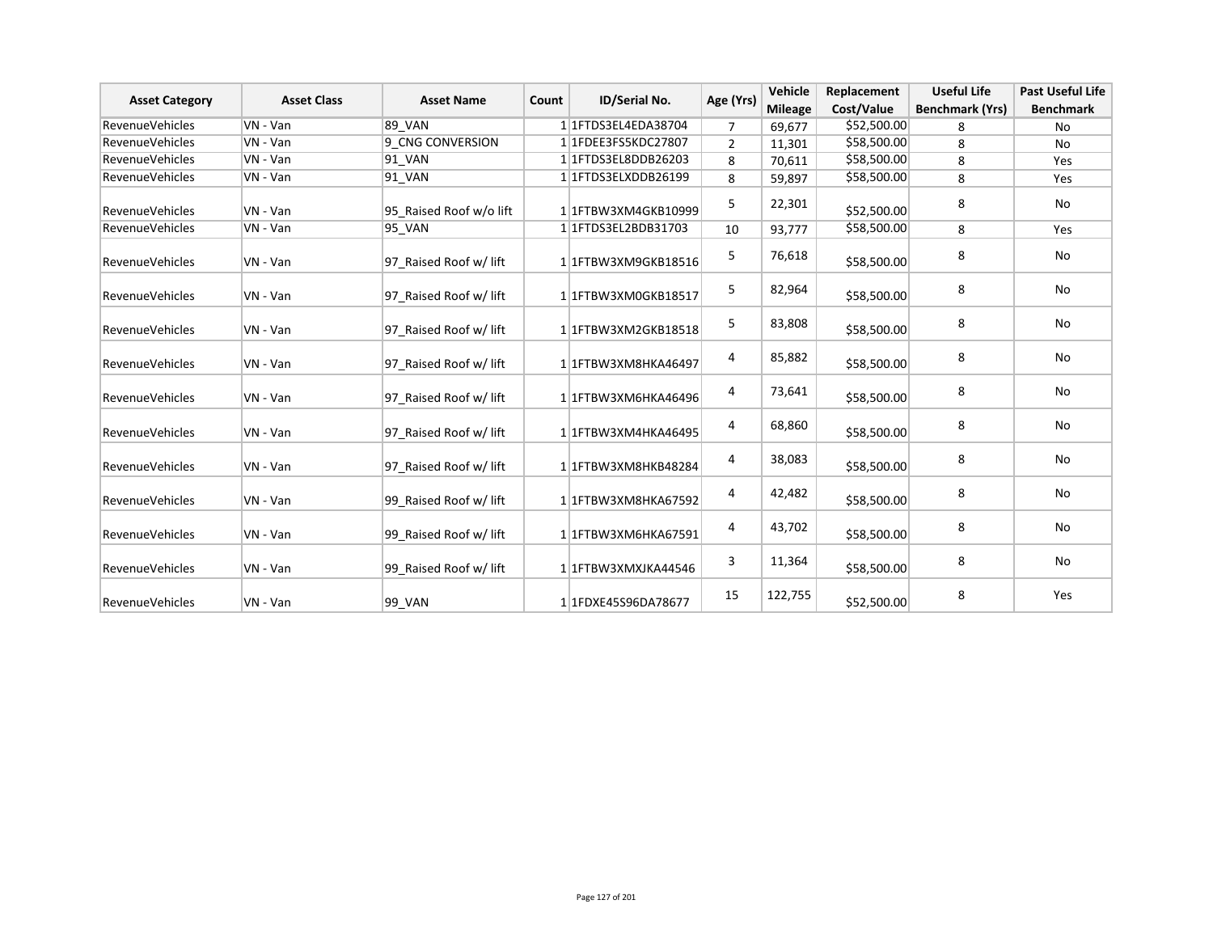| Asset Category | Asset Class | Asset Name | Count | ID/Serial No. | Age (Yrs) | Vehicle Mileage | Replacement Cost/Value | Useful Life Benchmark (Yrs) | Past Useful Life Benchmark |
|---|---|---|---|---|---|---|---|---|---|
| RevenueVehicles | VN - Van | 89_VAN | 1 | 1FTDS3EL4EDA38704 | 7 | 69,677 | $52,500.00 | 8 | No |
| RevenueVehicles | VN - Van | 9_CNG CONVERSION | 1 | 1FDEE3FS5KDC27807 | 2 | 11,301 | $58,500.00 | 8 | No |
| RevenueVehicles | VN - Van | 91_VAN | 1 | 1FTDS3EL8DDB26203 | 8 | 70,611 | $58,500.00 | 8 | Yes |
| RevenueVehicles | VN - Van | 91_VAN | 1 | 1FTDS3ELXDDB26199 | 8 | 59,897 | $58,500.00 | 8 | Yes |
| RevenueVehicles | VN - Van | 95_Raised Roof w/o lift | 1 | 1FTBW3XM4GKB10999 | 5 | 22,301 | $52,500.00 | 8 | No |
| RevenueVehicles | VN - Van | 95_VAN | 1 | 1FTDS3EL2BDB31703 | 10 | 93,777 | $58,500.00 | 8 | Yes |
| RevenueVehicles | VN - Van | 97_Raised Roof w/ lift | 1 | 1FTBW3XM9GKB18516 | 5 | 76,618 | $58,500.00 | 8 | No |
| RevenueVehicles | VN - Van | 97_Raised Roof w/ lift | 1 | 1FTBW3XM0GKB18517 | 5 | 82,964 | $58,500.00 | 8 | No |
| RevenueVehicles | VN - Van | 97_Raised Roof w/ lift | 1 | 1FTBW3XM2GKB18518 | 5 | 83,808 | $58,500.00 | 8 | No |
| RevenueVehicles | VN - Van | 97_Raised Roof w/ lift | 1 | 1FTBW3XM8HKA46497 | 4 | 85,882 | $58,500.00 | 8 | No |
| RevenueVehicles | VN - Van | 97_Raised Roof w/ lift | 1 | 1FTBW3XM6HKA46496 | 4 | 73,641 | $58,500.00 | 8 | No |
| RevenueVehicles | VN - Van | 97_Raised Roof w/ lift | 1 | 1FTBW3XM4HKA46495 | 4 | 68,860 | $58,500.00 | 8 | No |
| RevenueVehicles | VN - Van | 97_Raised Roof w/ lift | 1 | 1FTBW3XM8HKB48284 | 4 | 38,083 | $58,500.00 | 8 | No |
| RevenueVehicles | VN - Van | 99_Raised Roof w/ lift | 1 | 1FTBW3XM8HKA67592 | 4 | 42,482 | $58,500.00 | 8 | No |
| RevenueVehicles | VN - Van | 99_Raised Roof w/ lift | 1 | 1FTBW3XM6HKA67591 | 4 | 43,702 | $58,500.00 | 8 | No |
| RevenueVehicles | VN - Van | 99_Raised Roof w/ lift | 1 | 1FTBW3XMXJKA44546 | 3 | 11,364 | $58,500.00 | 8 | No |
| RevenueVehicles | VN - Van | 99_VAN | 1 | 1FDXE45S96DA78677 | 15 | 122,755 | $52,500.00 | 8 | Yes |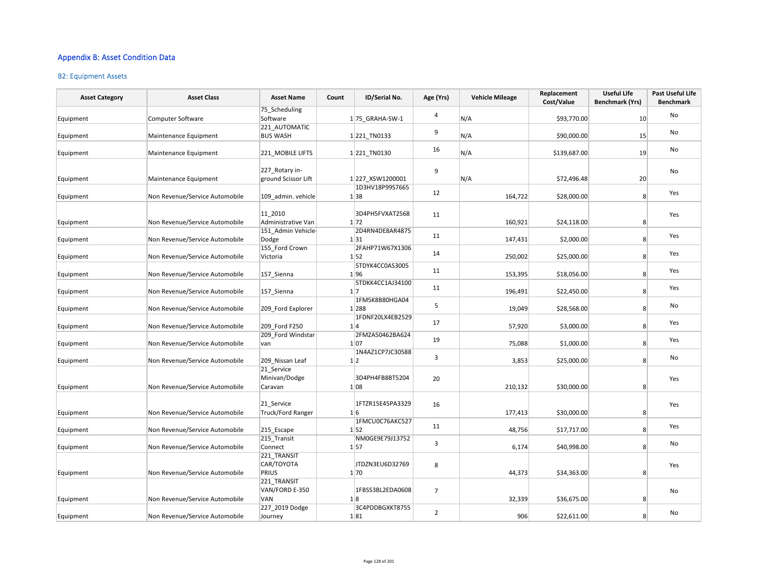## Appendix B: Asset Condition Data

### B2: Equipment Assets

| Asset Category | Asset Class | Asset Name | Count | ID/Serial No. | Age (Yrs) | Vehicle Mileage | Replacement Cost/Value | Useful Life Benchmark (Yrs) | Past Useful Life Benchmark |
|---|---|---|---|---|---|---|---|---|---|
| Equipment | Computer Software | 75_Scheduling Software | 1 | 75_GRAHA-SW-1 | 4 | N/A | $93,770.00 | 10 | No |
| Equipment | Maintenance Equipment | 221_AUTOMATIC BUS WASH | 1 | 221_TN0133 | 9 | N/A | $90,000.00 | 15 | No |
| Equipment | Maintenance Equipment | 221_MOBILE LIFTS | 1 | 221_TN0130 | 16 | N/A | $139,687.00 | 19 | No |
| Equipment | Maintenance Equipment | 227_Rotary in-ground Scissor Lift | 1 | 227_XSW1200001 | 9 | N/A | $72,496.48 | 20 | No |
| Equipment | Non Revenue/Service Automobile | 109_admin. vehicle | 1 | 1D3HV18P99S766538 | 12 | 164,722 | $28,000.00 | 8 | Yes |
| Equipment | Non Revenue/Service Automobile | 11_2010 Administrative Van | 1 | 3D4PH5FVXAT256872 | 11 | 160,921 | $24,118.00 | 8 | Yes |
| Equipment | Non Revenue/Service Automobile | 151_Admin Vehicle-Dodge | 1 | 2D4RN4DE8AR487531 | 11 | 147,431 | $2,000.00 | 8 | Yes |
| Equipment | Non Revenue/Service Automobile | 155_Ford Crown Victoria | 1 | 2FAHP71W67X130652 | 14 | 250,002 | $25,000.00 | 8 | Yes |
| Equipment | Non Revenue/Service Automobile | 157_Sienna | 1 | 5TDYK4CC0AS300596 | 11 | 153,395 | $18,056.00 | 8 | Yes |
| Equipment | Non Revenue/Service Automobile | 157_Sienna | 1 | 5TDKK4CC1AJ341007 | 11 | 196,491 | $22,450.00 | 8 | Yes |
| Equipment | Non Revenue/Service Automobile | 209_Ford Explorer | 1 | 1FM5K8B80HGA04288 | 5 | 19,049 | $28,568.00 | 8 | No |
| Equipment | Non Revenue/Service Automobile | 209_Ford F250 | 1 | 1FDNF20LX4EB25294 | 17 | 57,920 | $3,000.00 | 8 | Yes |
| Equipment | Non Revenue/Service Automobile | 209_Ford Windstar van | 1 | 2FMZA50462BA62407 | 19 | 75,088 | $1,000.00 | 8 | Yes |
| Equipment | Non Revenue/Service Automobile | 209_Nissan Leaf | 1 | 1N4AZ1CP7JC305882 | 3 | 3,853 | $25,000.00 | 8 | No |
| Equipment | Non Revenue/Service Automobile | 21_Service Minivan/Dodge Caravan | 1 | 3D4PH4FB8BT520408 | 20 | 210,132 | $30,000.00 | 8 | Yes |
| Equipment | Non Revenue/Service Automobile | 21_Service Truck/Ford Ranger | 1 | 1FTZR15E45PA33296 | 16 | 177,413 | $30,000.00 | 8 | Yes |
| Equipment | Non Revenue/Service Automobile | 215_Escape | 1 | 1FMCU0C76AKC52752 | 11 | 48,756 | $17,717.00 | 8 | Yes |
| Equipment | Non Revenue/Service Automobile | 215_Transit Connect | 1 | NM0GE9E79J1375257 | 3 | 6,174 | $40,998.00 | 8 | No |
| Equipment | Non Revenue/Service Automobile | 221_TRANSIT CAR/TOYOTA PRIUS | 1 | JTDZN3EU6D3276970 | 8 | 44,373 | $34,363.00 | 8 | Yes |
| Equipment | Non Revenue/Service Automobile | 221_TRANSIT VAN/FORD E-350 VAN | 1 | 1FBSS3BL2EDA06088 | 7 | 32,339 | $36,675.00 | 8 | No |
| Equipment | Non Revenue/Service Automobile | 227_2019 Dodge Journey | 1 | 3C4PDDBGXKT875581 | 2 | 906 | $22,611.00 | 8 | No |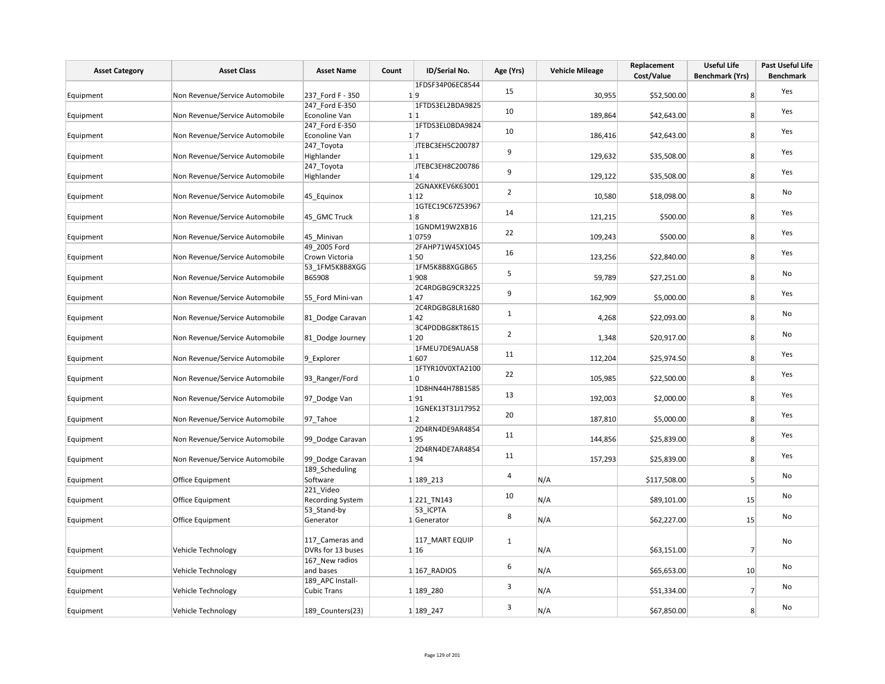| Asset Category | Asset Class | Asset Name | Count | ID/Serial No. | Age (Yrs) | Vehicle Mileage | Replacement Cost/Value | Useful Life Benchmark (Yrs) | Past Useful Life Benchmark |
|---|---|---|---|---|---|---|---|---|---|
| Equipment | Non Revenue/Service Automobile | 237_Ford F - 350 | 1 | 1FDSF34P06EC85449 | 15 | 30,955 | $52,500.00 | 8 | Yes |
| Equipment | Non Revenue/Service Automobile | 247_Ford E-350 Econoline Van | 1 | 1FTDS3EL2BDA98251 | 10 | 189,864 | $42,643.00 | 8 | Yes |
| Equipment | Non Revenue/Service Automobile | 247_Ford E-350 Econoline Van | 1 | 1FTDS3EL0BDA98247 | 10 | 186,416 | $42,643.00 | 8 | Yes |
| Equipment | Non Revenue/Service Automobile | 247_Toyota Highlander | 1 | JTEBC3EH5C2007871 | 9 | 129,632 | $35,508.00 | 8 | Yes |
| Equipment | Non Revenue/Service Automobile | 247_Toyota Highlander | 1 | JTEBC3EH8C2007864 | 9 | 129,122 | $35,508.00 | 8 | Yes |
| Equipment | Non Revenue/Service Automobile | 45_Equinox | 1 | 2GNAXKEV6K6300112 | 2 | 10,580 | $18,098.00 | 8 | No |
| Equipment | Non Revenue/Service Automobile | 45_GMC Truck | 1 | 1GTEC19C67Z539678 | 14 | 121,215 | $500.00 | 8 | Yes |
| Equipment | Non Revenue/Service Automobile | 45_Minivan | 1 | 1GNDM19W2XB160759 | 22 | 109,243 | $500.00 | 8 | Yes |
| Equipment | Non Revenue/Service Automobile | 49_2005 Ford Crown Victoria | 1 | 2FAHP71W45X104550 | 16 | 123,256 | $22,840.00 | 8 | Yes |
| Equipment | Non Revenue/Service Automobile | 53_1FM5K8B8XGGB65908 | 1 | 1FM5K8B8XGGB65908 | 5 | 59,789 | $27,251.00 | 8 | No |
| Equipment | Non Revenue/Service Automobile | 55_Ford Mini-van | 1 | 2C4RDGBG9CR322547 | 9 | 162,909 | $5,000.00 | 8 | Yes |
| Equipment | Non Revenue/Service Automobile | 81_Dodge Caravan | 1 | 2C4RDGBG8LR168042 | 1 | 4,268 | $22,093.00 | 8 | No |
| Equipment | Non Revenue/Service Automobile | 81_Dodge Journey | 1 | 3C4PDDBG8KT861520 | 2 | 1,348 | $20,917.00 | 8 | No |
| Equipment | Non Revenue/Service Automobile | 9_Explorer | 1 | 1FMEU7DE9AUA58607 | 11 | 112,204 | $25,974.50 | 8 | Yes |
| Equipment | Non Revenue/Service Automobile | 93_Ranger/Ford | 1 | 1FTYR10V0XTA21000 | 22 | 105,985 | $22,500.00 | 8 | Yes |
| Equipment | Non Revenue/Service Automobile | 97_Dodge Van | 1 | 1D8HN44H78B158591 | 13 | 192,003 | $2,000.00 | 8 | Yes |
| Equipment | Non Revenue/Service Automobile | 97_Tahoe | 1 | 1GNEK13T31J179522 | 20 | 187,810 | $5,000.00 | 8 | Yes |
| Equipment | Non Revenue/Service Automobile | 99_Dodge Caravan | 1 | 2D4RN4DE9AR485495 | 11 | 144,856 | $25,839.00 | 8 | Yes |
| Equipment | Non Revenue/Service Automobile | 99_Dodge Caravan | 1 | 2D4RN4DE7AR485494 | 11 | 157,293 | $25,839.00 | 8 | Yes |
| Equipment | Office Equipment | 189_Scheduling Software | 1 | 189_213 | 4 | N/A | $117,508.00 | 5 | No |
| Equipment | Office Equipment | 221_Video Recording System | 1 | 221_TN143 | 10 | N/A | $89,101.00 | 15 | No |
| Equipment | Office Equipment | 53_Stand-by Generator | 1 | 53_ICPTA Generator | 8 | N/A | $62,227.00 | 15 | No |
| Equipment | Vehicle Technology | 117_Cameras and DVRs for 13 buses | 1 | 117_MART EQUIP 16 | 1 | N/A | $63,151.00 | 7 | No |
| Equipment | Vehicle Technology | 167_New radios and bases | 1 | 167_RADIOS | 6 | N/A | $65,653.00 | 10 | No |
| Equipment | Vehicle Technology | 189_APC Install-Cubic Trans | 1 | 189_280 | 3 | N/A | $51,334.00 | 7 | No |
| Equipment | Vehicle Technology | 189_Counters(23) | 1 | 189_247 | 3 | N/A | $67,850.00 | 8 | No |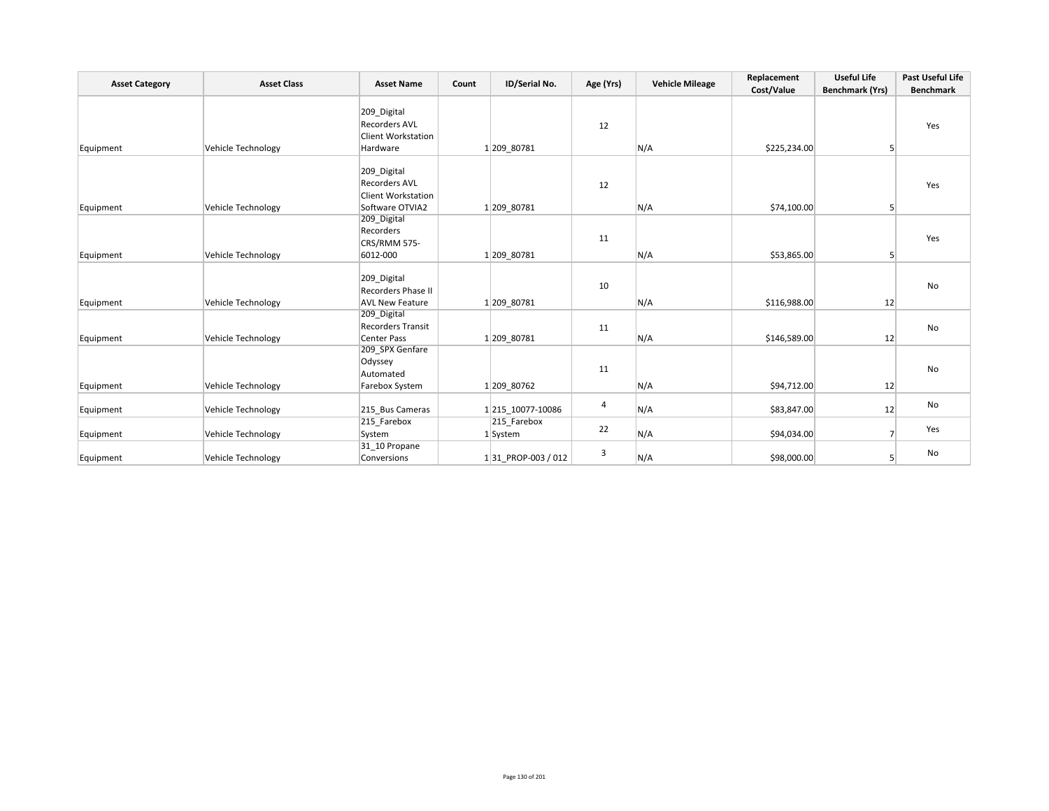| Asset Category | Asset Class | Asset Name | Count | ID/Serial No. | Age (Yrs) | Vehicle Mileage | Replacement Cost/Value | Useful Life Benchmark (Yrs) | Past Useful Life Benchmark |
|---|---|---|---|---|---|---|---|---|---|
| Equipment | Vehicle Technology | 209_Digital Recorders AVL Client Workstation Hardware | 1 | 209_80781 | 12 | N/A | $225,234.00 | 5 | Yes |
| Equipment | Vehicle Technology | 209_Digital Recorders AVL Client Workstation Software OTVIA2 | 1 | 209_80781 | 12 | N/A | $74,100.00 | 5 | Yes |
| Equipment | Vehicle Technology | 209_Digital Recorders CRS/RMM 575-6012-000 | 1 | 209_80781 | 11 | N/A | $53,865.00 | 5 | Yes |
| Equipment | Vehicle Technology | 209_Digital Recorders Phase II AVL New Feature | 1 | 209_80781 | 10 | N/A | $116,988.00 | 12 | No |
| Equipment | Vehicle Technology | 209_Digital Recorders Transit Center Pass | 1 | 209_80781 | 11 | N/A | $146,589.00 | 12 | No |
| Equipment | Vehicle Technology | 209_SPX Genfare Odyssey Automated Farebox System | 1 | 209_80762 | 11 | N/A | $94,712.00 | 12 | No |
| Equipment | Vehicle Technology | 215_Bus Cameras | 1 | 215_10077-10086 | 4 | N/A | $83,847.00 | 12 | No |
| Equipment | Vehicle Technology | 215_Farebox System | 1 | 215_Farebox System | 22 | N/A | $94,034.00 | 7 | Yes |
| Equipment | Vehicle Technology | 31_10 Propane Conversions | 1 | 31_PROP-003 / 012 | 3 | N/A | $98,000.00 | 5 | No |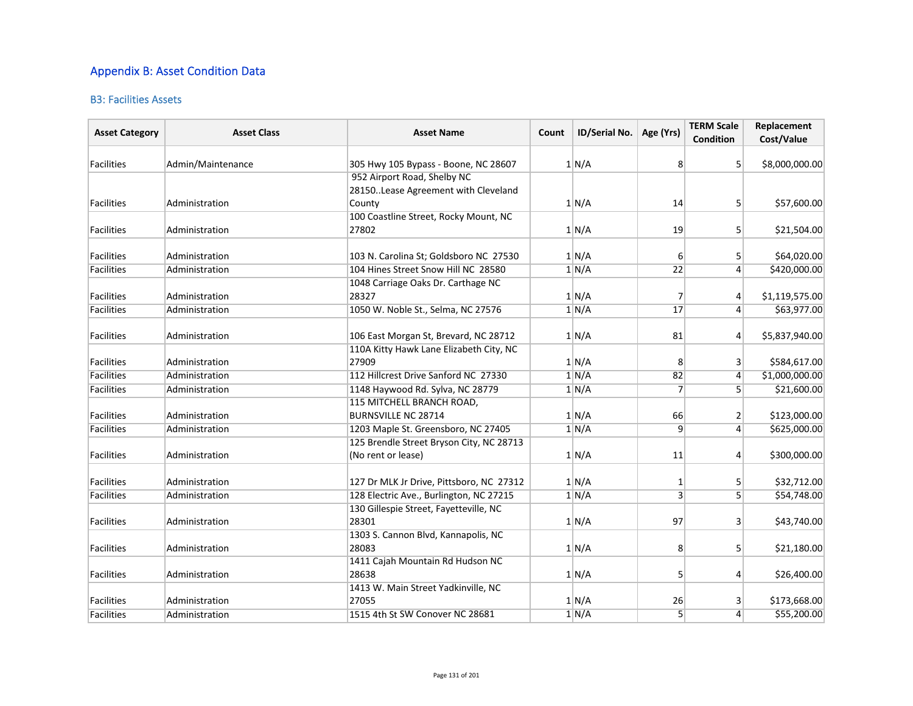## Appendix B: Asset Condition Data

### B3: Facilities Assets

| Asset Category | Asset Class | Asset Name | Count | ID/Serial No. | Age (Yrs) | TERM Scale Condition | Replacement Cost/Value |
|---|---|---|---|---|---|---|---|
| Facilities | Admin/Maintenance | 305 Hwy 105 Bypass - Boone, NC 28607 | 1 | N/A | 8 | 5 | $8,000,000.00 |
| Facilities | Administration | 952 Airport Road, Shelby NC 28150..Lease Agreement with Cleveland County | 1 | N/A | 14 | 5 | $57,600.00 |
| Facilities | Administration | 100 Coastline Street, Rocky Mount, NC 27802 | 1 | N/A | 19 | 5 | $21,504.00 |
| Facilities | Administration | 103 N. Carolina St; Goldsboro NC 27530 | 1 | N/A | 6 | 5 | $64,020.00 |
| Facilities | Administration | 104 Hines Street Snow Hill NC 28580 | 1 | N/A | 22 | 4 | $420,000.00 |
| Facilities | Administration | 1048 Carriage Oaks Dr. Carthage NC 28327 | 1 | N/A | 7 | 4 | $1,119,575.00 |
| Facilities | Administration | 1050 W. Noble St., Selma, NC 27576 | 1 | N/A | 17 | 4 | $63,977.00 |
| Facilities | Administration | 106 East Morgan St, Brevard, NC 28712 | 1 | N/A | 81 | 4 | $5,837,940.00 |
| Facilities | Administration | 110A Kitty Hawk Lane Elizabeth City, NC 27909 | 1 | N/A | 8 | 3 | $584,617.00 |
| Facilities | Administration | 112 Hillcrest Drive Sanford NC 27330 | 1 | N/A | 82 | 4 | $1,000,000.00 |
| Facilities | Administration | 1148 Haywood Rd. Sylva, NC 28779 | 1 | N/A | 7 | 5 | $21,600.00 |
| Facilities | Administration | 115 MITCHELL BRANCH ROAD, BURNSVILLE NC 28714 | 1 | N/A | 66 | 2 | $123,000.00 |
| Facilities | Administration | 1203 Maple St. Greensboro, NC 27405 | 1 | N/A | 9 | 4 | $625,000.00 |
| Facilities | Administration | 125 Brendle Street Bryson City, NC 28713 (No rent or lease) | 1 | N/A | 11 | 4 | $300,000.00 |
| Facilities | Administration | 127 Dr MLK Jr Drive, Pittsboro, NC 27312 | 1 | N/A | 1 | 5 | $32,712.00 |
| Facilities | Administration | 128 Electric Ave., Burlington, NC 27215 | 1 | N/A | 3 | 5 | $54,748.00 |
| Facilities | Administration | 130 Gillespie Street, Fayetteville, NC 28301 | 1 | N/A | 97 | 3 | $43,740.00 |
| Facilities | Administration | 1303 S. Cannon Blvd, Kannapolis, NC 28083 | 1 | N/A | 8 | 5 | $21,180.00 |
| Facilities | Administration | 1411 Cajah Mountain Rd Hudson NC 28638 | 1 | N/A | 5 | 4 | $26,400.00 |
| Facilities | Administration | 1413 W. Main Street Yadkinville, NC 27055 | 1 | N/A | 26 | 3 | $173,668.00 |
| Facilities | Administration | 1515 4th St SW Conover NC 28681 | 1 | N/A | 5 | 4 | $55,200.00 |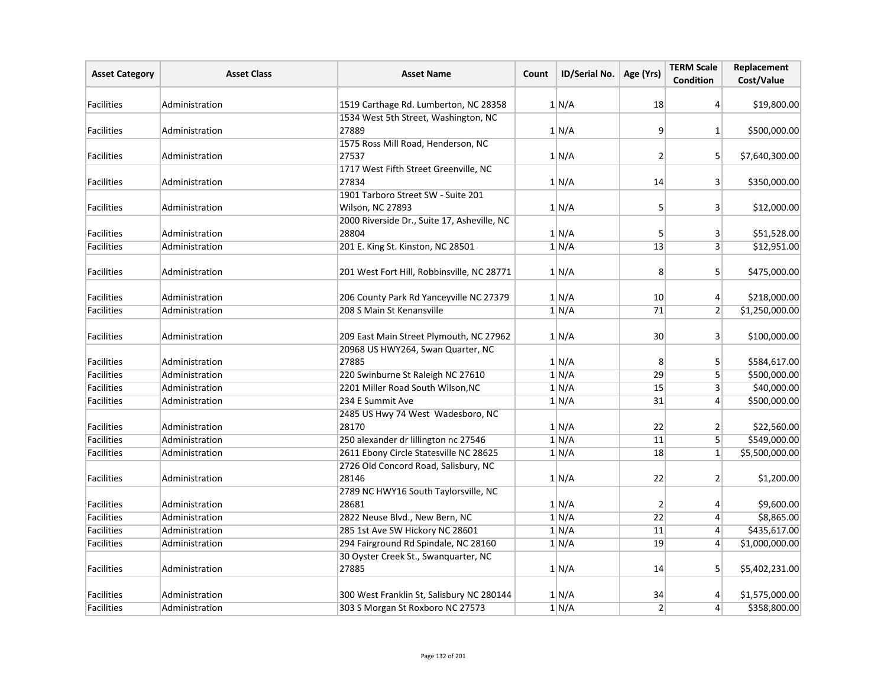| Asset Category | Asset Class | Asset Name | Count | ID/Serial No. | Age (Yrs) | TERM Scale Condition | Replacement Cost/Value |
|---|---|---|---|---|---|---|---|
| Facilities | Administration | 1519 Carthage Rd. Lumberton, NC 28358 | 1 | N/A | 18 | 4 | $19,800.00 |
| Facilities | Administration | 1534 West 5th Street, Washington, NC 27889 | 1 | N/A | 9 | 1 | $500,000.00 |
| Facilities | Administration | 1575 Ross Mill Road, Henderson, NC 27537 | 1 | N/A | 2 | 5 | $7,640,300.00 |
| Facilities | Administration | 1717 West Fifth Street Greenville, NC 27834 | 1 | N/A | 14 | 3 | $350,000.00 |
| Facilities | Administration | 1901 Tarboro Street SW - Suite 201 Wilson, NC 27893 | 1 | N/A | 5 | 3 | $12,000.00 |
| Facilities | Administration | 2000 Riverside Dr., Suite 17, Asheville, NC 28804 | 1 | N/A | 5 | 3 | $51,528.00 |
| Facilities | Administration | 201 E. King St. Kinston, NC 28501 | 1 | N/A | 13 | 3 | $12,951.00 |
| Facilities | Administration | 201 West Fort Hill, Robbinsville, NC 28771 | 1 | N/A | 8 | 5 | $475,000.00 |
| Facilities | Administration | 206 County Park Rd Yanceyville NC 27379 | 1 | N/A | 10 | 4 | $218,000.00 |
| Facilities | Administration | 208 S Main St Kenansville | 1 | N/A | 71 | 2 | $1,250,000.00 |
| Facilities | Administration | 209 East Main Street Plymouth, NC 27962 | 1 | N/A | 30 | 3 | $100,000.00 |
| Facilities | Administration | 20968 US HWY264, Swan Quarter, NC 27885 | 1 | N/A | 8 | 5 | $584,617.00 |
| Facilities | Administration | 220 Swinburne St Raleigh NC 27610 | 1 | N/A | 29 | 5 | $500,000.00 |
| Facilities | Administration | 2201 Miller Road South Wilson,NC | 1 | N/A | 15 | 3 | $40,000.00 |
| Facilities | Administration | 234 E Summit Ave | 1 | N/A | 31 | 4 | $500,000.00 |
| Facilities | Administration | 2485 US Hwy 74 West Wadesboro, NC 28170 | 1 | N/A | 22 | 2 | $22,560.00 |
| Facilities | Administration | 250 alexander dr lillington nc 27546 | 1 | N/A | 11 | 5 | $549,000.00 |
| Facilities | Administration | 2611 Ebony Circle Statesville NC 28625 | 1 | N/A | 18 | 1 | $5,500,000.00 |
| Facilities | Administration | 2726 Old Concord Road, Salisbury, NC 28146 | 1 | N/A | 22 | 2 | $1,200.00 |
| Facilities | Administration | 2789 NC HWY16 South Taylorsville, NC 28681 | 1 | N/A | 2 | 4 | $9,600.00 |
| Facilities | Administration | 2822 Neuse Blvd., New Bern, NC | 1 | N/A | 22 | 4 | $8,865.00 |
| Facilities | Administration | 285 1st Ave SW Hickory NC 28601 | 1 | N/A | 11 | 4 | $435,617.00 |
| Facilities | Administration | 294 Fairground Rd Spindale, NC 28160 | 1 | N/A | 19 | 4 | $1,000,000.00 |
| Facilities | Administration | 30 Oyster Creek St., Swanquarter, NC 27885 | 1 | N/A | 14 | 5 | $5,402,231.00 |
| Facilities | Administration | 300 West Franklin St, Salisbury NC 280144 | 1 | N/A | 34 | 4 | $1,575,000.00 |
| Facilities | Administration | 303 S Morgan St Roxboro NC 27573 | 1 | N/A | 2 | 4 | $358,800.00 |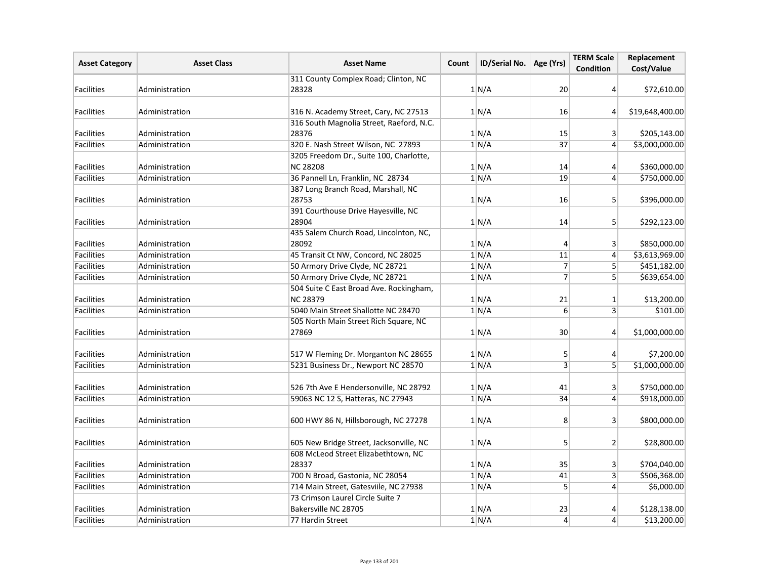| Asset Category | Asset Class | Asset Name | Count | ID/Serial No. | Age (Yrs) | TERM Scale Condition | Replacement Cost/Value |
|---|---|---|---|---|---|---|---|
| Facilities | Administration | 311 County Complex Road; Clinton, NC 28328 | 1 | N/A | 20 | 4 | $72,610.00 |
| Facilities | Administration | 316 N. Academy Street, Cary, NC 27513 | 1 | N/A | 16 | 4 | $19,648,400.00 |
| Facilities | Administration | 316 South Magnolia Street, Raeford, N.C. 28376 | 1 | N/A | 15 | 3 | $205,143.00 |
| Facilities | Administration | 320 E. Nash Street Wilson, NC 27893 | 1 | N/A | 37 | 4 | $3,000,000.00 |
| Facilities | Administration | 3205 Freedom Dr., Suite 100, Charlotte, NC 28208 | 1 | N/A | 14 | 4 | $360,000.00 |
| Facilities | Administration | 36 Pannell Ln, Franklin, NC 28734 | 1 | N/A | 19 | 4 | $750,000.00 |
| Facilities | Administration | 387 Long Branch Road, Marshall, NC 28753 | 1 | N/A | 16 | 5 | $396,000.00 |
| Facilities | Administration | 391 Courthouse Drive Hayesville, NC 28904 | 1 | N/A | 14 | 5 | $292,123.00 |
| Facilities | Administration | 435 Salem Church Road, Lincolnton, NC, 28092 | 1 | N/A | 4 | 3 | $850,000.00 |
| Facilities | Administration | 45 Transit Ct NW, Concord, NC 28025 | 1 | N/A | 11 | 4 | $3,613,969.00 |
| Facilities | Administration | 50 Armory Drive Clyde, NC 28721 | 1 | N/A | 7 | 5 | $451,182.00 |
| Facilities | Administration | 50 Armory Drive Clyde, NC 28721 | 1 | N/A | 7 | 5 | $639,654.00 |
| Facilities | Administration | 504 Suite C East Broad Ave. Rockingham, NC 28379 | 1 | N/A | 21 | 1 | $13,200.00 |
| Facilities | Administration | 5040 Main Street Shallotte NC 28470 | 1 | N/A | 6 | 3 | $101.00 |
| Facilities | Administration | 505 North Main Street Rich Square, NC 27869 | 1 | N/A | 30 | 4 | $1,000,000.00 |
| Facilities | Administration | 517 W Fleming Dr. Morganton NC 28655 | 1 | N/A | 5 | 4 | $7,200.00 |
| Facilities | Administration | 5231 Business Dr., Newport NC 28570 | 1 | N/A | 3 | 5 | $1,000,000.00 |
| Facilities | Administration | 526 7th Ave E Hendersonville, NC 28792 | 1 | N/A | 41 | 3 | $750,000.00 |
| Facilities | Administration | 59063 NC 12 S, Hatteras, NC 27943 | 1 | N/A | 34 | 4 | $918,000.00 |
| Facilities | Administration | 600 HWY 86 N, Hillsborough, NC 27278 | 1 | N/A | 8 | 3 | $800,000.00 |
| Facilities | Administration | 605 New Bridge Street, Jacksonville, NC | 1 | N/A | 5 | 2 | $28,800.00 |
| Facilities | Administration | 608 McLeod Street Elizabethtown, NC 28337 | 1 | N/A | 35 | 3 | $704,040.00 |
| Facilities | Administration | 700 N Broad, Gastonia, NC 28054 | 1 | N/A | 41 | 3 | $506,368.00 |
| Facilities | Administration | 714 Main Street, Gatesviile, NC 27938 | 1 | N/A | 5 | 4 | $6,000.00 |
| Facilities | Administration | 73 Crimson Laurel Circle Suite 7 Bakersville NC 28705 | 1 | N/A | 23 | 4 | $128,138.00 |
| Facilities | Administration | 77 Hardin Street | 1 | N/A | 4 | 4 | $13,200.00 |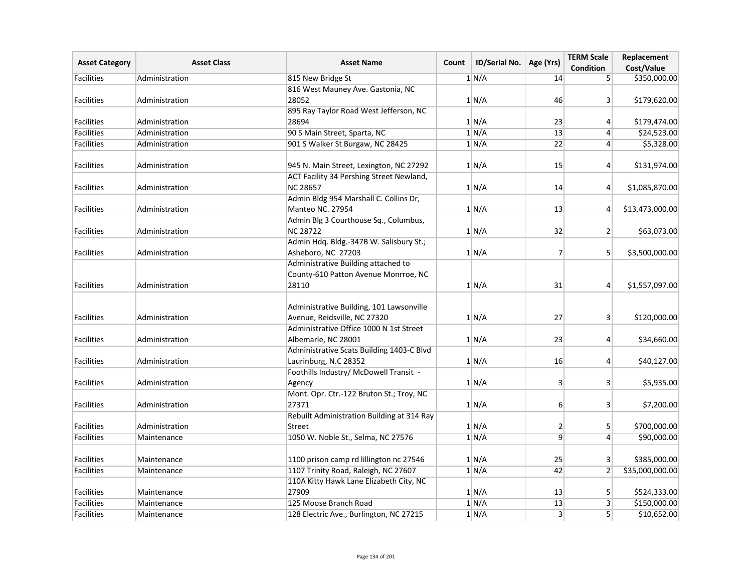| Asset Category | Asset Class | Asset Name | Count | ID/Serial No. | Age (Yrs) | TERM Scale Condition | Replacement Cost/Value |
|---|---|---|---|---|---|---|---|
| Facilities | Administration | 815 New Bridge St | 1 | N/A | 14 | 5 | $350,000.00 |
| Facilities | Administration | 816 West Mauney Ave. Gastonia, NC 28052 | 1 | N/A | 46 | 3 | $179,620.00 |
| Facilities | Administration | 895 Ray Taylor Road West Jefferson, NC 28694 | 1 | N/A | 23 | 4 | $179,474.00 |
| Facilities | Administration | 90 S Main Street, Sparta, NC | 1 | N/A | 13 | 4 | $24,523.00 |
| Facilities | Administration | 901 S Walker St Burgaw, NC 28425 | 1 | N/A | 22 | 4 | $5,328.00 |
| Facilities | Administration | 945 N. Main Street, Lexington, NC 27292 | 1 | N/A | 15 | 4 | $131,974.00 |
| Facilities | Administration | ACT Facility 34 Pershing Street Newland, NC 28657 | 1 | N/A | 14 | 4 | $1,085,870.00 |
| Facilities | Administration | Admin Bldg 954 Marshall C. Collins Dr, Manteo NC. 27954 | 1 | N/A | 13 | 4 | $13,473,000.00 |
| Facilities | Administration | Admin Blg 3 Courthouse Sq., Columbus, NC 28722 | 1 | N/A | 32 | 2 | $63,073.00 |
| Facilities | Administration | Admin Hdq. Bldg.-347B W. Salisbury St.; Asheboro, NC 27203 | 1 | N/A | 7 | 5 | $3,500,000.00 |
| Facilities | Administration | Administrative Building attached to County-610 Patton Avenue Monrroe, NC 28110 | 1 | N/A | 31 | 4 | $1,557,097.00 |
| Facilities | Administration | Administrative Building, 101 Lawsonville Avenue, Reidsville, NC 27320 | 1 | N/A | 27 | 3 | $120,000.00 |
| Facilities | Administration | Administrative Office 1000 N 1st Street Albemarle, NC 28001 | 1 | N/A | 23 | 4 | $34,660.00 |
| Facilities | Administration | Administrative Scats Building 1403-C Blvd Laurinburg, N.C 28352 | 1 | N/A | 16 | 4 | $40,127.00 |
| Facilities | Administration | Foothills Industry/ McDowell Transit - Agency | 1 | N/A | 3 | 3 | $5,935.00 |
| Facilities | Administration | Mont. Opr. Ctr.-122 Bruton St.; Troy, NC 27371 | 1 | N/A | 6 | 3 | $7,200.00 |
| Facilities | Administration | Rebuilt Administration Building at 314 Ray Street | 1 | N/A | 2 | 5 | $700,000.00 |
| Facilities | Maintenance | 1050 W. Noble St., Selma, NC 27576 | 1 | N/A | 9 | 4 | $90,000.00 |
| Facilities | Maintenance | 1100 prison camp rd lillington nc 27546 | 1 | N/A | 25 | 3 | $385,000.00 |
| Facilities | Maintenance | 1107 Trinity Road, Raleigh, NC 27607 | 1 | N/A | 42 | 2 | $35,000,000.00 |
| Facilities | Maintenance | 110A Kitty Hawk Lane Elizabeth City, NC 27909 | 1 | N/A | 13 | 5 | $524,333.00 |
| Facilities | Maintenance | 125 Moose Branch Road | 1 | N/A | 13 | 3 | $150,000.00 |
| Facilities | Maintenance | 128 Electric Ave., Burlington, NC 27215 | 1 | N/A | 3 | 5 | $10,652.00 |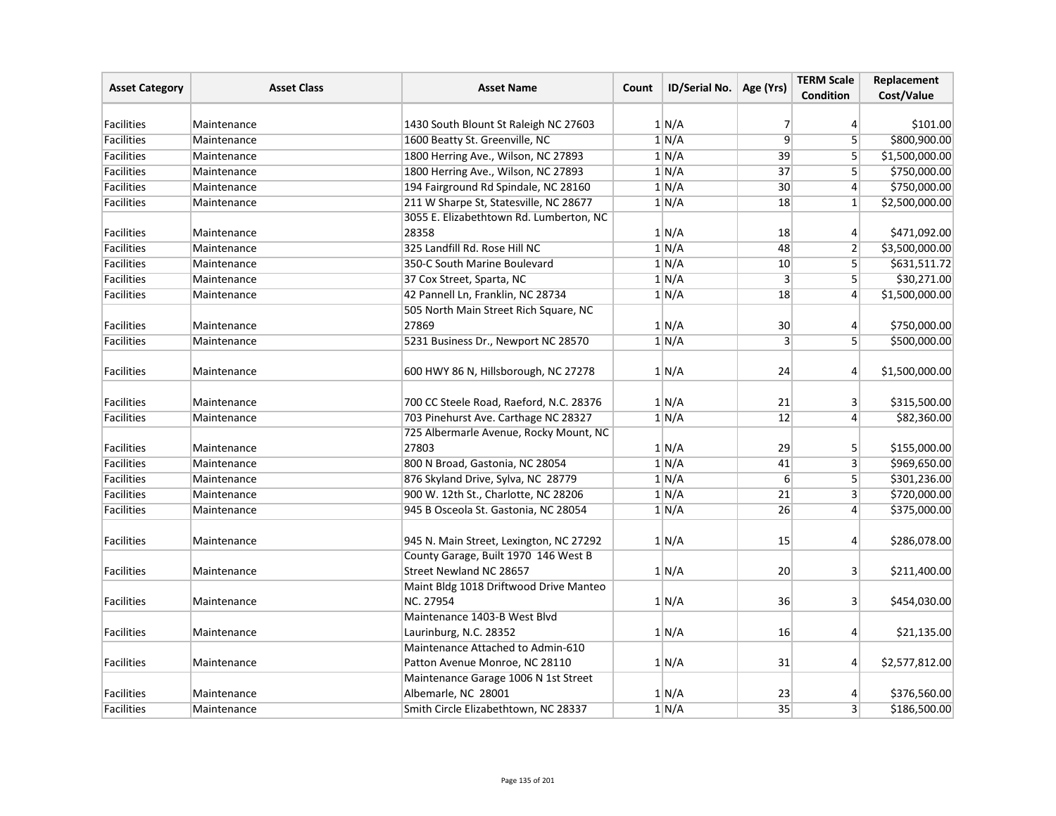| Asset Category | Asset Class | Asset Name | Count | ID/Serial No. | Age (Yrs) | TERM Scale Condition | Replacement Cost/Value |
|---|---|---|---|---|---|---|---|
| Facilities | Maintenance | 1430 South Blount St Raleigh NC 27603 | 1 | N/A | 7 | 4 | $101.00 |
| Facilities | Maintenance | 1600 Beatty St. Greenville, NC | 1 | N/A | 9 | 5 | $800,900.00 |
| Facilities | Maintenance | 1800 Herring Ave., Wilson, NC 27893 | 1 | N/A | 39 | 5 | $1,500,000.00 |
| Facilities | Maintenance | 1800 Herring Ave., Wilson, NC 27893 | 1 | N/A | 37 | 5 | $750,000.00 |
| Facilities | Maintenance | 194 Fairground Rd Spindale, NC 28160 | 1 | N/A | 30 | 4 | $750,000.00 |
| Facilities | Maintenance | 211 W Sharpe St, Statesville, NC 28677 | 1 | N/A | 18 | 1 | $2,500,000.00 |
| Facilities | Maintenance | 3055 E. Elizabethtown Rd. Lumberton, NC 28358 | 1 | N/A | 18 | 4 | $471,092.00 |
| Facilities | Maintenance | 325 Landfill Rd. Rose Hill NC | 1 | N/A | 48 | 2 | $3,500,000.00 |
| Facilities | Maintenance | 350-C South Marine Boulevard | 1 | N/A | 10 | 5 | $631,511.72 |
| Facilities | Maintenance | 37 Cox Street, Sparta, NC | 1 | N/A | 3 | 5 | $30,271.00 |
| Facilities | Maintenance | 42 Pannell Ln, Franklin, NC 28734 | 1 | N/A | 18 | 4 | $1,500,000.00 |
| Facilities | Maintenance | 505 North Main Street Rich Square, NC 27869 | 1 | N/A | 30 | 4 | $750,000.00 |
| Facilities | Maintenance | 5231 Business Dr., Newport NC 28570 | 1 | N/A | 3 | 5 | $500,000.00 |
| Facilities | Maintenance | 600 HWY 86 N, Hillsborough, NC 27278 | 1 | N/A | 24 | 4 | $1,500,000.00 |
| Facilities | Maintenance | 700 CC Steele Road, Raeford, N.C. 28376 | 1 | N/A | 21 | 3 | $315,500.00 |
| Facilities | Maintenance | 703 Pinehurst Ave. Carthage NC 28327 | 1 | N/A | 12 | 4 | $82,360.00 |
| Facilities | Maintenance | 725 Albermarle Avenue, Rocky Mount, NC 27803 | 1 | N/A | 29 | 5 | $155,000.00 |
| Facilities | Maintenance | 800 N Broad, Gastonia, NC 28054 | 1 | N/A | 41 | 3 | $969,650.00 |
| Facilities | Maintenance | 876 Skyland Drive, Sylva, NC 28779 | 1 | N/A | 6 | 5 | $301,236.00 |
| Facilities | Maintenance | 900 W. 12th St., Charlotte, NC 28206 | 1 | N/A | 21 | 3 | $720,000.00 |
| Facilities | Maintenance | 945 B Osceola St. Gastonia, NC 28054 | 1 | N/A | 26 | 4 | $375,000.00 |
| Facilities | Maintenance | 945 N. Main Street, Lexington, NC 27292 | 1 | N/A | 15 | 4 | $286,078.00 |
| Facilities | Maintenance | County Garage, Built 1970 146 West B Street Newland NC 28657 | 1 | N/A | 20 | 3 | $211,400.00 |
| Facilities | Maintenance | Maint Bldg 1018 Driftwood Drive Manteo NC. 27954 | 1 | N/A | 36 | 3 | $454,030.00 |
| Facilities | Maintenance | Maintenance 1403-B West Blvd Laurinburg, N.C. 28352 | 1 | N/A | 16 | 4 | $21,135.00 |
| Facilities | Maintenance | Maintenance Attached to Admin-610 Patton Avenue Monroe, NC 28110 | 1 | N/A | 31 | 4 | $2,577,812.00 |
| Facilities | Maintenance | Maintenance Garage 1006 N 1st Street Albemarle, NC 28001 | 1 | N/A | 23 | 4 | $376,560.00 |
| Facilities | Maintenance | Smith Circle Elizabethtown, NC 28337 | 1 | N/A | 35 | 3 | $186,500.00 |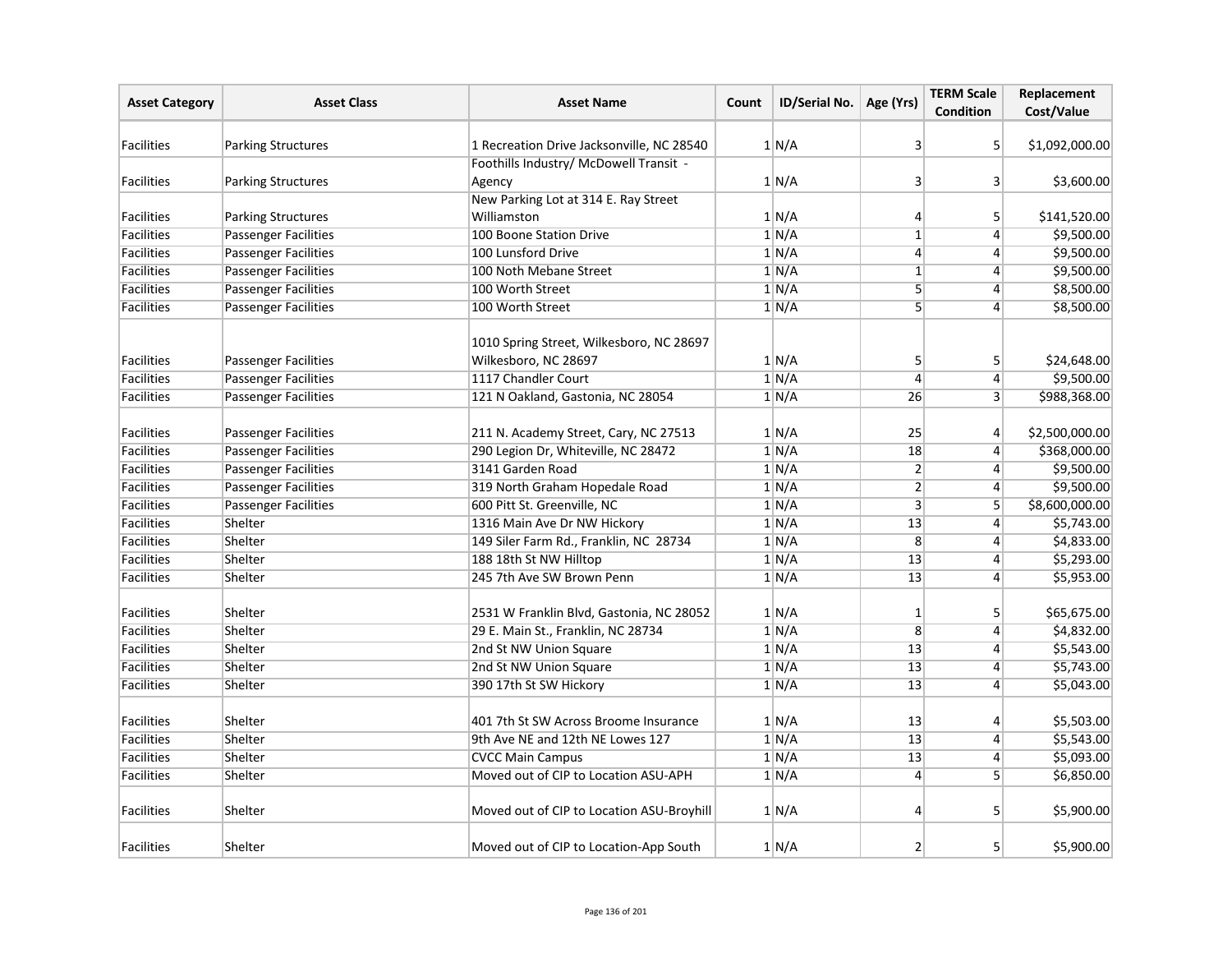| Asset Category | Asset Class | Asset Name | Count | ID/Serial No. | Age (Yrs) | TERM Scale Condition | Replacement Cost/Value |
|---|---|---|---|---|---|---|---|
| Facilities | Parking Structures | 1 Recreation Drive Jacksonville, NC 28540 | 1 | N/A | 3 | 5 | $1,092,000.00 |
| Facilities | Parking Structures | Foothills Industry/ McDowell Transit - Agency | 1 | N/A | 3 | 3 | $3,600.00 |
| Facilities | Parking Structures | New Parking Lot at 314 E. Ray Street Williamston | 1 | N/A | 4 | 5 | $141,520.00 |
| Facilities | Passenger Facilities | 100 Boone Station Drive | 1 | N/A | 1 | 4 | $9,500.00 |
| Facilities | Passenger Facilities | 100 Lunsford Drive | 1 | N/A | 4 | 4 | $9,500.00 |
| Facilities | Passenger Facilities | 100 Noth Mebane Street | 1 | N/A | 1 | 4 | $9,500.00 |
| Facilities | Passenger Facilities | 100 Worth Street | 1 | N/A | 5 | 4 | $8,500.00 |
| Facilities | Passenger Facilities | 100 Worth Street | 1 | N/A | 5 | 4 | $8,500.00 |
| Facilities | Passenger Facilities | 1010 Spring Street, Wilkesboro, NC 28697 Wilkesboro, NC 28697 | 1 | N/A | 5 | 5 | $24,648.00 |
| Facilities | Passenger Facilities | 1117 Chandler Court | 1 | N/A | 4 | 4 | $9,500.00 |
| Facilities | Passenger Facilities | 121 N Oakland, Gastonia, NC 28054 | 1 | N/A | 26 | 3 | $988,368.00 |
| Facilities | Passenger Facilities | 211 N. Academy Street, Cary, NC 27513 | 1 | N/A | 25 | 4 | $2,500,000.00 |
| Facilities | Passenger Facilities | 290 Legion Dr, Whiteville, NC 28472 | 1 | N/A | 18 | 4 | $368,000.00 |
| Facilities | Passenger Facilities | 3141 Garden Road | 1 | N/A | 2 | 4 | $9,500.00 |
| Facilities | Passenger Facilities | 319 North Graham Hopedale Road | 1 | N/A | 2 | 4 | $9,500.00 |
| Facilities | Passenger Facilities | 600 Pitt St. Greenville, NC | 1 | N/A | 3 | 5 | $8,600,000.00 |
| Facilities | Shelter | 1316 Main Ave Dr NW Hickory | 1 | N/A | 13 | 4 | $5,743.00 |
| Facilities | Shelter | 149 Siler Farm Rd., Franklin, NC 28734 | 1 | N/A | 8 | 4 | $4,833.00 |
| Facilities | Shelter | 188 18th St NW Hilltop | 1 | N/A | 13 | 4 | $5,293.00 |
| Facilities | Shelter | 245 7th Ave SW Brown Penn | 1 | N/A | 13 | 4 | $5,953.00 |
| Facilities | Shelter | 2531 W Franklin Blvd, Gastonia, NC 28052 | 1 | N/A | 1 | 5 | $65,675.00 |
| Facilities | Shelter | 29 E. Main St., Franklin, NC 28734 | 1 | N/A | 8 | 4 | $4,832.00 |
| Facilities | Shelter | 2nd St NW Union Square | 1 | N/A | 13 | 4 | $5,543.00 |
| Facilities | Shelter | 2nd St NW Union Square | 1 | N/A | 13 | 4 | $5,743.00 |
| Facilities | Shelter | 390 17th St SW Hickory | 1 | N/A | 13 | 4 | $5,043.00 |
| Facilities | Shelter | 401 7th St SW Across Broome Insurance | 1 | N/A | 13 | 4 | $5,503.00 |
| Facilities | Shelter | 9th Ave NE and 12th NE Lowes 127 | 1 | N/A | 13 | 4 | $5,543.00 |
| Facilities | Shelter | CVCC Main Campus | 1 | N/A | 13 | 4 | $5,093.00 |
| Facilities | Shelter | Moved out of CIP to Location ASU-APH | 1 | N/A | 4 | 5 | $6,850.00 |
| Facilities | Shelter | Moved out of CIP to Location ASU-Broyhill | 1 | N/A | 4 | 5 | $5,900.00 |
| Facilities | Shelter | Moved out of CIP to Location-App South | 1 | N/A | 2 | 5 | $5,900.00 |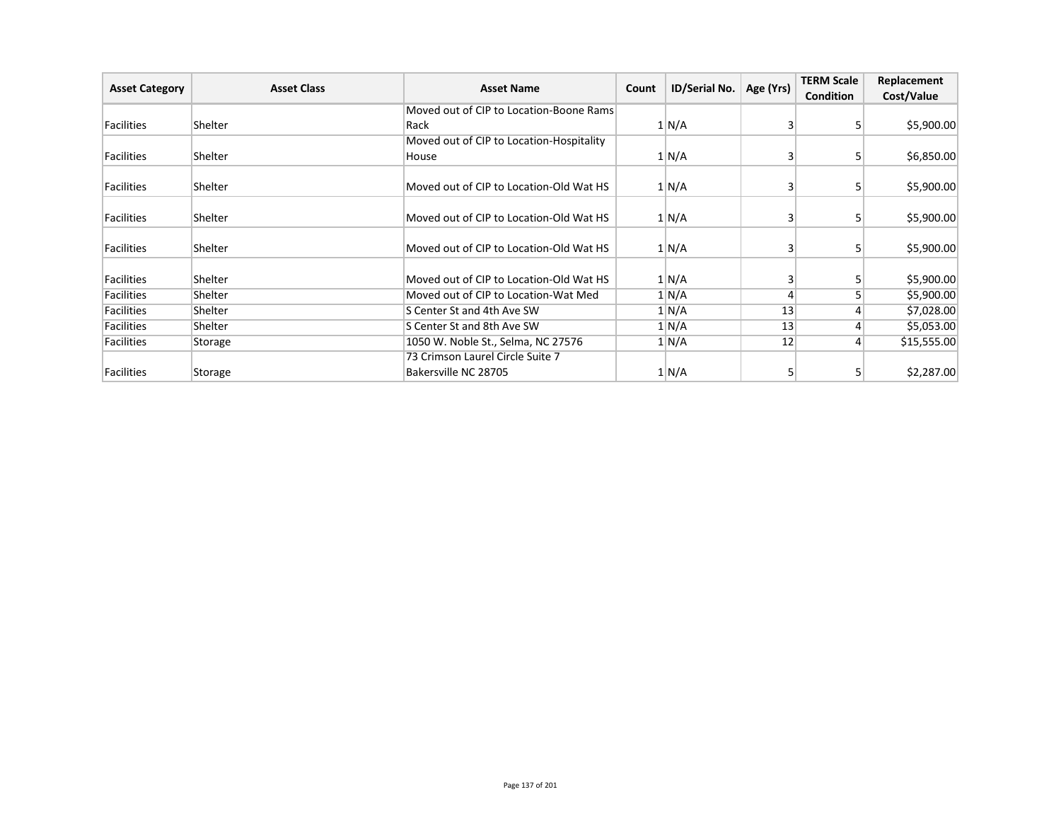| Asset Category | Asset Class | Asset Name | Count | ID/Serial No. | Age (Yrs) | TERM Scale Condition | Replacement Cost/Value |
|---|---|---|---|---|---|---|---|
| Facilities | Shelter | Moved out of CIP to Location-Boone Rams Rack | 1 | N/A | 3 | 5 | $5,900.00 |
| Facilities | Shelter | Moved out of CIP to Location-Hospitality House | 1 | N/A | 3 | 5 | $6,850.00 |
| Facilities | Shelter | Moved out of CIP to Location-Old Wat HS | 1 | N/A | 3 | 5 | $5,900.00 |
| Facilities | Shelter | Moved out of CIP to Location-Old Wat HS | 1 | N/A | 3 | 5 | $5,900.00 |
| Facilities | Shelter | Moved out of CIP to Location-Old Wat HS | 1 | N/A | 3 | 5 | $5,900.00 |
| Facilities | Shelter | Moved out of CIP to Location-Old Wat HS | 1 | N/A | 3 | 5 | $5,900.00 |
| Facilities | Shelter | Moved out of CIP to Location-Wat Med | 1 | N/A | 4 | 5 | $5,900.00 |
| Facilities | Shelter | S Center St and 4th Ave SW | 1 | N/A | 13 | 4 | $7,028.00 |
| Facilities | Shelter | S Center St and 8th Ave SW | 1 | N/A | 13 | 4 | $5,053.00 |
| Facilities | Storage | 1050 W. Noble St., Selma, NC 27576 | 1 | N/A | 12 | 4 | $15,555.00 |
| Facilities | Storage | 73 Crimson Laurel Circle Suite 7 Bakersville NC 28705 | 1 | N/A | 5 | 5 | $2,287.00 |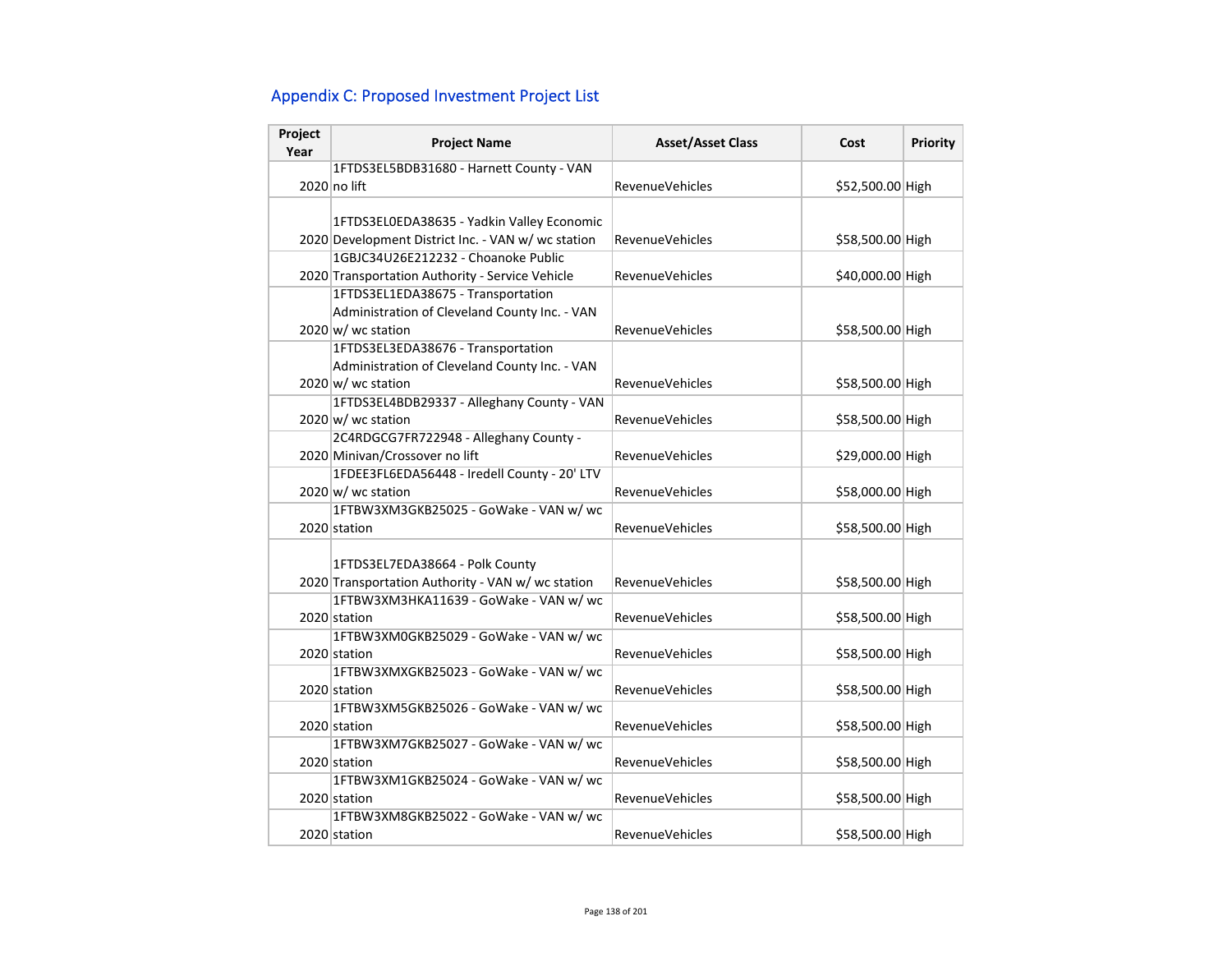## Appendix C: Proposed Investment Project List

| Project Year | Project Name | Asset/Asset Class | Cost | Priority |
|---|---|---|---|---|
| 2020 | 1FTDS3EL5BDB31680 - Harnett County - VAN no lift | RevenueVehicles | $52,500.00 | High |
| 2020 | 1FTDS3EL0EDA38635 - Yadkin Valley Economic Development District Inc. - VAN w/ wc station | RevenueVehicles | $58,500.00 | High |
| 2020 | 1GBJC34U26E212232 - Choanoke Public Transportation Authority - Service Vehicle | RevenueVehicles | $40,000.00 | High |
| 2020 | 1FTDS3EL1EDA38675 - Transportation Administration of Cleveland County Inc. - VAN w/ wc station | RevenueVehicles | $58,500.00 | High |
| 2020 | 1FTDS3EL3EDA38676 - Transportation Administration of Cleveland County Inc. - VAN w/ wc station | RevenueVehicles | $58,500.00 | High |
| 2020 | 1FTDS3EL4BDB29337 - Alleghany County - VAN w/ wc station | RevenueVehicles | $58,500.00 | High |
| 2020 | 2C4RDGCG7FR722948 - Alleghany County - Minivan/Crossover no lift | RevenueVehicles | $29,000.00 | High |
| 2020 | 1FDEE3FL6EDA56448 - Iredell County - 20' LTV w/ wc station | RevenueVehicles | $58,000.00 | High |
| 2020 | 1FTBW3XM3GKB25025 - GoWake - VAN w/ wc station | RevenueVehicles | $58,500.00 | High |
| 2020 | 1FTDS3EL7EDA38664 - Polk County Transportation Authority - VAN w/ wc station | RevenueVehicles | $58,500.00 | High |
| 2020 | 1FTBW3XM3HKA11639 - GoWake - VAN w/ wc station | RevenueVehicles | $58,500.00 | High |
| 2020 | 1FTBW3XM0GKB25029 - GoWake - VAN w/ wc station | RevenueVehicles | $58,500.00 | High |
| 2020 | 1FTBW3XMXGKB25023 - GoWake - VAN w/ wc station | RevenueVehicles | $58,500.00 | High |
| 2020 | 1FTBW3XM5GKB25026 - GoWake - VAN w/ wc station | RevenueVehicles | $58,500.00 | High |
| 2020 | 1FTBW3XM7GKB25027 - GoWake - VAN w/ wc station | RevenueVehicles | $58,500.00 | High |
| 2020 | 1FTBW3XM1GKB25024 - GoWake - VAN w/ wc station | RevenueVehicles | $58,500.00 | High |
| 2020 | 1FTBW3XM8GKB25022 - GoWake - VAN w/ wc station | RevenueVehicles | $58,500.00 | High |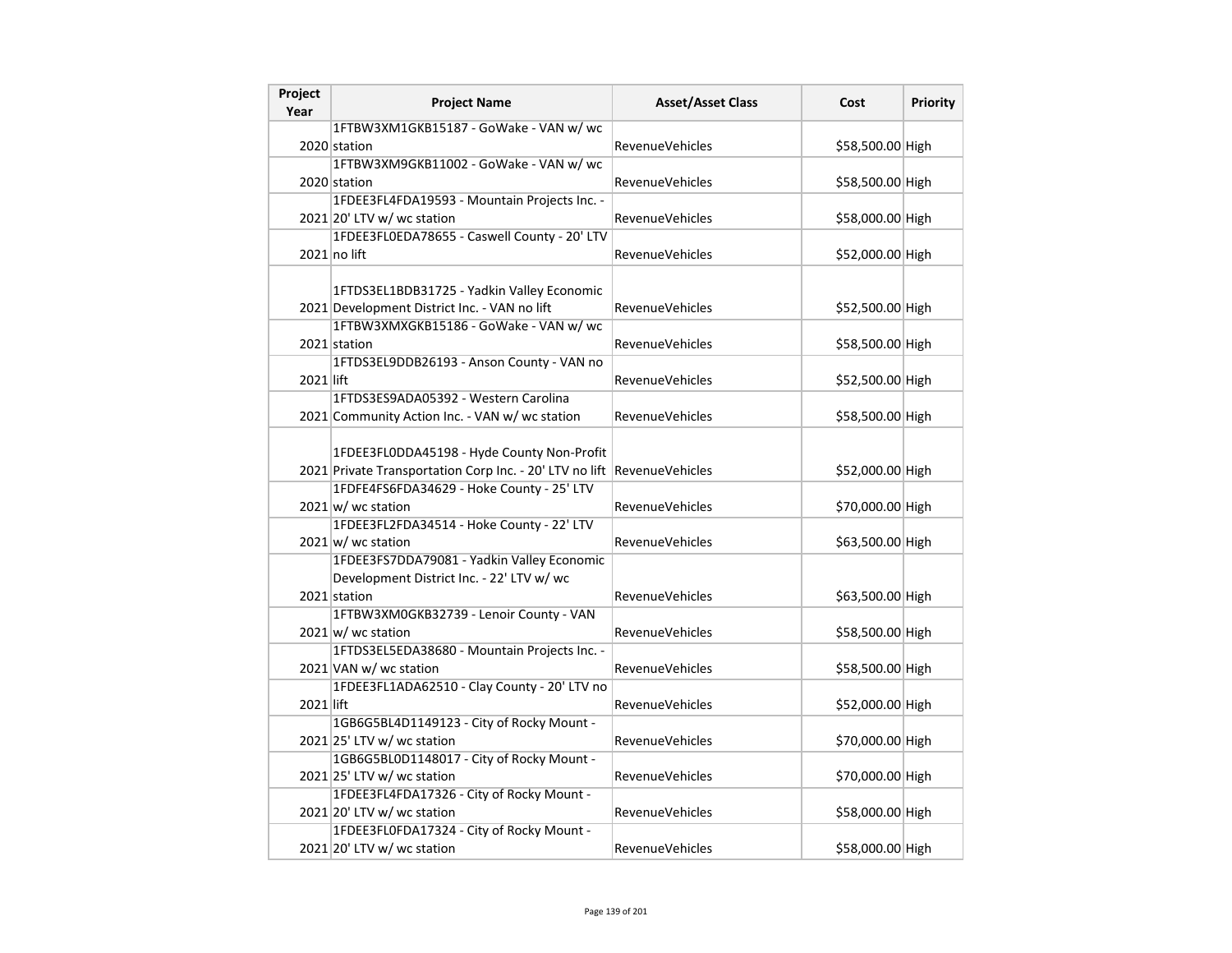| Project Year | Project Name | Asset/Asset Class | Cost | Priority |
|---|---|---|---|---|
| 2020 | 1FTBW3XM1GKB15187 - GoWake - VAN w/ wc station | RevenueVehicles | $58,500.00 | High |
| 2020 | 1FTBW3XM9GKB11002 - GoWake - VAN w/ wc station | RevenueVehicles | $58,500.00 | High |
| 2021 | 1FDEE3FL4FDA19593 - Mountain Projects Inc. - 20' LTV w/ wc station | RevenueVehicles | $58,000.00 | High |
| 2021 | 1FDEE3FL0EDA78655 - Caswell County - 20' LTV no lift | RevenueVehicles | $52,000.00 | High |
| 2021 | 1FTDS3EL1BDB31725 - Yadkin Valley Economic Development District Inc. - VAN no lift | RevenueVehicles | $52,500.00 | High |
| 2021 | 1FTBW3XMXGKB15186 - GoWake - VAN w/ wc station | RevenueVehicles | $58,500.00 | High |
| 2021 | 1FTDS3EL9DDB26193 - Anson County - VAN no lift | RevenueVehicles | $52,500.00 | High |
| 2021 | 1FTDS3ES9ADA05392 - Western Carolina Community Action Inc. - VAN w/ wc station | RevenueVehicles | $58,500.00 | High |
| 2021 | 1FDEE3FL0DDA45198 - Hyde County Non-Profit Private Transportation Corp Inc. - 20' LTV no lift | RevenueVehicles | $52,000.00 | High |
| 2021 | 1FDFE4FS6FDA34629 - Hoke County - 25' LTV w/ wc station | RevenueVehicles | $70,000.00 | High |
| 2021 | 1FDEE3FL2FDA34514 - Hoke County - 22' LTV w/ wc station | RevenueVehicles | $63,500.00 | High |
| 2021 | 1FDEE3FS7DDA79081 - Yadkin Valley Economic Development District Inc. - 22' LTV w/ wc station | RevenueVehicles | $63,500.00 | High |
| 2021 | 1FTBW3XM0GKB32739 - Lenoir County - VAN w/ wc station | RevenueVehicles | $58,500.00 | High |
| 2021 | 1FTDS3EL5EDA38680 - Mountain Projects Inc. - VAN w/ wc station | RevenueVehicles | $58,500.00 | High |
| 2021 | 1FDEE3FL1ADA62510 - Clay County - 20' LTV no lift | RevenueVehicles | $52,000.00 | High |
| 2021 | 1GB6G5BL4D1149123 - City of Rocky Mount - 25' LTV w/ wc station | RevenueVehicles | $70,000.00 | High |
| 2021 | 1GB6G5BL0D1148017 - City of Rocky Mount - 25' LTV w/ wc station | RevenueVehicles | $70,000.00 | High |
| 2021 | 1FDEE3FL4FDA17326 - City of Rocky Mount - 20' LTV w/ wc station | RevenueVehicles | $58,000.00 | High |
| 2021 | 1FDEE3FL0FDA17324 - City of Rocky Mount - 20' LTV w/ wc station | RevenueVehicles | $58,000.00 | High |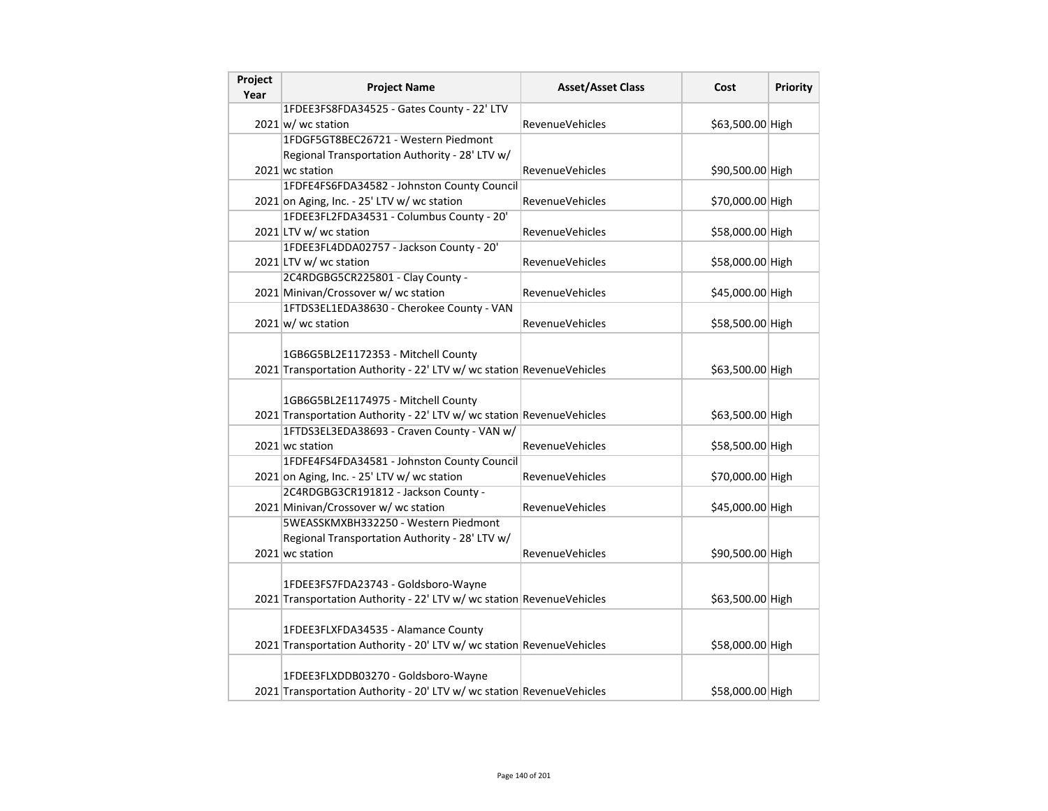| Project Year | Project Name | Asset/Asset Class | Cost | Priority |
|---|---|---|---|---|
| 2021 | 1FDEE3FS8FDA34525 - Gates County - 22' LTV w/ wc station | RevenueVehicles | $63,500.00 | High |
| 2021 | 1FDGF5GT8BEC26721 - Western Piedmont Regional Transportation Authority - 28' LTV w/ wc station | RevenueVehicles | $90,500.00 | High |
| 2021 | 1FDFE4FS6FDA34582 - Johnston County Council on Aging, Inc. - 25' LTV w/ wc station | RevenueVehicles | $70,000.00 | High |
| 2021 | 1FDEE3FL2FDA34531 - Columbus County - 20' LTV w/ wc station | RevenueVehicles | $58,000.00 | High |
| 2021 | 1FDEE3FL4DDA02757 - Jackson County - 20' LTV w/ wc station | RevenueVehicles | $58,000.00 | High |
| 2021 | 2C4RDGBG5CR225801 - Clay County - Minivan/Crossover w/ wc station | RevenueVehicles | $45,000.00 | High |
| 2021 | 1FTDS3EL1EDA38630 - Cherokee County - VAN w/ wc station | RevenueVehicles | $58,500.00 | High |
| 2021 | 1GB6G5BL2E1172353 - Mitchell County Transportation Authority - 22' LTV w/ wc station | RevenueVehicles | $63,500.00 | High |
| 2021 | 1GB6G5BL2E1174975 - Mitchell County Transportation Authority - 22' LTV w/ wc station | RevenueVehicles | $63,500.00 | High |
| 2021 | 1FTDS3EL3EDA38693 - Craven County - VAN w/ wc station | RevenueVehicles | $58,500.00 | High |
| 2021 | 1FDFE4FS4FDA34581 - Johnston County Council on Aging, Inc. - 25' LTV w/ wc station | RevenueVehicles | $70,000.00 | High |
| 2021 | 2C4RDGBG3CR191812 - Jackson County - Minivan/Crossover w/ wc station | RevenueVehicles | $45,000.00 | High |
| 2021 | 5WEASSKMXBH332250 - Western Piedmont Regional Transportation Authority - 28' LTV w/ wc station | RevenueVehicles | $90,500.00 | High |
| 2021 | 1FDEE3FS7FDA23743 - Goldsboro-Wayne Transportation Authority - 22' LTV w/ wc station | RevenueVehicles | $63,500.00 | High |
| 2021 | 1FDEE3FLXFDA34535 - Alamance County Transportation Authority - 20' LTV w/ wc station | RevenueVehicles | $58,000.00 | High |
| 2021 | 1FDEE3FLXDDB03270 - Goldsboro-Wayne Transportation Authority - 20' LTV w/ wc station | RevenueVehicles | $58,000.00 | High |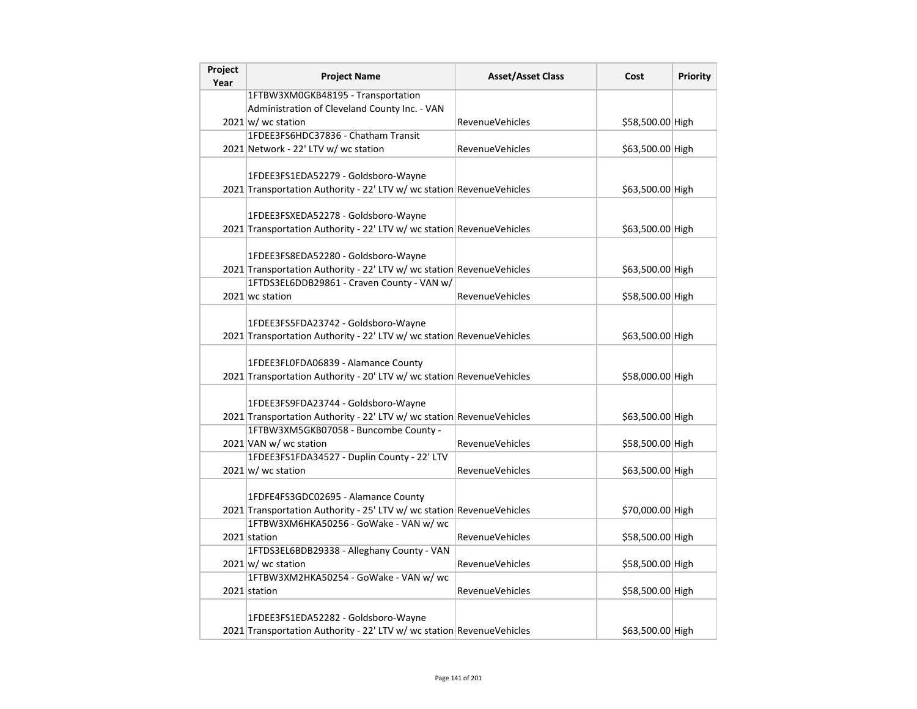| Project Year | Project Name | Asset/Asset Class | Cost | Priority |
|---|---|---|---|---|
| 2021 | 1FTBW3XM0GKB48195 - Transportation Administration of Cleveland County Inc. - VAN w/ wc station | RevenueVehicles | $58,500.00 | High |
| 2021 | 1FDEE3FS6HDC37836 - Chatham Transit Network - 22' LTV w/ wc station | RevenueVehicles | $63,500.00 | High |
| 2021 | 1FDEE3FS1EDA52279 - Goldsboro-Wayne Transportation Authority - 22' LTV w/ wc station | RevenueVehicles | $63,500.00 | High |
| 2021 | 1FDEE3FSXEDA52278 - Goldsboro-Wayne Transportation Authority - 22' LTV w/ wc station | RevenueVehicles | $63,500.00 | High |
| 2021 | 1FDEE3FS8EDA52280 - Goldsboro-Wayne Transportation Authority - 22' LTV w/ wc station | RevenueVehicles | $63,500.00 | High |
| 2021 | 1FTDS3EL6DDB29861 - Craven County - VAN w/ wc station | RevenueVehicles | $58,500.00 | High |
| 2021 | 1FDEE3FS5FDA23742 - Goldsboro-Wayne Transportation Authority - 22' LTV w/ wc station | RevenueVehicles | $63,500.00 | High |
| 2021 | 1FDEE3FL0FDA06839 - Alamance County Transportation Authority - 20' LTV w/ wc station | RevenueVehicles | $58,000.00 | High |
| 2021 | 1FDEE3FS9FDA23744 - Goldsboro-Wayne Transportation Authority - 22' LTV w/ wc station | RevenueVehicles | $63,500.00 | High |
| 2021 | 1FTBW3XM5GKB07058 - Buncombe County - VAN w/ wc station | RevenueVehicles | $58,500.00 | High |
| 2021 | 1FDEE3FS1FDA34527 - Duplin County - 22' LTV w/ wc station | RevenueVehicles | $63,500.00 | High |
| 2021 | 1FDFE4FS3GDC02695 - Alamance County Transportation Authority - 25' LTV w/ wc station | RevenueVehicles | $70,000.00 | High |
| 2021 | 1FTBW3XM6HKA50256 - GoWake - VAN w/ wc station | RevenueVehicles | $58,500.00 | High |
| 2021 | 1FTDS3EL6BDB29338 - Alleghany County - VAN w/ wc station | RevenueVehicles | $58,500.00 | High |
| 2021 | 1FTBW3XM2HKA50254 - GoWake - VAN w/ wc station | RevenueVehicles | $58,500.00 | High |
| 2021 | 1FDEE3FS1EDA52282 - Goldsboro-Wayne Transportation Authority - 22' LTV w/ wc station | RevenueVehicles | $63,500.00 | High |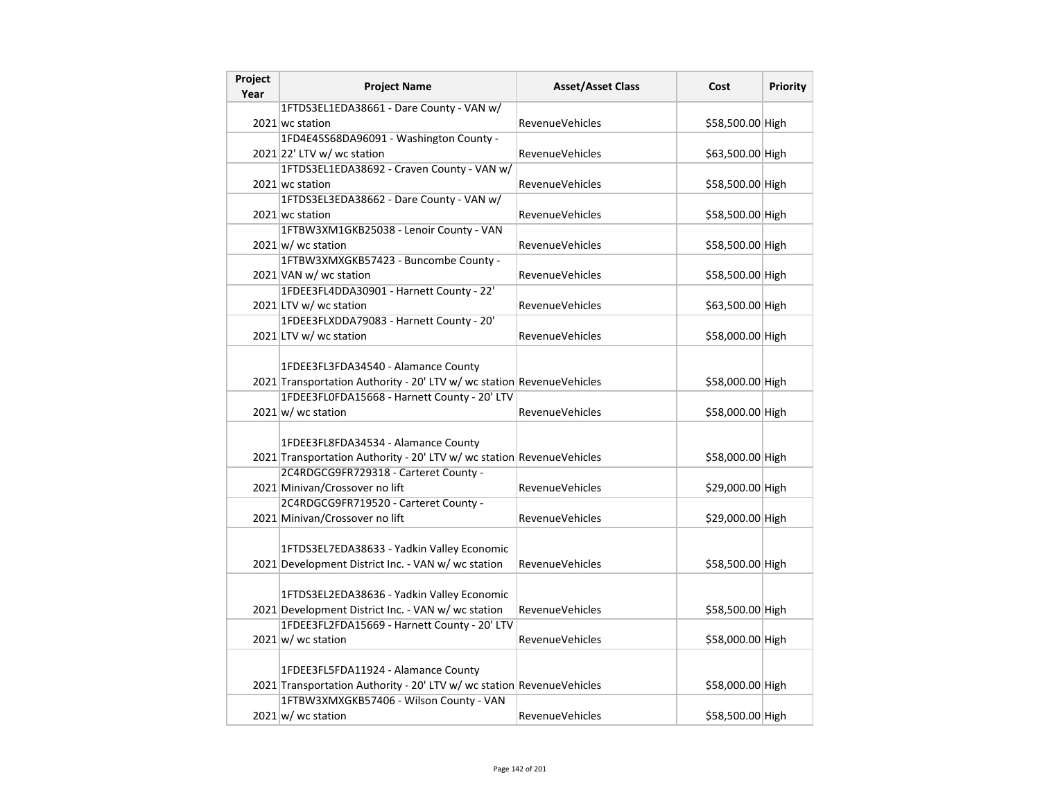| Project Year | Project Name | Asset/Asset Class | Cost | Priority |
|---|---|---|---|---|
| 2021 | 1FTDS3EL1EDA38661 - Dare County - VAN w/ wc station | RevenueVehicles | $58,500.00 | High |
| 2021 | 1FD4E45S68DA96091 - Washington County - 22' LTV w/ wc station | RevenueVehicles | $63,500.00 | High |
| 2021 | 1FTDS3EL1EDA38692 - Craven County - VAN w/ wc station | RevenueVehicles | $58,500.00 | High |
| 2021 | 1FTDS3EL3EDA38662 - Dare County - VAN w/ wc station | RevenueVehicles | $58,500.00 | High |
| 2021 | 1FTBW3XM1GKB25038 - Lenoir County - VAN w/ wc station | RevenueVehicles | $58,500.00 | High |
| 2021 | 1FTBW3XMXGKB57423 - Buncombe County - VAN w/ wc station | RevenueVehicles | $58,500.00 | High |
| 2021 | 1FDEE3FL4DDA30901 - Harnett County - 22' LTV w/ wc station | RevenueVehicles | $63,500.00 | High |
| 2021 | 1FDEE3FLXDDA79083 - Harnett County - 20' LTV w/ wc station | RevenueVehicles | $58,000.00 | High |
| 2021 | 1FDEE3FL3FDA34540 - Alamance County Transportation Authority - 20' LTV w/ wc station | RevenueVehicles | $58,000.00 | High |
| 2021 | 1FDEE3FL0FDA15668 - Harnett County - 20' LTV w/ wc station | RevenueVehicles | $58,000.00 | High |
| 2021 | 1FDEE3FL8FDA34534 - Alamance County Transportation Authority - 20' LTV w/ wc station | RevenueVehicles | $58,000.00 | High |
| 2021 | 2C4RDGCG9FR729318 - Carteret County - Minivan/Crossover no lift | RevenueVehicles | $29,000.00 | High |
| 2021 | 2C4RDGCG9FR719520 - Carteret County - Minivan/Crossover no lift | RevenueVehicles | $29,000.00 | High |
| 2021 | 1FTDS3EL7EDA38633 - Yadkin Valley Economic Development District Inc. - VAN w/ wc station | RevenueVehicles | $58,500.00 | High |
| 2021 | 1FTDS3EL2EDA38636 - Yadkin Valley Economic Development District Inc. - VAN w/ wc station | RevenueVehicles | $58,500.00 | High |
| 2021 | 1FDEE3FL2FDA15669 - Harnett County - 20' LTV w/ wc station | RevenueVehicles | $58,000.00 | High |
| 2021 | 1FDEE3FL5FDA11924 - Alamance County Transportation Authority - 20' LTV w/ wc station | RevenueVehicles | $58,000.00 | High |
| 2021 | 1FTBW3XMXGKB57406 - Wilson County - VAN w/ wc station | RevenueVehicles | $58,500.00 | High |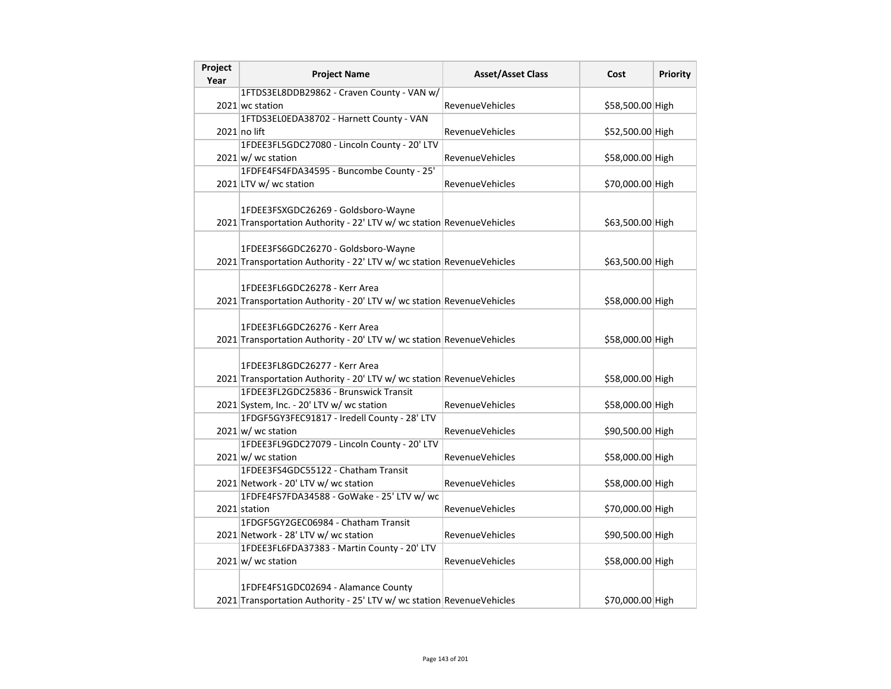| Project Year | Project Name | Asset/Asset Class | Cost | Priority |
|---|---|---|---|---|
| 2021 | 1FTDS3EL8DDB29862 - Craven County - VAN w/ wc station | RevenueVehicles | $58,500.00 | High |
| 2021 | 1FTDS3EL0EDA38702 - Harnett County - VAN no lift | RevenueVehicles | $52,500.00 | High |
| 2021 | 1FDEE3FL5GDC27080 - Lincoln County - 20' LTV w/ wc station | RevenueVehicles | $58,000.00 | High |
| 2021 | 1FDFE4FS4FDA34595 - Buncombe County - 25' LTV w/ wc station | RevenueVehicles | $70,000.00 | High |
| 2021 | 1FDEE3FSXGDC26269 - Goldsboro-Wayne Transportation Authority - 22' LTV w/ wc station | RevenueVehicles | $63,500.00 | High |
| 2021 | 1FDEE3FS6GDC26270 - Goldsboro-Wayne Transportation Authority - 22' LTV w/ wc station | RevenueVehicles | $63,500.00 | High |
| 2021 | 1FDEE3FL6GDC26278 - Kerr Area Transportation Authority - 20' LTV w/ wc station | RevenueVehicles | $58,000.00 | High |
| 2021 | 1FDEE3FL6GDC26276 - Kerr Area Transportation Authority - 20' LTV w/ wc station | RevenueVehicles | $58,000.00 | High |
| 2021 | 1FDEE3FL8GDC26277 - Kerr Area Transportation Authority - 20' LTV w/ wc station | RevenueVehicles | $58,000.00 | High |
| 2021 | 1FDEE3FL2GDC25836 - Brunswick Transit System, Inc. - 20' LTV w/ wc station | RevenueVehicles | $58,000.00 | High |
| 2021 | 1FDGF5GY3FEC91817 - Iredell County - 28' LTV w/ wc station | RevenueVehicles | $90,500.00 | High |
| 2021 | 1FDEE3FL9GDC27079 - Lincoln County - 20' LTV w/ wc station | RevenueVehicles | $58,000.00 | High |
| 2021 | 1FDEE3FS4GDC55122 - Chatham Transit Network - 20' LTV w/ wc station | RevenueVehicles | $58,000.00 | High |
| 2021 | 1FDFE4FS7FDA34588 - GoWake - 25' LTV w/ wc station | RevenueVehicles | $70,000.00 | High |
| 2021 | 1FDGF5GY2GEC06984 - Chatham Transit Network - 28' LTV w/ wc station | RevenueVehicles | $90,500.00 | High |
| 2021 | 1FDEE3FL6FDA37383 - Martin County - 20' LTV w/ wc station | RevenueVehicles | $58,000.00 | High |
| 2021 | 1FDFE4FS1GDC02694 - Alamance County Transportation Authority - 25' LTV w/ wc station | RevenueVehicles | $70,000.00 | High |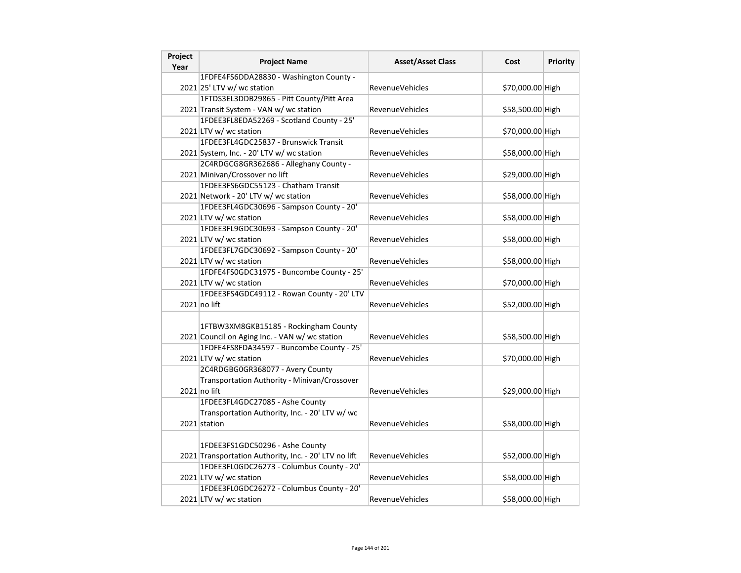| Project Year | Project Name | Asset/Asset Class | Cost | Priority |
|---|---|---|---|---|
| 2021 | 1FDFE4FS6DDA28830 - Washington County - 25' LTV w/ wc station | RevenueVehicles | $70,000.00 | High |
| 2021 | 1FTDS3EL3DDB29865 - Pitt County/Pitt Area Transit System - VAN w/ wc station | RevenueVehicles | $58,500.00 | High |
| 2021 | 1FDEE3FL8EDA52269 - Scotland County - 25' LTV w/ wc station | RevenueVehicles | $70,000.00 | High |
| 2021 | 1FDEE3FL4GDC25837 - Brunswick Transit System, Inc. - 20' LTV w/ wc station | RevenueVehicles | $58,000.00 | High |
| 2021 | 2C4RDGCG8GR362686 - Alleghany County - Minivan/Crossover no lift | RevenueVehicles | $29,000.00 | High |
| 2021 | 1FDEE3FS6GDC55123 - Chatham Transit Network - 20' LTV w/ wc station | RevenueVehicles | $58,000.00 | High |
| 2021 | 1FDEE3FL4GDC30696 - Sampson County - 20' LTV w/ wc station | RevenueVehicles | $58,000.00 | High |
| 2021 | 1FDEE3FL9GDC30693 - Sampson County - 20' LTV w/ wc station | RevenueVehicles | $58,000.00 | High |
| 2021 | 1FDEE3FL7GDC30692 - Sampson County - 20' LTV w/ wc station | RevenueVehicles | $58,000.00 | High |
| 2021 | 1FDFE4FS0GDC31975 - Buncombe County - 25' LTV w/ wc station | RevenueVehicles | $70,000.00 | High |
| 2021 | 1FDEE3FS4GDC49112 - Rowan County - 20' LTV no lift | RevenueVehicles | $52,000.00 | High |
| 2021 | 1FTBW3XM8GKB15185 - Rockingham County Council on Aging Inc. - VAN w/ wc station | RevenueVehicles | $58,500.00 | High |
| 2021 | 1FDFE4FS8FDA34597 - Buncombe County - 25' LTV w/ wc station | RevenueVehicles | $70,000.00 | High |
| 2021 | 2C4RDGBG0GR368077 - Avery County Transportation Authority - Minivan/Crossover no lift | RevenueVehicles | $29,000.00 | High |
| 2021 | 1FDEE3FL4GDC27085 - Ashe County Transportation Authority, Inc. - 20' LTV w/ wc station | RevenueVehicles | $58,000.00 | High |
| 2021 | 1FDEE3FS1GDC50296 - Ashe County Transportation Authority, Inc. - 20' LTV no lift | RevenueVehicles | $52,000.00 | High |
| 2021 | 1FDEE3FL0GDC26273 - Columbus County - 20' LTV w/ wc station | RevenueVehicles | $58,000.00 | High |
| 2021 | 1FDEE3FL0GDC26272 - Columbus County - 20' LTV w/ wc station | RevenueVehicles | $58,000.00 | High |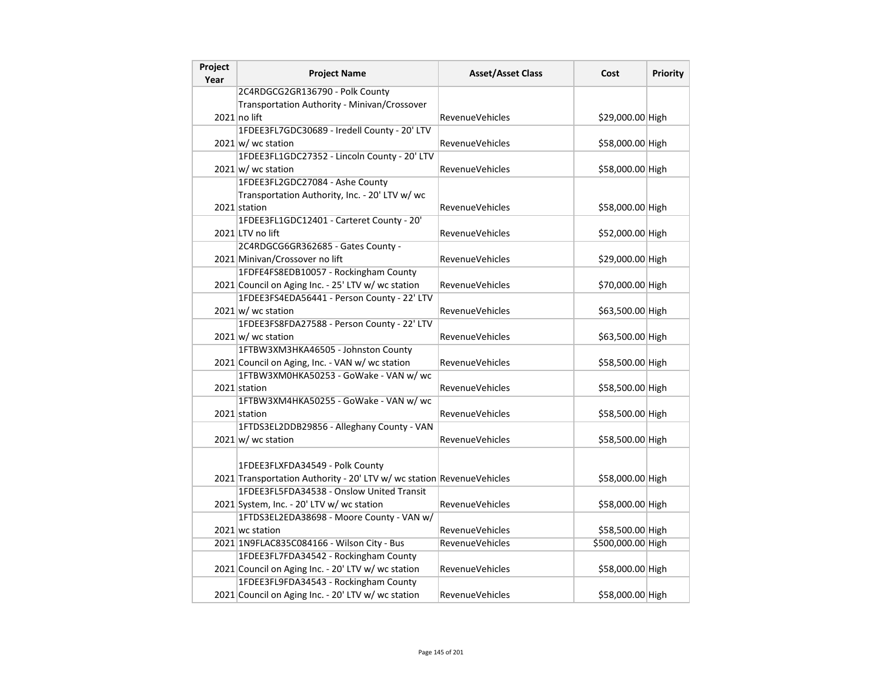| Project Year | Project Name | Asset/Asset Class | Cost | Priority |
|---|---|---|---|---|
| 2021 | 2C4RDGCG2GR136790 - Polk County Transportation Authority - Minivan/Crossover no lift | RevenueVehicles | $29,000.00 | High |
| 2021 | 1FDEE3FL7GDC30689 - Iredell County - 20' LTV w/ wc station | RevenueVehicles | $58,000.00 | High |
| 2021 | 1FDEE3FL1GDC27352 - Lincoln County - 20' LTV w/ wc station | RevenueVehicles | $58,000.00 | High |
| 2021 | 1FDEE3FL2GDC27084 - Ashe County Transportation Authority, Inc. - 20' LTV w/ wc station | RevenueVehicles | $58,000.00 | High |
| 2021 | 1FDEE3FL1GDC12401 - Carteret County - 20' LTV no lift | RevenueVehicles | $52,000.00 | High |
| 2021 | 2C4RDGCG6GR362685 - Gates County - Minivan/Crossover no lift | RevenueVehicles | $29,000.00 | High |
| 2021 | 1FDFE4FS8EDB10057 - Rockingham County Council on Aging Inc. - 25' LTV w/ wc station | RevenueVehicles | $70,000.00 | High |
| 2021 | 1FDEE3FS4EDA56441 - Person County - 22' LTV w/ wc station | RevenueVehicles | $63,500.00 | High |
| 2021 | 1FDEE3FS8FDA27588 - Person County - 22' LTV w/ wc station | RevenueVehicles | $63,500.00 | High |
| 2021 | 1FTBW3XM3HKA46505 - Johnston County Council on Aging, Inc. - VAN w/ wc station | RevenueVehicles | $58,500.00 | High |
| 2021 | 1FTBW3XM0HKA50253 - GoWake - VAN w/ wc station | RevenueVehicles | $58,500.00 | High |
| 2021 | 1FTBW3XM4HKA50255 - GoWake - VAN w/ wc station | RevenueVehicles | $58,500.00 | High |
| 2021 | 1FTDS3EL2DDB29856 - Alleghany County - VAN w/ wc station | RevenueVehicles | $58,500.00 | High |
| 2021 | 1FDEE3FLXFDA34549 - Polk County Transportation Authority - 20' LTV w/ wc station | RevenueVehicles | $58,000.00 | High |
| 2021 | 1FDEE3FL5FDA34538 - Onslow United Transit System, Inc. - 20' LTV w/ wc station | RevenueVehicles | $58,000.00 | High |
| 2021 | 1FTDS3EL2EDA38698 - Moore County - VAN w/ wc station | RevenueVehicles | $58,500.00 | High |
| 2021 | 1N9FLAC835C084166 - Wilson City - Bus | RevenueVehicles | $500,000.00 | High |
| 2021 | 1FDEE3FL7FDA34542 - Rockingham County Council on Aging Inc. - 20' LTV w/ wc station | RevenueVehicles | $58,000.00 | High |
| 2021 | 1FDEE3FL9FDA34543 - Rockingham County Council on Aging Inc. - 20' LTV w/ wc station | RevenueVehicles | $58,000.00 | High |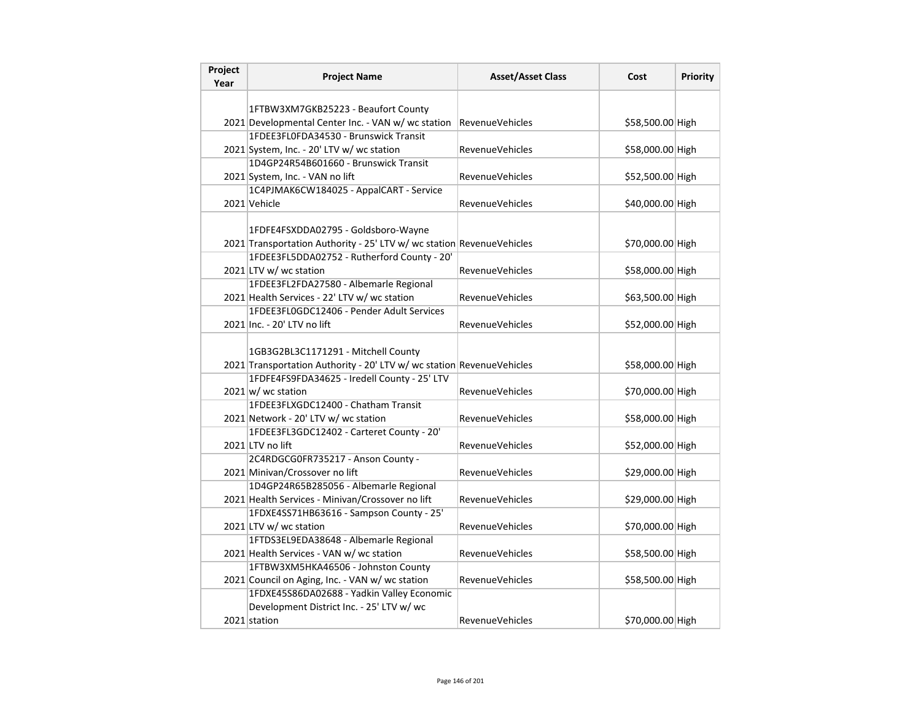| Project Year | Project Name | Asset/Asset Class | Cost | Priority |
|---|---|---|---|---|
| 2021 | 1FTBW3XM7GKB25223 - Beaufort County Developmental Center Inc. - VAN w/ wc station | RevenueVehicles | $58,500.00 | High |
| 2021 | 1FDEE3FL0FDA34530 - Brunswick Transit System, Inc. - 20' LTV w/ wc station | RevenueVehicles | $58,000.00 | High |
| 2021 | 1D4GP24R54B601660 - Brunswick Transit System, Inc. - VAN no lift | RevenueVehicles | $52,500.00 | High |
| 2021 | 1C4PJMAK6CW184025 - AppalCART - Service Vehicle | RevenueVehicles | $40,000.00 | High |
| 2021 | 1FDFE4FSXDDA02795 - Goldsboro-Wayne Transportation Authority - 25' LTV w/ wc station | RevenueVehicles | $70,000.00 | High |
| 2021 | 1FDEE3FL5DDA02752 - Rutherford County - 20' LTV w/ wc station | RevenueVehicles | $58,000.00 | High |
| 2021 | 1FDEE3FL2FDA27580 - Albemarle Regional Health Services - 22' LTV w/ wc station | RevenueVehicles | $63,500.00 | High |
| 2021 | 1FDEE3FL0GDC12406 - Pender Adult Services Inc. - 20' LTV no lift | RevenueVehicles | $52,000.00 | High |
| 2021 | 1GB3G2BL3C1171291 - Mitchell County Transportation Authority - 20' LTV w/ wc station | RevenueVehicles | $58,000.00 | High |
| 2021 | 1FDFE4FS9FDA34625 - Iredell County - 25' LTV w/ wc station | RevenueVehicles | $70,000.00 | High |
| 2021 | 1FDEE3FLXGDC12400 - Chatham Transit Network - 20' LTV w/ wc station | RevenueVehicles | $58,000.00 | High |
| 2021 | 1FDEE3FL3GDC12402 - Carteret County - 20' LTV no lift | RevenueVehicles | $52,000.00 | High |
| 2021 | 2C4RDGCG0FR735217 - Anson County - Minivan/Crossover no lift | RevenueVehicles | $29,000.00 | High |
| 2021 | 1D4GP24R65B285056 - Albemarle Regional Health Services - Minivan/Crossover no lift | RevenueVehicles | $29,000.00 | High |
| 2021 | 1FDXE4SS71HB63616 - Sampson County - 25' LTV w/ wc station | RevenueVehicles | $70,000.00 | High |
| 2021 | 1FTDS3EL9EDA38648 - Albemarle Regional Health Services - VAN w/ wc station | RevenueVehicles | $58,500.00 | High |
| 2021 | 1FTBW3XM5HKA46506 - Johnston County Council on Aging, Inc. - VAN w/ wc station | RevenueVehicles | $58,500.00 | High |
| 2021 | 1FDXE45S86DA02688 - Yadkin Valley Economic Development District Inc. - 25' LTV w/ wc station | RevenueVehicles | $70,000.00 | High |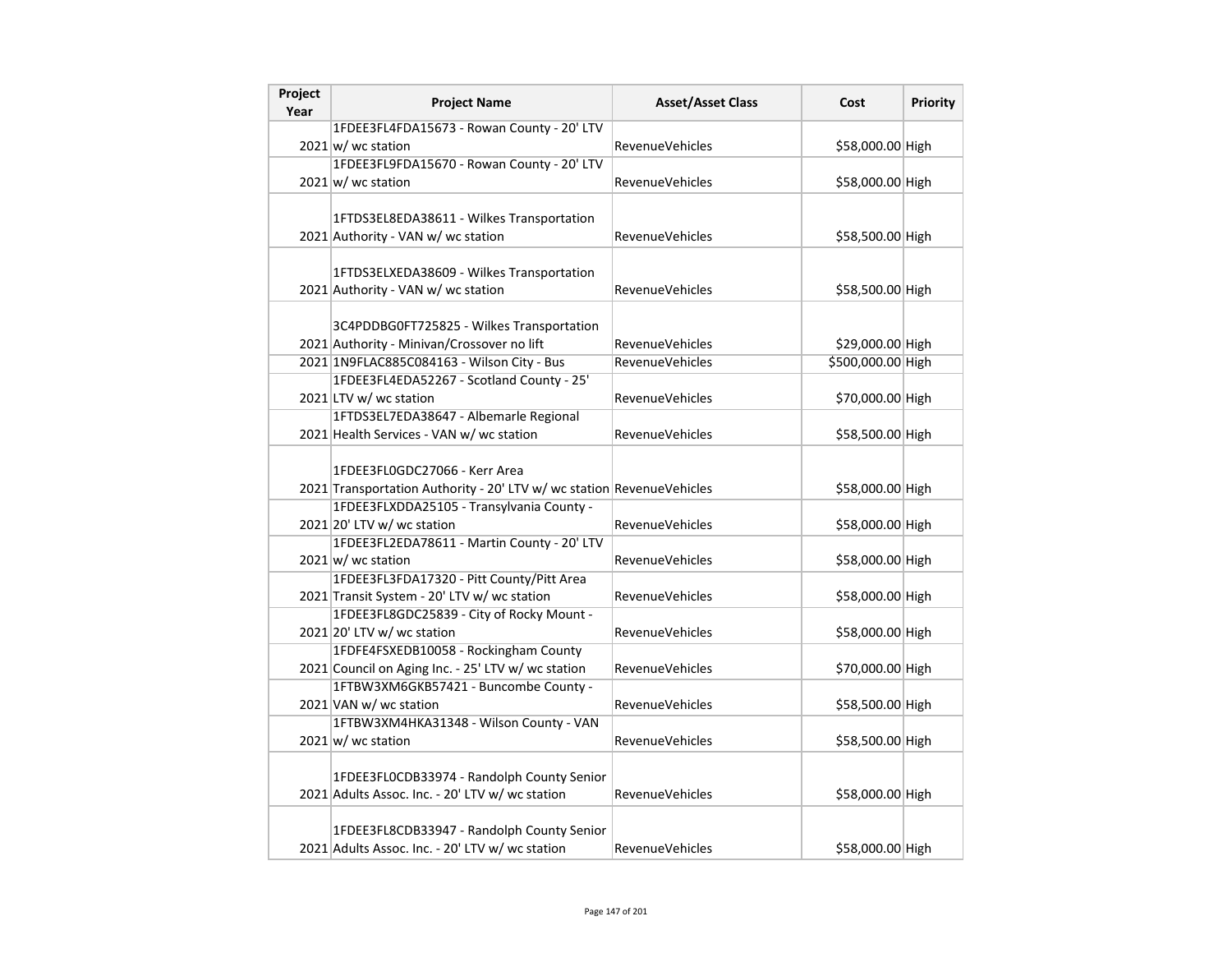| Project Year | Project Name | Asset/Asset Class | Cost | Priority |
|---|---|---|---|---|
| 2021 | 1FDEE3FL4FDA15673 - Rowan County - 20' LTV w/ wc station | RevenueVehicles | $58,000.00 | High |
| 2021 | 1FDEE3FL9FDA15670 - Rowan County - 20' LTV w/ wc station | RevenueVehicles | $58,000.00 | High |
| 2021 | 1FTDS3EL8EDA38611 - Wilkes Transportation Authority - VAN w/ wc station | RevenueVehicles | $58,500.00 | High |
| 2021 | 1FTDS3ELXEDA38609 - Wilkes Transportation Authority - VAN w/ wc station | RevenueVehicles | $58,500.00 | High |
| 2021 | 3C4PDDBG0FT725825 - Wilkes Transportation Authority - Minivan/Crossover no lift | RevenueVehicles | $29,000.00 | High |
| 2021 | 1N9FLAC885C084163 - Wilson City - Bus | RevenueVehicles | $500,000.00 | High |
| 2021 | 1FDEE3FL4EDA52267 - Scotland County - 25' LTV w/ wc station | RevenueVehicles | $70,000.00 | High |
| 2021 | 1FTDS3EL7EDA38647 - Albemarle Regional Health Services - VAN w/ wc station | RevenueVehicles | $58,500.00 | High |
| 2021 | 1FDEE3FL0GDC27066 - Kerr Area Transportation Authority - 20' LTV w/ wc station | RevenueVehicles | $58,000.00 | High |
| 2021 | 1FDEE3FLXDDA25105 - Transylvania County - 20' LTV w/ wc station | RevenueVehicles | $58,000.00 | High |
| 2021 | 1FDEE3FL2EDA78611 - Martin County - 20' LTV w/ wc station | RevenueVehicles | $58,000.00 | High |
| 2021 | 1FDEE3FL3FDA17320 - Pitt County/Pitt Area Transit System - 20' LTV w/ wc station | RevenueVehicles | $58,000.00 | High |
| 2021 | 1FDEE3FL8GDC25839 - City of Rocky Mount - 20' LTV w/ wc station | RevenueVehicles | $58,000.00 | High |
| 2021 | 1FDFE4FSXEDB10058 - Rockingham County Council on Aging Inc. - 25' LTV w/ wc station | RevenueVehicles | $70,000.00 | High |
| 2021 | 1FTBW3XM6GKB57421 - Buncombe County - VAN w/ wc station | RevenueVehicles | $58,500.00 | High |
| 2021 | 1FTBW3XM4HKA31348 - Wilson County - VAN w/ wc station | RevenueVehicles | $58,500.00 | High |
| 2021 | 1FDEE3FL0CDB33974 - Randolph County Senior Adults Assoc. Inc. - 20' LTV w/ wc station | RevenueVehicles | $58,000.00 | High |
| 2021 | 1FDEE3FL8CDB33947 - Randolph County Senior Adults Assoc. Inc. - 20' LTV w/ wc station | RevenueVehicles | $58,000.00 | High |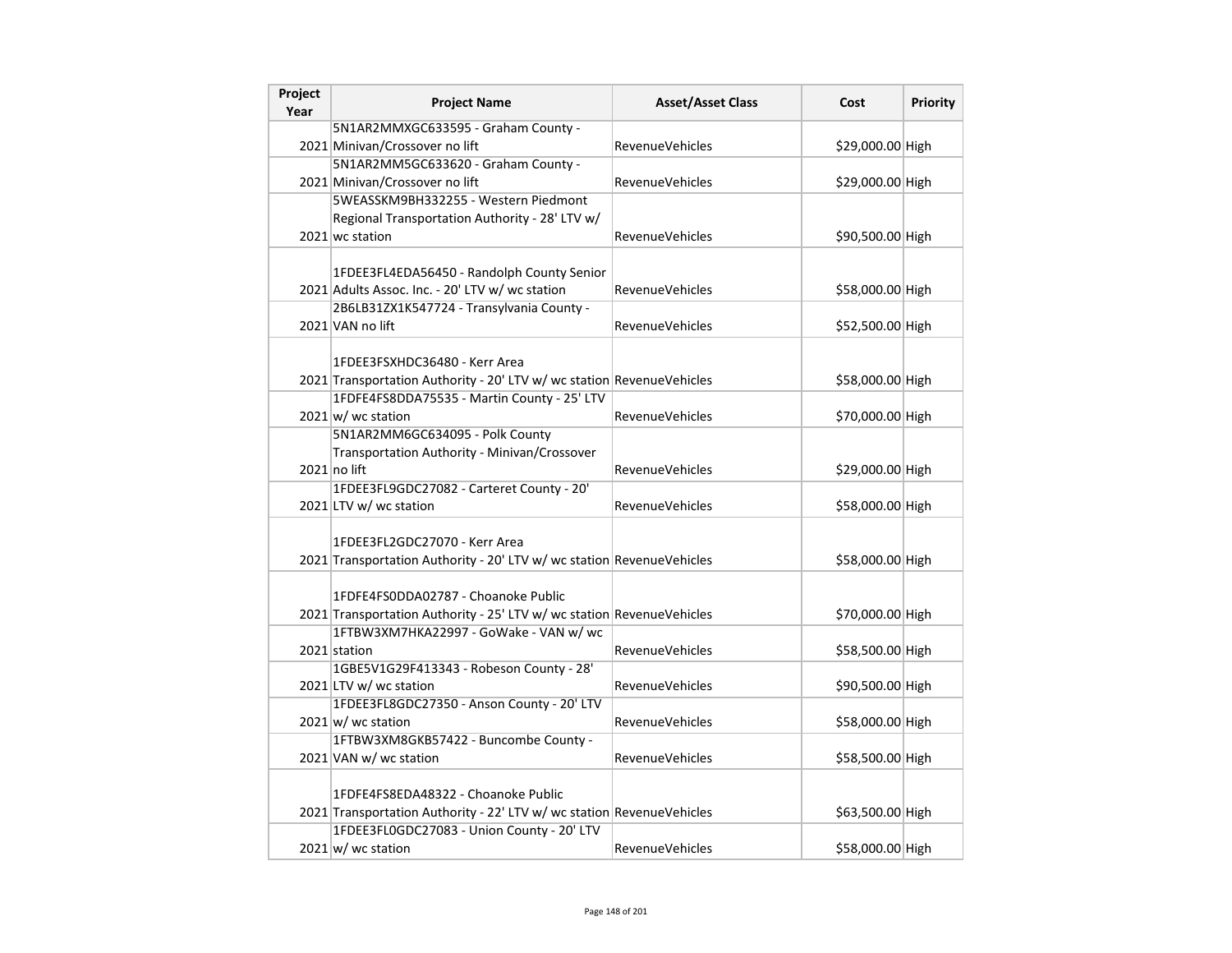| Project Year | Project Name | Asset/Asset Class | Cost | Priority |
|---|---|---|---|---|
| 2021 | 5N1AR2MMXGC633595 - Graham County - Minivan/Crossover no lift | RevenueVehicles | $29,000.00 | High |
| 2021 | 5N1AR2MM5GC633620 - Graham County - Minivan/Crossover no lift | RevenueVehicles | $29,000.00 | High |
| 2021 | 5WEASSKM9BH332255 - Western Piedmont Regional Transportation Authority - 28' LTV w/ wc station | RevenueVehicles | $90,500.00 | High |
| 2021 | 1FDEE3FL4EDA56450 - Randolph County Senior Adults Assoc. Inc. - 20' LTV w/ wc station | RevenueVehicles | $58,000.00 | High |
| 2021 | 2B6LB31ZX1K547724 - Transylvania County - VAN no lift | RevenueVehicles | $52,500.00 | High |
| 2021 | 1FDEE3FSXHDC36480 - Kerr Area Transportation Authority - 20' LTV w/ wc station | RevenueVehicles | $58,000.00 | High |
| 2021 | 1FDFE4FS8DDA75535 - Martin County - 25' LTV w/ wc station | RevenueVehicles | $70,000.00 | High |
| 2021 | 5N1AR2MM6GC634095 - Polk County Transportation Authority - Minivan/Crossover no lift | RevenueVehicles | $29,000.00 | High |
| 2021 | 1FDEE3FL9GDC27082 - Carteret County - 20' LTV w/ wc station | RevenueVehicles | $58,000.00 | High |
| 2021 | 1FDEE3FL2GDC27070 - Kerr Area Transportation Authority - 20' LTV w/ wc station | RevenueVehicles | $58,000.00 | High |
| 2021 | 1FDFE4FS0DDA02787 - Choanoke Public Transportation Authority - 25' LTV w/ wc station | RevenueVehicles | $70,000.00 | High |
| 2021 | 1FTBW3XM7HKA22997 - GoWake - VAN w/ wc station | RevenueVehicles | $58,500.00 | High |
| 2021 | 1GBE5V1G29F413343 - Robeson County - 28' LTV w/ wc station | RevenueVehicles | $90,500.00 | High |
| 2021 | 1FDEE3FL8GDC27350 - Anson County - 20' LTV w/ wc station | RevenueVehicles | $58,000.00 | High |
| 2021 | 1FTBW3XM8GKB57422 - Buncombe County - VAN w/ wc station | RevenueVehicles | $58,500.00 | High |
| 2021 | 1FDFE4FS8EDA48322 - Choanoke Public Transportation Authority - 22' LTV w/ wc station | RevenueVehicles | $63,500.00 | High |
| 2021 | 1FDEE3FL0GDC27083 - Union County - 20' LTV w/ wc station | RevenueVehicles | $58,000.00 | High |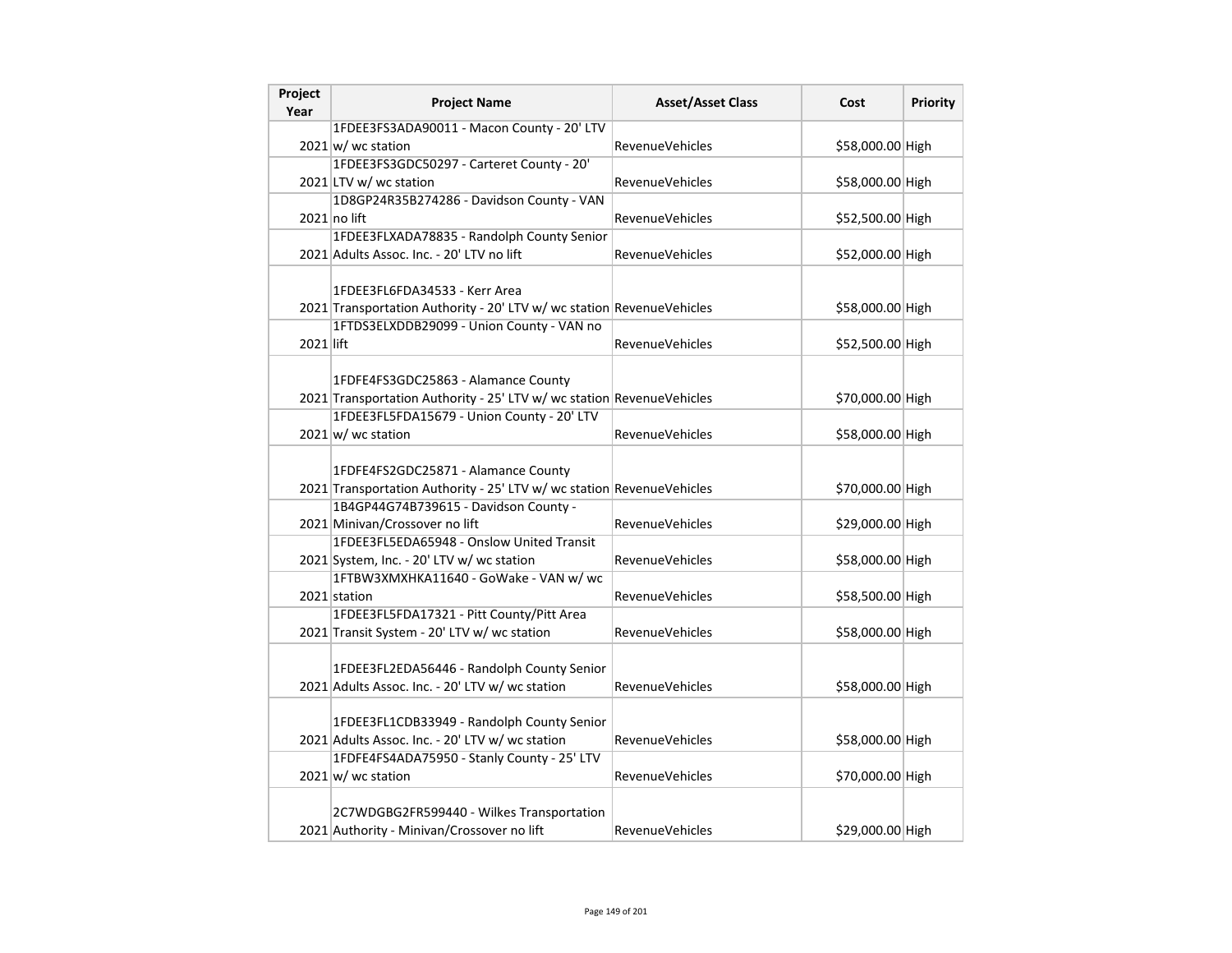| Project Year | Project Name | Asset/Asset Class | Cost | Priority |
|---|---|---|---|---|
| 2021 | 1FDEE3FS3ADA90011 - Macon County - 20' LTV w/ wc station | RevenueVehicles | $58,000.00 | High |
| 2021 | 1FDEE3FS3GDC50297 - Carteret County - 20' LTV w/ wc station | RevenueVehicles | $58,000.00 | High |
| 2021 | 1D8GP24R35B274286 - Davidson County - VAN no lift | RevenueVehicles | $52,500.00 | High |
| 2021 | 1FDEE3FLXADA78835 - Randolph County Senior Adults Assoc. Inc. - 20' LTV no lift | RevenueVehicles | $52,000.00 | High |
| 2021 | 1FDEE3FL6FDA34533 - Kerr Area Transportation Authority - 20' LTV w/ wc station | RevenueVehicles | $58,000.00 | High |
| 2021 | 1FTDS3ELXDDB29099 - Union County - VAN no lift | RevenueVehicles | $52,500.00 | High |
| 2021 | 1FDFE4FS3GDC25863 - Alamance County Transportation Authority - 25' LTV w/ wc station | RevenueVehicles | $70,000.00 | High |
| 2021 | 1FDEE3FL5FDA15679 - Union County - 20' LTV w/ wc station | RevenueVehicles | $58,000.00 | High |
| 2021 | 1FDFE4FS2GDC25871 - Alamance County Transportation Authority - 25' LTV w/ wc station | RevenueVehicles | $70,000.00 | High |
| 2021 | 1B4GP44G74B739615 - Davidson County - Minivan/Crossover no lift | RevenueVehicles | $29,000.00 | High |
| 2021 | 1FDEE3FL5EDA65948 - Onslow United Transit System, Inc. - 20' LTV w/ wc station | RevenueVehicles | $58,000.00 | High |
| 2021 | 1FTBW3XMXHKA11640 - GoWake - VAN w/ wc station | RevenueVehicles | $58,500.00 | High |
| 2021 | 1FDEE3FL5FDA17321 - Pitt County/Pitt Area Transit System - 20' LTV w/ wc station | RevenueVehicles | $58,000.00 | High |
| 2021 | 1FDEE3FL2EDA56446 - Randolph County Senior Adults Assoc. Inc. - 20' LTV w/ wc station | RevenueVehicles | $58,000.00 | High |
| 2021 | 1FDEE3FL1CDB33949 - Randolph County Senior Adults Assoc. Inc. - 20' LTV w/ wc station | RevenueVehicles | $58,000.00 | High |
| 2021 | 1FDFE4FS4ADA75950 - Stanly County - 25' LTV w/ wc station | RevenueVehicles | $70,000.00 | High |
| 2021 | 2C7WDGBG2FR599440 - Wilkes Transportation Authority - Minivan/Crossover no lift | RevenueVehicles | $29,000.00 | High |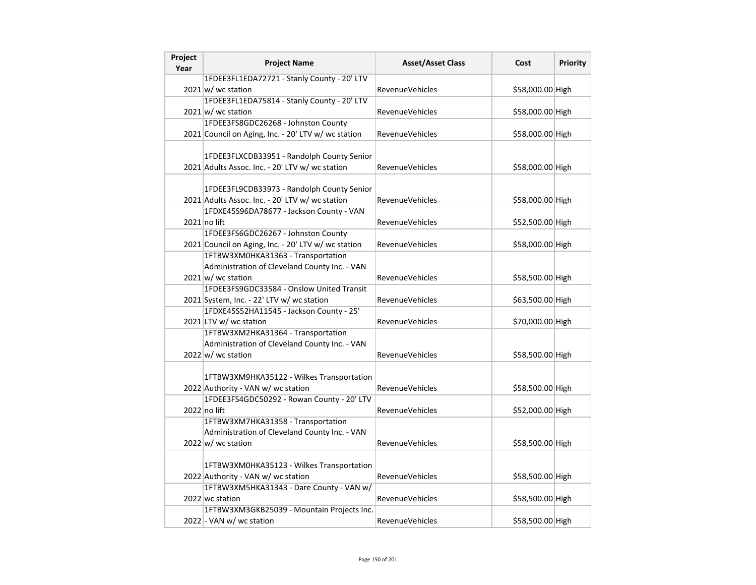| Project Year | Project Name | Asset/Asset Class | Cost | Priority |
|---|---|---|---|---|
| 2021 | 1FDEE3FL1EDA72721 - Stanly County - 20' LTV w/ wc station | RevenueVehicles | $58,000.00 | High |
| 2021 | 1FDEE3FL1EDA75814 - Stanly County - 20' LTV w/ wc station | RevenueVehicles | $58,000.00 | High |
| 2021 | 1FDEE3FS8GDC26268 - Johnston County Council on Aging, Inc. - 20' LTV w/ wc station | RevenueVehicles | $58,000.00 | High |
| 2021 | 1FDEE3FLXCDB33951 - Randolph County Senior Adults Assoc. Inc. - 20' LTV w/ wc station | RevenueVehicles | $58,000.00 | High |
| 2021 | 1FDEE3FL9CDB33973 - Randolph County Senior Adults Assoc. Inc. - 20' LTV w/ wc station | RevenueVehicles | $58,000.00 | High |
| 2021 | 1FDXE45S96DA78677 - Jackson County - VAN no lift | RevenueVehicles | $52,500.00 | High |
| 2021 | 1FDEE3FS6GDC26267 - Johnston County Council on Aging, Inc. - 20' LTV w/ wc station | RevenueVehicles | $58,000.00 | High |
| 2021 | 1FTBW3XM0HKA31363 - Transportation Administration of Cleveland County Inc. - VAN w/ wc station | RevenueVehicles | $58,500.00 | High |
| 2021 | 1FDEE3FS9GDC33584 - Onslow United Transit System, Inc. - 22' LTV w/ wc station | RevenueVehicles | $63,500.00 | High |
| 2021 | 1FDXE45S52HA11545 - Jackson County - 25' LTV w/ wc station | RevenueVehicles | $70,000.00 | High |
| 2022 | 1FTBW3XM2HKA31364 - Transportation Administration of Cleveland County Inc. - VAN w/ wc station | RevenueVehicles | $58,500.00 | High |
| 2022 | 1FTBW3XM9HKA35122 - Wilkes Transportation Authority - VAN w/ wc station | RevenueVehicles | $58,500.00 | High |
| 2022 | 1FDEE3FS4GDC50292 - Rowan County - 20' LTV no lift | RevenueVehicles | $52,000.00 | High |
| 2022 | 1FTBW3XM7HKA31358 - Transportation Administration of Cleveland County Inc. - VAN w/ wc station | RevenueVehicles | $58,500.00 | High |
| 2022 | 1FTBW3XM0HKA35123 - Wilkes Transportation Authority - VAN w/ wc station | RevenueVehicles | $58,500.00 | High |
| 2022 | 1FTBW3XM5HKA31343 - Dare County - VAN w/ wc station | RevenueVehicles | $58,500.00 | High |
| 2022 | 1FTBW3XM3GKB25039 - Mountain Projects Inc. - VAN w/ wc station | RevenueVehicles | $58,500.00 | High |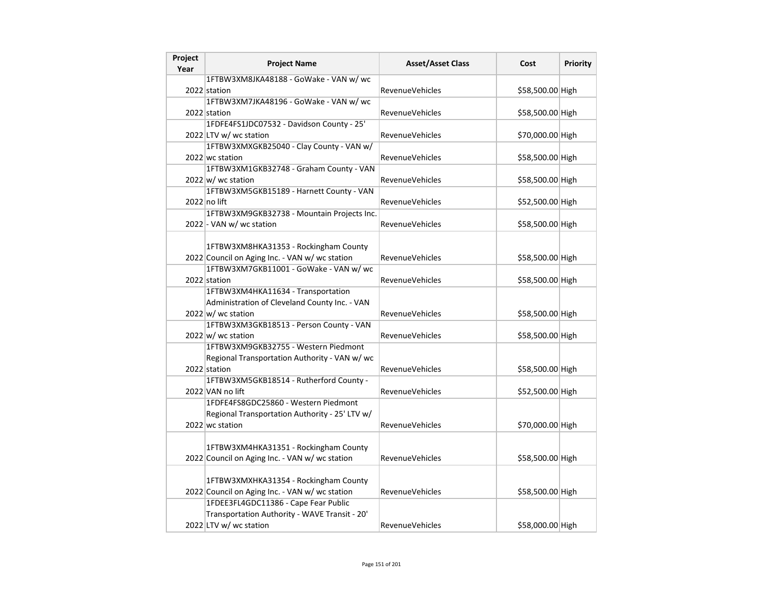| Project Year | Project Name | Asset/Asset Class | Cost | Priority |
|---|---|---|---|---|
| 2022 | 1FTBW3XM8JKA48188 - GoWake - VAN w/ wc station | RevenueVehicles | $58,500.00 | High |
| 2022 | 1FTBW3XM7JKA48196 - GoWake - VAN w/ wc station | RevenueVehicles | $58,500.00 | High |
| 2022 | 1FDFE4FS1JDC07532 - Davidson County - 25' LTV w/ wc station | RevenueVehicles | $70,000.00 | High |
| 2022 | 1FTBW3XMXGKB25040 - Clay County - VAN w/ wc station | RevenueVehicles | $58,500.00 | High |
| 2022 | 1FTBW3XM1GKB32748 - Graham County - VAN w/ wc station | RevenueVehicles | $58,500.00 | High |
| 2022 | 1FTBW3XM5GKB15189 - Harnett County - VAN no lift | RevenueVehicles | $52,500.00 | High |
| 2022 | 1FTBW3XM9GKB32738 - Mountain Projects Inc. - VAN w/ wc station | RevenueVehicles | $58,500.00 | High |
| 2022 | 1FTBW3XM8HKA31353 - Rockingham County Council on Aging Inc. - VAN w/ wc station | RevenueVehicles | $58,500.00 | High |
| 2022 | 1FTBW3XM7GKB11001 - GoWake - VAN w/ wc station | RevenueVehicles | $58,500.00 | High |
| 2022 | 1FTBW3XM4HKA11634 - Transportation Administration of Cleveland County Inc. - VAN w/ wc station | RevenueVehicles | $58,500.00 | High |
| 2022 | 1FTBW3XM3GKB18513 - Person County - VAN w/ wc station | RevenueVehicles | $58,500.00 | High |
| 2022 | 1FTBW3XM9GKB32755 - Western Piedmont Regional Transportation Authority - VAN w/ wc station | RevenueVehicles | $58,500.00 | High |
| 2022 | 1FTBW3XM5GKB18514 - Rutherford County - VAN no lift | RevenueVehicles | $52,500.00 | High |
| 2022 | 1FDFE4FS8GDC25860 - Western Piedmont Regional Transportation Authority - 25' LTV w/ wc station | RevenueVehicles | $70,000.00 | High |
| 2022 | 1FTBW3XM4HKA31351 - Rockingham County Council on Aging Inc. - VAN w/ wc station | RevenueVehicles | $58,500.00 | High |
| 2022 | 1FTBW3XMXHKA31354 - Rockingham County Council on Aging Inc. - VAN w/ wc station | RevenueVehicles | $58,500.00 | High |
| 2022 | 1FDEE3FL4GDC11386 - Cape Fear Public Transportation Authority - WAVE Transit - 20' LTV w/ wc station | RevenueVehicles | $58,000.00 | High |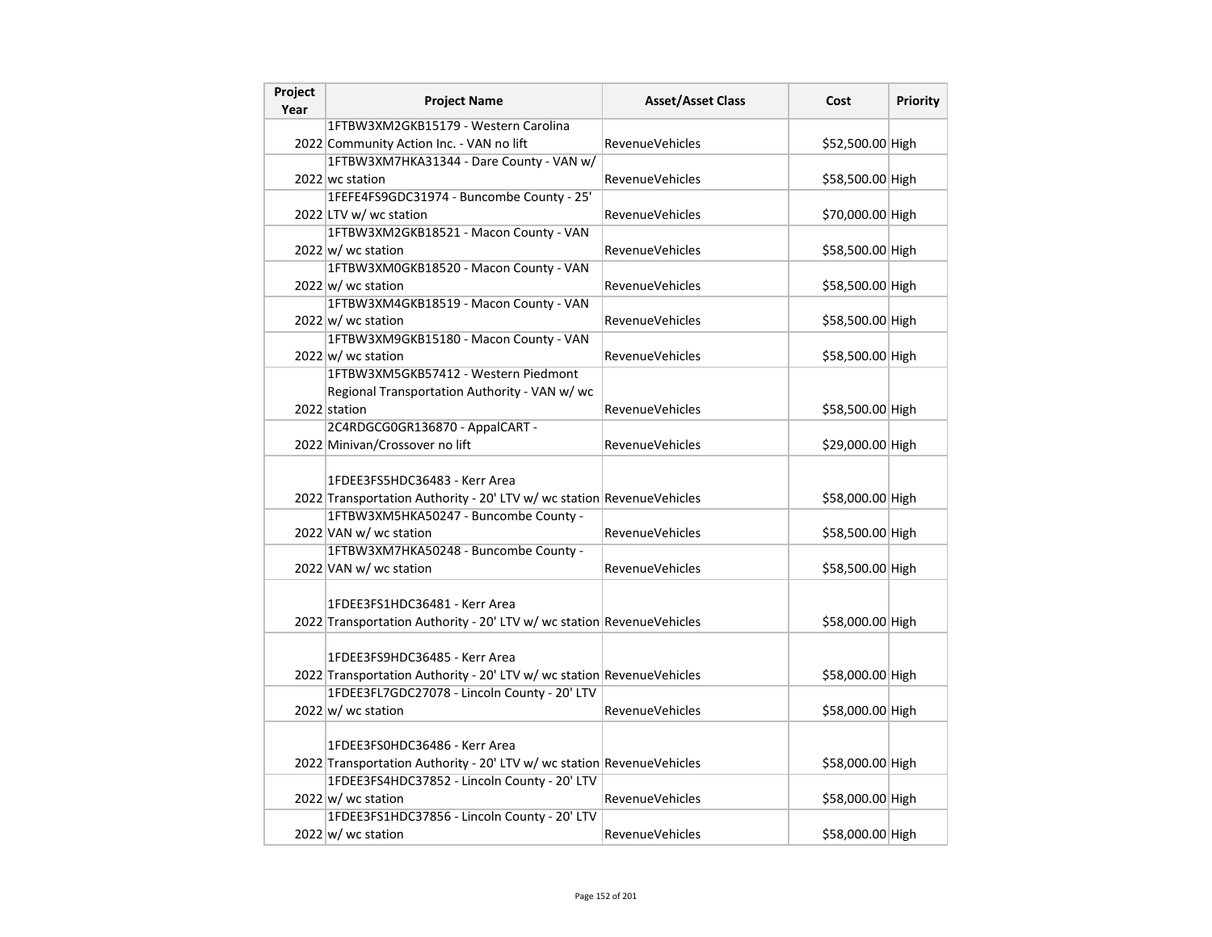| Project Year | Project Name | Asset/Asset Class | Cost | Priority |
|---|---|---|---|---|
| 2022 | 1FTBW3XM2GKB15179 - Western Carolina Community Action Inc. - VAN no lift | RevenueVehicles | $52,500.00 | High |
| 2022 | 1FTBW3XM7HKA31344 - Dare County - VAN w/ wc station | RevenueVehicles | $58,500.00 | High |
| 2022 | 1FEFE4FS9GDC31974 - Buncombe County - 25' LTV w/ wc station | RevenueVehicles | $70,000.00 | High |
| 2022 | 1FTBW3XM2GKB18521 - Macon County - VAN w/ wc station | RevenueVehicles | $58,500.00 | High |
| 2022 | 1FTBW3XM0GKB18520 - Macon County - VAN w/ wc station | RevenueVehicles | $58,500.00 | High |
| 2022 | 1FTBW3XM4GKB18519 - Macon County - VAN w/ wc station | RevenueVehicles | $58,500.00 | High |
| 2022 | 1FTBW3XM9GKB15180 - Macon County - VAN w/ wc station | RevenueVehicles | $58,500.00 | High |
| 2022 | 1FTBW3XM5GKB57412 - Western Piedmont Regional Transportation Authority - VAN w/ wc station | RevenueVehicles | $58,500.00 | High |
| 2022 | 2C4RDGCG0GR136870 - AppalCART - Minivan/Crossover no lift | RevenueVehicles | $29,000.00 | High |
| 2022 | 1FDEE3FS5HDC36483 - Kerr Area Transportation Authority - 20' LTV w/ wc station | RevenueVehicles | $58,000.00 | High |
| 2022 | 1FTBW3XM5HKA50247 - Buncombe County - VAN w/ wc station | RevenueVehicles | $58,500.00 | High |
| 2022 | 1FTBW3XM7HKA50248 - Buncombe County - VAN w/ wc station | RevenueVehicles | $58,500.00 | High |
| 2022 | 1FDEE3FS1HDC36481 - Kerr Area Transportation Authority - 20' LTV w/ wc station | RevenueVehicles | $58,000.00 | High |
| 2022 | 1FDEE3FS9HDC36485 - Kerr Area Transportation Authority - 20' LTV w/ wc station | RevenueVehicles | $58,000.00 | High |
| 2022 | 1FDEE3FL7GDC27078 - Lincoln County - 20' LTV w/ wc station | RevenueVehicles | $58,000.00 | High |
| 2022 | 1FDEE3FS0HDC36486 - Kerr Area Transportation Authority - 20' LTV w/ wc station | RevenueVehicles | $58,000.00 | High |
| 2022 | 1FDEE3FS4HDC37852 - Lincoln County - 20' LTV w/ wc station | RevenueVehicles | $58,000.00 | High |
| 2022 | 1FDEE3FS1HDC37856 - Lincoln County - 20' LTV w/ wc station | RevenueVehicles | $58,000.00 | High |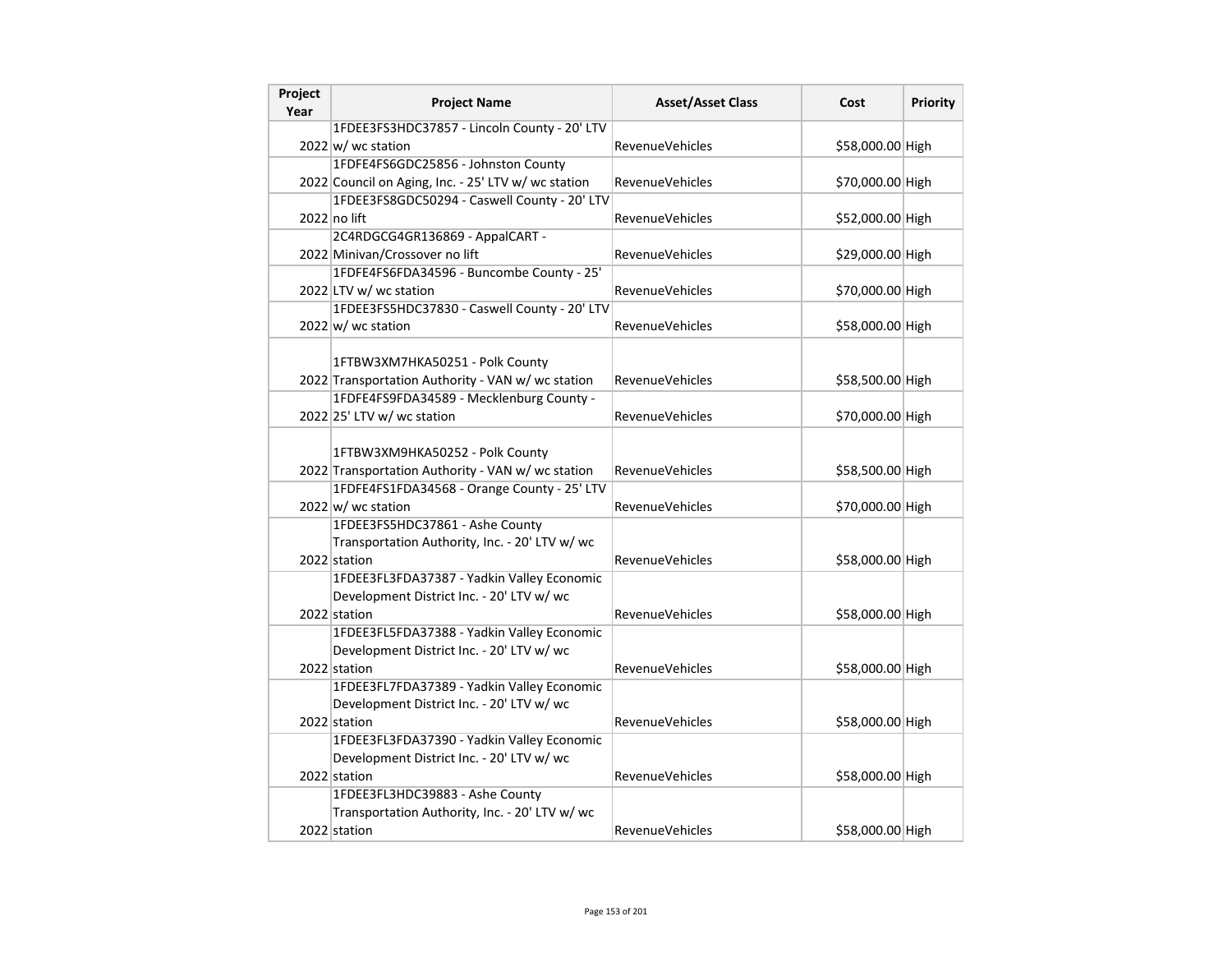| Project Year | Project Name | Asset/Asset Class | Cost | Priority |
|---|---|---|---|---|
| 2022 | 1FDEE3FS3HDC37857 - Lincoln County - 20' LTV w/ wc station | RevenueVehicles | $58,000.00 | High |
| 2022 | 1FDFE4FS6GDC25856 - Johnston County Council on Aging, Inc. - 25' LTV w/ wc station | RevenueVehicles | $70,000.00 | High |
| 2022 | 1FDEE3FS8GDC50294 - Caswell County - 20' LTV no lift | RevenueVehicles | $52,000.00 | High |
| 2022 | 2C4RDGCG4GR136869 - AppalCART - Minivan/Crossover no lift | RevenueVehicles | $29,000.00 | High |
| 2022 | 1FDFE4FS6FDA34596 - Buncombe County - 25' LTV w/ wc station | RevenueVehicles | $70,000.00 | High |
| 2022 | 1FDEE3FS5HDC37830 - Caswell County - 20' LTV w/ wc station | RevenueVehicles | $58,000.00 | High |
| 2022 | 1FTBW3XM7HKA50251 - Polk County Transportation Authority - VAN w/ wc station | RevenueVehicles | $58,500.00 | High |
| 2022 | 1FDFE4FS9FDA34589 - Mecklenburg County - 25' LTV w/ wc station | RevenueVehicles | $70,000.00 | High |
| 2022 | 1FTBW3XM9HKA50252 - Polk County Transportation Authority - VAN w/ wc station | RevenueVehicles | $58,500.00 | High |
| 2022 | 1FDFE4FS1FDA34568 - Orange County - 25' LTV w/ wc station | RevenueVehicles | $70,000.00 | High |
| 2022 | 1FDEE3FS5HDC37861 - Ashe County Transportation Authority, Inc. - 20' LTV w/ wc station | RevenueVehicles | $58,000.00 | High |
| 2022 | 1FDEE3FL3FDA37387 - Yadkin Valley Economic Development District Inc. - 20' LTV w/ wc station | RevenueVehicles | $58,000.00 | High |
| 2022 | 1FDEE3FL5FDA37388 - Yadkin Valley Economic Development District Inc. - 20' LTV w/ wc station | RevenueVehicles | $58,000.00 | High |
| 2022 | 1FDEE3FL7FDA37389 - Yadkin Valley Economic Development District Inc. - 20' LTV w/ wc station | RevenueVehicles | $58,000.00 | High |
| 2022 | 1FDEE3FL3FDA37390 - Yadkin Valley Economic Development District Inc. - 20' LTV w/ wc station | RevenueVehicles | $58,000.00 | High |
| 2022 | 1FDEE3FL3HDC39883 - Ashe County Transportation Authority, Inc. - 20' LTV w/ wc station | RevenueVehicles | $58,000.00 | High |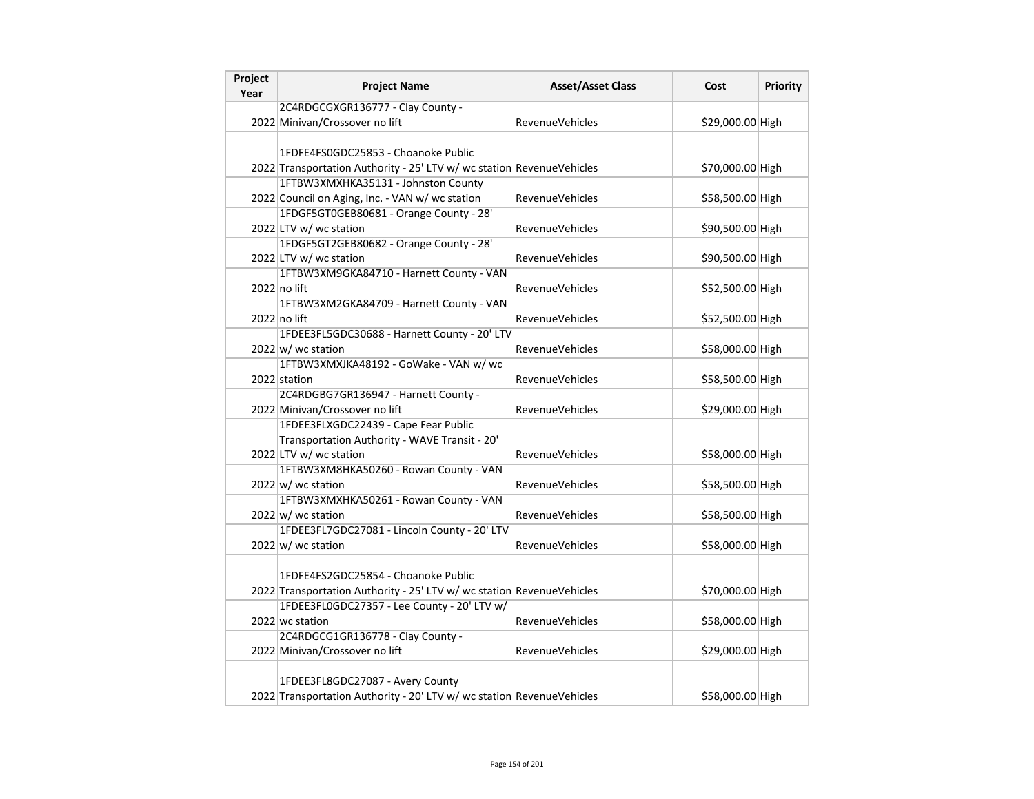| Project Year | Project Name | Asset/Asset Class | Cost | Priority |
|---|---|---|---|---|
| 2022 | 2C4RDGCGXGR136777 - Clay County - Minivan/Crossover no lift | RevenueVehicles | $29,000.00 | High |
| 2022 | 1FDFE4FS0GDC25853 - Choanoke Public Transportation Authority - 25' LTV w/ wc station | RevenueVehicles | $70,000.00 | High |
| 2022 | 1FTBW3XMXHKA35131 - Johnston County Council on Aging, Inc. - VAN w/ wc station | RevenueVehicles | $58,500.00 | High |
| 2022 | 1FDGF5GT0GEB80681 - Orange County - 28' LTV w/ wc station | RevenueVehicles | $90,500.00 | High |
| 2022 | 1FDGF5GT2GEB80682 - Orange County - 28' LTV w/ wc station | RevenueVehicles | $90,500.00 | High |
| 2022 | 1FTBW3XM9GKA84710 - Harnett County - VAN no lift | RevenueVehicles | $52,500.00 | High |
| 2022 | 1FTBW3XM2GKA84709 - Harnett County - VAN no lift | RevenueVehicles | $52,500.00 | High |
| 2022 | 1FDEE3FL5GDC30688 - Harnett County - 20' LTV w/ wc station | RevenueVehicles | $58,000.00 | High |
| 2022 | 1FTBW3XMXJKA48192 - GoWake - VAN w/ wc station | RevenueVehicles | $58,500.00 | High |
| 2022 | 2C4RDGBG7GR136947 - Harnett County - Minivan/Crossover no lift | RevenueVehicles | $29,000.00 | High |
| 2022 | 1FDEE3FLXGDC22439 - Cape Fear Public Transportation Authority - WAVE Transit - 20' LTV w/ wc station | RevenueVehicles | $58,000.00 | High |
| 2022 | 1FTBW3XM8HKA50260 - Rowan County - VAN w/ wc station | RevenueVehicles | $58,500.00 | High |
| 2022 | 1FTBW3XMXHKA50261 - Rowan County - VAN w/ wc station | RevenueVehicles | $58,500.00 | High |
| 2022 | 1FDEE3FL7GDC27081 - Lincoln County - 20' LTV w/ wc station | RevenueVehicles | $58,000.00 | High |
| 2022 | 1FDFE4FS2GDC25854 - Choanoke Public Transportation Authority - 25' LTV w/ wc station | RevenueVehicles | $70,000.00 | High |
| 2022 | 1FDEE3FL0GDC27357 - Lee County - 20' LTV w/ wc station | RevenueVehicles | $58,000.00 | High |
| 2022 | 2C4RDGCG1GR136778 - Clay County - Minivan/Crossover no lift | RevenueVehicles | $29,000.00 | High |
| 2022 | 1FDEE3FL8GDC27087 - Avery County Transportation Authority - 20' LTV w/ wc station | RevenueVehicles | $58,000.00 | High |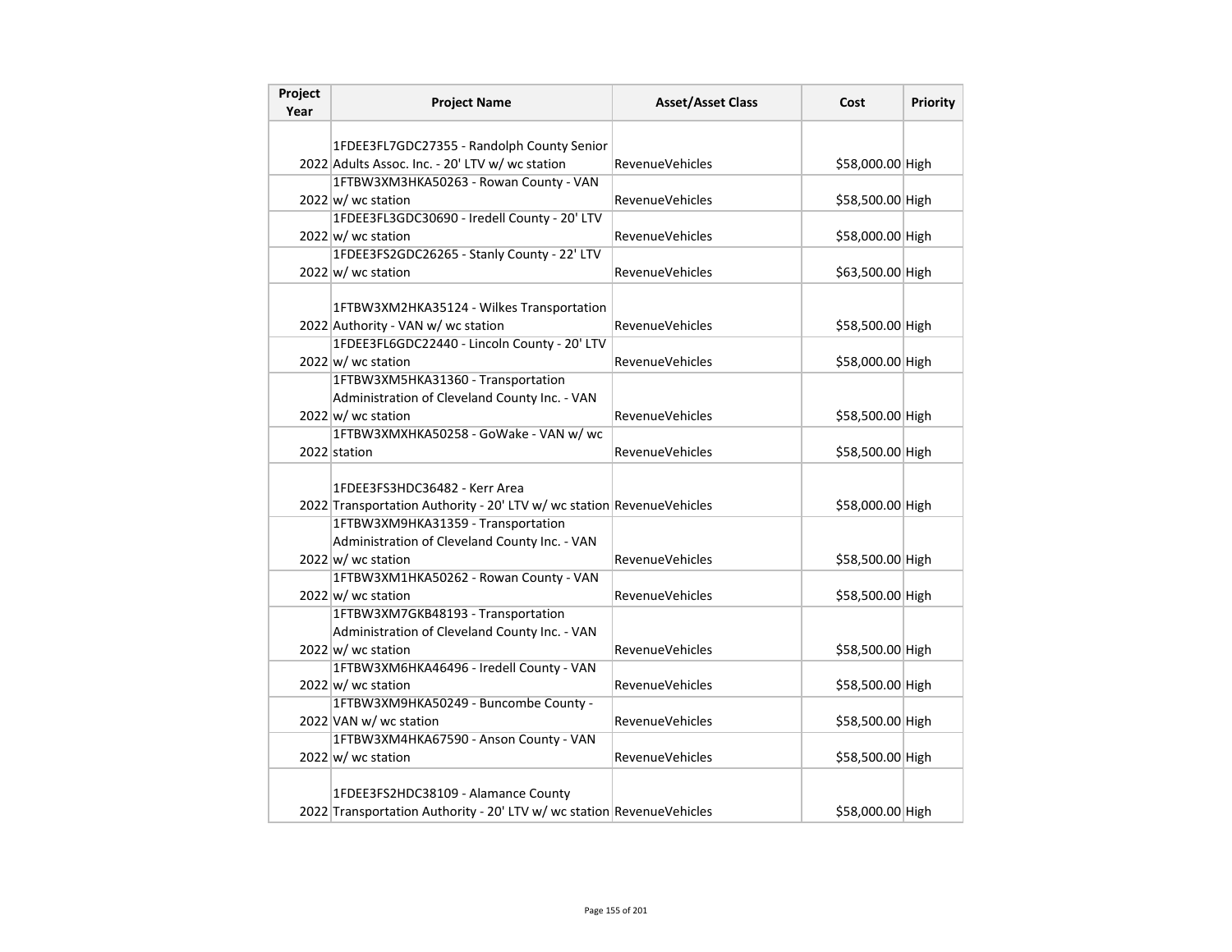| Project Year | Project Name | Asset/Asset Class | Cost | Priority |
|---|---|---|---|---|
| 2022 | 1FDEE3FL7GDC27355 - Randolph County Senior Adults Assoc. Inc. - 20' LTV w/ wc station | RevenueVehicles | $58,000.00 | High |
| 2022 | 1FTBW3XM3HKA50263 - Rowan County - VAN w/ wc station | RevenueVehicles | $58,500.00 | High |
| 2022 | 1FDEE3FL3GDC30690 - Iredell County - 20' LTV w/ wc station | RevenueVehicles | $58,000.00 | High |
| 2022 | 1FDEE3FS2GDC26265 - Stanly County - 22' LTV w/ wc station | RevenueVehicles | $63,500.00 | High |
| 2022 | 1FTBW3XM2HKA35124 - Wilkes Transportation Authority - VAN w/ wc station | RevenueVehicles | $58,500.00 | High |
| 2022 | 1FDEE3FL6GDC22440 - Lincoln County - 20' LTV w/ wc station | RevenueVehicles | $58,000.00 | High |
| 2022 | 1FTBW3XM5HKA31360 - Transportation Administration of Cleveland County Inc. - VAN w/ wc station | RevenueVehicles | $58,500.00 | High |
| 2022 | 1FTBW3XMXHKA50258 - GoWake - VAN w/ wc station | RevenueVehicles | $58,500.00 | High |
| 2022 | 1FDEE3FS3HDC36482 - Kerr Area Transportation Authority - 20' LTV w/ wc station | RevenueVehicles | $58,000.00 | High |
| 2022 | 1FTBW3XM9HKA31359 - Transportation Administration of Cleveland County Inc. - VAN w/ wc station | RevenueVehicles | $58,500.00 | High |
| 2022 | 1FTBW3XM1HKA50262 - Rowan County - VAN w/ wc station | RevenueVehicles | $58,500.00 | High |
| 2022 | 1FTBW3XM7GKB48193 - Transportation Administration of Cleveland County Inc. - VAN w/ wc station | RevenueVehicles | $58,500.00 | High |
| 2022 | 1FTBW3XM6HKA46496 - Iredell County - VAN w/ wc station | RevenueVehicles | $58,500.00 | High |
| 2022 | 1FTBW3XM9HKA50249 - Buncombe County - VAN w/ wc station | RevenueVehicles | $58,500.00 | High |
| 2022 | 1FTBW3XM4HKA67590 - Anson County - VAN w/ wc station | RevenueVehicles | $58,500.00 | High |
| 2022 | 1FDEE3FS2HDC38109 - Alamance County Transportation Authority - 20' LTV w/ wc station | RevenueVehicles | $58,000.00 | High |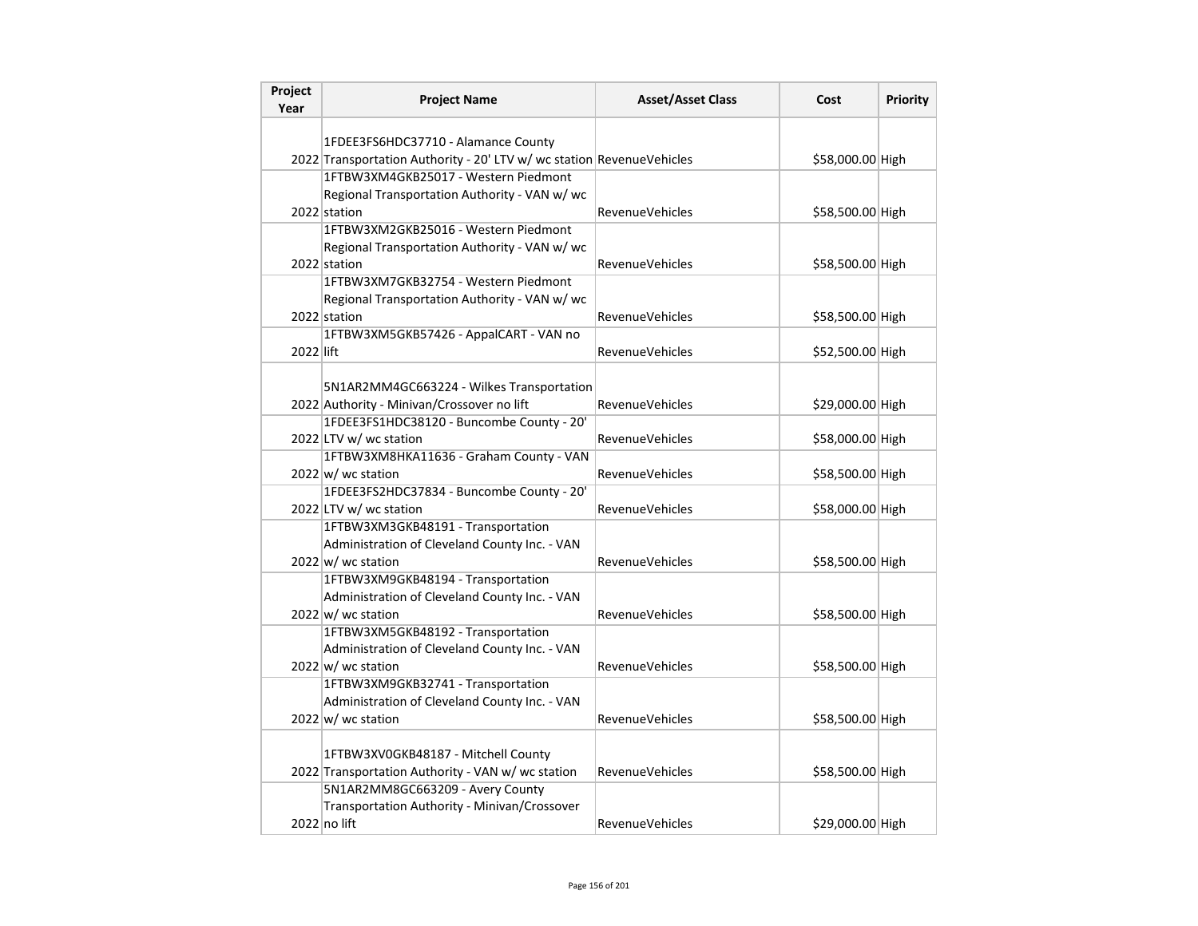| Project Year | Project Name | Asset/Asset Class | Cost | Priority |
|---|---|---|---|---|
| 2022 | 1FDEE3FS6HDC37710 - Alamance County Transportation Authority - 20' LTV w/ wc station | RevenueVehicles | $58,000.00 | High |
| 2022 | 1FTBW3XM4GKB25017 - Western Piedmont Regional Transportation Authority - VAN w/ wc station | RevenueVehicles | $58,500.00 | High |
| 2022 | 1FTBW3XM2GKB25016 - Western Piedmont Regional Transportation Authority - VAN w/ wc station | RevenueVehicles | $58,500.00 | High |
| 2022 | 1FTBW3XM7GKB32754 - Western Piedmont Regional Transportation Authority - VAN w/ wc station | RevenueVehicles | $58,500.00 | High |
| 2022 | 1FTBW3XM5GKB57426 - AppalCART - VAN no lift | RevenueVehicles | $52,500.00 | High |
| 2022 | 5N1AR2MM4GC663224 - Wilkes Transportation Authority - Minivan/Crossover no lift | RevenueVehicles | $29,000.00 | High |
| 2022 | 1FDEE3FS1HDC38120 - Buncombe County - 20' LTV w/ wc station | RevenueVehicles | $58,000.00 | High |
| 2022 | 1FTBW3XM8HKA11636 - Graham County - VAN w/ wc station | RevenueVehicles | $58,500.00 | High |
| 2022 | 1FDEE3FS2HDC37834 - Buncombe County - 20' LTV w/ wc station | RevenueVehicles | $58,000.00 | High |
| 2022 | 1FTBW3XM3GKB48191 - Transportation Administration of Cleveland County Inc. - VAN w/ wc station | RevenueVehicles | $58,500.00 | High |
| 2022 | 1FTBW3XM9GKB48194 - Transportation Administration of Cleveland County Inc. - VAN w/ wc station | RevenueVehicles | $58,500.00 | High |
| 2022 | 1FTBW3XM5GKB48192 - Transportation Administration of Cleveland County Inc. - VAN w/ wc station | RevenueVehicles | $58,500.00 | High |
| 2022 | 1FTBW3XM9GKB32741 - Transportation Administration of Cleveland County Inc. - VAN w/ wc station | RevenueVehicles | $58,500.00 | High |
| 2022 | 1FTBW3XV0GKB48187 - Mitchell County Transportation Authority - VAN w/ wc station | RevenueVehicles | $58,500.00 | High |
| 2022 | 5N1AR2MM8GC663209 - Avery County Transportation Authority - Minivan/Crossover no lift | RevenueVehicles | $29,000.00 | High |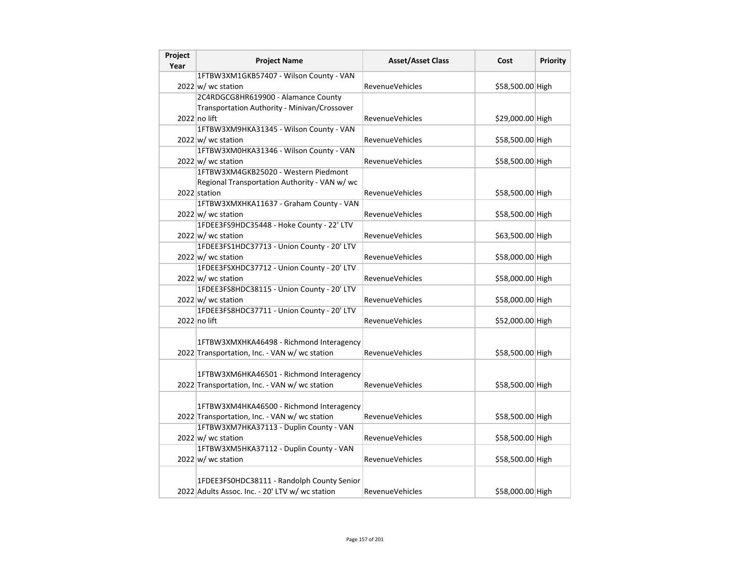| Project Year | Project Name | Asset/Asset Class | Cost | Priority |
| --- | --- | --- | --- | --- |
| 2022 | 1FTBW3XM1GKB57407 - Wilson County - VAN w/ wc station | RevenueVehicles | $58,500.00 | High |
| 2022 | 2C4RDGCG8HR619900 - Alamance County Transportation Authority - Minivan/Crossover no lift | RevenueVehicles | $29,000.00 | High |
| 2022 | 1FTBW3XM9HKA31345 - Wilson County - VAN w/ wc station | RevenueVehicles | $58,500.00 | High |
| 2022 | 1FTBW3XM0HKA31346 - Wilson County - VAN w/ wc station | RevenueVehicles | $58,500.00 | High |
| 2022 | 1FTBW3XM4GKB25020 - Western Piedmont Regional Transportation Authority - VAN w/ wc station | RevenueVehicles | $58,500.00 | High |
| 2022 | 1FTBW3XMXHKA11637 - Graham County - VAN w/ wc station | RevenueVehicles | $58,500.00 | High |
| 2022 | 1FDEE3FS9HDC35448 - Hoke County - 22' LTV w/ wc station | RevenueVehicles | $63,500.00 | High |
| 2022 | 1FDEE3FS1HDC37713 - Union County - 20' LTV w/ wc station | RevenueVehicles | $58,000.00 | High |
| 2022 | 1FDEE3FSXHDC37712 - Union County - 20' LTV w/ wc station | RevenueVehicles | $58,000.00 | High |
| 2022 | 1FDEE3FS8HDC38115 - Union County - 20' LTV w/ wc station | RevenueVehicles | $58,000.00 | High |
| 2022 | 1FDEE3FS8HDC37711 - Union County - 20' LTV no lift | RevenueVehicles | $52,000.00 | High |
| 2022 | 1FTBW3XMXHKA46498 - Richmond Interagency Transportation, Inc. - VAN w/ wc station | RevenueVehicles | $58,500.00 | High |
| 2022 | 1FTBW3XM6HKA46501 - Richmond Interagency Transportation, Inc. - VAN w/ wc station | RevenueVehicles | $58,500.00 | High |
| 2022 | 1FTBW3XM4HKA46500 - Richmond Interagency Transportation, Inc. - VAN w/ wc station | RevenueVehicles | $58,500.00 | High |
| 2022 | 1FTBW3XM7HKA37113 - Duplin County - VAN w/ wc station | RevenueVehicles | $58,500.00 | High |
| 2022 | 1FTBW3XM5HKA37112 - Duplin County - VAN w/ wc station | RevenueVehicles | $58,500.00 | High |
| 2022 | 1FDEE3FS0HDC38111 - Randolph County Senior Adults Assoc. Inc. - 20' LTV w/ wc station | RevenueVehicles | $58,000.00 | High |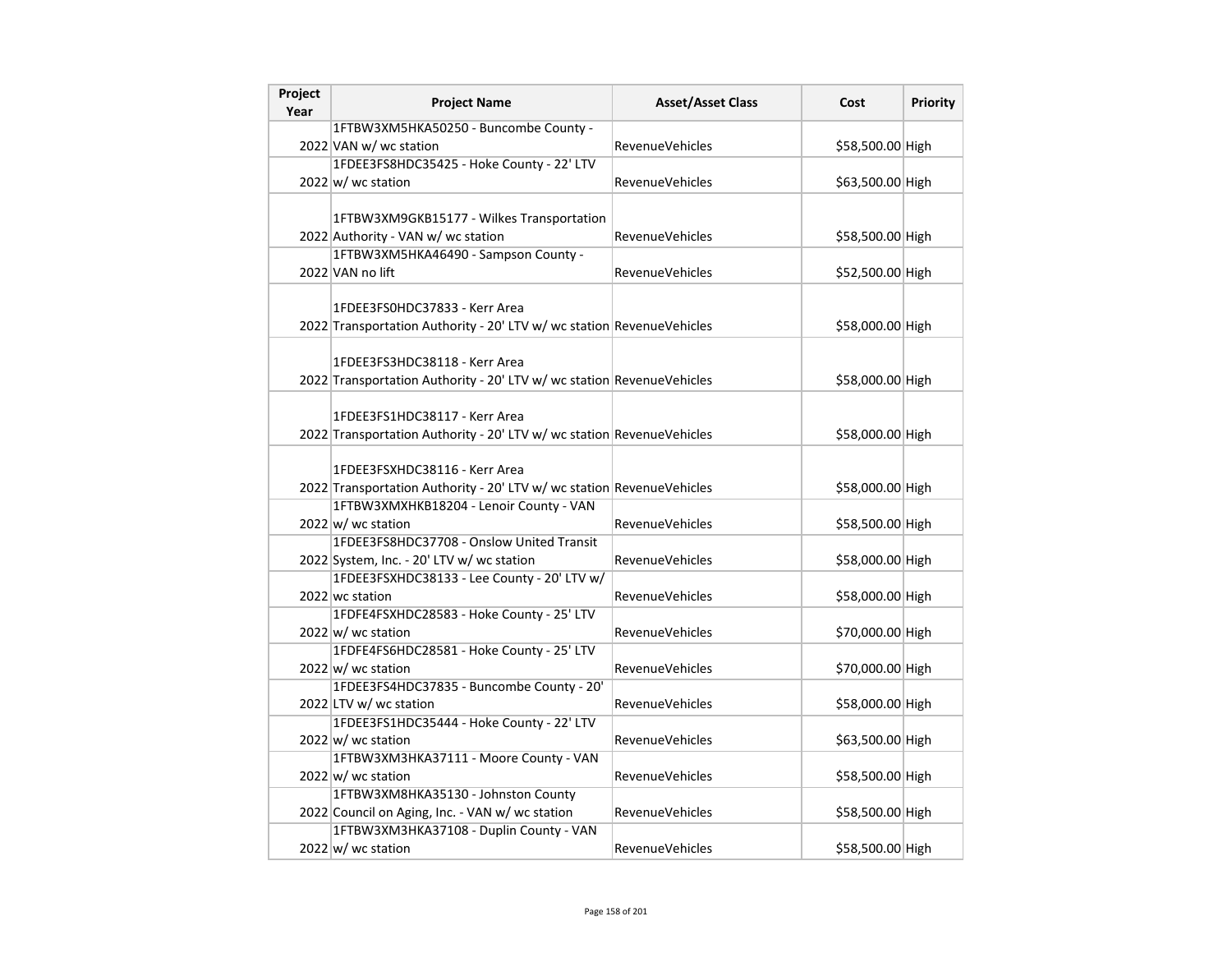| Project Year | Project Name | Asset/Asset Class | Cost | Priority |
| --- | --- | --- | --- | --- |
| 2022 | 1FTBW3XM5HKA50250 - Buncombe County - VAN w/ wc station | RevenueVehicles | $58,500.00 | High |
| 2022 | 1FDEE3FS8HDC35425 - Hoke County - 22' LTV w/ wc station | RevenueVehicles | $63,500.00 | High |
| 2022 | 1FTBW3XM9GKB15177 - Wilkes Transportation Authority - VAN w/ wc station | RevenueVehicles | $58,500.00 | High |
| 2022 | 1FTBW3XM5HKA46490 - Sampson County - VAN no lift | RevenueVehicles | $52,500.00 | High |
| 2022 | 1FDEE3FS0HDC37833 - Kerr Area Transportation Authority - 20' LTV w/ wc station | RevenueVehicles | $58,000.00 | High |
| 2022 | 1FDEE3FS3HDC38118 - Kerr Area Transportation Authority - 20' LTV w/ wc station | RevenueVehicles | $58,000.00 | High |
| 2022 | 1FDEE3FS1HDC38117 - Kerr Area Transportation Authority - 20' LTV w/ wc station | RevenueVehicles | $58,000.00 | High |
| 2022 | 1FDEE3FSXHDC38116 - Kerr Area Transportation Authority - 20' LTV w/ wc station | RevenueVehicles | $58,000.00 | High |
| 2022 | 1FTBW3XMXHKB18204 - Lenoir County - VAN w/ wc station | RevenueVehicles | $58,500.00 | High |
| 2022 | 1FDEE3FS8HDC37708 - Onslow United Transit System, Inc. - 20' LTV w/ wc station | RevenueVehicles | $58,000.00 | High |
| 2022 | 1FDEE3FSXHDC38133 - Lee County - 20' LTV w/ wc station | RevenueVehicles | $58,000.00 | High |
| 2022 | 1FDFE4FSXHDC28583 - Hoke County - 25' LTV w/ wc station | RevenueVehicles | $70,000.00 | High |
| 2022 | 1FDFE4FS6HDC28581 - Hoke County - 25' LTV w/ wc station | RevenueVehicles | $70,000.00 | High |
| 2022 | 1FDEE3FS4HDC37835 - Buncombe County - 20' LTV w/ wc station | RevenueVehicles | $58,000.00 | High |
| 2022 | 1FDEE3FS1HDC35444 - Hoke County - 22' LTV w/ wc station | RevenueVehicles | $63,500.00 | High |
| 2022 | 1FTBW3XM3HKA37111 - Moore County - VAN w/ wc station | RevenueVehicles | $58,500.00 | High |
| 2022 | 1FTBW3XM8HKA35130 - Johnston County Council on Aging, Inc. - VAN w/ wc station | RevenueVehicles | $58,500.00 | High |
| 2022 | 1FTBW3XM3HKA37108 - Duplin County - VAN w/ wc station | RevenueVehicles | $58,500.00 | High |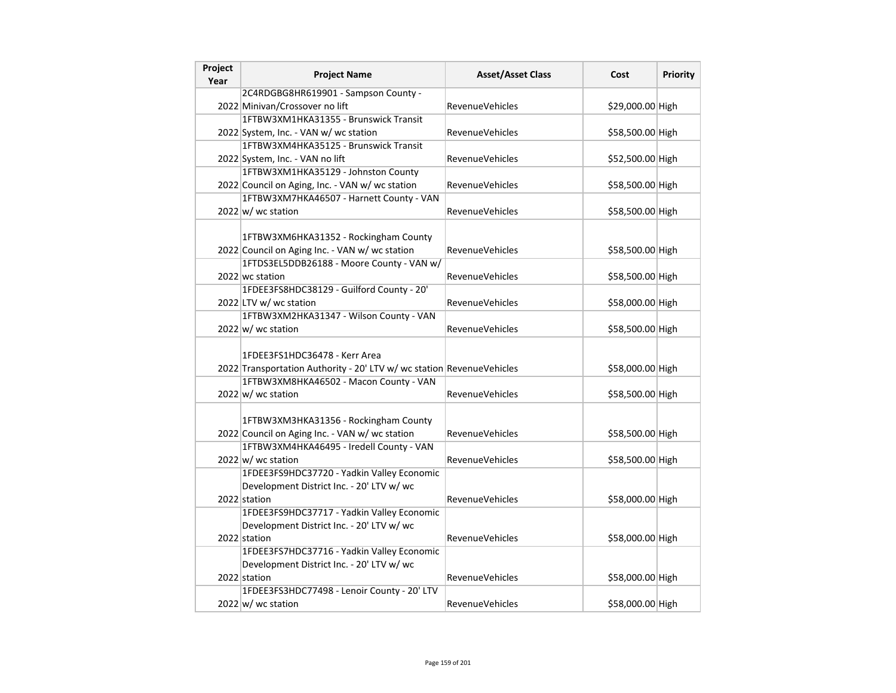| Project Year | Project Name | Asset/Asset Class | Cost | Priority |
| --- | --- | --- | --- | --- |
| 2022 | 2C4RDGBG8HR619901 - Sampson County - Minivan/Crossover no lift | RevenueVehicles | $29,000.00 | High |
| 2022 | 1FTBW3XM1HKA31355 - Brunswick Transit System, Inc. - VAN w/ wc station | RevenueVehicles | $58,500.00 | High |
| 2022 | 1FTBW3XM4HKA35125 - Brunswick Transit System, Inc. - VAN no lift | RevenueVehicles | $52,500.00 | High |
| 2022 | 1FTBW3XM1HKA35129 - Johnston County Council on Aging, Inc. - VAN w/ wc station | RevenueVehicles | $58,500.00 | High |
| 2022 | 1FTBW3XM7HKA46507 - Harnett County - VAN w/ wc station | RevenueVehicles | $58,500.00 | High |
| 2022 | 1FTBW3XM6HKA31352 - Rockingham County Council on Aging Inc. - VAN w/ wc station | RevenueVehicles | $58,500.00 | High |
| 2022 | 1FTDS3EL5DDB26188 - Moore County - VAN w/ wc station | RevenueVehicles | $58,500.00 | High |
| 2022 | 1FDEE3FS8HDC38129 - Guilford County - 20' LTV w/ wc station | RevenueVehicles | $58,000.00 | High |
| 2022 | 1FTBW3XM2HKA31347 - Wilson County - VAN w/ wc station | RevenueVehicles | $58,500.00 | High |
| 2022 | 1FDEE3FS1HDC36478 - Kerr Area Transportation Authority - 20' LTV w/ wc station | RevenueVehicles | $58,000.00 | High |
| 2022 | 1FTBW3XM8HKA46502 - Macon County - VAN w/ wc station | RevenueVehicles | $58,500.00 | High |
| 2022 | 1FTBW3XM3HKA31356 - Rockingham County Council on Aging Inc. - VAN w/ wc station | RevenueVehicles | $58,500.00 | High |
| 2022 | 1FTBW3XM4HKA46495 - Iredell County - VAN w/ wc station | RevenueVehicles | $58,500.00 | High |
| 2022 | 1FDEE3FS9HDC37720 - Yadkin Valley Economic Development District Inc. - 20' LTV w/ wc station | RevenueVehicles | $58,000.00 | High |
| 2022 | 1FDEE3FS9HDC37717 - Yadkin Valley Economic Development District Inc. - 20' LTV w/ wc station | RevenueVehicles | $58,000.00 | High |
| 2022 | 1FDEE3FS7HDC37716 - Yadkin Valley Economic Development District Inc. - 20' LTV w/ wc station | RevenueVehicles | $58,000.00 | High |
| 2022 | 1FDEE3FS3HDC77498 - Lenoir County - 20' LTV w/ wc station | RevenueVehicles | $58,000.00 | High |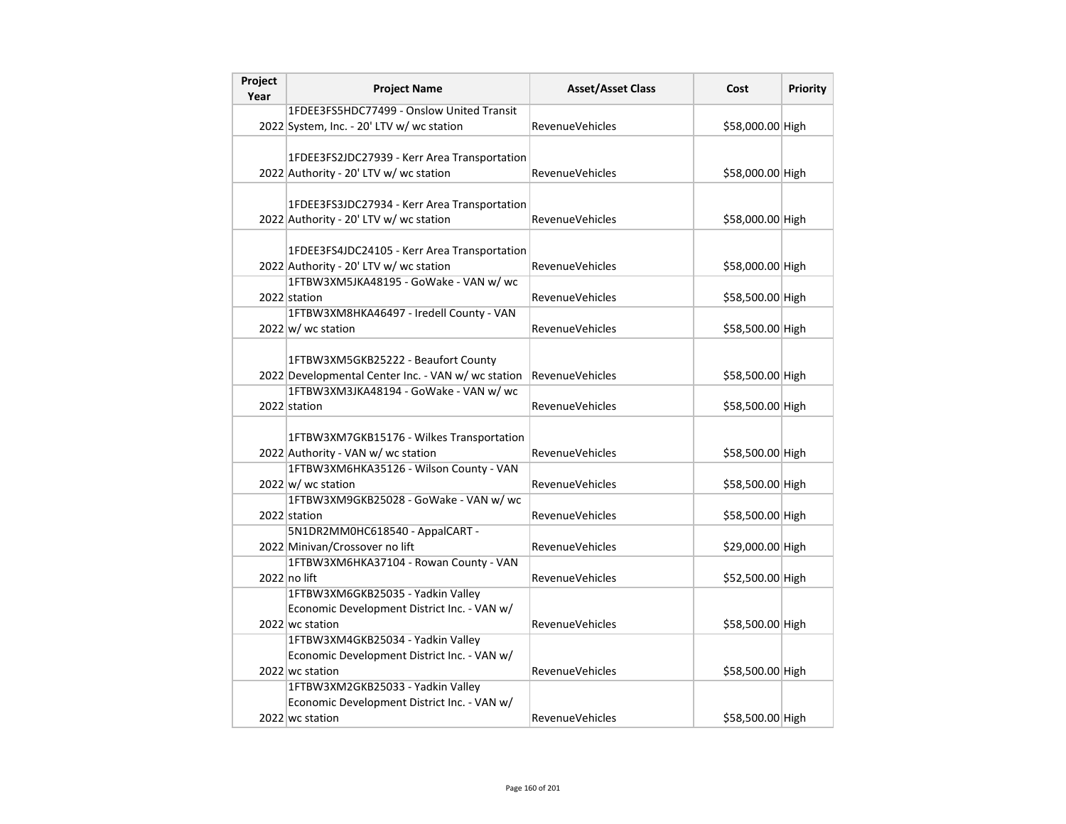| Project Year | Project Name | Asset/Asset Class | Cost | Priority |
|---|---|---|---|---|
| 2022 | 1FDEE3FS5HDC77499 - Onslow United Transit System, Inc. - 20' LTV w/ wc station | RevenueVehicles | $58,000.00 | High |
| 2022 | 1FDEE3FS2JDC27939 - Kerr Area Transportation Authority - 20' LTV w/ wc station | RevenueVehicles | $58,000.00 | High |
| 2022 | 1FDEE3FS3JDC27934 - Kerr Area Transportation Authority - 20' LTV w/ wc station | RevenueVehicles | $58,000.00 | High |
| 2022 | 1FDEE3FS4JDC24105 - Kerr Area Transportation Authority - 20' LTV w/ wc station | RevenueVehicles | $58,000.00 | High |
| 2022 | 1FTBW3XM5JKA48195 - GoWake - VAN w/ wc station | RevenueVehicles | $58,500.00 | High |
| 2022 | 1FTBW3XM8HKA46497 - Iredell County - VAN w/ wc station | RevenueVehicles | $58,500.00 | High |
| 2022 | 1FTBW3XM5GKB25222 - Beaufort County Developmental Center Inc. - VAN w/ wc station | RevenueVehicles | $58,500.00 | High |
| 2022 | 1FTBW3XM3JKA48194 - GoWake - VAN w/ wc station | RevenueVehicles | $58,500.00 | High |
| 2022 | 1FTBW3XM7GKB15176 - Wilkes Transportation Authority - VAN w/ wc station | RevenueVehicles | $58,500.00 | High |
| 2022 | 1FTBW3XM6HKA35126 - Wilson County - VAN w/ wc station | RevenueVehicles | $58,500.00 | High |
| 2022 | 1FTBW3XM9GKB25028 - GoWake - VAN w/ wc station | RevenueVehicles | $58,500.00 | High |
| 2022 | 5N1DR2MM0HC618540 - AppalCART - Minivan/Crossover no lift | RevenueVehicles | $29,000.00 | High |
| 2022 | 1FTBW3XM6HKA37104 - Rowan County - VAN no lift | RevenueVehicles | $52,500.00 | High |
| 2022 | 1FTBW3XM6GKB25035 - Yadkin Valley Economic Development District Inc. - VAN w/ wc station | RevenueVehicles | $58,500.00 | High |
| 2022 | 1FTBW3XM4GKB25034 - Yadkin Valley Economic Development District Inc. - VAN w/ wc station | RevenueVehicles | $58,500.00 | High |
| 2022 | 1FTBW3XM2GKB25033 - Yadkin Valley Economic Development District Inc. - VAN w/ wc station | RevenueVehicles | $58,500.00 | High |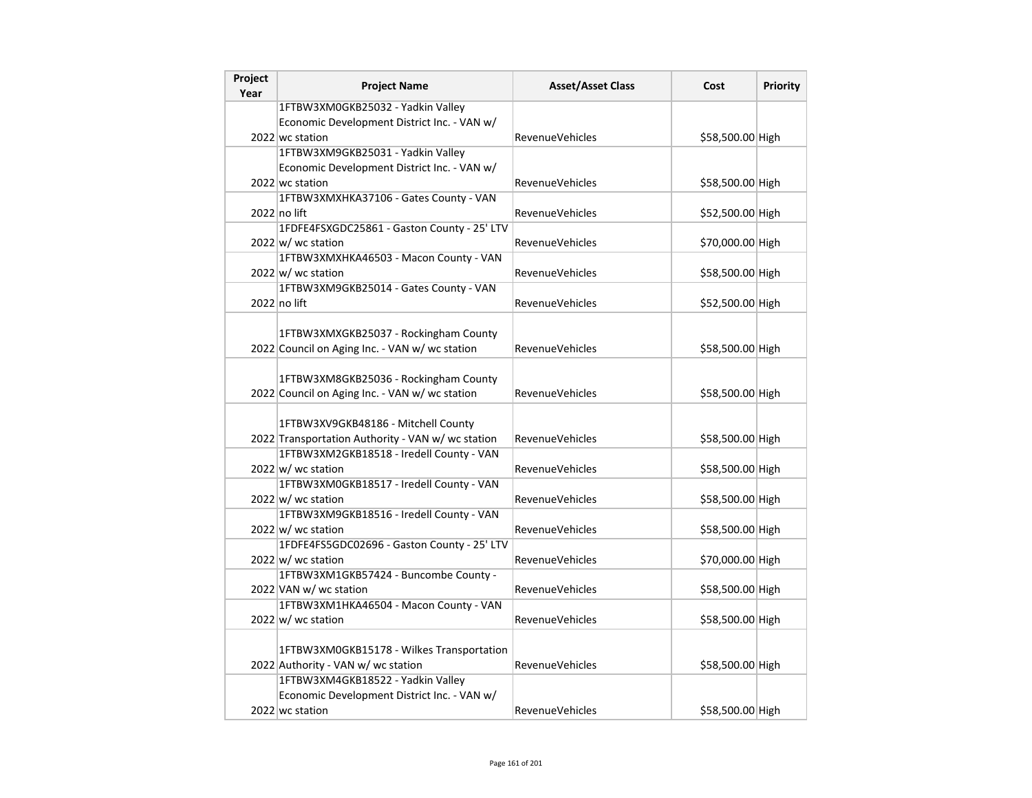| Project Year | Project Name | Asset/Asset Class | Cost | Priority |
|---|---|---|---|---|
| 2022 | 1FTBW3XM0GKB25032 - Yadkin Valley Economic Development District Inc. - VAN w/ wc station | RevenueVehicles | $58,500.00 | High |
| 2022 | 1FTBW3XM9GKB25031 - Yadkin Valley Economic Development District Inc. - VAN w/ wc station | RevenueVehicles | $58,500.00 | High |
| 2022 | 1FTBW3XMXHKA37106 - Gates County - VAN no lift | RevenueVehicles | $52,500.00 | High |
| 2022 | 1FDFE4FSXGDC25861 - Gaston County - 25' LTV w/ wc station | RevenueVehicles | $70,000.00 | High |
| 2022 | 1FTBW3XMXHKA46503 - Macon County - VAN w/ wc station | RevenueVehicles | $58,500.00 | High |
| 2022 | 1FTBW3XM9GKB25014 - Gates County - VAN no lift | RevenueVehicles | $52,500.00 | High |
| 2022 | 1FTBW3XMXGKB25037 - Rockingham County Council on Aging Inc. - VAN w/ wc station | RevenueVehicles | $58,500.00 | High |
| 2022 | 1FTBW3XM8GKB25036 - Rockingham County Council on Aging Inc. - VAN w/ wc station | RevenueVehicles | $58,500.00 | High |
| 2022 | 1FTBW3XV9GKB48186 - Mitchell County Transportation Authority - VAN w/ wc station | RevenueVehicles | $58,500.00 | High |
| 2022 | 1FTBW3XM2GKB18518 - Iredell County - VAN w/ wc station | RevenueVehicles | $58,500.00 | High |
| 2022 | 1FTBW3XM0GKB18517 - Iredell County - VAN w/ wc station | RevenueVehicles | $58,500.00 | High |
| 2022 | 1FTBW3XM9GKB18516 - Iredell County - VAN w/ wc station | RevenueVehicles | $58,500.00 | High |
| 2022 | 1FDFE4FS5GDC02696 - Gaston County - 25' LTV w/ wc station | RevenueVehicles | $70,000.00 | High |
| 2022 | 1FTBW3XM1GKB57424 - Buncombe County - VAN w/ wc station | RevenueVehicles | $58,500.00 | High |
| 2022 | 1FTBW3XM1HKA46504 - Macon County - VAN w/ wc station | RevenueVehicles | $58,500.00 | High |
| 2022 | 1FTBW3XM0GKB15178 - Wilkes Transportation Authority - VAN w/ wc station | RevenueVehicles | $58,500.00 | High |
| 2022 | 1FTBW3XM4GKB18522 - Yadkin Valley Economic Development District Inc. - VAN w/ wc station | RevenueVehicles | $58,500.00 | High |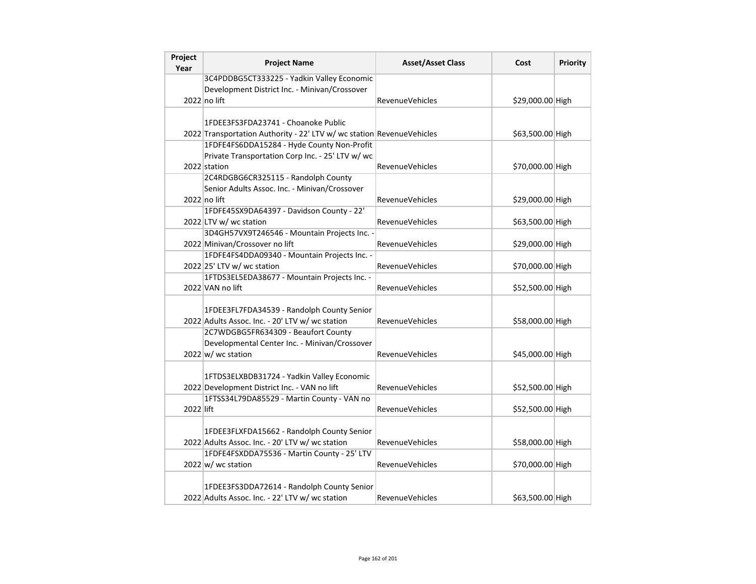| Project Year | Project Name | Asset/Asset Class | Cost | Priority |
|---|---|---|---|---|
| 2022 | 3C4PDDBG5CT333225 - Yadkin Valley Economic Development District Inc. - Minivan/Crossover no lift | RevenueVehicles | $29,000.00 | High |
| 2022 | 1FDEE3FS3FDA23741 - Choanoke Public Transportation Authority - 22' LTV w/ wc station | RevenueVehicles | $63,500.00 | High |
| 2022 | 1FDFE4FS6DDA15284 - Hyde County Non-Profit Private Transportation Corp Inc. - 25' LTV w/ wc station | RevenueVehicles | $70,000.00 | High |
| 2022 | 2C4RDGBG6CR325115 - Randolph County Senior Adults Assoc. Inc. - Minivan/Crossover no lift | RevenueVehicles | $29,000.00 | High |
| 2022 | 1FDFE45SX9DA64397 - Davidson County - 22' LTV w/ wc station | RevenueVehicles | $63,500.00 | High |
| 2022 | 3D4GH57VX9T246546 - Mountain Projects Inc. - Minivan/Crossover no lift | RevenueVehicles | $29,000.00 | High |
| 2022 | 1FDFE4FS4DDA09340 - Mountain Projects Inc. - 25' LTV w/ wc station | RevenueVehicles | $70,000.00 | High |
| 2022 | 1FTDS3EL5EDA38677 - Mountain Projects Inc. - VAN no lift | RevenueVehicles | $52,500.00 | High |
| 2022 | 1FDEE3FL7FDA34539 - Randolph County Senior Adults Assoc. Inc. - 20' LTV w/ wc station | RevenueVehicles | $58,000.00 | High |
| 2022 | 2C7WDGBG5FR634309 - Beaufort County Developmental Center Inc. - Minivan/Crossover w/ wc station | RevenueVehicles | $45,000.00 | High |
| 2022 | 1FTDS3ELXBDB31724 - Yadkin Valley Economic Development District Inc. - VAN no lift | RevenueVehicles | $52,500.00 | High |
| 2022 | 1FTSS34L79DA85529 - Martin County - VAN no lift | RevenueVehicles | $52,500.00 | High |
| 2022 | 1FDEE3FLXFDA15662 - Randolph County Senior Adults Assoc. Inc. - 20' LTV w/ wc station | RevenueVehicles | $58,000.00 | High |
| 2022 | 1FDFE4FSXDDA75536 - Martin County - 25' LTV w/ wc station | RevenueVehicles | $70,000.00 | High |
| 2022 | 1FDEE3FS3DDA72614 - Randolph County Senior Adults Assoc. Inc. - 22' LTV w/ wc station | RevenueVehicles | $63,500.00 | High |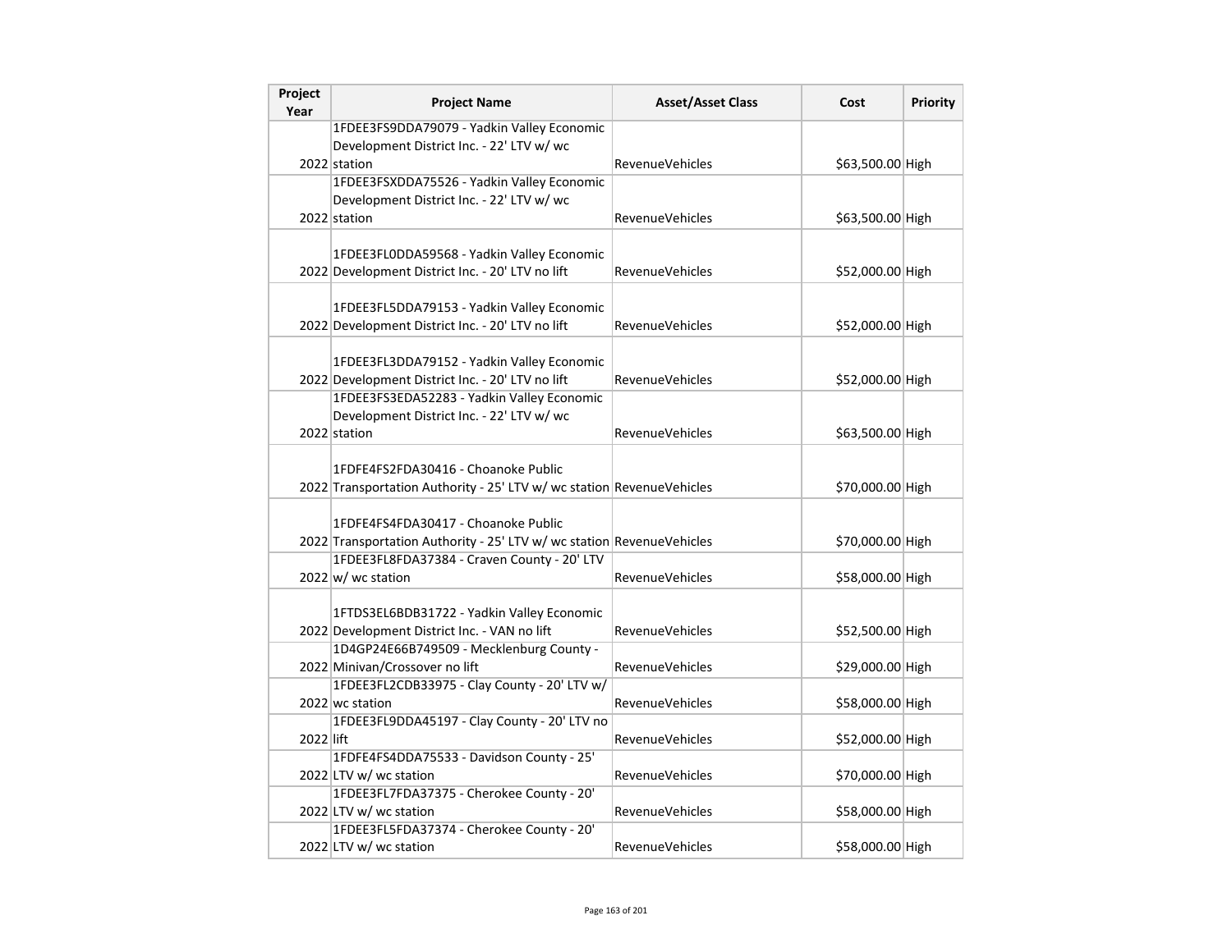| Project Year | Project Name | Asset/Asset Class | Cost | Priority |
|---|---|---|---|---|
| 2022 | 1FDEE3FS9DDA79079 - Yadkin Valley Economic Development District Inc. - 22' LTV w/ wc station | RevenueVehicles | $63,500.00 | High |
| 2022 | 1FDEE3FSXDDA75526 - Yadkin Valley Economic Development District Inc. - 22' LTV w/ wc station | RevenueVehicles | $63,500.00 | High |
| 2022 | 1FDEE3FL0DDA59568 - Yadkin Valley Economic Development District Inc. - 20' LTV no lift | RevenueVehicles | $52,000.00 | High |
| 2022 | 1FDEE3FL5DDA79153 - Yadkin Valley Economic Development District Inc. - 20' LTV no lift | RevenueVehicles | $52,000.00 | High |
| 2022 | 1FDEE3FL3DDA79152 - Yadkin Valley Economic Development District Inc. - 20' LTV no lift | RevenueVehicles | $52,000.00 | High |
| 2022 | 1FDEE3FS3EDA52283 - Yadkin Valley Economic Development District Inc. - 22' LTV w/ wc station | RevenueVehicles | $63,500.00 | High |
| 2022 | 1FDFE4FS2FDA30416 - Choanoke Public Transportation Authority - 25' LTV w/ wc station | RevenueVehicles | $70,000.00 | High |
| 2022 | 1FDFE4FS4FDA30417 - Choanoke Public Transportation Authority - 25' LTV w/ wc station | RevenueVehicles | $70,000.00 | High |
| 2022 | 1FDEE3FL8FDA37384 - Craven County - 20' LTV w/ wc station | RevenueVehicles | $58,000.00 | High |
| 2022 | 1FTDS3EL6BDB31722 - Yadkin Valley Economic Development District Inc. - VAN no lift | RevenueVehicles | $52,500.00 | High |
| 2022 | 1D4GP24E66B749509 - Mecklenburg County - Minivan/Crossover no lift | RevenueVehicles | $29,000.00 | High |
| 2022 | 1FDEE3FL2CDB33975 - Clay County - 20' LTV w/ wc station | RevenueVehicles | $58,000.00 | High |
| 2022 | 1FDEE3FL9DDA45197 - Clay County - 20' LTV no lift | RevenueVehicles | $52,000.00 | High |
| 2022 | 1FDFE4FS4DDA75533 - Davidson County - 25' LTV w/ wc station | RevenueVehicles | $70,000.00 | High |
| 2022 | 1FDEE3FL7FDA37375 - Cherokee County - 20' LTV w/ wc station | RevenueVehicles | $58,000.00 | High |
| 2022 | 1FDEE3FL5FDA37374 - Cherokee County - 20' LTV w/ wc station | RevenueVehicles | $58,000.00 | High |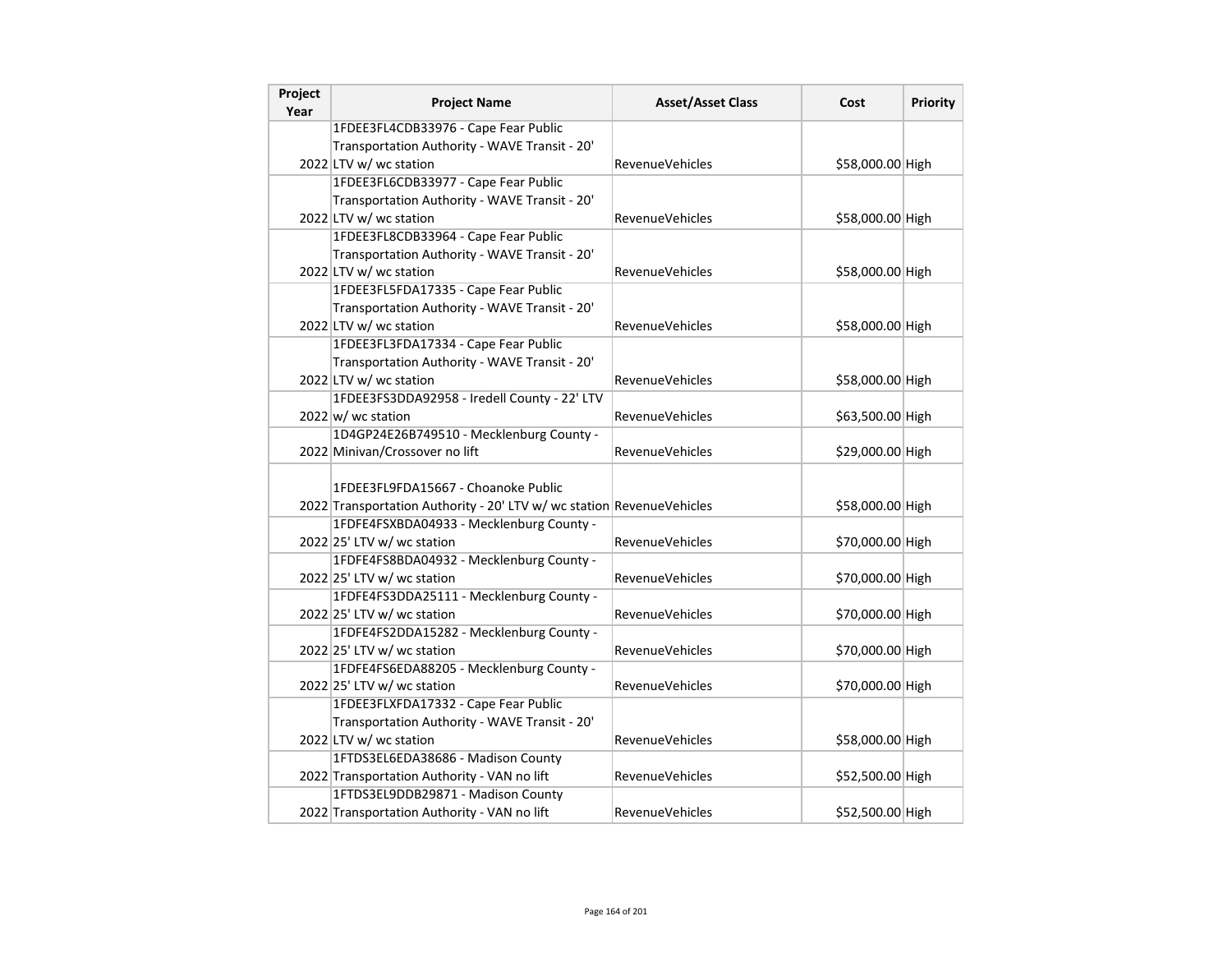| Project Year | Project Name | Asset/Asset Class | Cost | Priority |
|---|---|---|---|---|
| 2022 | 1FDEE3FL4CDB33976 - Cape Fear Public Transportation Authority - WAVE Transit - 20' LTV w/ wc station | RevenueVehicles | $58,000.00 | High |
| 2022 | 1FDEE3FL6CDB33977 - Cape Fear Public Transportation Authority - WAVE Transit - 20' LTV w/ wc station | RevenueVehicles | $58,000.00 | High |
| 2022 | 1FDEE3FL8CDB33964 - Cape Fear Public Transportation Authority - WAVE Transit - 20' LTV w/ wc station | RevenueVehicles | $58,000.00 | High |
| 2022 | 1FDEE3FL5FDA17335 - Cape Fear Public Transportation Authority - WAVE Transit - 20' LTV w/ wc station | RevenueVehicles | $58,000.00 | High |
| 2022 | 1FDEE3FL3FDA17334 - Cape Fear Public Transportation Authority - WAVE Transit - 20' LTV w/ wc station | RevenueVehicles | $58,000.00 | High |
| 2022 | 1FDEE3FS3DDA92958 - Iredell County - 22' LTV w/ wc station | RevenueVehicles | $63,500.00 | High |
| 2022 | 1D4GP24E26B749510 - Mecklenburg County - Minivan/Crossover no lift | RevenueVehicles | $29,000.00 | High |
| 2022 | 1FDEE3FL9FDA15667 - Choanoke Public Transportation Authority - 20' LTV w/ wc station | RevenueVehicles | $58,000.00 | High |
| 2022 | 1FDFE4FSXBDA04933 - Mecklenburg County - 25' LTV w/ wc station | RevenueVehicles | $70,000.00 | High |
| 2022 | 1FDFE4FS8BDA04932 - Mecklenburg County - 25' LTV w/ wc station | RevenueVehicles | $70,000.00 | High |
| 2022 | 1FDFE4FS3DDA25111 - Mecklenburg County - 25' LTV w/ wc station | RevenueVehicles | $70,000.00 | High |
| 2022 | 1FDFE4FS2DDA15282 - Mecklenburg County - 25' LTV w/ wc station | RevenueVehicles | $70,000.00 | High |
| 2022 | 1FDFE4FS6EDA88205 - Mecklenburg County - 25' LTV w/ wc station | RevenueVehicles | $70,000.00 | High |
| 2022 | 1FDEE3FLXFDA17332 - Cape Fear Public Transportation Authority - WAVE Transit - 20' LTV w/ wc station | RevenueVehicles | $58,000.00 | High |
| 2022 | 1FTDS3EL6EDA38686 - Madison County Transportation Authority - VAN no lift | RevenueVehicles | $52,500.00 | High |
| 2022 | 1FTDS3EL9DDB29871 - Madison County Transportation Authority - VAN no lift | RevenueVehicles | $52,500.00 | High |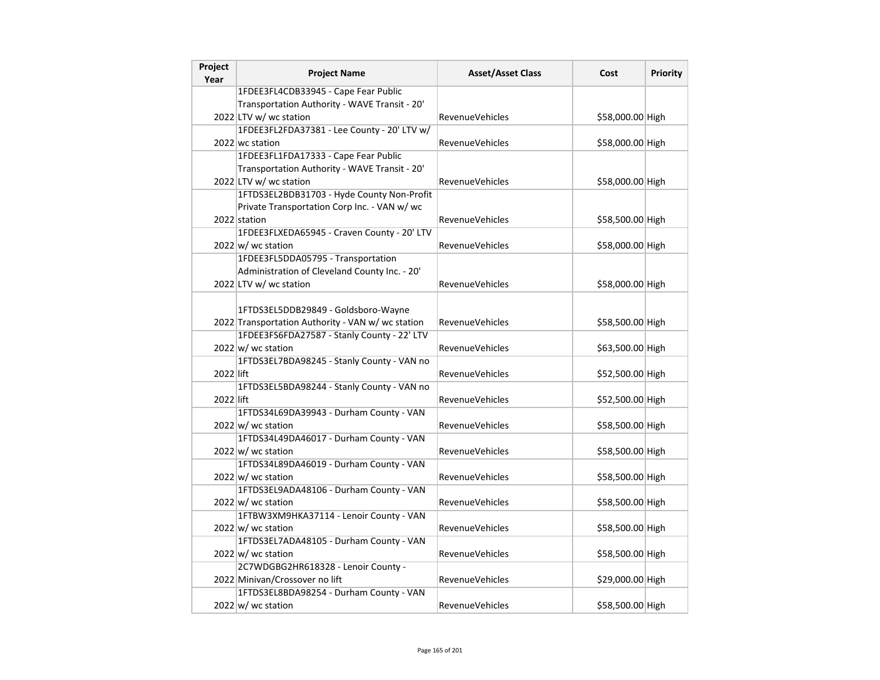| Project Year | Project Name | Asset/Asset Class | Cost | Priority |
|---|---|---|---|---|
| 2022 | 1FDEE3FL4CDB33945 - Cape Fear Public Transportation Authority - WAVE Transit - 20' LTV w/ wc station | RevenueVehicles | $58,000.00 | High |
| 2022 | 1FDEE3FL2FDA37381 - Lee County - 20' LTV w/ wc station | RevenueVehicles | $58,000.00 | High |
| 2022 | 1FDEE3FL1FDA17333 - Cape Fear Public Transportation Authority - WAVE Transit - 20' LTV w/ wc station | RevenueVehicles | $58,000.00 | High |
| 2022 | 1FTDS3EL2BDB31703 - Hyde County Non-Profit Private Transportation Corp Inc. - VAN w/ wc station | RevenueVehicles | $58,500.00 | High |
| 2022 | 1FDEE3FLXEDA65945 - Craven County - 20' LTV w/ wc station | RevenueVehicles | $58,000.00 | High |
| 2022 | 1FDEE3FL5DDA05795 - Transportation Administration of Cleveland County Inc. - 20' LTV w/ wc station | RevenueVehicles | $58,000.00 | High |
| 2022 | 1FTDS3EL5DDB29849 - Goldsboro-Wayne Transportation Authority - VAN w/ wc station | RevenueVehicles | $58,500.00 | High |
| 2022 | 1FDEE3FS6FDA27587 - Stanly County - 22' LTV w/ wc station | RevenueVehicles | $63,500.00 | High |
| 2022 | 1FTDS3EL7BDA98245 - Stanly County - VAN no lift | RevenueVehicles | $52,500.00 | High |
| 2022 | 1FTDS3EL5BDA98244 - Stanly County - VAN no lift | RevenueVehicles | $52,500.00 | High |
| 2022 | 1FTDS34L69DA39943 - Durham County - VAN w/ wc station | RevenueVehicles | $58,500.00 | High |
| 2022 | 1FTDS34L49DA46017 - Durham County - VAN w/ wc station | RevenueVehicles | $58,500.00 | High |
| 2022 | 1FTDS34L89DA46019 - Durham County - VAN w/ wc station | RevenueVehicles | $58,500.00 | High |
| 2022 | 1FTDS3EL9ADA48106 - Durham County - VAN w/ wc station | RevenueVehicles | $58,500.00 | High |
| 2022 | 1FTBW3XM9HKA37114 - Lenoir County - VAN w/ wc station | RevenueVehicles | $58,500.00 | High |
| 2022 | 1FTDS3EL7ADA48105 - Durham County - VAN w/ wc station | RevenueVehicles | $58,500.00 | High |
| 2022 | 2C7WDGBG2HR618328 - Lenoir County - Minivan/Crossover no lift | RevenueVehicles | $29,000.00 | High |
| 2022 | 1FTDS3EL8BDA98254 - Durham County - VAN w/ wc station | RevenueVehicles | $58,500.00 | High |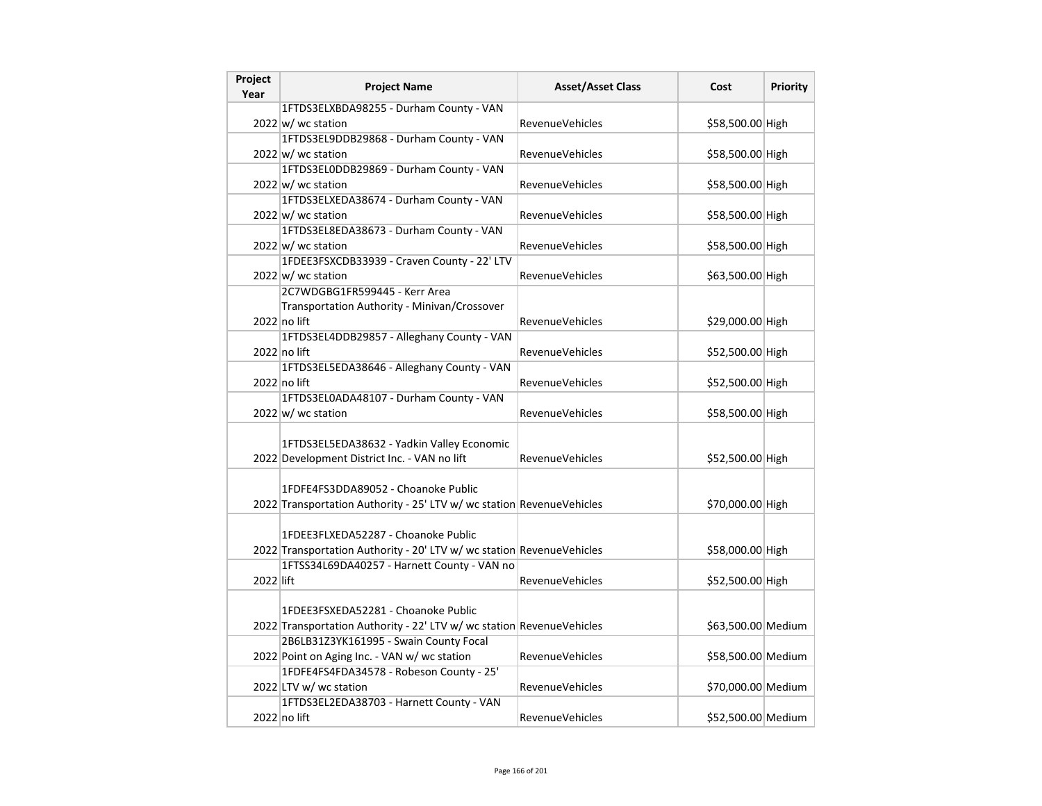| Project Year | Project Name | Asset/Asset Class | Cost | Priority |
| --- | --- | --- | --- | --- |
| 2022 | 1FTDS3ELXBDA98255 - Durham County - VAN w/ wc station | RevenueVehicles | $58,500.00 | High |
| 2022 | 1FTDS3EL9DDB29868 - Durham County - VAN w/ wc station | RevenueVehicles | $58,500.00 | High |
| 2022 | 1FTDS3EL0DDB29869 - Durham County - VAN w/ wc station | RevenueVehicles | $58,500.00 | High |
| 2022 | 1FTDS3ELXEDA38674 - Durham County - VAN w/ wc station | RevenueVehicles | $58,500.00 | High |
| 2022 | 1FTDS3EL8EDA38673 - Durham County - VAN w/ wc station | RevenueVehicles | $58,500.00 | High |
| 2022 | 1FDEE3FSXCDB33939 - Craven County - 22' LTV w/ wc station | RevenueVehicles | $63,500.00 | High |
| 2022 | 2C7WDGBG1FR599445 - Kerr Area Transportation Authority - Minivan/Crossover no lift | RevenueVehicles | $29,000.00 | High |
| 2022 | 1FTDS3EL4DDB29857 - Alleghany County - VAN no lift | RevenueVehicles | $52,500.00 | High |
| 2022 | 1FTDS3EL5EDA38646 - Alleghany County - VAN no lift | RevenueVehicles | $52,500.00 | High |
| 2022 | 1FTDS3EL0ADA48107 - Durham County - VAN w/ wc station | RevenueVehicles | $58,500.00 | High |
| 2022 | 1FTDS3EL5EDA38632 - Yadkin Valley Economic Development District Inc. - VAN no lift | RevenueVehicles | $52,500.00 | High |
| 2022 | 1FDFE4FS3DDA89052 - Choanoke Public Transportation Authority - 25' LTV w/ wc station | RevenueVehicles | $70,000.00 | High |
| 2022 | 1FDEE3FLXEDA52287 - Choanoke Public Transportation Authority - 20' LTV w/ wc station | RevenueVehicles | $58,000.00 | High |
| 2022 | 1FTSS34L69DA40257 - Harnett County - VAN no lift | RevenueVehicles | $52,500.00 | High |
| 2022 | 1FDEE3FSXEDA52281 - Choanoke Public Transportation Authority - 22' LTV w/ wc station | RevenueVehicles | $63,500.00 | Medium |
| 2022 | 2B6LB31Z3YK161995 - Swain County Focal Point on Aging Inc. - VAN w/ wc station | RevenueVehicles | $58,500.00 | Medium |
| 2022 | 1FDFE4FS4FDA34578 - Robeson County - 25' LTV w/ wc station | RevenueVehicles | $70,000.00 | Medium |
| 2022 | 1FTDS3EL2EDA38703 - Harnett County - VAN no lift | RevenueVehicles | $52,500.00 | Medium |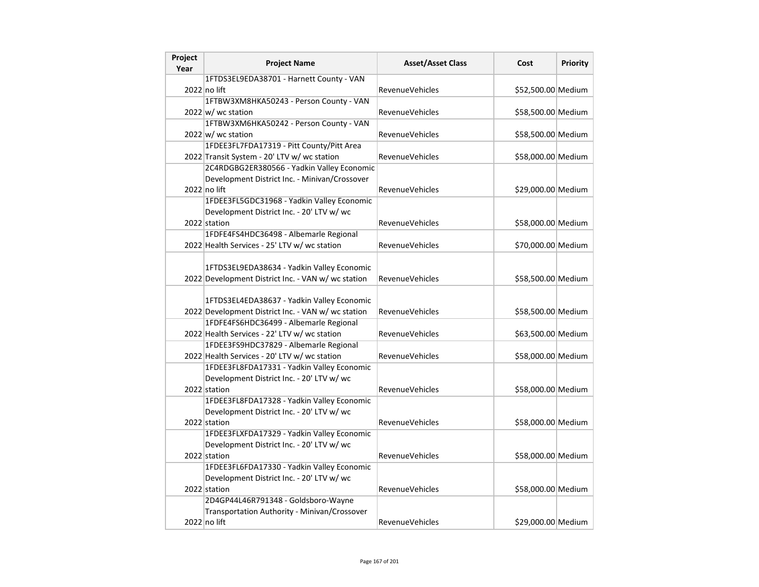| Project Year | Project Name | Asset/Asset Class | Cost | Priority |
|---|---|---|---|---|
| 2022 | 1FTDS3EL9EDA38701 - Harnett County - VAN no lift | RevenueVehicles | $52,500.00 | Medium |
| 2022 | 1FTBW3XM8HKA50243 - Person County - VAN w/ wc station | RevenueVehicles | $58,500.00 | Medium |
| 2022 | 1FTBW3XM6HKA50242 - Person County - VAN w/ wc station | RevenueVehicles | $58,500.00 | Medium |
| 2022 | 1FDEE3FL7FDA17319 - Pitt County/Pitt Area Transit System - 20' LTV w/ wc station | RevenueVehicles | $58,000.00 | Medium |
| 2022 | 2C4RDGBG2ER380566 - Yadkin Valley Economic Development District Inc. - Minivan/Crossover no lift | RevenueVehicles | $29,000.00 | Medium |
| 2022 | 1FDEE3FL5GDC31968 - Yadkin Valley Economic Development District Inc. - 20' LTV w/ wc station | RevenueVehicles | $58,000.00 | Medium |
| 2022 | 1FDFE4FS4HDC36498 - Albemarle Regional Health Services - 25' LTV w/ wc station | RevenueVehicles | $70,000.00 | Medium |
| 2022 | 1FTDS3EL9EDA38634 - Yadkin Valley Economic Development District Inc. - VAN w/ wc station | RevenueVehicles | $58,500.00 | Medium |
| 2022 | 1FTDS3EL4EDA38637 - Yadkin Valley Economic Development District Inc. - VAN w/ wc station | RevenueVehicles | $58,500.00 | Medium |
| 2022 | 1FDFE4FS6HDC36499 - Albemarle Regional Health Services - 22' LTV w/ wc station | RevenueVehicles | $63,500.00 | Medium |
| 2022 | 1FDEE3FS9HDC37829 - Albemarle Regional Health Services - 20' LTV w/ wc station | RevenueVehicles | $58,000.00 | Medium |
| 2022 | 1FDEE3FL8FDA17331 - Yadkin Valley Economic Development District Inc. - 20' LTV w/ wc station | RevenueVehicles | $58,000.00 | Medium |
| 2022 | 1FDEE3FL8FDA17328 - Yadkin Valley Economic Development District Inc. - 20' LTV w/ wc station | RevenueVehicles | $58,000.00 | Medium |
| 2022 | 1FDEE3FLXFDA17329 - Yadkin Valley Economic Development District Inc. - 20' LTV w/ wc station | RevenueVehicles | $58,000.00 | Medium |
| 2022 | 1FDEE3FL6FDA17330 - Yadkin Valley Economic Development District Inc. - 20' LTV w/ wc station | RevenueVehicles | $58,000.00 | Medium |
| 2022 | 2D4GP44L46R791348 - Goldsboro-Wayne Transportation Authority - Minivan/Crossover no lift | RevenueVehicles | $29,000.00 | Medium |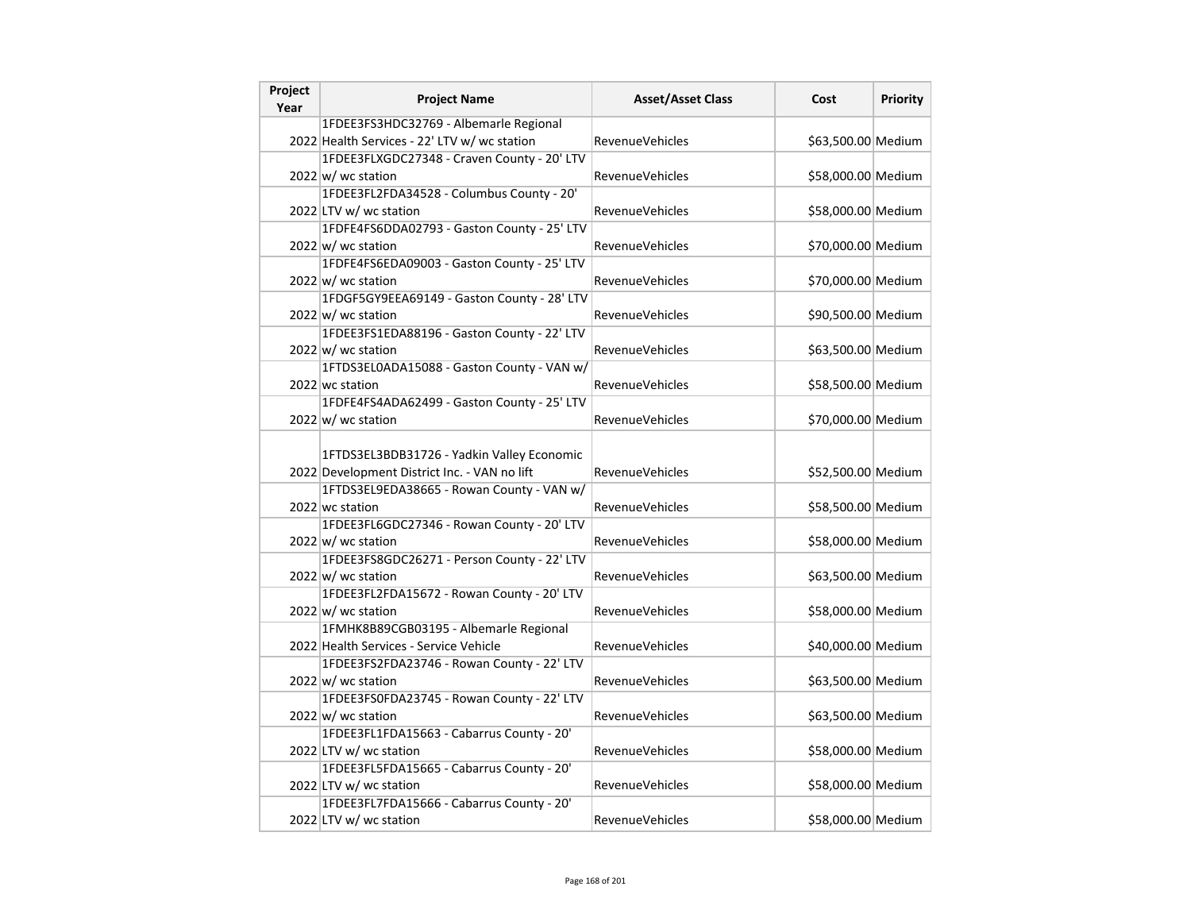| Project Year | Project Name | Asset/Asset Class | Cost | Priority |
|---|---|---|---|---|
| 2022 | 1FDEE3FS3HDC32769 - Albemarle Regional Health Services - 22' LTV w/ wc station | RevenueVehicles | $63,500.00 | Medium |
| 2022 | 1FDEE3FLXGDC27348 - Craven County - 20' LTV w/ wc station | RevenueVehicles | $58,000.00 | Medium |
| 2022 | 1FDEE3FL2FDA34528 - Columbus County - 20' LTV w/ wc station | RevenueVehicles | $58,000.00 | Medium |
| 2022 | 1FDFE4FS6DDA02793 - Gaston County - 25' LTV w/ wc station | RevenueVehicles | $70,000.00 | Medium |
| 2022 | 1FDFE4FS6EDA09003 - Gaston County - 25' LTV w/ wc station | RevenueVehicles | $70,000.00 | Medium |
| 2022 | 1FDGF5GY9EEA69149 - Gaston County - 28' LTV w/ wc station | RevenueVehicles | $90,500.00 | Medium |
| 2022 | 1FDEE3FS1EDA88196 - Gaston County - 22' LTV w/ wc station | RevenueVehicles | $63,500.00 | Medium |
| 2022 | 1FTDS3EL0ADA15088 - Gaston County - VAN w/ wc station | RevenueVehicles | $58,500.00 | Medium |
| 2022 | 1FDFE4FS4ADA62499 - Gaston County - 25' LTV w/ wc station | RevenueVehicles | $70,000.00 | Medium |
| 2022 | 1FTDS3EL3BDB31726 - Yadkin Valley Economic Development District Inc. - VAN no lift | RevenueVehicles | $52,500.00 | Medium |
| 2022 | 1FTDS3EL9EDA38665 - Rowan County - VAN w/ wc station | RevenueVehicles | $58,500.00 | Medium |
| 2022 | 1FDEE3FL6GDC27346 - Rowan County - 20' LTV w/ wc station | RevenueVehicles | $58,000.00 | Medium |
| 2022 | 1FDEE3FS8GDC26271 - Person County - 22' LTV w/ wc station | RevenueVehicles | $63,500.00 | Medium |
| 2022 | 1FDEE3FL2FDA15672 - Rowan County - 20' LTV w/ wc station | RevenueVehicles | $58,000.00 | Medium |
| 2022 | 1FMHK8B89CGB03195 - Albemarle Regional Health Services - Service Vehicle | RevenueVehicles | $40,000.00 | Medium |
| 2022 | 1FDEE3FS2FDA23746 - Rowan County - 22' LTV w/ wc station | RevenueVehicles | $63,500.00 | Medium |
| 2022 | 1FDEE3FS0FDA23745 - Rowan County - 22' LTV w/ wc station | RevenueVehicles | $63,500.00 | Medium |
| 2022 | 1FDEE3FL1FDA15663 - Cabarrus County - 20' LTV w/ wc station | RevenueVehicles | $58,000.00 | Medium |
| 2022 | 1FDEE3FL5FDA15665 - Cabarrus County - 20' LTV w/ wc station | RevenueVehicles | $58,000.00 | Medium |
| 2022 | 1FDEE3FL7FDA15666 - Cabarrus County - 20' LTV w/ wc station | RevenueVehicles | $58,000.00 | Medium |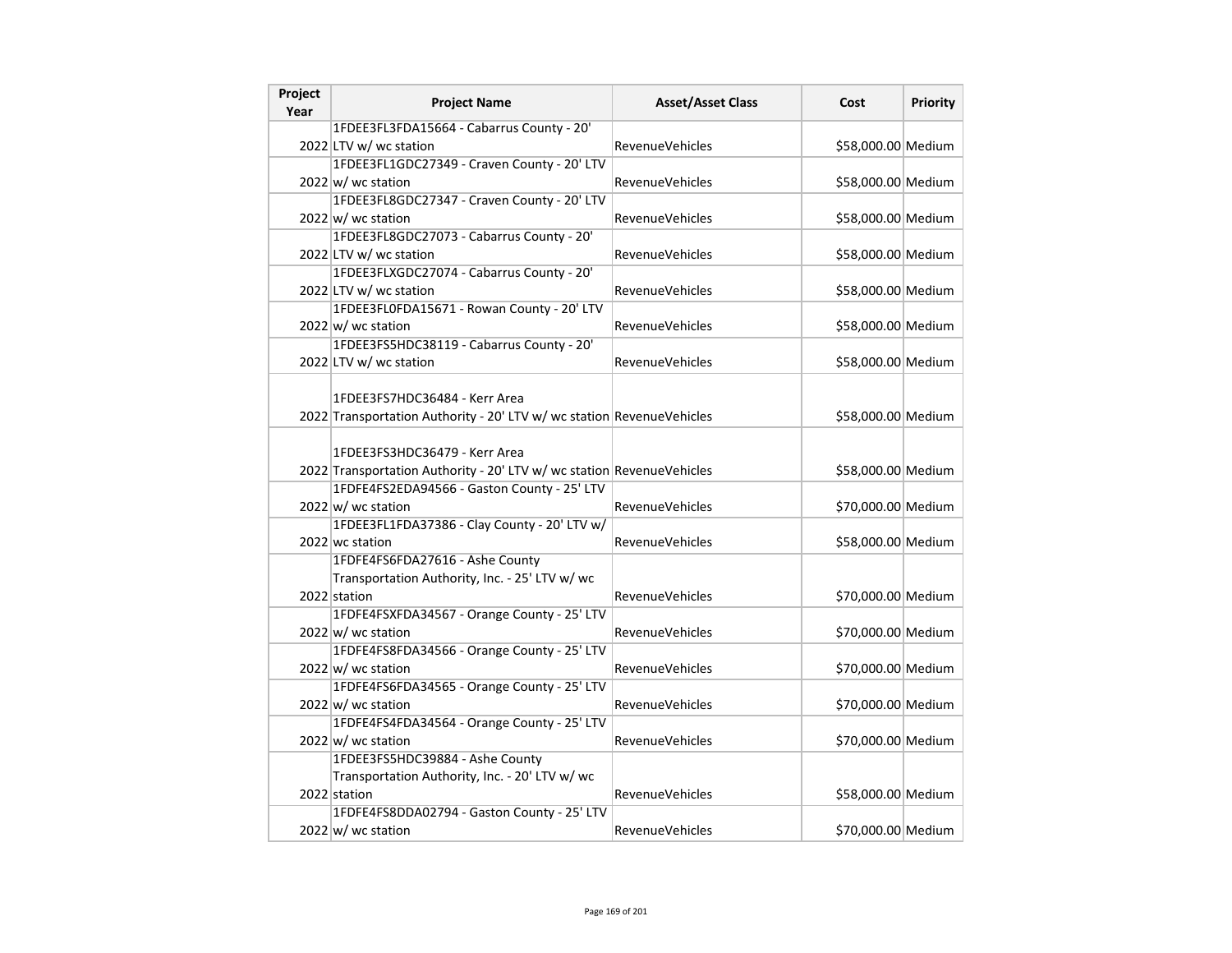| Project Year | Project Name | Asset/Asset Class | Cost | Priority |
| --- | --- | --- | --- | --- |
| 2022 | 1FDEE3FL3FDA15664 - Cabarrus County - 20' LTV w/ wc station | RevenueVehicles | $58,000.00 | Medium |
| 2022 | 1FDEE3FL1GDC27349 - Craven County - 20' LTV w/ wc station | RevenueVehicles | $58,000.00 | Medium |
| 2022 | 1FDEE3FL8GDC27347 - Craven County - 20' LTV w/ wc station | RevenueVehicles | $58,000.00 | Medium |
| 2022 | 1FDEE3FL8GDC27073 - Cabarrus County - 20' LTV w/ wc station | RevenueVehicles | $58,000.00 | Medium |
| 2022 | 1FDEE3FLXGDC27074 - Cabarrus County - 20' LTV w/ wc station | RevenueVehicles | $58,000.00 | Medium |
| 2022 | 1FDEE3FL0FDA15671 - Rowan County - 20' LTV w/ wc station | RevenueVehicles | $58,000.00 | Medium |
| 2022 | 1FDEE3FS5HDC38119 - Cabarrus County - 20' LTV w/ wc station | RevenueVehicles | $58,000.00 | Medium |
| 2022 | 1FDEE3FS7HDC36484 - Kerr Area Transportation Authority - 20' LTV w/ wc station | RevenueVehicles | $58,000.00 | Medium |
| 2022 | 1FDEE3FS3HDC36479 - Kerr Area Transportation Authority - 20' LTV w/ wc station | RevenueVehicles | $58,000.00 | Medium |
| 2022 | 1FDFE4FS2EDA94566 - Gaston County - 25' LTV w/ wc station | RevenueVehicles | $70,000.00 | Medium |
| 2022 | 1FDEE3FL1FDA37386 - Clay County - 20' LTV w/ wc station | RevenueVehicles | $58,000.00 | Medium |
| 2022 | 1FDFE4FS6FDA27616 - Ashe County Transportation Authority, Inc. - 25' LTV w/ wc station | RevenueVehicles | $70,000.00 | Medium |
| 2022 | 1FDFE4FSXFDA34567 - Orange County - 25' LTV w/ wc station | RevenueVehicles | $70,000.00 | Medium |
| 2022 | 1FDFE4FS8FDA34566 - Orange County - 25' LTV w/ wc station | RevenueVehicles | $70,000.00 | Medium |
| 2022 | 1FDFE4FS6FDA34565 - Orange County - 25' LTV w/ wc station | RevenueVehicles | $70,000.00 | Medium |
| 2022 | 1FDFE4FS4FDA34564 - Orange County - 25' LTV w/ wc station | RevenueVehicles | $70,000.00 | Medium |
| 2022 | 1FDEE3FS5HDC39884 - Ashe County Transportation Authority, Inc. - 20' LTV w/ wc station | RevenueVehicles | $58,000.00 | Medium |
| 2022 | 1FDFE4FS8DDA02794 - Gaston County - 25' LTV w/ wc station | RevenueVehicles | $70,000.00 | Medium |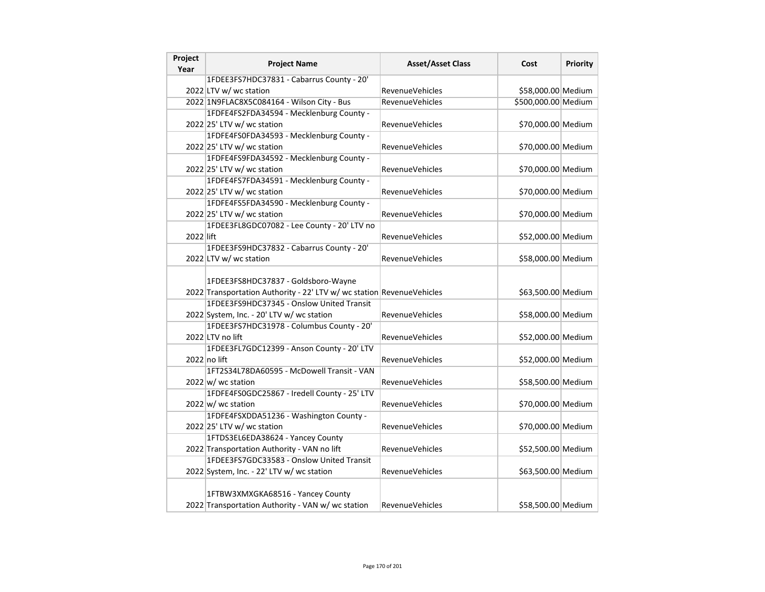| Project Year | Project Name | Asset/Asset Class | Cost | Priority |
|---|---|---|---|---|
| 2022 | 1FDEE3FS7HDC37831 - Cabarrus County - 20' LTV w/ wc station | RevenueVehicles | $58,000.00 | Medium |
| 2022 | 1N9FLAC8X5C084164 - Wilson City - Bus | RevenueVehicles | $500,000.00 | Medium |
| 2022 | 1FDFE4FS2FDA34594 - Mecklenburg County - 25' LTV w/ wc station | RevenueVehicles | $70,000.00 | Medium |
| 2022 | 1FDFE4FS0FDA34593 - Mecklenburg County - 25' LTV w/ wc station | RevenueVehicles | $70,000.00 | Medium |
| 2022 | 1FDFE4FS9FDA34592 - Mecklenburg County - 25' LTV w/ wc station | RevenueVehicles | $70,000.00 | Medium |
| 2022 | 1FDFE4FS7FDA34591 - Mecklenburg County - 25' LTV w/ wc station | RevenueVehicles | $70,000.00 | Medium |
| 2022 | 1FDFE4FS5FDA34590 - Mecklenburg County - 25' LTV w/ wc station | RevenueVehicles | $70,000.00 | Medium |
| 2022 | 1FDEE3FL8GDC07082 - Lee County - 20' LTV no lift | RevenueVehicles | $52,000.00 | Medium |
| 2022 | 1FDEE3FS9HDC37832 - Cabarrus County - 20' LTV w/ wc station | RevenueVehicles | $58,000.00 | Medium |
| 2022 | 1FDEE3FS8HDC37837 - Goldsboro-Wayne Transportation Authority - 22' LTV w/ wc station | RevenueVehicles | $63,500.00 | Medium |
| 2022 | 1FDEE3FS9HDC37345 - Onslow United Transit System, Inc. - 20' LTV w/ wc station | RevenueVehicles | $58,000.00 | Medium |
| 2022 | 1FDEE3FS7HDC31978 - Columbus County - 20' LTV no lift | RevenueVehicles | $52,000.00 | Medium |
| 2022 | 1FDEE3FL7GDC12399 - Anson County - 20' LTV no lift | RevenueVehicles | $52,000.00 | Medium |
| 2022 | 1FT2S34L78DA60595 - McDowell Transit - VAN w/ wc station | RevenueVehicles | $58,500.00 | Medium |
| 2022 | 1FDFE4FS0GDC25867 - Iredell County - 25' LTV w/ wc station | RevenueVehicles | $70,000.00 | Medium |
| 2022 | 1FDFE4FSXDDA51236 - Washington County - 25' LTV w/ wc station | RevenueVehicles | $70,000.00 | Medium |
| 2022 | 1FTDS3EL6EDA38624 - Yancey County Transportation Authority - VAN no lift | RevenueVehicles | $52,500.00 | Medium |
| 2022 | 1FDEE3FS7GDC33583 - Onslow United Transit System, Inc. - 22' LTV w/ wc station | RevenueVehicles | $63,500.00 | Medium |
| 2022 | 1FTBW3XMXGKA68516 - Yancey County Transportation Authority - VAN w/ wc station | RevenueVehicles | $58,500.00 | Medium |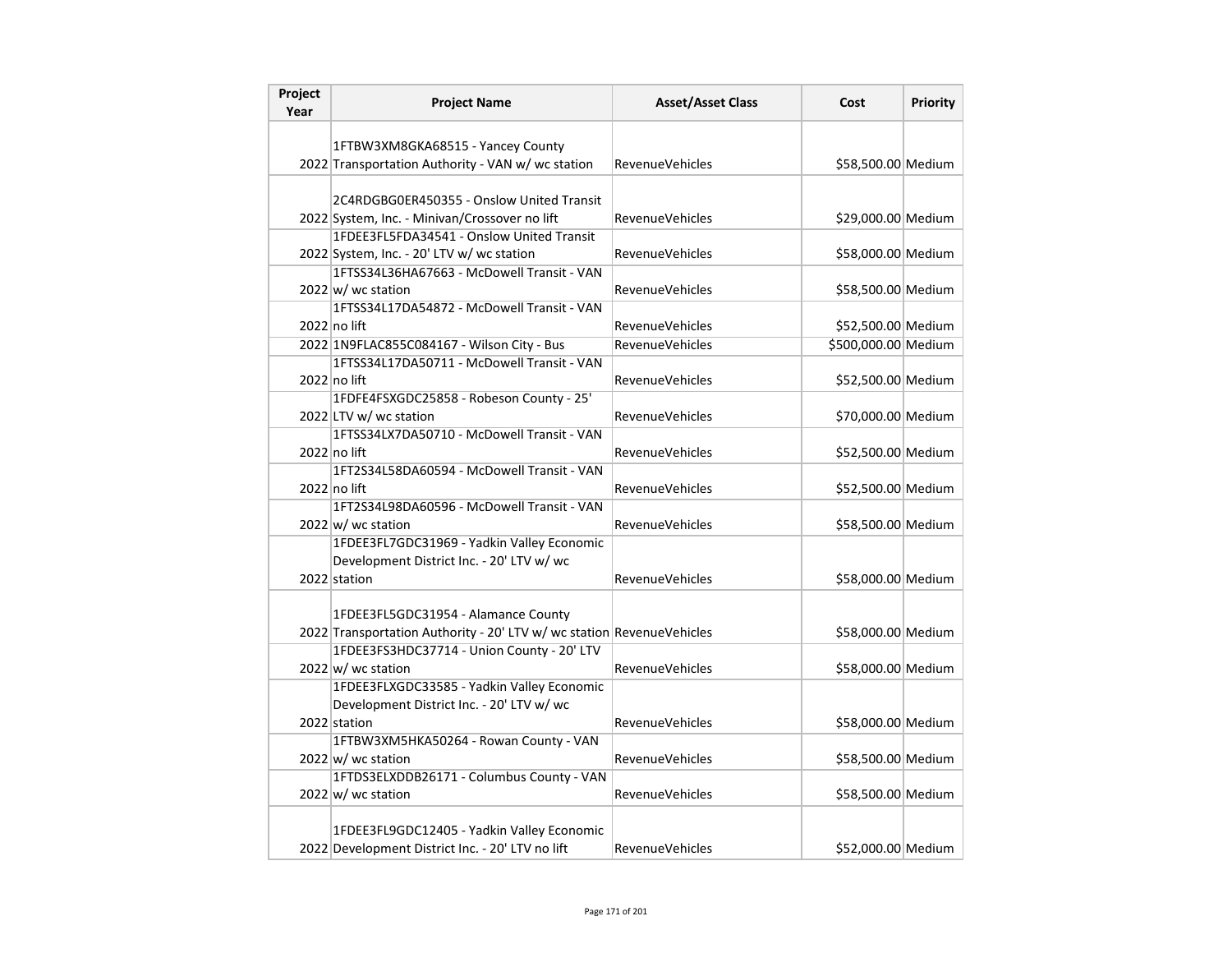| Project Year | Project Name | Asset/Asset Class | Cost | Priority |
|---|---|---|---|---|
| 2022 | 1FTBW3XM8GKA68515 - Yancey County Transportation Authority - VAN w/ wc station | RevenueVehicles | $58,500.00 | Medium |
| 2022 | 2C4RDGBG0ER450355 - Onslow United Transit System, Inc. - Minivan/Crossover no lift | RevenueVehicles | $29,000.00 | Medium |
| 2022 | 1FDEE3FL5FDA34541 - Onslow United Transit System, Inc. - 20' LTV w/ wc station | RevenueVehicles | $58,000.00 | Medium |
| 2022 | 1FTSS34L36HA67663 - McDowell Transit - VAN w/ wc station | RevenueVehicles | $58,500.00 | Medium |
| 2022 | 1FTSS34L17DA54872 - McDowell Transit - VAN no lift | RevenueVehicles | $52,500.00 | Medium |
| 2022 | 1N9FLAC855C084167 - Wilson City - Bus | RevenueVehicles | $500,000.00 | Medium |
| 2022 | 1FTSS34L17DA50711 - McDowell Transit - VAN no lift | RevenueVehicles | $52,500.00 | Medium |
| 2022 | 1FDFE4FSXGDC25858 - Robeson County - 25' LTV w/ wc station | RevenueVehicles | $70,000.00 | Medium |
| 2022 | 1FTSS34LX7DA50710 - McDowell Transit - VAN no lift | RevenueVehicles | $52,500.00 | Medium |
| 2022 | 1FT2S34L58DA60594 - McDowell Transit - VAN no lift | RevenueVehicles | $52,500.00 | Medium |
| 2022 | 1FT2S34L98DA60596 - McDowell Transit - VAN w/ wc station | RevenueVehicles | $58,500.00 | Medium |
| 2022 | 1FDEE3FL7GDC31969 - Yadkin Valley Economic Development District Inc. - 20' LTV w/ wc station | RevenueVehicles | $58,000.00 | Medium |
| 2022 | 1FDEE3FL5GDC31954 - Alamance County Transportation Authority - 20' LTV w/ wc station | RevenueVehicles | $58,000.00 | Medium |
| 2022 | 1FDEE3FS3HDC37714 - Union County - 20' LTV w/ wc station | RevenueVehicles | $58,000.00 | Medium |
| 2022 | 1FDEE3FLXGDC33585 - Yadkin Valley Economic Development District Inc. - 20' LTV w/ wc station | RevenueVehicles | $58,000.00 | Medium |
| 2022 | 1FTBW3XM5HKA50264 - Rowan County - VAN w/ wc station | RevenueVehicles | $58,500.00 | Medium |
| 2022 | 1FTDS3ELXDDB26171 - Columbus County - VAN w/ wc station | RevenueVehicles | $58,500.00 | Medium |
| 2022 | 1FDEE3FL9GDC12405 - Yadkin Valley Economic Development District Inc. - 20' LTV no lift | RevenueVehicles | $52,000.00 | Medium |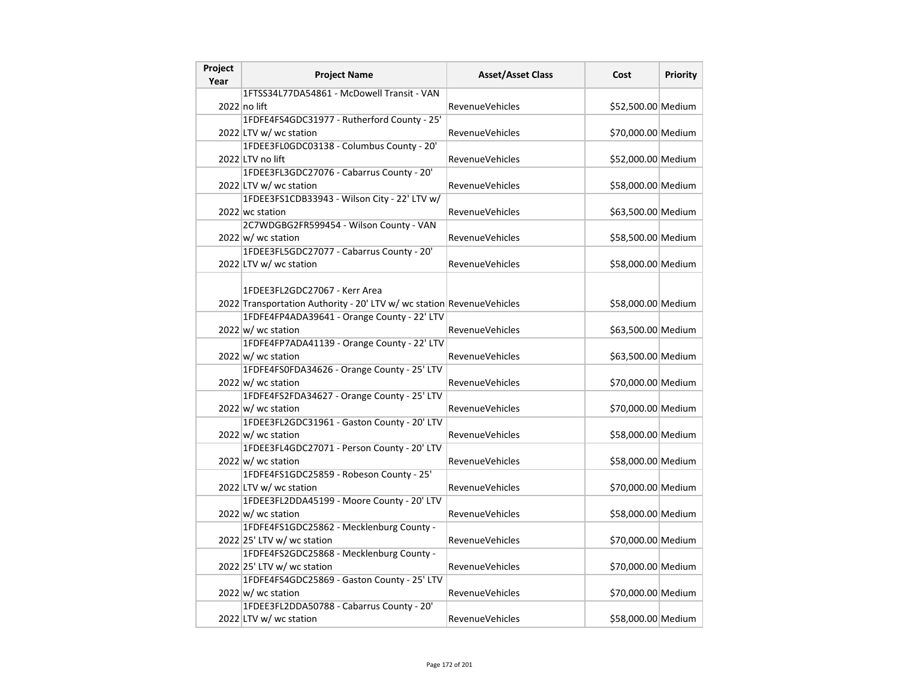| Project Year | Project Name | Asset/Asset Class | Cost | Priority |
|---|---|---|---|---|
| 2022 | 1FTSS34L77DA54861 - McDowell Transit - VAN no lift | RevenueVehicles | $52,500.00 | Medium |
| 2022 | 1FDFE4FS4GDC31977 - Rutherford County - 25' LTV w/ wc station | RevenueVehicles | $70,000.00 | Medium |
| 2022 | 1FDEE3FL0GDC03138 - Columbus County - 20' LTV no lift | RevenueVehicles | $52,000.00 | Medium |
| 2022 | 1FDEE3FL3GDC27076 - Cabarrus County - 20' LTV w/ wc station | RevenueVehicles | $58,000.00 | Medium |
| 2022 | 1FDEE3FS1CDB33943 - Wilson City - 22' LTV w/ wc station | RevenueVehicles | $63,500.00 | Medium |
| 2022 | 2C7WDGBG2FR599454 - Wilson County - VAN w/ wc station | RevenueVehicles | $58,500.00 | Medium |
| 2022 | 1FDEE3FL5GDC27077 - Cabarrus County - 20' LTV w/ wc station | RevenueVehicles | $58,000.00 | Medium |
| 2022 | 1FDEE3FL2GDC27067 - Kerr Area Transportation Authority - 20' LTV w/ wc station | RevenueVehicles | $58,000.00 | Medium |
| 2022 | 1FDFE4FP4ADA39641 - Orange County - 22' LTV w/ wc station | RevenueVehicles | $63,500.00 | Medium |
| 2022 | 1FDFE4FP7ADA41139 - Orange County - 22' LTV w/ wc station | RevenueVehicles | $63,500.00 | Medium |
| 2022 | 1FDFE4FS0FDA34626 - Orange County - 25' LTV w/ wc station | RevenueVehicles | $70,000.00 | Medium |
| 2022 | 1FDFE4FS2FDA34627 - Orange County - 25' LTV w/ wc station | RevenueVehicles | $70,000.00 | Medium |
| 2022 | 1FDEE3FL2GDC31961 - Gaston County - 20' LTV w/ wc station | RevenueVehicles | $58,000.00 | Medium |
| 2022 | 1FDEE3FL4GDC27071 - Person County - 20' LTV w/ wc station | RevenueVehicles | $58,000.00 | Medium |
| 2022 | 1FDFE4FS1GDC25859 - Robeson County - 25' LTV w/ wc station | RevenueVehicles | $70,000.00 | Medium |
| 2022 | 1FDEE3FL2DDA45199 - Moore County - 20' LTV w/ wc station | RevenueVehicles | $58,000.00 | Medium |
| 2022 | 1FDFE4FS1GDC25862 - Mecklenburg County - 25' LTV w/ wc station | RevenueVehicles | $70,000.00 | Medium |
| 2022 | 1FDFE4FS2GDC25868 - Mecklenburg County - 25' LTV w/ wc station | RevenueVehicles | $70,000.00 | Medium |
| 2022 | 1FDFE4FS4GDC25869 - Gaston County - 25' LTV w/ wc station | RevenueVehicles | $70,000.00 | Medium |
| 2022 | 1FDEE3FL2DDA50788 - Cabarrus County - 20' LTV w/ wc station | RevenueVehicles | $58,000.00 | Medium |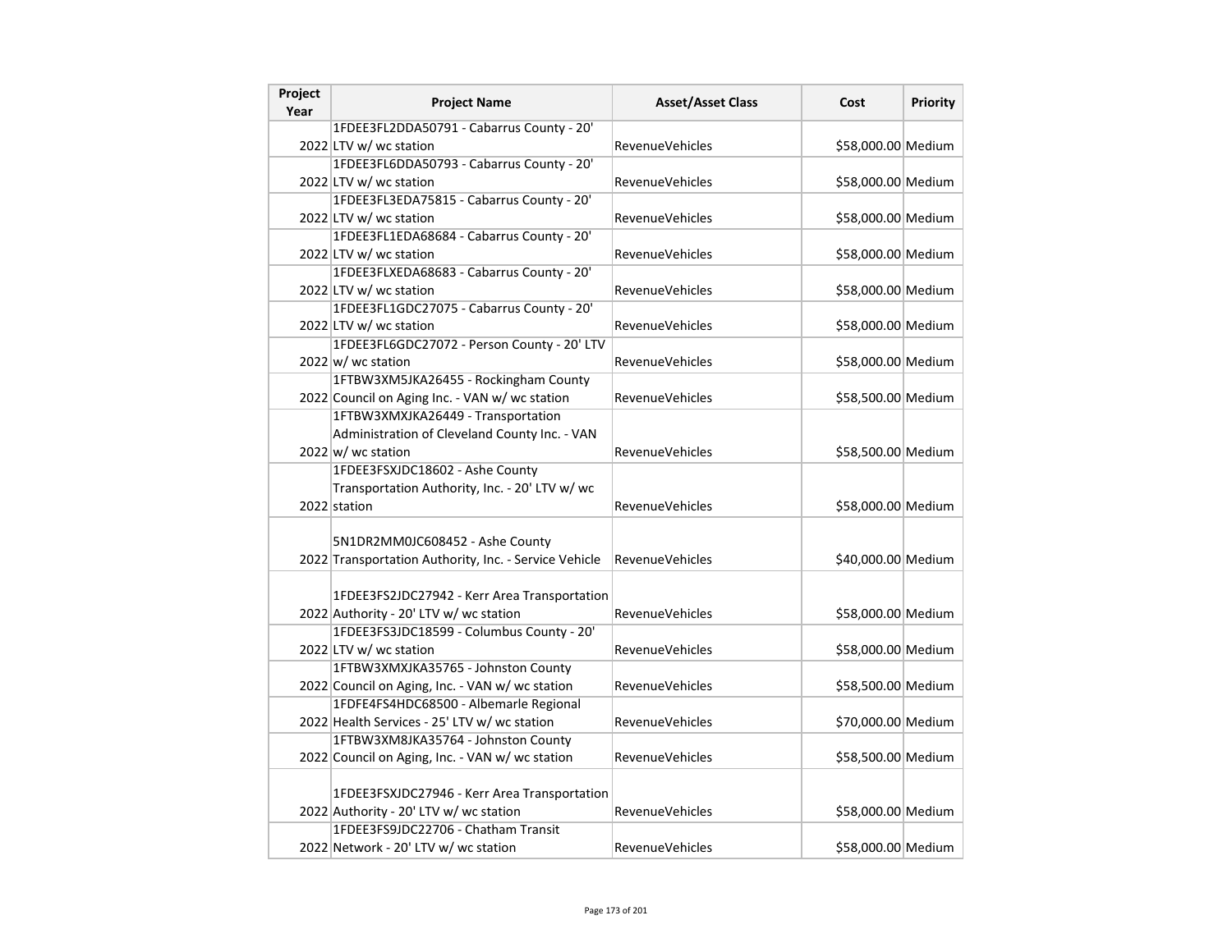| Project Year | Project Name | Asset/Asset Class | Cost | Priority |
| --- | --- | --- | --- | --- |
| 2022 | 1FDEE3FL2DDA50791 - Cabarrus County - 20' LTV w/ wc station | RevenueVehicles | $58,000.00 | Medium |
| 2022 | 1FDEE3FL6DDA50793 - Cabarrus County - 20' LTV w/ wc station | RevenueVehicles | $58,000.00 | Medium |
| 2022 | 1FDEE3FL3EDA75815 - Cabarrus County - 20' LTV w/ wc station | RevenueVehicles | $58,000.00 | Medium |
| 2022 | 1FDEE3FL1EDA68684 - Cabarrus County - 20' LTV w/ wc station | RevenueVehicles | $58,000.00 | Medium |
| 2022 | 1FDEE3FLXEDA68683 - Cabarrus County - 20' LTV w/ wc station | RevenueVehicles | $58,000.00 | Medium |
| 2022 | 1FDEE3FL1GDC27075 - Cabarrus County - 20' LTV w/ wc station | RevenueVehicles | $58,000.00 | Medium |
| 2022 | 1FDEE3FL6GDC27072 - Person County - 20' LTV w/ wc station | RevenueVehicles | $58,000.00 | Medium |
| 2022 | 1FTBW3XM5JKA26455 - Rockingham County Council on Aging Inc. - VAN w/ wc station | RevenueVehicles | $58,500.00 | Medium |
| 2022 | 1FTBW3XMXJKA26449 - Transportation Administration of Cleveland County Inc. - VAN w/ wc station | RevenueVehicles | $58,500.00 | Medium |
| 2022 | 1FDEE3FSXJDC18602 - Ashe County Transportation Authority, Inc. - 20' LTV w/ wc station | RevenueVehicles | $58,000.00 | Medium |
| 2022 | 5N1DR2MM0JC608452 - Ashe County Transportation Authority, Inc. - Service Vehicle | RevenueVehicles | $40,000.00 | Medium |
| 2022 | 1FDEE3FS2JDC27942 - Kerr Area Transportation Authority - 20' LTV w/ wc station | RevenueVehicles | $58,000.00 | Medium |
| 2022 | 1FDEE3FS3JDC18599 - Columbus County - 20' LTV w/ wc station | RevenueVehicles | $58,000.00 | Medium |
| 2022 | 1FTBW3XMXJKA35765 - Johnston County Council on Aging, Inc. - VAN w/ wc station | RevenueVehicles | $58,500.00 | Medium |
| 2022 | 1FDFE4FS4HDC68500 - Albemarle Regional Health Services - 25' LTV w/ wc station | RevenueVehicles | $70,000.00 | Medium |
| 2022 | 1FTBW3XM8JKA35764 - Johnston County Council on Aging, Inc. - VAN w/ wc station | RevenueVehicles | $58,500.00 | Medium |
| 2022 | 1FDEE3FSXJDC27946 - Kerr Area Transportation Authority - 20' LTV w/ wc station | RevenueVehicles | $58,000.00 | Medium |
| 2022 | 1FDEE3FS9JDC22706 - Chatham Transit Network - 20' LTV w/ wc station | RevenueVehicles | $58,000.00 | Medium |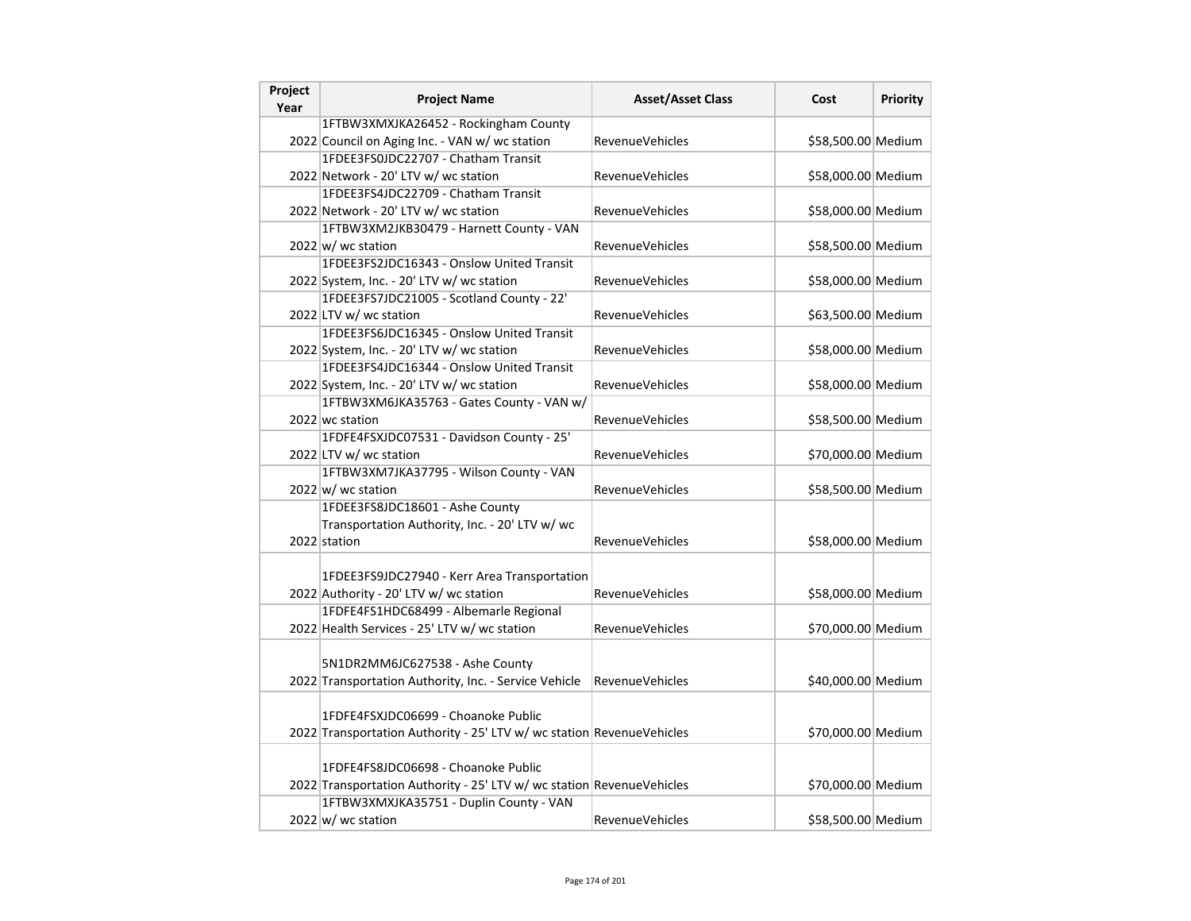| Project Year | Project Name | Asset/Asset Class | Cost | Priority |
|---|---|---|---|---|
| 2022 | 1FTBW3XMXJKA26452 - Rockingham County Council on Aging Inc. - VAN w/ wc station | RevenueVehicles | $58,500.00 | Medium |
| 2022 | 1FDEE3FS0JDC22707 - Chatham Transit Network - 20' LTV w/ wc station | RevenueVehicles | $58,000.00 | Medium |
| 2022 | 1FDEE3FS4JDC22709 - Chatham Transit Network - 20' LTV w/ wc station | RevenueVehicles | $58,000.00 | Medium |
| 2022 | 1FTBW3XM2JKB30479 - Harnett County - VAN w/ wc station | RevenueVehicles | $58,500.00 | Medium |
| 2022 | 1FDEE3FS2JDC16343 - Onslow United Transit System, Inc. - 20' LTV w/ wc station | RevenueVehicles | $58,000.00 | Medium |
| 2022 | 1FDEE3FS7JDC21005 - Scotland County - 22' LTV w/ wc station | RevenueVehicles | $63,500.00 | Medium |
| 2022 | 1FDEE3FS6JDC16345 - Onslow United Transit System, Inc. - 20' LTV w/ wc station | RevenueVehicles | $58,000.00 | Medium |
| 2022 | 1FDEE3FS4JDC16344 - Onslow United Transit System, Inc. - 20' LTV w/ wc station | RevenueVehicles | $58,000.00 | Medium |
| 2022 | 1FTBW3XM6JKA35763 - Gates County - VAN w/ wc station | RevenueVehicles | $58,500.00 | Medium |
| 2022 | 1FDFE4FSXJDC07531 - Davidson County - 25' LTV w/ wc station | RevenueVehicles | $70,000.00 | Medium |
| 2022 | 1FTBW3XM7JKA37795 - Wilson County - VAN w/ wc station | RevenueVehicles | $58,500.00 | Medium |
| 2022 | 1FDEE3FS8JDC18601 - Ashe County Transportation Authority, Inc. - 20' LTV w/ wc station | RevenueVehicles | $58,000.00 | Medium |
| 2022 | 1FDEE3FS9JDC27940 - Kerr Area Transportation Authority - 20' LTV w/ wc station | RevenueVehicles | $58,000.00 | Medium |
| 2022 | 1FDFE4FS1HDC68499 - Albemarle Regional Health Services - 25' LTV w/ wc station | RevenueVehicles | $70,000.00 | Medium |
| 2022 | 5N1DR2MM6JC627538 - Ashe County Transportation Authority, Inc. - Service Vehicle | RevenueVehicles | $40,000.00 | Medium |
| 2022 | 1FDFE4FSXJDC06699 - Choanoke Public Transportation Authority - 25' LTV w/ wc station | RevenueVehicles | $70,000.00 | Medium |
| 2022 | 1FDFE4FS8JDC06698 - Choanoke Public Transportation Authority - 25' LTV w/ wc station | RevenueVehicles | $70,000.00 | Medium |
| 2022 | 1FTBW3XMXJKA35751 - Duplin County - VAN w/ wc station | RevenueVehicles | $58,500.00 | Medium |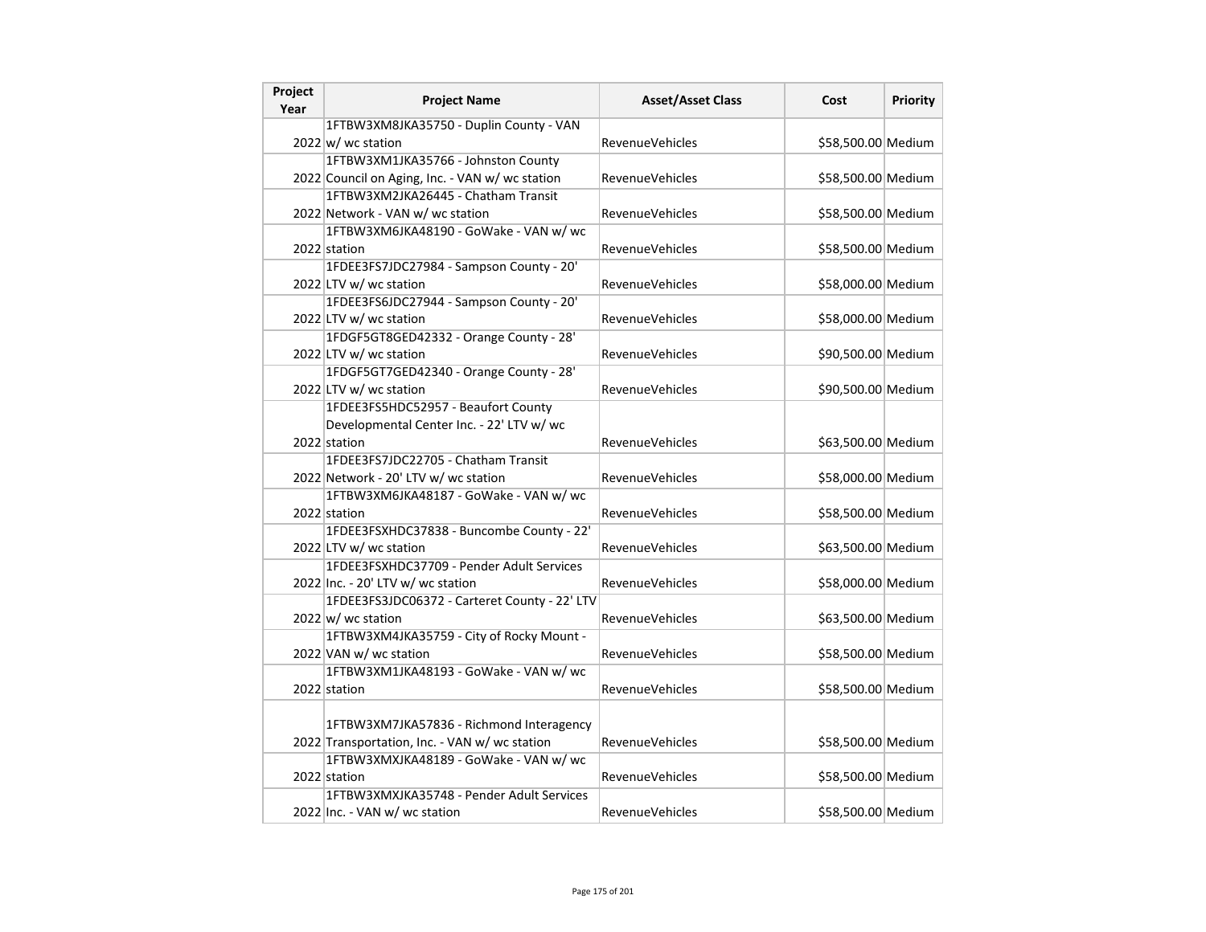| Project Year | Project Name | Asset/Asset Class | Cost | Priority |
|---|---|---|---|---|
| 2022 | 1FTBW3XM8JKA35750 - Duplin County - VAN w/ wc station | RevenueVehicles | $58,500.00 | Medium |
| 2022 | 1FTBW3XM1JKA35766 - Johnston County Council on Aging, Inc. - VAN w/ wc station | RevenueVehicles | $58,500.00 | Medium |
| 2022 | 1FTBW3XM2JKA26445 - Chatham Transit Network - VAN w/ wc station | RevenueVehicles | $58,500.00 | Medium |
| 2022 | 1FTBW3XM6JKA48190 - GoWake - VAN w/ wc station | RevenueVehicles | $58,500.00 | Medium |
| 2022 | 1FDEE3FS7JDC27984 - Sampson County - 20' LTV w/ wc station | RevenueVehicles | $58,000.00 | Medium |
| 2022 | 1FDEE3FS6JDC27944 - Sampson County - 20' LTV w/ wc station | RevenueVehicles | $58,000.00 | Medium |
| 2022 | 1FDGF5GT8GED42332 - Orange County - 28' LTV w/ wc station | RevenueVehicles | $90,500.00 | Medium |
| 2022 | 1FDGF5GT7GED42340 - Orange County - 28' LTV w/ wc station | RevenueVehicles | $90,500.00 | Medium |
| 2022 | 1FDEE3FS5HDC52957 - Beaufort County Developmental Center Inc. - 22' LTV w/ wc station | RevenueVehicles | $63,500.00 | Medium |
| 2022 | 1FDEE3FS7JDC22705 - Chatham Transit Network - 20' LTV w/ wc station | RevenueVehicles | $58,000.00 | Medium |
| 2022 | 1FTBW3XM6JKA48187 - GoWake - VAN w/ wc station | RevenueVehicles | $58,500.00 | Medium |
| 2022 | 1FDEE3FSXHDC37838 - Buncombe County - 22' LTV w/ wc station | RevenueVehicles | $63,500.00 | Medium |
| 2022 | 1FDEE3FSXHDC37709 - Pender Adult Services Inc. - 20' LTV w/ wc station | RevenueVehicles | $58,000.00 | Medium |
| 2022 | 1FDEE3FS3JDC06372 - Carteret County - 22' LTV w/ wc station | RevenueVehicles | $63,500.00 | Medium |
| 2022 | 1FTBW3XM4JKA35759 - City of Rocky Mount - VAN w/ wc station | RevenueVehicles | $58,500.00 | Medium |
| 2022 | 1FTBW3XM1JKA48193 - GoWake - VAN w/ wc station | RevenueVehicles | $58,500.00 | Medium |
| 2022 | 1FTBW3XM7JKA57836 - Richmond Interagency Transportation, Inc. - VAN w/ wc station | RevenueVehicles | $58,500.00 | Medium |
| 2022 | 1FTBW3XMXJKA48189 - GoWake - VAN w/ wc station | RevenueVehicles | $58,500.00 | Medium |
| 2022 | 1FTBW3XMXJKA35748 - Pender Adult Services Inc. - VAN w/ wc station | RevenueVehicles | $58,500.00 | Medium |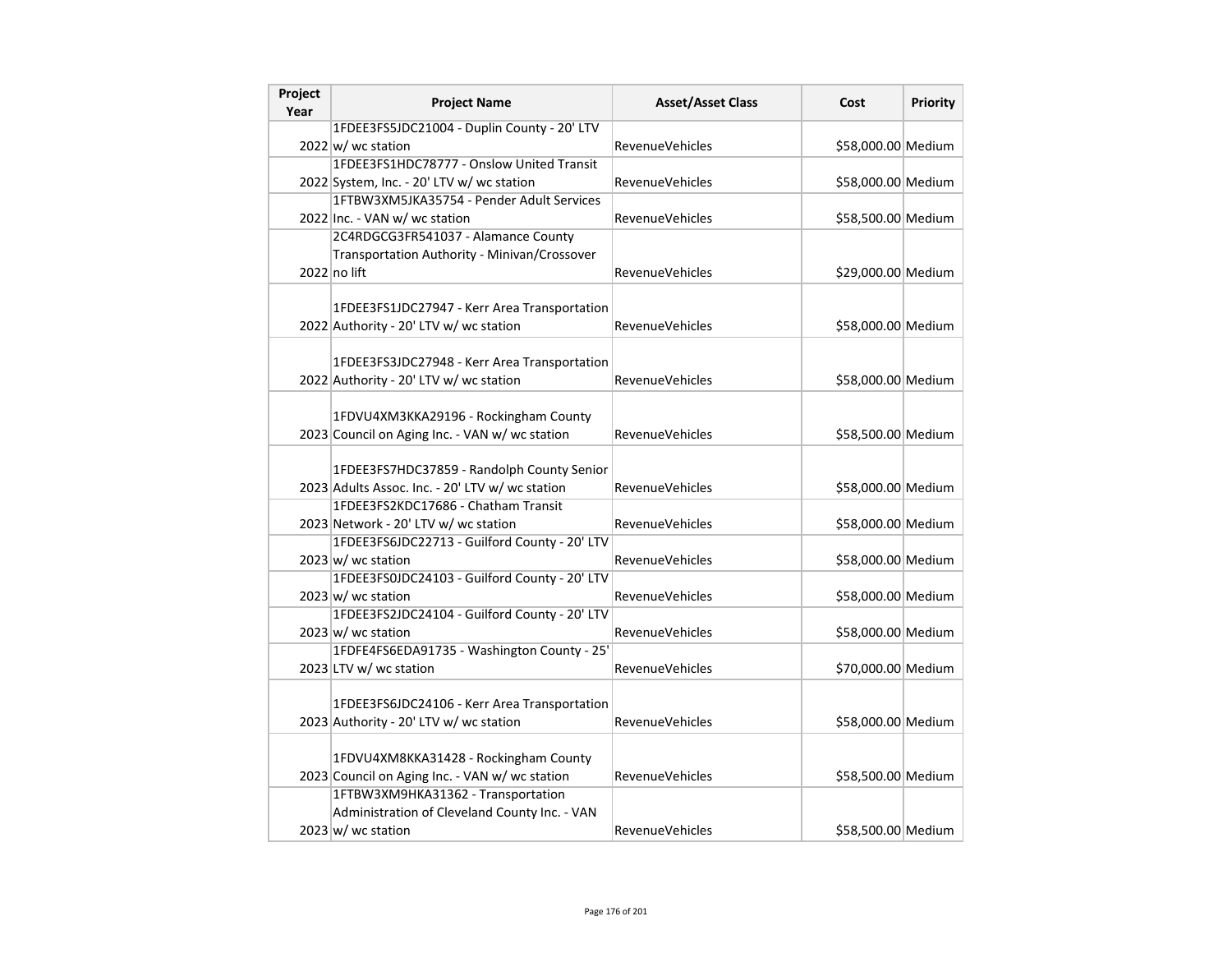| Project Year | Project Name | Asset/Asset Class | Cost | Priority |
|---|---|---|---|---|
| 2022 | 1FDEE3FS5JDC21004 - Duplin County - 20' LTV w/ wc station | RevenueVehicles | $58,000.00 | Medium |
| 2022 | 1FDEE3FS1HDC78777 - Onslow United Transit System, Inc. - 20' LTV w/ wc station | RevenueVehicles | $58,000.00 | Medium |
| 2022 | 1FTBW3XM5JKA35754 - Pender Adult Services Inc. - VAN w/ wc station | RevenueVehicles | $58,500.00 | Medium |
| 2022 | 2C4RDGCG3FR541037 - Alamance County Transportation Authority - Minivan/Crossover no lift | RevenueVehicles | $29,000.00 | Medium |
| 2022 | 1FDEE3FS1JDC27947 - Kerr Area Transportation Authority - 20' LTV w/ wc station | RevenueVehicles | $58,000.00 | Medium |
| 2022 | 1FDEE3FS3JDC27948 - Kerr Area Transportation Authority - 20' LTV w/ wc station | RevenueVehicles | $58,000.00 | Medium |
| 2023 | 1FDVU4XM3KKA29196 - Rockingham County Council on Aging Inc. - VAN w/ wc station | RevenueVehicles | $58,500.00 | Medium |
| 2023 | 1FDEE3FS7HDC37859 - Randolph County Senior Adults Assoc. Inc. - 20' LTV w/ wc station | RevenueVehicles | $58,000.00 | Medium |
| 2023 | 1FDEE3FS2KDC17686 - Chatham Transit Network - 20' LTV w/ wc station | RevenueVehicles | $58,000.00 | Medium |
| 2023 | 1FDEE3FS6JDC22713 - Guilford County - 20' LTV w/ wc station | RevenueVehicles | $58,000.00 | Medium |
| 2023 | 1FDEE3FS0JDC24103 - Guilford County - 20' LTV w/ wc station | RevenueVehicles | $58,000.00 | Medium |
| 2023 | 1FDEE3FS2JDC24104 - Guilford County - 20' LTV w/ wc station | RevenueVehicles | $58,000.00 | Medium |
| 2023 | 1FDFE4FS6EDA91735 - Washington County - 25' LTV w/ wc station | RevenueVehicles | $70,000.00 | Medium |
| 2023 | 1FDEE3FS6JDC24106 - Kerr Area Transportation Authority - 20' LTV w/ wc station | RevenueVehicles | $58,000.00 | Medium |
| 2023 | 1FDVU4XM8KKA31428 - Rockingham County Council on Aging Inc. - VAN w/ wc station | RevenueVehicles | $58,500.00 | Medium |
| 2023 | 1FTBW3XM9HKA31362 - Transportation Administration of Cleveland County Inc. - VAN w/ wc station | RevenueVehicles | $58,500.00 | Medium |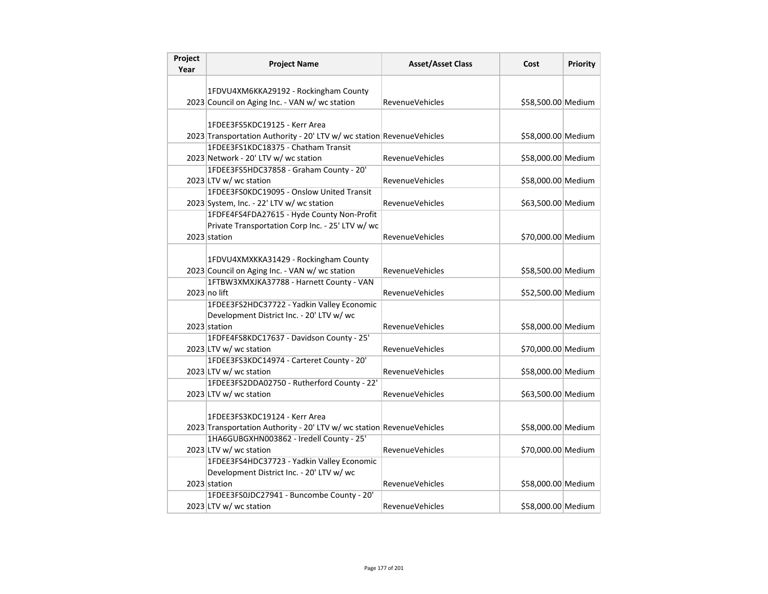| Project Year | Project Name | Asset/Asset Class | Cost | Priority |
|---|---|---|---|---|
| 2023 | 1FDVU4XM6KKA29192 - Rockingham County Council on Aging Inc. - VAN w/ wc station | RevenueVehicles | $58,500.00 | Medium |
| 2023 | 1FDEE3FS5KDC19125 - Kerr Area Transportation Authority - 20' LTV w/ wc station | RevenueVehicles | $58,000.00 | Medium |
| 2023 | 1FDEE3FS1KDC18375 - Chatham Transit Network - 20' LTV w/ wc station | RevenueVehicles | $58,000.00 | Medium |
| 2023 | 1FDEE3FS5HDC37858 - Graham County - 20' LTV w/ wc station | RevenueVehicles | $58,000.00 | Medium |
| 2023 | 1FDEE3FS0KDC19095 - Onslow United Transit System, Inc. - 22' LTV w/ wc station | RevenueVehicles | $63,500.00 | Medium |
| 2023 | 1FDFE4FS4FDA27615 - Hyde County Non-Profit Private Transportation Corp Inc. - 25' LTV w/ wc station | RevenueVehicles | $70,000.00 | Medium |
| 2023 | 1FDVU4XMXKKA31429 - Rockingham County Council on Aging Inc. - VAN w/ wc station | RevenueVehicles | $58,500.00 | Medium |
| 2023 | 1FTBW3XMXJKA37788 - Harnett County - VAN no lift | RevenueVehicles | $52,500.00 | Medium |
| 2023 | 1FDEE3FS2HDC37722 - Yadkin Valley Economic Development District Inc. - 20' LTV w/ wc station | RevenueVehicles | $58,000.00 | Medium |
| 2023 | 1FDFE4FS8KDC17637 - Davidson County - 25' LTV w/ wc station | RevenueVehicles | $70,000.00 | Medium |
| 2023 | 1FDEE3FS3KDC14974 - Carteret County - 20' LTV w/ wc station | RevenueVehicles | $58,000.00 | Medium |
| 2023 | 1FDEE3FS2DDA02750 - Rutherford County - 22' LTV w/ wc station | RevenueVehicles | $63,500.00 | Medium |
| 2023 | 1FDEE3FS3KDC19124 - Kerr Area Transportation Authority - 20' LTV w/ wc station | RevenueVehicles | $58,000.00 | Medium |
| 2023 | 1HA6GUBGXHN003862 - Iredell County - 25' LTV w/ wc station | RevenueVehicles | $70,000.00 | Medium |
| 2023 | 1FDEE3FS4HDC37723 - Yadkin Valley Economic Development District Inc. - 20' LTV w/ wc station | RevenueVehicles | $58,000.00 | Medium |
| 2023 | 1FDEE3FS0JDC27941 - Buncombe County - 20' LTV w/ wc station | RevenueVehicles | $58,000.00 | Medium |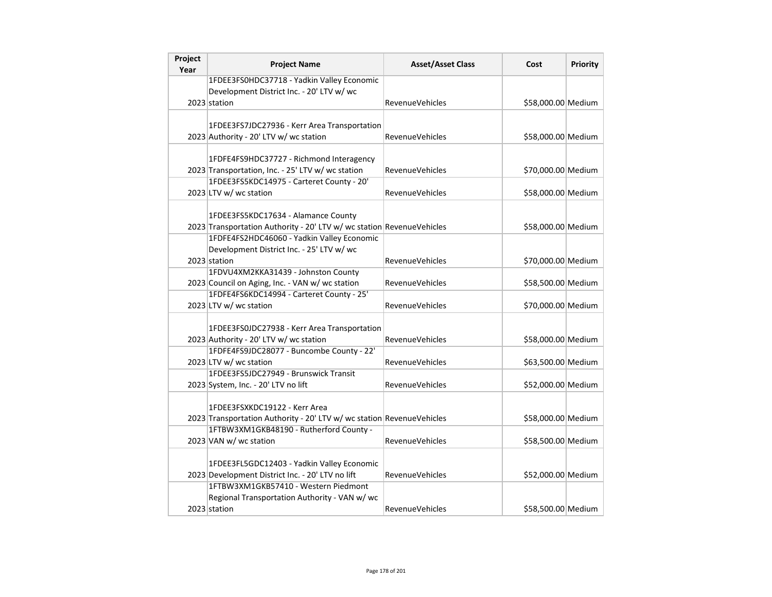| Project Year | Project Name | Asset/Asset Class | Cost | Priority |
|---|---|---|---|---|
| 2023 | 1FDEE3FS0HDC37718 - Yadkin Valley Economic Development District Inc. - 20' LTV w/ wc station | RevenueVehicles | $58,000.00 | Medium |
| 2023 | 1FDEE3FS7JDC27936 - Kerr Area Transportation Authority - 20' LTV w/ wc station | RevenueVehicles | $58,000.00 | Medium |
| 2023 | 1FDFE4FS9HDC37727 - Richmond Interagency Transportation, Inc. - 25' LTV w/ wc station | RevenueVehicles | $70,000.00 | Medium |
| 2023 | 1FDEE3FS5KDC14975 - Carteret County - 20' LTV w/ wc station | RevenueVehicles | $58,000.00 | Medium |
| 2023 | 1FDEE3FS5KDC17634 - Alamance County Transportation Authority - 20' LTV w/ wc station | RevenueVehicles | $58,000.00 | Medium |
| 2023 | 1FDFE4FS2HDC46060 - Yadkin Valley Economic Development District Inc. - 25' LTV w/ wc station | RevenueVehicles | $70,000.00 | Medium |
| 2023 | 1FDVU4XM2KKA31439 - Johnston County Council on Aging, Inc. - VAN w/ wc station | RevenueVehicles | $58,500.00 | Medium |
| 2023 | 1FDFE4FS6KDC14994 - Carteret County - 25' LTV w/ wc station | RevenueVehicles | $70,000.00 | Medium |
| 2023 | 1FDEE3FS0JDC27938 - Kerr Area Transportation Authority - 20' LTV w/ wc station | RevenueVehicles | $58,000.00 | Medium |
| 2023 | 1FDFE4FS9JDC28077 - Buncombe County - 22' LTV w/ wc station | RevenueVehicles | $63,500.00 | Medium |
| 2023 | 1FDEE3FS5JDC27949 - Brunswick Transit System, Inc. - 20' LTV no lift | RevenueVehicles | $52,000.00 | Medium |
| 2023 | 1FDEE3FSXKDC19122 - Kerr Area Transportation Authority - 20' LTV w/ wc station | RevenueVehicles | $58,000.00 | Medium |
| 2023 | 1FTBW3XM1GKB48190 - Rutherford County - VAN w/ wc station | RevenueVehicles | $58,500.00 | Medium |
| 2023 | 1FDEE3FL5GDC12403 - Yadkin Valley Economic Development District Inc. - 20' LTV no lift | RevenueVehicles | $52,000.00 | Medium |
| 2023 | 1FTBW3XM1GKB57410 - Western Piedmont Regional Transportation Authority - VAN w/ wc station | RevenueVehicles | $58,500.00 | Medium |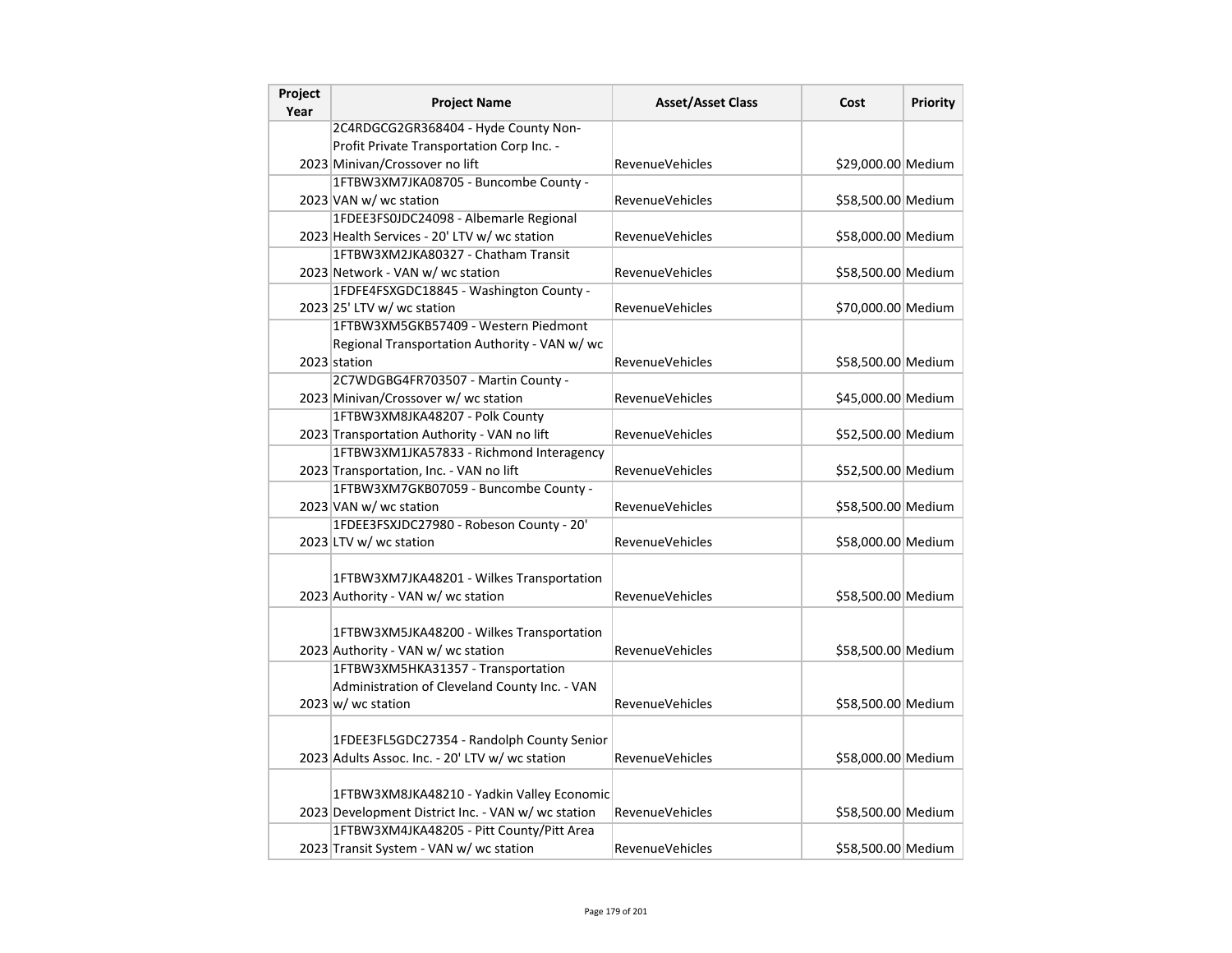| Project Year | Project Name | Asset/Asset Class | Cost | Priority |
| --- | --- | --- | --- | --- |
| 2023 | 2C4RDGCG2GR368404 - Hyde County Non-Profit Private Transportation Corp Inc. - Minivan/Crossover no lift | RevenueVehicles | $29,000.00 | Medium |
| 2023 | 1FTBW3XM7JKA08705 - Buncombe County - VAN w/ wc station | RevenueVehicles | $58,500.00 | Medium |
| 2023 | 1FDEE3FS0JDC24098 - Albemarle Regional Health Services - 20' LTV w/ wc station | RevenueVehicles | $58,000.00 | Medium |
| 2023 | 1FTBW3XM2JKA80327 - Chatham Transit Network - VAN w/ wc station | RevenueVehicles | $58,500.00 | Medium |
| 2023 | 1FDFE4FSXGDC18845 - Washington County - 25' LTV w/ wc station | RevenueVehicles | $70,000.00 | Medium |
| 2023 | 1FTBW3XM5GKB57409 - Western Piedmont Regional Transportation Authority - VAN w/ wc station | RevenueVehicles | $58,500.00 | Medium |
| 2023 | 2C7WDGBG4FR703507 - Martin County - Minivan/Crossover w/ wc station | RevenueVehicles | $45,000.00 | Medium |
| 2023 | 1FTBW3XM8JKA48207 - Polk County Transportation Authority - VAN no lift | RevenueVehicles | $52,500.00 | Medium |
| 2023 | 1FTBW3XM1JKA57833 - Richmond Interagency Transportation, Inc. - VAN no lift | RevenueVehicles | $52,500.00 | Medium |
| 2023 | 1FTBW3XM7GKB07059 - Buncombe County - VAN w/ wc station | RevenueVehicles | $58,500.00 | Medium |
| 2023 | 1FDEE3FSXJDC27980 - Robeson County - 20' LTV w/ wc station | RevenueVehicles | $58,000.00 | Medium |
| 2023 | 1FTBW3XM7JKA48201 - Wilkes Transportation Authority - VAN w/ wc station | RevenueVehicles | $58,500.00 | Medium |
| 2023 | 1FTBW3XM5JKA48200 - Wilkes Transportation Authority - VAN w/ wc station | RevenueVehicles | $58,500.00 | Medium |
| 2023 | 1FTBW3XM5HKA31357 - Transportation Administration of Cleveland County Inc. - VAN w/ wc station | RevenueVehicles | $58,500.00 | Medium |
| 2023 | 1FDEE3FL5GDC27354 - Randolph County Senior Adults Assoc. Inc. - 20' LTV w/ wc station | RevenueVehicles | $58,000.00 | Medium |
| 2023 | 1FTBW3XM8JKA48210 - Yadkin Valley Economic Development District Inc. - VAN w/ wc station | RevenueVehicles | $58,500.00 | Medium |
| 2023 | 1FTBW3XM4JKA48205 - Pitt County/Pitt Area Transit System - VAN w/ wc station | RevenueVehicles | $58,500.00 | Medium |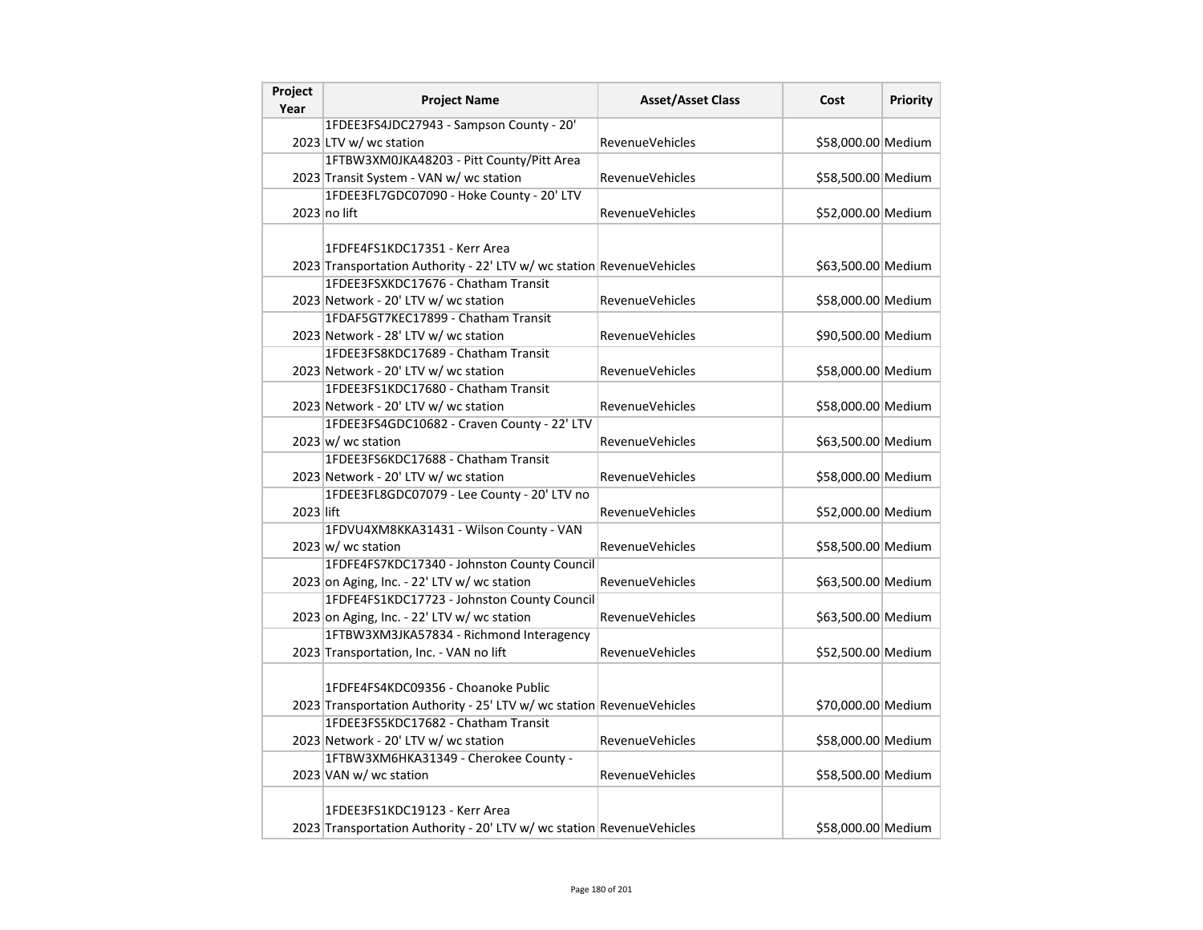| Project Year | Project Name | Asset/Asset Class | Cost | Priority |
|---|---|---|---|---|
| 2023 | 1FDEE3FS4JDC27943 - Sampson County - 20' LTV w/ wc station | RevenueVehicles | $58,000.00 | Medium |
| 2023 | 1FTBW3XM0JKA48203 - Pitt County/Pitt Area Transit System - VAN w/ wc station | RevenueVehicles | $58,500.00 | Medium |
| 2023 | 1FDEE3FL7GDC07090 - Hoke County - 20' LTV no lift | RevenueVehicles | $52,000.00 | Medium |
| 2023 | 1FDFE4FS1KDC17351 - Kerr Area Transportation Authority - 22' LTV w/ wc station | RevenueVehicles | $63,500.00 | Medium |
| 2023 | 1FDEE3FSXKDC17676 - Chatham Transit Network - 20' LTV w/ wc station | RevenueVehicles | $58,000.00 | Medium |
| 2023 | 1FDAF5GT7KEC17899 - Chatham Transit Network - 28' LTV w/ wc station | RevenueVehicles | $90,500.00 | Medium |
| 2023 | 1FDEE3FS8KDC17689 - Chatham Transit Network - 20' LTV w/ wc station | RevenueVehicles | $58,000.00 | Medium |
| 2023 | 1FDEE3FS1KDC17680 - Chatham Transit Network - 20' LTV w/ wc station | RevenueVehicles | $58,000.00 | Medium |
| 2023 | 1FDEE3FS4GDC10682 - Craven County - 22' LTV w/ wc station | RevenueVehicles | $63,500.00 | Medium |
| 2023 | 1FDEE3FS6KDC17688 - Chatham Transit Network - 20' LTV w/ wc station | RevenueVehicles | $58,000.00 | Medium |
| 2023 | 1FDEE3FL8GDC07079 - Lee County - 20' LTV no lift | RevenueVehicles | $52,000.00 | Medium |
| 2023 | 1FDVU4XM8KKA31431 - Wilson County - VAN w/ wc station | RevenueVehicles | $58,500.00 | Medium |
| 2023 | 1FDFE4FS7KDC17340 - Johnston County Council on Aging, Inc. - 22' LTV w/ wc station | RevenueVehicles | $63,500.00 | Medium |
| 2023 | 1FDFE4FS1KDC17723 - Johnston County Council on Aging, Inc. - 22' LTV w/ wc station | RevenueVehicles | $63,500.00 | Medium |
| 2023 | 1FTBW3XM3JKA57834 - Richmond Interagency Transportation, Inc. - VAN no lift | RevenueVehicles | $52,500.00 | Medium |
| 2023 | 1FDFE4FS4KDC09356 - Choanoke Public Transportation Authority - 25' LTV w/ wc station | RevenueVehicles | $70,000.00 | Medium |
| 2023 | 1FDEE3FS5KDC17682 - Chatham Transit Network - 20' LTV w/ wc station | RevenueVehicles | $58,000.00 | Medium |
| 2023 | 1FTBW3XM6HKA31349 - Cherokee County - VAN w/ wc station | RevenueVehicles | $58,500.00 | Medium |
| 2023 | 1FDEE3FS1KDC19123 - Kerr Area Transportation Authority - 20' LTV w/ wc station | RevenueVehicles | $58,000.00 | Medium |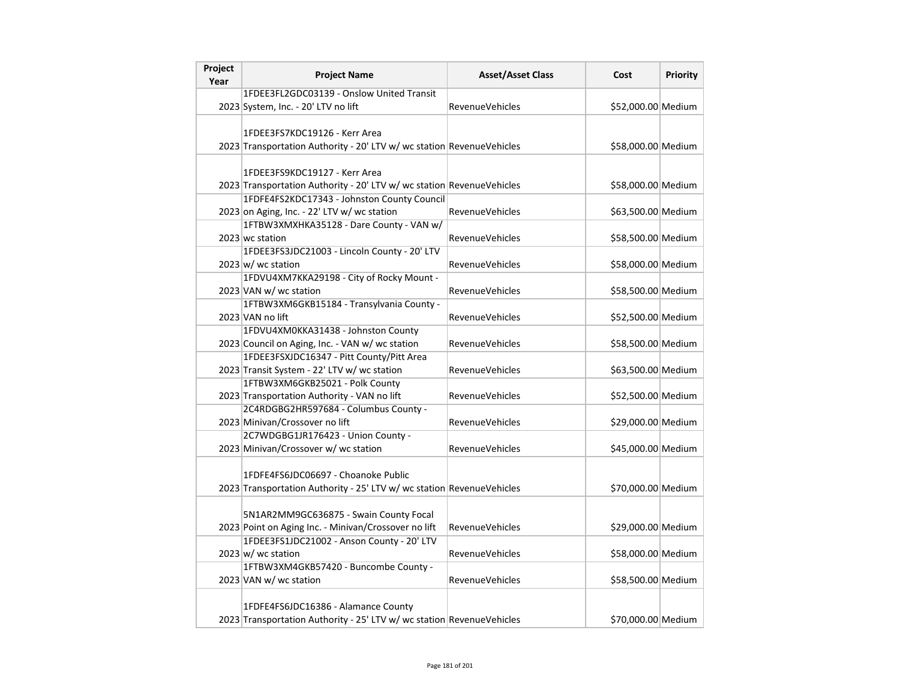| Project Year | Project Name | Asset/Asset Class | Cost | Priority |
|---|---|---|---|---|
| 2023 | 1FDEE3FL2GDC03139 - Onslow United Transit System, Inc. - 20' LTV no lift | RevenueVehicles | $52,000.00 | Medium |
| 2023 | 1FDEE3FS7KDC19126 - Kerr Area Transportation Authority - 20' LTV w/ wc station | RevenueVehicles | $58,000.00 | Medium |
| 2023 | 1FDEE3FS9KDC19127 - Kerr Area Transportation Authority - 20' LTV w/ wc station | RevenueVehicles | $58,000.00 | Medium |
| 2023 | 1FDFE4FS2KDC17343 - Johnston County Council on Aging, Inc. - 22' LTV w/ wc station | RevenueVehicles | $63,500.00 | Medium |
| 2023 | 1FTBW3XMXHKA35128 - Dare County - VAN w/ wc station | RevenueVehicles | $58,500.00 | Medium |
| 2023 | 1FDEE3FS3JDC21003 - Lincoln County - 20' LTV w/ wc station | RevenueVehicles | $58,000.00 | Medium |
| 2023 | 1FDVU4XM7KKA29198 - City of Rocky Mount - VAN w/ wc station | RevenueVehicles | $58,500.00 | Medium |
| 2023 | 1FTBW3XM6GKB15184 - Transylvania County - VAN no lift | RevenueVehicles | $52,500.00 | Medium |
| 2023 | 1FDVU4XM0KKA31438 - Johnston County Council on Aging, Inc. - VAN w/ wc station | RevenueVehicles | $58,500.00 | Medium |
| 2023 | 1FDEE3FSXJDC16347 - Pitt County/Pitt Area Transit System - 22' LTV w/ wc station | RevenueVehicles | $63,500.00 | Medium |
| 2023 | 1FTBW3XM6GKB25021 - Polk County Transportation Authority - VAN no lift | RevenueVehicles | $52,500.00 | Medium |
| 2023 | 2C4RDGBG2HR597684 - Columbus County - Minivan/Crossover no lift | RevenueVehicles | $29,000.00 | Medium |
| 2023 | 2C7WDGBG1JR176423 - Union County - Minivan/Crossover w/ wc station | RevenueVehicles | $45,000.00 | Medium |
| 2023 | 1FDFE4FS6JDC06697 - Choanoke Public Transportation Authority - 25' LTV w/ wc station | RevenueVehicles | $70,000.00 | Medium |
| 2023 | 5N1AR2MM9GC636875 - Swain County Focal Point on Aging Inc. - Minivan/Crossover no lift | RevenueVehicles | $29,000.00 | Medium |
| 2023 | 1FDEE3FS1JDC21002 - Anson County - 20' LTV w/ wc station | RevenueVehicles | $58,000.00 | Medium |
| 2023 | 1FTBW3XM4GKB57420 - Buncombe County - VAN w/ wc station | RevenueVehicles | $58,500.00 | Medium |
| 2023 | 1FDFE4FS6JDC16386 - Alamance County Transportation Authority - 25' LTV w/ wc station | RevenueVehicles | $70,000.00 | Medium |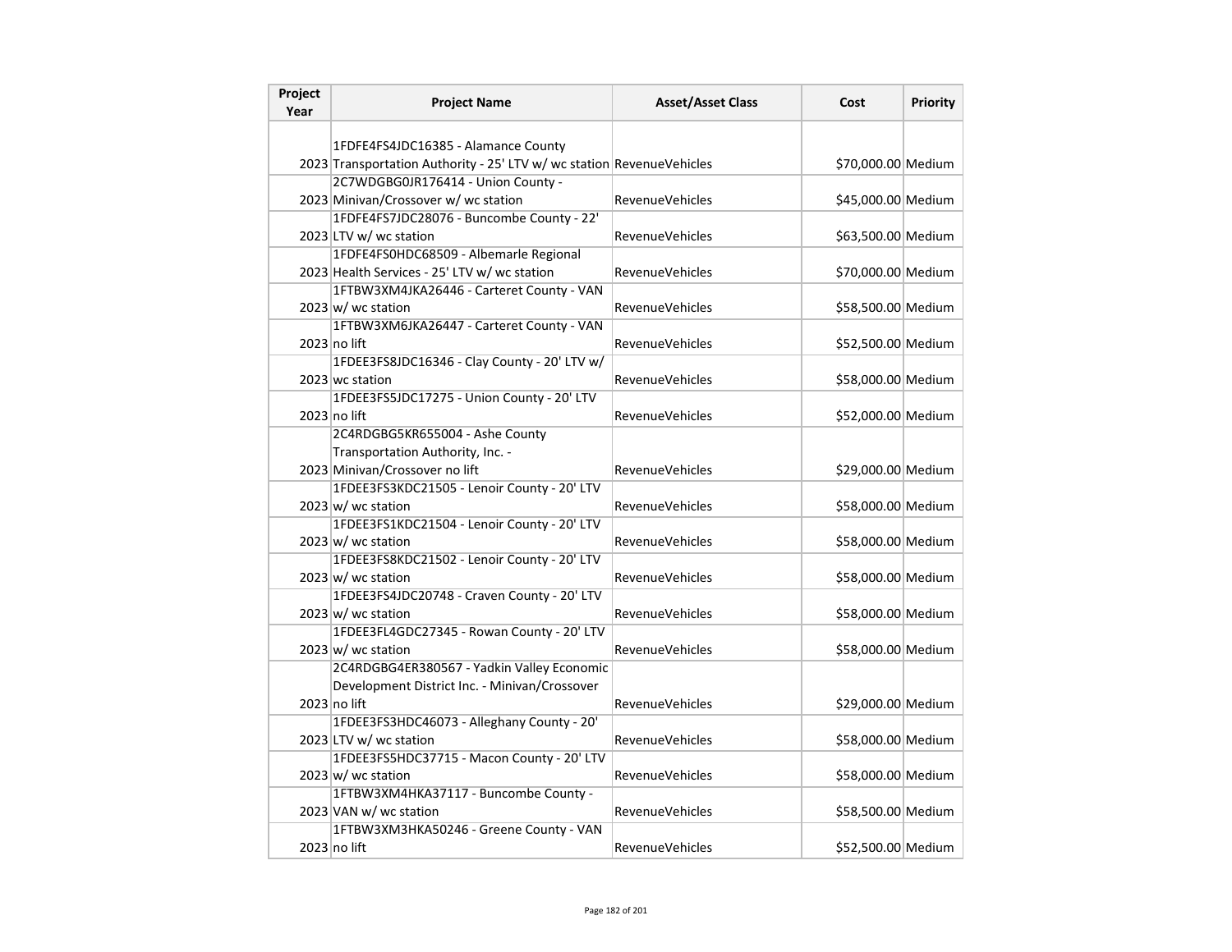| Project Year | Project Name | Asset/Asset Class | Cost | Priority |
|---|---|---|---|---|
| 2023 | 1FDFE4FS4JDC16385 - Alamance County Transportation Authority - 25' LTV w/ wc station | RevenueVehicles | $70,000.00 | Medium |
| 2023 | 2C7WDGBG0JR176414 - Union County - Minivan/Crossover w/ wc station | RevenueVehicles | $45,000.00 | Medium |
| 2023 | 1FDFE4FS7JDC28076 - Buncombe County - 22' LTV w/ wc station | RevenueVehicles | $63,500.00 | Medium |
| 2023 | 1FDFE4FS0HDC68509 - Albemarle Regional Health Services - 25' LTV w/ wc station | RevenueVehicles | $70,000.00 | Medium |
| 2023 | 1FTBW3XM4JKA26446 - Carteret County - VAN w/ wc station | RevenueVehicles | $58,500.00 | Medium |
| 2023 | 1FTBW3XM6JKA26447 - Carteret County - VAN no lift | RevenueVehicles | $52,500.00 | Medium |
| 2023 | 1FDEE3FS8JDC16346 - Clay County - 20' LTV w/ wc station | RevenueVehicles | $58,000.00 | Medium |
| 2023 | 1FDEE3FS5JDC17275 - Union County - 20' LTV no lift | RevenueVehicles | $52,000.00 | Medium |
| 2023 | 2C4RDGBG5KR655004 - Ashe County Transportation Authority, Inc. - Minivan/Crossover no lift | RevenueVehicles | $29,000.00 | Medium |
| 2023 | 1FDEE3FS3KDC21505 - Lenoir County - 20' LTV w/ wc station | RevenueVehicles | $58,000.00 | Medium |
| 2023 | 1FDEE3FS1KDC21504 - Lenoir County - 20' LTV w/ wc station | RevenueVehicles | $58,000.00 | Medium |
| 2023 | 1FDEE3FS8KDC21502 - Lenoir County - 20' LTV w/ wc station | RevenueVehicles | $58,000.00 | Medium |
| 2023 | 1FDEE3FS4JDC20748 - Craven County - 20' LTV w/ wc station | RevenueVehicles | $58,000.00 | Medium |
| 2023 | 1FDEE3FL4GDC27345 - Rowan County - 20' LTV w/ wc station | RevenueVehicles | $58,000.00 | Medium |
| 2023 | 2C4RDGBG4ER380567 - Yadkin Valley Economic Development District Inc. - Minivan/Crossover no lift | RevenueVehicles | $29,000.00 | Medium |
| 2023 | 1FDEE3FS3HDC46073 - Alleghany County - 20' LTV w/ wc station | RevenueVehicles | $58,000.00 | Medium |
| 2023 | 1FDEE3FS5HDC37715 - Macon County - 20' LTV w/ wc station | RevenueVehicles | $58,000.00 | Medium |
| 2023 | 1FTBW3XM4HKA37117 - Buncombe County - VAN w/ wc station | RevenueVehicles | $58,500.00 | Medium |
| 2023 | 1FTBW3XM3HKA50246 - Greene County - VAN no lift | RevenueVehicles | $52,500.00 | Medium |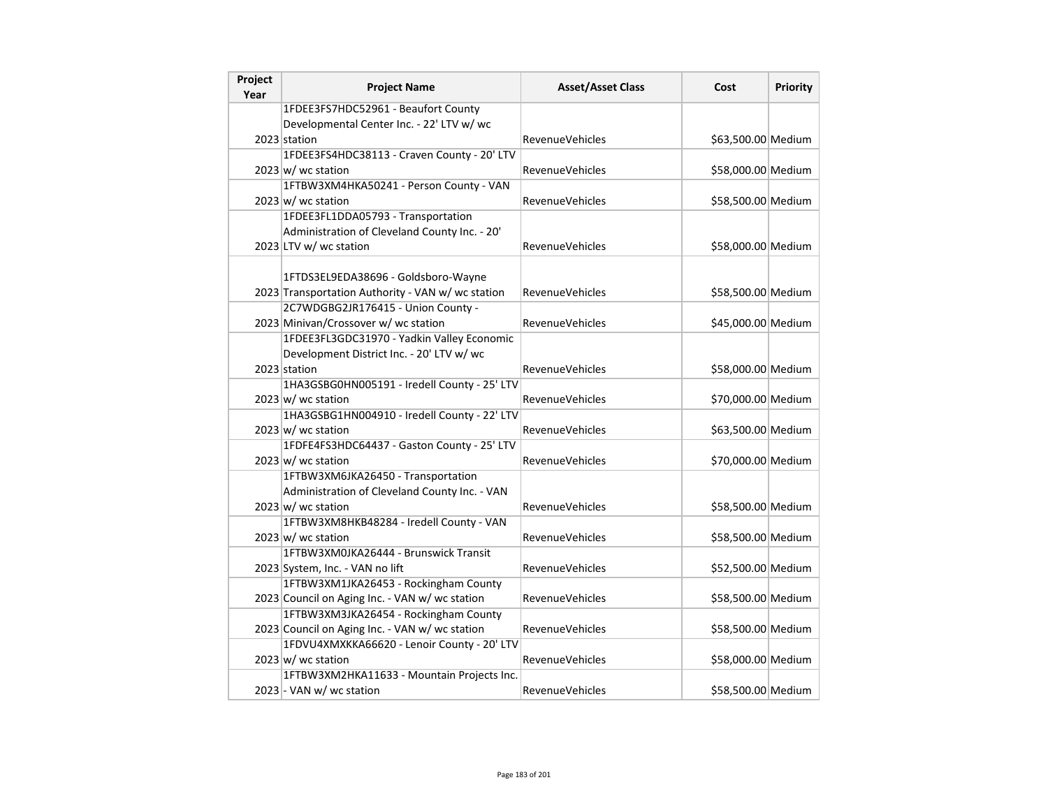| Project Year | Project Name | Asset/Asset Class | Cost | Priority |
|---|---|---|---|---|
| 2023 | 1FDEE3FS7HDC52961 - Beaufort County Developmental Center Inc. - 22' LTV w/ wc station | RevenueVehicles | $63,500.00 | Medium |
| 2023 | 1FDEE3FS4HDC38113 - Craven County - 20' LTV w/ wc station | RevenueVehicles | $58,000.00 | Medium |
| 2023 | 1FTBW3XM4HKA50241 - Person County - VAN w/ wc station | RevenueVehicles | $58,500.00 | Medium |
| 2023 | 1FDEE3FL1DDA05793 - Transportation Administration of Cleveland County Inc. - 20' LTV w/ wc station | RevenueVehicles | $58,000.00 | Medium |
| 2023 | 1FTDS3EL9EDA38696 - Goldsboro-Wayne Transportation Authority - VAN w/ wc station | RevenueVehicles | $58,500.00 | Medium |
| 2023 | 2C7WDGBG2JR176415 - Union County - Minivan/Crossover w/ wc station | RevenueVehicles | $45,000.00 | Medium |
| 2023 | 1FDEE3FL3GDC31970 - Yadkin Valley Economic Development District Inc. - 20' LTV w/ wc station | RevenueVehicles | $58,000.00 | Medium |
| 2023 | 1HA3GSBG0HN005191 - Iredell County - 25' LTV w/ wc station | RevenueVehicles | $70,000.00 | Medium |
| 2023 | 1HA3GSBG1HN004910 - Iredell County - 22' LTV w/ wc station | RevenueVehicles | $63,500.00 | Medium |
| 2023 | 1FDFE4FS3HDC64437 - Gaston County - 25' LTV w/ wc station | RevenueVehicles | $70,000.00 | Medium |
| 2023 | 1FTBW3XM6JKA26450 - Transportation Administration of Cleveland County Inc. - VAN w/ wc station | RevenueVehicles | $58,500.00 | Medium |
| 2023 | 1FTBW3XM8HKB48284 - Iredell County - VAN w/ wc station | RevenueVehicles | $58,500.00 | Medium |
| 2023 | 1FTBW3XM0JKA26444 - Brunswick Transit System, Inc. - VAN no lift | RevenueVehicles | $52,500.00 | Medium |
| 2023 | 1FTBW3XM1JKA26453 - Rockingham County Council on Aging Inc. - VAN w/ wc station | RevenueVehicles | $58,500.00 | Medium |
| 2023 | 1FTBW3XM3JKA26454 - Rockingham County Council on Aging Inc. - VAN w/ wc station | RevenueVehicles | $58,500.00 | Medium |
| 2023 | 1FDVU4XMXKKA66620 - Lenoir County - 20' LTV w/ wc station | RevenueVehicles | $58,000.00 | Medium |
| 2023 | 1FTBW3XM2HKA11633 - Mountain Projects Inc. - VAN w/ wc station | RevenueVehicles | $58,500.00 | Medium |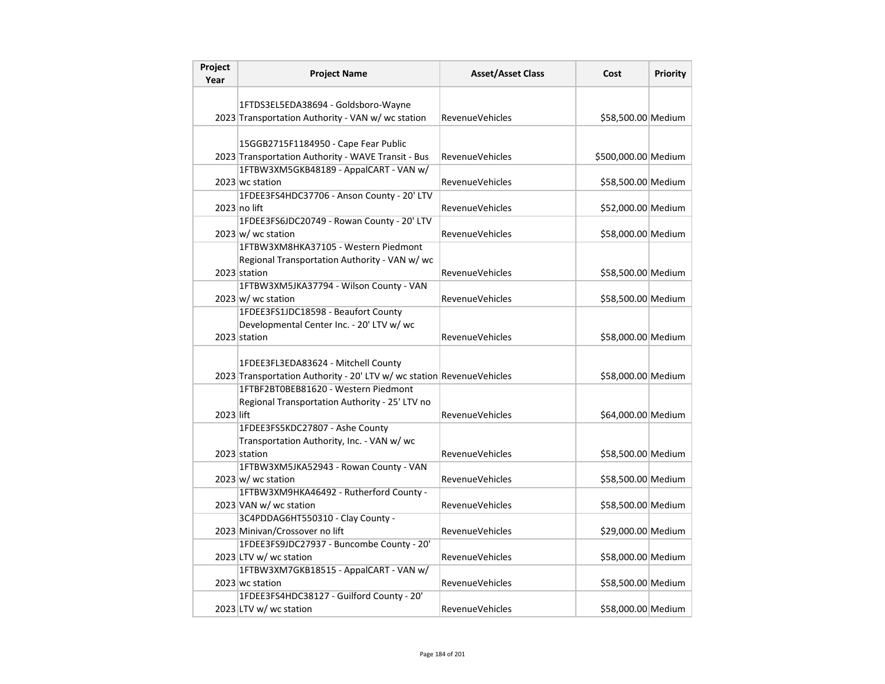| Project Year | Project Name | Asset/Asset Class | Cost | Priority |
| --- | --- | --- | --- | --- |
| 2023 | 1FTDS3EL5EDA38694 - Goldsboro-Wayne Transportation Authority - VAN w/ wc station | RevenueVehicles | $58,500.00 | Medium |
| 2023 | 15GGB2715F1184950 - Cape Fear Public Transportation Authority - WAVE Transit - Bus | RevenueVehicles | $500,000.00 | Medium |
| 2023 | 1FTBW3XM5GKB48189 - AppalCART - VAN w/ wc station | RevenueVehicles | $58,500.00 | Medium |
| 2023 | 1FDEE3FS4HDC37706 - Anson County - 20' LTV no lift | RevenueVehicles | $52,000.00 | Medium |
| 2023 | 1FDEE3FS6JDC20749 - Rowan County - 20' LTV w/ wc station | RevenueVehicles | $58,000.00 | Medium |
| 2023 | 1FTBW3XM8HKA37105 - Western Piedmont Regional Transportation Authority - VAN w/ wc station | RevenueVehicles | $58,500.00 | Medium |
| 2023 | 1FTBW3XM5JKA37794 - Wilson County - VAN w/ wc station | RevenueVehicles | $58,500.00 | Medium |
| 2023 | 1FDEE3FS1JDC18598 - Beaufort County Developmental Center Inc. - 20' LTV w/ wc station | RevenueVehicles | $58,000.00 | Medium |
| 2023 | 1FDEE3FL3EDA83624 - Mitchell County Transportation Authority - 20' LTV w/ wc station | RevenueVehicles | $58,000.00 | Medium |
| 2023 | 1FTBF2BT0BEB81620 - Western Piedmont Regional Transportation Authority - 25' LTV no lift | RevenueVehicles | $64,000.00 | Medium |
| 2023 | 1FDEE3FS5KDC27807 - Ashe County Transportation Authority, Inc. - VAN w/ wc station | RevenueVehicles | $58,500.00 | Medium |
| 2023 | 1FTBW3XM5JKA52943 - Rowan County - VAN w/ wc station | RevenueVehicles | $58,500.00 | Medium |
| 2023 | 1FTBW3XM9HKA46492 - Rutherford County - VAN w/ wc station | RevenueVehicles | $58,500.00 | Medium |
| 2023 | 3C4PDDAG6HT550310 - Clay County - Minivan/Crossover no lift | RevenueVehicles | $29,000.00 | Medium |
| 2023 | 1FDEE3FS9JDC27937 - Buncombe County - 20' LTV w/ wc station | RevenueVehicles | $58,000.00 | Medium |
| 2023 | 1FTBW3XM7GKB18515 - AppalCART - VAN w/ wc station | RevenueVehicles | $58,500.00 | Medium |
| 2023 | 1FDEE3FS4HDC38127 - Guilford County - 20' LTV w/ wc station | RevenueVehicles | $58,000.00 | Medium |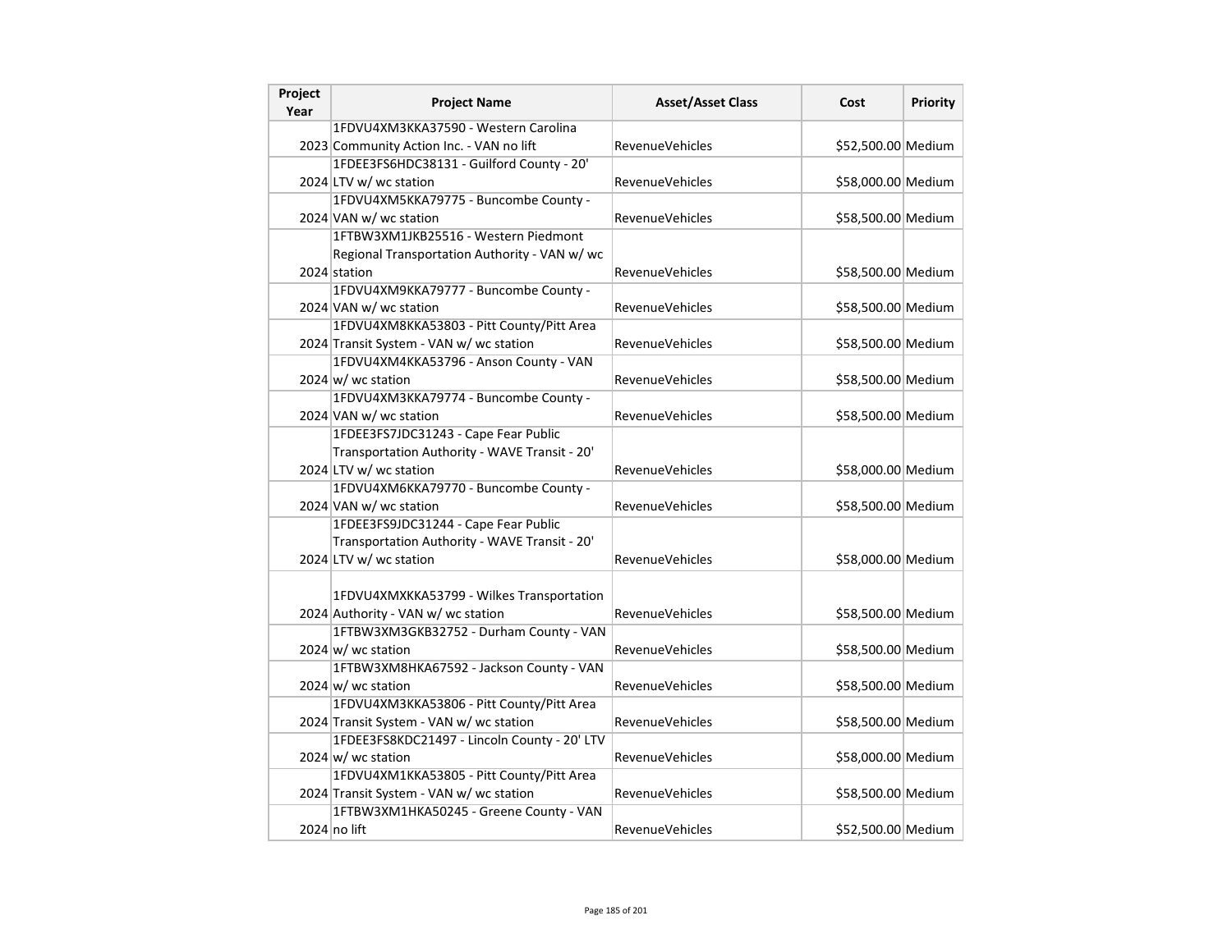| Project Year | Project Name | Asset/Asset Class | Cost | Priority |
|---|---|---|---|---|
| 2023 | 1FDVU4XM3KKA37590 - Western Carolina Community Action Inc. - VAN no lift | RevenueVehicles | $52,500.00 | Medium |
| 2024 | 1FDEE3FS6HDC38131 - Guilford County - 20' LTV w/ wc station | RevenueVehicles | $58,000.00 | Medium |
| 2024 | 1FDVU4XM5KKA79775 - Buncombe County - VAN w/ wc station | RevenueVehicles | $58,500.00 | Medium |
| 2024 | 1FTBW3XM1JKB25516 - Western Piedmont Regional Transportation Authority - VAN w/ wc station | RevenueVehicles | $58,500.00 | Medium |
| 2024 | 1FDVU4XM9KKA79777 - Buncombe County - VAN w/ wc station | RevenueVehicles | $58,500.00 | Medium |
| 2024 | 1FDVU4XM8KKA53803 - Pitt County/Pitt Area Transit System - VAN w/ wc station | RevenueVehicles | $58,500.00 | Medium |
| 2024 | 1FDVU4XM4KKA53796 - Anson County - VAN w/ wc station | RevenueVehicles | $58,500.00 | Medium |
| 2024 | 1FDVU4XM3KKA79774 - Buncombe County - VAN w/ wc station | RevenueVehicles | $58,500.00 | Medium |
| 2024 | 1FDEE3FS7JDC31243 - Cape Fear Public Transportation Authority - WAVE Transit - 20' LTV w/ wc station | RevenueVehicles | $58,000.00 | Medium |
| 2024 | 1FDVU4XM6KKA79770 - Buncombe County - VAN w/ wc station | RevenueVehicles | $58,500.00 | Medium |
| 2024 | 1FDEE3FS9JDC31244 - Cape Fear Public Transportation Authority - WAVE Transit - 20' LTV w/ wc station | RevenueVehicles | $58,000.00 | Medium |
| 2024 | 1FDVU4XMXKKA53799 - Wilkes Transportation Authority - VAN w/ wc station | RevenueVehicles | $58,500.00 | Medium |
| 2024 | 1FTBW3XM3GKB32752 - Durham County - VAN w/ wc station | RevenueVehicles | $58,500.00 | Medium |
| 2024 | 1FTBW3XM8HKA67592 - Jackson County - VAN w/ wc station | RevenueVehicles | $58,500.00 | Medium |
| 2024 | 1FDVU4XM3KKA53806 - Pitt County/Pitt Area Transit System - VAN w/ wc station | RevenueVehicles | $58,500.00 | Medium |
| 2024 | 1FDEE3FS8KDC21497 - Lincoln County - 20' LTV w/ wc station | RevenueVehicles | $58,000.00 | Medium |
| 2024 | 1FDVU4XM1KKA53805 - Pitt County/Pitt Area Transit System - VAN w/ wc station | RevenueVehicles | $58,500.00 | Medium |
| 2024 | 1FTBW3XM1HKA50245 - Greene County - VAN no lift | RevenueVehicles | $52,500.00 | Medium |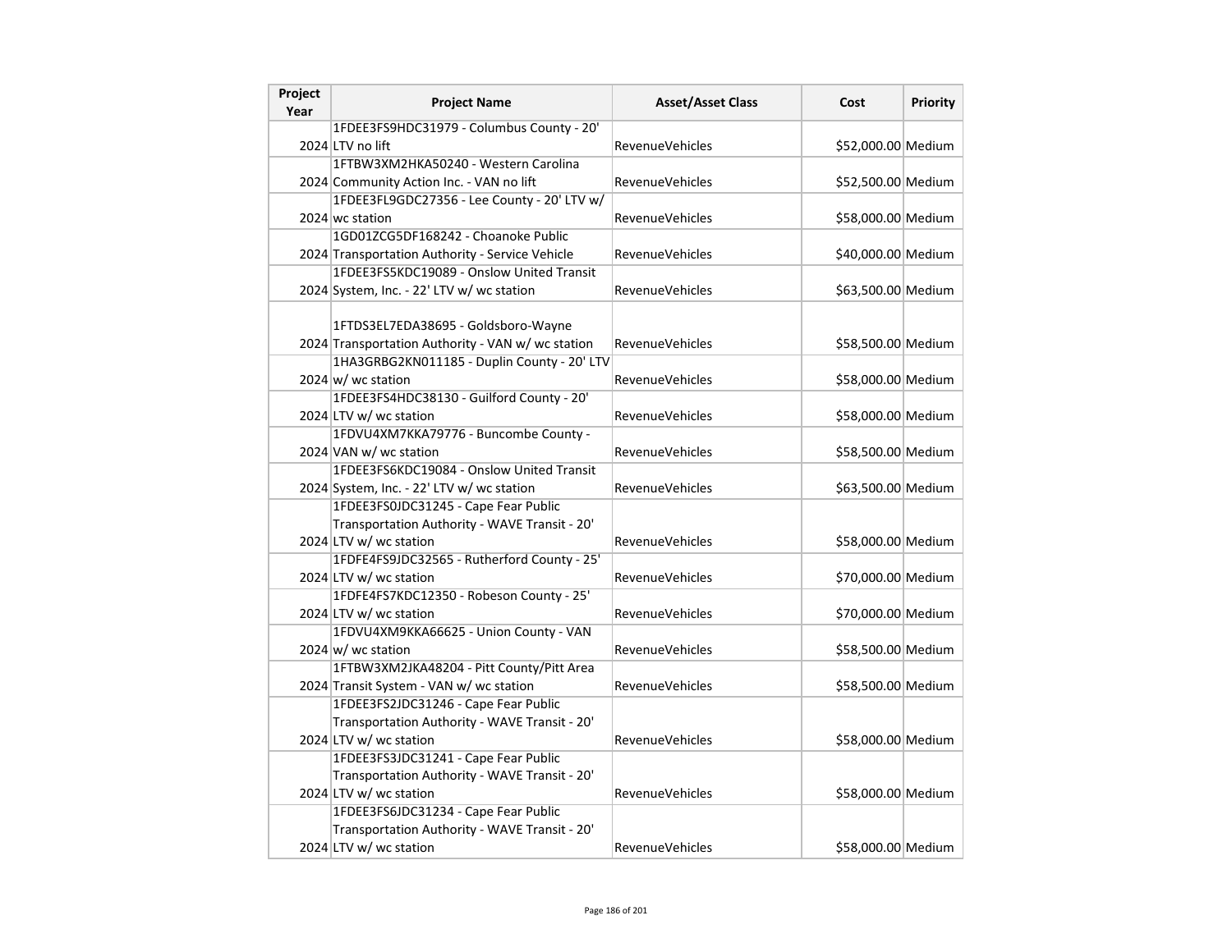| Project Year | Project Name | Asset/Asset Class | Cost | Priority |
|---|---|---|---|---|
| 2024 | 1FDEE3FS9HDC31979 - Columbus County - 20' LTV no lift | RevenueVehicles | $52,000.00 | Medium |
| 2024 | 1FTBW3XM2HKA50240 - Western Carolina Community Action Inc. - VAN no lift | RevenueVehicles | $52,500.00 | Medium |
| 2024 | 1FDEE3FL9GDC27356 - Lee County - 20' LTV w/ wc station | RevenueVehicles | $58,000.00 | Medium |
| 2024 | 1GD01ZCG5DF168242 - Choanoke Public Transportation Authority - Service Vehicle | RevenueVehicles | $40,000.00 | Medium |
| 2024 | 1FDEE3FS5KDC19089 - Onslow United Transit System, Inc. - 22' LTV w/ wc station | RevenueVehicles | $63,500.00 | Medium |
| 2024 | 1FTDS3EL7EDA38695 - Goldsboro-Wayne Transportation Authority - VAN w/ wc station | RevenueVehicles | $58,500.00 | Medium |
| 2024 | 1HA3GRBG2KN011185 - Duplin County - 20' LTV w/ wc station | RevenueVehicles | $58,000.00 | Medium |
| 2024 | 1FDEE3FS4HDC38130 - Guilford County - 20' LTV w/ wc station | RevenueVehicles | $58,000.00 | Medium |
| 2024 | 1FDVU4XM7KKA79776 - Buncombe County - VAN w/ wc station | RevenueVehicles | $58,500.00 | Medium |
| 2024 | 1FDEE3FS6KDC19084 - Onslow United Transit System, Inc. - 22' LTV w/ wc station | RevenueVehicles | $63,500.00 | Medium |
| 2024 | 1FDEE3FS0JDC31245 - Cape Fear Public Transportation Authority - WAVE Transit - 20' LTV w/ wc station | RevenueVehicles | $58,000.00 | Medium |
| 2024 | 1FDFE4FS9JDC32565 - Rutherford County - 25' LTV w/ wc station | RevenueVehicles | $70,000.00 | Medium |
| 2024 | 1FDFE4FS7KDC12350 - Robeson County - 25' LTV w/ wc station | RevenueVehicles | $70,000.00 | Medium |
| 2024 | 1FDVU4XM9KKA66625 - Union County - VAN w/ wc station | RevenueVehicles | $58,500.00 | Medium |
| 2024 | 1FTBW3XM2JKA48204 - Pitt County/Pitt Area Transit System - VAN w/ wc station | RevenueVehicles | $58,500.00 | Medium |
| 2024 | 1FDEE3FS2JDC31246 - Cape Fear Public Transportation Authority - WAVE Transit - 20' LTV w/ wc station | RevenueVehicles | $58,000.00 | Medium |
| 2024 | 1FDEE3FS3JDC31241 - Cape Fear Public Transportation Authority - WAVE Transit - 20' LTV w/ wc station | RevenueVehicles | $58,000.00 | Medium |
| 2024 | 1FDEE3FS6JDC31234 - Cape Fear Public Transportation Authority - WAVE Transit - 20' LTV w/ wc station | RevenueVehicles | $58,000.00 | Medium |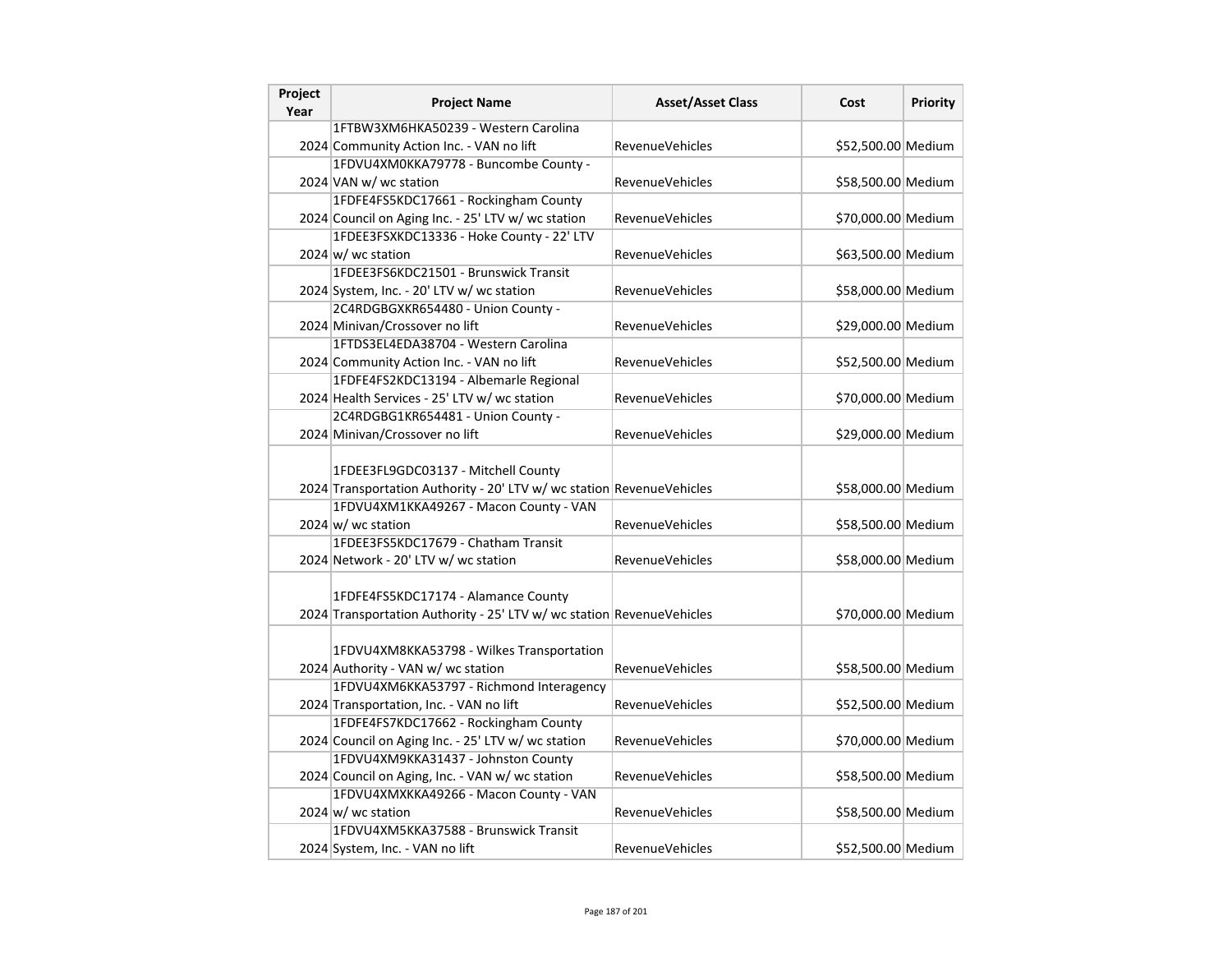| Project Year | Project Name | Asset/Asset Class | Cost | Priority |
|---|---|---|---|---|
| 2024 | 1FTBW3XM6HKA50239 - Western Carolina Community Action Inc. - VAN no lift | RevenueVehicles | $52,500.00 | Medium |
| 2024 | 1FDVU4XM0KKA79778 - Buncombe County - VAN w/ wc station | RevenueVehicles | $58,500.00 | Medium |
| 2024 | 1FDFE4FS5KDC17661 - Rockingham County Council on Aging Inc. - 25' LTV w/ wc station | RevenueVehicles | $70,000.00 | Medium |
| 2024 | 1FDEE3FSXKDC13336 - Hoke County - 22' LTV w/ wc station | RevenueVehicles | $63,500.00 | Medium |
| 2024 | 1FDEE3FS6KDC21501 - Brunswick Transit System, Inc. - 20' LTV w/ wc station | RevenueVehicles | $58,000.00 | Medium |
| 2024 | 2C4RDGBGXKR654480 - Union County - Minivan/Crossover no lift | RevenueVehicles | $29,000.00 | Medium |
| 2024 | 1FTDS3EL4EDA38704 - Western Carolina Community Action Inc. - VAN no lift | RevenueVehicles | $52,500.00 | Medium |
| 2024 | 1FDFE4FS2KDC13194 - Albemarle Regional Health Services - 25' LTV w/ wc station | RevenueVehicles | $70,000.00 | Medium |
| 2024 | 2C4RDGBG1KR654481 - Union County - Minivan/Crossover no lift | RevenueVehicles | $29,000.00 | Medium |
| 2024 | 1FDEE3FL9GDC03137 - Mitchell County Transportation Authority - 20' LTV w/ wc station | RevenueVehicles | $58,000.00 | Medium |
| 2024 | 1FDVU4XM1KKA49267 - Macon County - VAN w/ wc station | RevenueVehicles | $58,500.00 | Medium |
| 2024 | 1FDEE3FS5KDC17679 - Chatham Transit Network - 20' LTV w/ wc station | RevenueVehicles | $58,000.00 | Medium |
| 2024 | 1FDFE4FS5KDC17174 - Alamance County Transportation Authority - 25' LTV w/ wc station | RevenueVehicles | $70,000.00 | Medium |
| 2024 | 1FDVU4XM8KKA53798 - Wilkes Transportation Authority - VAN w/ wc station | RevenueVehicles | $58,500.00 | Medium |
| 2024 | 1FDVU4XM6KKA53797 - Richmond Interagency Transportation, Inc. - VAN no lift | RevenueVehicles | $52,500.00 | Medium |
| 2024 | 1FDFE4FS7KDC17662 - Rockingham County Council on Aging Inc. - 25' LTV w/ wc station | RevenueVehicles | $70,000.00 | Medium |
| 2024 | 1FDVU4XM9KKA31437 - Johnston County Council on Aging, Inc. - VAN w/ wc station | RevenueVehicles | $58,500.00 | Medium |
| 2024 | 1FDVU4XMXKKA49266 - Macon County - VAN w/ wc station | RevenueVehicles | $58,500.00 | Medium |
| 2024 | 1FDVU4XM5KKA37588 - Brunswick Transit System, Inc. - VAN no lift | RevenueVehicles | $52,500.00 | Medium |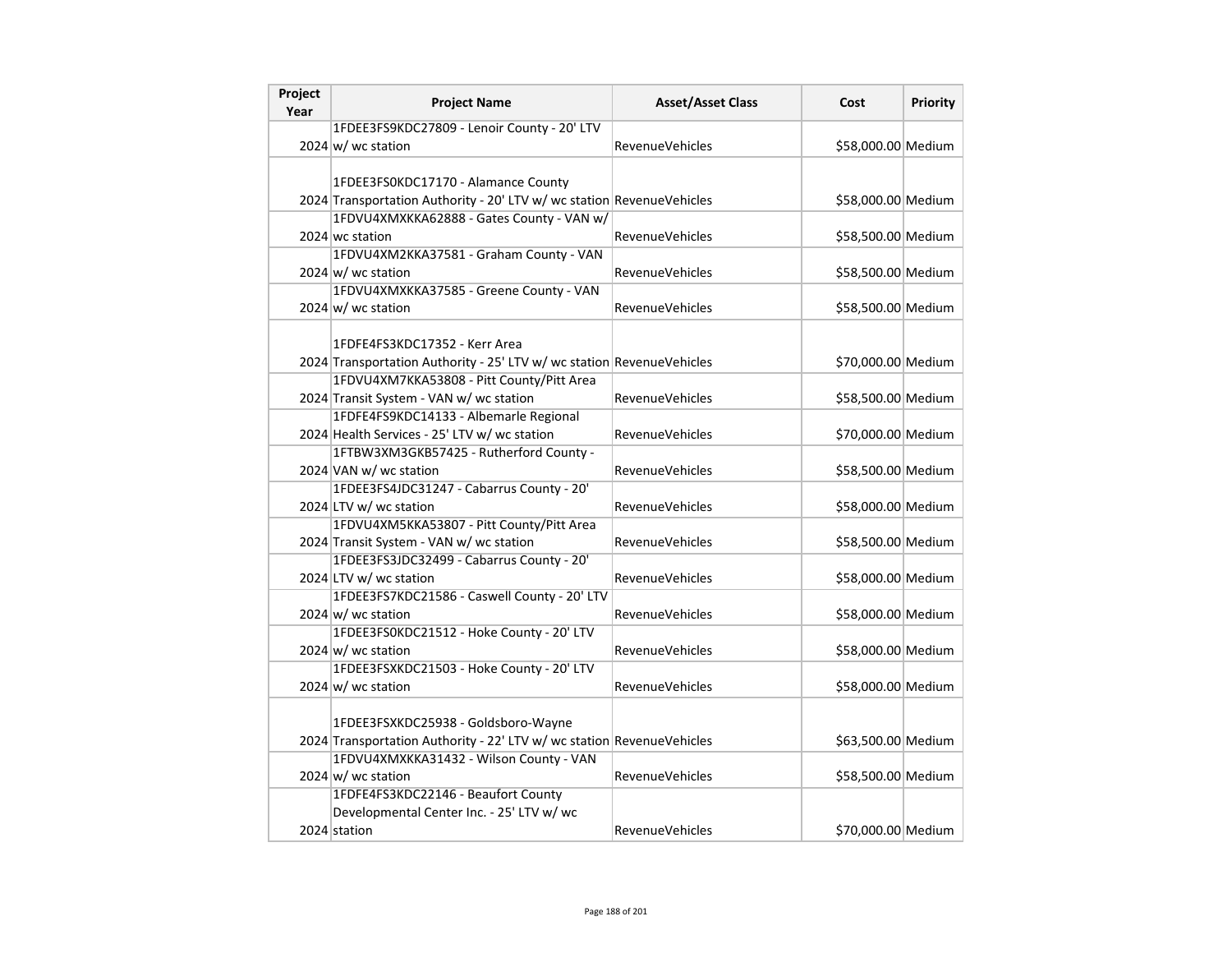| Project Year | Project Name | Asset/Asset Class | Cost | Priority |
|---|---|---|---|---|
| 2024 | 1FDEE3FS9KDC27809 - Lenoir County - 20' LTV w/ wc station | RevenueVehicles | $58,000.00 | Medium |
| 2024 | 1FDEE3FS0KDC17170 - Alamance County Transportation Authority - 20' LTV w/ wc station | RevenueVehicles | $58,000.00 | Medium |
| 2024 | 1FDVU4XMXKKA62888 - Gates County - VAN w/ wc station | RevenueVehicles | $58,500.00 | Medium |
| 2024 | 1FDVU4XM2KKA37581 - Graham County - VAN w/ wc station | RevenueVehicles | $58,500.00 | Medium |
| 2024 | 1FDVU4XMXKKA37585 - Greene County - VAN w/ wc station | RevenueVehicles | $58,500.00 | Medium |
| 2024 | 1FDFE4FS3KDC17352 - Kerr Area Transportation Authority - 25' LTV w/ wc station | RevenueVehicles | $70,000.00 | Medium |
| 2024 | 1FDVU4XM7KKA53808 - Pitt County/Pitt Area Transit System - VAN w/ wc station | RevenueVehicles | $58,500.00 | Medium |
| 2024 | 1FDFE4FS9KDC14133 - Albemarle Regional Health Services - 25' LTV w/ wc station | RevenueVehicles | $70,000.00 | Medium |
| 2024 | 1FTBW3XM3GKB57425 - Rutherford County - VAN w/ wc station | RevenueVehicles | $58,500.00 | Medium |
| 2024 | 1FDEE3FS4JDC31247 - Cabarrus County - 20' LTV w/ wc station | RevenueVehicles | $58,000.00 | Medium |
| 2024 | 1FDVU4XM5KKA53807 - Pitt County/Pitt Area Transit System - VAN w/ wc station | RevenueVehicles | $58,500.00 | Medium |
| 2024 | 1FDEE3FS3JDC32499 - Cabarrus County - 20' LTV w/ wc station | RevenueVehicles | $58,000.00 | Medium |
| 2024 | 1FDEE3FS7KDC21586 - Caswell County - 20' LTV w/ wc station | RevenueVehicles | $58,000.00 | Medium |
| 2024 | 1FDEE3FS0KDC21512 - Hoke County - 20' LTV w/ wc station | RevenueVehicles | $58,000.00 | Medium |
| 2024 | 1FDEE3FSXKDC21503 - Hoke County - 20' LTV w/ wc station | RevenueVehicles | $58,000.00 | Medium |
| 2024 | 1FDEE3FSXKDC25938 - Goldsboro-Wayne Transportation Authority - 22' LTV w/ wc station | RevenueVehicles | $63,500.00 | Medium |
| 2024 | 1FDVU4XMXKKA31432 - Wilson County - VAN w/ wc station | RevenueVehicles | $58,500.00 | Medium |
| 2024 | 1FDFE4FS3KDC22146 - Beaufort County Developmental Center Inc. - 25' LTV w/ wc station | RevenueVehicles | $70,000.00 | Medium |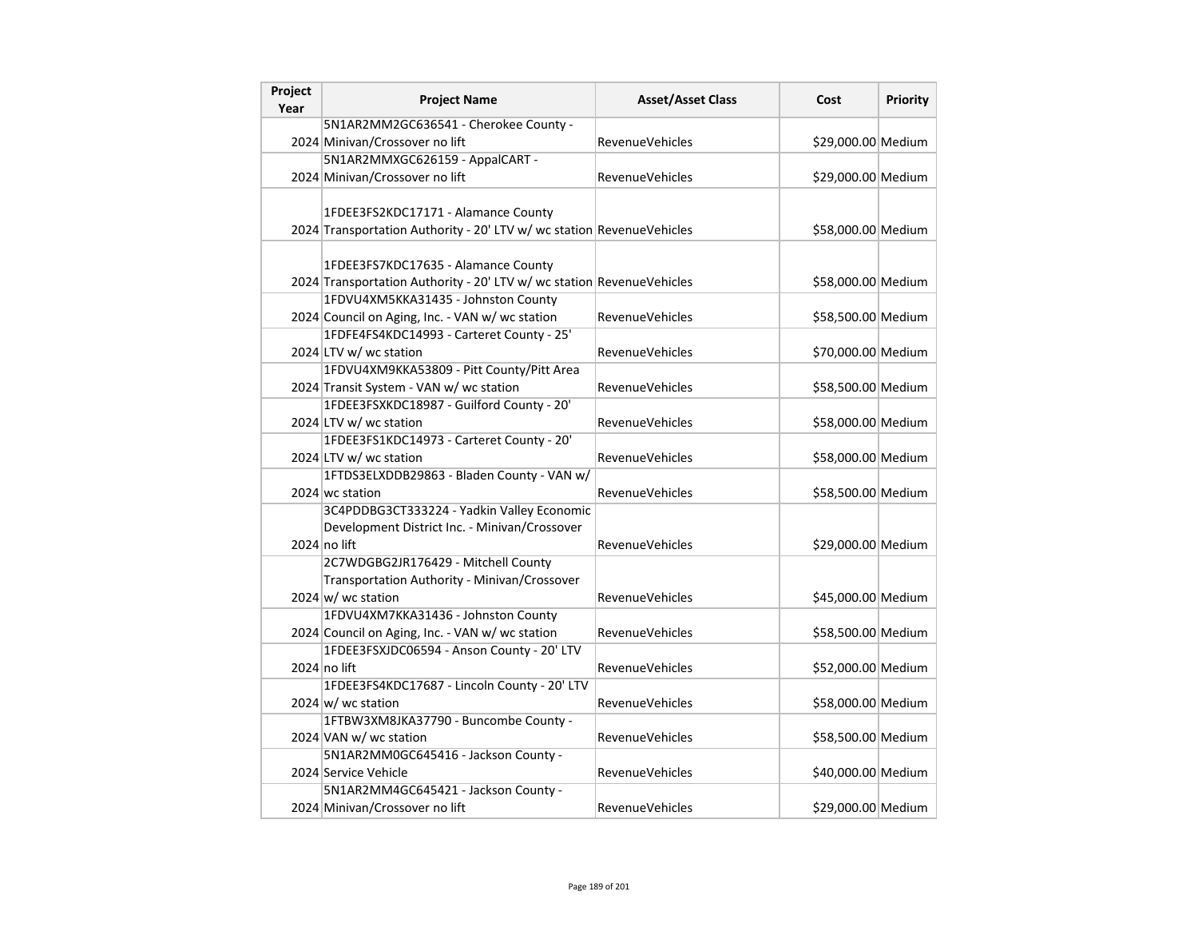| Project Year | Project Name | Asset/Asset Class | Cost | Priority |
|---|---|---|---|---|
| 2024 | 5N1AR2MM2GC636541 - Cherokee County - Minivan/Crossover no lift | RevenueVehicles | $29,000.00 | Medium |
| 2024 | 5N1AR2MMXGC626159 - AppalCART - Minivan/Crossover no lift | RevenueVehicles | $29,000.00 | Medium |
| 2024 | 1FDEE3FS2KDC17171 - Alamance County Transportation Authority - 20' LTV w/ wc station | RevenueVehicles | $58,000.00 | Medium |
| 2024 | 1FDEE3FS7KDC17635 - Alamance County Transportation Authority - 20' LTV w/ wc station | RevenueVehicles | $58,000.00 | Medium |
| 2024 | 1FDVU4XM5KKA31435 - Johnston County Council on Aging, Inc. - VAN w/ wc station | RevenueVehicles | $58,500.00 | Medium |
| 2024 | 1FDFE4FS4KDC14993 - Carteret County - 25' LTV w/ wc station | RevenueVehicles | $70,000.00 | Medium |
| 2024 | 1FDVU4XM9KKA53809 - Pitt County/Pitt Area Transit System - VAN w/ wc station | RevenueVehicles | $58,500.00 | Medium |
| 2024 | 1FDEE3FSXKDC18987 - Guilford County - 20' LTV w/ wc station | RevenueVehicles | $58,000.00 | Medium |
| 2024 | 1FDEE3FS1KDC14973 - Carteret County - 20' LTV w/ wc station | RevenueVehicles | $58,000.00 | Medium |
| 2024 | 1FTDS3ELXDDB29863 - Bladen County - VAN w/ wc station | RevenueVehicles | $58,500.00 | Medium |
| 2024 | 3C4PDDBG3CT333224 - Yadkin Valley Economic Development District Inc. - Minivan/Crossover no lift | RevenueVehicles | $29,000.00 | Medium |
| 2024 | 2C7WDGBG2JR176429 - Mitchell County Transportation Authority - Minivan/Crossover w/ wc station | RevenueVehicles | $45,000.00 | Medium |
| 2024 | 1FDVU4XM7KKA31436 - Johnston County Council on Aging, Inc. - VAN w/ wc station | RevenueVehicles | $58,500.00 | Medium |
| 2024 | 1FDEE3FSXJDC06594 - Anson County - 20' LTV no lift | RevenueVehicles | $52,000.00 | Medium |
| 2024 | 1FDEE3FS4KDC17687 - Lincoln County - 20' LTV w/ wc station | RevenueVehicles | $58,000.00 | Medium |
| 2024 | 1FTBW3XM8JKA37790 - Buncombe County - VAN w/ wc station | RevenueVehicles | $58,500.00 | Medium |
| 2024 | 5N1AR2MM0GC645416 - Jackson County - Service Vehicle | RevenueVehicles | $40,000.00 | Medium |
| 2024 | 5N1AR2MM4GC645421 - Jackson County - Minivan/Crossover no lift | RevenueVehicles | $29,000.00 | Medium |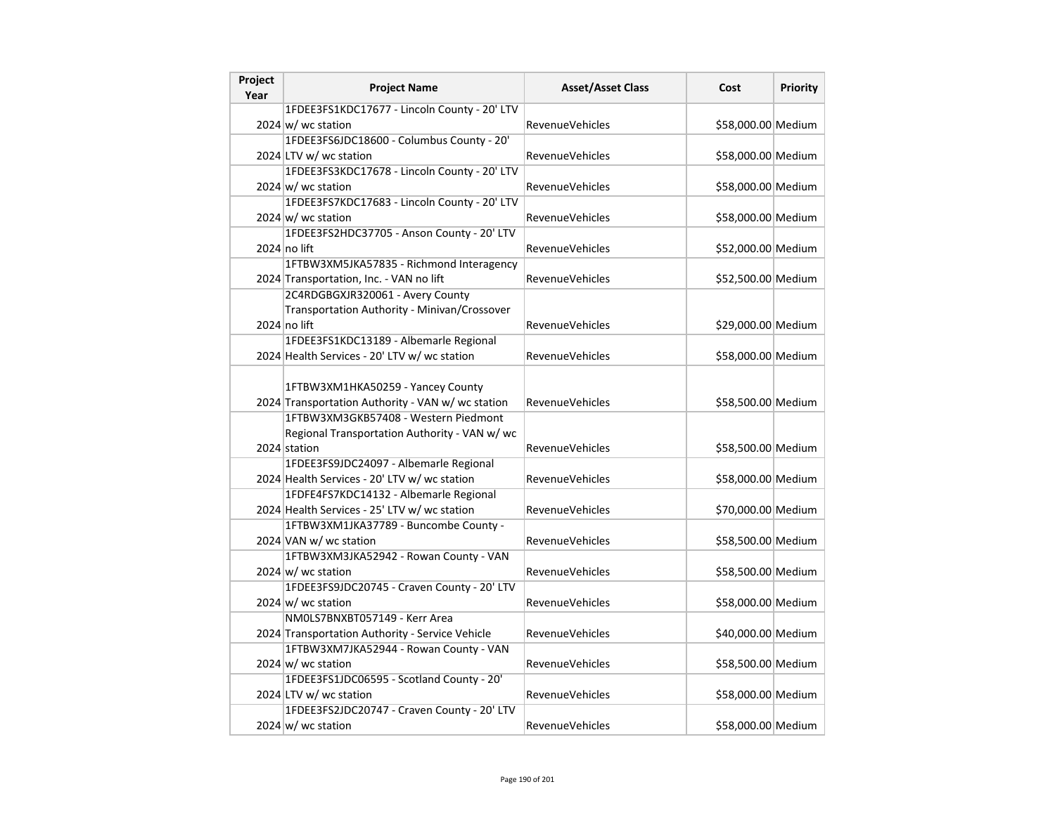| Project Year | Project Name | Asset/Asset Class | Cost | Priority |
| --- | --- | --- | --- | --- |
| 2024 | 1FDEE3FS1KDC17677 - Lincoln County - 20' LTV w/ wc station | RevenueVehicles | $58,000.00 | Medium |
| 2024 | 1FDEE3FS6JDC18600 - Columbus County - 20' LTV w/ wc station | RevenueVehicles | $58,000.00 | Medium |
| 2024 | 1FDEE3FS3KDC17678 - Lincoln County - 20' LTV w/ wc station | RevenueVehicles | $58,000.00 | Medium |
| 2024 | 1FDEE3FS7KDC17683 - Lincoln County - 20' LTV w/ wc station | RevenueVehicles | $58,000.00 | Medium |
| 2024 | 1FDEE3FS2HDC37705 - Anson County - 20' LTV no lift | RevenueVehicles | $52,000.00 | Medium |
| 2024 | 1FTBW3XM5JKA57835 - Richmond Interagency Transportation, Inc. - VAN no lift | RevenueVehicles | $52,500.00 | Medium |
| 2024 | 2C4RDGBGXJR320061 - Avery County Transportation Authority - Minivan/Crossover no lift | RevenueVehicles | $29,000.00 | Medium |
| 2024 | 1FDEE3FS1KDC13189 - Albemarle Regional Health Services - 20' LTV w/ wc station | RevenueVehicles | $58,000.00 | Medium |
| 2024 | 1FTBW3XM1HKA50259 - Yancey County Transportation Authority - VAN w/ wc station | RevenueVehicles | $58,500.00 | Medium |
| 2024 | 1FTBW3XM3GKB57408 - Western Piedmont Regional Transportation Authority - VAN w/ wc station | RevenueVehicles | $58,500.00 | Medium |
| 2024 | 1FDEE3FS9JDC24097 - Albemarle Regional Health Services - 20' LTV w/ wc station | RevenueVehicles | $58,000.00 | Medium |
| 2024 | 1FDFE4FS7KDC14132 - Albemarle Regional Health Services - 25' LTV w/ wc station | RevenueVehicles | $70,000.00 | Medium |
| 2024 | 1FTBW3XM1JKA37789 - Buncombe County - VAN w/ wc station | RevenueVehicles | $58,500.00 | Medium |
| 2024 | 1FTBW3XM3JKA52942 - Rowan County - VAN w/ wc station | RevenueVehicles | $58,500.00 | Medium |
| 2024 | 1FDEE3FS9JDC20745 - Craven County - 20' LTV w/ wc station | RevenueVehicles | $58,000.00 | Medium |
| 2024 | NM0LS7BNXBT057149 - Kerr Area Transportation Authority - Service Vehicle | RevenueVehicles | $40,000.00 | Medium |
| 2024 | 1FTBW3XM7JKA52944 - Rowan County - VAN w/ wc station | RevenueVehicles | $58,500.00 | Medium |
| 2024 | 1FDEE3FS1JDC06595 - Scotland County - 20' LTV w/ wc station | RevenueVehicles | $58,000.00 | Medium |
| 2024 | 1FDEE3FS2JDC20747 - Craven County - 20' LTV w/ wc station | RevenueVehicles | $58,000.00 | Medium |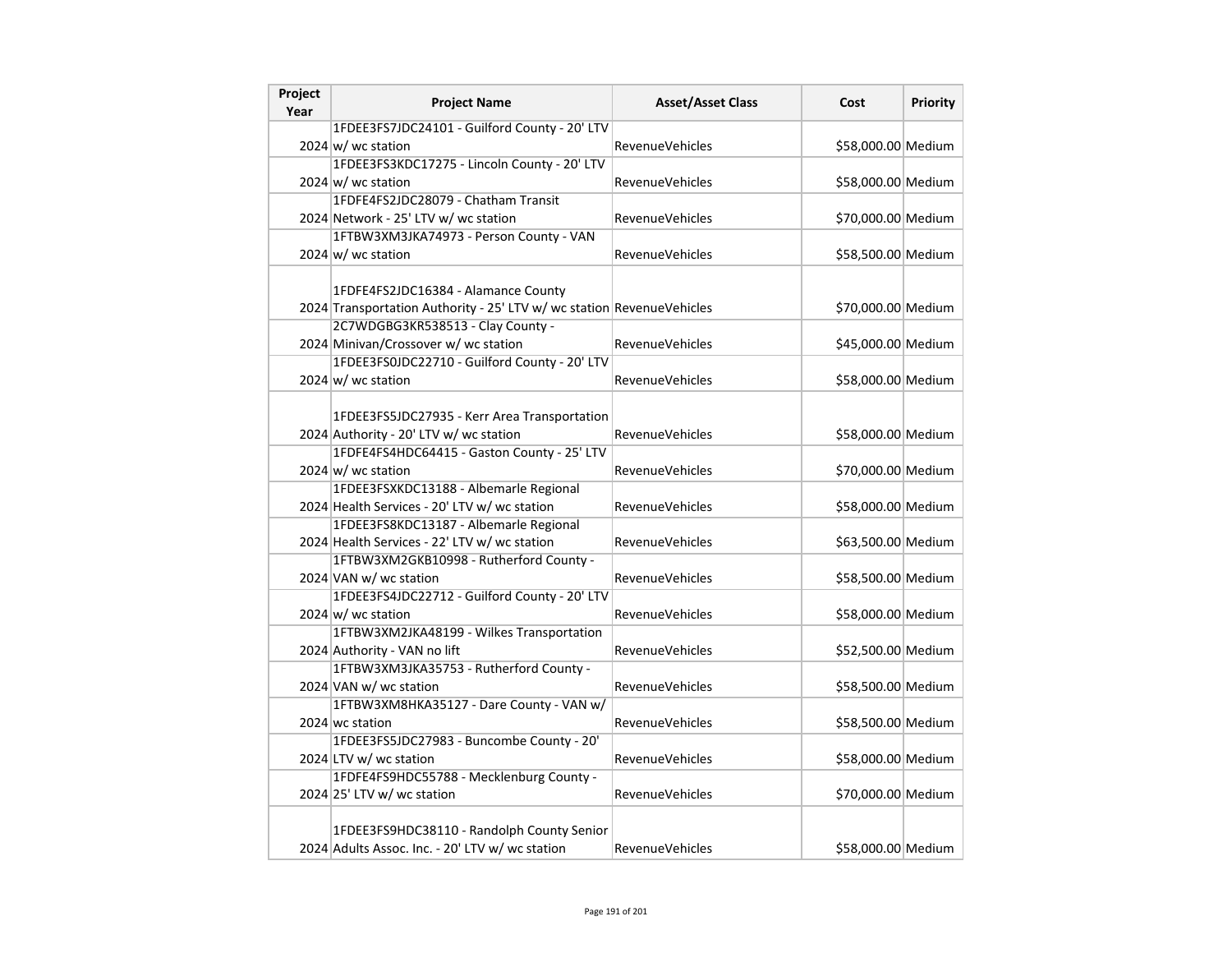| Project Year | Project Name | Asset/Asset Class | Cost | Priority |
|---|---|---|---|---|
| 2024 | 1FDEE3FS7JDC24101 - Guilford County - 20' LTV w/ wc station | RevenueVehicles | $58,000.00 | Medium |
| 2024 | 1FDEE3FS3KDC17275 - Lincoln County - 20' LTV w/ wc station | RevenueVehicles | $58,000.00 | Medium |
| 2024 | 1FDFE4FS2JDC28079 - Chatham Transit Network - 25' LTV w/ wc station | RevenueVehicles | $70,000.00 | Medium |
| 2024 | 1FTBW3XM3JKA74973 - Person County - VAN w/ wc station | RevenueVehicles | $58,500.00 | Medium |
| 2024 | 1FDFE4FS2JDC16384 - Alamance County Transportation Authority - 25' LTV w/ wc station | RevenueVehicles | $70,000.00 | Medium |
| 2024 | 2C7WDGBG3KR538513 - Clay County - Minivan/Crossover w/ wc station | RevenueVehicles | $45,000.00 | Medium |
| 2024 | 1FDEE3FS0JDC22710 - Guilford County - 20' LTV w/ wc station | RevenueVehicles | $58,000.00 | Medium |
| 2024 | 1FDEE3FS5JDC27935 - Kerr Area Transportation Authority - 20' LTV w/ wc station | RevenueVehicles | $58,000.00 | Medium |
| 2024 | 1FDFE4FS4HDC64415 - Gaston County - 25' LTV w/ wc station | RevenueVehicles | $70,000.00 | Medium |
| 2024 | 1FDEE3FSXKDC13188 - Albemarle Regional Health Services - 20' LTV w/ wc station | RevenueVehicles | $58,000.00 | Medium |
| 2024 | 1FDEE3FS8KDC13187 - Albemarle Regional Health Services - 22' LTV w/ wc station | RevenueVehicles | $63,500.00 | Medium |
| 2024 | 1FTBW3XM2GKB10998 - Rutherford County - VAN w/ wc station | RevenueVehicles | $58,500.00 | Medium |
| 2024 | 1FDEE3FS4JDC22712 - Guilford County - 20' LTV w/ wc station | RevenueVehicles | $58,000.00 | Medium |
| 2024 | 1FTBW3XM2JKA48199 - Wilkes Transportation Authority - VAN no lift | RevenueVehicles | $52,500.00 | Medium |
| 2024 | 1FTBW3XM3JKA35753 - Rutherford County - VAN w/ wc station | RevenueVehicles | $58,500.00 | Medium |
| 2024 | 1FTBW3XM8HKA35127 - Dare County - VAN w/ wc station | RevenueVehicles | $58,500.00 | Medium |
| 2024 | 1FDEE3FS5JDC27983 - Buncombe County - 20' LTV w/ wc station | RevenueVehicles | $58,000.00 | Medium |
| 2024 | 1FDFE4FS9HDC55788 - Mecklenburg County - 25' LTV w/ wc station | RevenueVehicles | $70,000.00 | Medium |
| 2024 | 1FDEE3FS9HDC38110 - Randolph County Senior Adults Assoc. Inc. - 20' LTV w/ wc station | RevenueVehicles | $58,000.00 | Medium |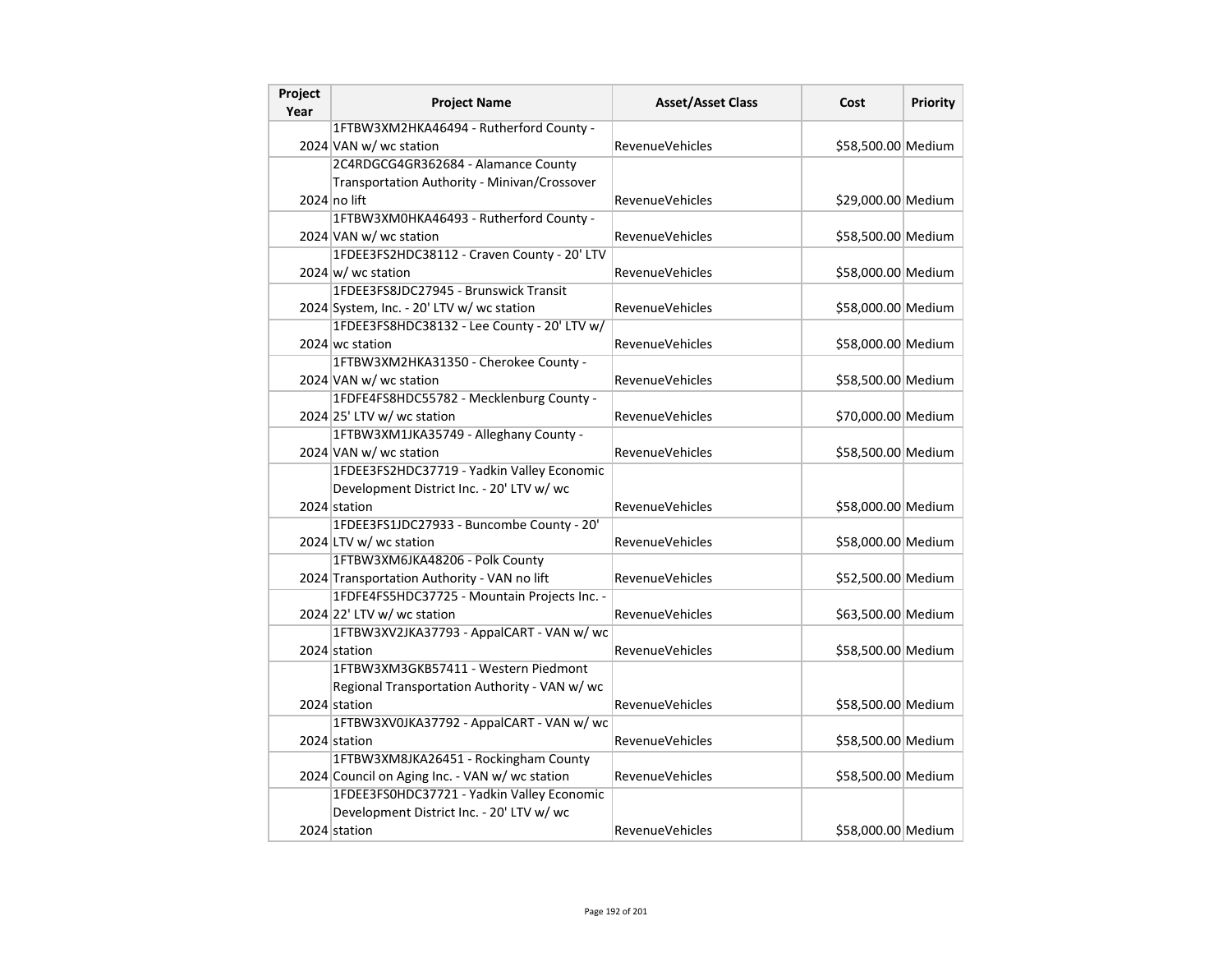| Project Year | Project Name | Asset/Asset Class | Cost | Priority |
|---|---|---|---|---|
| 2024 | 1FTBW3XM2HKA46494 - Rutherford County - VAN w/ wc station | RevenueVehicles | $58,500.00 | Medium |
| 2024 | 2C4RDGCG4GR362684 - Alamance County Transportation Authority - Minivan/Crossover no lift | RevenueVehicles | $29,000.00 | Medium |
| 2024 | 1FTBW3XM0HKA46493 - Rutherford County - VAN w/ wc station | RevenueVehicles | $58,500.00 | Medium |
| 2024 | 1FDEE3FS2HDC38112 - Craven County - 20' LTV w/ wc station | RevenueVehicles | $58,000.00 | Medium |
| 2024 | 1FDEE3FS8JDC27945 - Brunswick Transit System, Inc. - 20' LTV w/ wc station | RevenueVehicles | $58,000.00 | Medium |
| 2024 | 1FDEE3FS8HDC38132 - Lee County - 20' LTV w/ wc station | RevenueVehicles | $58,000.00 | Medium |
| 2024 | 1FTBW3XM2HKA31350 - Cherokee County - VAN w/ wc station | RevenueVehicles | $58,500.00 | Medium |
| 2024 | 1FDFE4FS8HDC55782 - Mecklenburg County - 25' LTV w/ wc station | RevenueVehicles | $70,000.00 | Medium |
| 2024 | 1FTBW3XM1JKA35749 - Alleghany County - VAN w/ wc station | RevenueVehicles | $58,500.00 | Medium |
| 2024 | 1FDEE3FS2HDC37719 - Yadkin Valley Economic Development District Inc. - 20' LTV w/ wc station | RevenueVehicles | $58,000.00 | Medium |
| 2024 | 1FDEE3FS1JDC27933 - Buncombe County - 20' LTV w/ wc station | RevenueVehicles | $58,000.00 | Medium |
| 2024 | 1FTBW3XM6JKA48206 - Polk County Transportation Authority - VAN no lift | RevenueVehicles | $52,500.00 | Medium |
| 2024 | 1FDFE4FS5HDC37725 - Mountain Projects Inc. - 22' LTV w/ wc station | RevenueVehicles | $63,500.00 | Medium |
| 2024 | 1FTBW3XV2JKA37793 - AppalCART - VAN w/ wc station | RevenueVehicles | $58,500.00 | Medium |
| 2024 | 1FTBW3XM3GKB57411 - Western Piedmont Regional Transportation Authority - VAN w/ wc station | RevenueVehicles | $58,500.00 | Medium |
| 2024 | 1FTBW3XV0JKA37792 - AppalCART - VAN w/ wc station | RevenueVehicles | $58,500.00 | Medium |
| 2024 | 1FTBW3XM8JKA26451 - Rockingham County Council on Aging Inc. - VAN w/ wc station | RevenueVehicles | $58,500.00 | Medium |
| 2024 | 1FDEE3FS0HDC37721 - Yadkin Valley Economic Development District Inc. - 20' LTV w/ wc station | RevenueVehicles | $58,000.00 | Medium |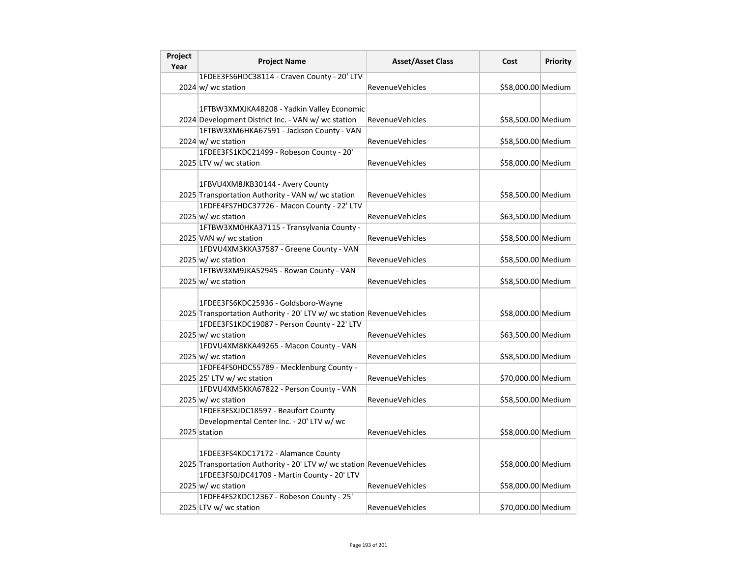| Project Year | Project Name | Asset/Asset Class | Cost | Priority |
|---|---|---|---|---|
| 2024 | 1FDEE3FS6HDC38114 - Craven County - 20' LTV w/ wc station | RevenueVehicles | $58,000.00 | Medium |
| 2024 | 1FTBW3XMXJKA48208 - Yadkin Valley Economic Development District Inc. - VAN w/ wc station | RevenueVehicles | $58,500.00 | Medium |
| 2024 | 1FTBW3XM6HKA67591 - Jackson County - VAN w/ wc station | RevenueVehicles | $58,500.00 | Medium |
| 2025 | 1FDEE3FS1KDC21499 - Robeson County - 20' LTV w/ wc station | RevenueVehicles | $58,000.00 | Medium |
| 2025 | 1FBVU4XM8JKB30144 - Avery County Transportation Authority - VAN w/ wc station | RevenueVehicles | $58,500.00 | Medium |
| 2025 | 1FDFE4FS7HDC37726 - Macon County - 22' LTV w/ wc station | RevenueVehicles | $63,500.00 | Medium |
| 2025 | 1FTBW3XM0HKA37115 - Transylvania County - VAN w/ wc station | RevenueVehicles | $58,500.00 | Medium |
| 2025 | 1FDVU4XM3KKA37587 - Greene County - VAN w/ wc station | RevenueVehicles | $58,500.00 | Medium |
| 2025 | 1FTBW3XM9JKA52945 - Rowan County - VAN w/ wc station | RevenueVehicles | $58,500.00 | Medium |
| 2025 | 1FDEE3FS6KDC25936 - Goldsboro-Wayne Transportation Authority - 20' LTV w/ wc station | RevenueVehicles | $58,000.00 | Medium |
| 2025 | 1FDEE3FS1KDC19087 - Person County - 22' LTV w/ wc station | RevenueVehicles | $63,500.00 | Medium |
| 2025 | 1FDVU4XM8KKA49265 - Macon County - VAN w/ wc station | RevenueVehicles | $58,500.00 | Medium |
| 2025 | 1FDFE4FS0HDC55789 - Mecklenburg County - 25' LTV w/ wc station | RevenueVehicles | $70,000.00 | Medium |
| 2025 | 1FDVU4XM5KKA67822 - Person County - VAN w/ wc station | RevenueVehicles | $58,500.00 | Medium |
| 2025 | 1FDEE3FSXJDC18597 - Beaufort County Developmental Center Inc. - 20' LTV w/ wc station | RevenueVehicles | $58,000.00 | Medium |
| 2025 | 1FDEE3FS4KDC17172 - Alamance County Transportation Authority - 20' LTV w/ wc station | RevenueVehicles | $58,000.00 | Medium |
| 2025 | 1FDEE3FS0JDC41709 - Martin County - 20' LTV w/ wc station | RevenueVehicles | $58,000.00 | Medium |
| 2025 | 1FDFE4FS2KDC12367 - Robeson County - 25' LTV w/ wc station | RevenueVehicles | $70,000.00 | Medium |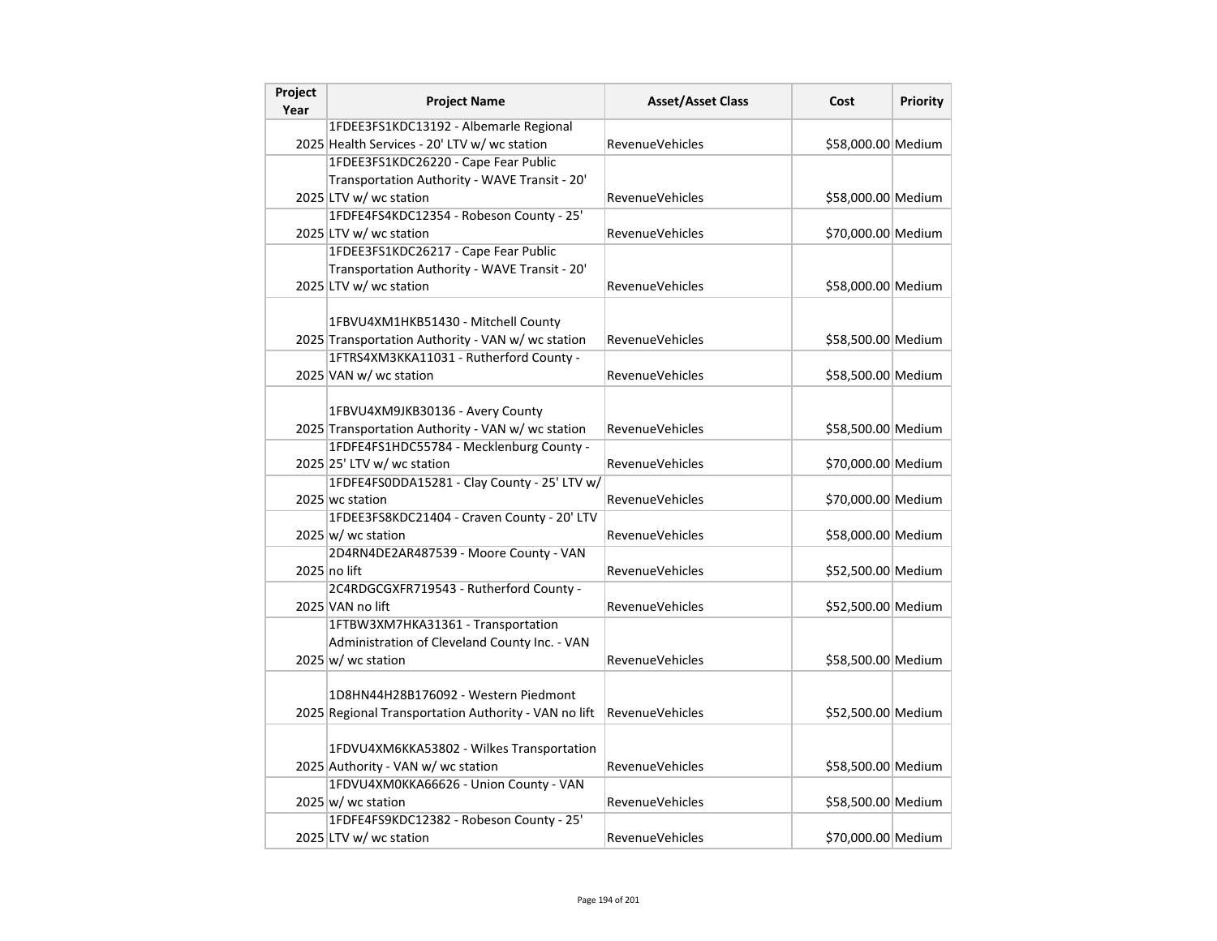| Project Year | Project Name | Asset/Asset Class | Cost | Priority |
|---|---|---|---|---|
| 2025 | 1FDEE3FS1KDC13192 - Albemarle Regional Health Services - 20' LTV w/ wc station | RevenueVehicles | $58,000.00 | Medium |
| 2025 | 1FDEE3FS1KDC26220 - Cape Fear Public Transportation Authority - WAVE Transit - 20' LTV w/ wc station | RevenueVehicles | $58,000.00 | Medium |
| 2025 | 1FDFE4FS4KDC12354 - Robeson County - 25' LTV w/ wc station | RevenueVehicles | $70,000.00 | Medium |
| 2025 | 1FDEE3FS1KDC26217 - Cape Fear Public Transportation Authority - WAVE Transit - 20' LTV w/ wc station | RevenueVehicles | $58,000.00 | Medium |
| 2025 | 1FBVU4XM1HKB51430 - Mitchell County Transportation Authority - VAN w/ wc station | RevenueVehicles | $58,500.00 | Medium |
| 2025 | 1FTRS4XM3KKA11031 - Rutherford County - VAN w/ wc station | RevenueVehicles | $58,500.00 | Medium |
| 2025 | 1FBVU4XM9JKB30136 - Avery County Transportation Authority - VAN w/ wc station | RevenueVehicles | $58,500.00 | Medium |
| 2025 | 1FDFE4FS1HDC55784 - Mecklenburg County - 25' LTV w/ wc station | RevenueVehicles | $70,000.00 | Medium |
| 2025 | 1FDFE4FS0DDA15281 - Clay County - 25' LTV w/ wc station | RevenueVehicles | $70,000.00 | Medium |
| 2025 | 1FDEE3FS8KDC21404 - Craven County - 20' LTV w/ wc station | RevenueVehicles | $58,000.00 | Medium |
| 2025 | 2D4RN4DE2AR487539 - Moore County - VAN no lift | RevenueVehicles | $52,500.00 | Medium |
| 2025 | 2C4RDGCGXFR719543 - Rutherford County - VAN no lift | RevenueVehicles | $52,500.00 | Medium |
| 2025 | 1FTBW3XM7HKA31361 - Transportation Administration of Cleveland County Inc. - VAN w/ wc station | RevenueVehicles | $58,500.00 | Medium |
| 2025 | 1D8HN44H28B176092 - Western Piedmont Regional Transportation Authority - VAN no lift | RevenueVehicles | $52,500.00 | Medium |
| 2025 | 1FDVU4XM6KKA53802 - Wilkes Transportation Authority - VAN w/ wc station | RevenueVehicles | $58,500.00 | Medium |
| 2025 | 1FDVU4XM0KKA66626 - Union County - VAN w/ wc station | RevenueVehicles | $58,500.00 | Medium |
| 2025 | 1FDFE4FS9KDC12382 - Robeson County - 25' LTV w/ wc station | RevenueVehicles | $70,000.00 | Medium |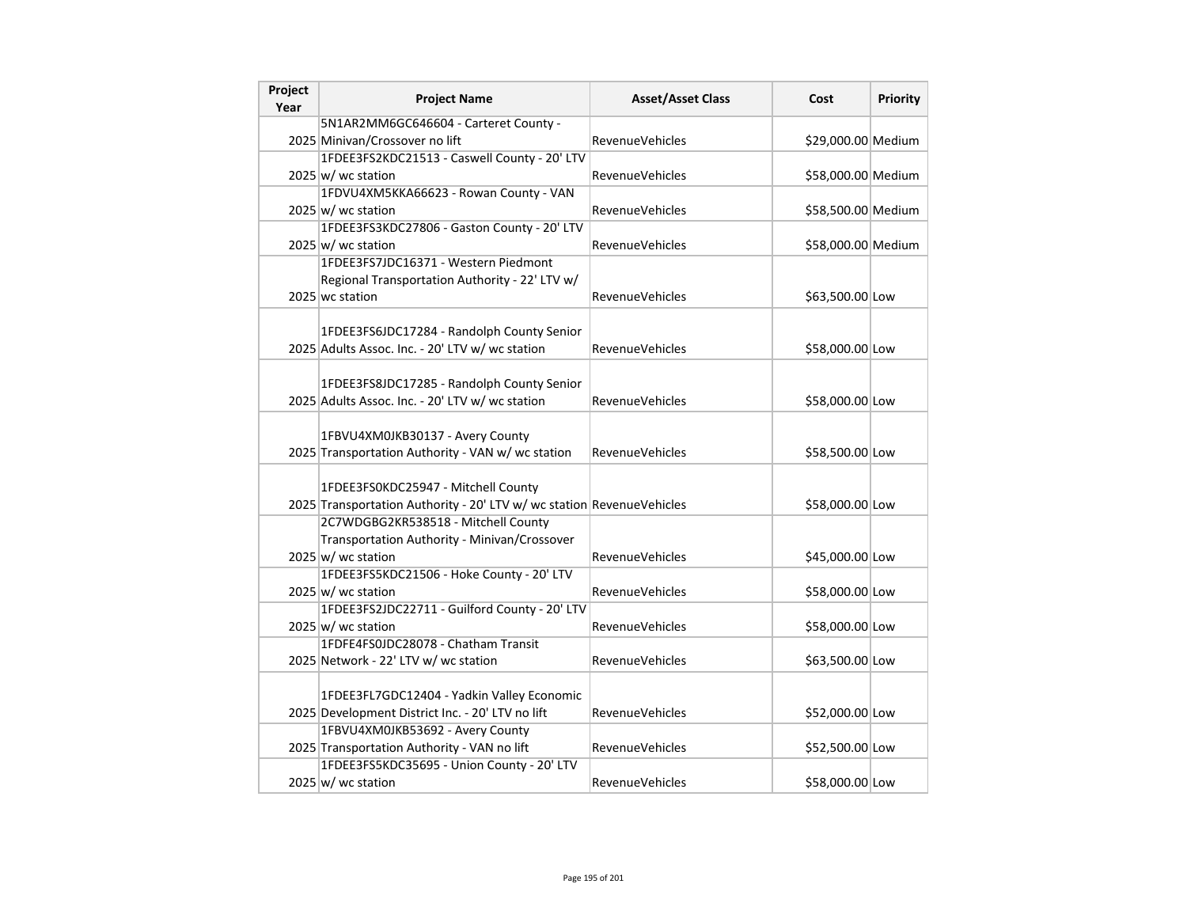| Project Year | Project Name | Asset/Asset Class | Cost | Priority |
|---|---|---|---|---|
| 2025 | 5N1AR2MM6GC646604 - Carteret County - Minivan/Crossover no lift | RevenueVehicles | $29,000.00 | Medium |
| 2025 | 1FDEE3FS2KDC21513 - Caswell County - 20' LTV w/ wc station | RevenueVehicles | $58,000.00 | Medium |
| 2025 | 1FDVU4XM5KKA66623 - Rowan County - VAN w/ wc station | RevenueVehicles | $58,500.00 | Medium |
| 2025 | 1FDEE3FS3KDC27806 - Gaston County - 20' LTV w/ wc station | RevenueVehicles | $58,000.00 | Medium |
| 2025 | 1FDEE3FS7JDC16371 - Western Piedmont Regional Transportation Authority - 22' LTV w/ wc station | RevenueVehicles | $63,500.00 | Low |
| 2025 | 1FDEE3FS6JDC17284 - Randolph County Senior Adults Assoc. Inc. - 20' LTV w/ wc station | RevenueVehicles | $58,000.00 | Low |
| 2025 | 1FDEE3FS8JDC17285 - Randolph County Senior Adults Assoc. Inc. - 20' LTV w/ wc station | RevenueVehicles | $58,000.00 | Low |
| 2025 | 1FBVU4XM0JKB30137 - Avery County Transportation Authority - VAN w/ wc station | RevenueVehicles | $58,500.00 | Low |
| 2025 | 1FDEE3FS0KDC25947 - Mitchell County Transportation Authority - 20' LTV w/ wc station | RevenueVehicles | $58,000.00 | Low |
| 2025 | 2C7WDGBG2KR538518 - Mitchell County Transportation Authority - Minivan/Crossover w/ wc station | RevenueVehicles | $45,000.00 | Low |
| 2025 | 1FDEE3FS5KDC21506 - Hoke County - 20' LTV w/ wc station | RevenueVehicles | $58,000.00 | Low |
| 2025 | 1FDEE3FS2JDC22711 - Guilford County - 20' LTV w/ wc station | RevenueVehicles | $58,000.00 | Low |
| 2025 | 1FDFE4FS0JDC28078 - Chatham Transit Network - 22' LTV w/ wc station | RevenueVehicles | $63,500.00 | Low |
| 2025 | 1FDEE3FL7GDC12404 - Yadkin Valley Economic Development District Inc. - 20' LTV no lift | RevenueVehicles | $52,000.00 | Low |
| 2025 | 1FBVU4XM0JKB53692 - Avery County Transportation Authority - VAN no lift | RevenueVehicles | $52,500.00 | Low |
| 2025 | 1FDEE3FS5KDC35695 - Union County - 20' LTV w/ wc station | RevenueVehicles | $58,000.00 | Low |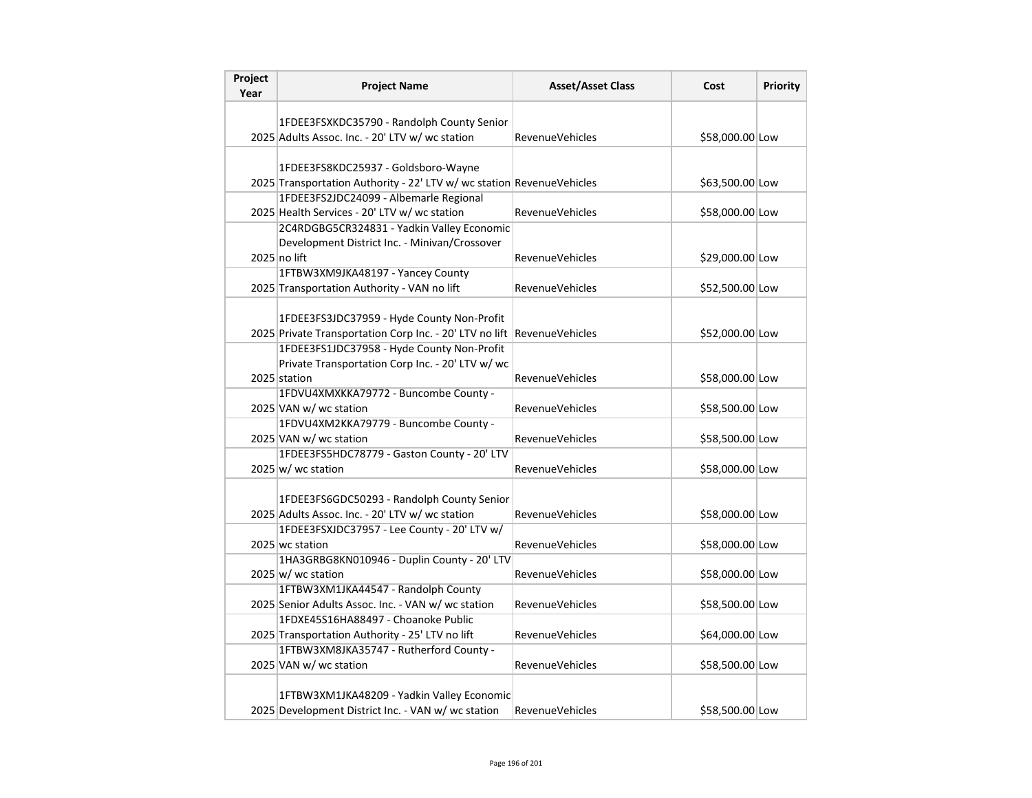| Project Year | Project Name | Asset/Asset Class | Cost | Priority |
|---|---|---|---|---|
| 2025 | 1FDEE3FSXKDC35790 - Randolph County Senior Adults Assoc. Inc. - 20' LTV w/ wc station | RevenueVehicles | $58,000.00 | Low |
| 2025 | 1FDEE3FS8KDC25937 - Goldsboro-Wayne Transportation Authority - 22' LTV w/ wc station | RevenueVehicles | $63,500.00 | Low |
| 2025 | 1FDEE3FS2JDC24099 - Albemarle Regional Health Services - 20' LTV w/ wc station | RevenueVehicles | $58,000.00 | Low |
| 2025 | 2C4RDGBG5CR324831 - Yadkin Valley Economic Development District Inc. - Minivan/Crossover no lift | RevenueVehicles | $29,000.00 | Low |
| 2025 | 1FTBW3XM9JKA48197 - Yancey County Transportation Authority - VAN no lift | RevenueVehicles | $52,500.00 | Low |
| 2025 | 1FDEE3FS3JDC37959 - Hyde County Non-Profit Private Transportation Corp Inc. - 20' LTV no lift | RevenueVehicles | $52,000.00 | Low |
| 2025 | 1FDEE3FS1JDC37958 - Hyde County Non-Profit Private Transportation Corp Inc. - 20' LTV w/ wc station | RevenueVehicles | $58,000.00 | Low |
| 2025 | 1FDVU4XMXKKA79772 - Buncombe County - VAN w/ wc station | RevenueVehicles | $58,500.00 | Low |
| 2025 | 1FDVU4XM2KKA79779 - Buncombe County - VAN w/ wc station | RevenueVehicles | $58,500.00 | Low |
| 2025 | 1FDEE3FS5HDC78779 - Gaston County - 20' LTV w/ wc station | RevenueVehicles | $58,000.00 | Low |
| 2025 | 1FDEE3FS6GDC50293 - Randolph County Senior Adults Assoc. Inc. - 20' LTV w/ wc station | RevenueVehicles | $58,000.00 | Low |
| 2025 | 1FDEE3FSXJDC37957 - Lee County - 20' LTV w/ wc station | RevenueVehicles | $58,000.00 | Low |
| 2025 | 1HA3GRBG8KN010946 - Duplin County - 20' LTV w/ wc station | RevenueVehicles | $58,000.00 | Low |
| 2025 | 1FTBW3XM1JKA44547 - Randolph County Senior Adults Assoc. Inc. - VAN w/ wc station | RevenueVehicles | $58,500.00 | Low |
| 2025 | 1FDXE45S16HA88497 - Choanoke Public Transportation Authority - 25' LTV no lift | RevenueVehicles | $64,000.00 | Low |
| 2025 | 1FTBW3XM8JKA35747 - Rutherford County - VAN w/ wc station | RevenueVehicles | $58,500.00 | Low |
| 2025 | 1FTBW3XM1JKA48209 - Yadkin Valley Economic Development District Inc. - VAN w/ wc station | RevenueVehicles | $58,500.00 | Low |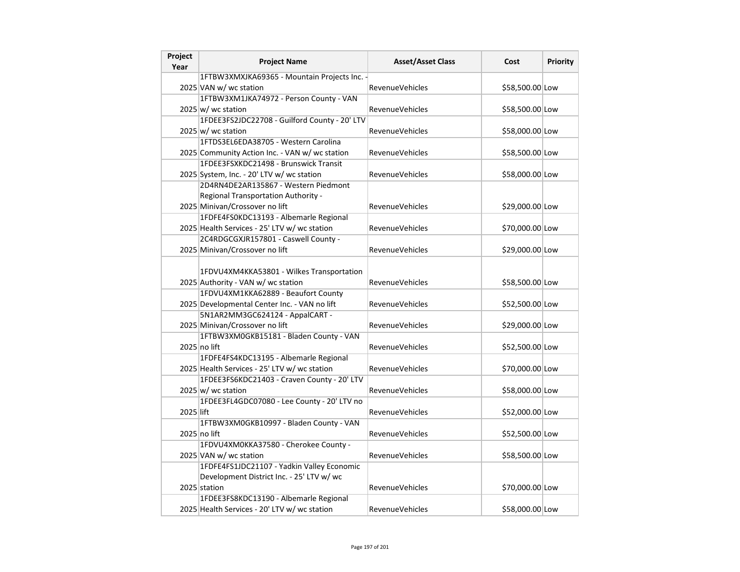| Project Year | Project Name | Asset/Asset Class | Cost | Priority |
|---|---|---|---|---|
| 2025 | 1FTBW3XMXJKA69365 - Mountain Projects Inc. - VAN w/ wc station | RevenueVehicles | $58,500.00 | Low |
| 2025 | 1FTBW3XM1JKA74972 - Person County - VAN w/ wc station | RevenueVehicles | $58,500.00 | Low |
| 2025 | 1FDEE3FS2JDC22708 - Guilford County - 20' LTV w/ wc station | RevenueVehicles | $58,000.00 | Low |
| 2025 | 1FTDS3EL6EDA38705 - Western Carolina Community Action Inc. - VAN w/ wc station | RevenueVehicles | $58,500.00 | Low |
| 2025 | 1FDEE3FSXKDC21498 - Brunswick Transit System, Inc. - 20' LTV w/ wc station | RevenueVehicles | $58,000.00 | Low |
| 2025 | 2D4RN4DE2AR135867 - Western Piedmont Regional Transportation Authority - Minivan/Crossover no lift | RevenueVehicles | $29,000.00 | Low |
| 2025 | 1FDFE4FS0KDC13193 - Albemarle Regional Health Services - 25' LTV w/ wc station | RevenueVehicles | $70,000.00 | Low |
| 2025 | 2C4RDGCGXJR157801 - Caswell County - Minivan/Crossover no lift | RevenueVehicles | $29,000.00 | Low |
| 2025 | 1FDVU4XM4KKA53801 - Wilkes Transportation Authority - VAN w/ wc station | RevenueVehicles | $58,500.00 | Low |
| 2025 | 1FDVU4XM1KKA62889 - Beaufort County Developmental Center Inc. - VAN no lift | RevenueVehicles | $52,500.00 | Low |
| 2025 | 5N1AR2MM3GC624124 - AppalCART - Minivan/Crossover no lift | RevenueVehicles | $29,000.00 | Low |
| 2025 | 1FTBW3XM0GKB15181 - Bladen County - VAN no lift | RevenueVehicles | $52,500.00 | Low |
| 2025 | 1FDFE4FS4KDC13195 - Albemarle Regional Health Services - 25' LTV w/ wc station | RevenueVehicles | $70,000.00 | Low |
| 2025 | 1FDEE3FS6KDC21403 - Craven County - 20' LTV w/ wc station | RevenueVehicles | $58,000.00 | Low |
| 2025 | 1FDEE3FL4GDC07080 - Lee County - 20' LTV no lift | RevenueVehicles | $52,000.00 | Low |
| 2025 | 1FTBW3XM0GKB10997 - Bladen County - VAN no lift | RevenueVehicles | $52,500.00 | Low |
| 2025 | 1FDVU4XM0KKA37580 - Cherokee County - VAN w/ wc station | RevenueVehicles | $58,500.00 | Low |
| 2025 | 1FDFE4FS1JDC21107 - Yadkin Valley Economic Development District Inc. - 25' LTV w/ wc station | RevenueVehicles | $70,000.00 | Low |
| 2025 | 1FDEE3FS8KDC13190 - Albemarle Regional Health Services - 20' LTV w/ wc station | RevenueVehicles | $58,000.00 | Low |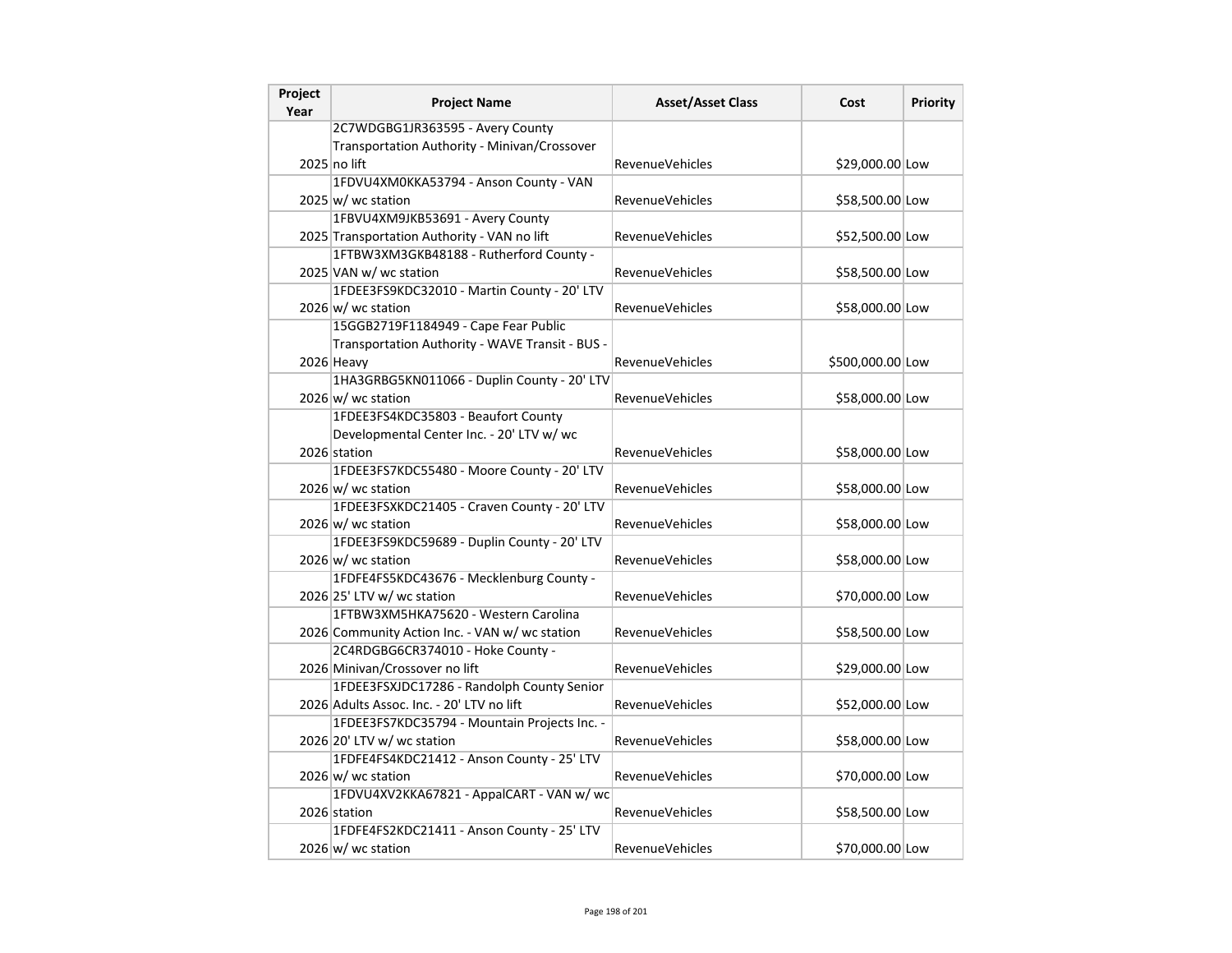| Project Year | Project Name | Asset/Asset Class | Cost | Priority |
|---|---|---|---|---|
| 2025 | 2C7WDGBG1JR363595 - Avery County Transportation Authority - Minivan/Crossover no lift | RevenueVehicles | $29,000.00 | Low |
| 2025 | 1FDVU4XM0KKA53794 - Anson County - VAN w/ wc station | RevenueVehicles | $58,500.00 | Low |
| 2025 | 1FBVU4XM9JKB53691 - Avery County Transportation Authority - VAN no lift | RevenueVehicles | $52,500.00 | Low |
| 2025 | 1FTBW3XM3GKB48188 - Rutherford County - VAN w/ wc station | RevenueVehicles | $58,500.00 | Low |
| 2026 | 1FDEE3FS9KDC32010 - Martin County - 20' LTV w/ wc station | RevenueVehicles | $58,000.00 | Low |
| 2026 | 15GGB2719F1184949 - Cape Fear Public Transportation Authority - WAVE Transit - BUS - Heavy | RevenueVehicles | $500,000.00 | Low |
| 2026 | 1HA3GRBG5KN011066 - Duplin County - 20' LTV w/ wc station | RevenueVehicles | $58,000.00 | Low |
| 2026 | 1FDEE3FS4KDC35803 - Beaufort County Developmental Center Inc. - 20' LTV w/ wc station | RevenueVehicles | $58,000.00 | Low |
| 2026 | 1FDEE3FS7KDC55480 - Moore County - 20' LTV w/ wc station | RevenueVehicles | $58,000.00 | Low |
| 2026 | 1FDEE3FSXKDC21405 - Craven County - 20' LTV w/ wc station | RevenueVehicles | $58,000.00 | Low |
| 2026 | 1FDEE3FS9KDC59689 - Duplin County - 20' LTV w/ wc station | RevenueVehicles | $58,000.00 | Low |
| 2026 | 1FDFE4FS5KDC43676 - Mecklenburg County - 25' LTV w/ wc station | RevenueVehicles | $70,000.00 | Low |
| 2026 | 1FTBW3XM5HKA75620 - Western Carolina Community Action Inc. - VAN w/ wc station | RevenueVehicles | $58,500.00 | Low |
| 2026 | 2C4RDGBG6CR374010 - Hoke County - Minivan/Crossover no lift | RevenueVehicles | $29,000.00 | Low |
| 2026 | 1FDEE3FSXJDC17286 - Randolph County Senior Adults Assoc. Inc. - 20' LTV no lift | RevenueVehicles | $52,000.00 | Low |
| 2026 | 1FDEE3FS7KDC35794 - Mountain Projects Inc. - 20' LTV w/ wc station | RevenueVehicles | $58,000.00 | Low |
| 2026 | 1FDFE4FS4KDC21412 - Anson County - 25' LTV w/ wc station | RevenueVehicles | $70,000.00 | Low |
| 2026 | 1FDVU4XV2KKA67821 - AppalCART - VAN w/ wc station | RevenueVehicles | $58,500.00 | Low |
| 2026 | 1FDFE4FS2KDC21411 - Anson County - 25' LTV w/ wc station | RevenueVehicles | $70,000.00 | Low |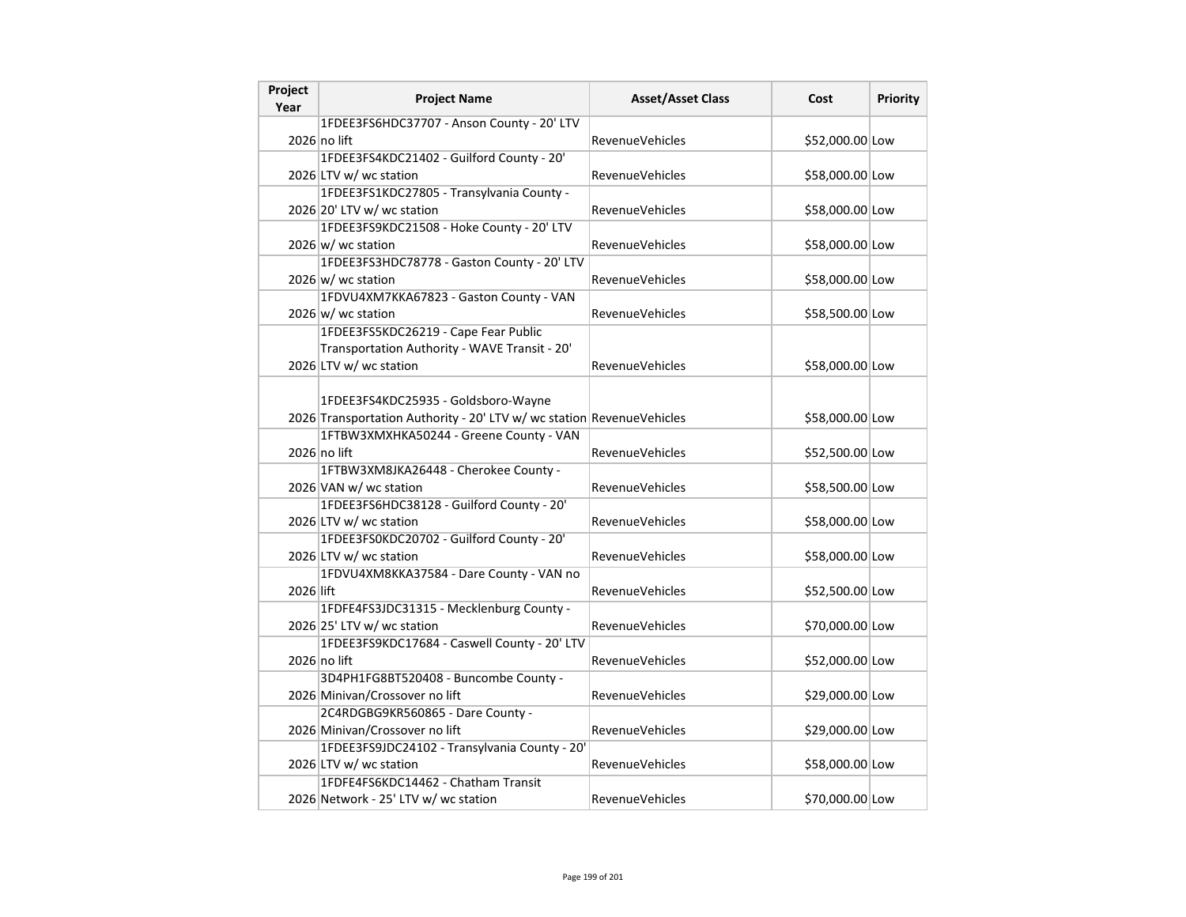| Project Year | Project Name | Asset/Asset Class | Cost | Priority |
|---|---|---|---|---|
| 2026 | 1FDEE3FS6HDC37707 - Anson County - 20' LTV no lift | RevenueVehicles | $52,000.00 | Low |
| 2026 | 1FDEE3FS4KDC21402 - Guilford County - 20' LTV w/ wc station | RevenueVehicles | $58,000.00 | Low |
| 2026 | 1FDEE3FS1KDC27805 - Transylvania County - 20' LTV w/ wc station | RevenueVehicles | $58,000.00 | Low |
| 2026 | 1FDEE3FS9KDC21508 - Hoke County - 20' LTV w/ wc station | RevenueVehicles | $58,000.00 | Low |
| 2026 | 1FDEE3FS3HDC78778 - Gaston County - 20' LTV w/ wc station | RevenueVehicles | $58,000.00 | Low |
| 2026 | 1FDVU4XM7KKA67823 - Gaston County - VAN w/ wc station | RevenueVehicles | $58,500.00 | Low |
| 2026 | 1FDEE3FS5KDC26219 - Cape Fear Public Transportation Authority - WAVE Transit - 20' LTV w/ wc station | RevenueVehicles | $58,000.00 | Low |
| 2026 | 1FDEE3FS4KDC25935 - Goldsboro-Wayne Transportation Authority - 20' LTV w/ wc station | RevenueVehicles | $58,000.00 | Low |
| 2026 | 1FTBW3XMXHKA50244 - Greene County - VAN no lift | RevenueVehicles | $52,500.00 | Low |
| 2026 | 1FTBW3XM8JKA26448 - Cherokee County - VAN w/ wc station | RevenueVehicles | $58,500.00 | Low |
| 2026 | 1FDEE3FS6HDC38128 - Guilford County - 20' LTV w/ wc station | RevenueVehicles | $58,000.00 | Low |
| 2026 | 1FDEE3FS0KDC20702 - Guilford County - 20' LTV w/ wc station | RevenueVehicles | $58,000.00 | Low |
| 2026 | 1FDVU4XM8KKA37584 - Dare County - VAN no lift | RevenueVehicles | $52,500.00 | Low |
| 2026 | 1FDFE4FS3JDC31315 - Mecklenburg County - 25' LTV w/ wc station | RevenueVehicles | $70,000.00 | Low |
| 2026 | 1FDEE3FS9KDC17684 - Caswell County - 20' LTV no lift | RevenueVehicles | $52,000.00 | Low |
| 2026 | 3D4PH1FG8BT520408 - Buncombe County - Minivan/Crossover no lift | RevenueVehicles | $29,000.00 | Low |
| 2026 | 2C4RDGBG9KR560865 - Dare County - Minivan/Crossover no lift | RevenueVehicles | $29,000.00 | Low |
| 2026 | 1FDEE3FS9JDC24102 - Transylvania County - 20' LTV w/ wc station | RevenueVehicles | $58,000.00 | Low |
| 2026 | 1FDFE4FS6KDC14462 - Chatham Transit Network - 25' LTV w/ wc station | RevenueVehicles | $70,000.00 | Low |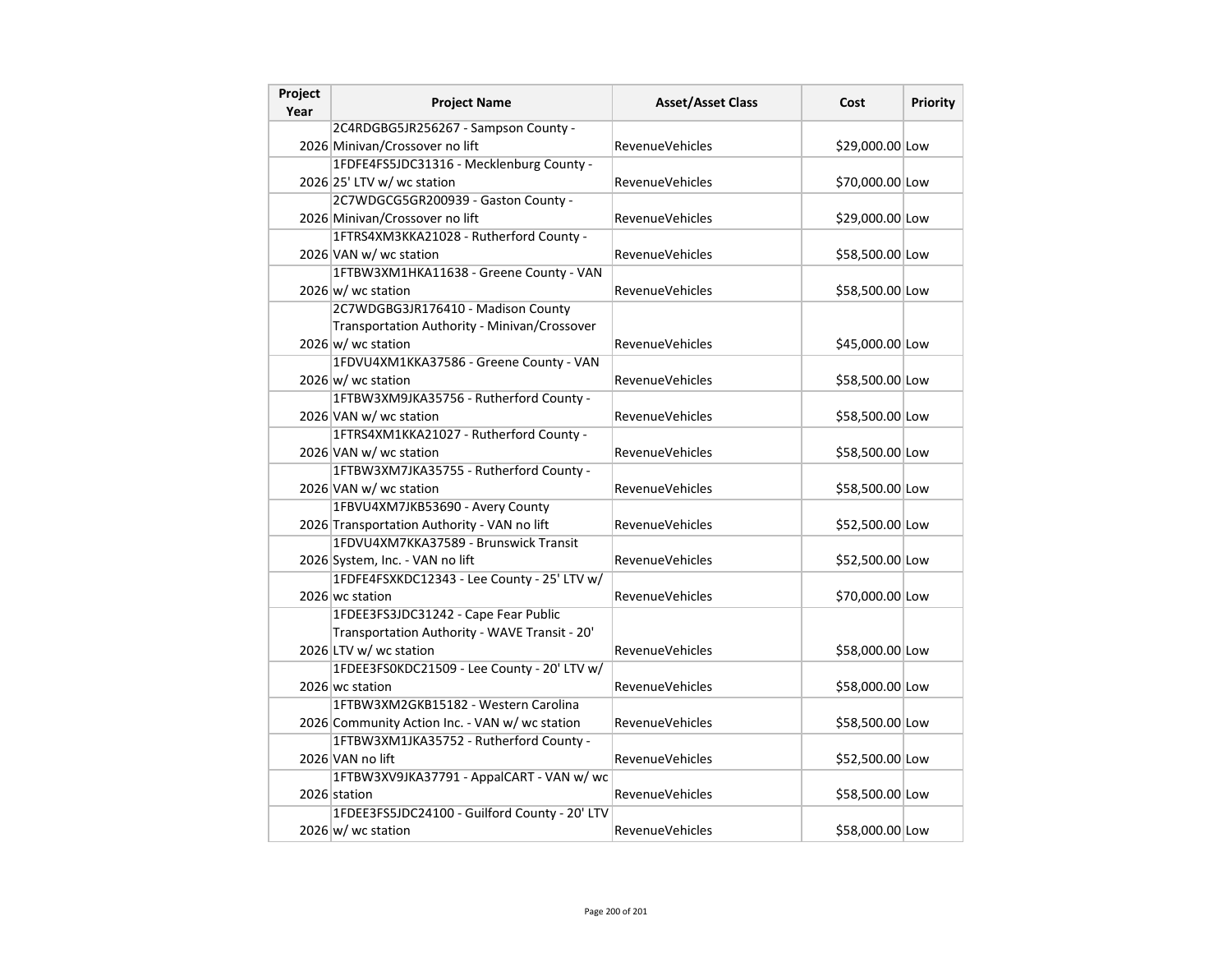| Project Year | Project Name | Asset/Asset Class | Cost | Priority |
|---|---|---|---|---|
| 2026 | 2C4RDGBG5JR256267 - Sampson County - Minivan/Crossover no lift | RevenueVehicles | $29,000.00 | Low |
| 2026 | 1FDFE4FS5JDC31316 - Mecklenburg County - 25' LTV w/ wc station | RevenueVehicles | $70,000.00 | Low |
| 2026 | 2C7WDGCG5GR200939 - Gaston County - Minivan/Crossover no lift | RevenueVehicles | $29,000.00 | Low |
| 2026 | 1FTRS4XM3KKA21028 - Rutherford County - VAN w/ wc station | RevenueVehicles | $58,500.00 | Low |
| 2026 | 1FTBW3XM1HKA11638 - Greene County - VAN w/ wc station | RevenueVehicles | $58,500.00 | Low |
| 2026 | 2C7WDGBG3JR176410 - Madison County Transportation Authority - Minivan/Crossover w/ wc station | RevenueVehicles | $45,000.00 | Low |
| 2026 | 1FDVU4XM1KKA37586 - Greene County - VAN w/ wc station | RevenueVehicles | $58,500.00 | Low |
| 2026 | 1FTBW3XM9JKA35756 - Rutherford County - VAN w/ wc station | RevenueVehicles | $58,500.00 | Low |
| 2026 | 1FTRS4XM1KKA21027 - Rutherford County - VAN w/ wc station | RevenueVehicles | $58,500.00 | Low |
| 2026 | 1FTBW3XM7JKA35755 - Rutherford County - VAN w/ wc station | RevenueVehicles | $58,500.00 | Low |
| 2026 | 1FBVU4XM7JKB53690 - Avery County Transportation Authority - VAN no lift | RevenueVehicles | $52,500.00 | Low |
| 2026 | 1FDVU4XM7KKA37589 - Brunswick Transit System, Inc. - VAN no lift | RevenueVehicles | $52,500.00 | Low |
| 2026 | 1FDFE4FSXKDC12343 - Lee County - 25' LTV w/ wc station | RevenueVehicles | $70,000.00 | Low |
| 2026 | 1FDEE3FS3JDC31242 - Cape Fear Public Transportation Authority - WAVE Transit - 20' LTV w/ wc station | RevenueVehicles | $58,000.00 | Low |
| 2026 | 1FDEE3FS0KDC21509 - Lee County - 20' LTV w/ wc station | RevenueVehicles | $58,000.00 | Low |
| 2026 | 1FTBW3XM2GKB15182 - Western Carolina Community Action Inc. - VAN w/ wc station | RevenueVehicles | $58,500.00 | Low |
| 2026 | 1FTBW3XM1JKA35752 - Rutherford County - VAN no lift | RevenueVehicles | $52,500.00 | Low |
| 2026 | 1FTBW3XV9JKA37791 - AppalCART - VAN w/ wc station | RevenueVehicles | $58,500.00 | Low |
| 2026 | 1FDEE3FS5JDC24100 - Guilford County - 20' LTV w/ wc station | RevenueVehicles | $58,000.00 | Low |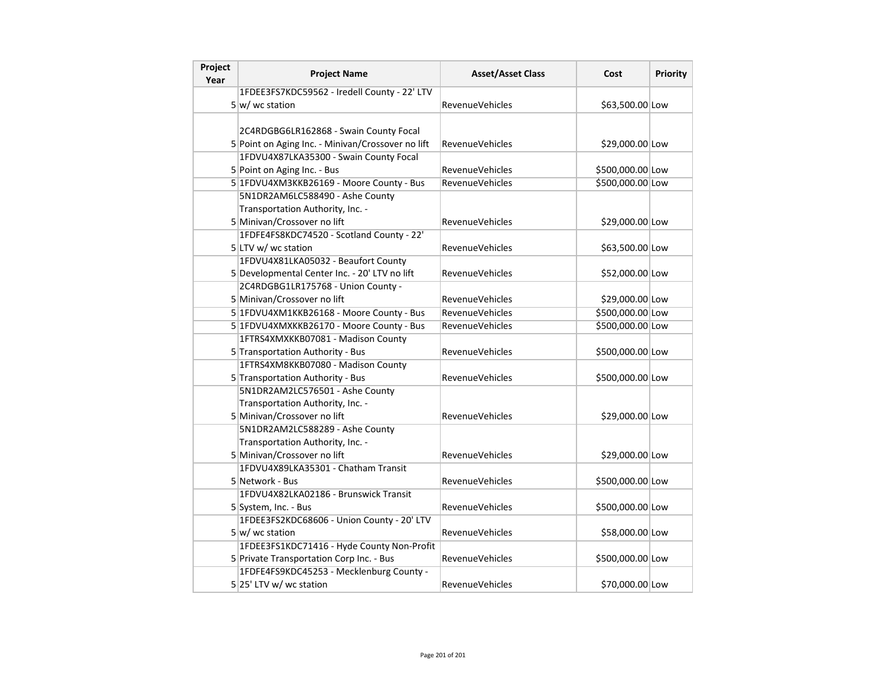| Project Year | Project Name | Asset/Asset Class | Cost | Priority |
|---|---|---|---|---|
| 5 | 1FDEE3FS7KDC59562 - Iredell County - 22' LTV w/ wc station | RevenueVehicles | $63,500.00 | Low |
| 5 | 2C4RDGBG6LR162868 - Swain County Focal Point on Aging Inc. - Minivan/Crossover no lift | RevenueVehicles | $29,000.00 | Low |
| 5 | 1FDVU4X87LKA35300 - Swain County Focal Point on Aging Inc. - Bus | RevenueVehicles | $500,000.00 | Low |
| 5 | 1FDVU4XM3KKB26169 - Moore County - Bus | RevenueVehicles | $500,000.00 | Low |
| 5 | 5N1DR2AM6LC588490 - Ashe County Transportation Authority, Inc. - Minivan/Crossover no lift | RevenueVehicles | $29,000.00 | Low |
| 5 | 1FDFE4FS8KDC74520 - Scotland County - 22' LTV w/ wc station | RevenueVehicles | $63,500.00 | Low |
| 5 | 1FDVU4X81LKA05032 - Beaufort County Developmental Center Inc. - 20' LTV no lift | RevenueVehicles | $52,000.00 | Low |
| 5 | 2C4RDGBG1LR175768 - Union County - Minivan/Crossover no lift | RevenueVehicles | $29,000.00 | Low |
| 5 | 1FDVU4XM1KKB26168 - Moore County - Bus | RevenueVehicles | $500,000.00 | Low |
| 5 | 1FDVU4XMXKKB26170 - Moore County - Bus | RevenueVehicles | $500,000.00 | Low |
| 5 | 1FTRS4XMXKKB07081 - Madison County Transportation Authority - Bus | RevenueVehicles | $500,000.00 | Low |
| 5 | 1FTRS4XM8KKB07080 - Madison County Transportation Authority - Bus | RevenueVehicles | $500,000.00 | Low |
| 5 | 5N1DR2AM2LC576501 - Ashe County Transportation Authority, Inc. - Minivan/Crossover no lift | RevenueVehicles | $29,000.00 | Low |
| 5 | 5N1DR2AM2LC588289 - Ashe County Transportation Authority, Inc. - Minivan/Crossover no lift | RevenueVehicles | $29,000.00 | Low |
| 5 | 1FDVU4X89LKA35301 - Chatham Transit Network - Bus | RevenueVehicles | $500,000.00 | Low |
| 5 | 1FDVU4X82LKA02186 - Brunswick Transit System, Inc. - Bus | RevenueVehicles | $500,000.00 | Low |
| 5 | 1FDEE3FS2KDC68606 - Union County - 20' LTV w/ wc station | RevenueVehicles | $58,000.00 | Low |
| 5 | 1FDEE3FS1KDC71416 - Hyde County Non-Profit Private Transportation Corp Inc. - Bus | RevenueVehicles | $500,000.00 | Low |
| 5 | 1FDFE4FS9KDC45253 - Mecklenburg County - 25' LTV w/ wc station | RevenueVehicles | $70,000.00 | Low |